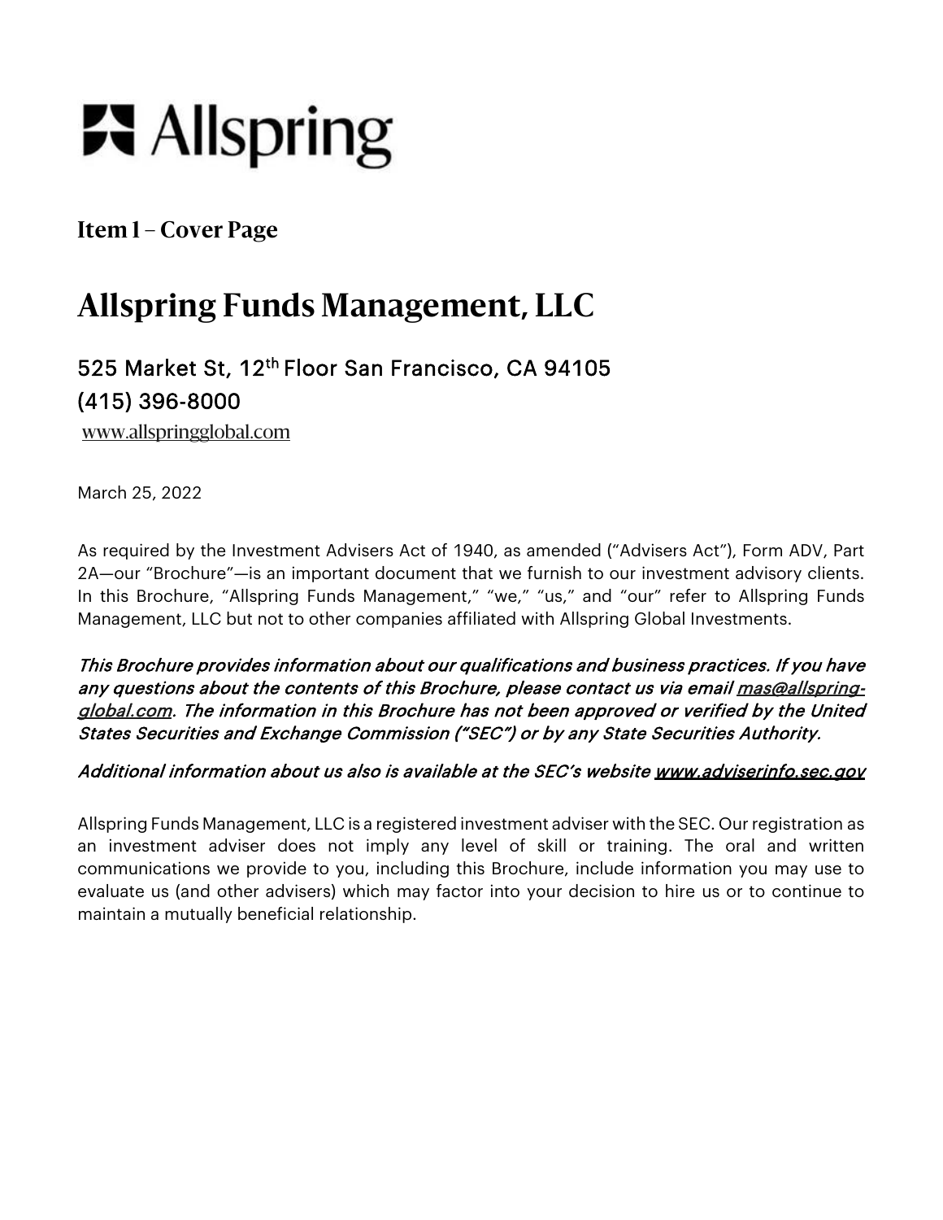Allspring

## Item 1 – Cover Page

# Allspring Funds Management, LLC

### 525 Market St, 12th Floor San Francisco, CA 94105
### (415) 396-8000

www.allspringglobal.com

March 25, 2022

As required by the Investment Advisers Act of 1940, as amended ("Advisers Act"), Form ADV, Part 2A—our "Brochure"—is an important document that we furnish to our investment advisory clients. In this Brochure, "Allspring Funds Management," "we," "us," and "our" refer to Allspring Funds Management, LLC but not to other companies affiliated with Allspring Global Investments.

***This Brochure provides information about our qualifications and business practices. If you have any questions about the contents of this Brochure, please contact us via email mas@allspring-global.com. The information in this Brochure has not been approved or verified by the United States Securities and Exchange Commission ("SEC") or by any State Securities Authority.***

***Additional information about us also is available at the SEC's website www.adviserinfo.sec.gov***

Allspring Funds Management, LLC is a registered investment adviser with the SEC. Our registration as an investment adviser does not imply any level of skill or training. The oral and written communications we provide to you, including this Brochure, include information you may use to evaluate us (and other advisers) which may factor into your decision to hire us or to continue to maintain a mutually beneficial relationship.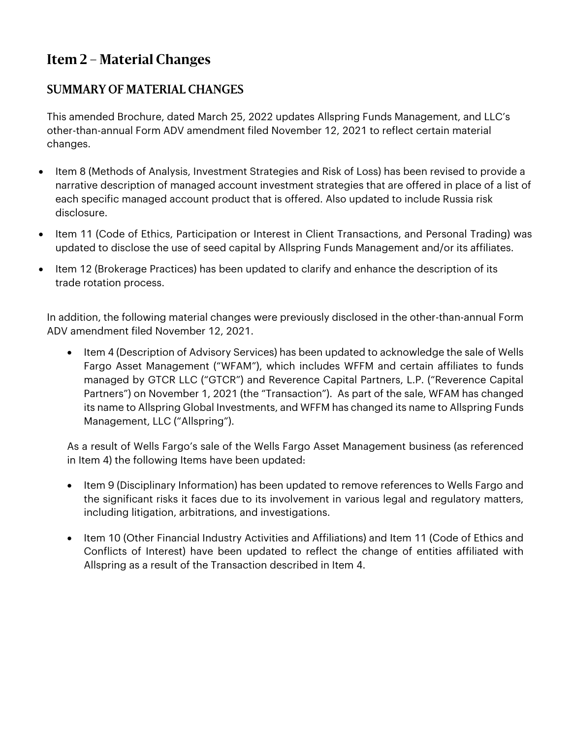# Item 2 – Material Changes

## SUMMARY OF MATERIAL CHANGES

This amended Brochure, dated March 25, 2022 updates Allspring Funds Management, and LLC's other-than-annual Form ADV amendment filed November 12, 2021 to reflect certain material changes.

- Item 8 (Methods of Analysis, Investment Strategies and Risk of Loss) has been revised to provide a narrative description of managed account investment strategies that are offered in place of a list of each specific managed account product that is offered. Also updated to include Russia risk disclosure.
- Item 11 (Code of Ethics, Participation or Interest in Client Transactions, and Personal Trading) was updated to disclose the use of seed capital by Allspring Funds Management and/or its affiliates.
- Item 12 (Brokerage Practices) has been updated to clarify and enhance the description of its trade rotation process.

In addition, the following material changes were previously disclosed in the other-than-annual Form ADV amendment filed November 12, 2021.

- Item 4 (Description of Advisory Services) has been updated to acknowledge the sale of Wells Fargo Asset Management ("WFAM"), which includes WFFM and certain affiliates to funds managed by GTCR LLC ("GTCR") and Reverence Capital Partners, L.P. ("Reverence Capital Partners") on November 1, 2021 (the "Transaction"). As part of the sale, WFAM has changed its name to Allspring Global Investments, and WFFM has changed its name to Allspring Funds Management, LLC ("Allspring").

As a result of Wells Fargo's sale of the Wells Fargo Asset Management business (as referenced in Item 4) the following Items have been updated:

- Item 9 (Disciplinary Information) has been updated to remove references to Wells Fargo and the significant risks it faces due to its involvement in various legal and regulatory matters, including litigation, arbitrations, and investigations.
- Item 10 (Other Financial Industry Activities and Affiliations) and Item 11 (Code of Ethics and Conflicts of Interest) have been updated to reflect the change of entities affiliated with Allspring as a result of the Transaction described in Item 4.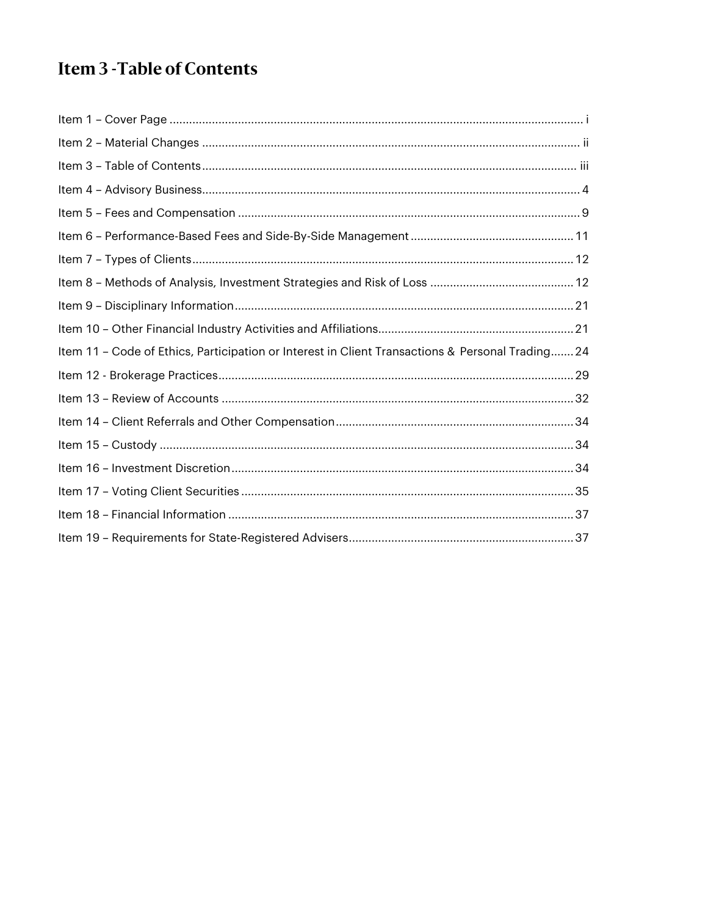# Item 3 - Table of Contents

Item 1 – Cover Page ........................................................................................................................ i

Item 2 – Material Changes ............................................................................................................. ii

Item 3 – Table of Contents ............................................................................................................ iii

Item 4 – Advisory Business............................................................................................................. 4

Item 5 – Fees and Compensation ................................................................................................... 9

Item 6 – Performance-Based Fees and Side-By-Side Management ............................................... 11

Item 7 – Types of Clients ............................................................................................................... 12

Item 8 – Methods of Analysis, Investment Strategies and Risk of Loss ......................................... 12

Item 9 – Disciplinary Information .................................................................................................. 21

Item 10 – Other Financial Industry Activities and Affiliations......................................................... 21

Item 11 – Code of Ethics, Participation or Interest in Client Transactions & Personal Trading....... 24

Item 12 - Brokerage Practices ....................................................................................................... 29

Item 13 – Review of Accounts ....................................................................................................... 32

Item 14 – Client Referrals and Other Compensation ...................................................................... 34

Item 15 – Custody ......................................................................................................................... 34

Item 16 – Investment Discretion ................................................................................................... 34

Item 17 – Voting Client Securities ................................................................................................. 35

Item 18 – Financial Information .................................................................................................... 37

Item 19 – Requirements for State-Registered Advisers .................................................................. 37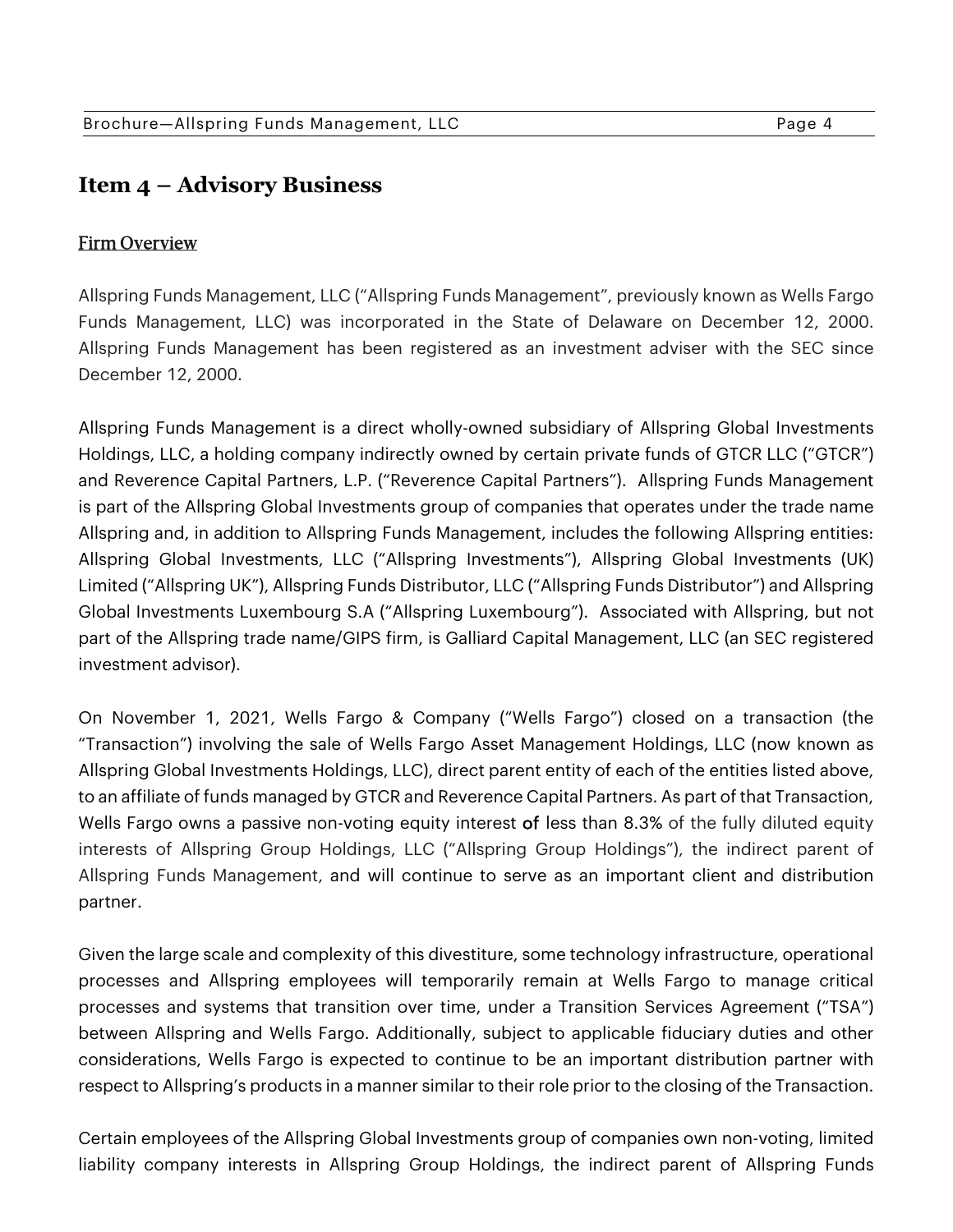## Item 4 – Advisory Business

Firm Overview

Allspring Funds Management, LLC ("Allspring Funds Management", previously known as Wells Fargo Funds Management, LLC) was incorporated in the State of Delaware on December 12, 2000. Allspring Funds Management has been registered as an investment adviser with the SEC since December 12, 2000.

Allspring Funds Management is a direct wholly-owned subsidiary of Allspring Global Investments Holdings, LLC, a holding company indirectly owned by certain private funds of GTCR LLC ("GTCR") and Reverence Capital Partners, L.P. ("Reverence Capital Partners"). Allspring Funds Management is part of the Allspring Global Investments group of companies that operates under the trade name Allspring and, in addition to Allspring Funds Management, includes the following Allspring entities: Allspring Global Investments, LLC ("Allspring Investments"), Allspring Global Investments (UK) Limited ("Allspring UK"), Allspring Funds Distributor, LLC ("Allspring Funds Distributor") and Allspring Global Investments Luxembourg S.A ("Allspring Luxembourg"). Associated with Allspring, but not part of the Allspring trade name/GIPS firm, is Galliard Capital Management, LLC (an SEC registered investment advisor).

On November 1, 2021, Wells Fargo & Company ("Wells Fargo") closed on a transaction (the "Transaction") involving the sale of Wells Fargo Asset Management Holdings, LLC (now known as Allspring Global Investments Holdings, LLC), direct parent entity of each of the entities listed above, to an affiliate of funds managed by GTCR and Reverence Capital Partners. As part of that Transaction, Wells Fargo owns a passive non-voting equity interest of less than 8.3% of the fully diluted equity interests of Allspring Group Holdings, LLC ("Allspring Group Holdings"), the indirect parent of Allspring Funds Management, and will continue to serve as an important client and distribution partner.

Given the large scale and complexity of this divestiture, some technology infrastructure, operational processes and Allspring employees will temporarily remain at Wells Fargo to manage critical processes and systems that transition over time, under a Transition Services Agreement ("TSA") between Allspring and Wells Fargo. Additionally, subject to applicable fiduciary duties and other considerations, Wells Fargo is expected to continue to be an important distribution partner with respect to Allspring's products in a manner similar to their role prior to the closing of the Transaction.

Certain employees of the Allspring Global Investments group of companies own non-voting, limited liability company interests in Allspring Group Holdings, the indirect parent of Allspring Funds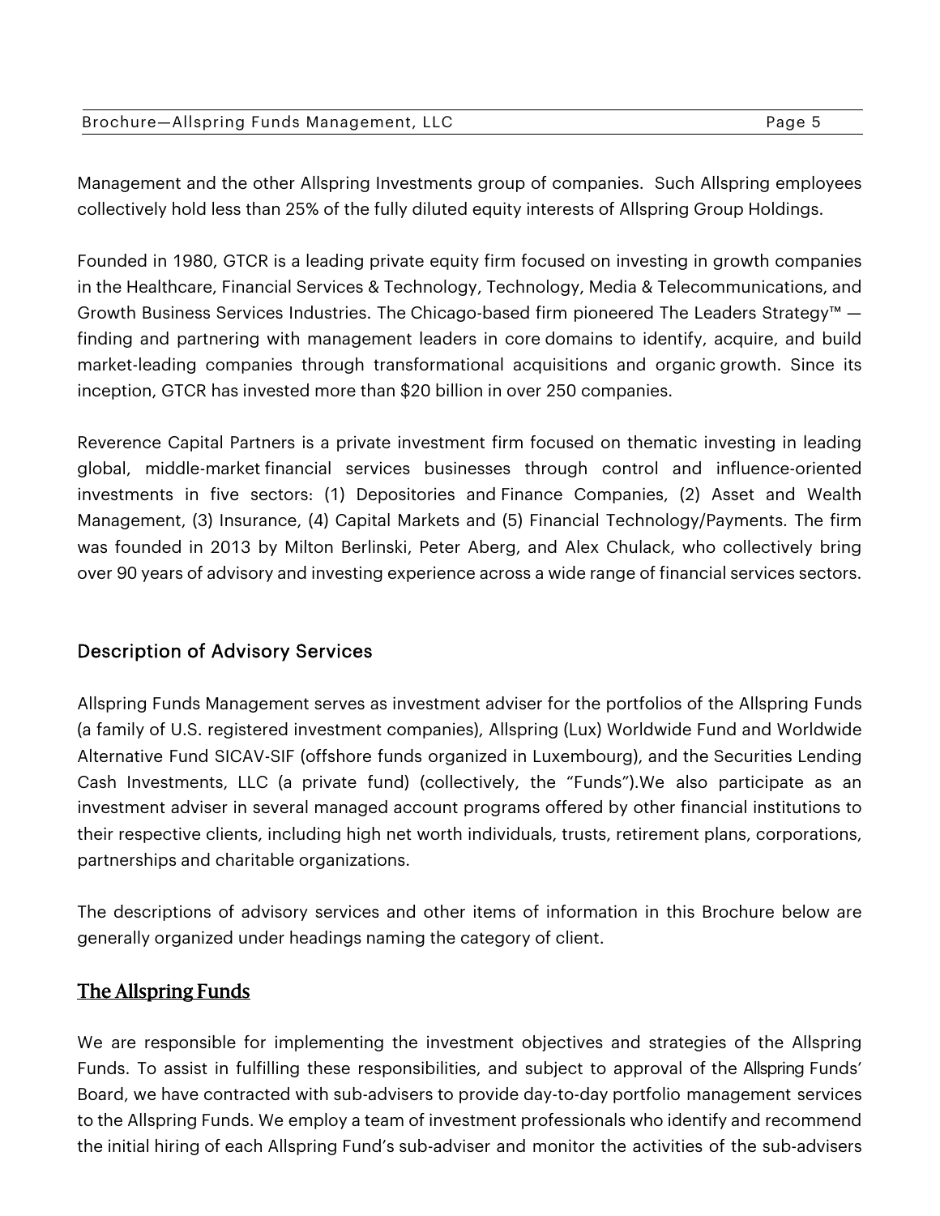Management and the other Allspring Investments group of companies. Such Allspring employees collectively hold less than 25% of the fully diluted equity interests of Allspring Group Holdings.

Founded in 1980, GTCR is a leading private equity firm focused on investing in growth companies in the Healthcare, Financial Services & Technology, Technology, Media & Telecommunications, and Growth Business Services Industries. The Chicago-based firm pioneered The Leaders Strategy™ — finding and partnering with management leaders in core domains to identify, acquire, and build market-leading companies through transformational acquisitions and organic growth. Since its inception, GTCR has invested more than $20 billion in over 250 companies.

Reverence Capital Partners is a private investment firm focused on thematic investing in leading global, middle-market financial services businesses through control and influence-oriented investments in five sectors: (1) Depositories and Finance Companies, (2) Asset and Wealth Management, (3) Insurance, (4) Capital Markets and (5) Financial Technology/Payments. The firm was founded in 2013 by Milton Berlinski, Peter Aberg, and Alex Chulack, who collectively bring over 90 years of advisory and investing experience across a wide range of financial services sectors.

## Description of Advisory Services

Allspring Funds Management serves as investment adviser for the portfolios of the Allspring Funds (a family of U.S. registered investment companies), Allspring (Lux) Worldwide Fund and Worldwide Alternative Fund SICAV-SIF (offshore funds organized in Luxembourg), and the Securities Lending Cash Investments, LLC (a private fund) (collectively, the "Funds").We also participate as an investment adviser in several managed account programs offered by other financial institutions to their respective clients, including high net worth individuals, trusts, retirement plans, corporations, partnerships and charitable organizations.

The descriptions of advisory services and other items of information in this Brochure below are generally organized under headings naming the category of client.

### The Allspring Funds

We are responsible for implementing the investment objectives and strategies of the Allspring Funds. To assist in fulfilling these responsibilities, and subject to approval of the Allspring Funds' Board, we have contracted with sub-advisers to provide day-to-day portfolio management services to the Allspring Funds. We employ a team of investment professionals who identify and recommend the initial hiring of each Allspring Fund's sub-adviser and monitor the activities of the sub-advisers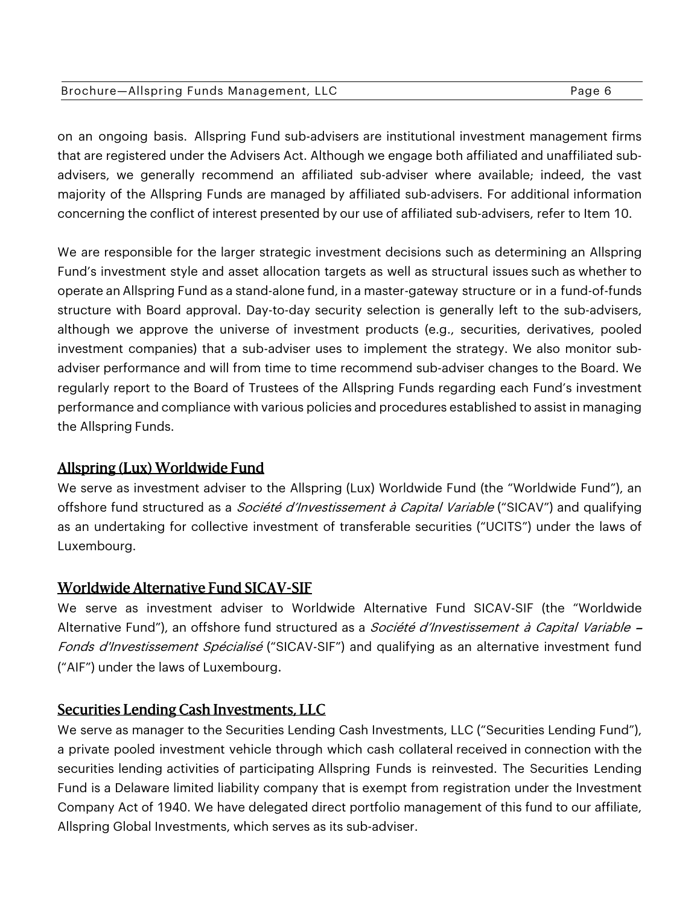on an ongoing basis. Allspring Fund sub-advisers are institutional investment management firms that are registered under the Advisers Act. Although we engage both affiliated and unaffiliated sub-advisers, we generally recommend an affiliated sub-adviser where available; indeed, the vast majority of the Allspring Funds are managed by affiliated sub-advisers. For additional information concerning the conflict of interest presented by our use of affiliated sub-advisers, refer to Item 10.

We are responsible for the larger strategic investment decisions such as determining an Allspring Fund's investment style and asset allocation targets as well as structural issues such as whether to operate an Allspring Fund as a stand-alone fund, in a master-gateway structure or in a fund-of-funds structure with Board approval. Day-to-day security selection is generally left to the sub-advisers, although we approve the universe of investment products (e.g., securities, derivatives, pooled investment companies) that a sub-adviser uses to implement the strategy. We also monitor sub-adviser performance and will from time to time recommend sub-adviser changes to the Board. We regularly report to the Board of Trustees of the Allspring Funds regarding each Fund's investment performance and compliance with various policies and procedures established to assist in managing the Allspring Funds.

## Allspring (Lux) Worldwide Fund

We serve as investment adviser to the Allspring (Lux) Worldwide Fund (the "Worldwide Fund"), an offshore fund structured as a *Société d'Investissement à Capital Variable* ("SICAV") and qualifying as an undertaking for collective investment of transferable securities ("UCITS") under the laws of Luxembourg.

## Worldwide Alternative Fund SICAV-SIF

We serve as investment adviser to Worldwide Alternative Fund SICAV-SIF (the "Worldwide Alternative Fund"), an offshore fund structured as a *Société d'Investissement à Capital Variable – Fonds d'Investissement Spécialisé* ("SICAV-SIF") and qualifying as an alternative investment fund ("AIF") under the laws of Luxembourg.

## Securities Lending Cash Investments, LLC

We serve as manager to the Securities Lending Cash Investments, LLC ("Securities Lending Fund"), a private pooled investment vehicle through which cash collateral received in connection with the securities lending activities of participating Allspring Funds is reinvested. The Securities Lending Fund is a Delaware limited liability company that is exempt from registration under the Investment Company Act of 1940. We have delegated direct portfolio management of this fund to our affiliate, Allspring Global Investments, which serves as its sub-adviser.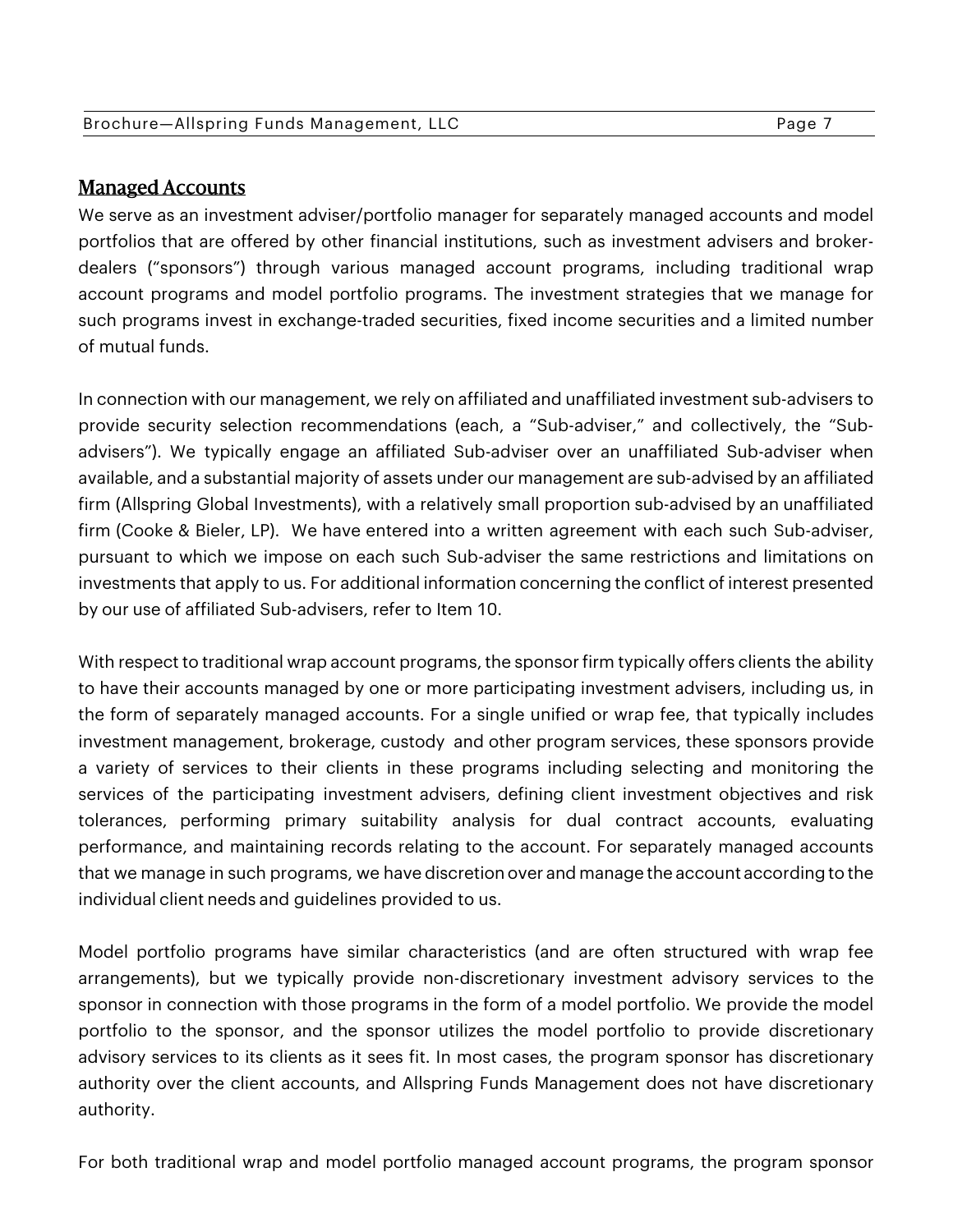## Managed Accounts

We serve as an investment adviser/portfolio manager for separately managed accounts and model portfolios that are offered by other financial institutions, such as investment advisers and broker-dealers ("sponsors") through various managed account programs, including traditional wrap account programs and model portfolio programs. The investment strategies that we manage for such programs invest in exchange-traded securities, fixed income securities and a limited number of mutual funds.

In connection with our management, we rely on affiliated and unaffiliated investment sub-advisers to provide security selection recommendations (each, a "Sub-adviser," and collectively, the "Sub-advisers"). We typically engage an affiliated Sub-adviser over an unaffiliated Sub-adviser when available, and a substantial majority of assets under our management are sub-advised by an affiliated firm (Allspring Global Investments), with a relatively small proportion sub-advised by an unaffiliated firm (Cooke & Bieler, LP). We have entered into a written agreement with each such Sub-adviser, pursuant to which we impose on each such Sub-adviser the same restrictions and limitations on investments that apply to us. For additional information concerning the conflict of interest presented by our use of affiliated Sub-advisers, refer to Item 10.

With respect to traditional wrap account programs, the sponsor firm typically offers clients the ability to have their accounts managed by one or more participating investment advisers, including us, in the form of separately managed accounts. For a single unified or wrap fee, that typically includes investment management, brokerage, custody and other program services, these sponsors provide a variety of services to their clients in these programs including selecting and monitoring the services of the participating investment advisers, defining client investment objectives and risk tolerances, performing primary suitability analysis for dual contract accounts, evaluating performance, and maintaining records relating to the account. For separately managed accounts that we manage in such programs, we have discretion over and manage the account according to the individual client needs and guidelines provided to us.

Model portfolio programs have similar characteristics (and are often structured with wrap fee arrangements), but we typically provide non-discretionary investment advisory services to the sponsor in connection with those programs in the form of a model portfolio. We provide the model portfolio to the sponsor, and the sponsor utilizes the model portfolio to provide discretionary advisory services to its clients as it sees fit. In most cases, the program sponsor has discretionary authority over the client accounts, and Allspring Funds Management does not have discretionary authority.

For both traditional wrap and model portfolio managed account programs, the program sponsor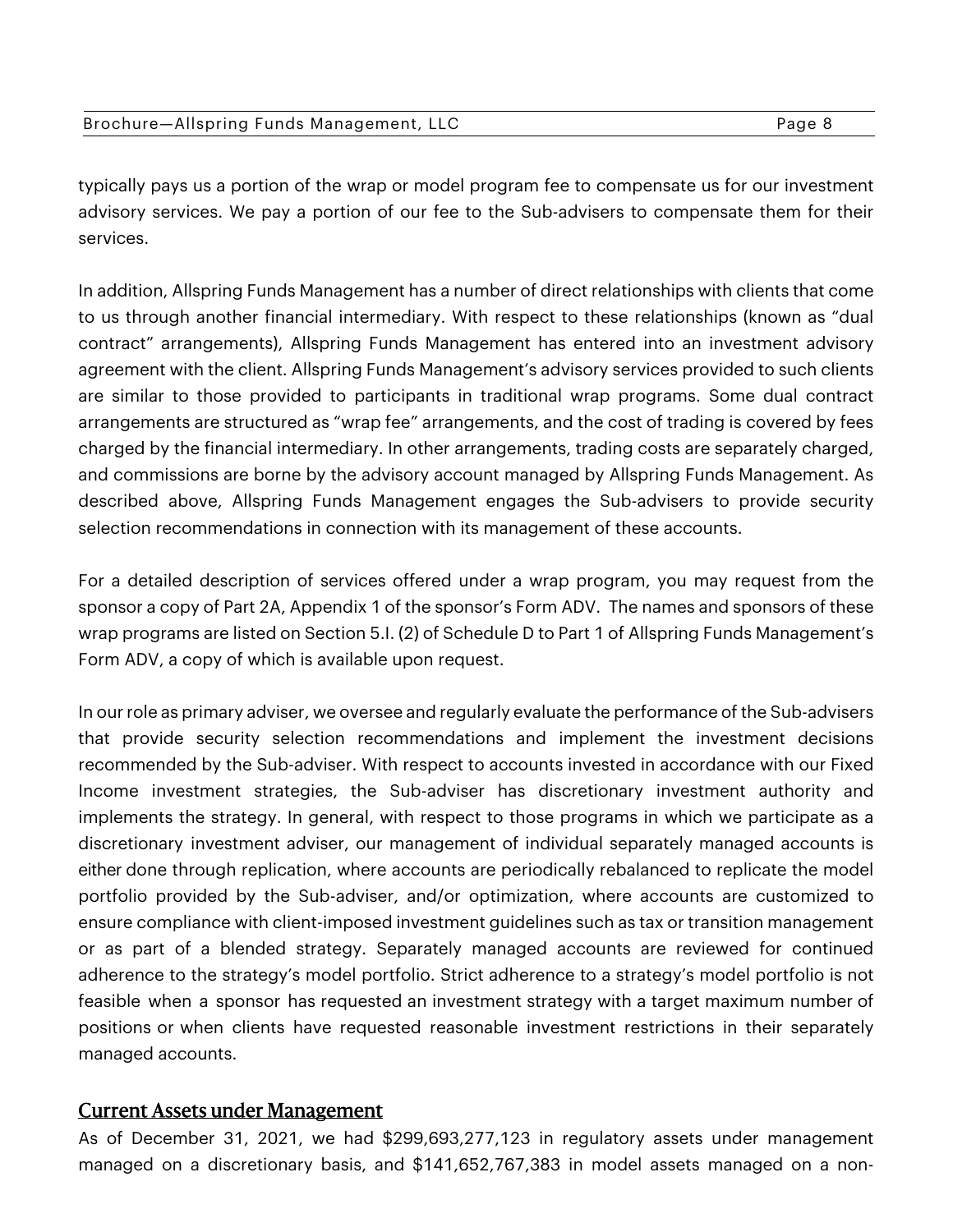typically pays us a portion of the wrap or model program fee to compensate us for our investment advisory services. We pay a portion of our fee to the Sub-advisers to compensate them for their services.

In addition, Allspring Funds Management has a number of direct relationships with clients that come to us through another financial intermediary. With respect to these relationships (known as "dual contract" arrangements), Allspring Funds Management has entered into an investment advisory agreement with the client. Allspring Funds Management's advisory services provided to such clients are similar to those provided to participants in traditional wrap programs. Some dual contract arrangements are structured as "wrap fee" arrangements, and the cost of trading is covered by fees charged by the financial intermediary. In other arrangements, trading costs are separately charged, and commissions are borne by the advisory account managed by Allspring Funds Management. As described above, Allspring Funds Management engages the Sub-advisers to provide security selection recommendations in connection with its management of these accounts.

For a detailed description of services offered under a wrap program, you may request from the sponsor a copy of Part 2A, Appendix 1 of the sponsor's Form ADV. The names and sponsors of these wrap programs are listed on Section 5.I. (2) of Schedule D to Part 1 of Allspring Funds Management's Form ADV, a copy of which is available upon request.

In our role as primary adviser, we oversee and regularly evaluate the performance of the Sub-advisers that provide security selection recommendations and implement the investment decisions recommended by the Sub-adviser. With respect to accounts invested in accordance with our Fixed Income investment strategies, the Sub-adviser has discretionary investment authority and implements the strategy. In general, with respect to those programs in which we participate as a discretionary investment adviser, our management of individual separately managed accounts is either done through replication, where accounts are periodically rebalanced to replicate the model portfolio provided by the Sub-adviser, and/or optimization, where accounts are customized to ensure compliance with client-imposed investment guidelines such as tax or transition management or as part of a blended strategy. Separately managed accounts are reviewed for continued adherence to the strategy's model portfolio. Strict adherence to a strategy's model portfolio is not feasible when a sponsor has requested an investment strategy with a target maximum number of positions or when clients have requested reasonable investment restrictions in their separately managed accounts.

## Current Assets under Management

As of December 31, 2021, we had $299,693,277,123 in regulatory assets under management managed on a discretionary basis, and $141,652,767,383 in model assets managed on a non-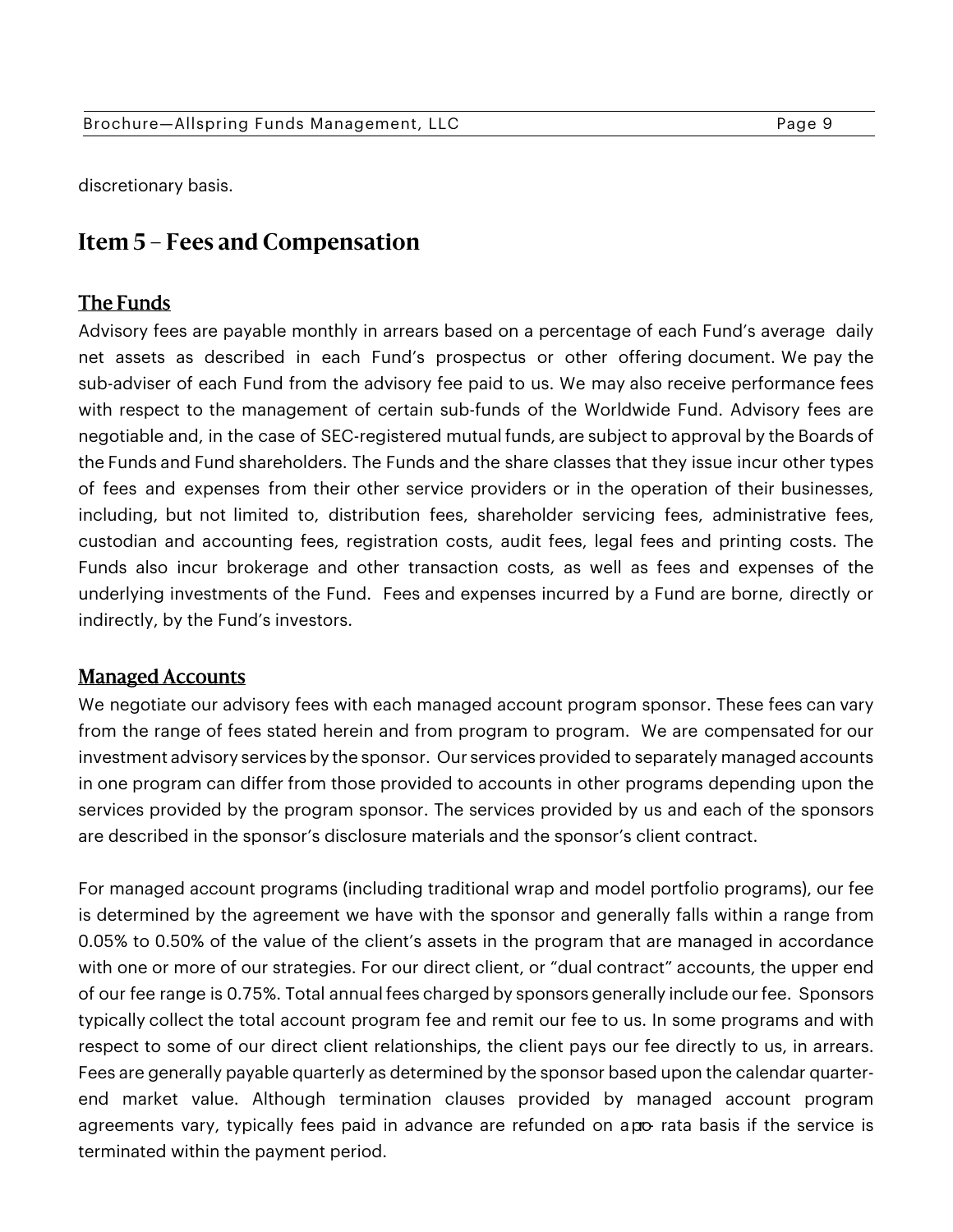discretionary basis.

## Item 5 – Fees and Compensation

### The Funds

Advisory fees are payable monthly in arrears based on a percentage of each Fund's average daily net assets as described in each Fund's prospectus or other offering document. We pay the sub-adviser of each Fund from the advisory fee paid to us. We may also receive performance fees with respect to the management of certain sub-funds of the Worldwide Fund. Advisory fees are negotiable and, in the case of SEC-registered mutual funds, are subject to approval by the Boards of the Funds and Fund shareholders. The Funds and the share classes that they issue incur other types of fees and expenses from their other service providers or in the operation of their businesses, including, but not limited to, distribution fees, shareholder servicing fees, administrative fees, custodian and accounting fees, registration costs, audit fees, legal fees and printing costs. The Funds also incur brokerage and other transaction costs, as well as fees and expenses of the underlying investments of the Fund. Fees and expenses incurred by a Fund are borne, directly or indirectly, by the Fund's investors.

### Managed Accounts

We negotiate our advisory fees with each managed account program sponsor. These fees can vary from the range of fees stated herein and from program to program. We are compensated for our investment advisory services by the sponsor. Our services provided to separately managed accounts in one program can differ from those provided to accounts in other programs depending upon the services provided by the program sponsor. The services provided by us and each of the sponsors are described in the sponsor's disclosure materials and the sponsor's client contract.

For managed account programs (including traditional wrap and model portfolio programs), our fee is determined by the agreement we have with the sponsor and generally falls within a range from 0.05% to 0.50% of the value of the client's assets in the program that are managed in accordance with one or more of our strategies. For our direct client, or "dual contract" accounts, the upper end of our fee range is 0.75%. Total annual fees charged by sponsors generally include our fee. Sponsors typically collect the total account program fee and remit our fee to us. In some programs and with respect to some of our direct client relationships, the client pays our fee directly to us, in arrears. Fees are generally payable quarterly as determined by the sponsor based upon the calendar quarter-end market value. Although termination clauses provided by managed account program agreements vary, typically fees paid in advance are refunded on a pro- rata basis if the service is terminated within the payment period.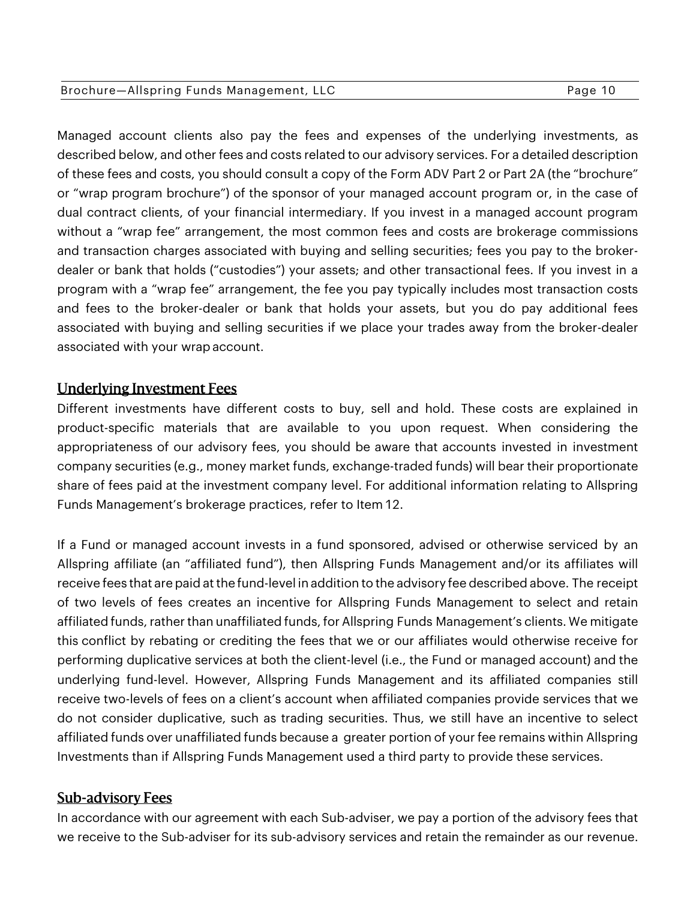Managed account clients also pay the fees and expenses of the underlying investments, as described below, and other fees and costs related to our advisory services. For a detailed description of these fees and costs, you should consult a copy of the Form ADV Part 2 or Part 2A (the "brochure" or "wrap program brochure") of the sponsor of your managed account program or, in the case of dual contract clients, of your financial intermediary. If you invest in a managed account program without a "wrap fee" arrangement, the most common fees and costs are brokerage commissions and transaction charges associated with buying and selling securities; fees you pay to the broker-dealer or bank that holds ("custodies") your assets; and other transactional fees. If you invest in a program with a "wrap fee" arrangement, the fee you pay typically includes most transaction costs and fees to the broker-dealer or bank that holds your assets, but you do pay additional fees associated with buying and selling securities if we place your trades away from the broker-dealer associated with your wrap account.

## Underlying Investment Fees

Different investments have different costs to buy, sell and hold. These costs are explained in product-specific materials that are available to you upon request. When considering the appropriateness of our advisory fees, you should be aware that accounts invested in investment company securities (e.g., money market funds, exchange-traded funds) will bear their proportionate share of fees paid at the investment company level. For additional information relating to Allspring Funds Management's brokerage practices, refer to Item 12.

If a Fund or managed account invests in a fund sponsored, advised or otherwise serviced by an Allspring affiliate (an "affiliated fund"), then Allspring Funds Management and/or its affiliates will receive fees that are paid at the fund-level in addition to the advisory fee described above. The receipt of two levels of fees creates an incentive for Allspring Funds Management to select and retain affiliated funds, rather than unaffiliated funds, for Allspring Funds Management's clients. We mitigate this conflict by rebating or crediting the fees that we or our affiliates would otherwise receive for performing duplicative services at both the client-level (i.e., the Fund or managed account) and the underlying fund-level. However, Allspring Funds Management and its affiliated companies still receive two-levels of fees on a client's account when affiliated companies provide services that we do not consider duplicative, such as trading securities. Thus, we still have an incentive to select affiliated funds over unaffiliated funds because a greater portion of your fee remains within Allspring Investments than if Allspring Funds Management used a third party to provide these services.

## Sub-advisory Fees

In accordance with our agreement with each Sub-adviser, we pay a portion of the advisory fees that we receive to the Sub-adviser for its sub-advisory services and retain the remainder as our revenue.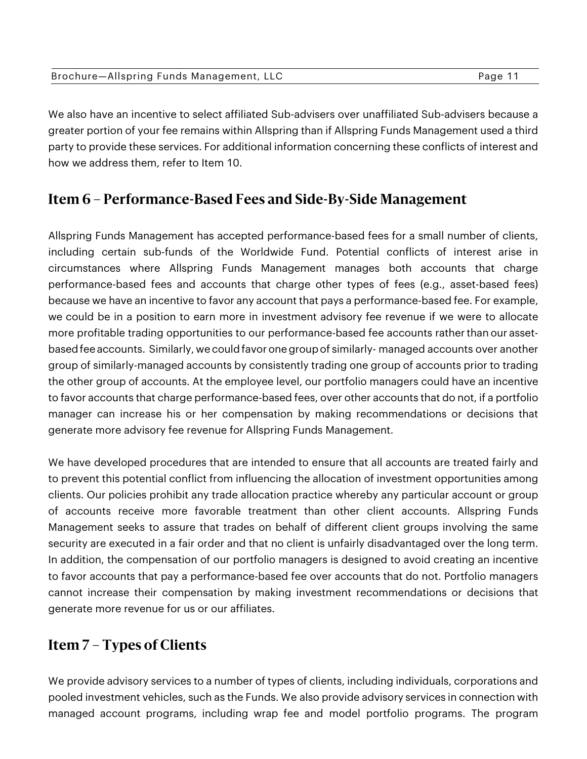We also have an incentive to select affiliated Sub-advisers over unaffiliated Sub-advisers because a greater portion of your fee remains within Allspring than if Allspring Funds Management used a third party to provide these services. For additional information concerning these conflicts of interest and how we address them, refer to Item 10.

## Item 6 – Performance-Based Fees and Side-By-Side Management

Allspring Funds Management has accepted performance-based fees for a small number of clients, including certain sub-funds of the Worldwide Fund. Potential conflicts of interest arise in circumstances where Allspring Funds Management manages both accounts that charge performance-based fees and accounts that charge other types of fees (e.g., asset-based fees) because we have an incentive to favor any account that pays a performance-based fee. For example, we could be in a position to earn more in investment advisory fee revenue if we were to allocate more profitable trading opportunities to our performance-based fee accounts rather than our asset-based fee accounts. Similarly, we could favor one group of similarly- managed accounts over another group of similarly-managed accounts by consistently trading one group of accounts prior to trading the other group of accounts. At the employee level, our portfolio managers could have an incentive to favor accounts that charge performance-based fees, over other accounts that do not, if a portfolio manager can increase his or her compensation by making recommendations or decisions that generate more advisory fee revenue for Allspring Funds Management.

We have developed procedures that are intended to ensure that all accounts are treated fairly and to prevent this potential conflict from influencing the allocation of investment opportunities among clients. Our policies prohibit any trade allocation practice whereby any particular account or group of accounts receive more favorable treatment than other client accounts. Allspring Funds Management seeks to assure that trades on behalf of different client groups involving the same security are executed in a fair order and that no client is unfairly disadvantaged over the long term. In addition, the compensation of our portfolio managers is designed to avoid creating an incentive to favor accounts that pay a performance-based fee over accounts that do not. Portfolio managers cannot increase their compensation by making investment recommendations or decisions that generate more revenue for us or our affiliates.

## Item 7 – Types of Clients

We provide advisory services to a number of types of clients, including individuals, corporations and pooled investment vehicles, such as the Funds. We also provide advisory services in connection with managed account programs, including wrap fee and model portfolio programs. The program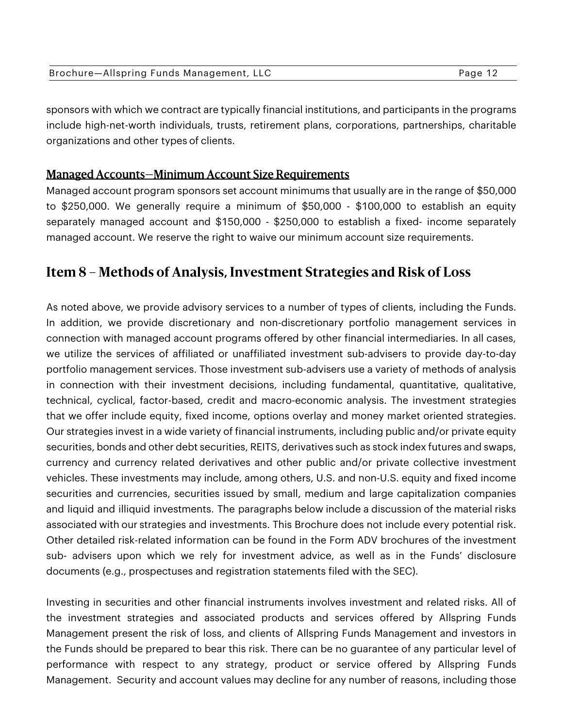sponsors with which we contract are typically financial institutions, and participants in the programs include high-net-worth individuals, trusts, retirement plans, corporations, partnerships, charitable organizations and other types of clients.

### Managed Accounts—Minimum Account Size Requirements

Managed account program sponsors set account minimums that usually are in the range of $50,000 to $250,000. We generally require a minimum of $50,000 - $100,000 to establish an equity separately managed account and $150,000 - $250,000 to establish a fixed- income separately managed account. We reserve the right to waive our minimum account size requirements.

## Item 8 – Methods of Analysis, Investment Strategies and Risk of Loss

As noted above, we provide advisory services to a number of types of clients, including the Funds. In addition, we provide discretionary and non-discretionary portfolio management services in connection with managed account programs offered by other financial intermediaries. In all cases, we utilize the services of affiliated or unaffiliated investment sub-advisers to provide day-to-day portfolio management services. Those investment sub-advisers use a variety of methods of analysis in connection with their investment decisions, including fundamental, quantitative, qualitative, technical, cyclical, factor-based, credit and macro-economic analysis. The investment strategies that we offer include equity, fixed income, options overlay and money market oriented strategies. Our strategies invest in a wide variety of financial instruments, including public and/or private equity securities, bonds and other debt securities, REITS, derivatives such as stock index futures and swaps, currency and currency related derivatives and other public and/or private collective investment vehicles. These investments may include, among others, U.S. and non-U.S. equity and fixed income securities and currencies, securities issued by small, medium and large capitalization companies and liquid and illiquid investments. The paragraphs below include a discussion of the material risks associated with our strategies and investments. This Brochure does not include every potential risk. Other detailed risk-related information can be found in the Form ADV brochures of the investment sub- advisers upon which we rely for investment advice, as well as in the Funds' disclosure documents (e.g., prospectuses and registration statements filed with the SEC).

Investing in securities and other financial instruments involves investment and related risks. All of the investment strategies and associated products and services offered by Allspring Funds Management present the risk of loss, and clients of Allspring Funds Management and investors in the Funds should be prepared to bear this risk. There can be no guarantee of any particular level of performance with respect to any strategy, product or service offered by Allspring Funds Management. Security and account values may decline for any number of reasons, including those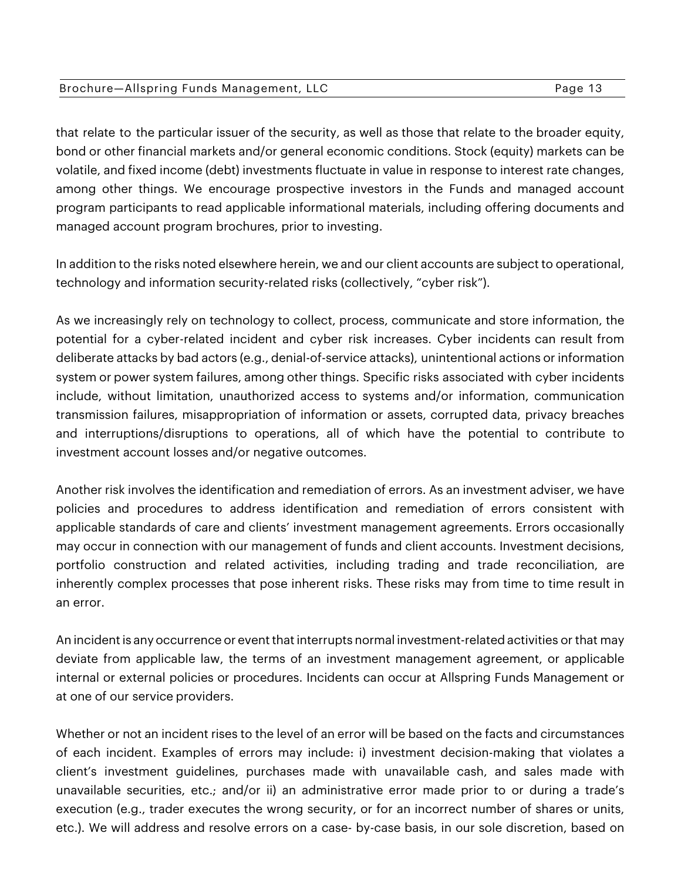that relate to the particular issuer of the security, as well as those that relate to the broader equity, bond or other financial markets and/or general economic conditions. Stock (equity) markets can be volatile, and fixed income (debt) investments fluctuate in value in response to interest rate changes, among other things. We encourage prospective investors in the Funds and managed account program participants to read applicable informational materials, including offering documents and managed account program brochures, prior to investing.

In addition to the risks noted elsewhere herein, we and our client accounts are subject to operational, technology and information security-related risks (collectively, "cyber risk").

As we increasingly rely on technology to collect, process, communicate and store information, the potential for a cyber-related incident and cyber risk increases. Cyber incidents can result from deliberate attacks by bad actors (e.g., denial-of-service attacks), unintentional actions or information system or power system failures, among other things. Specific risks associated with cyber incidents include, without limitation, unauthorized access to systems and/or information, communication transmission failures, misappropriation of information or assets, corrupted data, privacy breaches and interruptions/disruptions to operations, all of which have the potential to contribute to investment account losses and/or negative outcomes.

Another risk involves the identification and remediation of errors. As an investment adviser, we have policies and procedures to address identification and remediation of errors consistent with applicable standards of care and clients' investment management agreements. Errors occasionally may occur in connection with our management of funds and client accounts. Investment decisions, portfolio construction and related activities, including trading and trade reconciliation, are inherently complex processes that pose inherent risks. These risks may from time to time result in an error.

An incident is any occurrence or event that interrupts normal investment-related activities or that may deviate from applicable law, the terms of an investment management agreement, or applicable internal or external policies or procedures. Incidents can occur at Allspring Funds Management or at one of our service providers.

Whether or not an incident rises to the level of an error will be based on the facts and circumstances of each incident. Examples of errors may include: i) investment decision-making that violates a client's investment guidelines, purchases made with unavailable cash, and sales made with unavailable securities, etc.; and/or ii) an administrative error made prior to or during a trade's execution (e.g., trader executes the wrong security, or for an incorrect number of shares or units, etc.). We will address and resolve errors on a case- by-case basis, in our sole discretion, based on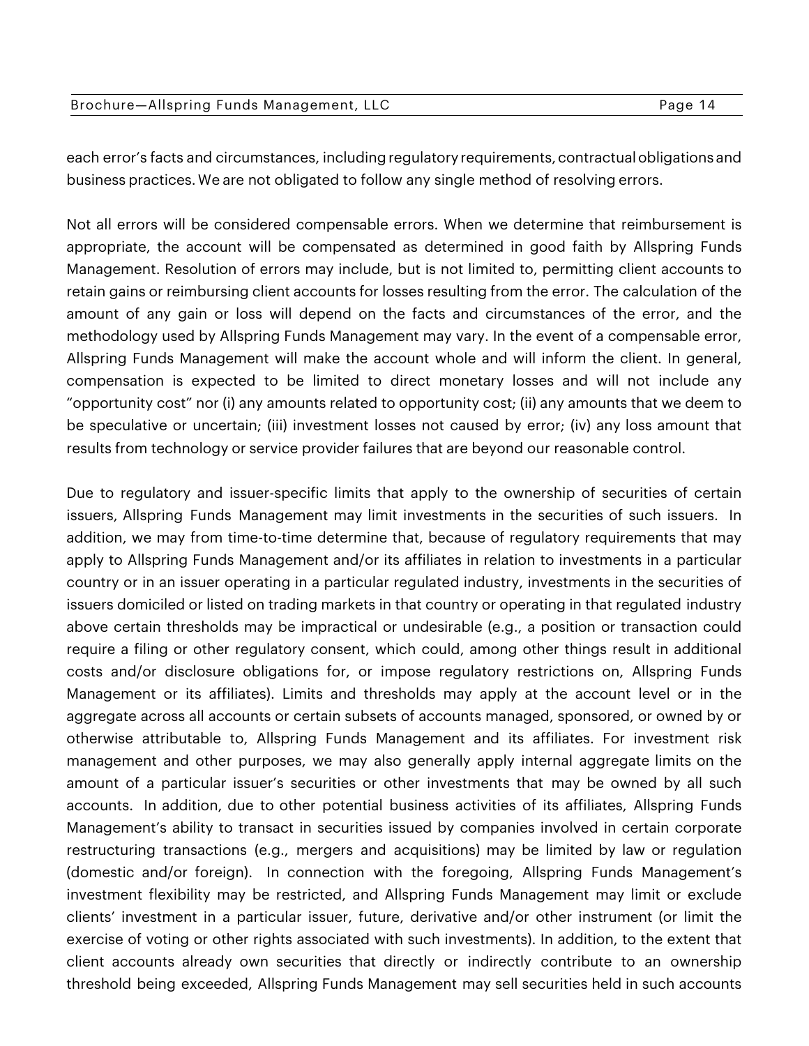each error's facts and circumstances, including regulatory requirements, contractual obligations and business practices. We are not obligated to follow any single method of resolving errors.

Not all errors will be considered compensable errors. When we determine that reimbursement is appropriate, the account will be compensated as determined in good faith by Allspring Funds Management. Resolution of errors may include, but is not limited to, permitting client accounts to retain gains or reimbursing client accounts for losses resulting from the error. The calculation of the amount of any gain or loss will depend on the facts and circumstances of the error, and the methodology used by Allspring Funds Management may vary. In the event of a compensable error, Allspring Funds Management will make the account whole and will inform the client. In general, compensation is expected to be limited to direct monetary losses and will not include any "opportunity cost" nor (i) any amounts related to opportunity cost; (ii) any amounts that we deem to be speculative or uncertain; (iii) investment losses not caused by error; (iv) any loss amount that results from technology or service provider failures that are beyond our reasonable control.

Due to regulatory and issuer-specific limits that apply to the ownership of securities of certain issuers, Allspring Funds Management may limit investments in the securities of such issuers. In addition, we may from time-to-time determine that, because of regulatory requirements that may apply to Allspring Funds Management and/or its affiliates in relation to investments in a particular country or in an issuer operating in a particular regulated industry, investments in the securities of issuers domiciled or listed on trading markets in that country or operating in that regulated industry above certain thresholds may be impractical or undesirable (e.g., a position or transaction could require a filing or other regulatory consent, which could, among other things result in additional costs and/or disclosure obligations for, or impose regulatory restrictions on, Allspring Funds Management or its affiliates). Limits and thresholds may apply at the account level or in the aggregate across all accounts or certain subsets of accounts managed, sponsored, or owned by or otherwise attributable to, Allspring Funds Management and its affiliates. For investment risk management and other purposes, we may also generally apply internal aggregate limits on the amount of a particular issuer's securities or other investments that may be owned by all such accounts. In addition, due to other potential business activities of its affiliates, Allspring Funds Management's ability to transact in securities issued by companies involved in certain corporate restructuring transactions (e.g., mergers and acquisitions) may be limited by law or regulation (domestic and/or foreign). In connection with the foregoing, Allspring Funds Management's investment flexibility may be restricted, and Allspring Funds Management may limit or exclude clients' investment in a particular issuer, future, derivative and/or other instrument (or limit the exercise of voting or other rights associated with such investments). In addition, to the extent that client accounts already own securities that directly or indirectly contribute to an ownership threshold being exceeded, Allspring Funds Management may sell securities held in such accounts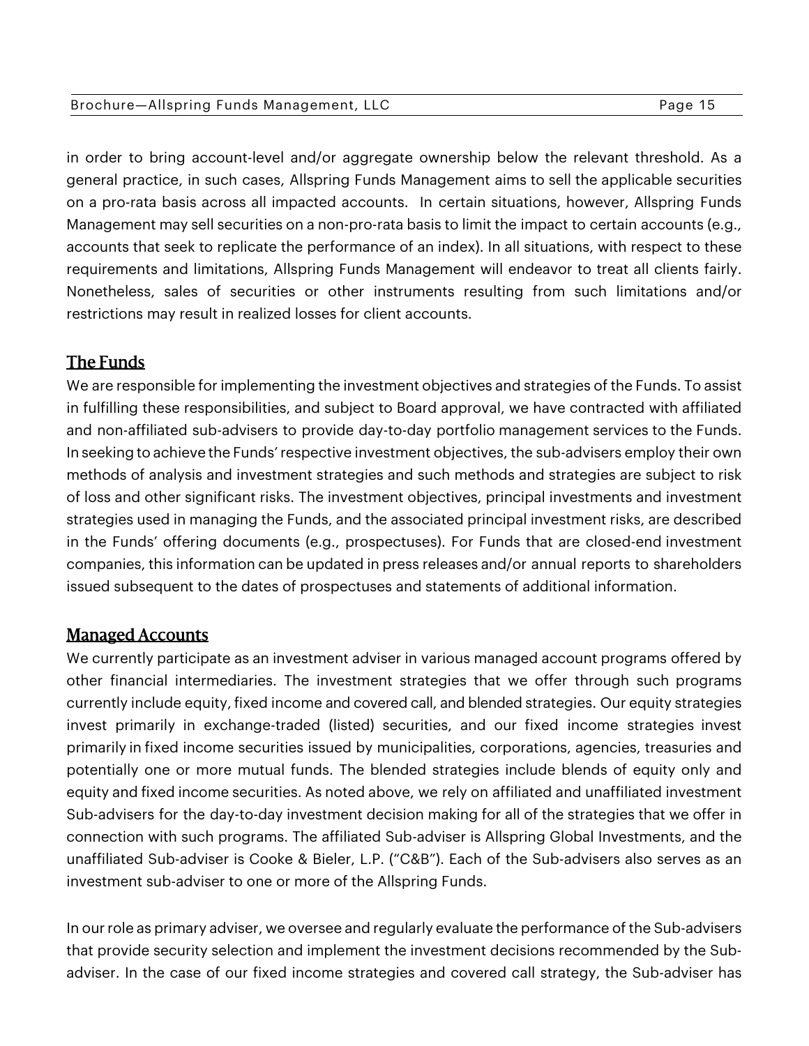in order to bring account-level and/or aggregate ownership below the relevant threshold. As a general practice, in such cases, Allspring Funds Management aims to sell the applicable securities on a pro-rata basis across all impacted accounts. In certain situations, however, Allspring Funds Management may sell securities on a non-pro-rata basis to limit the impact to certain accounts (e.g., accounts that seek to replicate the performance of an index). In all situations, with respect to these requirements and limitations, Allspring Funds Management will endeavor to treat all clients fairly. Nonetheless, sales of securities or other instruments resulting from such limitations and/or restrictions may result in realized losses for client accounts.

## The Funds

We are responsible for implementing the investment objectives and strategies of the Funds. To assist in fulfilling these responsibilities, and subject to Board approval, we have contracted with affiliated and non-affiliated sub-advisers to provide day-to-day portfolio management services to the Funds. In seeking to achieve the Funds' respective investment objectives, the sub-advisers employ their own methods of analysis and investment strategies and such methods and strategies are subject to risk of loss and other significant risks. The investment objectives, principal investments and investment strategies used in managing the Funds, and the associated principal investment risks, are described in the Funds' offering documents (e.g., prospectuses). For Funds that are closed-end investment companies, this information can be updated in press releases and/or annual reports to shareholders issued subsequent to the dates of prospectuses and statements of additional information.

## Managed Accounts

We currently participate as an investment adviser in various managed account programs offered by other financial intermediaries. The investment strategies that we offer through such programs currently include equity, fixed income and covered call, and blended strategies. Our equity strategies invest primarily in exchange-traded (listed) securities, and our fixed income strategies invest primarily in fixed income securities issued by municipalities, corporations, agencies, treasuries and potentially one or more mutual funds. The blended strategies include blends of equity only and equity and fixed income securities. As noted above, we rely on affiliated and unaffiliated investment Sub-advisers for the day-to-day investment decision making for all of the strategies that we offer in connection with such programs. The affiliated Sub-adviser is Allspring Global Investments, and the unaffiliated Sub-adviser is Cooke & Bieler, L.P. ("C&B"). Each of the Sub-advisers also serves as an investment sub-adviser to one or more of the Allspring Funds.

In our role as primary adviser, we oversee and regularly evaluate the performance of the Sub-advisers that provide security selection and implement the investment decisions recommended by the Sub-adviser. In the case of our fixed income strategies and covered call strategy, the Sub-adviser has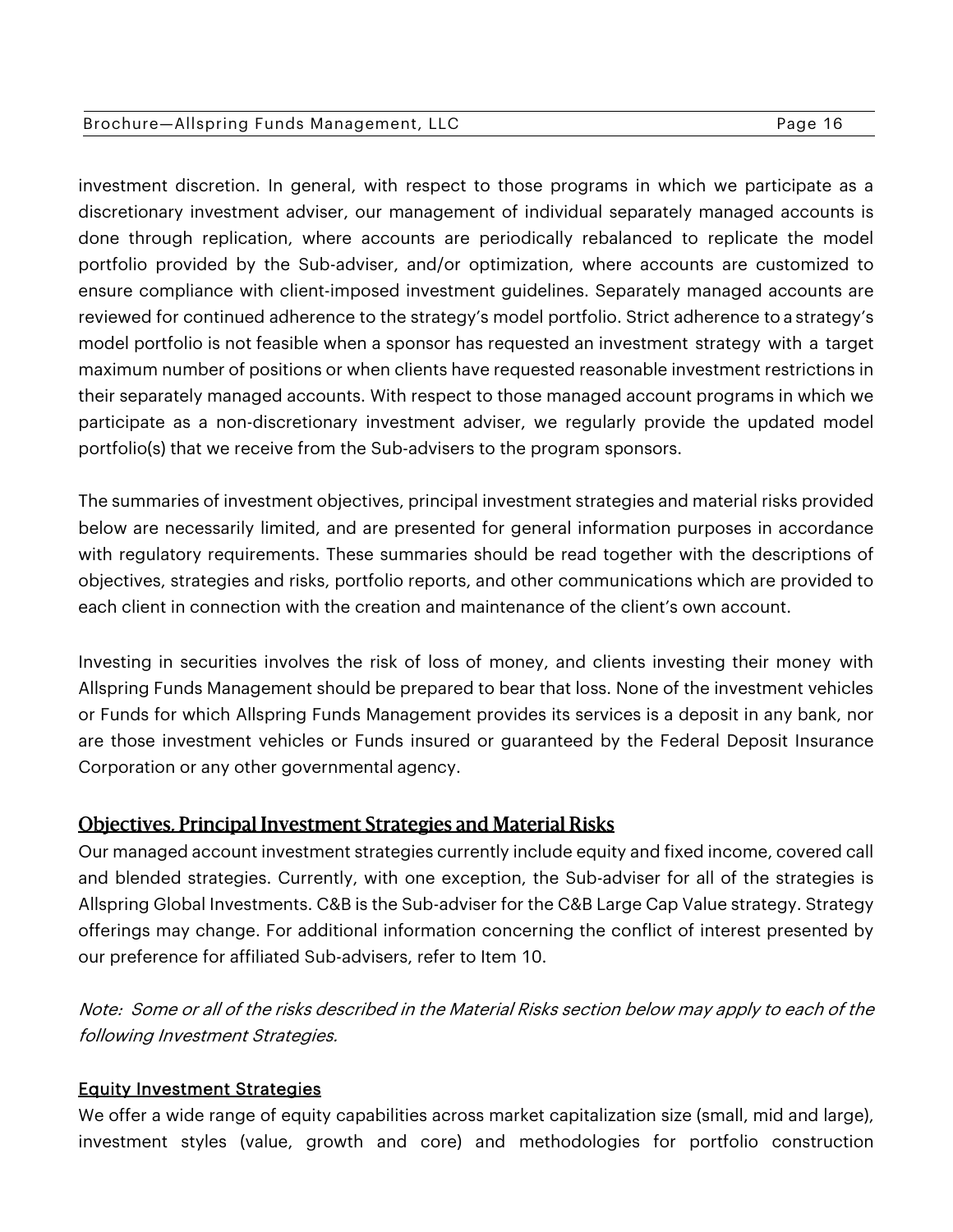investment discretion. In general, with respect to those programs in which we participate as a discretionary investment adviser, our management of individual separately managed accounts is done through replication, where accounts are periodically rebalanced to replicate the model portfolio provided by the Sub-adviser, and/or optimization, where accounts are customized to ensure compliance with client-imposed investment guidelines. Separately managed accounts are reviewed for continued adherence to the strategy's model portfolio. Strict adherence to a strategy's model portfolio is not feasible when a sponsor has requested an investment strategy with a target maximum number of positions or when clients have requested reasonable investment restrictions in their separately managed accounts. With respect to those managed account programs in which we participate as a non-discretionary investment adviser, we regularly provide the updated model portfolio(s) that we receive from the Sub-advisers to the program sponsors.

The summaries of investment objectives, principal investment strategies and material risks provided below are necessarily limited, and are presented for general information purposes in accordance with regulatory requirements. These summaries should be read together with the descriptions of objectives, strategies and risks, portfolio reports, and other communications which are provided to each client in connection with the creation and maintenance of the client's own account.

Investing in securities involves the risk of loss of money, and clients investing their money with Allspring Funds Management should be prepared to bear that loss. None of the investment vehicles or Funds for which Allspring Funds Management provides its services is a deposit in any bank, nor are those investment vehicles or Funds insured or guaranteed by the Federal Deposit Insurance Corporation or any other governmental agency.

## Objectives, Principal Investment Strategies and Material Risks

Our managed account investment strategies currently include equity and fixed income, covered call and blended strategies. Currently, with one exception, the Sub-adviser for all of the strategies is Allspring Global Investments. C&B is the Sub-adviser for the C&B Large Cap Value strategy. Strategy offerings may change. For additional information concerning the conflict of interest presented by our preference for affiliated Sub-advisers, refer to Item 10.

*Note: Some or all of the risks described in the Material Risks section below may apply to each of the following Investment Strategies.*

### Equity Investment Strategies

We offer a wide range of equity capabilities across market capitalization size (small, mid and large), investment styles (value, growth and core) and methodologies for portfolio construction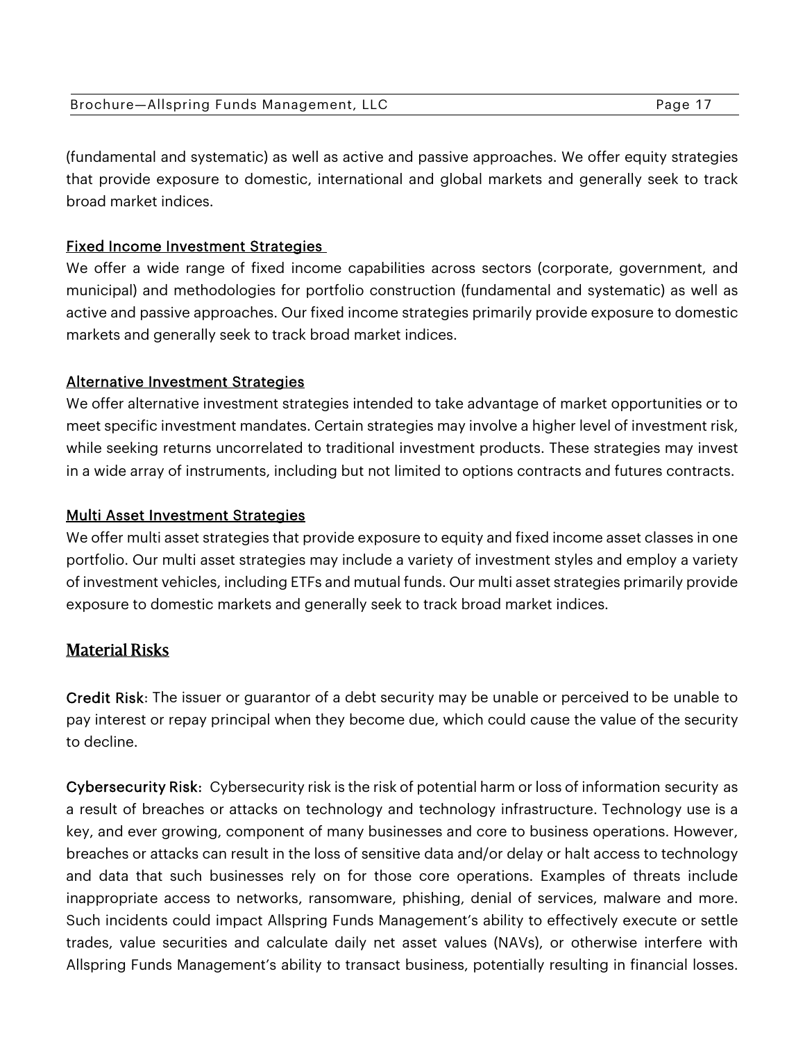(fundamental and systematic) as well as active and passive approaches. We offer equity strategies that provide exposure to domestic, international and global markets and generally seek to track broad market indices.

<u>Fixed Income Investment Strategies</u>

We offer a wide range of fixed income capabilities across sectors (corporate, government, and municipal) and methodologies for portfolio construction (fundamental and systematic) as well as active and passive approaches. Our fixed income strategies primarily provide exposure to domestic markets and generally seek to track broad market indices.

<u>Alternative Investment Strategies</u>

We offer alternative investment strategies intended to take advantage of market opportunities or to meet specific investment mandates. Certain strategies may involve a higher level of investment risk, while seeking returns uncorrelated to traditional investment products. These strategies may invest in a wide array of instruments, including but not limited to options contracts and futures contracts.

<u>Multi Asset Investment Strategies</u>

We offer multi asset strategies that provide exposure to equity and fixed income asset classes in one portfolio. Our multi asset strategies may include a variety of investment styles and employ a variety of investment vehicles, including ETFs and mutual funds. Our multi asset strategies primarily provide exposure to domestic markets and generally seek to track broad market indices.

## Material Risks

**Credit Risk**: The issuer or guarantor of a debt security may be unable or perceived to be unable to pay interest or repay principal when they become due, which could cause the value of the security to decline.

**Cybersecurity Risk**: Cybersecurity risk is the risk of potential harm or loss of information security as a result of breaches or attacks on technology and technology infrastructure. Technology use is a key, and ever growing, component of many businesses and core to business operations. However, breaches or attacks can result in the loss of sensitive data and/or delay or halt access to technology and data that such businesses rely on for those core operations. Examples of threats include inappropriate access to networks, ransomware, phishing, denial of services, malware and more. Such incidents could impact Allspring Funds Management's ability to effectively execute or settle trades, value securities and calculate daily net asset values (NAVs), or otherwise interfere with Allspring Funds Management's ability to transact business, potentially resulting in financial losses.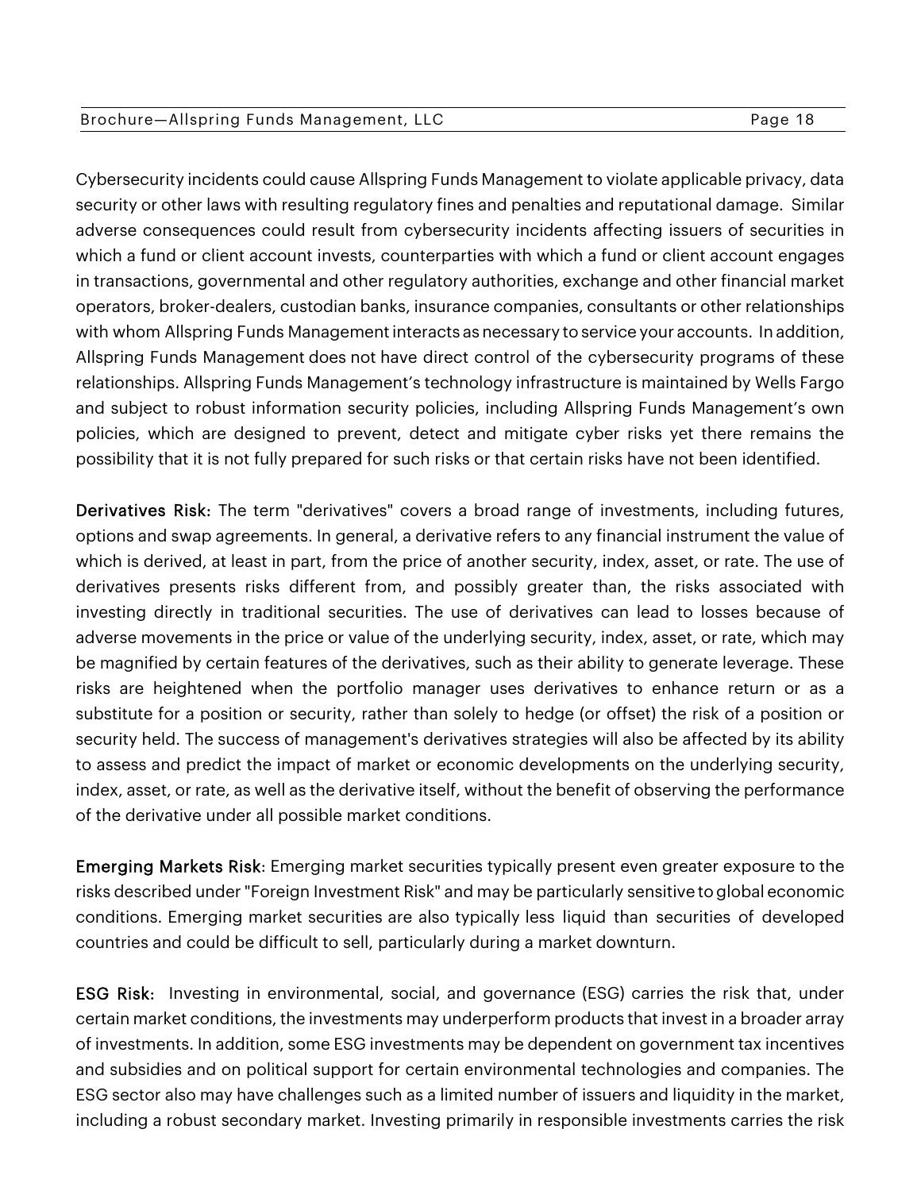Cybersecurity incidents could cause Allspring Funds Management to violate applicable privacy, data security or other laws with resulting regulatory fines and penalties and reputational damage. Similar adverse consequences could result from cybersecurity incidents affecting issuers of securities in which a fund or client account invests, counterparties with which a fund or client account engages in transactions, governmental and other regulatory authorities, exchange and other financial market operators, broker-dealers, custodian banks, insurance companies, consultants or other relationships with whom Allspring Funds Management interacts as necessary to service your accounts. In addition, Allspring Funds Management does not have direct control of the cybersecurity programs of these relationships. Allspring Funds Management's technology infrastructure is maintained by Wells Fargo and subject to robust information security policies, including Allspring Funds Management's own policies, which are designed to prevent, detect and mitigate cyber risks yet there remains the possibility that it is not fully prepared for such risks or that certain risks have not been identified.

**Derivatives Risk:** The term "derivatives" covers a broad range of investments, including futures, options and swap agreements. In general, a derivative refers to any financial instrument the value of which is derived, at least in part, from the price of another security, index, asset, or rate. The use of derivatives presents risks different from, and possibly greater than, the risks associated with investing directly in traditional securities. The use of derivatives can lead to losses because of adverse movements in the price or value of the underlying security, index, asset, or rate, which may be magnified by certain features of the derivatives, such as their ability to generate leverage. These risks are heightened when the portfolio manager uses derivatives to enhance return or as a substitute for a position or security, rather than solely to hedge (or offset) the risk of a position or security held. The success of management's derivatives strategies will also be affected by its ability to assess and predict the impact of market or economic developments on the underlying security, index, asset, or rate, as well as the derivative itself, without the benefit of observing the performance of the derivative under all possible market conditions.

**Emerging Markets Risk**: Emerging market securities typically present even greater exposure to the risks described under "Foreign Investment Risk" and may be particularly sensitive to global economic conditions. Emerging market securities are also typically less liquid than securities of developed countries and could be difficult to sell, particularly during a market downturn.

**ESG Risk:** Investing in environmental, social, and governance (ESG) carries the risk that, under certain market conditions, the investments may underperform products that invest in a broader array of investments. In addition, some ESG investments may be dependent on government tax incentives and subsidies and on political support for certain environmental technologies and companies. The ESG sector also may have challenges such as a limited number of issuers and liquidity in the market, including a robust secondary market. Investing primarily in responsible investments carries the risk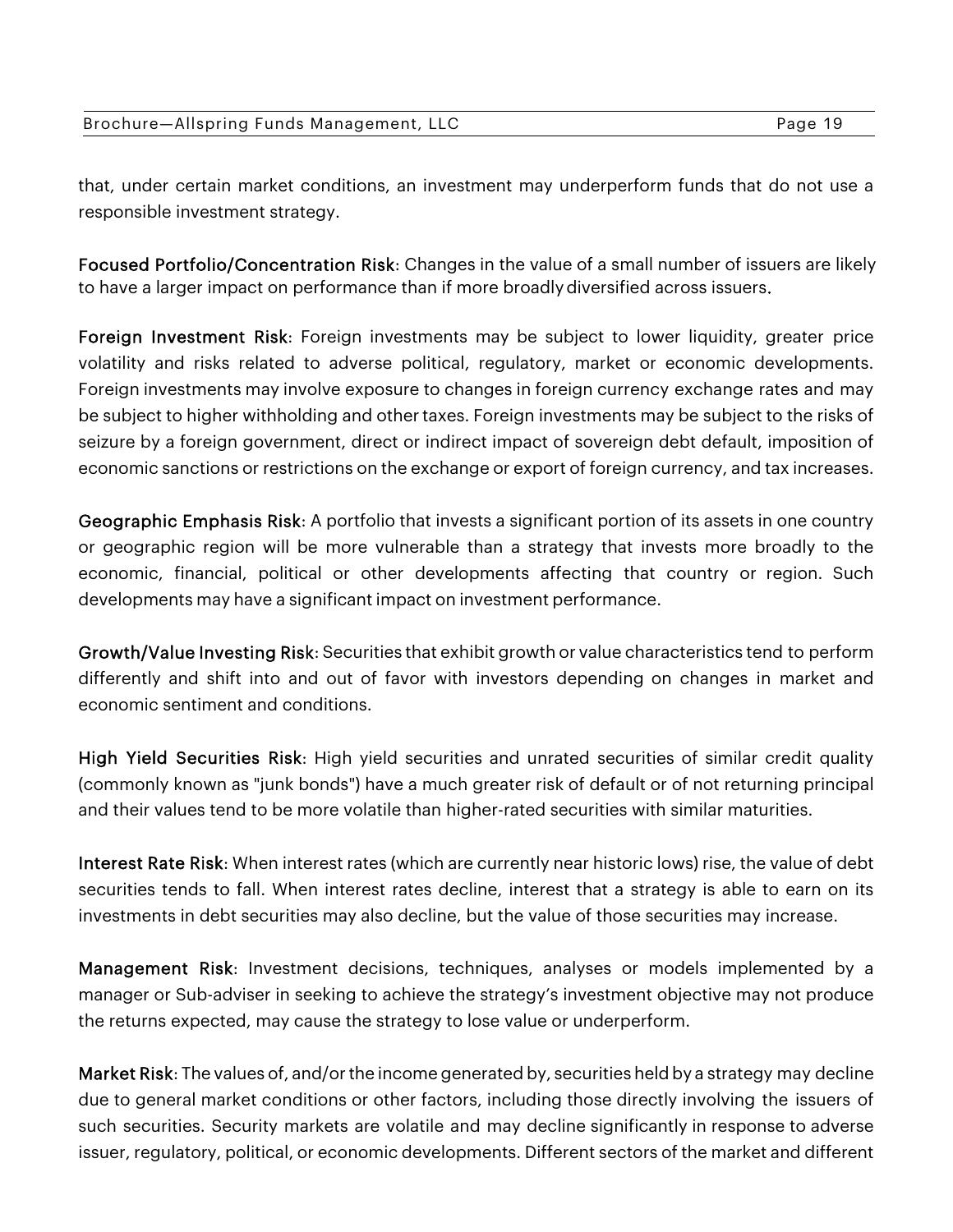that, under certain market conditions, an investment may underperform funds that do not use a responsible investment strategy.

**Focused Portfolio/Concentration Risk**: Changes in the value of a small number of issuers are likely to have a larger impact on performance than if more broadly diversified across issuers.

**Foreign Investment Risk**: Foreign investments may be subject to lower liquidity, greater price volatility and risks related to adverse political, regulatory, market or economic developments. Foreign investments may involve exposure to changes in foreign currency exchange rates and may be subject to higher withholding and other taxes. Foreign investments may be subject to the risks of seizure by a foreign government, direct or indirect impact of sovereign debt default, imposition of economic sanctions or restrictions on the exchange or export of foreign currency, and tax increases.

**Geographic Emphasis Risk**: A portfolio that invests a significant portion of its assets in one country or geographic region will be more vulnerable than a strategy that invests more broadly to the economic, financial, political or other developments affecting that country or region. Such developments may have a significant impact on investment performance.

**Growth/Value Investing Risk**: Securities that exhibit growth or value characteristics tend to perform differently and shift into and out of favor with investors depending on changes in market and economic sentiment and conditions.

**High Yield Securities Risk**: High yield securities and unrated securities of similar credit quality (commonly known as "junk bonds") have a much greater risk of default or of not returning principal and their values tend to be more volatile than higher-rated securities with similar maturities.

**Interest Rate Risk**: When interest rates (which are currently near historic lows) rise, the value of debt securities tends to fall. When interest rates decline, interest that a strategy is able to earn on its investments in debt securities may also decline, but the value of those securities may increase.

**Management Risk**: Investment decisions, techniques, analyses or models implemented by a manager or Sub-adviser in seeking to achieve the strategy's investment objective may not produce the returns expected, may cause the strategy to lose value or underperform.

**Market Risk**: The values of, and/or the income generated by, securities held by a strategy may decline due to general market conditions or other factors, including those directly involving the issuers of such securities. Security markets are volatile and may decline significantly in response to adverse issuer, regulatory, political, or economic developments. Different sectors of the market and different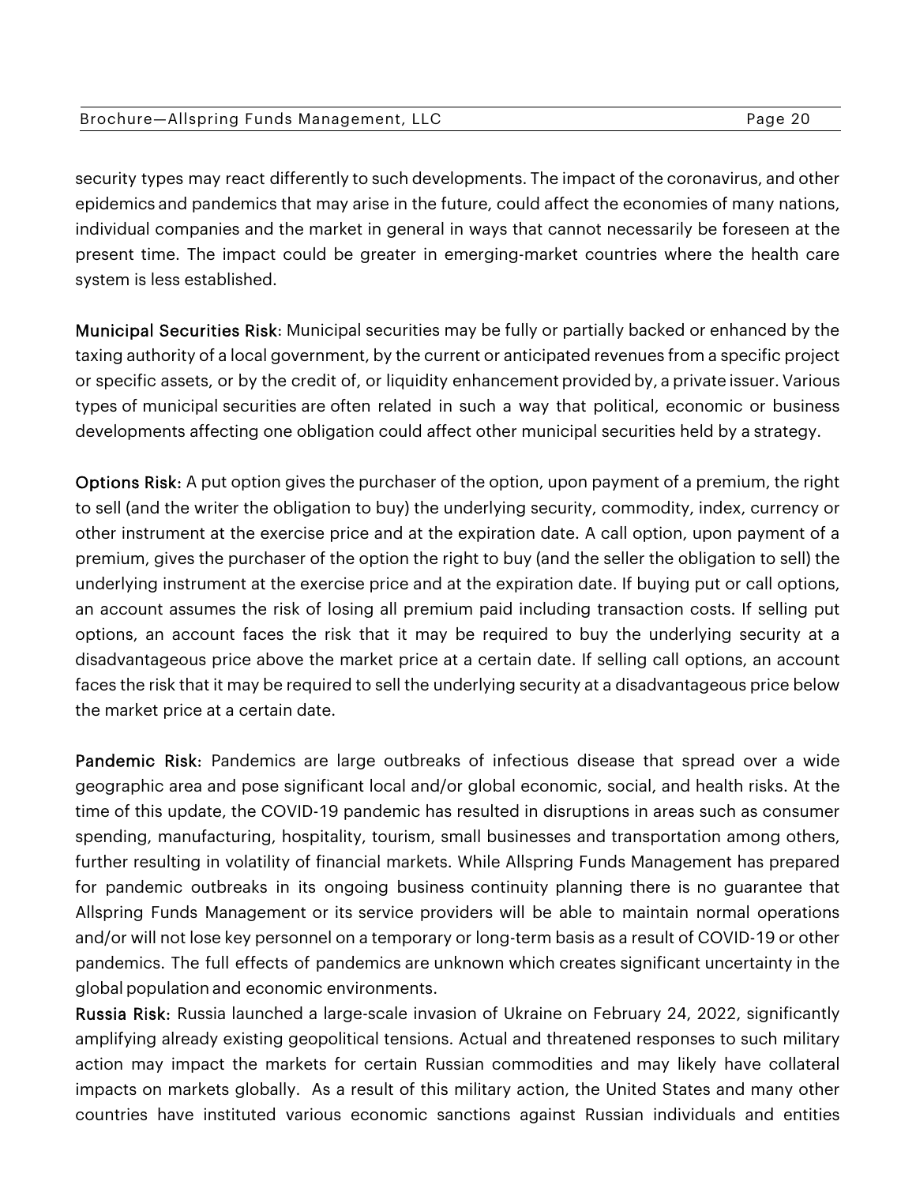security types may react differently to such developments. The impact of the coronavirus, and other epidemics and pandemics that may arise in the future, could affect the economies of many nations, individual companies and the market in general in ways that cannot necessarily be foreseen at the present time. The impact could be greater in emerging-market countries where the health care system is less established.

**Municipal Securities Risk**: Municipal securities may be fully or partially backed or enhanced by the taxing authority of a local government, by the current or anticipated revenues from a specific project or specific assets, or by the credit of, or liquidity enhancement provided by, a private issuer. Various types of municipal securities are often related in such a way that political, economic or business developments affecting one obligation could affect other municipal securities held by a strategy.

**Options Risk:** A put option gives the purchaser of the option, upon payment of a premium, the right to sell (and the writer the obligation to buy) the underlying security, commodity, index, currency or other instrument at the exercise price and at the expiration date. A call option, upon payment of a premium, gives the purchaser of the option the right to buy (and the seller the obligation to sell) the underlying instrument at the exercise price and at the expiration date. If buying put or call options, an account assumes the risk of losing all premium paid including transaction costs. If selling put options, an account faces the risk that it may be required to buy the underlying security at a disadvantageous price above the market price at a certain date. If selling call options, an account faces the risk that it may be required to sell the underlying security at a disadvantageous price below the market price at a certain date.

**Pandemic Risk:** Pandemics are large outbreaks of infectious disease that spread over a wide geographic area and pose significant local and/or global economic, social, and health risks. At the time of this update, the COVID-19 pandemic has resulted in disruptions in areas such as consumer spending, manufacturing, hospitality, tourism, small businesses and transportation among others, further resulting in volatility of financial markets. While Allspring Funds Management has prepared for pandemic outbreaks in its ongoing business continuity planning there is no guarantee that Allspring Funds Management or its service providers will be able to maintain normal operations and/or will not lose key personnel on a temporary or long-term basis as a result of COVID-19 or other pandemics. The full effects of pandemics are unknown which creates significant uncertainty in the global population and economic environments.

**Russia Risk:** Russia launched a large-scale invasion of Ukraine on February 24, 2022, significantly amplifying already existing geopolitical tensions. Actual and threatened responses to such military action may impact the markets for certain Russian commodities and may likely have collateral impacts on markets globally. As a result of this military action, the United States and many other countries have instituted various economic sanctions against Russian individuals and entities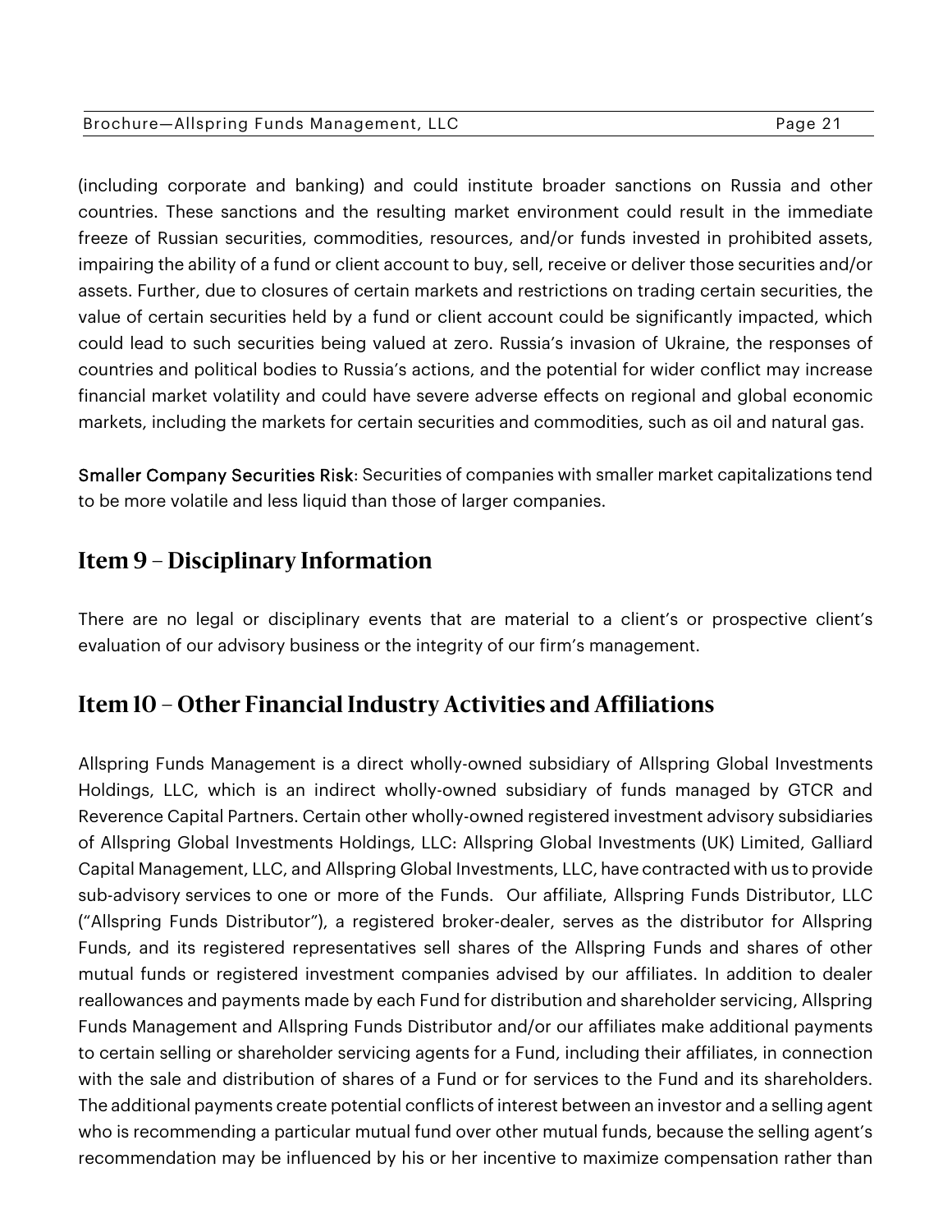(including corporate and banking) and could institute broader sanctions on Russia and other countries. These sanctions and the resulting market environment could result in the immediate freeze of Russian securities, commodities, resources, and/or funds invested in prohibited assets, impairing the ability of a fund or client account to buy, sell, receive or deliver those securities and/or assets. Further, due to closures of certain markets and restrictions on trading certain securities, the value of certain securities held by a fund or client account could be significantly impacted, which could lead to such securities being valued at zero. Russia's invasion of Ukraine, the responses of countries and political bodies to Russia's actions, and the potential for wider conflict may increase financial market volatility and could have severe adverse effects on regional and global economic markets, including the markets for certain securities and commodities, such as oil and natural gas.

Smaller Company Securities Risk: Securities of companies with smaller market capitalizations tend to be more volatile and less liquid than those of larger companies.

## Item 9 – Disciplinary Information

There are no legal or disciplinary events that are material to a client's or prospective client's evaluation of our advisory business or the integrity of our firm's management.

## Item 10 – Other Financial Industry Activities and Affiliations

Allspring Funds Management is a direct wholly-owned subsidiary of Allspring Global Investments Holdings, LLC, which is an indirect wholly-owned subsidiary of funds managed by GTCR and Reverence Capital Partners. Certain other wholly-owned registered investment advisory subsidiaries of Allspring Global Investments Holdings, LLC: Allspring Global Investments (UK) Limited, Galliard Capital Management, LLC, and Allspring Global Investments, LLC, have contracted with us to provide sub-advisory services to one or more of the Funds. Our affiliate, Allspring Funds Distributor, LLC ("Allspring Funds Distributor"), a registered broker-dealer, serves as the distributor for Allspring Funds, and its registered representatives sell shares of the Allspring Funds and shares of other mutual funds or registered investment companies advised by our affiliates. In addition to dealer reallowances and payments made by each Fund for distribution and shareholder servicing, Allspring Funds Management and Allspring Funds Distributor and/or our affiliates make additional payments to certain selling or shareholder servicing agents for a Fund, including their affiliates, in connection with the sale and distribution of shares of a Fund or for services to the Fund and its shareholders. The additional payments create potential conflicts of interest between an investor and a selling agent who is recommending a particular mutual fund over other mutual funds, because the selling agent's recommendation may be influenced by his or her incentive to maximize compensation rather than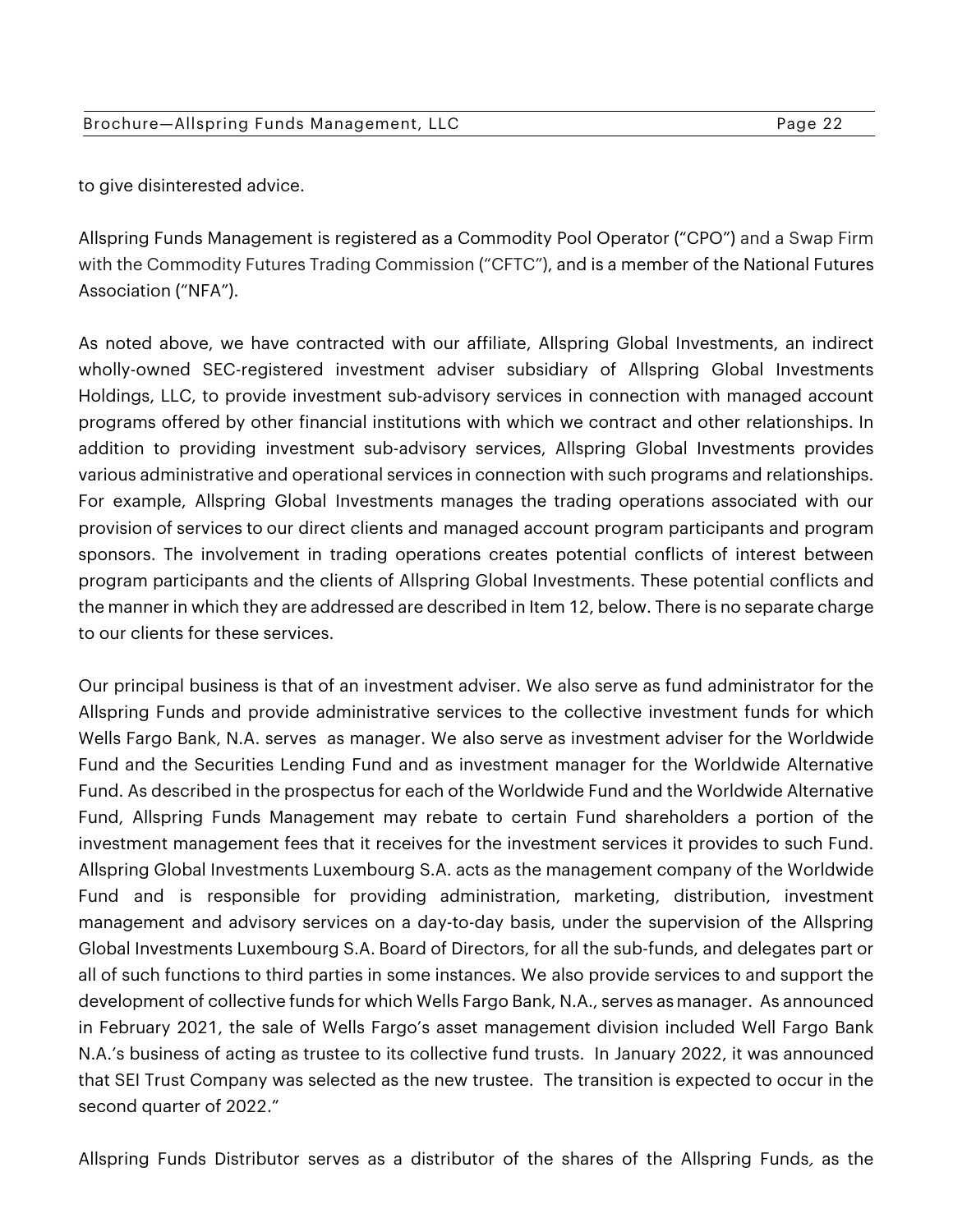to give disinterested advice.

Allspring Funds Management is registered as a Commodity Pool Operator ("CPO") and a Swap Firm with the Commodity Futures Trading Commission ("CFTC"), and is a member of the National Futures Association ("NFA").

As noted above, we have contracted with our affiliate, Allspring Global Investments, an indirect wholly-owned SEC-registered investment adviser subsidiary of Allspring Global Investments Holdings, LLC, to provide investment sub-advisory services in connection with managed account programs offered by other financial institutions with which we contract and other relationships. In addition to providing investment sub-advisory services, Allspring Global Investments provides various administrative and operational services in connection with such programs and relationships. For example, Allspring Global Investments manages the trading operations associated with our provision of services to our direct clients and managed account program participants and program sponsors. The involvement in trading operations creates potential conflicts of interest between program participants and the clients of Allspring Global Investments. These potential conflicts and the manner in which they are addressed are described in Item 12, below. There is no separate charge to our clients for these services.

Our principal business is that of an investment adviser. We also serve as fund administrator for the Allspring Funds and provide administrative services to the collective investment funds for which Wells Fargo Bank, N.A. serves as manager. We also serve as investment adviser for the Worldwide Fund and the Securities Lending Fund and as investment manager for the Worldwide Alternative Fund. As described in the prospectus for each of the Worldwide Fund and the Worldwide Alternative Fund, Allspring Funds Management may rebate to certain Fund shareholders a portion of the investment management fees that it receives for the investment services it provides to such Fund. Allspring Global Investments Luxembourg S.A. acts as the management company of the Worldwide Fund and is responsible for providing administration, marketing, distribution, investment management and advisory services on a day-to-day basis, under the supervision of the Allspring Global Investments Luxembourg S.A. Board of Directors, for all the sub-funds, and delegates part or all of such functions to third parties in some instances. We also provide services to and support the development of collective funds for which Wells Fargo Bank, N.A., serves as manager. As announced in February 2021, the sale of Wells Fargo's asset management division included Well Fargo Bank N.A.'s business of acting as trustee to its collective fund trusts. In January 2022, it was announced that SEI Trust Company was selected as the new trustee. The transition is expected to occur in the second quarter of 2022."

Allspring Funds Distributor serves as a distributor of the shares of the Allspring Funds*,* as the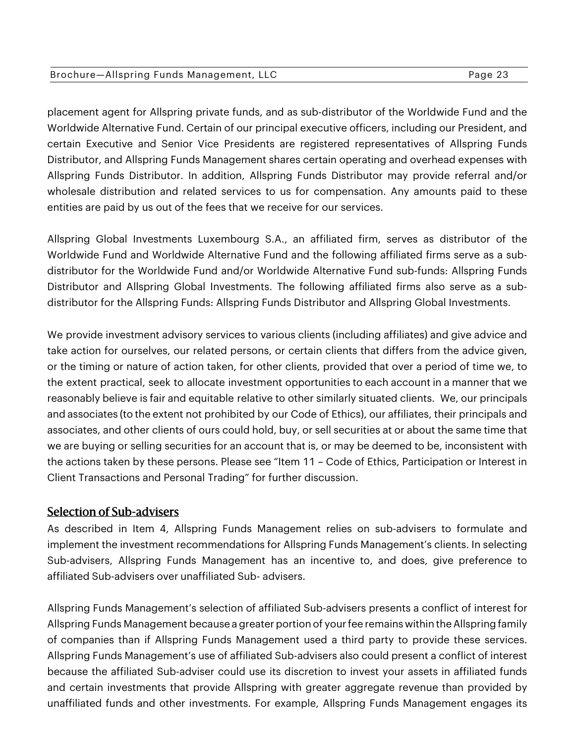placement agent for Allspring private funds, and as sub-distributor of the Worldwide Fund and the Worldwide Alternative Fund. Certain of our principal executive officers, including our President, and certain Executive and Senior Vice Presidents are registered representatives of Allspring Funds Distributor, and Allspring Funds Management shares certain operating and overhead expenses with Allspring Funds Distributor. In addition, Allspring Funds Distributor may provide referral and/or wholesale distribution and related services to us for compensation. Any amounts paid to these entities are paid by us out of the fees that we receive for our services.

Allspring Global Investments Luxembourg S.A., an affiliated firm, serves as distributor of the Worldwide Fund and Worldwide Alternative Fund and the following affiliated firms serve as a sub-distributor for the Worldwide Fund and/or Worldwide Alternative Fund sub-funds: Allspring Funds Distributor and Allspring Global Investments. The following affiliated firms also serve as a sub-distributor for the Allspring Funds: Allspring Funds Distributor and Allspring Global Investments.

We provide investment advisory services to various clients (including affiliates) and give advice and take action for ourselves, our related persons, or certain clients that differs from the advice given, or the timing or nature of action taken, for other clients, provided that over a period of time we, to the extent practical, seek to allocate investment opportunities to each account in a manner that we reasonably believe is fair and equitable relative to other similarly situated clients. We, our principals and associates (to the extent not prohibited by our Code of Ethics), our affiliates, their principals and associates, and other clients of ours could hold, buy, or sell securities at or about the same time that we are buying or selling securities for an account that is, or may be deemed to be, inconsistent with the actions taken by these persons. Please see "Item 11 – Code of Ethics, Participation or Interest in Client Transactions and Personal Trading" for further discussion.

## Selection of Sub-advisers

As described in Item 4, Allspring Funds Management relies on sub-advisers to formulate and implement the investment recommendations for Allspring Funds Management's clients. In selecting Sub-advisers, Allspring Funds Management has an incentive to, and does, give preference to affiliated Sub-advisers over unaffiliated Sub- advisers.

Allspring Funds Management's selection of affiliated Sub-advisers presents a conflict of interest for Allspring Funds Management because a greater portion of your fee remains within the Allspring family of companies than if Allspring Funds Management used a third party to provide these services. Allspring Funds Management's use of affiliated Sub-advisers also could present a conflict of interest because the affiliated Sub-adviser could use its discretion to invest your assets in affiliated funds and certain investments that provide Allspring with greater aggregate revenue than provided by unaffiliated funds and other investments. For example, Allspring Funds Management engages its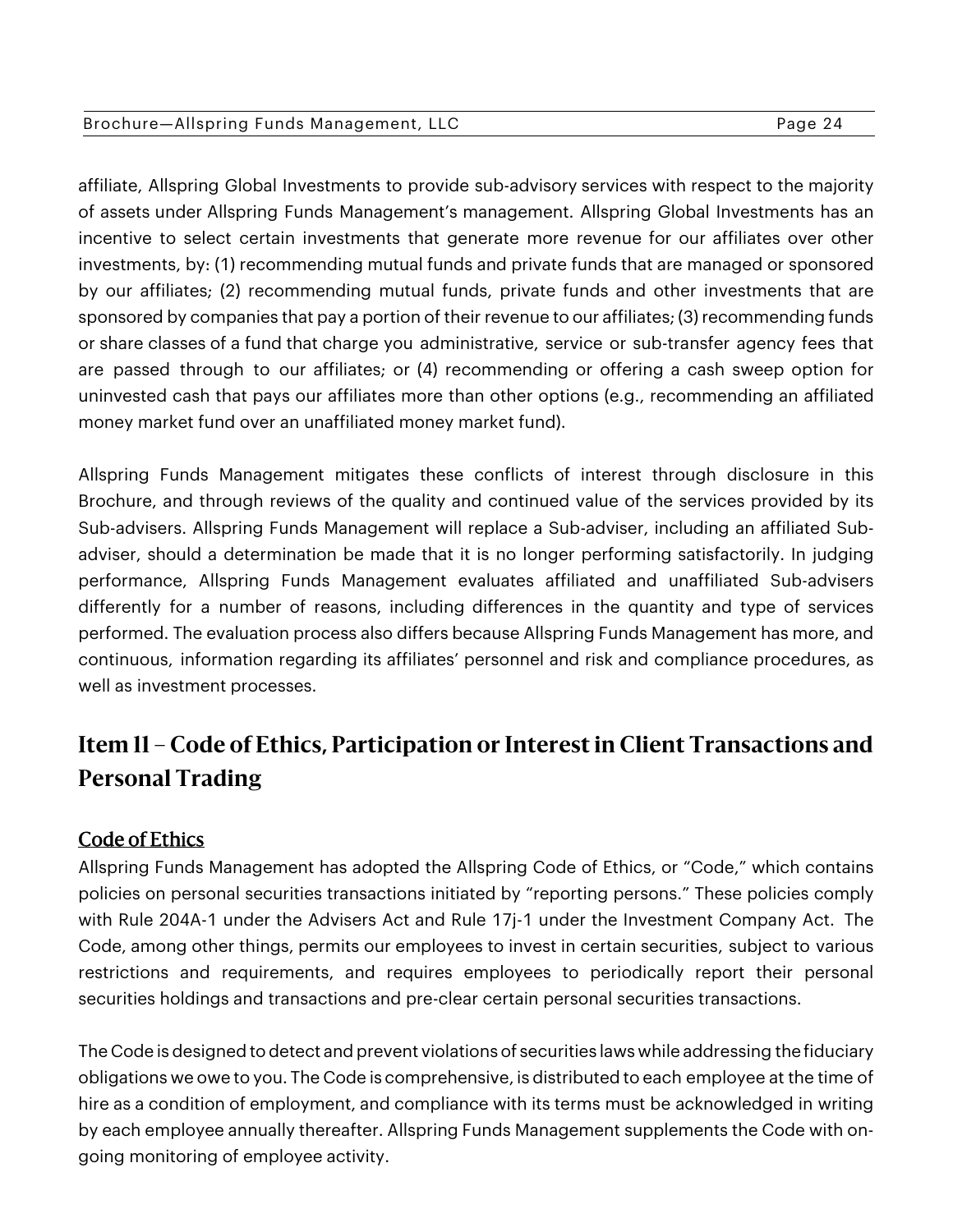affiliate, Allspring Global Investments to provide sub-advisory services with respect to the majority of assets under Allspring Funds Management's management. Allspring Global Investments has an incentive to select certain investments that generate more revenue for our affiliates over other investments, by: (1) recommending mutual funds and private funds that are managed or sponsored by our affiliates; (2) recommending mutual funds, private funds and other investments that are sponsored by companies that pay a portion of their revenue to our affiliates; (3) recommending funds or share classes of a fund that charge you administrative, service or sub-transfer agency fees that are passed through to our affiliates; or (4) recommending or offering a cash sweep option for uninvested cash that pays our affiliates more than other options (e.g., recommending an affiliated money market fund over an unaffiliated money market fund).

Allspring Funds Management mitigates these conflicts of interest through disclosure in this Brochure, and through reviews of the quality and continued value of the services provided by its Sub-advisers. Allspring Funds Management will replace a Sub-adviser, including an affiliated Sub-adviser, should a determination be made that it is no longer performing satisfactorily. In judging performance, Allspring Funds Management evaluates affiliated and unaffiliated Sub-advisers differently for a number of reasons, including differences in the quantity and type of services performed. The evaluation process also differs because Allspring Funds Management has more, and continuous, information regarding its affiliates' personnel and risk and compliance procedures, as well as investment processes.

## Item 11 – Code of Ethics, Participation or Interest in Client Transactions and Personal Trading

### Code of Ethics

Allspring Funds Management has adopted the Allspring Code of Ethics, or "Code," which contains policies on personal securities transactions initiated by "reporting persons." These policies comply with Rule 204A-1 under the Advisers Act and Rule 17j-1 under the Investment Company Act. The Code, among other things, permits our employees to invest in certain securities, subject to various restrictions and requirements, and requires employees to periodically report their personal securities holdings and transactions and pre-clear certain personal securities transactions.

The Code is designed to detect and prevent violations of securities laws while addressing the fiduciary obligations we owe to you. The Code is comprehensive, is distributed to each employee at the time of hire as a condition of employment, and compliance with its terms must be acknowledged in writing by each employee annually thereafter. Allspring Funds Management supplements the Code with on-going monitoring of employee activity.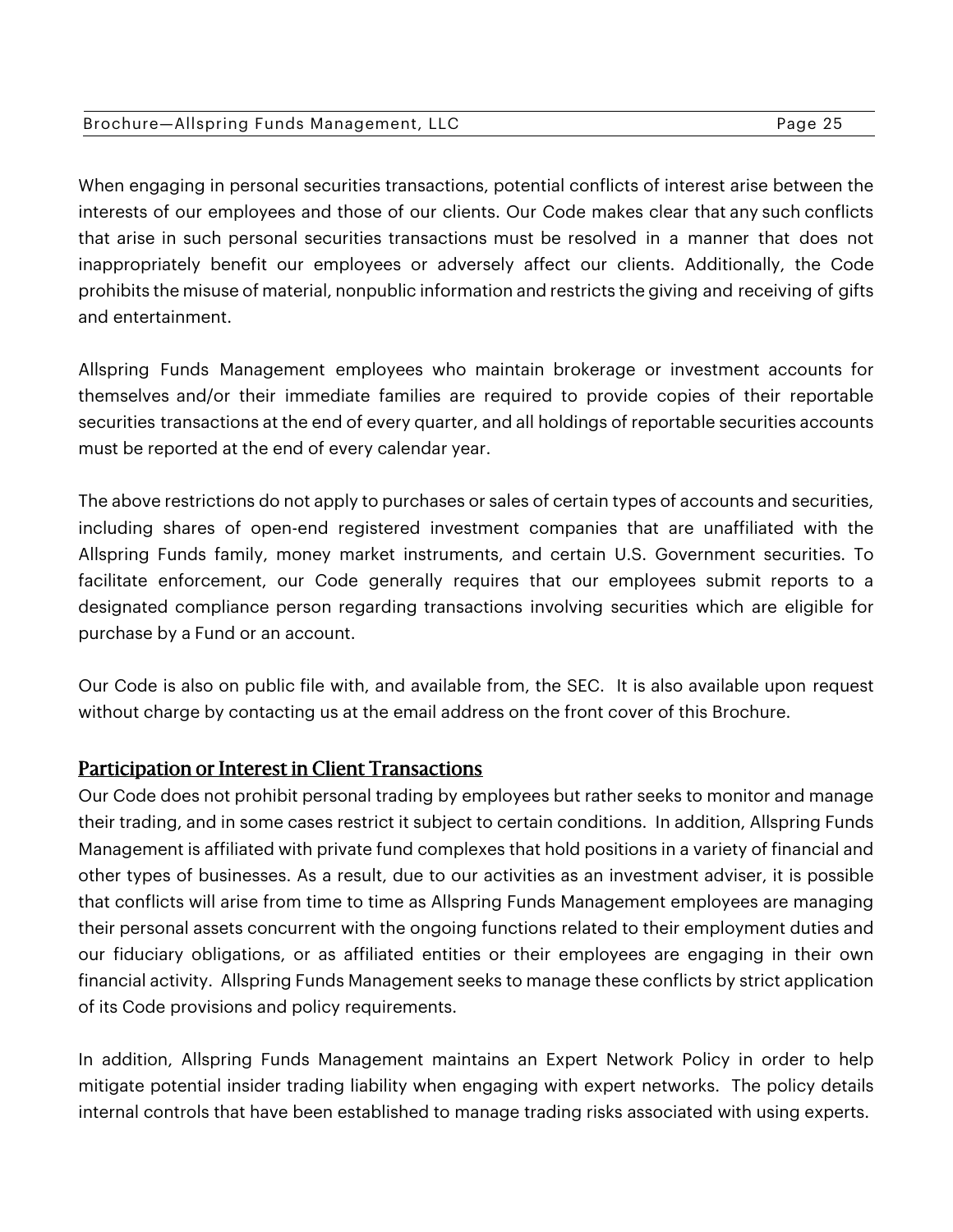When engaging in personal securities transactions, potential conflicts of interest arise between the interests of our employees and those of our clients. Our Code makes clear that any such conflicts that arise in such personal securities transactions must be resolved in a manner that does not inappropriately benefit our employees or adversely affect our clients. Additionally, the Code prohibits the misuse of material, nonpublic information and restricts the giving and receiving of gifts and entertainment.

Allspring Funds Management employees who maintain brokerage or investment accounts for themselves and/or their immediate families are required to provide copies of their reportable securities transactions at the end of every quarter, and all holdings of reportable securities accounts must be reported at the end of every calendar year.

The above restrictions do not apply to purchases or sales of certain types of accounts and securities, including shares of open-end registered investment companies that are unaffiliated with the Allspring Funds family, money market instruments, and certain U.S. Government securities. To facilitate enforcement, our Code generally requires that our employees submit reports to a designated compliance person regarding transactions involving securities which are eligible for purchase by a Fund or an account.

Our Code is also on public file with, and available from, the SEC. It is also available upon request without charge by contacting us at the email address on the front cover of this Brochure.

## Participation or Interest in Client Transactions

Our Code does not prohibit personal trading by employees but rather seeks to monitor and manage their trading, and in some cases restrict it subject to certain conditions. In addition, Allspring Funds Management is affiliated with private fund complexes that hold positions in a variety of financial and other types of businesses. As a result, due to our activities as an investment adviser, it is possible that conflicts will arise from time to time as Allspring Funds Management employees are managing their personal assets concurrent with the ongoing functions related to their employment duties and our fiduciary obligations, or as affiliated entities or their employees are engaging in their own financial activity. Allspring Funds Management seeks to manage these conflicts by strict application of its Code provisions and policy requirements.

In addition, Allspring Funds Management maintains an Expert Network Policy in order to help mitigate potential insider trading liability when engaging with expert networks. The policy details internal controls that have been established to manage trading risks associated with using experts.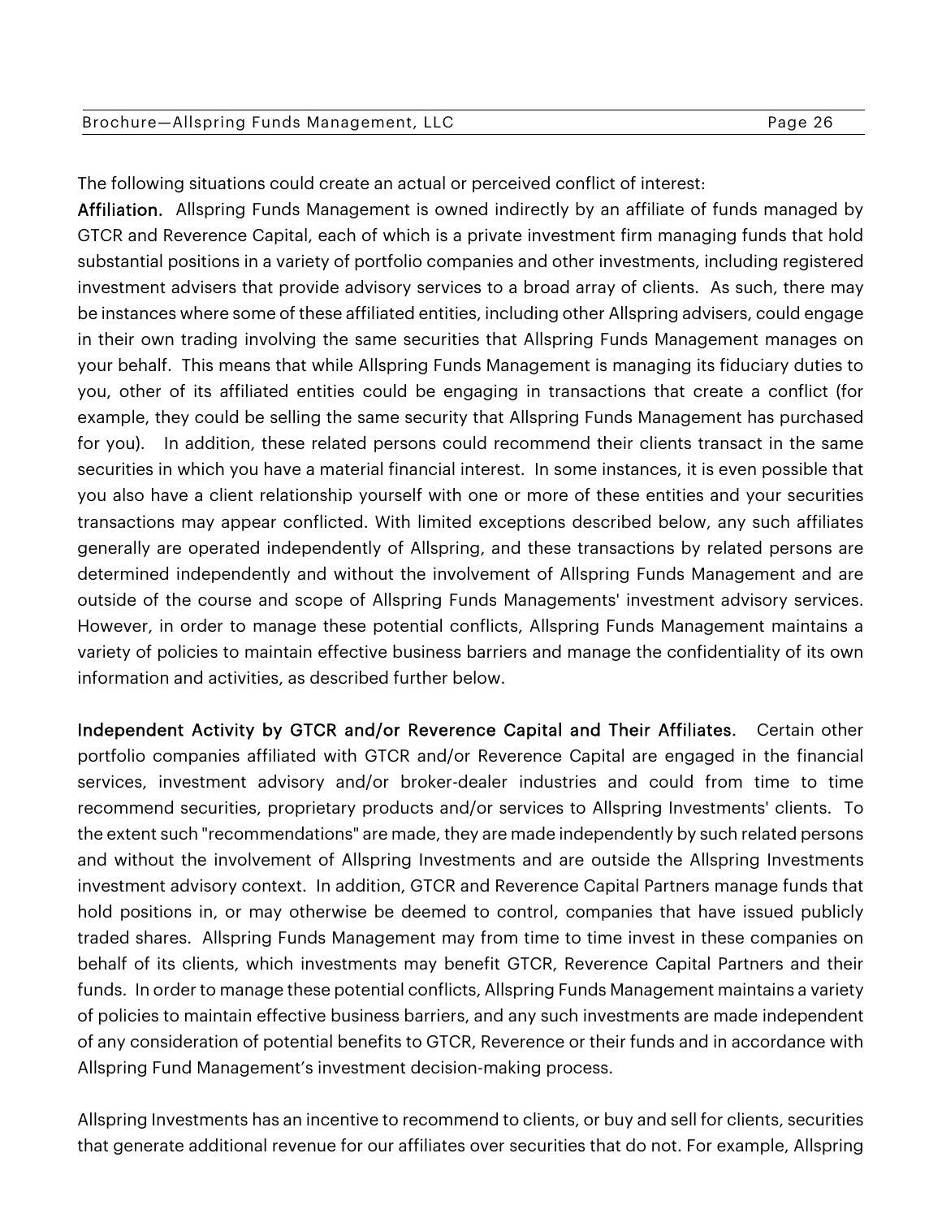The following situations could create an actual or perceived conflict of interest:

**Affiliation.** Allspring Funds Management is owned indirectly by an affiliate of funds managed by GTCR and Reverence Capital, each of which is a private investment firm managing funds that hold substantial positions in a variety of portfolio companies and other investments, including registered investment advisers that provide advisory services to a broad array of clients. As such, there may be instances where some of these affiliated entities, including other Allspring advisers, could engage in their own trading involving the same securities that Allspring Funds Management manages on your behalf. This means that while Allspring Funds Management is managing its fiduciary duties to you, other of its affiliated entities could be engaging in transactions that create a conflict (for example, they could be selling the same security that Allspring Funds Management has purchased for you). In addition, these related persons could recommend their clients transact in the same securities in which you have a material financial interest. In some instances, it is even possible that you also have a client relationship yourself with one or more of these entities and your securities transactions may appear conflicted. With limited exceptions described below, any such affiliates generally are operated independently of Allspring, and these transactions by related persons are determined independently and without the involvement of Allspring Funds Management and are outside of the course and scope of Allspring Funds Managements' investment advisory services. However, in order to manage these potential conflicts, Allspring Funds Management maintains a variety of policies to maintain effective business barriers and manage the confidentiality of its own information and activities, as described further below.

**Independent Activity by GTCR and/or Reverence Capital and Their Affiliates**. Certain other portfolio companies affiliated with GTCR and/or Reverence Capital are engaged in the financial services, investment advisory and/or broker-dealer industries and could from time to time recommend securities, proprietary products and/or services to Allspring Investments' clients. To the extent such "recommendations" are made, they are made independently by such related persons and without the involvement of Allspring Investments and are outside the Allspring Investments investment advisory context. In addition, GTCR and Reverence Capital Partners manage funds that hold positions in, or may otherwise be deemed to control, companies that have issued publicly traded shares. Allspring Funds Management may from time to time invest in these companies on behalf of its clients, which investments may benefit GTCR, Reverence Capital Partners and their funds. In order to manage these potential conflicts, Allspring Funds Management maintains a variety of policies to maintain effective business barriers, and any such investments are made independent of any consideration of potential benefits to GTCR, Reverence or their funds and in accordance with Allspring Fund Management's investment decision-making process.

Allspring Investments has an incentive to recommend to clients, or buy and sell for clients, securities that generate additional revenue for our affiliates over securities that do not. For example, Allspring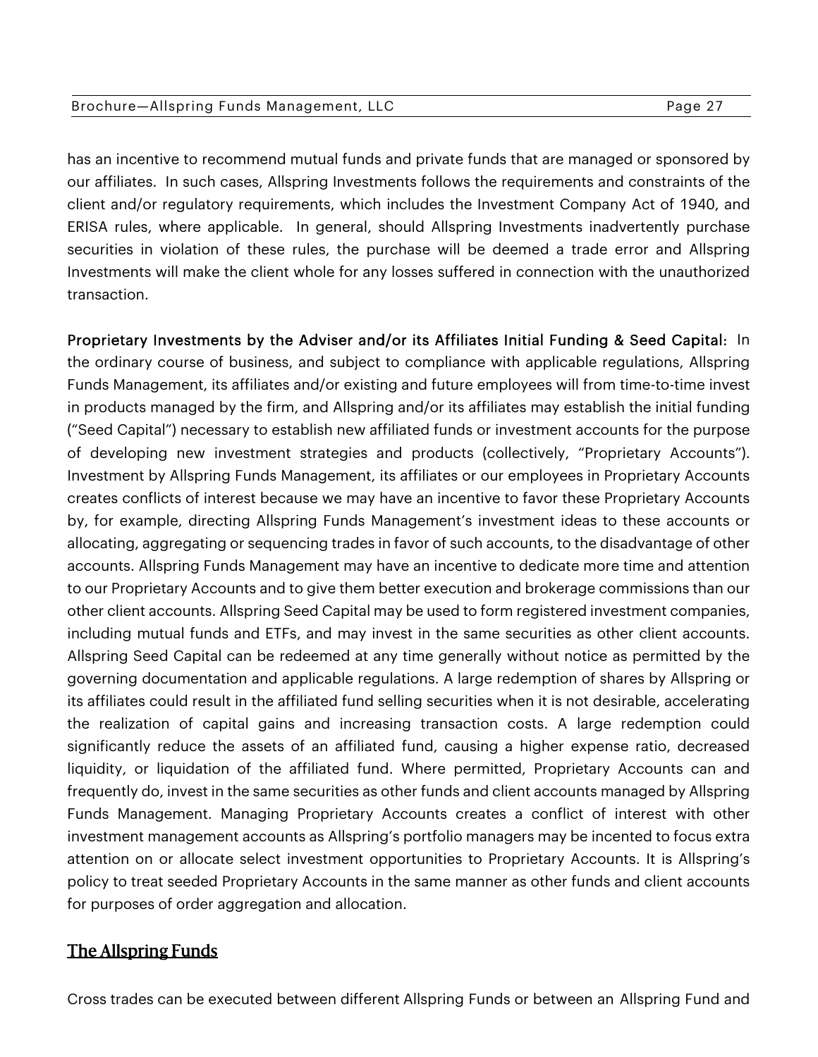has an incentive to recommend mutual funds and private funds that are managed or sponsored by our affiliates. In such cases, Allspring Investments follows the requirements and constraints of the client and/or regulatory requirements, which includes the Investment Company Act of 1940, and ERISA rules, where applicable. In general, should Allspring Investments inadvertently purchase securities in violation of these rules, the purchase will be deemed a trade error and Allspring Investments will make the client whole for any losses suffered in connection with the unauthorized transaction.

**Proprietary Investments by the Adviser and/or its Affiliates Initial Funding & Seed Capital:** In the ordinary course of business, and subject to compliance with applicable regulations, Allspring Funds Management, its affiliates and/or existing and future employees will from time-to-time invest in products managed by the firm, and Allspring and/or its affiliates may establish the initial funding ("Seed Capital") necessary to establish new affiliated funds or investment accounts for the purpose of developing new investment strategies and products (collectively, "Proprietary Accounts"). Investment by Allspring Funds Management, its affiliates or our employees in Proprietary Accounts creates conflicts of interest because we may have an incentive to favor these Proprietary Accounts by, for example, directing Allspring Funds Management's investment ideas to these accounts or allocating, aggregating or sequencing trades in favor of such accounts, to the disadvantage of other accounts. Allspring Funds Management may have an incentive to dedicate more time and attention to our Proprietary Accounts and to give them better execution and brokerage commissions than our other client accounts. Allspring Seed Capital may be used to form registered investment companies, including mutual funds and ETFs, and may invest in the same securities as other client accounts. Allspring Seed Capital can be redeemed at any time generally without notice as permitted by the governing documentation and applicable regulations. A large redemption of shares by Allspring or its affiliates could result in the affiliated fund selling securities when it is not desirable, accelerating the realization of capital gains and increasing transaction costs. A large redemption could significantly reduce the assets of an affiliated fund, causing a higher expense ratio, decreased liquidity, or liquidation of the affiliated fund. Where permitted, Proprietary Accounts can and frequently do, invest in the same securities as other funds and client accounts managed by Allspring Funds Management. Managing Proprietary Accounts creates a conflict of interest with other investment management accounts as Allspring's portfolio managers may be incented to focus extra attention on or allocate select investment opportunities to Proprietary Accounts. It is Allspring's policy to treat seeded Proprietary Accounts in the same manner as other funds and client accounts for purposes of order aggregation and allocation.

## The Allspring Funds

Cross trades can be executed between different Allspring Funds or between an Allspring Fund and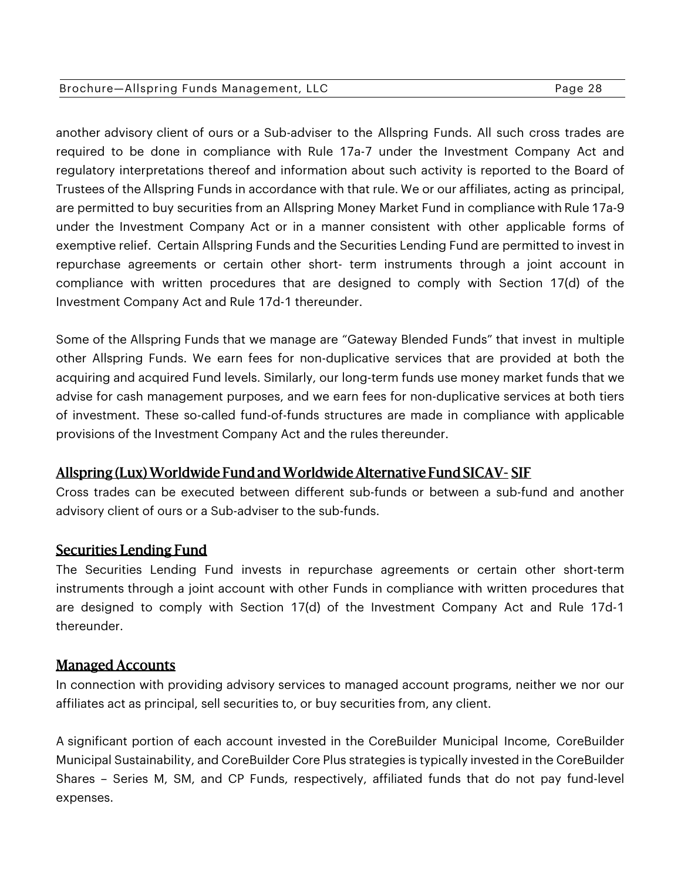another advisory client of ours or a Sub-adviser to the Allspring Funds. All such cross trades are required to be done in compliance with Rule 17a-7 under the Investment Company Act and regulatory interpretations thereof and information about such activity is reported to the Board of Trustees of the Allspring Funds in accordance with that rule. We or our affiliates, acting as principal, are permitted to buy securities from an Allspring Money Market Fund in compliance with Rule 17a-9 under the Investment Company Act or in a manner consistent with other applicable forms of exemptive relief. Certain Allspring Funds and the Securities Lending Fund are permitted to invest in repurchase agreements or certain other short- term instruments through a joint account in compliance with written procedures that are designed to comply with Section 17(d) of the Investment Company Act and Rule 17d-1 thereunder.

Some of the Allspring Funds that we manage are "Gateway Blended Funds" that invest in multiple other Allspring Funds. We earn fees for non-duplicative services that are provided at both the acquiring and acquired Fund levels. Similarly, our long-term funds use money market funds that we advise for cash management purposes, and we earn fees for non-duplicative services at both tiers of investment. These so-called fund-of-funds structures are made in compliance with applicable provisions of the Investment Company Act and the rules thereunder.

## Allspring (Lux) Worldwide Fund and Worldwide Alternative Fund SICAV- SIF

Cross trades can be executed between different sub-funds or between a sub-fund and another advisory client of ours or a Sub-adviser to the sub-funds.

## Securities Lending Fund

The Securities Lending Fund invests in repurchase agreements or certain other short-term instruments through a joint account with other Funds in compliance with written procedures that are designed to comply with Section 17(d) of the Investment Company Act and Rule 17d-1 thereunder.

## Managed Accounts

In connection with providing advisory services to managed account programs, neither we nor our affiliates act as principal, sell securities to, or buy securities from, any client.

A significant portion of each account invested in the CoreBuilder Municipal Income, CoreBuilder Municipal Sustainability, and CoreBuilder Core Plus strategies is typically invested in the CoreBuilder Shares – Series M, SM, and CP Funds, respectively, affiliated funds that do not pay fund-level expenses.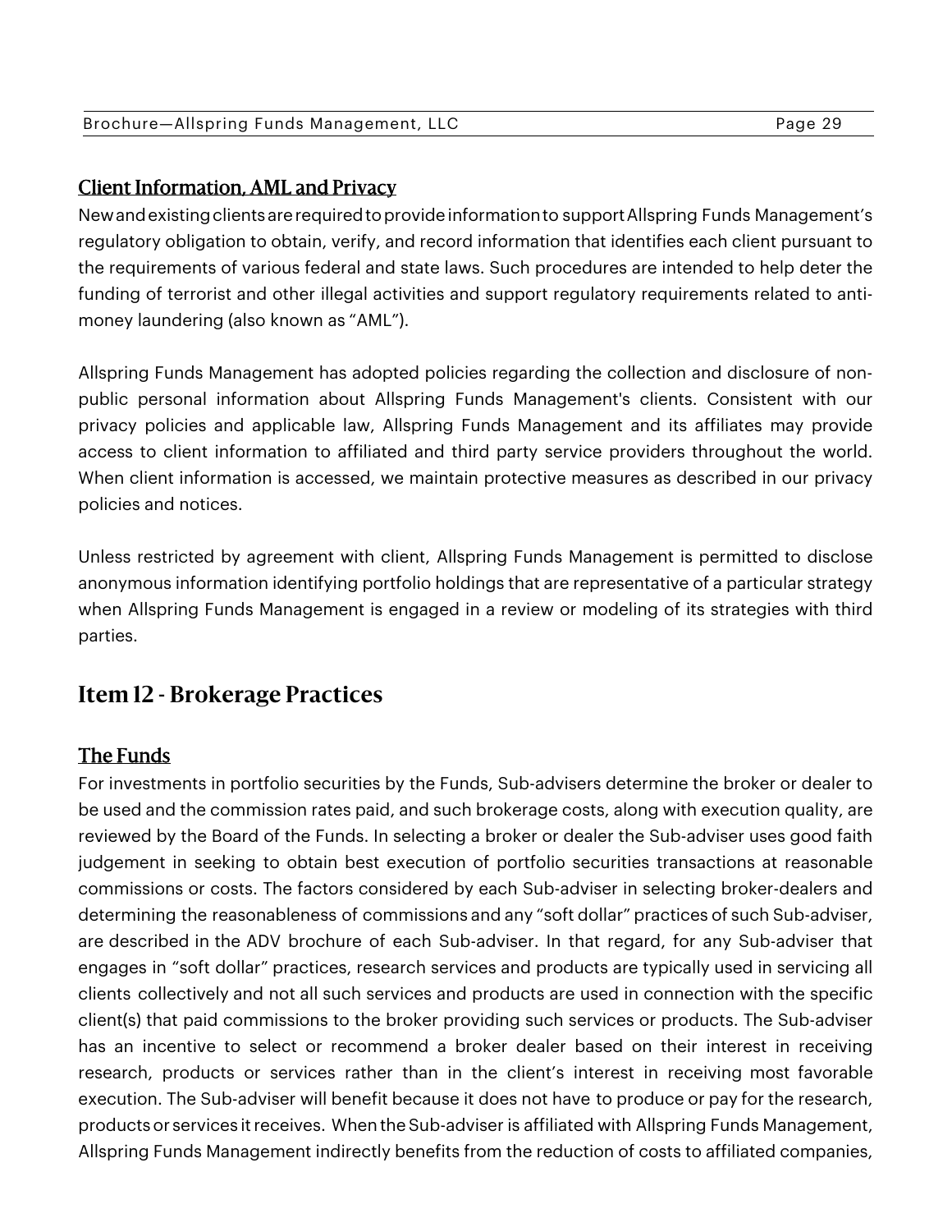### Client Information, AML and Privacy

New and existing clients are required to provide information to support Allspring Funds Management's regulatory obligation to obtain, verify, and record information that identifies each client pursuant to the requirements of various federal and state laws. Such procedures are intended to help deter the funding of terrorist and other illegal activities and support regulatory requirements related to anti-money laundering (also known as "AML").

Allspring Funds Management has adopted policies regarding the collection and disclosure of non-public personal information about Allspring Funds Management's clients. Consistent with our privacy policies and applicable law, Allspring Funds Management and its affiliates may provide access to client information to affiliated and third party service providers throughout the world. When client information is accessed, we maintain protective measures as described in our privacy policies and notices.

Unless restricted by agreement with client, Allspring Funds Management is permitted to disclose anonymous information identifying portfolio holdings that are representative of a particular strategy when Allspring Funds Management is engaged in a review or modeling of its strategies with third parties.

## Item 12 - Brokerage Practices

### The Funds

For investments in portfolio securities by the Funds, Sub-advisers determine the broker or dealer to be used and the commission rates paid, and such brokerage costs, along with execution quality, are reviewed by the Board of the Funds. In selecting a broker or dealer the Sub-adviser uses good faith judgement in seeking to obtain best execution of portfolio securities transactions at reasonable commissions or costs. The factors considered by each Sub-adviser in selecting broker-dealers and determining the reasonableness of commissions and any "soft dollar" practices of such Sub-adviser, are described in the ADV brochure of each Sub-adviser. In that regard, for any Sub-adviser that engages in "soft dollar" practices, research services and products are typically used in servicing all clients collectively and not all such services and products are used in connection with the specific client(s) that paid commissions to the broker providing such services or products. The Sub-adviser has an incentive to select or recommend a broker dealer based on their interest in receiving research, products or services rather than in the client's interest in receiving most favorable execution. The Sub-adviser will benefit because it does not have to produce or pay for the research, products or services it receives. When the Sub-adviser is affiliated with Allspring Funds Management, Allspring Funds Management indirectly benefits from the reduction of costs to affiliated companies,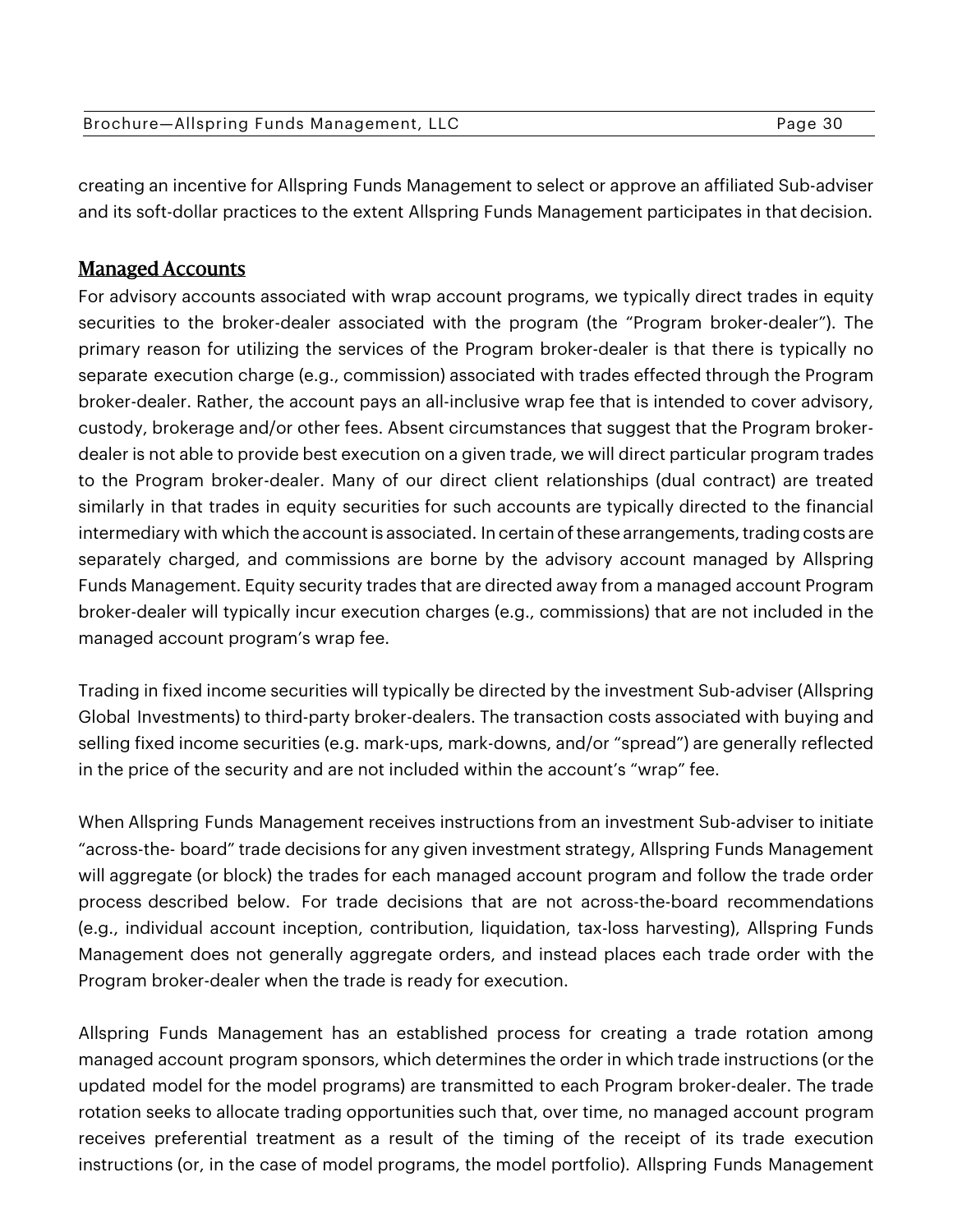creating an incentive for Allspring Funds Management to select or approve an affiliated Sub-adviser and its soft-dollar practices to the extent Allspring Funds Management participates in that decision.

## Managed Accounts

For advisory accounts associated with wrap account programs, we typically direct trades in equity securities to the broker-dealer associated with the program (the "Program broker-dealer"). The primary reason for utilizing the services of the Program broker-dealer is that there is typically no separate execution charge (e.g., commission) associated with trades effected through the Program broker-dealer. Rather, the account pays an all-inclusive wrap fee that is intended to cover advisory, custody, brokerage and/or other fees. Absent circumstances that suggest that the Program broker-dealer is not able to provide best execution on a given trade, we will direct particular program trades to the Program broker-dealer. Many of our direct client relationships (dual contract) are treated similarly in that trades in equity securities for such accounts are typically directed to the financial intermediary with which the account is associated. In certain of these arrangements, trading costs are separately charged, and commissions are borne by the advisory account managed by Allspring Funds Management. Equity security trades that are directed away from a managed account Program broker-dealer will typically incur execution charges (e.g., commissions) that are not included in the managed account program's wrap fee.

Trading in fixed income securities will typically be directed by the investment Sub-adviser (Allspring Global Investments) to third-party broker-dealers. The transaction costs associated with buying and selling fixed income securities (e.g. mark-ups, mark-downs, and/or "spread") are generally reflected in the price of the security and are not included within the account's "wrap" fee.

When Allspring Funds Management receives instructions from an investment Sub-adviser to initiate "across-the- board" trade decisions for any given investment strategy, Allspring Funds Management will aggregate (or block) the trades for each managed account program and follow the trade order process described below. For trade decisions that are not across-the-board recommendations (e.g., individual account inception, contribution, liquidation, tax-loss harvesting), Allspring Funds Management does not generally aggregate orders, and instead places each trade order with the Program broker-dealer when the trade is ready for execution.

Allspring Funds Management has an established process for creating a trade rotation among managed account program sponsors, which determines the order in which trade instructions (or the updated model for the model programs) are transmitted to each Program broker-dealer. The trade rotation seeks to allocate trading opportunities such that, over time, no managed account program receives preferential treatment as a result of the timing of the receipt of its trade execution instructions (or, in the case of model programs, the model portfolio). Allspring Funds Management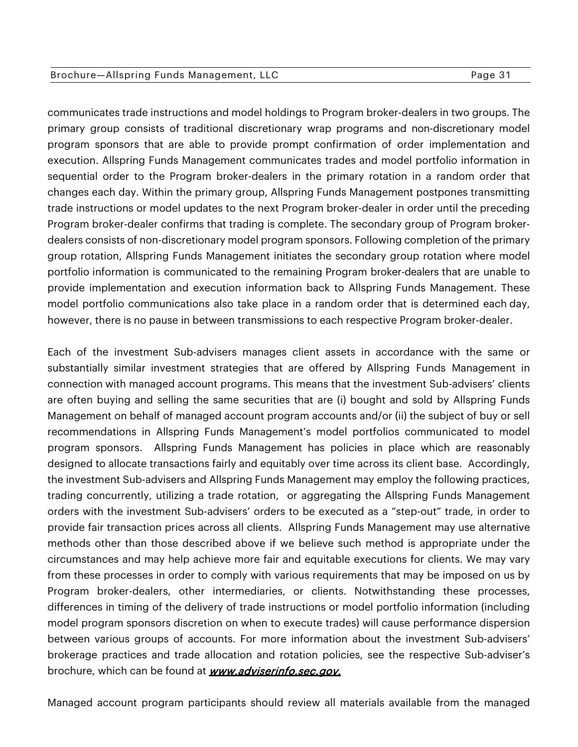communicates trade instructions and model holdings to Program broker-dealers in two groups. The primary group consists of traditional discretionary wrap programs and non-discretionary model program sponsors that are able to provide prompt confirmation of order implementation and execution. Allspring Funds Management communicates trades and model portfolio information in sequential order to the Program broker-dealers in the primary rotation in a random order that changes each day. Within the primary group, Allspring Funds Management postpones transmitting trade instructions or model updates to the next Program broker-dealer in order until the preceding Program broker-dealer confirms that trading is complete. The secondary group of Program broker-dealers consists of non-discretionary model program sponsors. Following completion of the primary group rotation, Allspring Funds Management initiates the secondary group rotation where model portfolio information is communicated to the remaining Program broker-dealers that are unable to provide implementation and execution information back to Allspring Funds Management. These model portfolio communications also take place in a random order that is determined each day, however, there is no pause in between transmissions to each respective Program broker-dealer.

Each of the investment Sub-advisers manages client assets in accordance with the same or substantially similar investment strategies that are offered by Allspring Funds Management in connection with managed account programs. This means that the investment Sub-advisers' clients are often buying and selling the same securities that are (i) bought and sold by Allspring Funds Management on behalf of managed account program accounts and/or (ii) the subject of buy or sell recommendations in Allspring Funds Management's model portfolios communicated to model program sponsors. Allspring Funds Management has policies in place which are reasonably designed to allocate transactions fairly and equitably over time across its client base. Accordingly, the investment Sub-advisers and Allspring Funds Management may employ the following practices, trading concurrently, utilizing a trade rotation, or aggregating the Allspring Funds Management orders with the investment Sub-advisers' orders to be executed as a "step-out" trade, in order to provide fair transaction prices across all clients. Allspring Funds Management may use alternative methods other than those described above if we believe such method is appropriate under the circumstances and may help achieve more fair and equitable executions for clients. We may vary from these processes in order to comply with various requirements that may be imposed on us by Program broker-dealers, other intermediaries, or clients. Notwithstanding these processes, differences in timing of the delivery of trade instructions or model portfolio information (including model program sponsors discretion on when to execute trades) will cause performance dispersion between various groups of accounts. For more information about the investment Sub-advisers' brokerage practices and trade allocation and rotation policies, see the respective Sub-adviser's brochure, which can be found at ***www.adviserinfo.sec.gov.***

Managed account program participants should review all materials available from the managed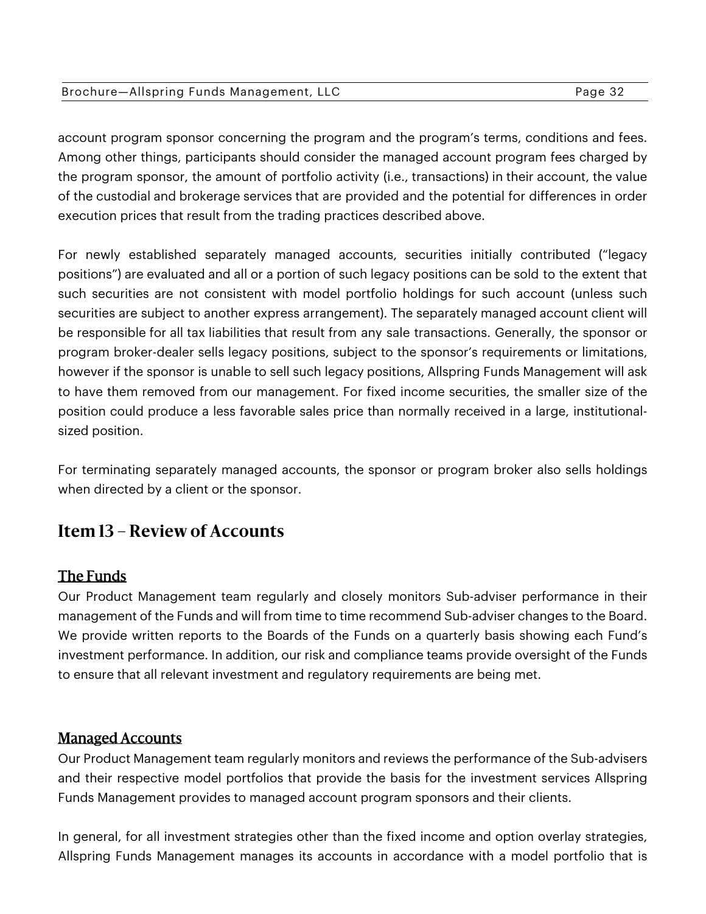account program sponsor concerning the program and the program's terms, conditions and fees. Among other things, participants should consider the managed account program fees charged by the program sponsor, the amount of portfolio activity (i.e., transactions) in their account, the value of the custodial and brokerage services that are provided and the potential for differences in order execution prices that result from the trading practices described above.

For newly established separately managed accounts, securities initially contributed ("legacy positions") are evaluated and all or a portion of such legacy positions can be sold to the extent that such securities are not consistent with model portfolio holdings for such account (unless such securities are subject to another express arrangement). The separately managed account client will be responsible for all tax liabilities that result from any sale transactions. Generally, the sponsor or program broker-dealer sells legacy positions, subject to the sponsor's requirements or limitations, however if the sponsor is unable to sell such legacy positions, Allspring Funds Management will ask to have them removed from our management. For fixed income securities, the smaller size of the position could produce a less favorable sales price than normally received in a large, institutional-sized position.

For terminating separately managed accounts, the sponsor or program broker also sells holdings when directed by a client or the sponsor.

## Item 13 – Review of Accounts

### The Funds

Our Product Management team regularly and closely monitors Sub-adviser performance in their management of the Funds and will from time to time recommend Sub-adviser changes to the Board. We provide written reports to the Boards of the Funds on a quarterly basis showing each Fund's investment performance. In addition, our risk and compliance teams provide oversight of the Funds to ensure that all relevant investment and regulatory requirements are being met.

### Managed Accounts

Our Product Management team regularly monitors and reviews the performance of the Sub-advisers and their respective model portfolios that provide the basis for the investment services Allspring Funds Management provides to managed account program sponsors and their clients.

In general, for all investment strategies other than the fixed income and option overlay strategies, Allspring Funds Management manages its accounts in accordance with a model portfolio that is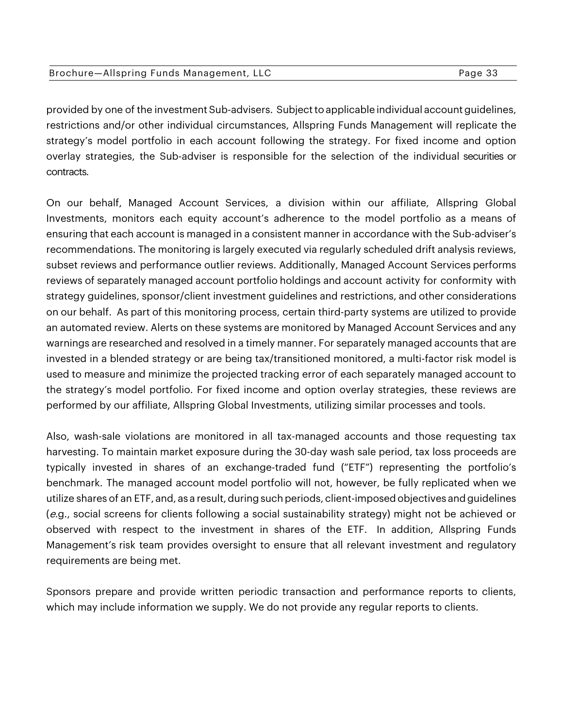provided by one of the investment Sub-advisers. Subject to applicable individual account guidelines, restrictions and/or other individual circumstances, Allspring Funds Management will replicate the strategy's model portfolio in each account following the strategy. For fixed income and option overlay strategies, the Sub-adviser is responsible for the selection of the individual securities or contracts.

On our behalf, Managed Account Services, a division within our affiliate, Allspring Global Investments, monitors each equity account's adherence to the model portfolio as a means of ensuring that each account is managed in a consistent manner in accordance with the Sub-adviser's recommendations. The monitoring is largely executed via regularly scheduled drift analysis reviews, subset reviews and performance outlier reviews. Additionally, Managed Account Services performs reviews of separately managed account portfolio holdings and account activity for conformity with strategy guidelines, sponsor/client investment guidelines and restrictions, and other considerations on our behalf. As part of this monitoring process, certain third-party systems are utilized to provide an automated review. Alerts on these systems are monitored by Managed Account Services and any warnings are researched and resolved in a timely manner. For separately managed accounts that are invested in a blended strategy or are being tax/transitioned monitored, a multi-factor risk model is used to measure and minimize the projected tracking error of each separately managed account to the strategy's model portfolio. For fixed income and option overlay strategies, these reviews are performed by our affiliate, Allspring Global Investments, utilizing similar processes and tools.

Also, wash-sale violations are monitored in all tax-managed accounts and those requesting tax harvesting. To maintain market exposure during the 30-day wash sale period, tax loss proceeds are typically invested in shares of an exchange-traded fund ("ETF") representing the portfolio's benchmark. The managed account model portfolio will not, however, be fully replicated when we utilize shares of an ETF, and, as a result, during such periods, client-imposed objectives and guidelines (*e.g.*, social screens for clients following a social sustainability strategy) might not be achieved or observed with respect to the investment in shares of the ETF. In addition, Allspring Funds Management's risk team provides oversight to ensure that all relevant investment and regulatory requirements are being met.

Sponsors prepare and provide written periodic transaction and performance reports to clients, which may include information we supply. We do not provide any regular reports to clients.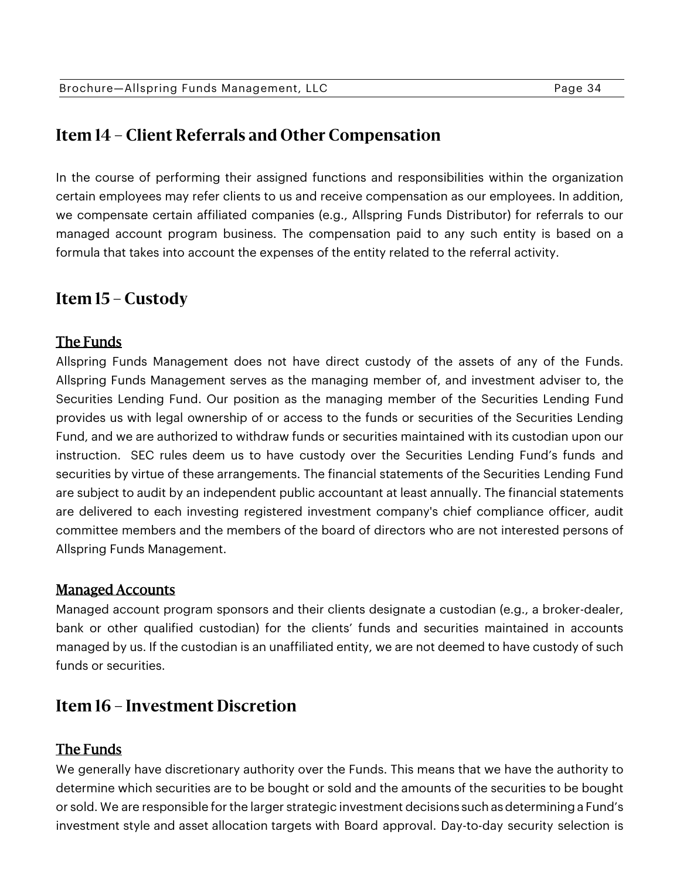## Item 14 – Client Referrals and Other Compensation

In the course of performing their assigned functions and responsibilities within the organization certain employees may refer clients to us and receive compensation as our employees. In addition, we compensate certain affiliated companies (e.g., Allspring Funds Distributor) for referrals to our managed account program business. The compensation paid to any such entity is based on a formula that takes into account the expenses of the entity related to the referral activity.

## Item 15 – Custody

### The Funds

Allspring Funds Management does not have direct custody of the assets of any of the Funds. Allspring Funds Management serves as the managing member of, and investment adviser to, the Securities Lending Fund. Our position as the managing member of the Securities Lending Fund provides us with legal ownership of or access to the funds or securities of the Securities Lending Fund, and we are authorized to withdraw funds or securities maintained with its custodian upon our instruction. SEC rules deem us to have custody over the Securities Lending Fund's funds and securities by virtue of these arrangements. The financial statements of the Securities Lending Fund are subject to audit by an independent public accountant at least annually. The financial statements are delivered to each investing registered investment company's chief compliance officer, audit committee members and the members of the board of directors who are not interested persons of Allspring Funds Management.

### Managed Accounts

Managed account program sponsors and their clients designate a custodian (e.g., a broker-dealer, bank or other qualified custodian) for the clients' funds and securities maintained in accounts managed by us. If the custodian is an unaffiliated entity, we are not deemed to have custody of such funds or securities.

## Item 16 – Investment Discretion

### The Funds

We generally have discretionary authority over the Funds. This means that we have the authority to determine which securities are to be bought or sold and the amounts of the securities to be bought or sold. We are responsible for the larger strategic investment decisions such as determining a Fund's investment style and asset allocation targets with Board approval. Day-to-day security selection is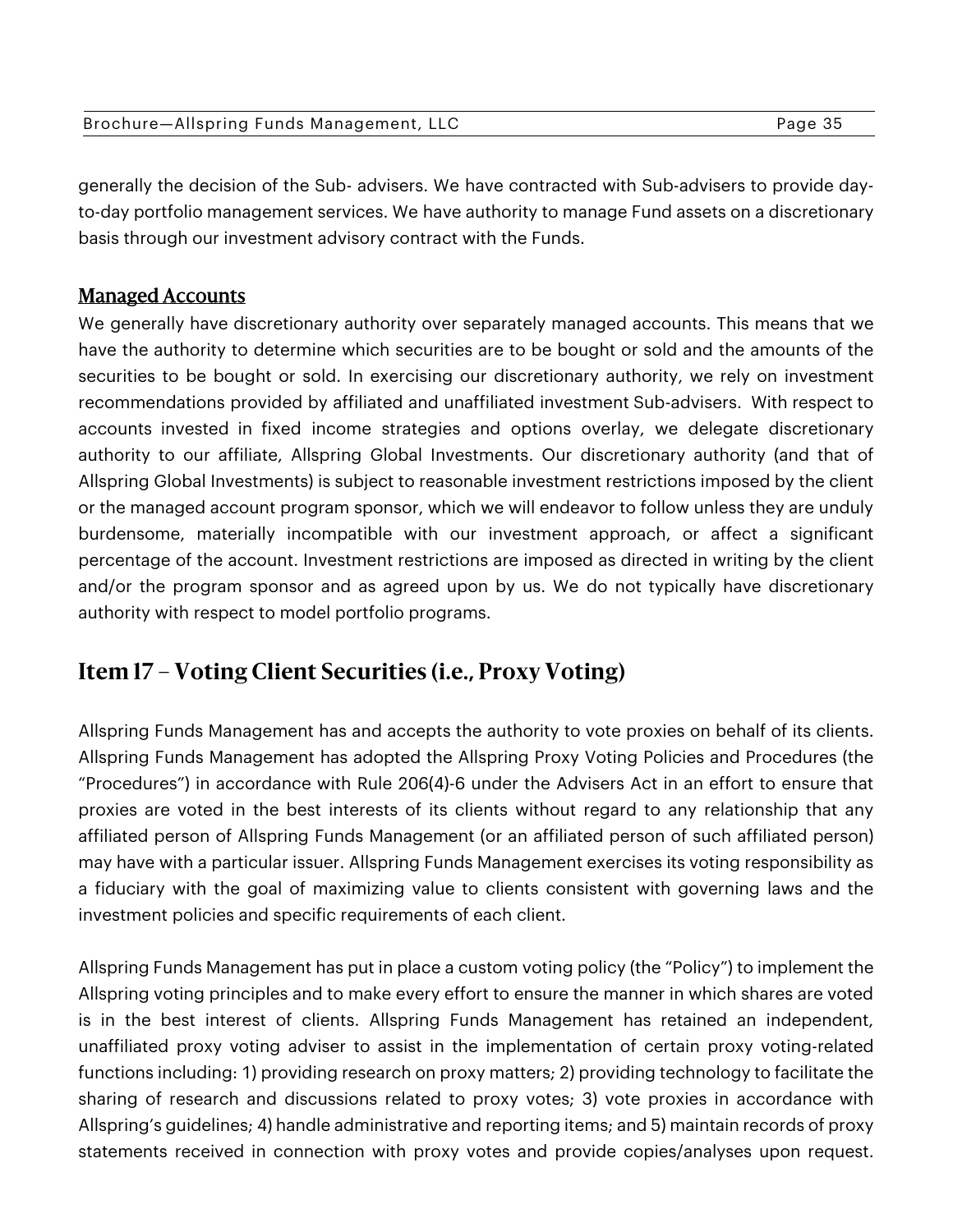generally the decision of the Sub- advisers. We have contracted with Sub-advisers to provide day-to-day portfolio management services. We have authority to manage Fund assets on a discretionary basis through our investment advisory contract with the Funds.

### Managed Accounts

We generally have discretionary authority over separately managed accounts. This means that we have the authority to determine which securities are to be bought or sold and the amounts of the securities to be bought or sold. In exercising our discretionary authority, we rely on investment recommendations provided by affiliated and unaffiliated investment Sub-advisers. With respect to accounts invested in fixed income strategies and options overlay, we delegate discretionary authority to our affiliate, Allspring Global Investments. Our discretionary authority (and that of Allspring Global Investments) is subject to reasonable investment restrictions imposed by the client or the managed account program sponsor, which we will endeavor to follow unless they are unduly burdensome, materially incompatible with our investment approach, or affect a significant percentage of the account. Investment restrictions are imposed as directed in writing by the client and/or the program sponsor and as agreed upon by us. We do not typically have discretionary authority with respect to model portfolio programs.

## Item 17 – Voting Client Securities (i.e., Proxy Voting)

Allspring Funds Management has and accepts the authority to vote proxies on behalf of its clients. Allspring Funds Management has adopted the Allspring Proxy Voting Policies and Procedures (the "Procedures") in accordance with Rule 206(4)-6 under the Advisers Act in an effort to ensure that proxies are voted in the best interests of its clients without regard to any relationship that any affiliated person of Allspring Funds Management (or an affiliated person of such affiliated person) may have with a particular issuer. Allspring Funds Management exercises its voting responsibility as a fiduciary with the goal of maximizing value to clients consistent with governing laws and the investment policies and specific requirements of each client.

Allspring Funds Management has put in place a custom voting policy (the "Policy") to implement the Allspring voting principles and to make every effort to ensure the manner in which shares are voted is in the best interest of clients. Allspring Funds Management has retained an independent, unaffiliated proxy voting adviser to assist in the implementation of certain proxy voting-related functions including: 1) providing research on proxy matters; 2) providing technology to facilitate the sharing of research and discussions related to proxy votes; 3) vote proxies in accordance with Allspring's guidelines; 4) handle administrative and reporting items; and 5) maintain records of proxy statements received in connection with proxy votes and provide copies/analyses upon request.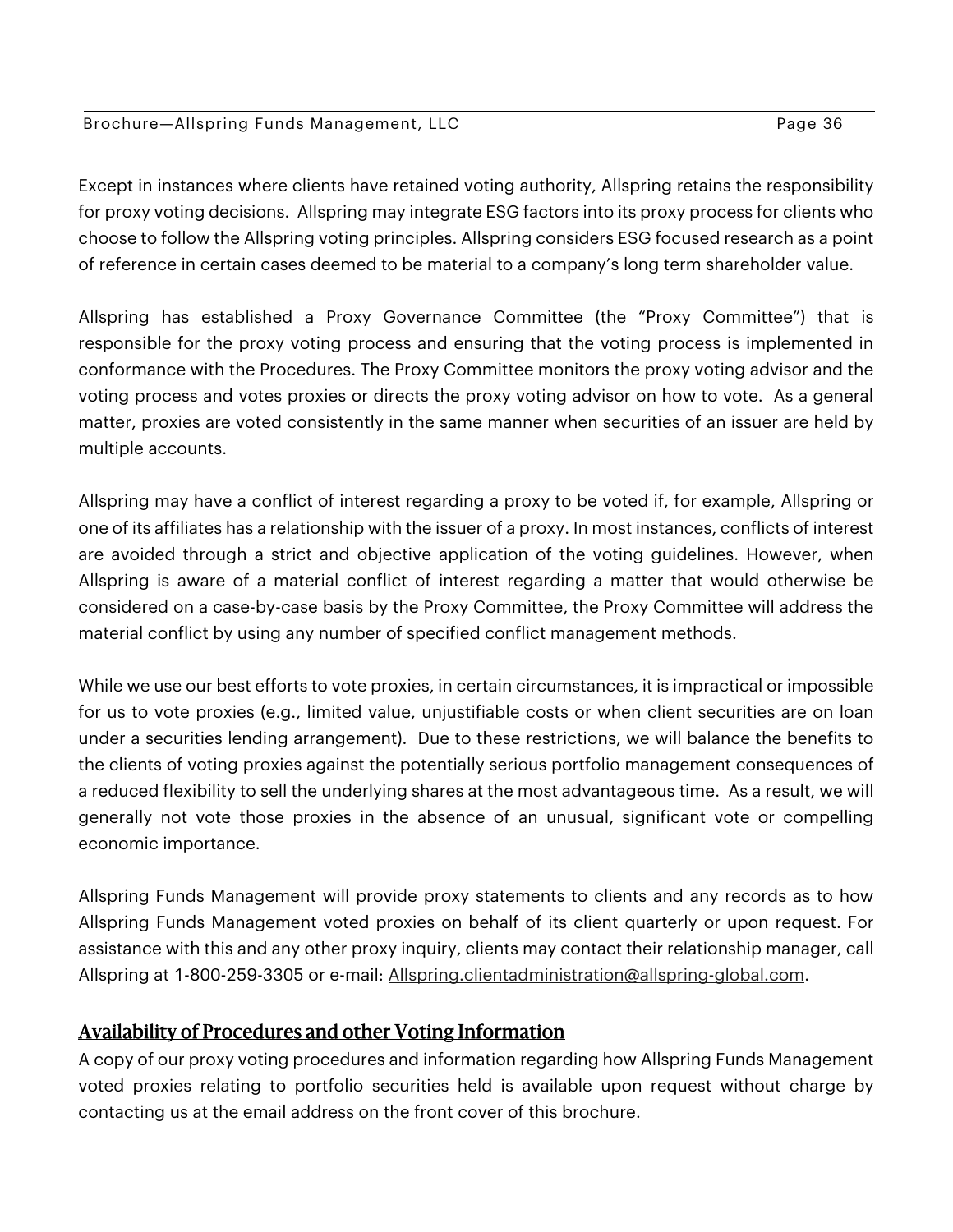Except in instances where clients have retained voting authority, Allspring retains the responsibility for proxy voting decisions. Allspring may integrate ESG factors into its proxy process for clients who choose to follow the Allspring voting principles. Allspring considers ESG focused research as a point of reference in certain cases deemed to be material to a company's long term shareholder value.

Allspring has established a Proxy Governance Committee (the "Proxy Committee") that is responsible for the proxy voting process and ensuring that the voting process is implemented in conformance with the Procedures. The Proxy Committee monitors the proxy voting advisor and the voting process and votes proxies or directs the proxy voting advisor on how to vote. As a general matter, proxies are voted consistently in the same manner when securities of an issuer are held by multiple accounts.

Allspring may have a conflict of interest regarding a proxy to be voted if, for example, Allspring or one of its affiliates has a relationship with the issuer of a proxy. In most instances, conflicts of interest are avoided through a strict and objective application of the voting guidelines. However, when Allspring is aware of a material conflict of interest regarding a matter that would otherwise be considered on a case-by-case basis by the Proxy Committee, the Proxy Committee will address the material conflict by using any number of specified conflict management methods.

While we use our best efforts to vote proxies, in certain circumstances, it is impractical or impossible for us to vote proxies (e.g., limited value, unjustifiable costs or when client securities are on loan under a securities lending arrangement). Due to these restrictions, we will balance the benefits to the clients of voting proxies against the potentially serious portfolio management consequences of a reduced flexibility to sell the underlying shares at the most advantageous time. As a result, we will generally not vote those proxies in the absence of an unusual, significant vote or compelling economic importance.

Allspring Funds Management will provide proxy statements to clients and any records as to how Allspring Funds Management voted proxies on behalf of its client quarterly or upon request. For assistance with this and any other proxy inquiry, clients may contact their relationship manager, call Allspring at 1-800-259-3305 or e-mail: Allspring.clientadministration@allspring-global.com.

## Availability of Procedures and other Voting Information

A copy of our proxy voting procedures and information regarding how Allspring Funds Management voted proxies relating to portfolio securities held is available upon request without charge by contacting us at the email address on the front cover of this brochure.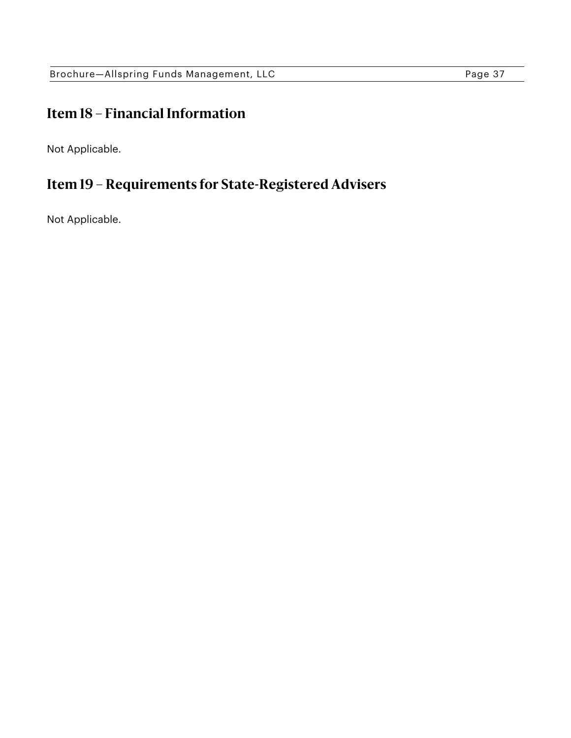## Item 18 – Financial Information

Not Applicable.

## Item 19 – Requirements for State-Registered Advisers

Not Applicable.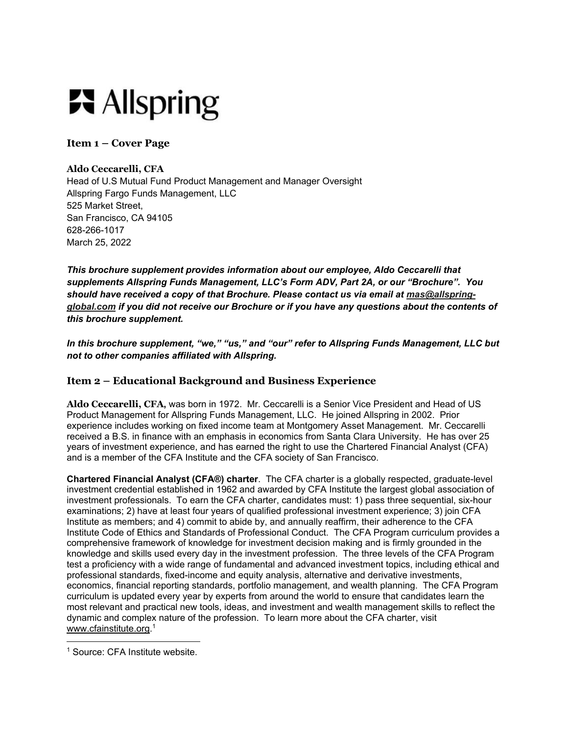Allspring

## Item 1 – Cover Page

**Aldo Ceccarelli, CFA**
Head of U.S Mutual Fund Product Management and Manager Oversight
Allspring Fargo Funds Management, LLC
525 Market Street,
San Francisco, CA 94105
628-266-1017
March 25, 2022

***This brochure supplement provides information about our employee, Aldo Ceccarelli that supplements Allspring Funds Management, LLC's Form ADV, Part 2A, or our "Brochure". You should have received a copy of that Brochure. Please contact us via email at mas@allspring-global.com if you did not receive our Brochure or if you have any questions about the contents of this brochure supplement.***

***In this brochure supplement, "we," "us," and "our" refer to Allspring Funds Management, LLC but not to other companies affiliated with Allspring.***

## Item 2 – Educational Background and Business Experience

**Aldo Ceccarelli, CFA,** was born in 1972. Mr. Ceccarelli is a Senior Vice President and Head of US Product Management for Allspring Funds Management, LLC. He joined Allspring in 2002. Prior experience includes working on fixed income team at Montgomery Asset Management. Mr. Ceccarelli received a B.S. in finance with an emphasis in economics from Santa Clara University. He has over 25 years of investment experience, and has earned the right to use the Chartered Financial Analyst (CFA) and is a member of the CFA Institute and the CFA society of San Francisco.

**Chartered Financial Analyst (CFA®) charter**. The CFA charter is a globally respected, graduate-level investment credential established in 1962 and awarded by CFA Institute the largest global association of investment professionals. To earn the CFA charter, candidates must: 1) pass three sequential, six-hour examinations; 2) have at least four years of qualified professional investment experience; 3) join CFA Institute as members; and 4) commit to abide by, and annually reaffirm, their adherence to the CFA Institute Code of Ethics and Standards of Professional Conduct. The CFA Program curriculum provides a comprehensive framework of knowledge for investment decision making and is firmly grounded in the knowledge and skills used every day in the investment profession. The three levels of the CFA Program test a proficiency with a wide range of fundamental and advanced investment topics, including ethical and professional standards, fixed-income and equity analysis, alternative and derivative investments, economics, financial reporting standards, portfolio management, and wealth planning. The CFA Program curriculum is updated every year by experts from around the world to ensure that candidates learn the most relevant and practical new tools, ideas, and investment and wealth management skills to reflect the dynamic and complex nature of the profession. To learn more about the CFA charter, visit www.cfainstitute.org.[1]

[1] Source: CFA Institute website.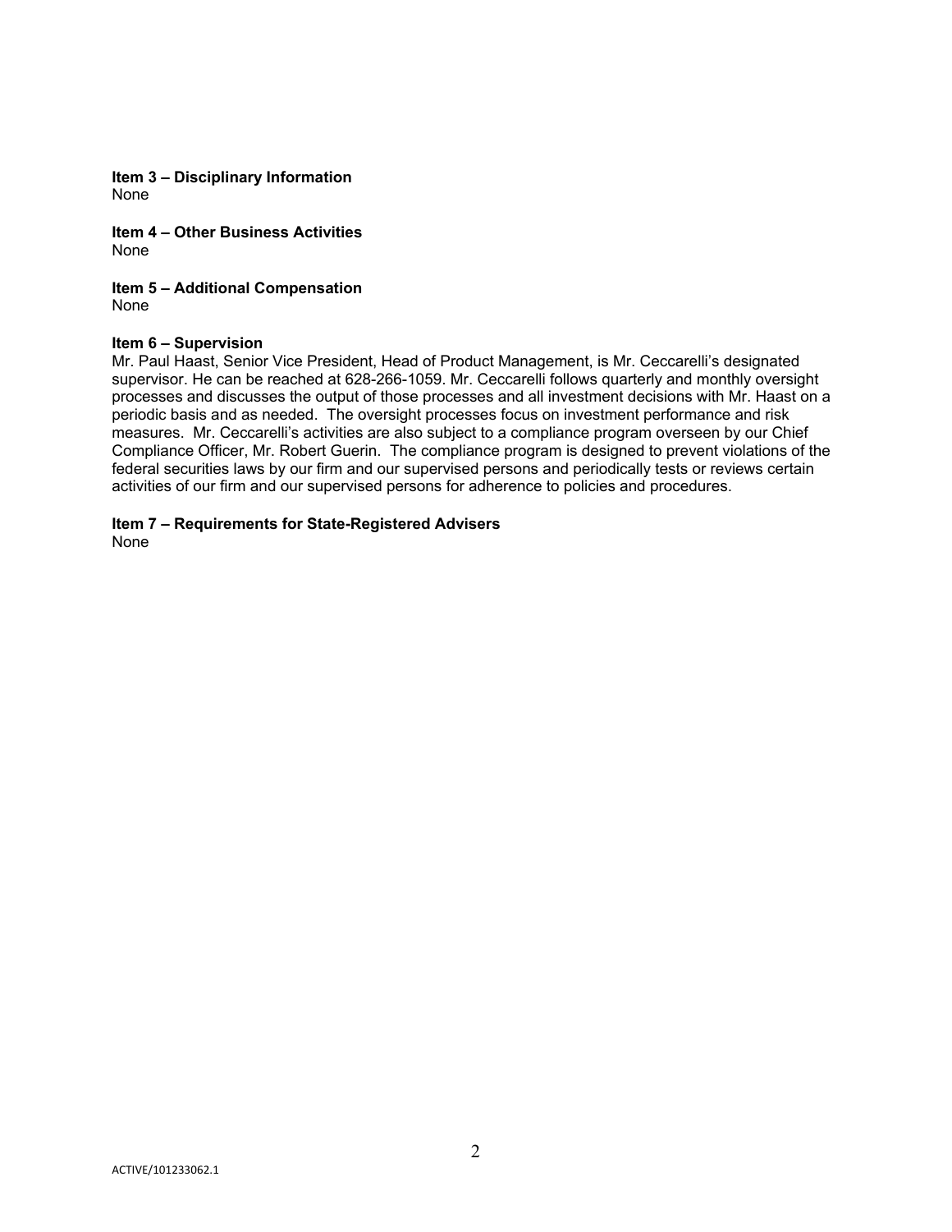**Item 3 – Disciplinary Information**
None

**Item 4 – Other Business Activities**
None

**Item 5 – Additional Compensation**
None

**Item 6 – Supervision**
Mr. Paul Haast, Senior Vice President, Head of Product Management, is Mr. Ceccarelli's designated supervisor. He can be reached at 628-266-1059. Mr. Ceccarelli follows quarterly and monthly oversight processes and discusses the output of those processes and all investment decisions with Mr. Haast on a periodic basis and as needed. The oversight processes focus on investment performance and risk measures. Mr. Ceccarelli's activities are also subject to a compliance program overseen by our Chief Compliance Officer, Mr. Robert Guerin. The compliance program is designed to prevent violations of the federal securities laws by our firm and our supervised persons and periodically tests or reviews certain activities of our firm and our supervised persons for adherence to policies and procedures.

**Item 7 – Requirements for State-Registered Advisers**
None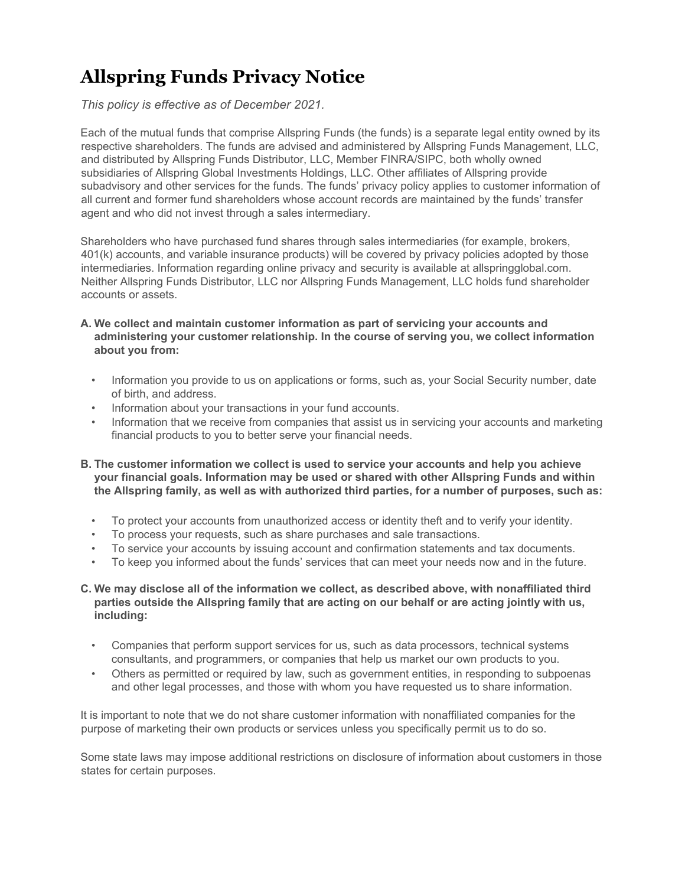# Allspring Funds Privacy Notice

*This policy is effective as of December 2021.*

Each of the mutual funds that comprise Allspring Funds (the funds) is a separate legal entity owned by its respective shareholders. The funds are advised and administered by Allspring Funds Management, LLC, and distributed by Allspring Funds Distributor, LLC, Member FINRA/SIPC, both wholly owned subsidiaries of Allspring Global Investments Holdings, LLC. Other affiliates of Allspring provide subadvisory and other services for the funds. The funds' privacy policy applies to customer information of all current and former fund shareholders whose account records are maintained by the funds' transfer agent and who did not invest through a sales intermediary.

Shareholders who have purchased fund shares through sales intermediaries (for example, brokers, 401(k) accounts, and variable insurance products) will be covered by privacy policies adopted by those intermediaries. Information regarding online privacy and security is available at allspringglobal.com. Neither Allspring Funds Distributor, LLC nor Allspring Funds Management, LLC holds fund shareholder accounts or assets.

**A. We collect and maintain customer information as part of servicing your accounts and administering your customer relationship. In the course of serving you, we collect information about you from:**

- Information you provide to us on applications or forms, such as, your Social Security number, date of birth, and address.
- Information about your transactions in your fund accounts.
- Information that we receive from companies that assist us in servicing your accounts and marketing financial products to you to better serve your financial needs.

**B. The customer information we collect is used to service your accounts and help you achieve your financial goals. Information may be used or shared with other Allspring Funds and within the Allspring family, as well as with authorized third parties, for a number of purposes, such as:**

- To protect your accounts from unauthorized access or identity theft and to verify your identity.
- To process your requests, such as share purchases and sale transactions.
- To service your accounts by issuing account and confirmation statements and tax documents.
- To keep you informed about the funds' services that can meet your needs now and in the future.

**C. We may disclose all of the information we collect, as described above, with nonaffiliated third parties outside the Allspring family that are acting on our behalf or are acting jointly with us, including:**

- Companies that perform support services for us, such as data processors, technical systems consultants, and programmers, or companies that help us market our own products to you.
- Others as permitted or required by law, such as government entities, in responding to subpoenas and other legal processes, and those with whom you have requested us to share information.

It is important to note that we do not share customer information with nonaffiliated companies for the purpose of marketing their own products or services unless you specifically permit us to do so.

Some state laws may impose additional restrictions on disclosure of information about customers in those states for certain purposes.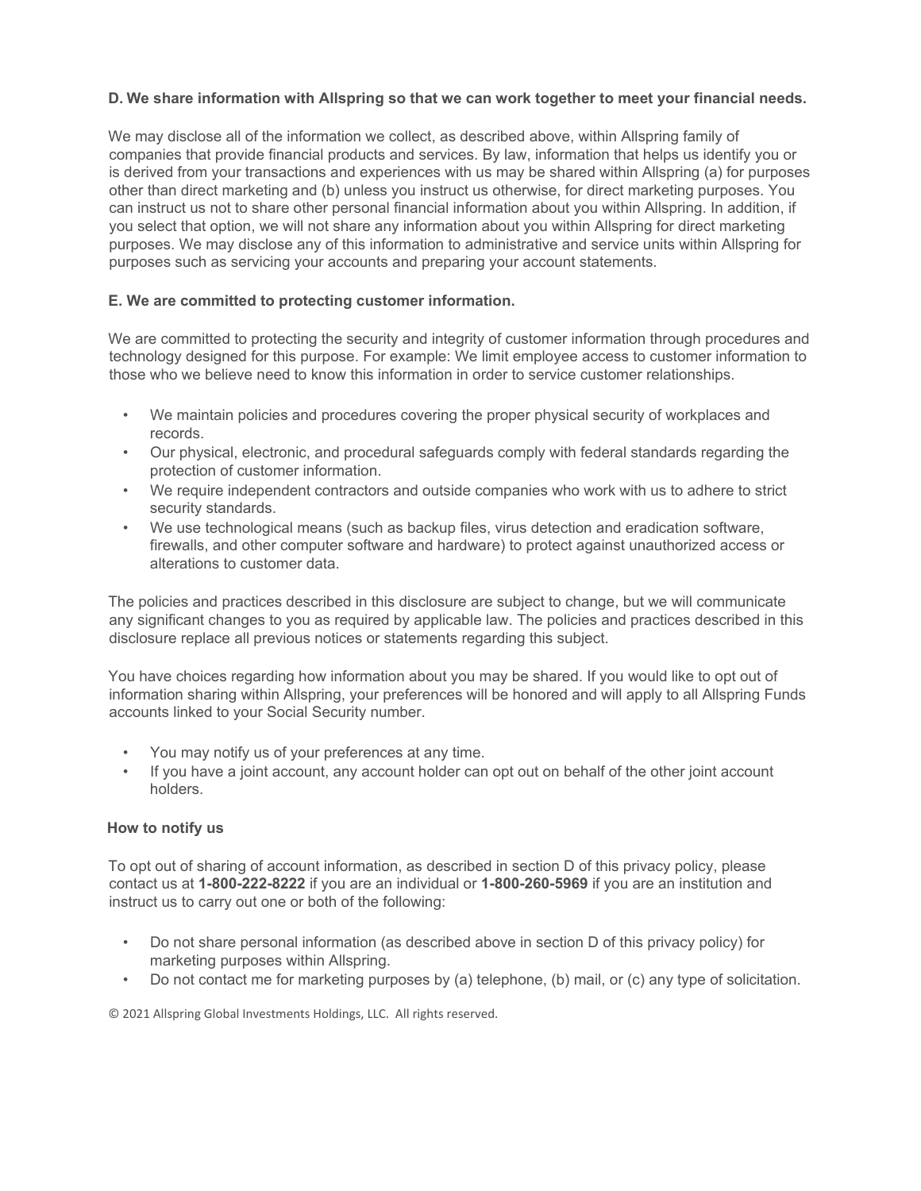**D. We share information with Allspring so that we can work together to meet your financial needs.**

We may disclose all of the information we collect, as described above, within Allspring family of companies that provide financial products and services. By law, information that helps us identify you or is derived from your transactions and experiences with us may be shared within Allspring (a) for purposes other than direct marketing and (b) unless you instruct us otherwise, for direct marketing purposes. You can instruct us not to share other personal financial information about you within Allspring. In addition, if you select that option, we will not share any information about you within Allspring for direct marketing purposes. We may disclose any of this information to administrative and service units within Allspring for purposes such as servicing your accounts and preparing your account statements.

**E. We are committed to protecting customer information.**

We are committed to protecting the security and integrity of customer information through procedures and technology designed for this purpose. For example: We limit employee access to customer information to those who we believe need to know this information in order to service customer relationships.

- We maintain policies and procedures covering the proper physical security of workplaces and records.
- Our physical, electronic, and procedural safeguards comply with federal standards regarding the protection of customer information.
- We require independent contractors and outside companies who work with us to adhere to strict security standards.
- We use technological means (such as backup files, virus detection and eradication software, firewalls, and other computer software and hardware) to protect against unauthorized access or alterations to customer data.

The policies and practices described in this disclosure are subject to change, but we will communicate any significant changes to you as required by applicable law. The policies and practices described in this disclosure replace all previous notices or statements regarding this subject.

You have choices regarding how information about you may be shared. If you would like to opt out of information sharing within Allspring, your preferences will be honored and will apply to all Allspring Funds accounts linked to your Social Security number.

- You may notify us of your preferences at any time.
- If you have a joint account, any account holder can opt out on behalf of the other joint account holders.

**How to notify us**

To opt out of sharing of account information, as described in section D of this privacy policy, please contact us at **1-800-222-8222** if you are an individual or **1-800-260-5969** if you are an institution and instruct us to carry out one or both of the following:

- Do not share personal information (as described above in section D of this privacy policy) for marketing purposes within Allspring.
- Do not contact me for marketing purposes by (a) telephone, (b) mail, or (c) any type of solicitation.

© 2021 Allspring Global Investments Holdings, LLC. All rights reserved.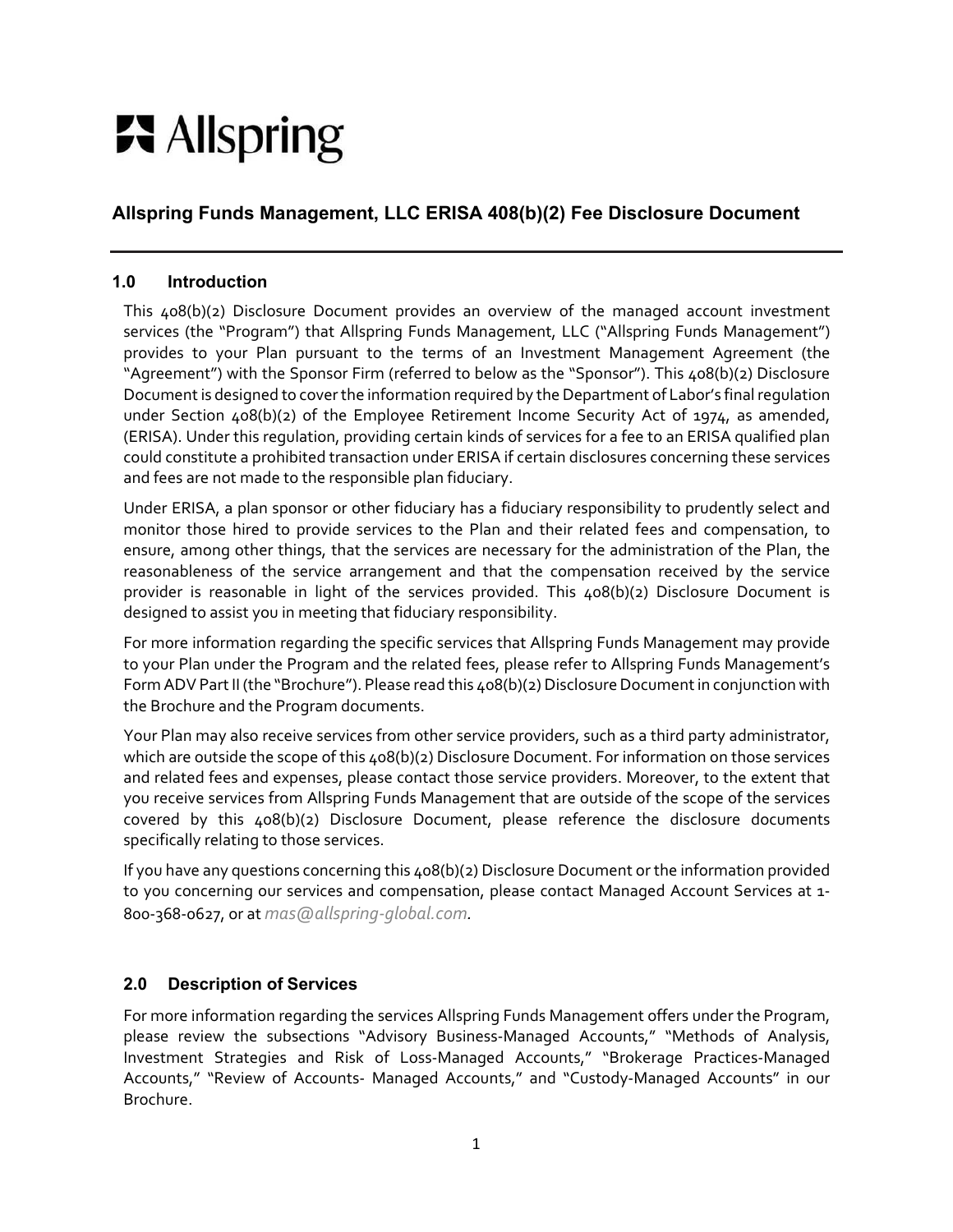Allspring

# Allspring Funds Management, LLC ERISA 408(b)(2) Fee Disclosure Document

## 1.0 Introduction

This 408(b)(2) Disclosure Document provides an overview of the managed account investment services (the "Program") that Allspring Funds Management, LLC ("Allspring Funds Management") provides to your Plan pursuant to the terms of an Investment Management Agreement (the "Agreement") with the Sponsor Firm (referred to below as the "Sponsor"). This 408(b)(2) Disclosure Document is designed to cover the information required by the Department of Labor's final regulation under Section 408(b)(2) of the Employee Retirement Income Security Act of 1974, as amended, (ERISA). Under this regulation, providing certain kinds of services for a fee to an ERISA qualified plan could constitute a prohibited transaction under ERISA if certain disclosures concerning these services and fees are not made to the responsible plan fiduciary.

Under ERISA, a plan sponsor or other fiduciary has a fiduciary responsibility to prudently select and monitor those hired to provide services to the Plan and their related fees and compensation, to ensure, among other things, that the services are necessary for the administration of the Plan, the reasonableness of the service arrangement and that the compensation received by the service provider is reasonable in light of the services provided. This 408(b)(2) Disclosure Document is designed to assist you in meeting that fiduciary responsibility.

For more information regarding the specific services that Allspring Funds Management may provide to your Plan under the Program and the related fees, please refer to Allspring Funds Management's Form ADV Part II (the "Brochure"). Please read this 408(b)(2) Disclosure Document in conjunction with the Brochure and the Program documents.

Your Plan may also receive services from other service providers, such as a third party administrator, which are outside the scope of this 408(b)(2) Disclosure Document. For information on those services and related fees and expenses, please contact those service providers. Moreover, to the extent that you receive services from Allspring Funds Management that are outside of the scope of the services covered by this 408(b)(2) Disclosure Document, please reference the disclosure documents specifically relating to those services.

If you have any questions concerning this 408(b)(2) Disclosure Document or the information provided to you concerning our services and compensation, please contact Managed Account Services at 1-800-368-0627, or at *mas@allspring-global.com*.

## 2.0 Description of Services

For more information regarding the services Allspring Funds Management offers under the Program, please review the subsections "Advisory Business-Managed Accounts," "Methods of Analysis, Investment Strategies and Risk of Loss-Managed Accounts," "Brokerage Practices-Managed Accounts," "Review of Accounts- Managed Accounts," and "Custody-Managed Accounts" in our Brochure.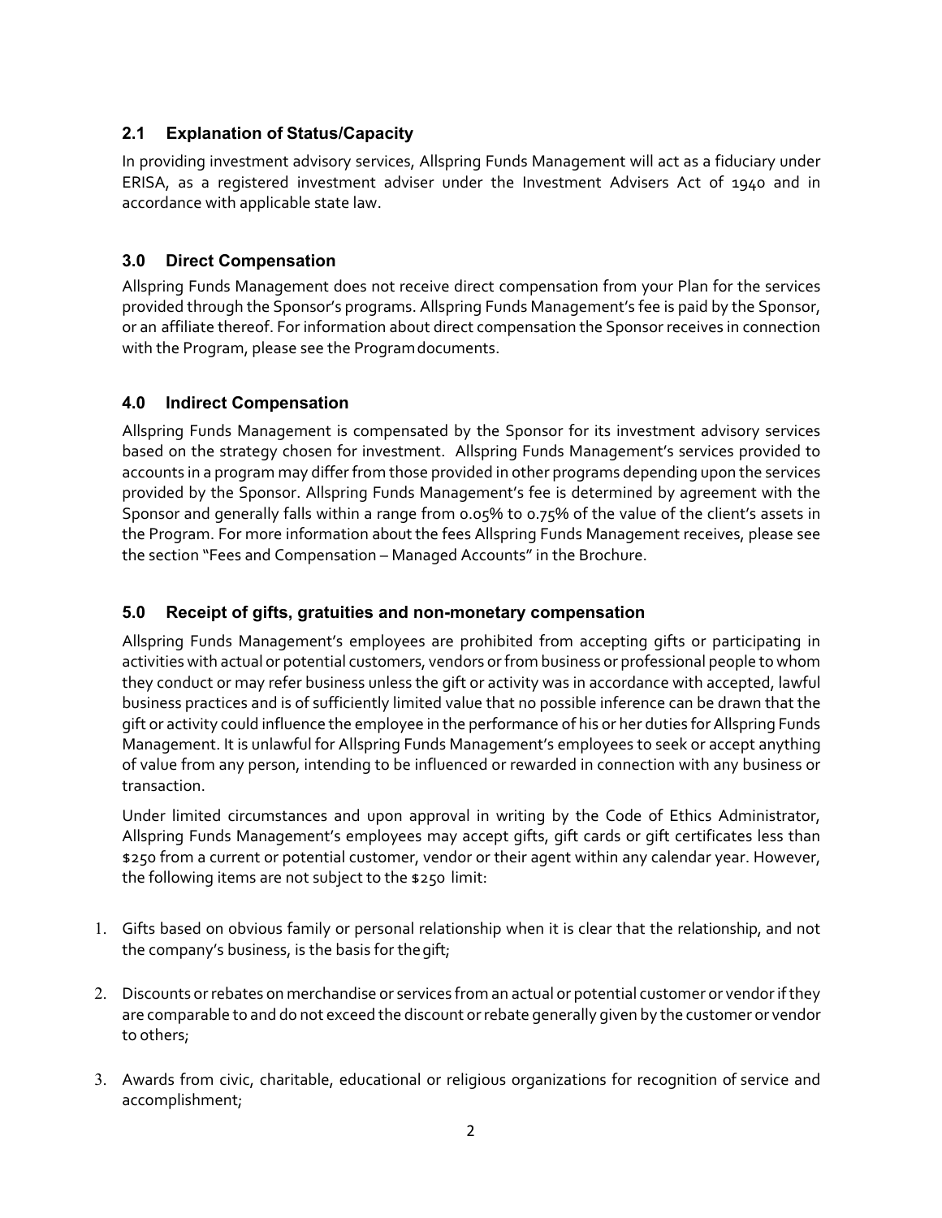## 2.1 Explanation of Status/Capacity

In providing investment advisory services, Allspring Funds Management will act as a fiduciary under ERISA, as a registered investment adviser under the Investment Advisers Act of 1940 and in accordance with applicable state law.

## 3.0 Direct Compensation

Allspring Funds Management does not receive direct compensation from your Plan for the services provided through the Sponsor's programs. Allspring Funds Management's fee is paid by the Sponsor, or an affiliate thereof. For information about direct compensation the Sponsor receives in connection with the Program, please see the Program documents.

## 4.0 Indirect Compensation

Allspring Funds Management is compensated by the Sponsor for its investment advisory services based on the strategy chosen for investment. Allspring Funds Management's services provided to accounts in a program may differ from those provided in other programs depending upon the services provided by the Sponsor. Allspring Funds Management's fee is determined by agreement with the Sponsor and generally falls within a range from 0.05% to 0.75% of the value of the client's assets in the Program. For more information about the fees Allspring Funds Management receives, please see the section "Fees and Compensation – Managed Accounts" in the Brochure.

## 5.0 Receipt of gifts, gratuities and non-monetary compensation

Allspring Funds Management's employees are prohibited from accepting gifts or participating in activities with actual or potential customers, vendors or from business or professional people to whom they conduct or may refer business unless the gift or activity was in accordance with accepted, lawful business practices and is of sufficiently limited value that no possible inference can be drawn that the gift or activity could influence the employee in the performance of his or her duties for Allspring Funds Management. It is unlawful for Allspring Funds Management's employees to seek or accept anything of value from any person, intending to be influenced or rewarded in connection with any business or transaction.

Under limited circumstances and upon approval in writing by the Code of Ethics Administrator, Allspring Funds Management's employees may accept gifts, gift cards or gift certificates less than $250 from a current or potential customer, vendor or their agent within any calendar year. However, the following items are not subject to the $250 limit:

1. Gifts based on obvious family or personal relationship when it is clear that the relationship, and not the company's business, is the basis for the gift;
2. Discounts or rebates on merchandise or services from an actual or potential customer or vendor if they are comparable to and do not exceed the discount or rebate generally given by the customer or vendor to others;
3. Awards from civic, charitable, educational or religious organizations for recognition of service and accomplishment;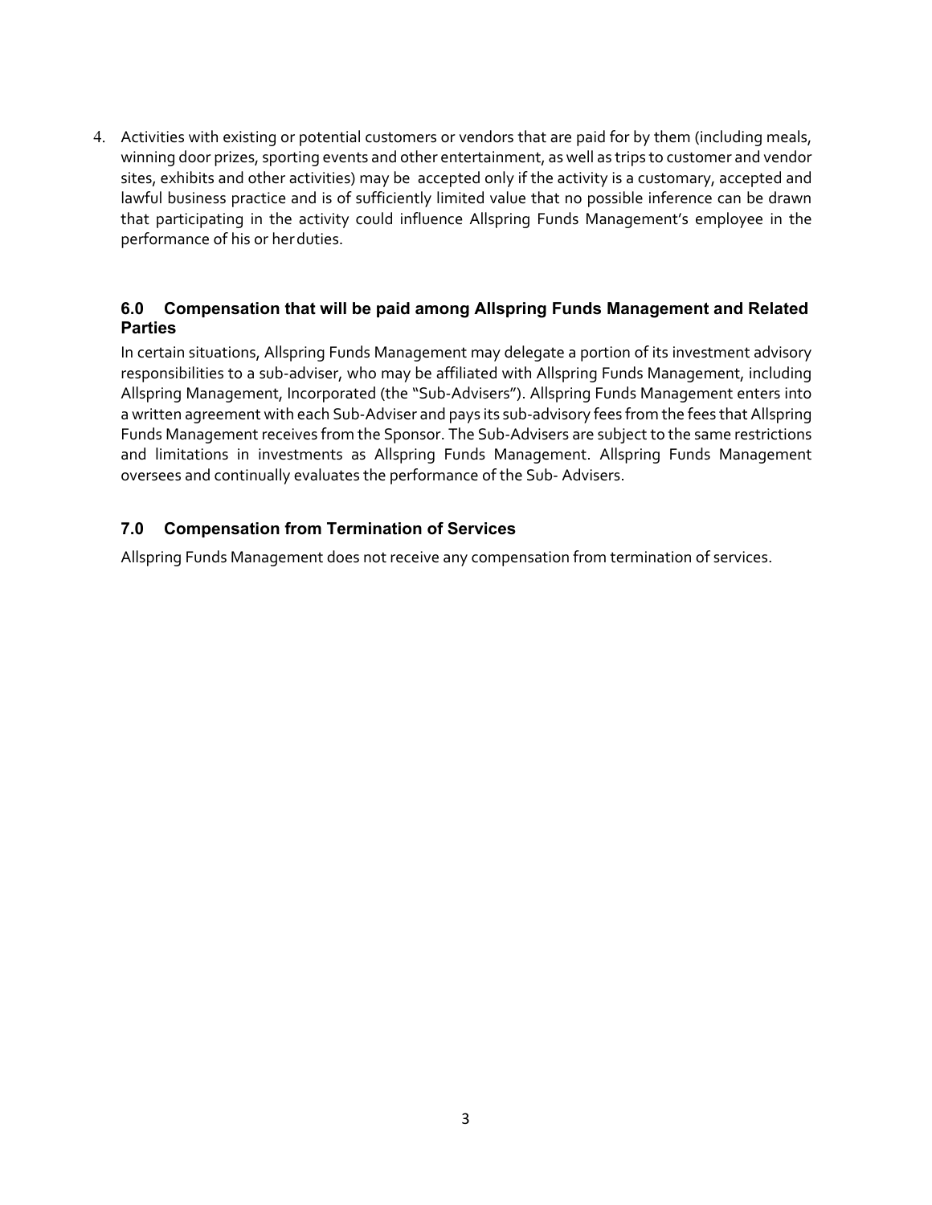4. Activities with existing or potential customers or vendors that are paid for by them (including meals, winning door prizes, sporting events and other entertainment, as well as trips to customer and vendor sites, exhibits and other activities) may be accepted only if the activity is a customary, accepted and lawful business practice and is of sufficiently limited value that no possible inference can be drawn that participating in the activity could influence Allspring Funds Management's employee in the performance of his or her duties.

### 6.0 Compensation that will be paid among Allspring Funds Management and Related Parties

In certain situations, Allspring Funds Management may delegate a portion of its investment advisory responsibilities to a sub-adviser, who may be affiliated with Allspring Funds Management, including Allspring Management, Incorporated (the "Sub-Advisers"). Allspring Funds Management enters into a written agreement with each Sub-Adviser and pays its sub-advisory fees from the fees that Allspring Funds Management receives from the Sponsor. The Sub-Advisers are subject to the same restrictions and limitations in investments as Allspring Funds Management. Allspring Funds Management oversees and continually evaluates the performance of the Sub- Advisers.

### 7.0 Compensation from Termination of Services

Allspring Funds Management does not receive any compensation from termination of services.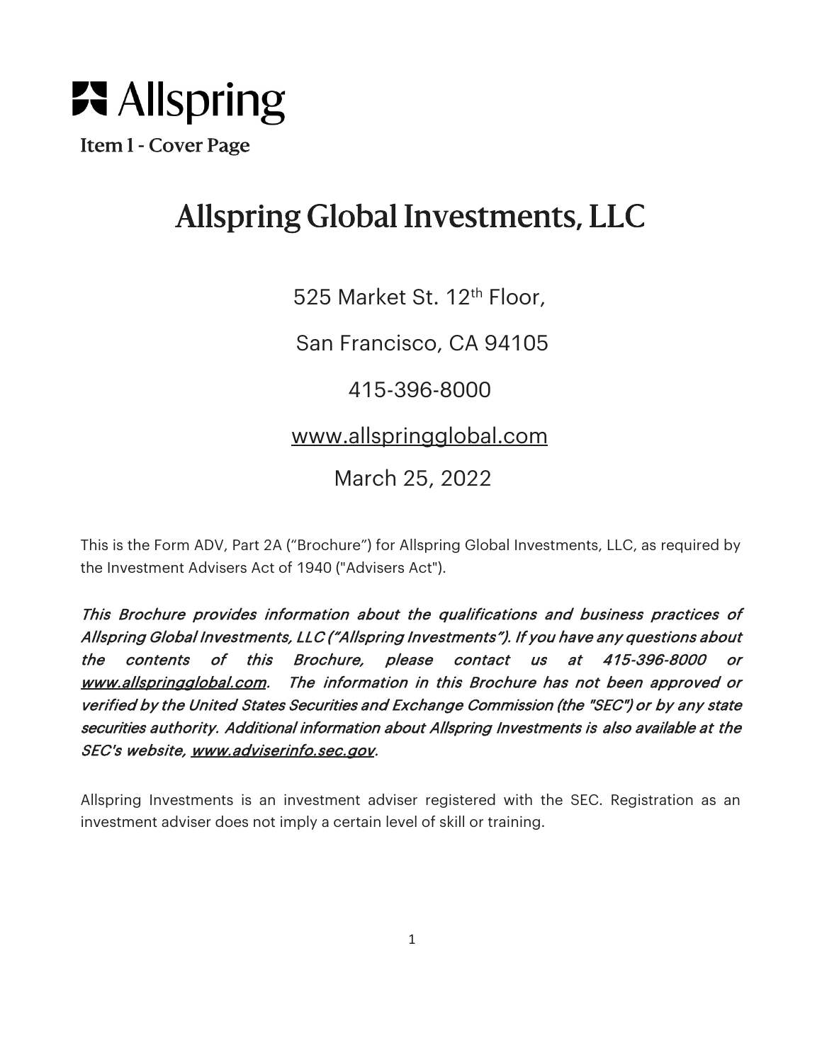# Allspring

## Item 1 - Cover Page

# Allspring Global Investments, LLC

525 Market St. 12th Floor,

San Francisco, CA 94105

415-396-8000

www.allspringglobal.com

March 25, 2022

This is the Form ADV, Part 2A ("Brochure") for Allspring Global Investments, LLC, as required by the Investment Advisers Act of 1940 ("Advisers Act").

*This Brochure provides information about the qualifications and business practices of Allspring Global Investments, LLC ("Allspring Investments"). If you have any questions about the contents of this Brochure, please contact us at 415-396-8000 or www.allspringglobal.com. The information in this Brochure has not been approved or verified by the United States Securities and Exchange Commission (the "SEC") or by any state securities authority. Additional information about Allspring Investments is also available at the SEC's website, www.adviserinfo.sec.gov.*

Allspring Investments is an investment adviser registered with the SEC. Registration as an investment adviser does not imply a certain level of skill or training.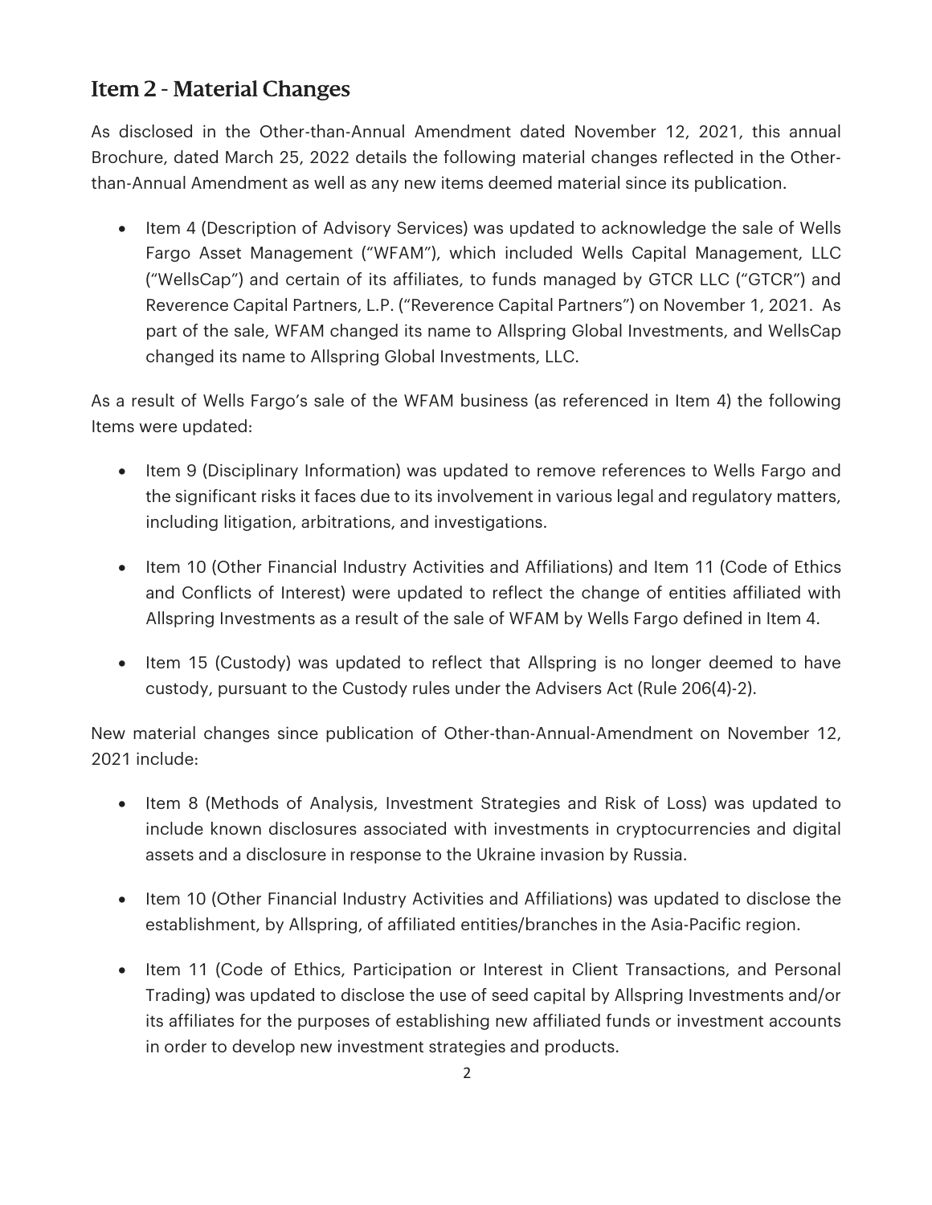## Item 2 - Material Changes

As disclosed in the Other-than-Annual Amendment dated November 12, 2021, this annual Brochure, dated March 25, 2022 details the following material changes reflected in the Other-than-Annual Amendment as well as any new items deemed material since its publication.

- Item 4 (Description of Advisory Services) was updated to acknowledge the sale of Wells Fargo Asset Management ("WFAM"), which included Wells Capital Management, LLC ("WellsCap") and certain of its affiliates, to funds managed by GTCR LLC ("GTCR") and Reverence Capital Partners, L.P. ("Reverence Capital Partners") on November 1, 2021. As part of the sale, WFAM changed its name to Allspring Global Investments, and WellsCap changed its name to Allspring Global Investments, LLC.

As a result of Wells Fargo's sale of the WFAM business (as referenced in Item 4) the following Items were updated:

- Item 9 (Disciplinary Information) was updated to remove references to Wells Fargo and the significant risks it faces due to its involvement in various legal and regulatory matters, including litigation, arbitrations, and investigations.
- Item 10 (Other Financial Industry Activities and Affiliations) and Item 11 (Code of Ethics and Conflicts of Interest) were updated to reflect the change of entities affiliated with Allspring Investments as a result of the sale of WFAM by Wells Fargo defined in Item 4.
- Item 15 (Custody) was updated to reflect that Allspring is no longer deemed to have custody, pursuant to the Custody rules under the Advisers Act (Rule 206(4)-2).

New material changes since publication of Other-than-Annual-Amendment on November 12, 2021 include:

- Item 8 (Methods of Analysis, Investment Strategies and Risk of Loss) was updated to include known disclosures associated with investments in cryptocurrencies and digital assets and a disclosure in response to the Ukraine invasion by Russia.
- Item 10 (Other Financial Industry Activities and Affiliations) was updated to disclose the establishment, by Allspring, of affiliated entities/branches in the Asia-Pacific region.
- Item 11 (Code of Ethics, Participation or Interest in Client Transactions, and Personal Trading) was updated to disclose the use of seed capital by Allspring Investments and/or its affiliates for the purposes of establishing new affiliated funds or investment accounts in order to develop new investment strategies and products.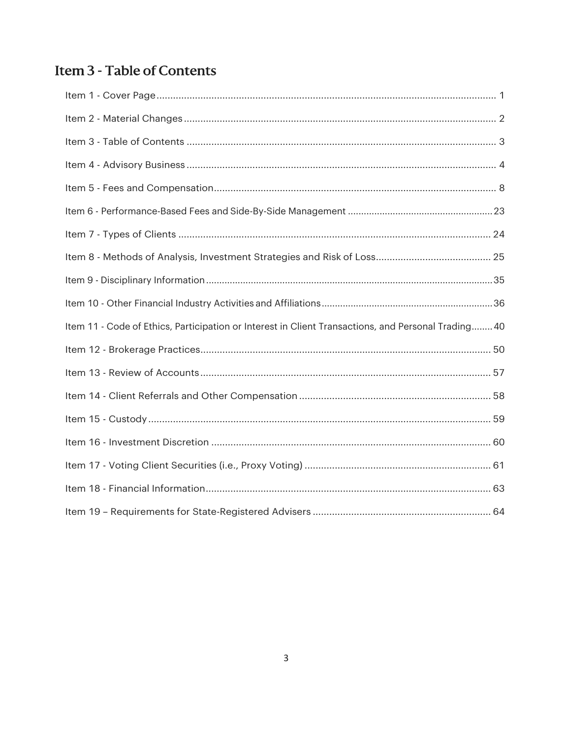## Item 3 - Table of Contents

Item 1 - Cover Page .......... 1

Item 2 - Material Changes .......... 2

Item 3 - Table of Contents .......... 3

Item 4 - Advisory Business .......... 4

Item 5 - Fees and Compensation .......... 8

Item 6 - Performance-Based Fees and Side-By-Side Management .......... 23

Item 7 - Types of Clients .......... 24

Item 8 - Methods of Analysis, Investment Strategies and Risk of Loss .......... 25

Item 9 - Disciplinary Information .......... 35

Item 10 - Other Financial Industry Activities and Affiliations .......... 36

Item 11 - Code of Ethics, Participation or Interest in Client Transactions, and Personal Trading .......... 40

Item 12 - Brokerage Practices .......... 50

Item 13 - Review of Accounts .......... 57

Item 14 - Client Referrals and Other Compensation .......... 58

Item 15 - Custody .......... 59

Item 16 - Investment Discretion .......... 60

Item 17 - Voting Client Securities (i.e., Proxy Voting) .......... 61

Item 18 - Financial Information .......... 63

Item 19 – Requirements for State-Registered Advisers .......... 64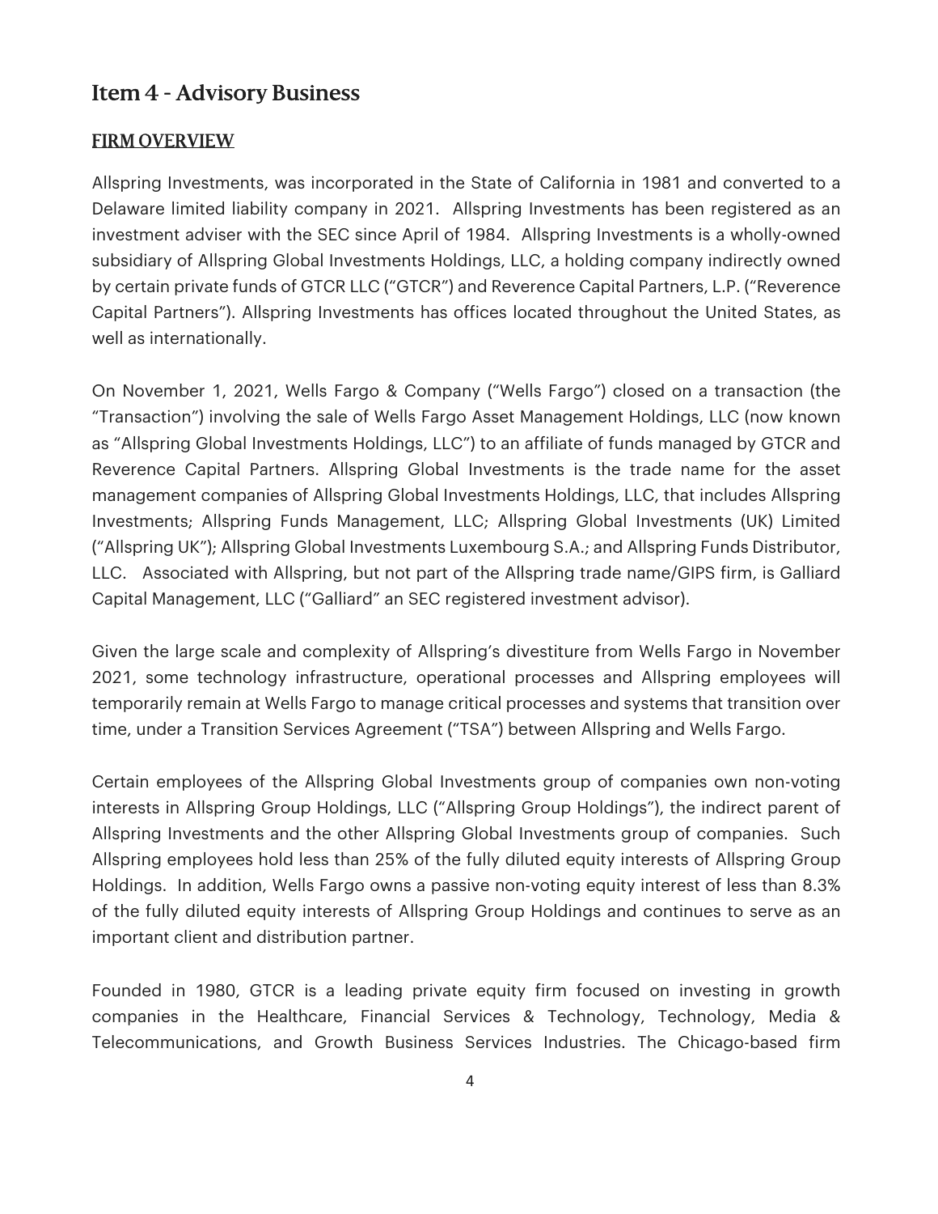# Item 4 - Advisory Business

## FIRM OVERVIEW

Allspring Investments, was incorporated in the State of California in 1981 and converted to a Delaware limited liability company in 2021. Allspring Investments has been registered as an investment adviser with the SEC since April of 1984. Allspring Investments is a wholly-owned subsidiary of Allspring Global Investments Holdings, LLC, a holding company indirectly owned by certain private funds of GTCR LLC ("GTCR") and Reverence Capital Partners, L.P. ("Reverence Capital Partners"). Allspring Investments has offices located throughout the United States, as well as internationally.

On November 1, 2021, Wells Fargo & Company ("Wells Fargo") closed on a transaction (the "Transaction") involving the sale of Wells Fargo Asset Management Holdings, LLC (now known as "Allspring Global Investments Holdings, LLC") to an affiliate of funds managed by GTCR and Reverence Capital Partners. Allspring Global Investments is the trade name for the asset management companies of Allspring Global Investments Holdings, LLC, that includes Allspring Investments; Allspring Funds Management, LLC; Allspring Global Investments (UK) Limited ("Allspring UK"); Allspring Global Investments Luxembourg S.A.; and Allspring Funds Distributor, LLC. Associated with Allspring, but not part of the Allspring trade name/GIPS firm, is Galliard Capital Management, LLC ("Galliard" an SEC registered investment advisor).

Given the large scale and complexity of Allspring's divestiture from Wells Fargo in November 2021, some technology infrastructure, operational processes and Allspring employees will temporarily remain at Wells Fargo to manage critical processes and systems that transition over time, under a Transition Services Agreement ("TSA") between Allspring and Wells Fargo.

Certain employees of the Allspring Global Investments group of companies own non-voting interests in Allspring Group Holdings, LLC ("Allspring Group Holdings"), the indirect parent of Allspring Investments and the other Allspring Global Investments group of companies. Such Allspring employees hold less than 25% of the fully diluted equity interests of Allspring Group Holdings. In addition, Wells Fargo owns a passive non-voting equity interest of less than 8.3% of the fully diluted equity interests of Allspring Group Holdings and continues to serve as an important client and distribution partner.

Founded in 1980, GTCR is a leading private equity firm focused on investing in growth companies in the Healthcare, Financial Services & Technology, Technology, Media & Telecommunications, and Growth Business Services Industries. The Chicago-based firm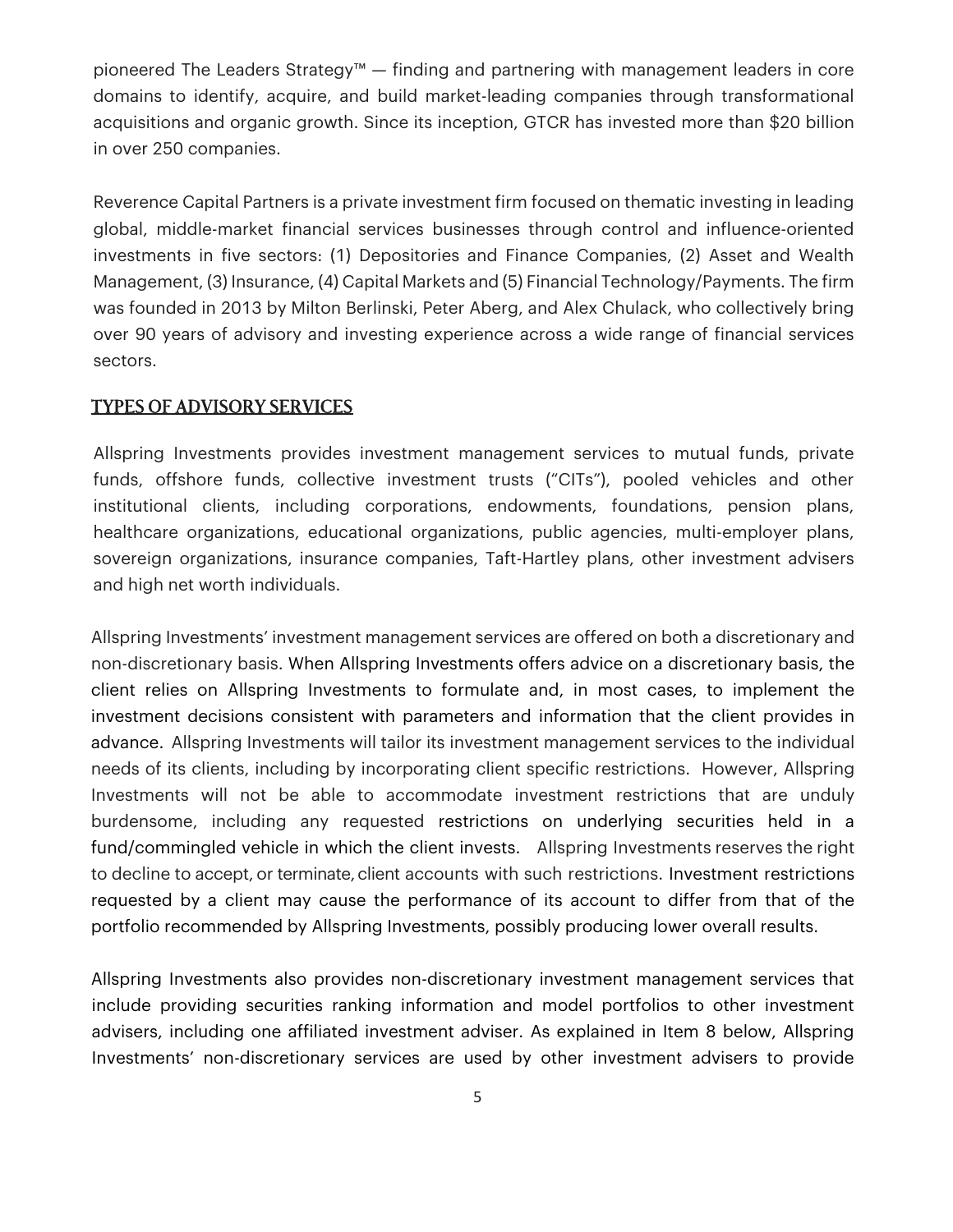pioneered The Leaders Strategy™ — finding and partnering with management leaders in core domains to identify, acquire, and build market-leading companies through transformational acquisitions and organic growth. Since its inception, GTCR has invested more than $20 billion in over 250 companies.

Reverence Capital Partners is a private investment firm focused on thematic investing in leading global, middle-market financial services businesses through control and influence-oriented investments in five sectors: (1) Depositories and Finance Companies, (2) Asset and Wealth Management, (3) Insurance, (4) Capital Markets and (5) Financial Technology/Payments. The firm was founded in 2013 by Milton Berlinski, Peter Aberg, and Alex Chulack, who collectively bring over 90 years of advisory and investing experience across a wide range of financial services sectors.

## TYPES OF ADVISORY SERVICES

Allspring Investments provides investment management services to mutual funds, private funds, offshore funds, collective investment trusts ("CITs"), pooled vehicles and other institutional clients, including corporations, endowments, foundations, pension plans, healthcare organizations, educational organizations, public agencies, multi-employer plans, sovereign organizations, insurance companies, Taft-Hartley plans, other investment advisers and high net worth individuals.

Allspring Investments' investment management services are offered on both a discretionary and non-discretionary basis. When Allspring Investments offers advice on a discretionary basis, the client relies on Allspring Investments to formulate and, in most cases, to implement the investment decisions consistent with parameters and information that the client provides in advance. Allspring Investments will tailor its investment management services to the individual needs of its clients, including by incorporating client specific restrictions. However, Allspring Investments will not be able to accommodate investment restrictions that are unduly burdensome, including any requested restrictions on underlying securities held in a fund/commingled vehicle in which the client invests. Allspring Investments reserves the right to decline to accept, or terminate, client accounts with such restrictions. Investment restrictions requested by a client may cause the performance of its account to differ from that of the portfolio recommended by Allspring Investments, possibly producing lower overall results.

Allspring Investments also provides non-discretionary investment management services that include providing securities ranking information and model portfolios to other investment advisers, including one affiliated investment adviser. As explained in Item 8 below, Allspring Investments' non-discretionary services are used by other investment advisers to provide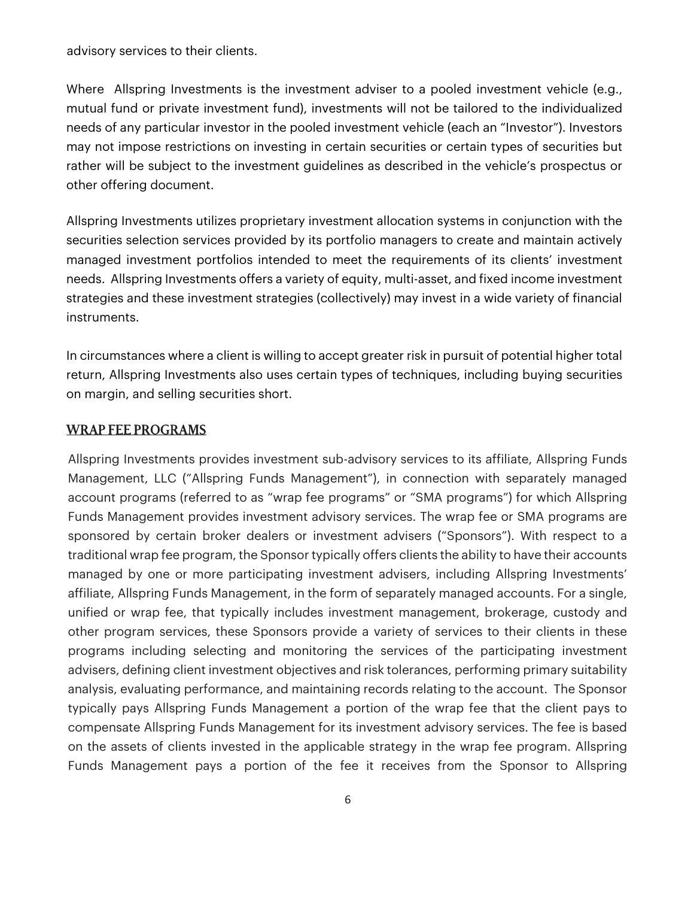advisory services to their clients.

Where Allspring Investments is the investment adviser to a pooled investment vehicle (e.g., mutual fund or private investment fund), investments will not be tailored to the individualized needs of any particular investor in the pooled investment vehicle (each an "Investor"). Investors may not impose restrictions on investing in certain securities or certain types of securities but rather will be subject to the investment guidelines as described in the vehicle's prospectus or other offering document.

Allspring Investments utilizes proprietary investment allocation systems in conjunction with the securities selection services provided by its portfolio managers to create and maintain actively managed investment portfolios intended to meet the requirements of its clients' investment needs. Allspring Investments offers a variety of equity, multi-asset, and fixed income investment strategies and these investment strategies (collectively) may invest in a wide variety of financial instruments.

In circumstances where a client is willing to accept greater risk in pursuit of potential higher total return, Allspring Investments also uses certain types of techniques, including buying securities on margin, and selling securities short.

## WRAP FEE PROGRAMS

Allspring Investments provides investment sub-advisory services to its affiliate, Allspring Funds Management, LLC ("Allspring Funds Management"), in connection with separately managed account programs (referred to as "wrap fee programs" or "SMA programs") for which Allspring Funds Management provides investment advisory services. The wrap fee or SMA programs are sponsored by certain broker dealers or investment advisers ("Sponsors"). With respect to a traditional wrap fee program, the Sponsor typically offers clients the ability to have their accounts managed by one or more participating investment advisers, including Allspring Investments' affiliate, Allspring Funds Management, in the form of separately managed accounts. For a single, unified or wrap fee, that typically includes investment management, brokerage, custody and other program services, these Sponsors provide a variety of services to their clients in these programs including selecting and monitoring the services of the participating investment advisers, defining client investment objectives and risk tolerances, performing primary suitability analysis, evaluating performance, and maintaining records relating to the account. The Sponsor typically pays Allspring Funds Management a portion of the wrap fee that the client pays to compensate Allspring Funds Management for its investment advisory services. The fee is based on the assets of clients invested in the applicable strategy in the wrap fee program. Allspring Funds Management pays a portion of the fee it receives from the Sponsor to Allspring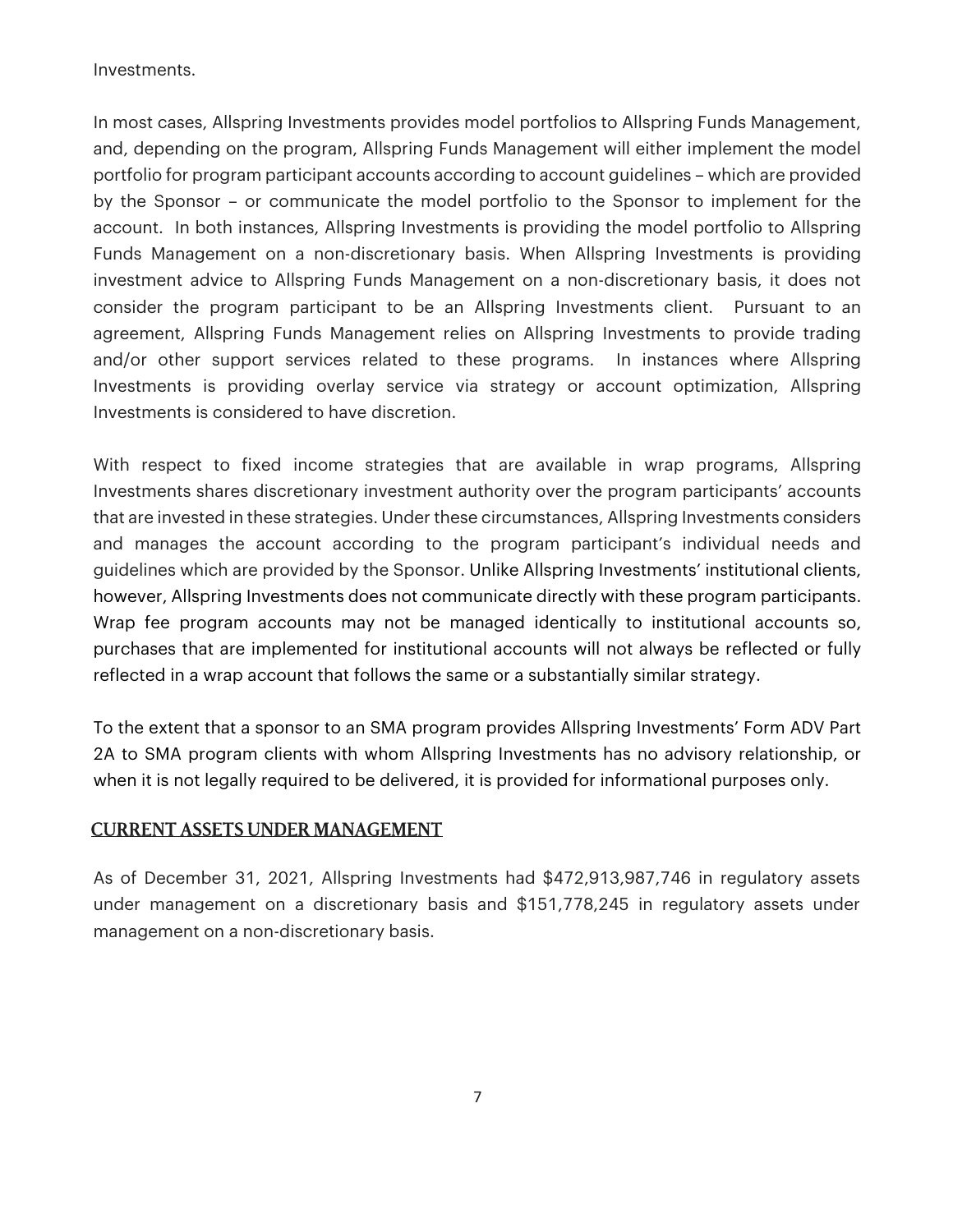Investments.

In most cases, Allspring Investments provides model portfolios to Allspring Funds Management, and, depending on the program, Allspring Funds Management will either implement the model portfolio for program participant accounts according to account guidelines – which are provided by the Sponsor – or communicate the model portfolio to the Sponsor to implement for the account. In both instances, Allspring Investments is providing the model portfolio to Allspring Funds Management on a non-discretionary basis. When Allspring Investments is providing investment advice to Allspring Funds Management on a non-discretionary basis, it does not consider the program participant to be an Allspring Investments client. Pursuant to an agreement, Allspring Funds Management relies on Allspring Investments to provide trading and/or other support services related to these programs. In instances where Allspring Investments is providing overlay service via strategy or account optimization, Allspring Investments is considered to have discretion.

With respect to fixed income strategies that are available in wrap programs, Allspring Investments shares discretionary investment authority over the program participants' accounts that are invested in these strategies. Under these circumstances, Allspring Investments considers and manages the account according to the program participant's individual needs and guidelines which are provided by the Sponsor. Unlike Allspring Investments' institutional clients, however, Allspring Investments does not communicate directly with these program participants. Wrap fee program accounts may not be managed identically to institutional accounts so, purchases that are implemented for institutional accounts will not always be reflected or fully reflected in a wrap account that follows the same or a substantially similar strategy.

To the extent that a sponsor to an SMA program provides Allspring Investments' Form ADV Part 2A to SMA program clients with whom Allspring Investments has no advisory relationship, or when it is not legally required to be delivered, it is provided for informational purposes only.

## CURRENT ASSETS UNDER MANAGEMENT

As of December 31, 2021, Allspring Investments had $472,913,987,746 in regulatory assets under management on a discretionary basis and $151,778,245 in regulatory assets under management on a non-discretionary basis.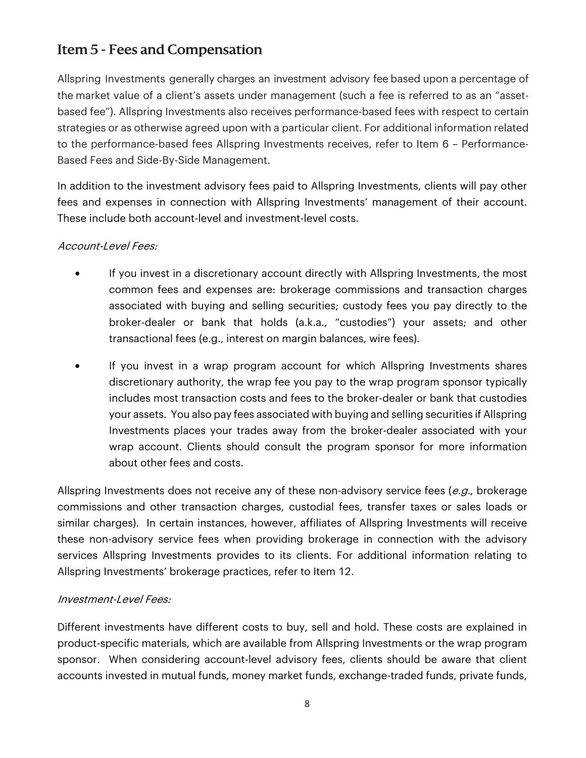## Item 5 - Fees and Compensation

Allspring Investments generally charges an investment advisory fee based upon a percentage of the market value of a client's assets under management (such a fee is referred to as an "asset-based fee"). Allspring Investments also receives performance-based fees with respect to certain strategies or as otherwise agreed upon with a particular client. For additional information related to the performance-based fees Allspring Investments receives, refer to Item 6 – Performance-Based Fees and Side-By-Side Management.

In addition to the investment advisory fees paid to Allspring Investments, clients will pay other fees and expenses in connection with Allspring Investments' management of their account. These include both account-level and investment-level costs.

*Account-Level Fees:*

- If you invest in a discretionary account directly with Allspring Investments, the most common fees and expenses are: brokerage commissions and transaction charges associated with buying and selling securities; custody fees you pay directly to the broker-dealer or bank that holds (a.k.a., "custodies") your assets; and other transactional fees (e.g., interest on margin balances, wire fees).
- If you invest in a wrap program account for which Allspring Investments shares discretionary authority, the wrap fee you pay to the wrap program sponsor typically includes most transaction costs and fees to the broker-dealer or bank that custodies your assets. You also pay fees associated with buying and selling securities if Allspring Investments places your trades away from the broker-dealer associated with your wrap account. Clients should consult the program sponsor for more information about other fees and costs.

Allspring Investments does not receive any of these non-advisory service fees (*e.g.*, brokerage commissions and other transaction charges, custodial fees, transfer taxes or sales loads or similar charges). In certain instances, however, affiliates of Allspring Investments will receive these non-advisory service fees when providing brokerage in connection with the advisory services Allspring Investments provides to its clients. For additional information relating to Allspring Investments' brokerage practices, refer to Item 12.

*Investment-Level Fees:*

Different investments have different costs to buy, sell and hold. These costs are explained in product-specific materials, which are available from Allspring Investments or the wrap program sponsor. When considering account-level advisory fees, clients should be aware that client accounts invested in mutual funds, money market funds, exchange-traded funds, private funds,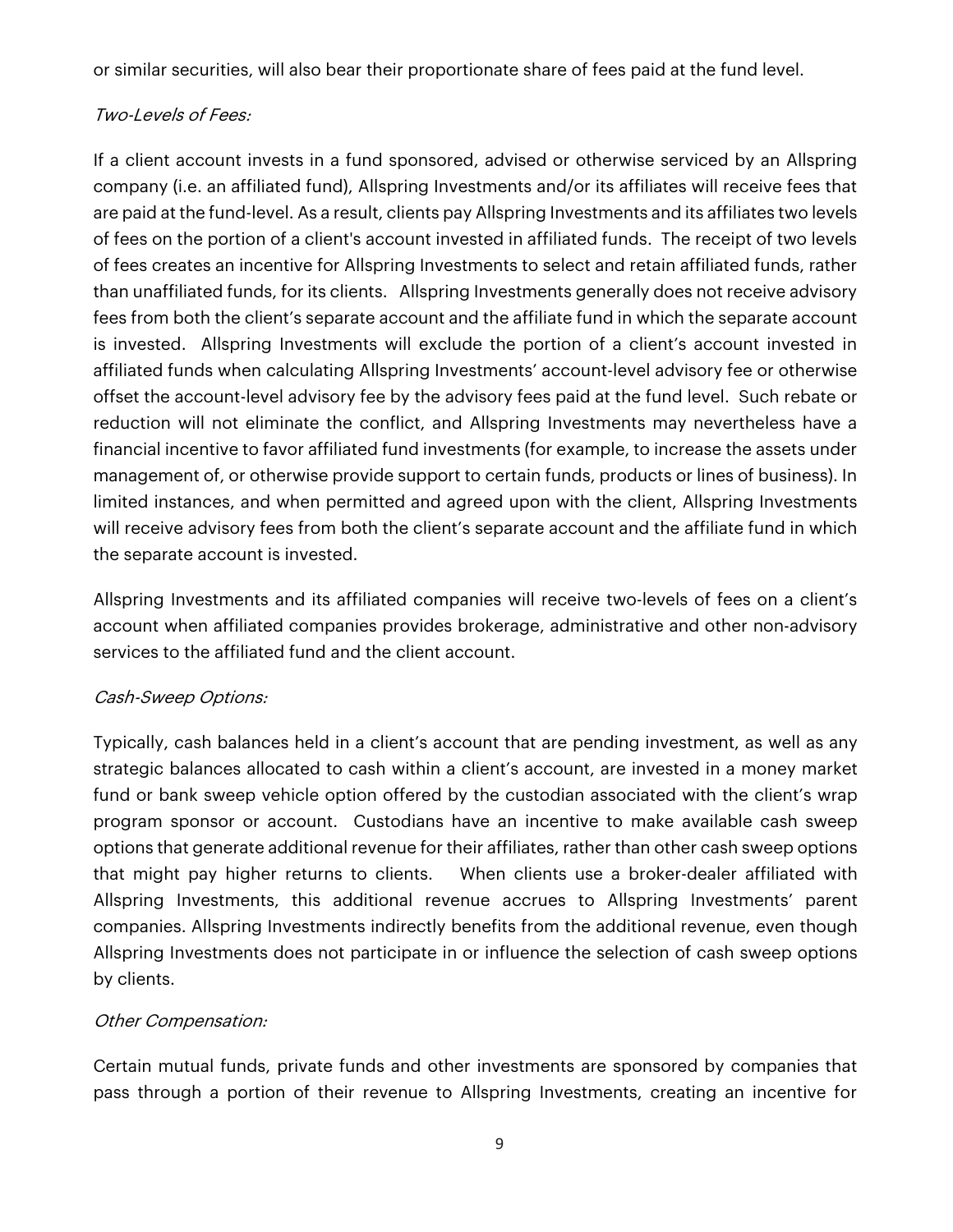or similar securities, will also bear their proportionate share of fees paid at the fund level.

*Two-Levels of Fees:*

If a client account invests in a fund sponsored, advised or otherwise serviced by an Allspring company (i.e. an affiliated fund), Allspring Investments and/or its affiliates will receive fees that are paid at the fund-level. As a result, clients pay Allspring Investments and its affiliates two levels of fees on the portion of a client's account invested in affiliated funds. The receipt of two levels of fees creates an incentive for Allspring Investments to select and retain affiliated funds, rather than unaffiliated funds, for its clients. Allspring Investments generally does not receive advisory fees from both the client's separate account and the affiliate fund in which the separate account is invested. Allspring Investments will exclude the portion of a client's account invested in affiliated funds when calculating Allspring Investments' account-level advisory fee or otherwise offset the account-level advisory fee by the advisory fees paid at the fund level. Such rebate or reduction will not eliminate the conflict, and Allspring Investments may nevertheless have a financial incentive to favor affiliated fund investments (for example, to increase the assets under management of, or otherwise provide support to certain funds, products or lines of business). In limited instances, and when permitted and agreed upon with the client, Allspring Investments will receive advisory fees from both the client's separate account and the affiliate fund in which the separate account is invested.

Allspring Investments and its affiliated companies will receive two-levels of fees on a client's account when affiliated companies provides brokerage, administrative and other non-advisory services to the affiliated fund and the client account.

*Cash-Sweep Options:*

Typically, cash balances held in a client's account that are pending investment, as well as any strategic balances allocated to cash within a client's account, are invested in a money market fund or bank sweep vehicle option offered by the custodian associated with the client's wrap program sponsor or account. Custodians have an incentive to make available cash sweep options that generate additional revenue for their affiliates, rather than other cash sweep options that might pay higher returns to clients. When clients use a broker-dealer affiliated with Allspring Investments, this additional revenue accrues to Allspring Investments' parent companies. Allspring Investments indirectly benefits from the additional revenue, even though Allspring Investments does not participate in or influence the selection of cash sweep options by clients.

*Other Compensation:*

Certain mutual funds, private funds and other investments are sponsored by companies that pass through a portion of their revenue to Allspring Investments, creating an incentive for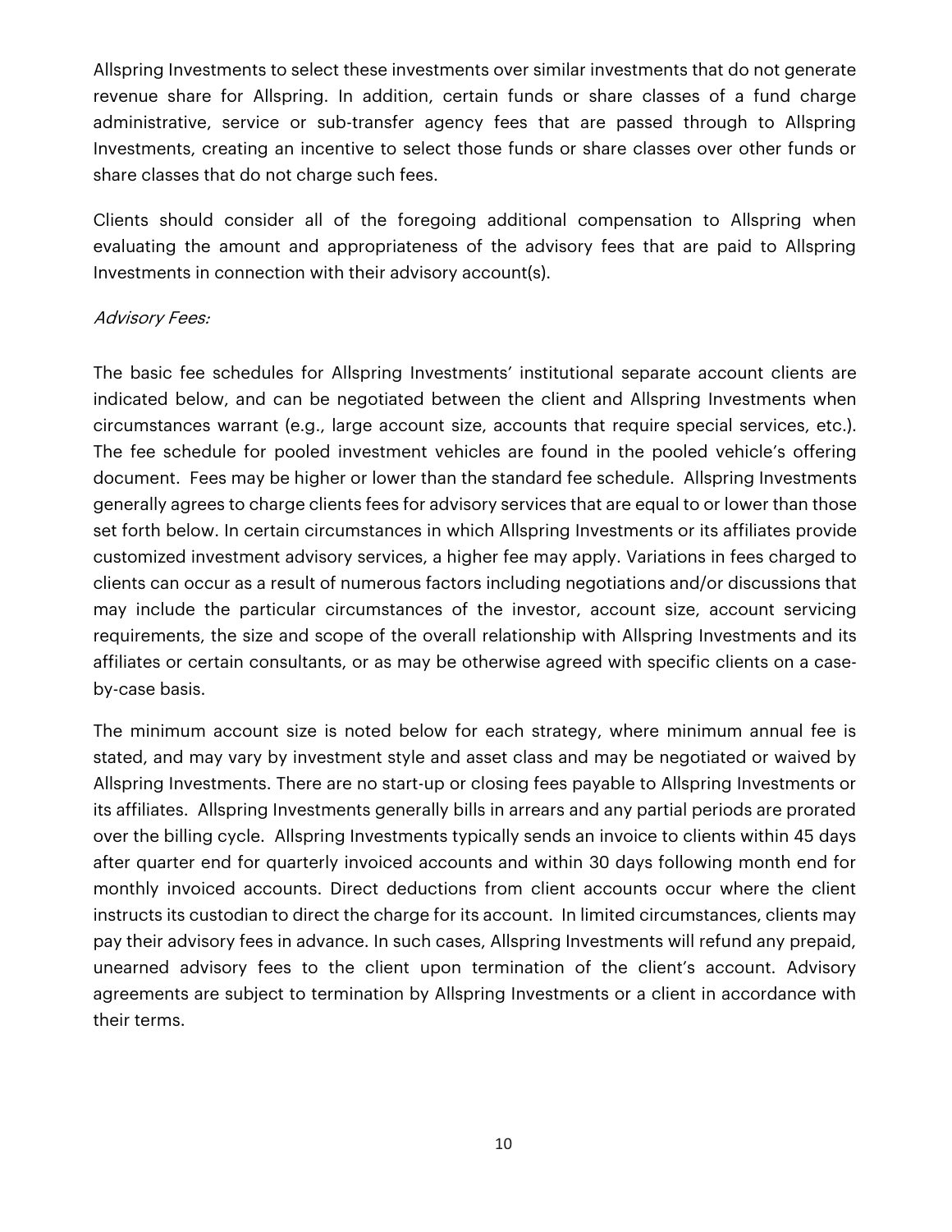Allspring Investments to select these investments over similar investments that do not generate revenue share for Allspring. In addition, certain funds or share classes of a fund charge administrative, service or sub-transfer agency fees that are passed through to Allspring Investments, creating an incentive to select those funds or share classes over other funds or share classes that do not charge such fees.

Clients should consider all of the foregoing additional compensation to Allspring when evaluating the amount and appropriateness of the advisory fees that are paid to Allspring Investments in connection with their advisory account(s).

*Advisory Fees:*

The basic fee schedules for Allspring Investments' institutional separate account clients are indicated below, and can be negotiated between the client and Allspring Investments when circumstances warrant (e.g., large account size, accounts that require special services, etc.). The fee schedule for pooled investment vehicles are found in the pooled vehicle's offering document. Fees may be higher or lower than the standard fee schedule. Allspring Investments generally agrees to charge clients fees for advisory services that are equal to or lower than those set forth below. In certain circumstances in which Allspring Investments or its affiliates provide customized investment advisory services, a higher fee may apply. Variations in fees charged to clients can occur as a result of numerous factors including negotiations and/or discussions that may include the particular circumstances of the investor, account size, account servicing requirements, the size and scope of the overall relationship with Allspring Investments and its affiliates or certain consultants, or as may be otherwise agreed with specific clients on a case-by-case basis.

The minimum account size is noted below for each strategy, where minimum annual fee is stated, and may vary by investment style and asset class and may be negotiated or waived by Allspring Investments. There are no start-up or closing fees payable to Allspring Investments or its affiliates. Allspring Investments generally bills in arrears and any partial periods are prorated over the billing cycle. Allspring Investments typically sends an invoice to clients within 45 days after quarter end for quarterly invoiced accounts and within 30 days following month end for monthly invoiced accounts. Direct deductions from client accounts occur where the client instructs its custodian to direct the charge for its account. In limited circumstances, clients may pay their advisory fees in advance. In such cases, Allspring Investments will refund any prepaid, unearned advisory fees to the client upon termination of the client's account. Advisory agreements are subject to termination by Allspring Investments or a client in accordance with their terms.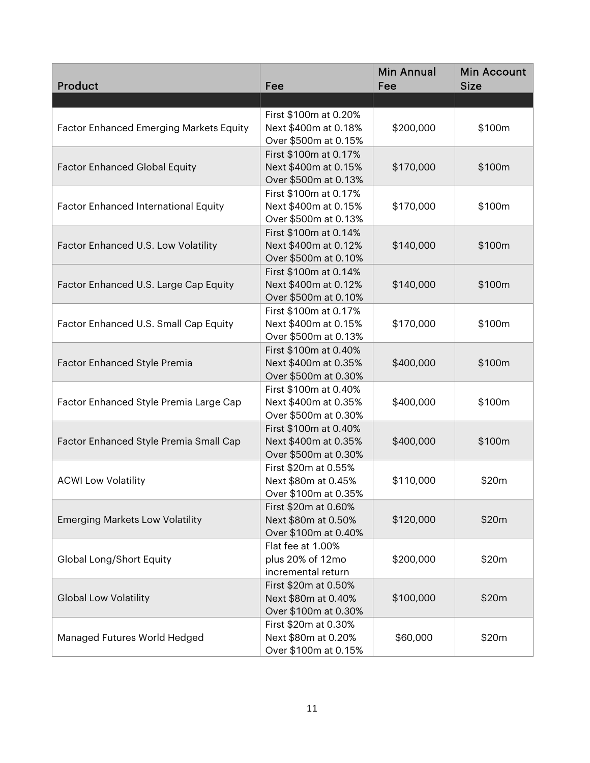| Product | Fee | Min Annual Fee | Min Account Size |
|---|---|---|---|
| Factor Enhanced Emerging Markets Equity | First $100m at 0.20%<br>Next $400m at 0.18%<br>Over $500m at 0.15% | $200,000 | $100m |
| Factor Enhanced Global Equity | First $100m at 0.17%<br>Next $400m at 0.15%<br>Over $500m at 0.13% | $170,000 | $100m |
| Factor Enhanced International Equity | First $100m at 0.17%<br>Next $400m at 0.15%<br>Over $500m at 0.13% | $170,000 | $100m |
| Factor Enhanced U.S. Low Volatility | First $100m at 0.14%<br>Next $400m at 0.12%<br>Over $500m at 0.10% | $140,000 | $100m |
| Factor Enhanced U.S. Large Cap Equity | First $100m at 0.14%<br>Next $400m at 0.12%<br>Over $500m at 0.10% | $140,000 | $100m |
| Factor Enhanced U.S. Small Cap Equity | First $100m at 0.17%<br>Next $400m at 0.15%<br>Over $500m at 0.13% | $170,000 | $100m |
| Factor Enhanced Style Premia | First $100m at 0.40%<br>Next $400m at 0.35%<br>Over $500m at 0.30% | $400,000 | $100m |
| Factor Enhanced Style Premia Large Cap | First $100m at 0.40%<br>Next $400m at 0.35%<br>Over $500m at 0.30% | $400,000 | $100m |
| Factor Enhanced Style Premia Small Cap | First $100m at 0.40%<br>Next $400m at 0.35%<br>Over $500m at 0.30% | $400,000 | $100m |
| ACWI Low Volatility | First $20m at 0.55%<br>Next $80m at 0.45%<br>Over $100m at 0.35% | $110,000 | $20m |
| Emerging Markets Low Volatility | First $20m at 0.60%<br>Next $80m at 0.50%<br>Over $100m at 0.40% | $120,000 | $20m |
| Global Long/Short Equity | Flat fee at 1.00%<br>plus 20% of 12mo<br>incremental return | $200,000 | $20m |
| Global Low Volatility | First $20m at 0.50%<br>Next $80m at 0.40%<br>Over $100m at 0.30% | $100,000 | $20m |
| Managed Futures World Hedged | First $20m at 0.30%<br>Next $80m at 0.20%<br>Over $100m at 0.15% | $60,000 | $20m |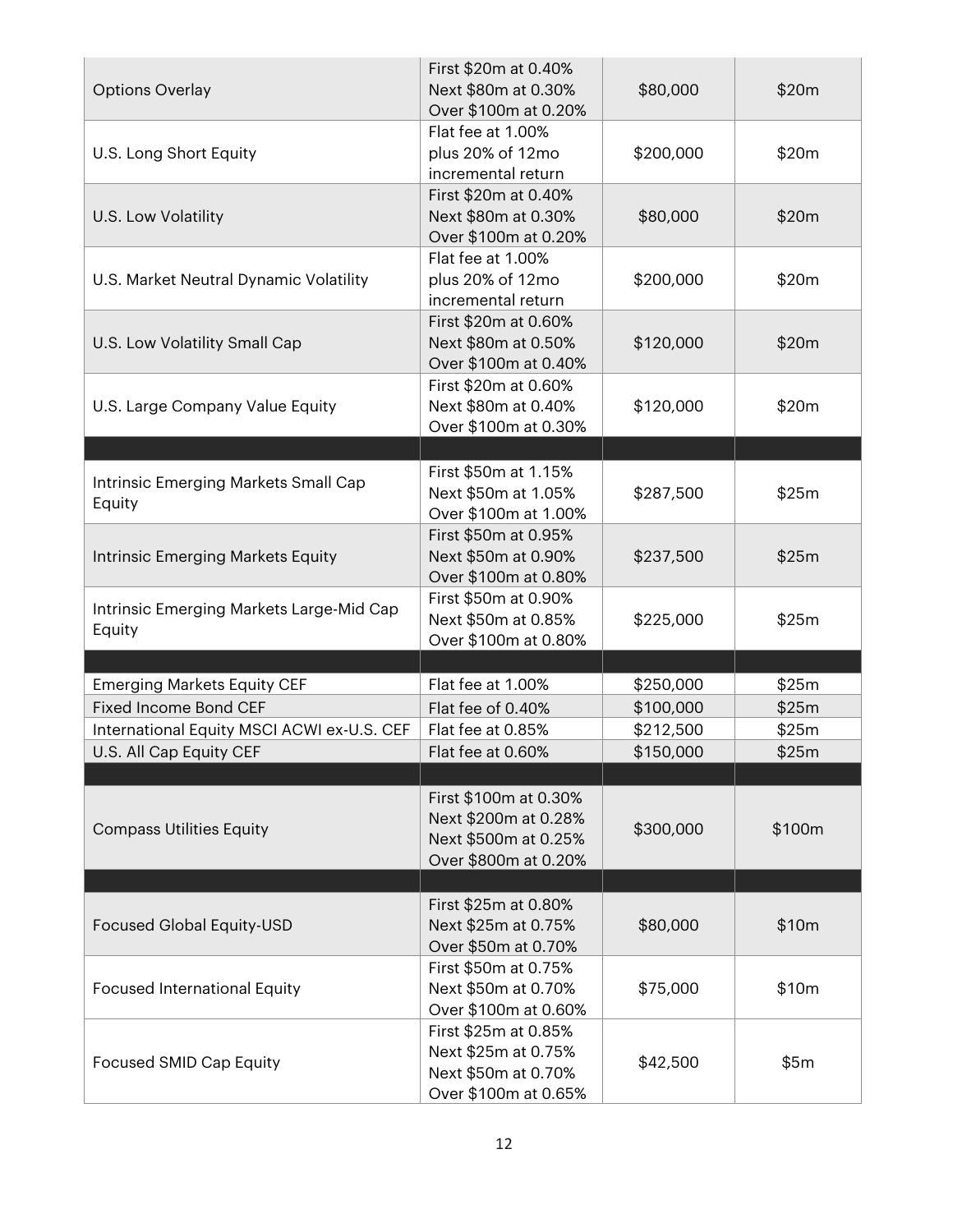| | | | |
|---|---|---|---|
| Options Overlay | First $20m at 0.40%<br>Next $80m at 0.30%<br>Over $100m at 0.20% | $80,000 | $20m |
| U.S. Long Short Equity | Flat fee at 1.00%<br>plus 20% of 12mo<br>incremental return | $200,000 | $20m |
| U.S. Low Volatility | First $20m at 0.40%<br>Next $80m at 0.30%<br>Over $100m at 0.20% | $80,000 | $20m |
| U.S. Market Neutral Dynamic Volatility | Flat fee at 1.00%<br>plus 20% of 12mo<br>incremental return | $200,000 | $20m |
| U.S. Low Volatility Small Cap | First $20m at 0.60%<br>Next $80m at 0.50%<br>Over $100m at 0.40% | $120,000 | $20m |
| U.S. Large Company Value Equity | First $20m at 0.60%<br>Next $80m at 0.40%<br>Over $100m at 0.30% | $120,000 | $20m |
| | | | |
| Intrinsic Emerging Markets Small Cap Equity | First $50m at 1.15%<br>Next $50m at 1.05%<br>Over $100m at 1.00% | $287,500 | $25m |
| Intrinsic Emerging Markets Equity | First $50m at 0.95%<br>Next $50m at 0.90%<br>Over $100m at 0.80% | $237,500 | $25m |
| Intrinsic Emerging Markets Large-Mid Cap Equity | First $50m at 0.90%<br>Next $50m at 0.85%<br>Over $100m at 0.80% | $225,000 | $25m |
| | | | |
| Emerging Markets Equity CEF | Flat fee at 1.00% | $250,000 | $25m |
| Fixed Income Bond CEF | Flat fee of 0.40% | $100,000 | $25m |
| International Equity MSCI ACWI ex-U.S. CEF | Flat fee at 0.85% | $212,500 | $25m |
| U.S. All Cap Equity CEF | Flat fee at 0.60% | $150,000 | $25m |
| | | | |
| Compass Utilities Equity | First $100m at 0.30%<br>Next $200m at 0.28%<br>Next $500m at 0.25%<br>Over $800m at 0.20% | $300,000 | $100m |
| | | | |
| Focused Global Equity-USD | First $25m at 0.80%<br>Next $25m at 0.75%<br>Over $50m at 0.70% | $80,000 | $10m |
| Focused International Equity | First $50m at 0.75%<br>Next $50m at 0.70%<br>Over $100m at 0.60% | $75,000 | $10m |
| Focused SMID Cap Equity | First $25m at 0.85%<br>Next $25m at 0.75%<br>Next $50m at 0.70%<br>Over $100m at 0.65% | $42,500 | $5m |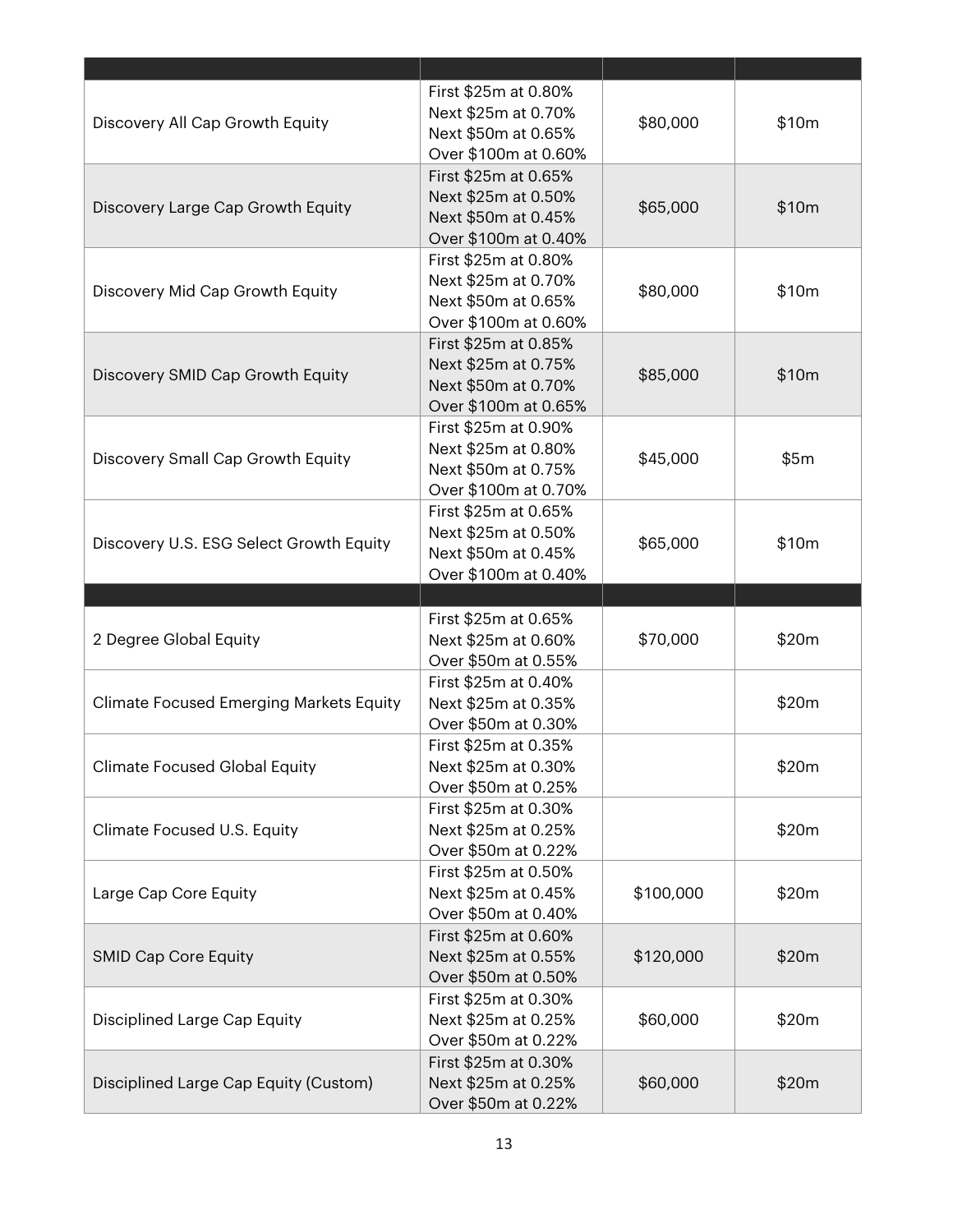| | | | |
|---|---|---|---|
| Discovery All Cap Growth Equity | First $25m at 0.80%<br>Next $25m at 0.70%<br>Next $50m at 0.65%<br>Over $100m at 0.60% | $80,000 | $10m |
| Discovery Large Cap Growth Equity | First $25m at 0.65%<br>Next $25m at 0.50%<br>Next $50m at 0.45%<br>Over $100m at 0.40% | $65,000 | $10m |
| Discovery Mid Cap Growth Equity | First $25m at 0.80%<br>Next $25m at 0.70%<br>Next $50m at 0.65%<br>Over $100m at 0.60% | $80,000 | $10m |
| Discovery SMID Cap Growth Equity | First $25m at 0.85%<br>Next $25m at 0.75%<br>Next $50m at 0.70%<br>Over $100m at 0.65% | $85,000 | $10m |
| Discovery Small Cap Growth Equity | First $25m at 0.90%<br>Next $25m at 0.80%<br>Next $50m at 0.75%<br>Over $100m at 0.70% | $45,000 | $5m |
| Discovery U.S. ESG Select Growth Equity | First $25m at 0.65%<br>Next $25m at 0.50%<br>Next $50m at 0.45%<br>Over $100m at 0.40% | $65,000 | $10m |
| | | | |
| 2 Degree Global Equity | First $25m at 0.65%<br>Next $25m at 0.60%<br>Over $50m at 0.55% | $70,000 | $20m |
| Climate Focused Emerging Markets Equity | First $25m at 0.40%<br>Next $25m at 0.35%<br>Over $50m at 0.30% | | $20m |
| Climate Focused Global Equity | First $25m at 0.35%<br>Next $25m at 0.30%<br>Over $50m at 0.25% | | $20m |
| Climate Focused U.S. Equity | First $25m at 0.30%<br>Next $25m at 0.25%<br>Over $50m at 0.22% | | $20m |
| Large Cap Core Equity | First $25m at 0.50%<br>Next $25m at 0.45%<br>Over $50m at 0.40% | $100,000 | $20m |
| SMID Cap Core Equity | First $25m at 0.60%<br>Next $25m at 0.55%<br>Over $50m at 0.50% | $120,000 | $20m |
| Disciplined Large Cap Equity | First $25m at 0.30%<br>Next $25m at 0.25%<br>Over $50m at 0.22% | $60,000 | $20m |
| Disciplined Large Cap Equity (Custom) | First $25m at 0.30%<br>Next $25m at 0.25%<br>Over $50m at 0.22% | $60,000 | $20m |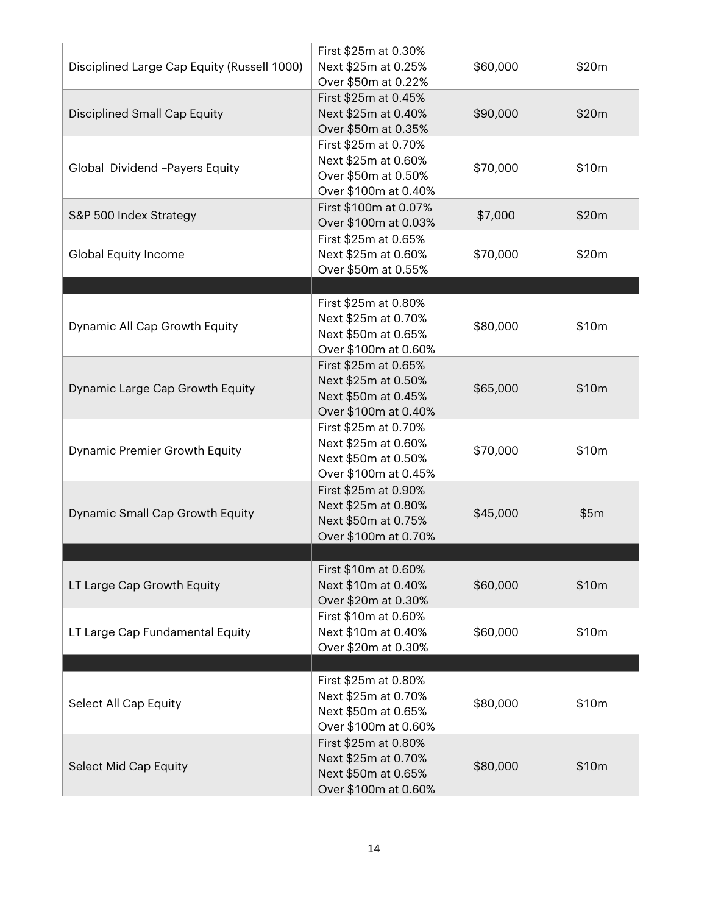| | | | |
|---|---|---|---|
| Disciplined Large Cap Equity (Russell 1000) | First $25m at 0.30%<br>Next $25m at 0.25%<br>Over $50m at 0.22% | $60,000 | $20m |
| Disciplined Small Cap Equity | First $25m at 0.45%<br>Next $25m at 0.40%<br>Over $50m at 0.35% | $90,000 | $20m |
| Global Dividend –Payers Equity | First $25m at 0.70%<br>Next $25m at 0.60%<br>Over $50m at 0.50%<br>Over $100m at 0.40% | $70,000 | $10m |
| S&P 500 Index Strategy | First $100m at 0.07%<br>Over $100m at 0.03% | $7,000 | $20m |
| Global Equity Income | First $25m at 0.65%<br>Next $25m at 0.60%<br>Over $50m at 0.55% | $70,000 | $20m |
| | | | |
| Dynamic All Cap Growth Equity | First $25m at 0.80%<br>Next $25m at 0.70%<br>Next $50m at 0.65%<br>Over $100m at 0.60% | $80,000 | $10m |
| Dynamic Large Cap Growth Equity | First $25m at 0.65%<br>Next $25m at 0.50%<br>Next $50m at 0.45%<br>Over $100m at 0.40% | $65,000 | $10m |
| Dynamic Premier Growth Equity | First $25m at 0.70%<br>Next $25m at 0.60%<br>Next $50m at 0.50%<br>Over $100m at 0.45% | $70,000 | $10m |
| Dynamic Small Cap Growth Equity | First $25m at 0.90%<br>Next $25m at 0.80%<br>Next $50m at 0.75%<br>Over $100m at 0.70% | $45,000 | $5m |
| | | | |
| LT Large Cap Growth Equity | First $10m at 0.60%<br>Next $10m at 0.40%<br>Over $20m at 0.30% | $60,000 | $10m |
| LT Large Cap Fundamental Equity | First $10m at 0.60%<br>Next $10m at 0.40%<br>Over $20m at 0.30% | $60,000 | $10m |
| | | | |
| Select All Cap Equity | First $25m at 0.80%<br>Next $25m at 0.70%<br>Next $50m at 0.65%<br>Over $100m at 0.60% | $80,000 | $10m |
| Select Mid Cap Equity | First $25m at 0.80%<br>Next $25m at 0.70%<br>Next $50m at 0.65%<br>Over $100m at 0.60% | $80,000 | $10m |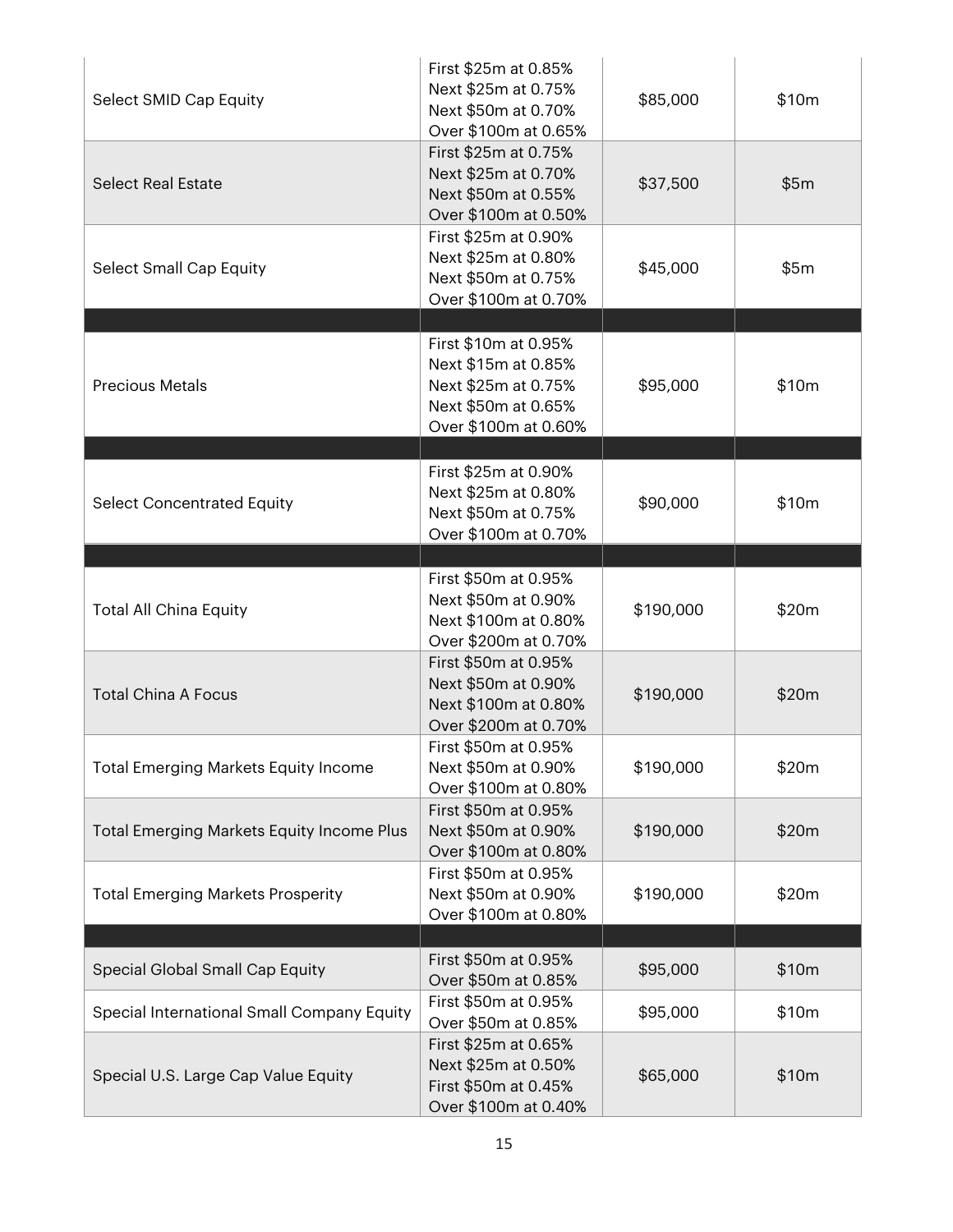| | | | |
|---|---|---|---|
| Select SMID Cap Equity | First \$25m at 0.85%<br>Next \$25m at 0.75%<br>Next \$50m at 0.70%<br>Over \$100m at 0.65% | \$85,000 | \$10m |
| Select Real Estate | First \$25m at 0.75%<br>Next \$25m at 0.70%<br>Next \$50m at 0.55%<br>Over \$100m at 0.50% | \$37,500 | \$5m |
| Select Small Cap Equity | First \$25m at 0.90%<br>Next \$25m at 0.80%<br>Next \$50m at 0.75%<br>Over \$100m at 0.70% | \$45,000 | \$5m |
| | | | |
| Precious Metals | First \$10m at 0.95%<br>Next \$15m at 0.85%<br>Next \$25m at 0.75%<br>Next \$50m at 0.65%<br>Over \$100m at 0.60% | \$95,000 | \$10m |
| | | | |
| Select Concentrated Equity | First \$25m at 0.90%<br>Next \$25m at 0.80%<br>Next \$50m at 0.75%<br>Over \$100m at 0.70% | \$90,000 | \$10m |
| | | | |
| Total All China Equity | First \$50m at 0.95%<br>Next \$50m at 0.90%<br>Next \$100m at 0.80%<br>Over \$200m at 0.70% | \$190,000 | \$20m |
| Total China A Focus | First \$50m at 0.95%<br>Next \$50m at 0.90%<br>Next \$100m at 0.80%<br>Over \$200m at 0.70% | \$190,000 | \$20m |
| Total Emerging Markets Equity Income | First \$50m at 0.95%<br>Next \$50m at 0.90%<br>Over \$100m at 0.80% | \$190,000 | \$20m |
| Total Emerging Markets Equity Income Plus | First \$50m at 0.95%<br>Next \$50m at 0.90%<br>Over \$100m at 0.80% | \$190,000 | \$20m |
| Total Emerging Markets Prosperity | First \$50m at 0.95%<br>Next \$50m at 0.90%<br>Over \$100m at 0.80% | \$190,000 | \$20m |
| | | | |
| Special Global Small Cap Equity | First \$50m at 0.95%<br>Over \$50m at 0.85% | \$95,000 | \$10m |
| Special International Small Company Equity | First \$50m at 0.95%<br>Over \$50m at 0.85% | \$95,000 | \$10m |
| Special U.S. Large Cap Value Equity | First \$25m at 0.65%<br>Next \$25m at 0.50%<br>First \$50m at 0.45%<br>Over \$100m at 0.40% | \$65,000 | \$10m |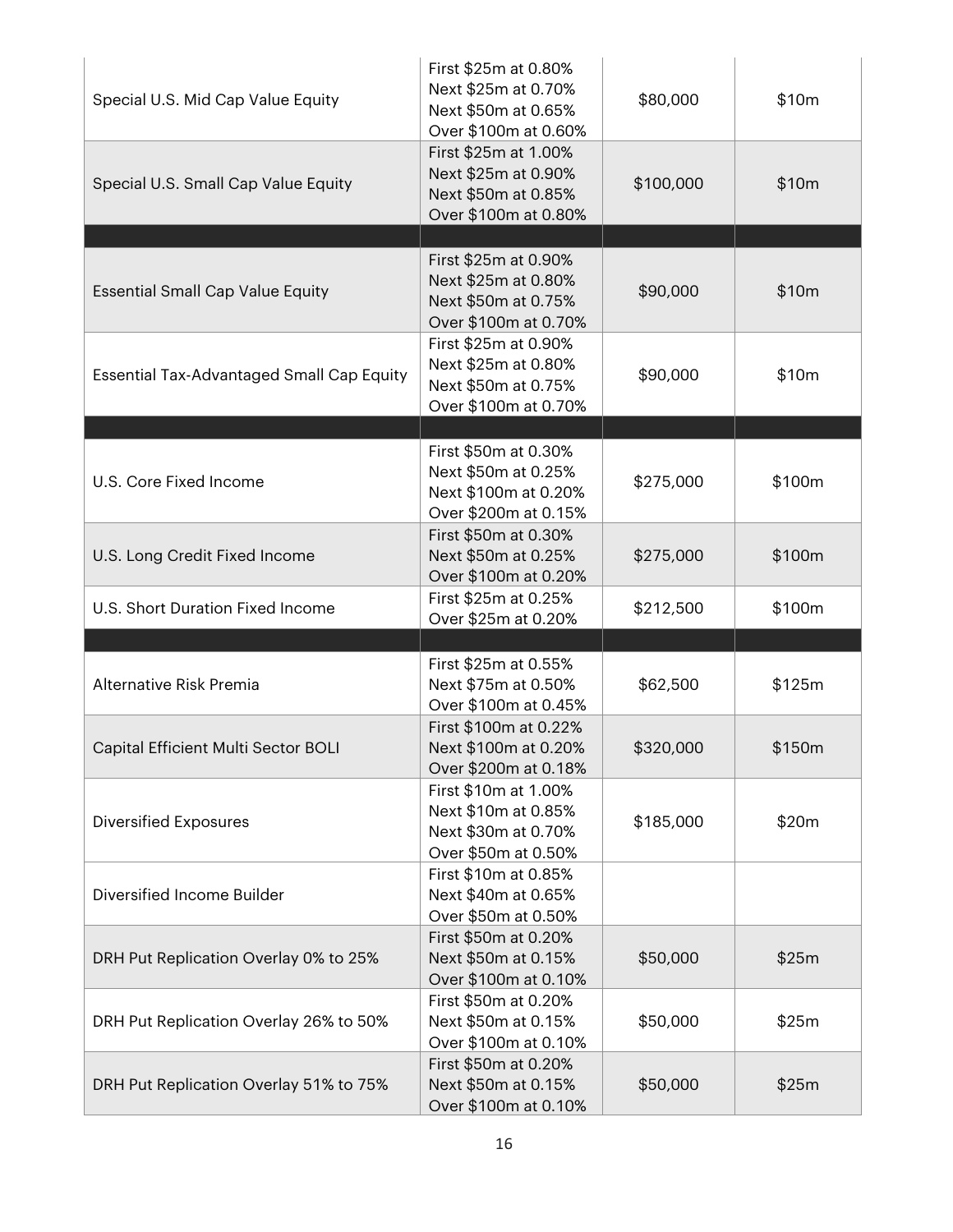| | | | |
|---|---|---|---|
| Special U.S. Mid Cap Value Equity | First $25m at 0.80%<br>Next $25m at 0.70%<br>Next $50m at 0.65%<br>Over $100m at 0.60% | $80,000 | $10m |
| Special U.S. Small Cap Value Equity | First $25m at 1.00%<br>Next $25m at 0.90%<br>Next $50m at 0.85%<br>Over $100m at 0.80% | $100,000 | $10m |
| | | | |
| Essential Small Cap Value Equity | First $25m at 0.90%<br>Next $25m at 0.80%<br>Next $50m at 0.75%<br>Over $100m at 0.70% | $90,000 | $10m |
| Essential Tax-Advantaged Small Cap Equity | First $25m at 0.90%<br>Next $25m at 0.80%<br>Next $50m at 0.75%<br>Over $100m at 0.70% | $90,000 | $10m |
| | | | |
| U.S. Core Fixed Income | First $50m at 0.30%<br>Next $50m at 0.25%<br>Next $100m at 0.20%<br>Over $200m at 0.15% | $275,000 | $100m |
| U.S. Long Credit Fixed Income | First $50m at 0.30%<br>Next $50m at 0.25%<br>Over $100m at 0.20% | $275,000 | $100m |
| U.S. Short Duration Fixed Income | First $25m at 0.25%<br>Over $25m at 0.20% | $212,500 | $100m |
| | | | |
| Alternative Risk Premia | First $25m at 0.55%<br>Next $75m at 0.50%<br>Over $100m at 0.45% | $62,500 | $125m |
| Capital Efficient Multi Sector BOLI | First $100m at 0.22%<br>Next $100m at 0.20%<br>Over $200m at 0.18% | $320,000 | $150m |
| Diversified Exposures | First $10m at 1.00%<br>Next $10m at 0.85%<br>Next $30m at 0.70%<br>Over $50m at 0.50% | $185,000 | $20m |
| Diversified Income Builder | First $10m at 0.85%<br>Next $40m at 0.65%<br>Over $50m at 0.50% | | |
| DRH Put Replication Overlay 0% to 25% | First $50m at 0.20%<br>Next $50m at 0.15%<br>Over $100m at 0.10% | $50,000 | $25m |
| DRH Put Replication Overlay 26% to 50% | First $50m at 0.20%<br>Next $50m at 0.15%<br>Over $100m at 0.10% | $50,000 | $25m |
| DRH Put Replication Overlay 51% to 75% | First $50m at 0.20%<br>Next $50m at 0.15%<br>Over $100m at 0.10% | $50,000 | $25m |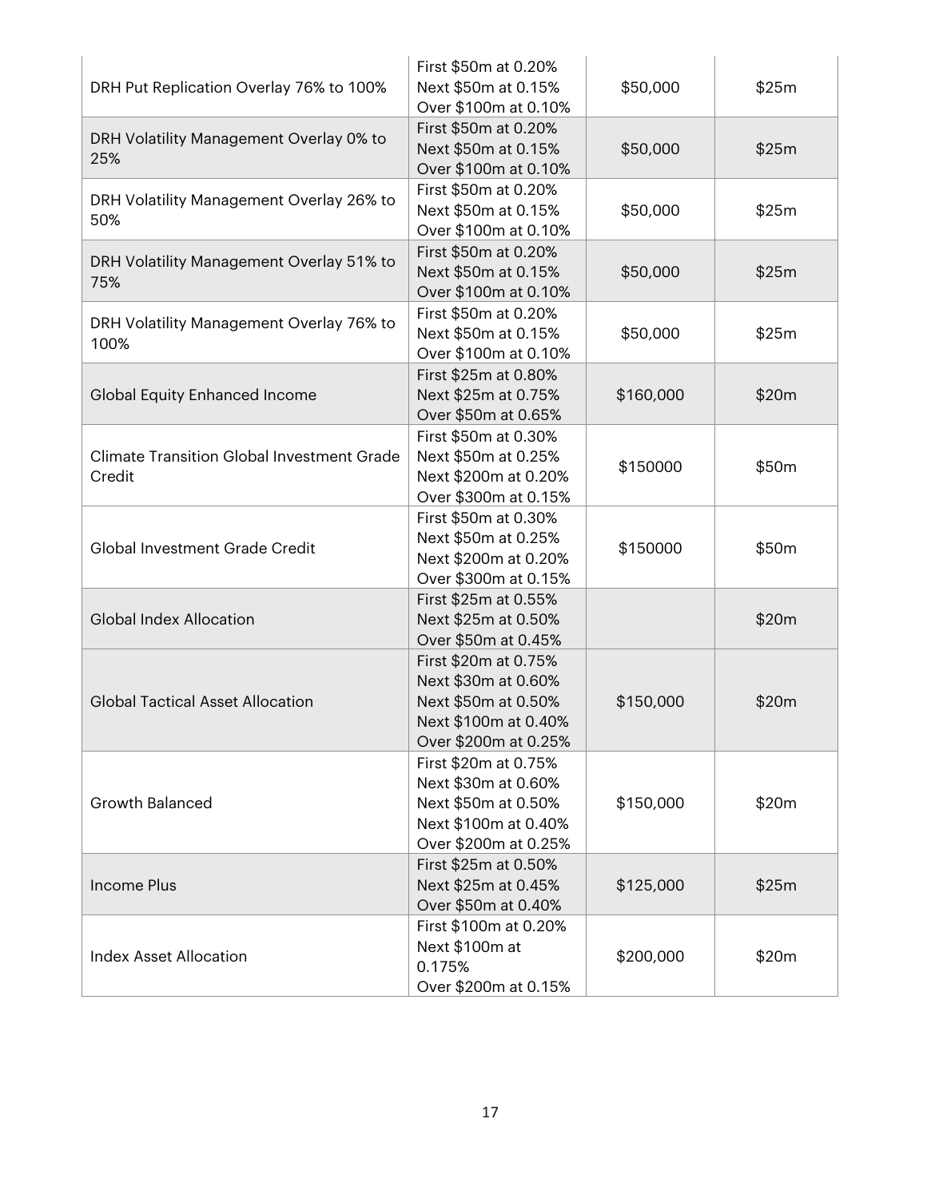| | | | |
|---|---|---|---|
| DRH Put Replication Overlay 76% to 100% | First $50m at 0.20%<br>Next $50m at 0.15%<br>Over $100m at 0.10% | $50,000 | $25m |
| DRH Volatility Management Overlay 0% to 25% | First $50m at 0.20%<br>Next $50m at 0.15%<br>Over $100m at 0.10% | $50,000 | $25m |
| DRH Volatility Management Overlay 26% to 50% | First $50m at 0.20%<br>Next $50m at 0.15%<br>Over $100m at 0.10% | $50,000 | $25m |
| DRH Volatility Management Overlay 51% to 75% | First $50m at 0.20%<br>Next $50m at 0.15%<br>Over $100m at 0.10% | $50,000 | $25m |
| DRH Volatility Management Overlay 76% to 100% | First $50m at 0.20%<br>Next $50m at 0.15%<br>Over $100m at 0.10% | $50,000 | $25m |
| Global Equity Enhanced Income | First $25m at 0.80%<br>Next $25m at 0.75%<br>Over $50m at 0.65% | $160,000 | $20m |
| Climate Transition Global Investment Grade Credit | First $50m at 0.30%<br>Next $50m at 0.25%<br>Next $200m at 0.20%<br>Over $300m at 0.15% | $150000 | $50m |
| Global Investment Grade Credit | First $50m at 0.30%<br>Next $50m at 0.25%<br>Next $200m at 0.20%<br>Over $300m at 0.15% | $150000 | $50m |
| Global Index Allocation | First $25m at 0.55%<br>Next $25m at 0.50%<br>Over $50m at 0.45% | | $20m |
| Global Tactical Asset Allocation | First $20m at 0.75%<br>Next $30m at 0.60%<br>Next $50m at 0.50%<br>Next $100m at 0.40%<br>Over $200m at 0.25% | $150,000 | $20m |
| Growth Balanced | First $20m at 0.75%<br>Next $30m at 0.60%<br>Next $50m at 0.50%<br>Next $100m at 0.40%<br>Over $200m at 0.25% | $150,000 | $20m |
| Income Plus | First $25m at 0.50%<br>Next $25m at 0.45%<br>Over $50m at 0.40% | $125,000 | $25m |
| Index Asset Allocation | First $100m at 0.20%<br>Next $100m at 0.175%<br>Over $200m at 0.15% | $200,000 | $20m |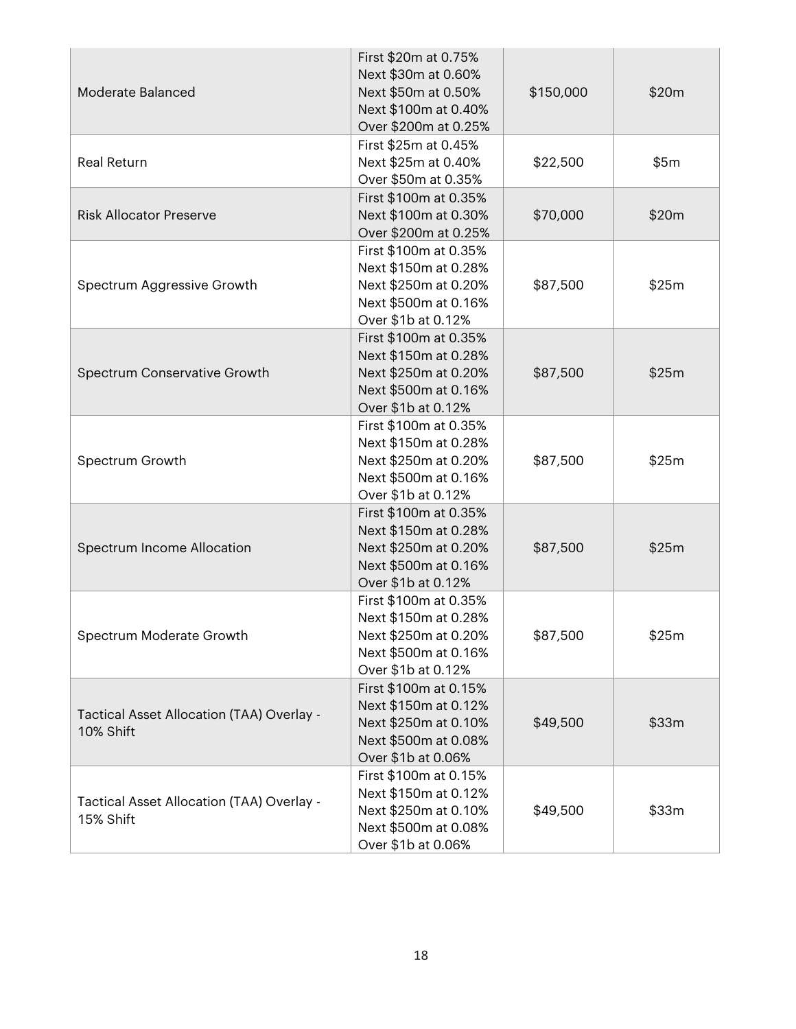| | | | |
|---|---|---|---|
| Moderate Balanced | First \$20m at 0.75%<br>Next \$30m at 0.60%<br>Next \$50m at 0.50%<br>Next \$100m at 0.40%<br>Over \$200m at 0.25% | \$150,000 | \$20m |
| Real Return | First \$25m at 0.45%<br>Next \$25m at 0.40%<br>Over \$50m at 0.35% | \$22,500 | \$5m |
| Risk Allocator Preserve | First \$100m at 0.35%<br>Next \$100m at 0.30%<br>Over \$200m at 0.25% | \$70,000 | \$20m |
| Spectrum Aggressive Growth | First \$100m at 0.35%<br>Next \$150m at 0.28%<br>Next \$250m at 0.20%<br>Next \$500m at 0.16%<br>Over \$1b at 0.12% | \$87,500 | \$25m |
| Spectrum Conservative Growth | First \$100m at 0.35%<br>Next \$150m at 0.28%<br>Next \$250m at 0.20%<br>Next \$500m at 0.16%<br>Over \$1b at 0.12% | \$87,500 | \$25m |
| Spectrum Growth | First \$100m at 0.35%<br>Next \$150m at 0.28%<br>Next \$250m at 0.20%<br>Next \$500m at 0.16%<br>Over \$1b at 0.12% | \$87,500 | \$25m |
| Spectrum Income Allocation | First \$100m at 0.35%<br>Next \$150m at 0.28%<br>Next \$250m at 0.20%<br>Next \$500m at 0.16%<br>Over \$1b at 0.12% | \$87,500 | \$25m |
| Spectrum Moderate Growth | First \$100m at 0.35%<br>Next \$150m at 0.28%<br>Next \$250m at 0.20%<br>Next \$500m at 0.16%<br>Over \$1b at 0.12% | \$87,500 | \$25m |
| Tactical Asset Allocation (TAA) Overlay - 10% Shift | First \$100m at 0.15%<br>Next \$150m at 0.12%<br>Next \$250m at 0.10%<br>Next \$500m at 0.08%<br>Over \$1b at 0.06% | \$49,500 | \$33m |
| Tactical Asset Allocation (TAA) Overlay - 15% Shift | First \$100m at 0.15%<br>Next \$150m at 0.12%<br>Next \$250m at 0.10%<br>Next \$500m at 0.08%<br>Over \$1b at 0.06% | \$49,500 | \$33m |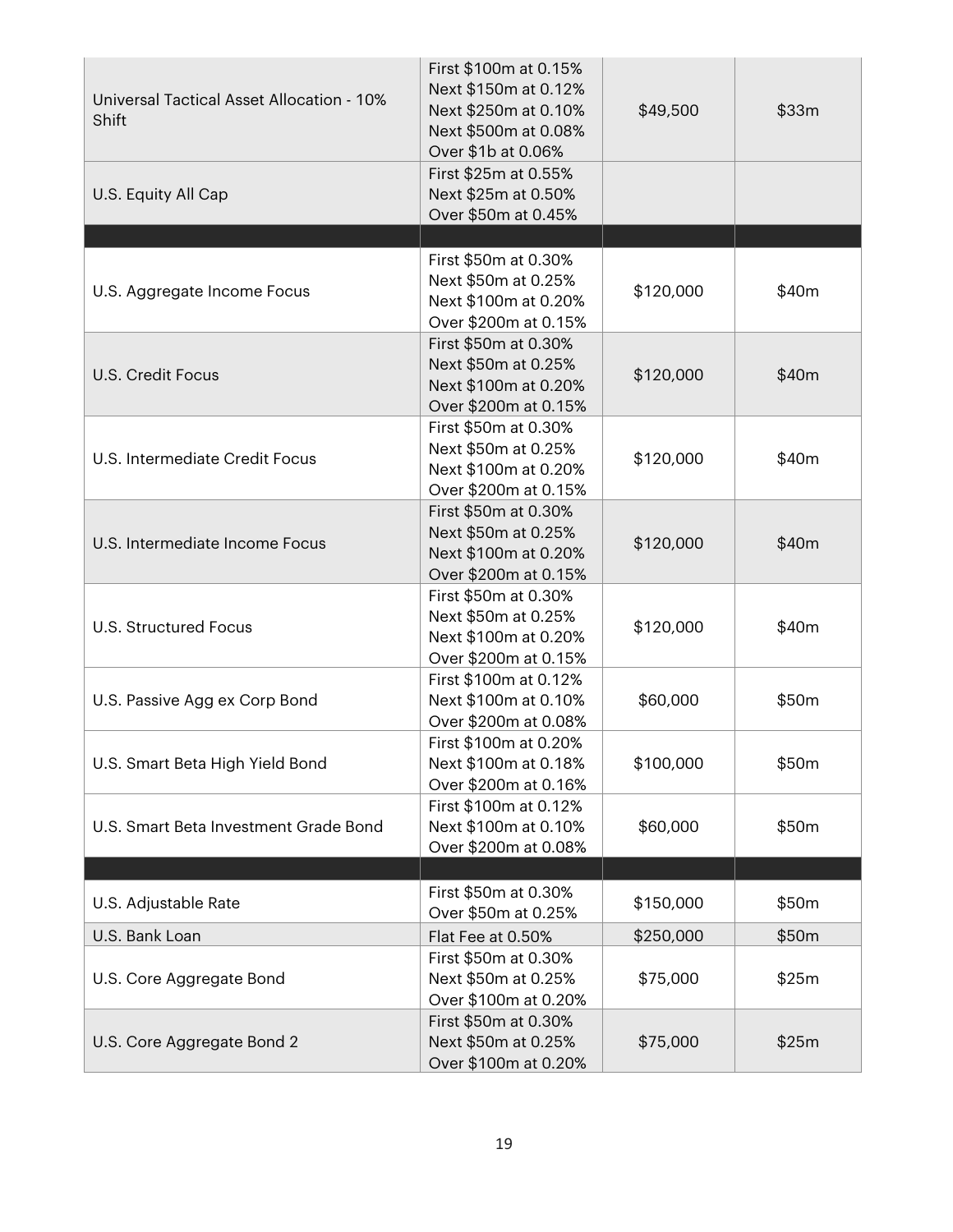| | | | |
|---|---|---|---|
| Universal Tactical Asset Allocation - 10% Shift | First $100m at 0.15%<br>Next $150m at 0.12%<br>Next $250m at 0.10%<br>Next $500m at 0.08%<br>Over $1b at 0.06% | $49,500 | $33m |
| U.S. Equity All Cap | First $25m at 0.55%<br>Next $25m at 0.50%<br>Over $50m at 0.45% | | |
| | | | |
| U.S. Aggregate Income Focus | First $50m at 0.30%<br>Next $50m at 0.25%<br>Next $100m at 0.20%<br>Over $200m at 0.15% | $120,000 | $40m |
| U.S. Credit Focus | First $50m at 0.30%<br>Next $50m at 0.25%<br>Next $100m at 0.20%<br>Over $200m at 0.15% | $120,000 | $40m |
| U.S. Intermediate Credit Focus | First $50m at 0.30%<br>Next $50m at 0.25%<br>Next $100m at 0.20%<br>Over $200m at 0.15% | $120,000 | $40m |
| U.S. Intermediate Income Focus | First $50m at 0.30%<br>Next $50m at 0.25%<br>Next $100m at 0.20%<br>Over $200m at 0.15% | $120,000 | $40m |
| U.S. Structured Focus | First $50m at 0.30%<br>Next $50m at 0.25%<br>Next $100m at 0.20%<br>Over $200m at 0.15% | $120,000 | $40m |
| U.S. Passive Agg ex Corp Bond | First $100m at 0.12%<br>Next $100m at 0.10%<br>Over $200m at 0.08% | $60,000 | $50m |
| U.S. Smart Beta High Yield Bond | First $100m at 0.20%<br>Next $100m at 0.18%<br>Over $200m at 0.16% | $100,000 | $50m |
| U.S. Smart Beta Investment Grade Bond | First $100m at 0.12%<br>Next $100m at 0.10%<br>Over $200m at 0.08% | $60,000 | $50m |
| | | | |
| U.S. Adjustable Rate | First $50m at 0.30%<br>Over $50m at 0.25% | $150,000 | $50m |
| U.S. Bank Loan | Flat Fee at 0.50% | $250,000 | $50m |
| U.S. Core Aggregate Bond | First $50m at 0.30%<br>Next $50m at 0.25%<br>Over $100m at 0.20% | $75,000 | $25m |
| U.S. Core Aggregate Bond 2 | First $50m at 0.30%<br>Next $50m at 0.25%<br>Over $100m at 0.20% | $75,000 | $25m |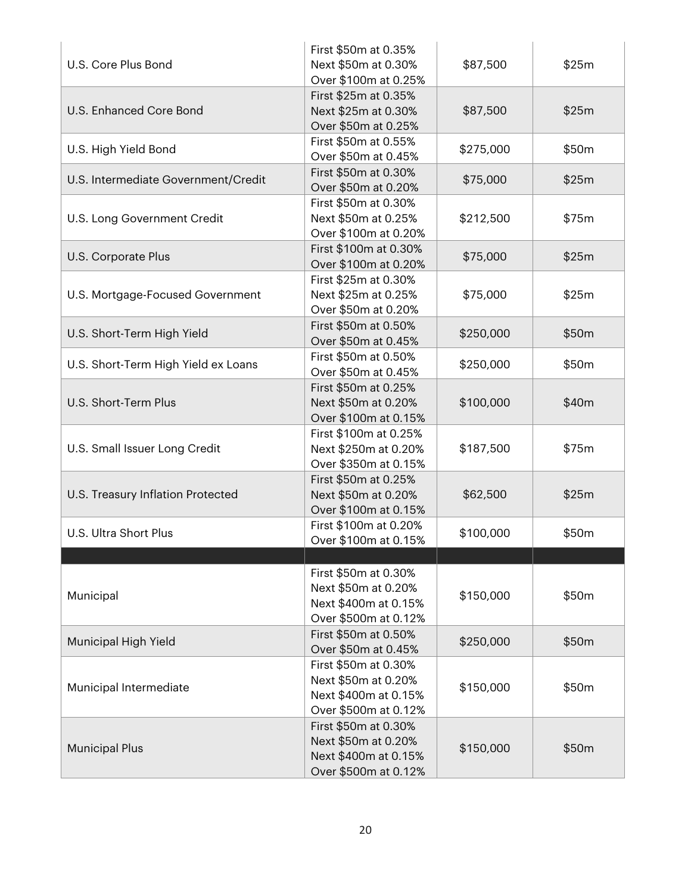| | | | |
|---|---|---|---|
| U.S. Core Plus Bond | First $50m at 0.35%<br>Next $50m at 0.30%<br>Over $100m at 0.25% | $87,500 | $25m |
| U.S. Enhanced Core Bond | First $25m at 0.35%<br>Next $25m at 0.30%<br>Over $50m at 0.25% | $87,500 | $25m |
| U.S. High Yield Bond | First $50m at 0.55%<br>Over $50m at 0.45% | $275,000 | $50m |
| U.S. Intermediate Government/Credit | First $50m at 0.30%<br>Over $50m at 0.20% | $75,000 | $25m |
| U.S. Long Government Credit | First $50m at 0.30%<br>Next $50m at 0.25%<br>Over $100m at 0.20% | $212,500 | $75m |
| U.S. Corporate Plus | First $100m at 0.30%<br>Over $100m at 0.20% | $75,000 | $25m |
| U.S. Mortgage-Focused Government | First $25m at 0.30%<br>Next $25m at 0.25%<br>Over $50m at 0.20% | $75,000 | $25m |
| U.S. Short-Term High Yield | First $50m at 0.50%<br>Over $50m at 0.45% | $250,000 | $50m |
| U.S. Short-Term High Yield ex Loans | First $50m at 0.50%<br>Over $50m at 0.45% | $250,000 | $50m |
| U.S. Short-Term Plus | First $50m at 0.25%<br>Next $50m at 0.20%<br>Over $100m at 0.15% | $100,000 | $40m |
| U.S. Small Issuer Long Credit | First $100m at 0.25%<br>Next $250m at 0.20%<br>Over $350m at 0.15% | $187,500 | $75m |
| U.S. Treasury Inflation Protected | First $50m at 0.25%<br>Next $50m at 0.20%<br>Over $100m at 0.15% | $62,500 | $25m |
| U.S. Ultra Short Plus | First $100m at 0.20%<br>Over $100m at 0.15% | $100,000 | $50m |
| | | | |
| Municipal | First $50m at 0.30%<br>Next $50m at 0.20%<br>Next $400m at 0.15%<br>Over $500m at 0.12% | $150,000 | $50m |
| Municipal High Yield | First $50m at 0.50%<br>Over $50m at 0.45% | $250,000 | $50m |
| Municipal Intermediate | First $50m at 0.30%<br>Next $50m at 0.20%<br>Next $400m at 0.15%<br>Over $500m at 0.12% | $150,000 | $50m |
| Municipal Plus | First $50m at 0.30%<br>Next $50m at 0.20%<br>Next $400m at 0.15%<br>Over $500m at 0.12% | $150,000 | $50m |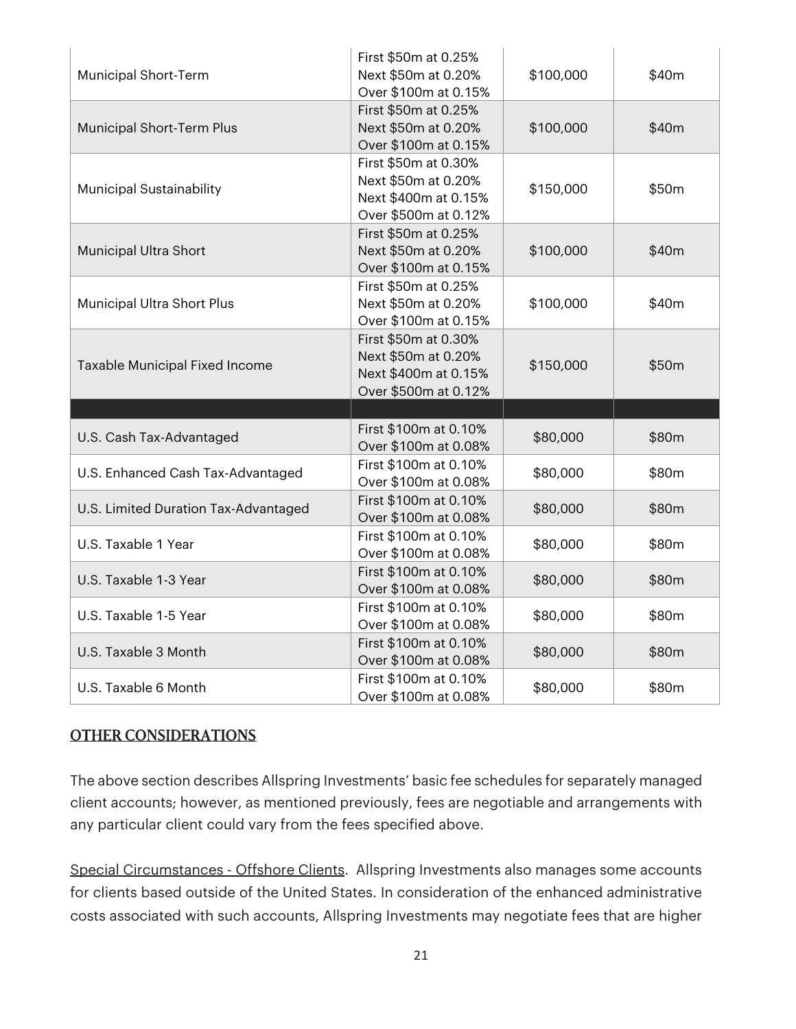| | | | |
|---|---|---|---|
| Municipal Short-Term | First $50m at 0.25%<br>Next $50m at 0.20%<br>Over $100m at 0.15% | $100,000 | $40m |
| Municipal Short-Term Plus | First $50m at 0.25%<br>Next $50m at 0.20%<br>Over $100m at 0.15% | $100,000 | $40m |
| Municipal Sustainability | First $50m at 0.30%<br>Next $50m at 0.20%<br>Next $400m at 0.15%<br>Over $500m at 0.12% | $150,000 | $50m |
| Municipal Ultra Short | First $50m at 0.25%<br>Next $50m at 0.20%<br>Over $100m at 0.15% | $100,000 | $40m |
| Municipal Ultra Short Plus | First $50m at 0.25%<br>Next $50m at 0.20%<br>Over $100m at 0.15% | $100,000 | $40m |
| Taxable Municipal Fixed Income | First $50m at 0.30%<br>Next $50m at 0.20%<br>Next $400m at 0.15%<br>Over $500m at 0.12% | $150,000 | $50m |
| | | | |
| U.S. Cash Tax-Advantaged | First $100m at 0.10%<br>Over $100m at 0.08% | $80,000 | $80m |
| U.S. Enhanced Cash Tax-Advantaged | First $100m at 0.10%<br>Over $100m at 0.08% | $80,000 | $80m |
| U.S. Limited Duration Tax-Advantaged | First $100m at 0.10%<br>Over $100m at 0.08% | $80,000 | $80m |
| U.S. Taxable 1 Year | First $100m at 0.10%<br>Over $100m at 0.08% | $80,000 | $80m |
| U.S. Taxable 1-3 Year | First $100m at 0.10%<br>Over $100m at 0.08% | $80,000 | $80m |
| U.S. Taxable 1-5 Year | First $100m at 0.10%<br>Over $100m at 0.08% | $80,000 | $80m |
| U.S. Taxable 3 Month | First $100m at 0.10%<br>Over $100m at 0.08% | $80,000 | $80m |
| U.S. Taxable 6 Month | First $100m at 0.10%<br>Over $100m at 0.08% | $80,000 | $80m |

## OTHER CONSIDERATIONS

The above section describes Allspring Investments' basic fee schedules for separately managed client accounts; however, as mentioned previously, fees are negotiable and arrangements with any particular client could vary from the fees specified above.

Special Circumstances - Offshore Clients. Allspring Investments also manages some accounts for clients based outside of the United States. In consideration of the enhanced administrative costs associated with such accounts, Allspring Investments may negotiate fees that are higher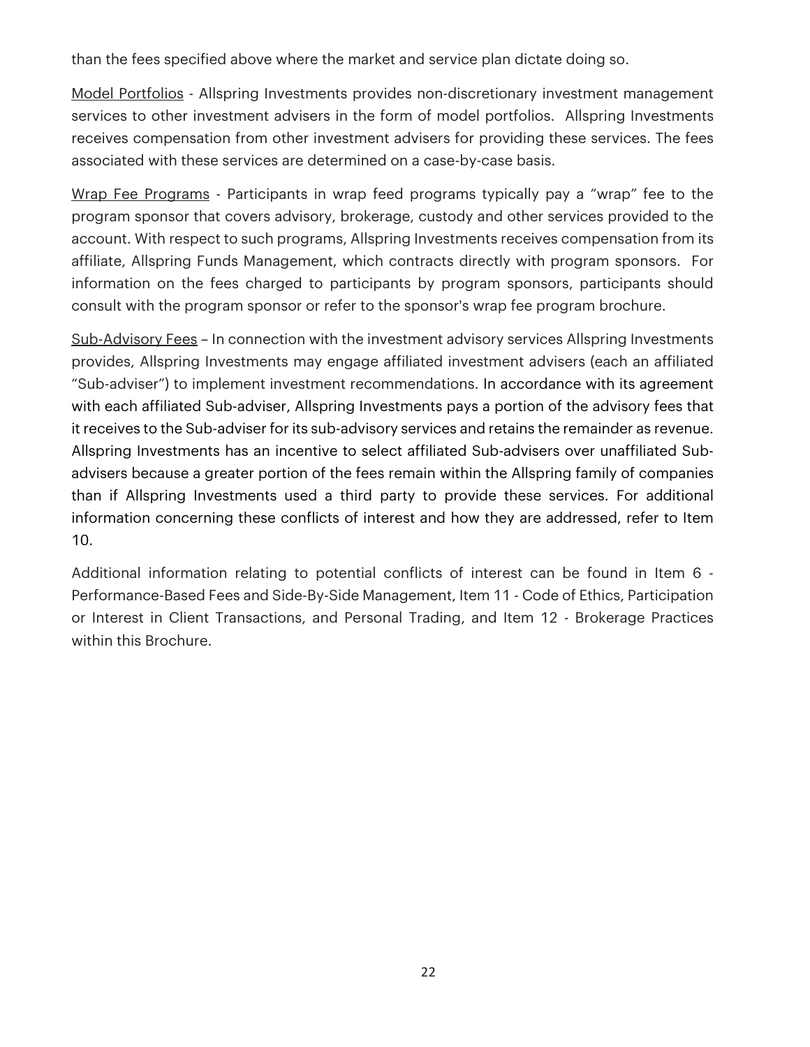than the fees specified above where the market and service plan dictate doing so.

<u>Model Portfolios</u> - Allspring Investments provides non-discretionary investment management services to other investment advisers in the form of model portfolios. Allspring Investments receives compensation from other investment advisers for providing these services. The fees associated with these services are determined on a case-by-case basis.

<u>Wrap Fee Programs</u> - Participants in wrap feed programs typically pay a "wrap" fee to the program sponsor that covers advisory, brokerage, custody and other services provided to the account. With respect to such programs, Allspring Investments receives compensation from its affiliate, Allspring Funds Management, which contracts directly with program sponsors. For information on the fees charged to participants by program sponsors, participants should consult with the program sponsor or refer to the sponsor's wrap fee program brochure.

<u>Sub-Advisory Fees</u> – In connection with the investment advisory services Allspring Investments provides, Allspring Investments may engage affiliated investment advisers (each an affiliated "Sub-adviser") to implement investment recommendations. In accordance with its agreement with each affiliated Sub-adviser, Allspring Investments pays a portion of the advisory fees that it receives to the Sub-adviser for its sub-advisory services and retains the remainder as revenue. Allspring Investments has an incentive to select affiliated Sub-advisers over unaffiliated Sub-advisers because a greater portion of the fees remain within the Allspring family of companies than if Allspring Investments used a third party to provide these services. For additional information concerning these conflicts of interest and how they are addressed, refer to Item 10.

Additional information relating to potential conflicts of interest can be found in Item 6 - Performance-Based Fees and Side-By-Side Management, Item 11 - Code of Ethics, Participation or Interest in Client Transactions, and Personal Trading, and Item 12 - Brokerage Practices within this Brochure.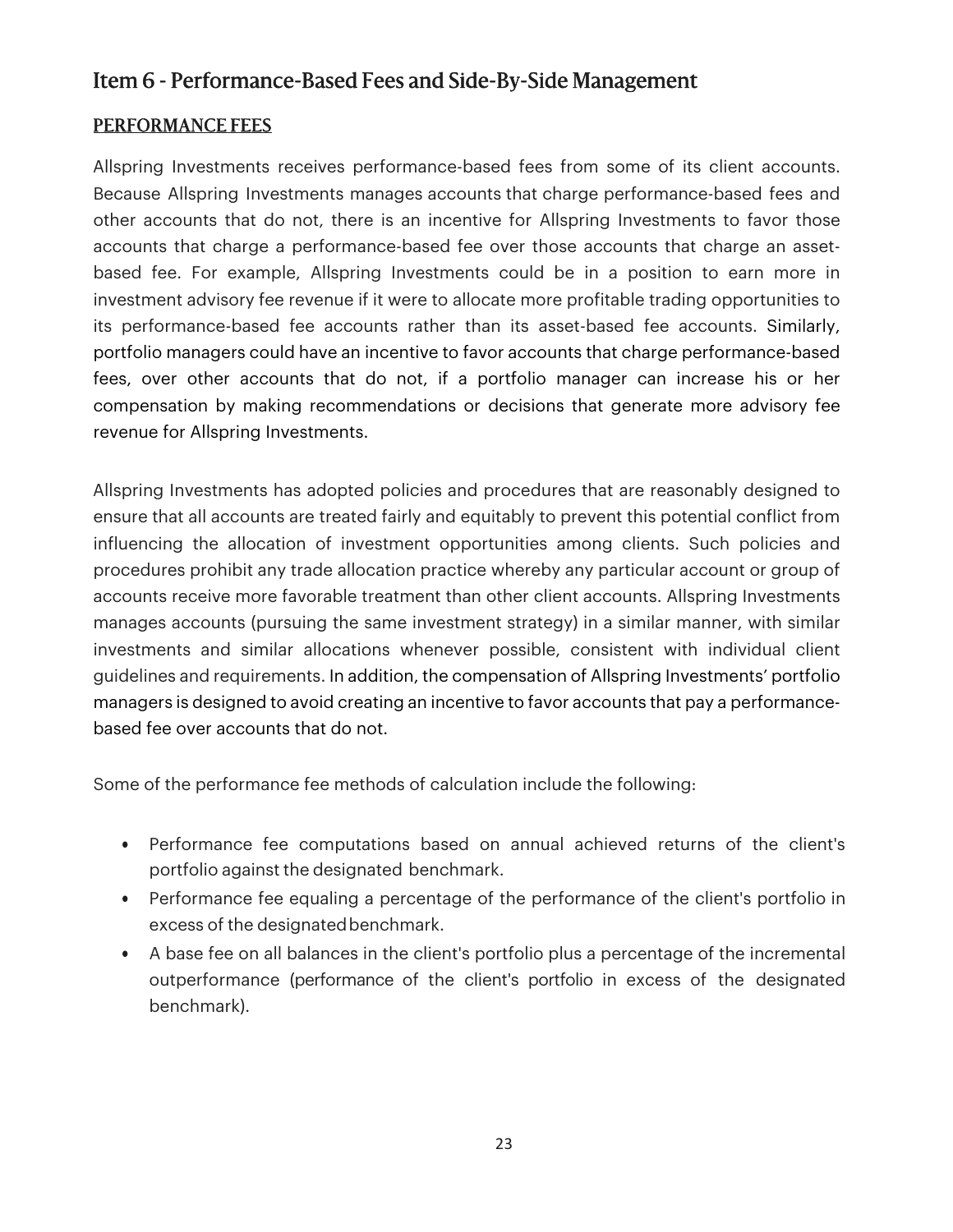## Item 6 - Performance-Based Fees and Side-By-Side Management

### PERFORMANCE FEES

Allspring Investments receives performance-based fees from some of its client accounts. Because Allspring Investments manages accounts that charge performance-based fees and other accounts that do not, there is an incentive for Allspring Investments to favor those accounts that charge a performance-based fee over those accounts that charge an asset-based fee. For example, Allspring Investments could be in a position to earn more in investment advisory fee revenue if it were to allocate more profitable trading opportunities to its performance-based fee accounts rather than its asset-based fee accounts. Similarly, portfolio managers could have an incentive to favor accounts that charge performance-based fees, over other accounts that do not, if a portfolio manager can increase his or her compensation by making recommendations or decisions that generate more advisory fee revenue for Allspring Investments.

Allspring Investments has adopted policies and procedures that are reasonably designed to ensure that all accounts are treated fairly and equitably to prevent this potential conflict from influencing the allocation of investment opportunities among clients. Such policies and procedures prohibit any trade allocation practice whereby any particular account or group of accounts receive more favorable treatment than other client accounts. Allspring Investments manages accounts (pursuing the same investment strategy) in a similar manner, with similar investments and similar allocations whenever possible, consistent with individual client guidelines and requirements. In addition, the compensation of Allspring Investments' portfolio managers is designed to avoid creating an incentive to favor accounts that pay a performance-based fee over accounts that do not.

Some of the performance fee methods of calculation include the following:

- Performance fee computations based on annual achieved returns of the client's portfolio against the designated benchmark.
- Performance fee equaling a percentage of the performance of the client's portfolio in excess of the designated benchmark.
- A base fee on all balances in the client's portfolio plus a percentage of the incremental outperformance (performance of the client's portfolio in excess of the designated benchmark).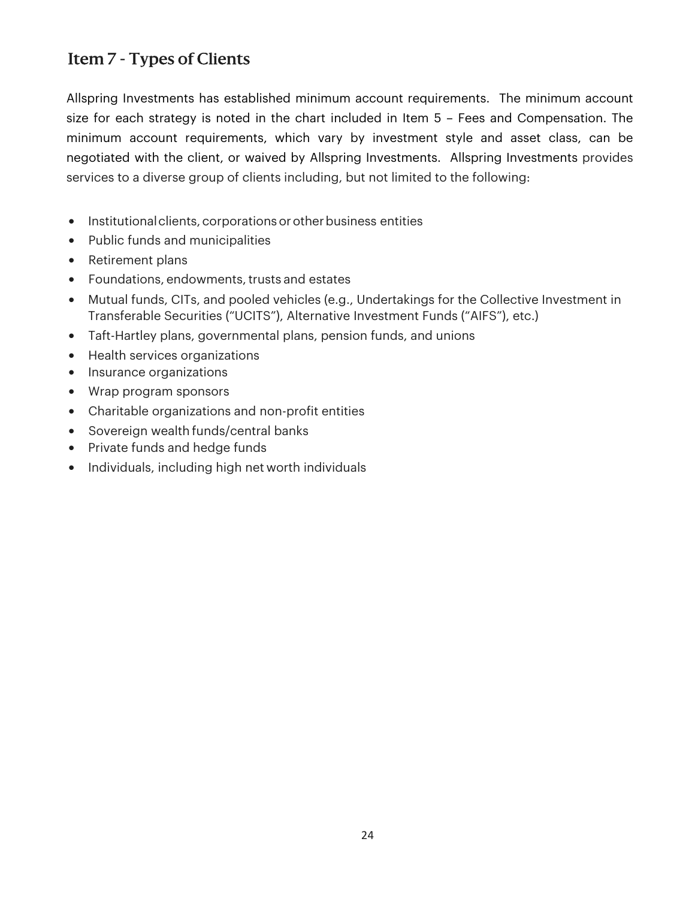## Item 7 - Types of Clients

Allspring Investments has established minimum account requirements. The minimum account size for each strategy is noted in the chart included in Item 5 – Fees and Compensation. The minimum account requirements, which vary by investment style and asset class, can be negotiated with the client, or waived by Allspring Investments. Allspring Investments provides services to a diverse group of clients including, but not limited to the following:

- Institutional clients, corporations or other business entities
- Public funds and municipalities
- Retirement plans
- Foundations, endowments, trusts and estates
- Mutual funds, CITs, and pooled vehicles (e.g., Undertakings for the Collective Investment in Transferable Securities ("UCITS"), Alternative Investment Funds ("AIFS"), etc.)
- Taft-Hartley plans, governmental plans, pension funds, and unions
- Health services organizations
- Insurance organizations
- Wrap program sponsors
- Charitable organizations and non-profit entities
- Sovereign wealth funds/central banks
- Private funds and hedge funds
- Individuals, including high net worth individuals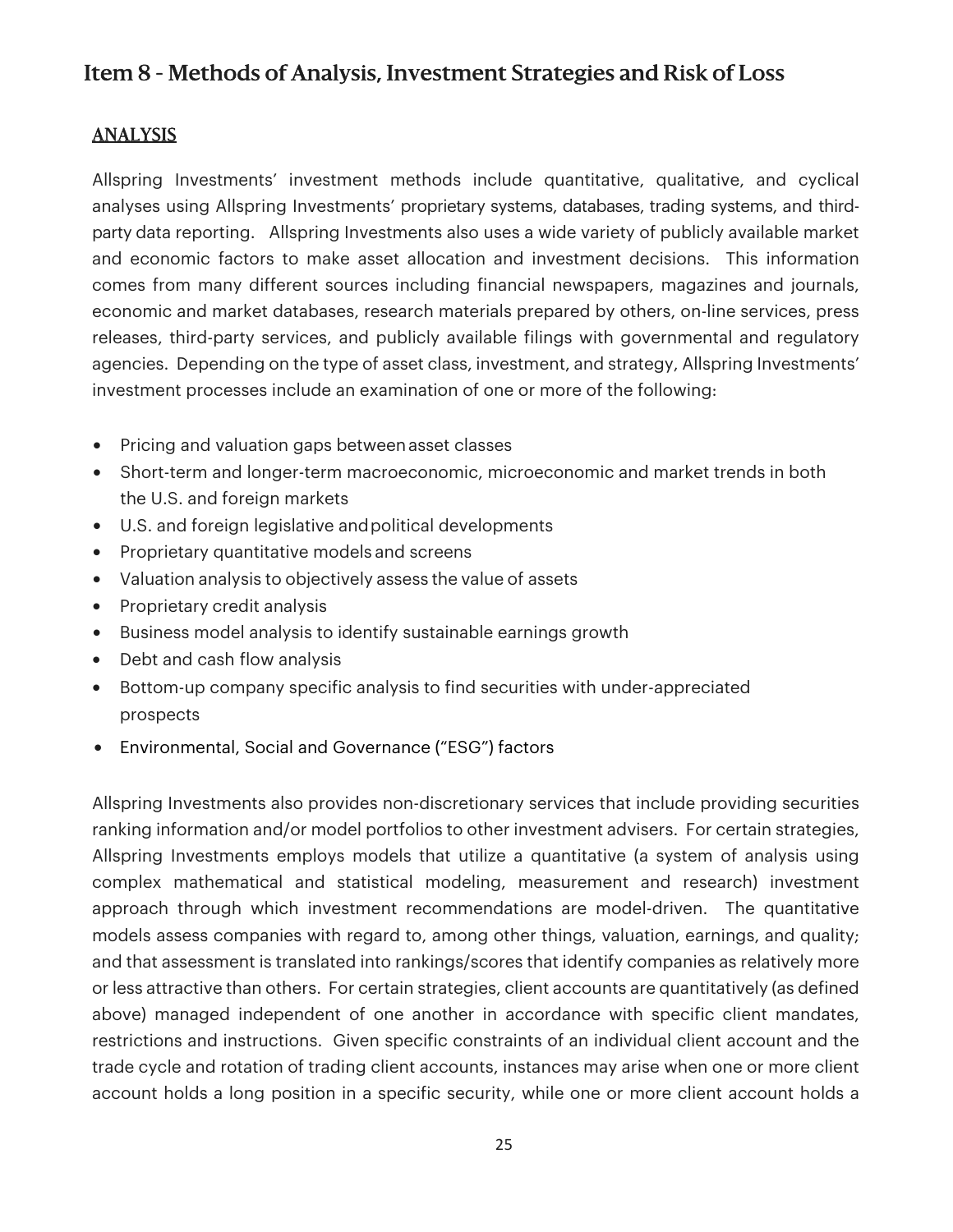## Item 8 - Methods of Analysis, Investment Strategies and Risk of Loss

### ANALYSIS

Allspring Investments' investment methods include quantitative, qualitative, and cyclical analyses using Allspring Investments' proprietary systems, databases, trading systems, and third-party data reporting. Allspring Investments also uses a wide variety of publicly available market and economic factors to make asset allocation and investment decisions. This information comes from many different sources including financial newspapers, magazines and journals, economic and market databases, research materials prepared by others, on-line services, press releases, third-party services, and publicly available filings with governmental and regulatory agencies. Depending on the type of asset class, investment, and strategy, Allspring Investments' investment processes include an examination of one or more of the following:

- Pricing and valuation gaps between asset classes
- Short-term and longer-term macroeconomic, microeconomic and market trends in both the U.S. and foreign markets
- U.S. and foreign legislative and political developments
- Proprietary quantitative models and screens
- Valuation analysis to objectively assess the value of assets
- Proprietary credit analysis
- Business model analysis to identify sustainable earnings growth
- Debt and cash flow analysis
- Bottom-up company specific analysis to find securities with under-appreciated prospects
- Environmental, Social and Governance ("ESG") factors

Allspring Investments also provides non-discretionary services that include providing securities ranking information and/or model portfolios to other investment advisers. For certain strategies, Allspring Investments employs models that utilize a quantitative (a system of analysis using complex mathematical and statistical modeling, measurement and research) investment approach through which investment recommendations are model-driven. The quantitative models assess companies with regard to, among other things, valuation, earnings, and quality; and that assessment is translated into rankings/scores that identify companies as relatively more or less attractive than others. For certain strategies, client accounts are quantitatively (as defined above) managed independent of one another in accordance with specific client mandates, restrictions and instructions. Given specific constraints of an individual client account and the trade cycle and rotation of trading client accounts, instances may arise when one or more client account holds a long position in a specific security, while one or more client account holds a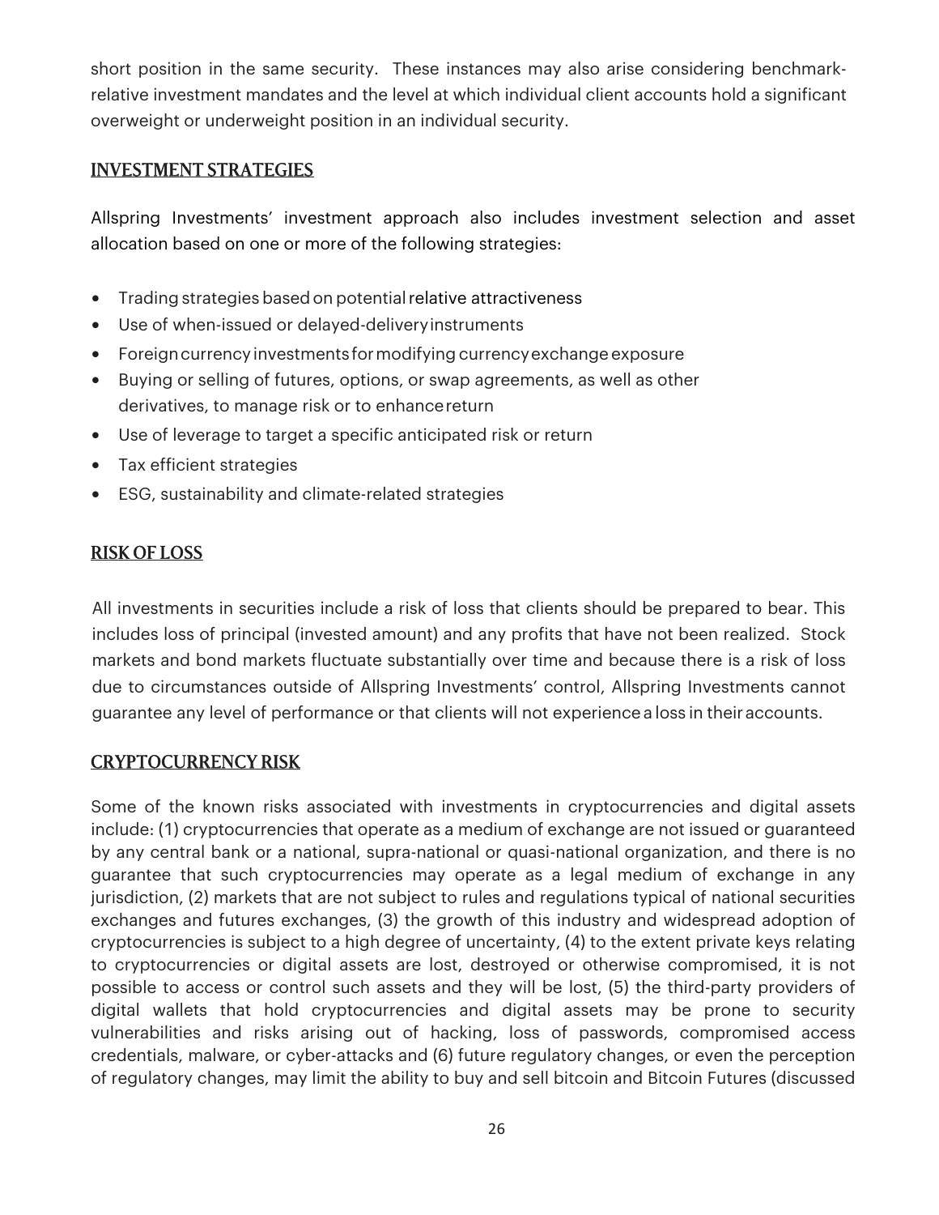short position in the same security. These instances may also arise considering benchmark-relative investment mandates and the level at which individual client accounts hold a significant overweight or underweight position in an individual security.

## INVESTMENT STRATEGIES

Allspring Investments' investment approach also includes investment selection and asset allocation based on one or more of the following strategies:

- Trading strategies based on potential relative attractiveness
- Use of when-issued or delayed-delivery instruments
- Foreign currency investments for modifying currency exchange exposure
- Buying or selling of futures, options, or swap agreements, as well as other derivatives, to manage risk or to enhance return
- Use of leverage to target a specific anticipated risk or return
- Tax efficient strategies
- ESG, sustainability and climate-related strategies

## RISK OF LOSS

All investments in securities include a risk of loss that clients should be prepared to bear. This includes loss of principal (invested amount) and any profits that have not been realized. Stock markets and bond markets fluctuate substantially over time and because there is a risk of loss due to circumstances outside of Allspring Investments' control, Allspring Investments cannot guarantee any level of performance or that clients will not experience a loss in their accounts.

## CRYPTOCURRENCY RISK

Some of the known risks associated with investments in cryptocurrencies and digital assets include: (1) cryptocurrencies that operate as a medium of exchange are not issued or guaranteed by any central bank or a national, supra-national or quasi-national organization, and there is no guarantee that such cryptocurrencies may operate as a legal medium of exchange in any jurisdiction, (2) markets that are not subject to rules and regulations typical of national securities exchanges and futures exchanges, (3) the growth of this industry and widespread adoption of cryptocurrencies is subject to a high degree of uncertainty, (4) to the extent private keys relating to cryptocurrencies or digital assets are lost, destroyed or otherwise compromised, it is not possible to access or control such assets and they will be lost, (5) the third-party providers of digital wallets that hold cryptocurrencies and digital assets may be prone to security vulnerabilities and risks arising out of hacking, loss of passwords, compromised access credentials, malware, or cyber-attacks and (6) future regulatory changes, or even the perception of regulatory changes, may limit the ability to buy and sell bitcoin and Bitcoin Futures (discussed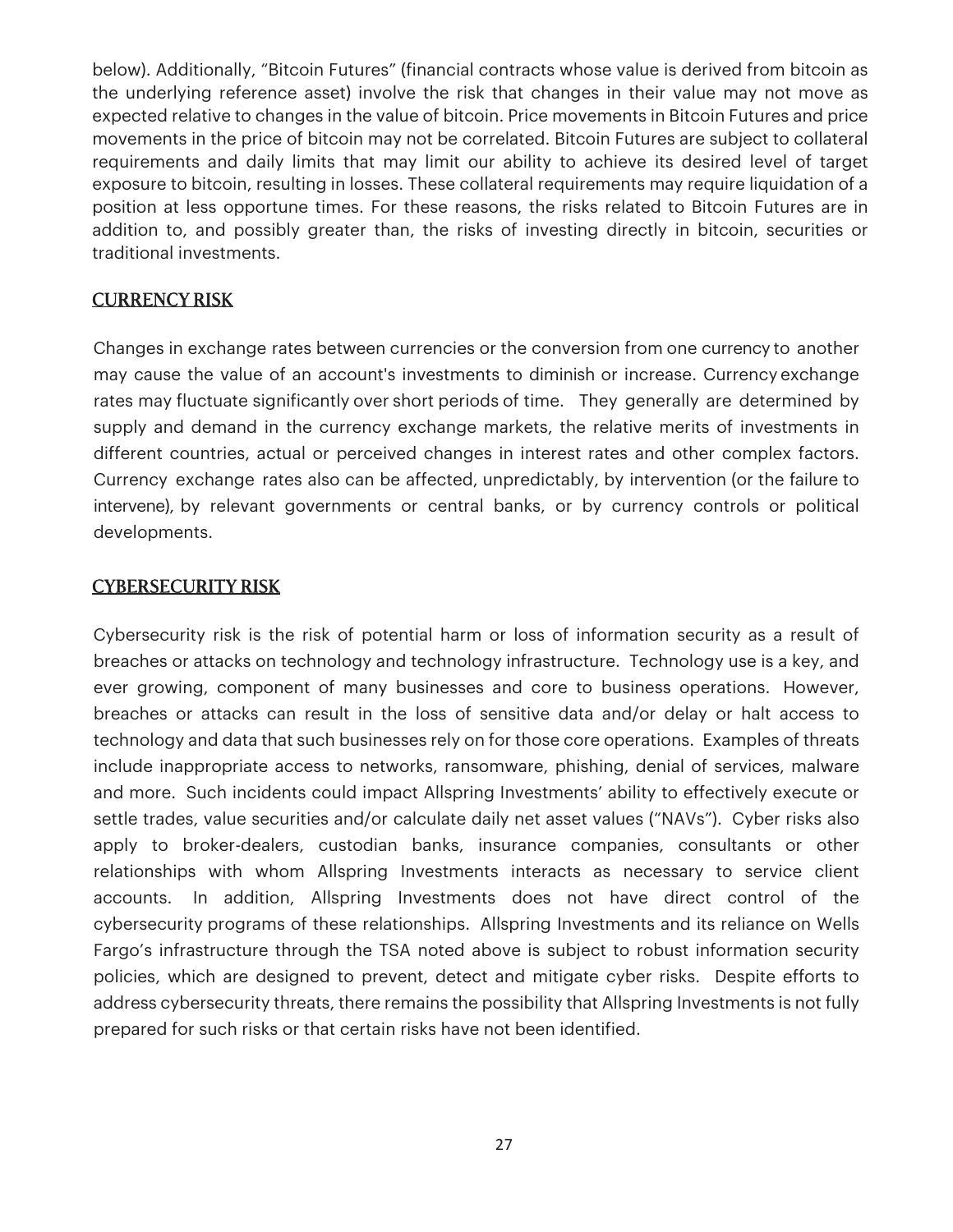below). Additionally, "Bitcoin Futures" (financial contracts whose value is derived from bitcoin as the underlying reference asset) involve the risk that changes in their value may not move as expected relative to changes in the value of bitcoin. Price movements in Bitcoin Futures and price movements in the price of bitcoin may not be correlated. Bitcoin Futures are subject to collateral requirements and daily limits that may limit our ability to achieve its desired level of target exposure to bitcoin, resulting in losses. These collateral requirements may require liquidation of a position at less opportune times. For these reasons, the risks related to Bitcoin Futures are in addition to, and possibly greater than, the risks of investing directly in bitcoin, securities or traditional investments.

## CURRENCY RISK

Changes in exchange rates between currencies or the conversion from one currency to another may cause the value of an account's investments to diminish or increase. Currency exchange rates may fluctuate significantly over short periods of time. They generally are determined by supply and demand in the currency exchange markets, the relative merits of investments in different countries, actual or perceived changes in interest rates and other complex factors. Currency exchange rates also can be affected, unpredictably, by intervention (or the failure to intervene), by relevant governments or central banks, or by currency controls or political developments.

## CYBERSECURITY RISK

Cybersecurity risk is the risk of potential harm or loss of information security as a result of breaches or attacks on technology and technology infrastructure. Technology use is a key, and ever growing, component of many businesses and core to business operations. However, breaches or attacks can result in the loss of sensitive data and/or delay or halt access to technology and data that such businesses rely on for those core operations. Examples of threats include inappropriate access to networks, ransomware, phishing, denial of services, malware and more. Such incidents could impact Allspring Investments' ability to effectively execute or settle trades, value securities and/or calculate daily net asset values ("NAVs"). Cyber risks also apply to broker-dealers, custodian banks, insurance companies, consultants or other relationships with whom Allspring Investments interacts as necessary to service client accounts. In addition, Allspring Investments does not have direct control of the cybersecurity programs of these relationships. Allspring Investments and its reliance on Wells Fargo's infrastructure through the TSA noted above is subject to robust information security policies, which are designed to prevent, detect and mitigate cyber risks. Despite efforts to address cybersecurity threats, there remains the possibility that Allspring Investments is not fully prepared for such risks or that certain risks have not been identified.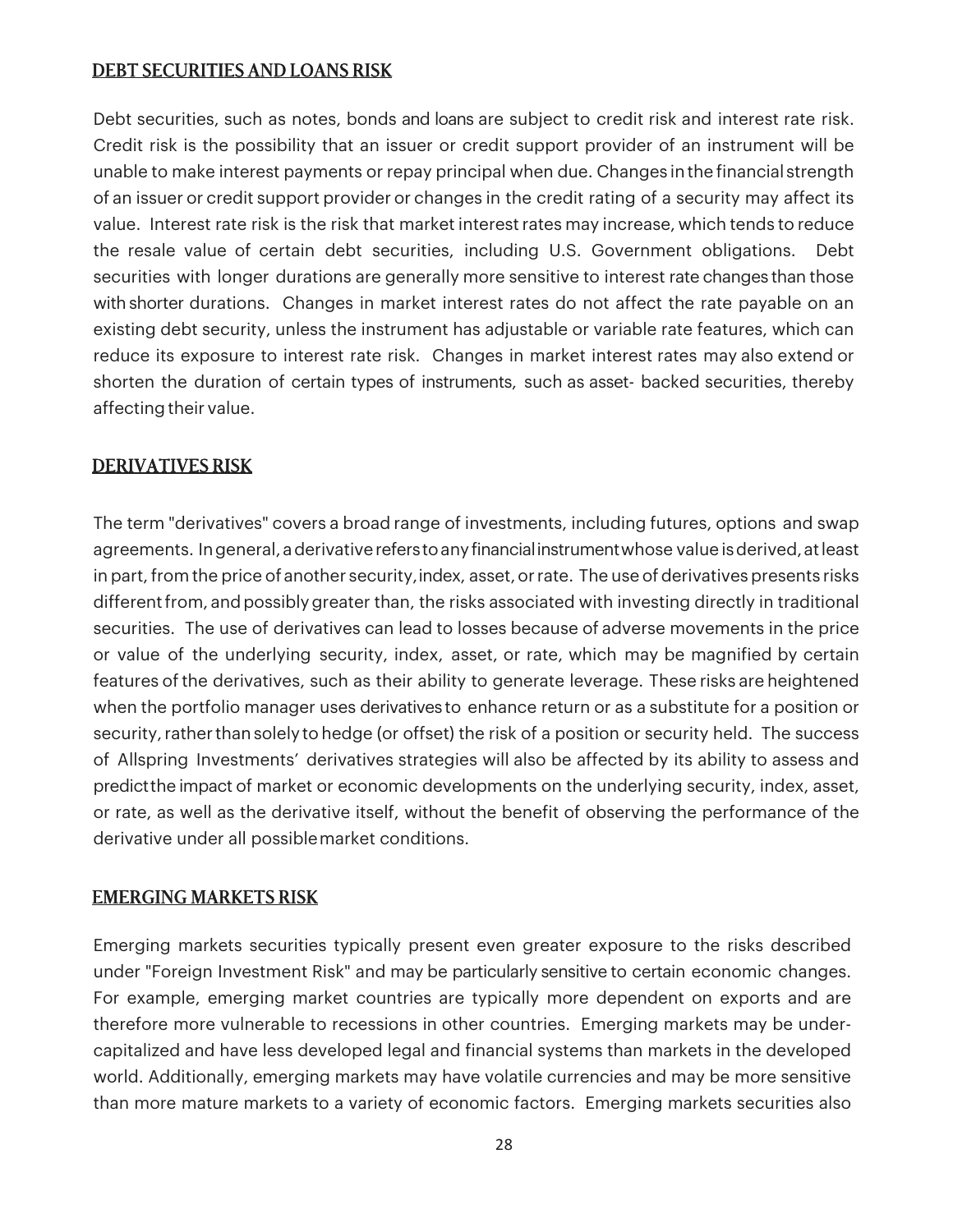## DEBT SECURITIES AND LOANS RISK

Debt securities, such as notes, bonds and loans are subject to credit risk and interest rate risk. Credit risk is the possibility that an issuer or credit support provider of an instrument will be unable to make interest payments or repay principal when due. Changes in the financial strength of an issuer or credit support provider or changes in the credit rating of a security may affect its value. Interest rate risk is the risk that market interest rates may increase, which tends to reduce the resale value of certain debt securities, including U.S. Government obligations. Debt securities with longer durations are generally more sensitive to interest rate changes than those with shorter durations. Changes in market interest rates do not affect the rate payable on an existing debt security, unless the instrument has adjustable or variable rate features, which can reduce its exposure to interest rate risk. Changes in market interest rates may also extend or shorten the duration of certain types of instruments, such as asset- backed securities, thereby affecting their value.

## DERIVATIVES RISK

The term "derivatives" covers a broad range of investments, including futures, options and swap agreements. In general, a derivative refers to any financial instrument whose value is derived, at least in part, from the price of another security, index, asset, or rate. The use of derivatives presents risks different from, and possibly greater than, the risks associated with investing directly in traditional securities. The use of derivatives can lead to losses because of adverse movements in the price or value of the underlying security, index, asset, or rate, which may be magnified by certain features of the derivatives, such as their ability to generate leverage. These risks are heightened when the portfolio manager uses derivatives to enhance return or as a substitute for a position or security, rather than solely to hedge (or offset) the risk of a position or security held. The success of Allspring Investments' derivatives strategies will also be affected by its ability to assess and predict the impact of market or economic developments on the underlying security, index, asset, or rate, as well as the derivative itself, without the benefit of observing the performance of the derivative under all possible market conditions.

## EMERGING MARKETS RISK

Emerging markets securities typically present even greater exposure to the risks described under "Foreign Investment Risk" and may be particularly sensitive to certain economic changes. For example, emerging market countries are typically more dependent on exports and are therefore more vulnerable to recessions in other countries. Emerging markets may be under-capitalized and have less developed legal and financial systems than markets in the developed world. Additionally, emerging markets may have volatile currencies and may be more sensitive than more mature markets to a variety of economic factors. Emerging markets securities also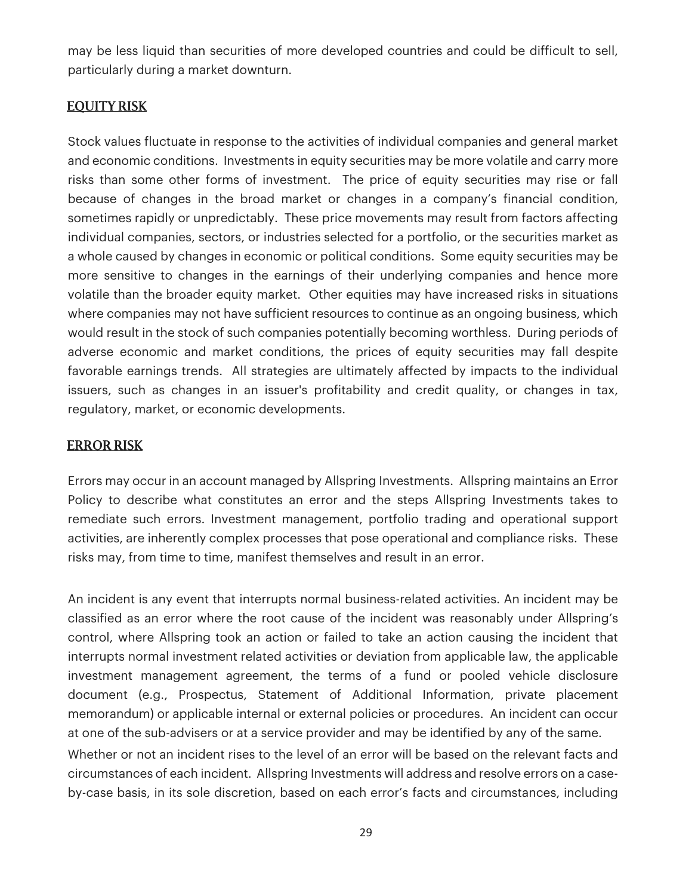may be less liquid than securities of more developed countries and could be difficult to sell, particularly during a market downturn.

## EQUITY RISK

Stock values fluctuate in response to the activities of individual companies and general market and economic conditions. Investments in equity securities may be more volatile and carry more risks than some other forms of investment. The price of equity securities may rise or fall because of changes in the broad market or changes in a company's financial condition, sometimes rapidly or unpredictably. These price movements may result from factors affecting individual companies, sectors, or industries selected for a portfolio, or the securities market as a whole caused by changes in economic or political conditions. Some equity securities may be more sensitive to changes in the earnings of their underlying companies and hence more volatile than the broader equity market. Other equities may have increased risks in situations where companies may not have sufficient resources to continue as an ongoing business, which would result in the stock of such companies potentially becoming worthless. During periods of adverse economic and market conditions, the prices of equity securities may fall despite favorable earnings trends. All strategies are ultimately affected by impacts to the individual issuers, such as changes in an issuer's profitability and credit quality, or changes in tax, regulatory, market, or economic developments.

## ERROR RISK

Errors may occur in an account managed by Allspring Investments. Allspring maintains an Error Policy to describe what constitutes an error and the steps Allspring Investments takes to remediate such errors. Investment management, portfolio trading and operational support activities, are inherently complex processes that pose operational and compliance risks. These risks may, from time to time, manifest themselves and result in an error.

An incident is any event that interrupts normal business-related activities. An incident may be classified as an error where the root cause of the incident was reasonably under Allspring's control, where Allspring took an action or failed to take an action causing the incident that interrupts normal investment related activities or deviation from applicable law, the applicable investment management agreement, the terms of a fund or pooled vehicle disclosure document (e.g., Prospectus, Statement of Additional Information, private placement memorandum) or applicable internal or external policies or procedures. An incident can occur at one of the sub-advisers or at a service provider and may be identified by any of the same.

Whether or not an incident rises to the level of an error will be based on the relevant facts and circumstances of each incident. Allspring Investments will address and resolve errors on a case-by-case basis, in its sole discretion, based on each error's facts and circumstances, including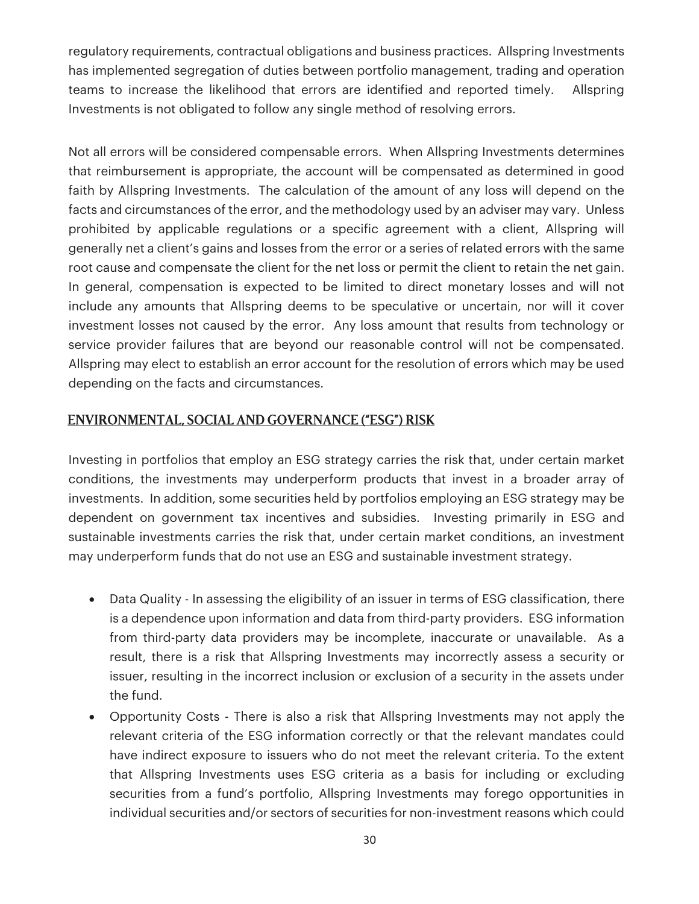regulatory requirements, contractual obligations and business practices. Allspring Investments has implemented segregation of duties between portfolio management, trading and operation teams to increase the likelihood that errors are identified and reported timely. Allspring Investments is not obligated to follow any single method of resolving errors.

Not all errors will be considered compensable errors. When Allspring Investments determines that reimbursement is appropriate, the account will be compensated as determined in good faith by Allspring Investments. The calculation of the amount of any loss will depend on the facts and circumstances of the error, and the methodology used by an adviser may vary. Unless prohibited by applicable regulations or a specific agreement with a client, Allspring will generally net a client's gains and losses from the error or a series of related errors with the same root cause and compensate the client for the net loss or permit the client to retain the net gain. In general, compensation is expected to be limited to direct monetary losses and will not include any amounts that Allspring deems to be speculative or uncertain, nor will it cover investment losses not caused by the error. Any loss amount that results from technology or service provider failures that are beyond our reasonable control will not be compensated. Allspring may elect to establish an error account for the resolution of errors which may be used depending on the facts and circumstances.

## ENVIRONMENTAL, SOCIAL AND GOVERNANCE ("ESG") RISK

Investing in portfolios that employ an ESG strategy carries the risk that, under certain market conditions, the investments may underperform products that invest in a broader array of investments. In addition, some securities held by portfolios employing an ESG strategy may be dependent on government tax incentives and subsidies. Investing primarily in ESG and sustainable investments carries the risk that, under certain market conditions, an investment may underperform funds that do not use an ESG and sustainable investment strategy.

- Data Quality - In assessing the eligibility of an issuer in terms of ESG classification, there is a dependence upon information and data from third-party providers. ESG information from third-party data providers may be incomplete, inaccurate or unavailable. As a result, there is a risk that Allspring Investments may incorrectly assess a security or issuer, resulting in the incorrect inclusion or exclusion of a security in the assets under the fund.
- Opportunity Costs - There is also a risk that Allspring Investments may not apply the relevant criteria of the ESG information correctly or that the relevant mandates could have indirect exposure to issuers who do not meet the relevant criteria. To the extent that Allspring Investments uses ESG criteria as a basis for including or excluding securities from a fund's portfolio, Allspring Investments may forego opportunities in individual securities and/or sectors of securities for non-investment reasons which could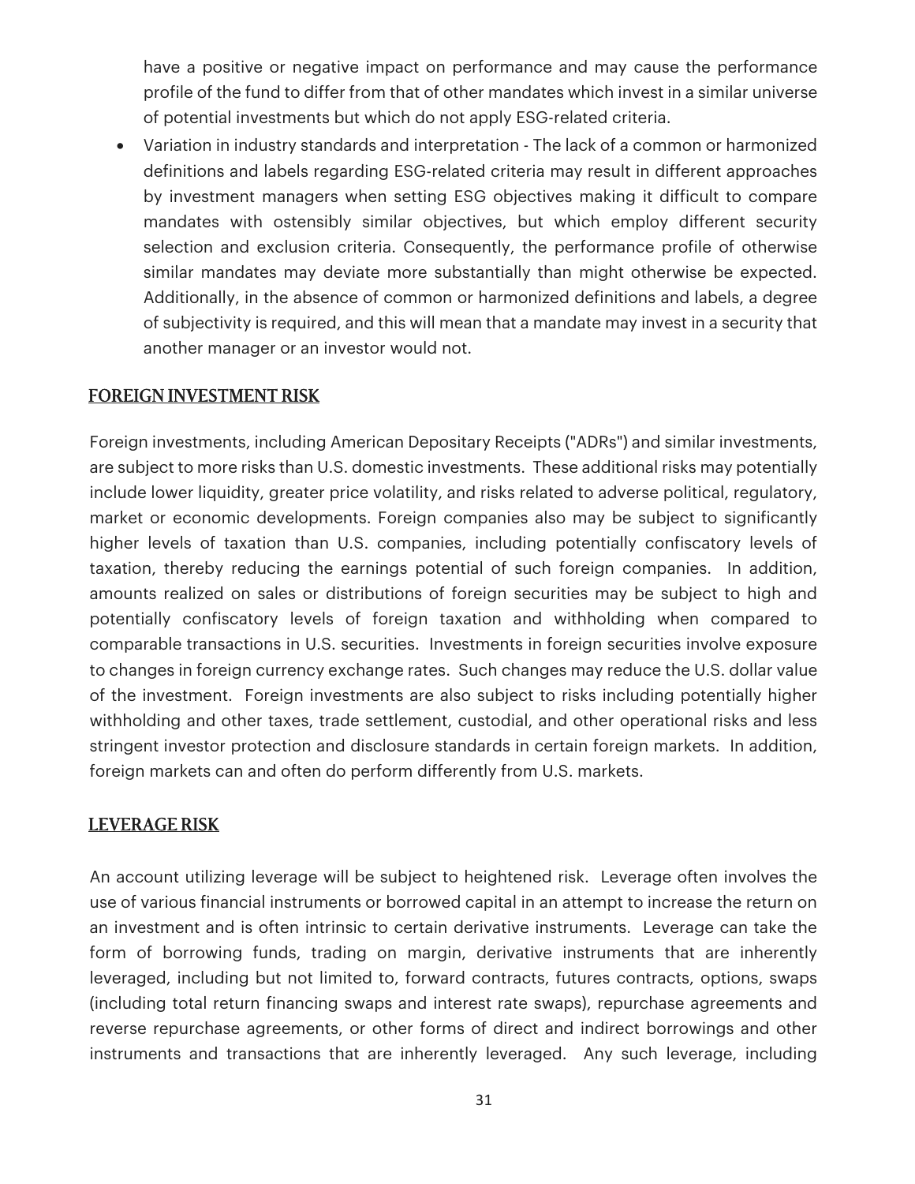have a positive or negative impact on performance and may cause the performance profile of the fund to differ from that of other mandates which invest in a similar universe of potential investments but which do not apply ESG-related criteria.

- Variation in industry standards and interpretation - The lack of a common or harmonized definitions and labels regarding ESG-related criteria may result in different approaches by investment managers when setting ESG objectives making it difficult to compare mandates with ostensibly similar objectives, but which employ different security selection and exclusion criteria. Consequently, the performance profile of otherwise similar mandates may deviate more substantially than might otherwise be expected. Additionally, in the absence of common or harmonized definitions and labels, a degree of subjectivity is required, and this will mean that a mandate may invest in a security that another manager or an investor would not.

## FOREIGN INVESTMENT RISK

Foreign investments, including American Depositary Receipts ("ADRs") and similar investments, are subject to more risks than U.S. domestic investments. These additional risks may potentially include lower liquidity, greater price volatility, and risks related to adverse political, regulatory, market or economic developments. Foreign companies also may be subject to significantly higher levels of taxation than U.S. companies, including potentially confiscatory levels of taxation, thereby reducing the earnings potential of such foreign companies. In addition, amounts realized on sales or distributions of foreign securities may be subject to high and potentially confiscatory levels of foreign taxation and withholding when compared to comparable transactions in U.S. securities. Investments in foreign securities involve exposure to changes in foreign currency exchange rates. Such changes may reduce the U.S. dollar value of the investment. Foreign investments are also subject to risks including potentially higher withholding and other taxes, trade settlement, custodial, and other operational risks and less stringent investor protection and disclosure standards in certain foreign markets. In addition, foreign markets can and often do perform differently from U.S. markets.

## LEVERAGE RISK

An account utilizing leverage will be subject to heightened risk. Leverage often involves the use of various financial instruments or borrowed capital in an attempt to increase the return on an investment and is often intrinsic to certain derivative instruments. Leverage can take the form of borrowing funds, trading on margin, derivative instruments that are inherently leveraged, including but not limited to, forward contracts, futures contracts, options, swaps (including total return financing swaps and interest rate swaps), repurchase agreements and reverse repurchase agreements, or other forms of direct and indirect borrowings and other instruments and transactions that are inherently leveraged. Any such leverage, including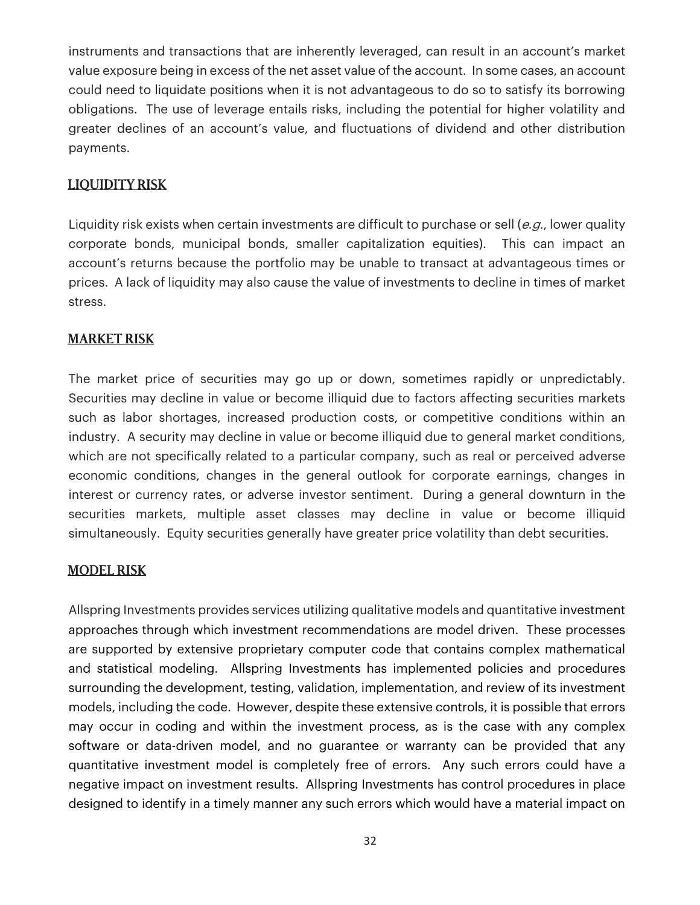instruments and transactions that are inherently leveraged, can result in an account's market value exposure being in excess of the net asset value of the account. In some cases, an account could need to liquidate positions when it is not advantageous to do so to satisfy its borrowing obligations. The use of leverage entails risks, including the potential for higher volatility and greater declines of an account's value, and fluctuations of dividend and other distribution payments.

## LIQUIDITY RISK

Liquidity risk exists when certain investments are difficult to purchase or sell (*e.g.*, lower quality corporate bonds, municipal bonds, smaller capitalization equities). This can impact an account's returns because the portfolio may be unable to transact at advantageous times or prices. A lack of liquidity may also cause the value of investments to decline in times of market stress.

## MARKET RISK

The market price of securities may go up or down, sometimes rapidly or unpredictably. Securities may decline in value or become illiquid due to factors affecting securities markets such as labor shortages, increased production costs, or competitive conditions within an industry. A security may decline in value or become illiquid due to general market conditions, which are not specifically related to a particular company, such as real or perceived adverse economic conditions, changes in the general outlook for corporate earnings, changes in interest or currency rates, or adverse investor sentiment. During a general downturn in the securities markets, multiple asset classes may decline in value or become illiquid simultaneously. Equity securities generally have greater price volatility than debt securities.

## MODEL RISK

Allspring Investments provides services utilizing qualitative models and quantitative investment approaches through which investment recommendations are model driven. These processes are supported by extensive proprietary computer code that contains complex mathematical and statistical modeling. Allspring Investments has implemented policies and procedures surrounding the development, testing, validation, implementation, and review of its investment models, including the code. However, despite these extensive controls, it is possible that errors may occur in coding and within the investment process, as is the case with any complex software or data-driven model, and no guarantee or warranty can be provided that any quantitative investment model is completely free of errors. Any such errors could have a negative impact on investment results. Allspring Investments has control procedures in place designed to identify in a timely manner any such errors which would have a material impact on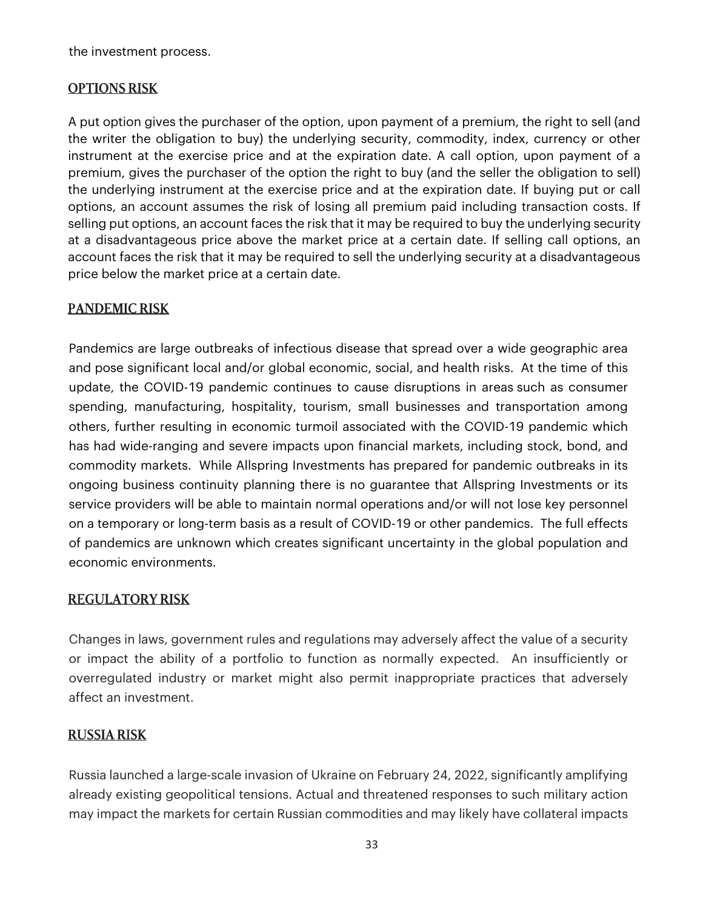the investment process.

## OPTIONS RISK

A put option gives the purchaser of the option, upon payment of a premium, the right to sell (and the writer the obligation to buy) the underlying security, commodity, index, currency or other instrument at the exercise price and at the expiration date. A call option, upon payment of a premium, gives the purchaser of the option the right to buy (and the seller the obligation to sell) the underlying instrument at the exercise price and at the expiration date. If buying put or call options, an account assumes the risk of losing all premium paid including transaction costs. If selling put options, an account faces the risk that it may be required to buy the underlying security at a disadvantageous price above the market price at a certain date. If selling call options, an account faces the risk that it may be required to sell the underlying security at a disadvantageous price below the market price at a certain date.

## PANDEMIC RISK

Pandemics are large outbreaks of infectious disease that spread over a wide geographic area and pose significant local and/or global economic, social, and health risks. At the time of this update, the COVID-19 pandemic continues to cause disruptions in areas such as consumer spending, manufacturing, hospitality, tourism, small businesses and transportation among others, further resulting in economic turmoil associated with the COVID-19 pandemic which has had wide-ranging and severe impacts upon financial markets, including stock, bond, and commodity markets. While Allspring Investments has prepared for pandemic outbreaks in its ongoing business continuity planning there is no guarantee that Allspring Investments or its service providers will be able to maintain normal operations and/or will not lose key personnel on a temporary or long-term basis as a result of COVID-19 or other pandemics. The full effects of pandemics are unknown which creates significant uncertainty in the global population and economic environments.

## REGULATORY RISK

Changes in laws, government rules and regulations may adversely affect the value of a security or impact the ability of a portfolio to function as normally expected. An insufficiently or overregulated industry or market might also permit inappropriate practices that adversely affect an investment.

## RUSSIA RISK

Russia launched a large-scale invasion of Ukraine on February 24, 2022, significantly amplifying already existing geopolitical tensions. Actual and threatened responses to such military action may impact the markets for certain Russian commodities and may likely have collateral impacts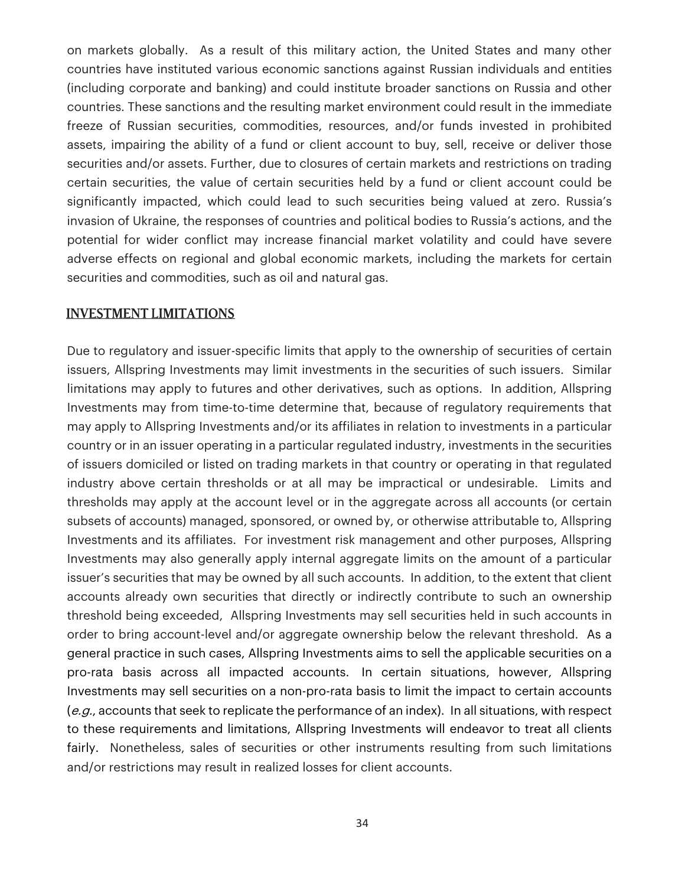on markets globally. As a result of this military action, the United States and many other countries have instituted various economic sanctions against Russian individuals and entities (including corporate and banking) and could institute broader sanctions on Russia and other countries. These sanctions and the resulting market environment could result in the immediate freeze of Russian securities, commodities, resources, and/or funds invested in prohibited assets, impairing the ability of a fund or client account to buy, sell, receive or deliver those securities and/or assets. Further, due to closures of certain markets and restrictions on trading certain securities, the value of certain securities held by a fund or client account could be significantly impacted, which could lead to such securities being valued at zero. Russia's invasion of Ukraine, the responses of countries and political bodies to Russia's actions, and the potential for wider conflict may increase financial market volatility and could have severe adverse effects on regional and global economic markets, including the markets for certain securities and commodities, such as oil and natural gas.

## INVESTMENT LIMITATIONS

Due to regulatory and issuer-specific limits that apply to the ownership of securities of certain issuers, Allspring Investments may limit investments in the securities of such issuers. Similar limitations may apply to futures and other derivatives, such as options. In addition, Allspring Investments may from time-to-time determine that, because of regulatory requirements that may apply to Allspring Investments and/or its affiliates in relation to investments in a particular country or in an issuer operating in a particular regulated industry, investments in the securities of issuers domiciled or listed on trading markets in that country or operating in that regulated industry above certain thresholds or at all may be impractical or undesirable. Limits and thresholds may apply at the account level or in the aggregate across all accounts (or certain subsets of accounts) managed, sponsored, or owned by, or otherwise attributable to, Allspring Investments and its affiliates. For investment risk management and other purposes, Allspring Investments may also generally apply internal aggregate limits on the amount of a particular issuer's securities that may be owned by all such accounts. In addition, to the extent that client accounts already own securities that directly or indirectly contribute to such an ownership threshold being exceeded, Allspring Investments may sell securities held in such accounts in order to bring account-level and/or aggregate ownership below the relevant threshold. As a general practice in such cases, Allspring Investments aims to sell the applicable securities on a pro-rata basis across all impacted accounts. In certain situations, however, Allspring Investments may sell securities on a non-pro-rata basis to limit the impact to certain accounts (*e.g.*, accounts that seek to replicate the performance of an index). In all situations, with respect to these requirements and limitations, Allspring Investments will endeavor to treat all clients fairly. Nonetheless, sales of securities or other instruments resulting from such limitations and/or restrictions may result in realized losses for client accounts.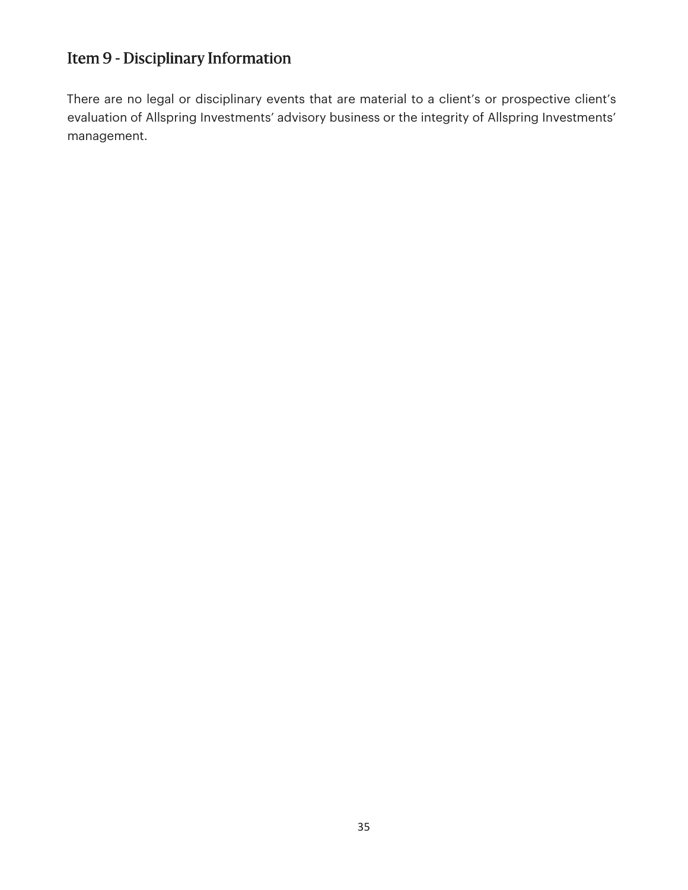## Item 9 - Disciplinary Information

There are no legal or disciplinary events that are material to a client's or prospective client's evaluation of Allspring Investments' advisory business or the integrity of Allspring Investments' management.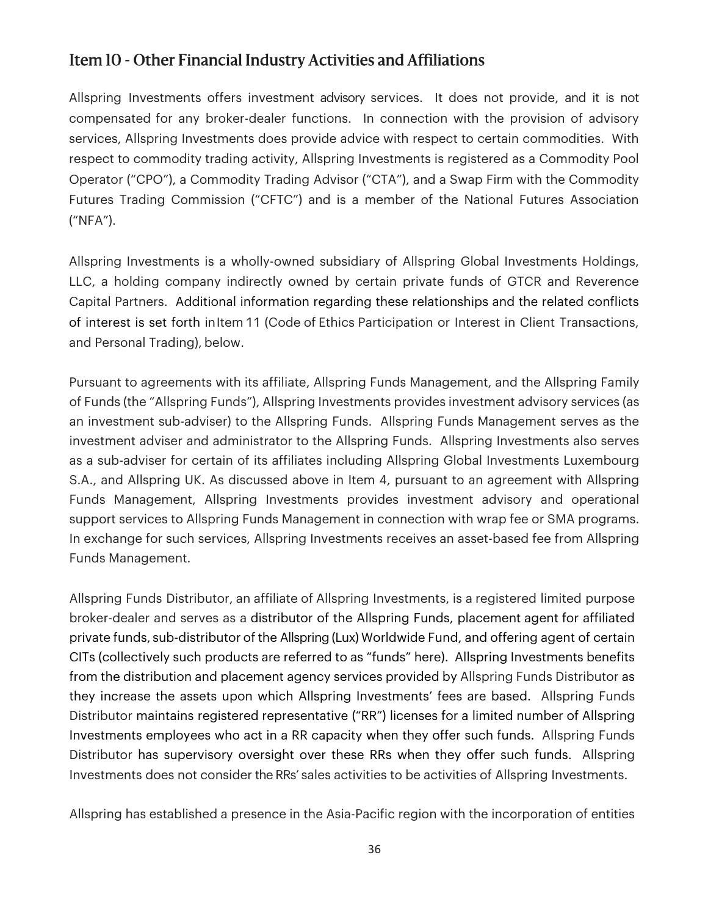## Item 10 - Other Financial Industry Activities and Affiliations

Allspring Investments offers investment advisory services. It does not provide, and it is not compensated for any broker-dealer functions. In connection with the provision of advisory services, Allspring Investments does provide advice with respect to certain commodities. With respect to commodity trading activity, Allspring Investments is registered as a Commodity Pool Operator ("CPO"), a Commodity Trading Advisor ("CTA"), and a Swap Firm with the Commodity Futures Trading Commission ("CFTC") and is a member of the National Futures Association ("NFA").

Allspring Investments is a wholly-owned subsidiary of Allspring Global Investments Holdings, LLC, a holding company indirectly owned by certain private funds of GTCR and Reverence Capital Partners. Additional information regarding these relationships and the related conflicts of interest is set forth inItem 11 (Code of Ethics Participation or Interest in Client Transactions, and Personal Trading), below.

Pursuant to agreements with its affiliate, Allspring Funds Management, and the Allspring Family of Funds (the "Allspring Funds"), Allspring Investments provides investment advisory services (as an investment sub-adviser) to the Allspring Funds. Allspring Funds Management serves as the investment adviser and administrator to the Allspring Funds. Allspring Investments also serves as a sub-adviser for certain of its affiliates including Allspring Global Investments Luxembourg S.A., and Allspring UK. As discussed above in Item 4, pursuant to an agreement with Allspring Funds Management, Allspring Investments provides investment advisory and operational support services to Allspring Funds Management in connection with wrap fee or SMA programs. In exchange for such services, Allspring Investments receives an asset-based fee from Allspring Funds Management.

Allspring Funds Distributor, an affiliate of Allspring Investments, is a registered limited purpose broker-dealer and serves as a distributor of the Allspring Funds, placement agent for affiliated private funds, sub-distributor of the Allspring (Lux) Worldwide Fund, and offering agent of certain CITs (collectively such products are referred to as "funds" here). Allspring Investments benefits from the distribution and placement agency services provided by Allspring Funds Distributor as they increase the assets upon which Allspring Investments' fees are based. Allspring Funds Distributor maintains registered representative ("RR") licenses for a limited number of Allspring Investments employees who act in a RR capacity when they offer such funds. Allspring Funds Distributor has supervisory oversight over these RRs when they offer such funds. Allspring Investments does not consider the RRs' sales activities to be activities of Allspring Investments.

Allspring has established a presence in the Asia-Pacific region with the incorporation of entities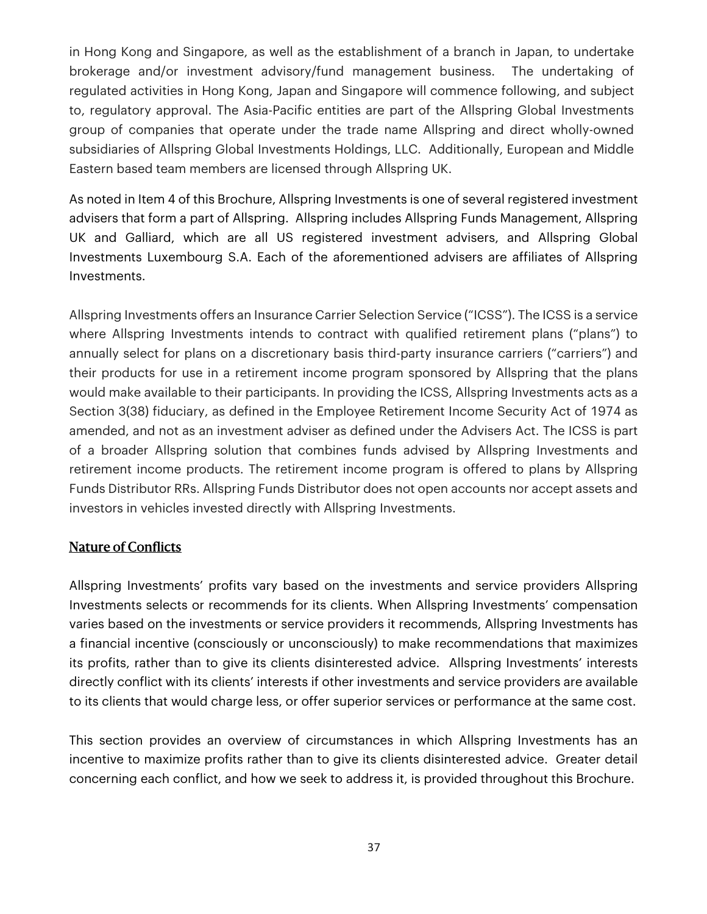in Hong Kong and Singapore, as well as the establishment of a branch in Japan, to undertake brokerage and/or investment advisory/fund management business. The undertaking of regulated activities in Hong Kong, Japan and Singapore will commence following, and subject to, regulatory approval. The Asia-Pacific entities are part of the Allspring Global Investments group of companies that operate under the trade name Allspring and direct wholly-owned subsidiaries of Allspring Global Investments Holdings, LLC. Additionally, European and Middle Eastern based team members are licensed through Allspring UK.

As noted in Item 4 of this Brochure, Allspring Investments is one of several registered investment advisers that form a part of Allspring. Allspring includes Allspring Funds Management, Allspring UK and Galliard, which are all US registered investment advisers, and Allspring Global Investments Luxembourg S.A. Each of the aforementioned advisers are affiliates of Allspring Investments.

Allspring Investments offers an Insurance Carrier Selection Service ("ICSS"). The ICSS is a service where Allspring Investments intends to contract with qualified retirement plans ("plans") to annually select for plans on a discretionary basis third-party insurance carriers ("carriers") and their products for use in a retirement income program sponsored by Allspring that the plans would make available to their participants. In providing the ICSS, Allspring Investments acts as a Section 3(38) fiduciary, as defined in the Employee Retirement Income Security Act of 1974 as amended, and not as an investment adviser as defined under the Advisers Act. The ICSS is part of a broader Allspring solution that combines funds advised by Allspring Investments and retirement income products. The retirement income program is offered to plans by Allspring Funds Distributor RRs. Allspring Funds Distributor does not open accounts nor accept assets and investors in vehicles invested directly with Allspring Investments.

## Nature of Conflicts

Allspring Investments' profits vary based on the investments and service providers Allspring Investments selects or recommends for its clients. When Allspring Investments' compensation varies based on the investments or service providers it recommends, Allspring Investments has a financial incentive (consciously or unconsciously) to make recommendations that maximizes its profits, rather than to give its clients disinterested advice. Allspring Investments' interests directly conflict with its clients' interests if other investments and service providers are available to its clients that would charge less, or offer superior services or performance at the same cost.

This section provides an overview of circumstances in which Allspring Investments has an incentive to maximize profits rather than to give its clients disinterested advice. Greater detail concerning each conflict, and how we seek to address it, is provided throughout this Brochure.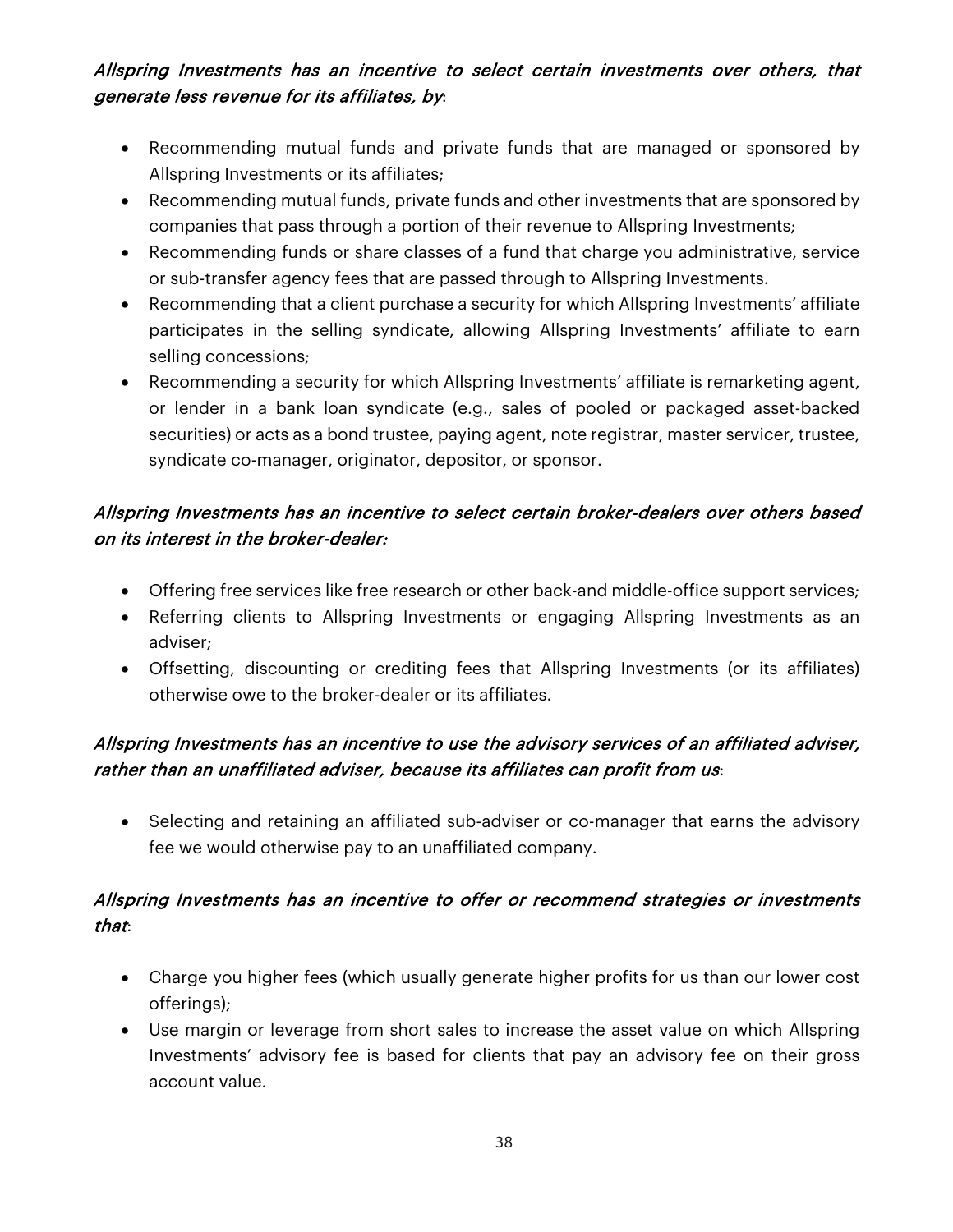*Allspring Investments has an incentive to select certain investments over others, that generate less revenue for its affiliates, by*:

- Recommending mutual funds and private funds that are managed or sponsored by Allspring Investments or its affiliates;
- Recommending mutual funds, private funds and other investments that are sponsored by companies that pass through a portion of their revenue to Allspring Investments;
- Recommending funds or share classes of a fund that charge you administrative, service or sub-transfer agency fees that are passed through to Allspring Investments.
- Recommending that a client purchase a security for which Allspring Investments' affiliate participates in the selling syndicate, allowing Allspring Investments' affiliate to earn selling concessions;
- Recommending a security for which Allspring Investments' affiliate is remarketing agent, or lender in a bank loan syndicate (e.g., sales of pooled or packaged asset-backed securities) or acts as a bond trustee, paying agent, note registrar, master servicer, trustee, syndicate co-manager, originator, depositor, or sponsor.

*Allspring Investments has an incentive to select certain broker-dealers over others based on its interest in the broker-dealer:*

- Offering free services like free research or other back-and middle-office support services;
- Referring clients to Allspring Investments or engaging Allspring Investments as an adviser;
- Offsetting, discounting or crediting fees that Allspring Investments (or its affiliates) otherwise owe to the broker-dealer or its affiliates.

*Allspring Investments has an incentive to use the advisory services of an affiliated adviser, rather than an unaffiliated adviser, because its affiliates can profit from us*:

- Selecting and retaining an affiliated sub-adviser or co-manager that earns the advisory fee we would otherwise pay to an unaffiliated company.

*Allspring Investments has an incentive to offer or recommend strategies or investments that*:

- Charge you higher fees (which usually generate higher profits for us than our lower cost offerings);
- Use margin or leverage from short sales to increase the asset value on which Allspring Investments' advisory fee is based for clients that pay an advisory fee on their gross account value.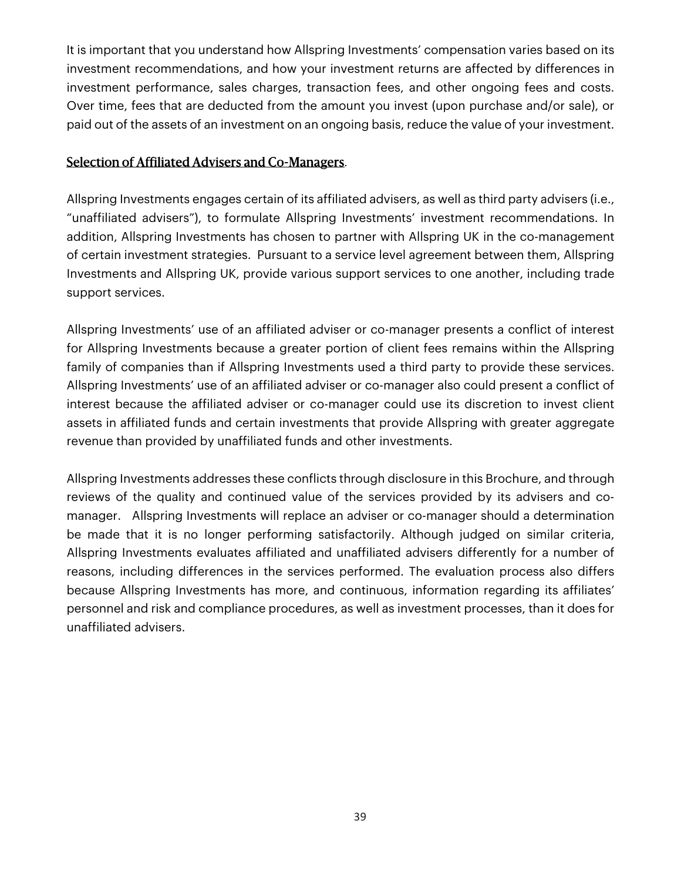It is important that you understand how Allspring Investments' compensation varies based on its investment recommendations, and how your investment returns are affected by differences in investment performance, sales charges, transaction fees, and other ongoing fees and costs. Over time, fees that are deducted from the amount you invest (upon purchase and/or sale), or paid out of the assets of an investment on an ongoing basis, reduce the value of your investment.

**Selection of Affiliated Advisers and Co-Managers**.

Allspring Investments engages certain of its affiliated advisers, as well as third party advisers (i.e., "unaffiliated advisers"), to formulate Allspring Investments' investment recommendations. In addition, Allspring Investments has chosen to partner with Allspring UK in the co-management of certain investment strategies. Pursuant to a service level agreement between them, Allspring Investments and Allspring UK, provide various support services to one another, including trade support services.

Allspring Investments' use of an affiliated adviser or co-manager presents a conflict of interest for Allspring Investments because a greater portion of client fees remains within the Allspring family of companies than if Allspring Investments used a third party to provide these services. Allspring Investments' use of an affiliated adviser or co-manager also could present a conflict of interest because the affiliated adviser or co-manager could use its discretion to invest client assets in affiliated funds and certain investments that provide Allspring with greater aggregate revenue than provided by unaffiliated funds and other investments.

Allspring Investments addresses these conflicts through disclosure in this Brochure, and through reviews of the quality and continued value of the services provided by its advisers and co-manager. Allspring Investments will replace an adviser or co-manager should a determination be made that it is no longer performing satisfactorily. Although judged on similar criteria, Allspring Investments evaluates affiliated and unaffiliated advisers differently for a number of reasons, including differences in the services performed. The evaluation process also differs because Allspring Investments has more, and continuous, information regarding its affiliates' personnel and risk and compliance procedures, as well as investment processes, than it does for unaffiliated advisers.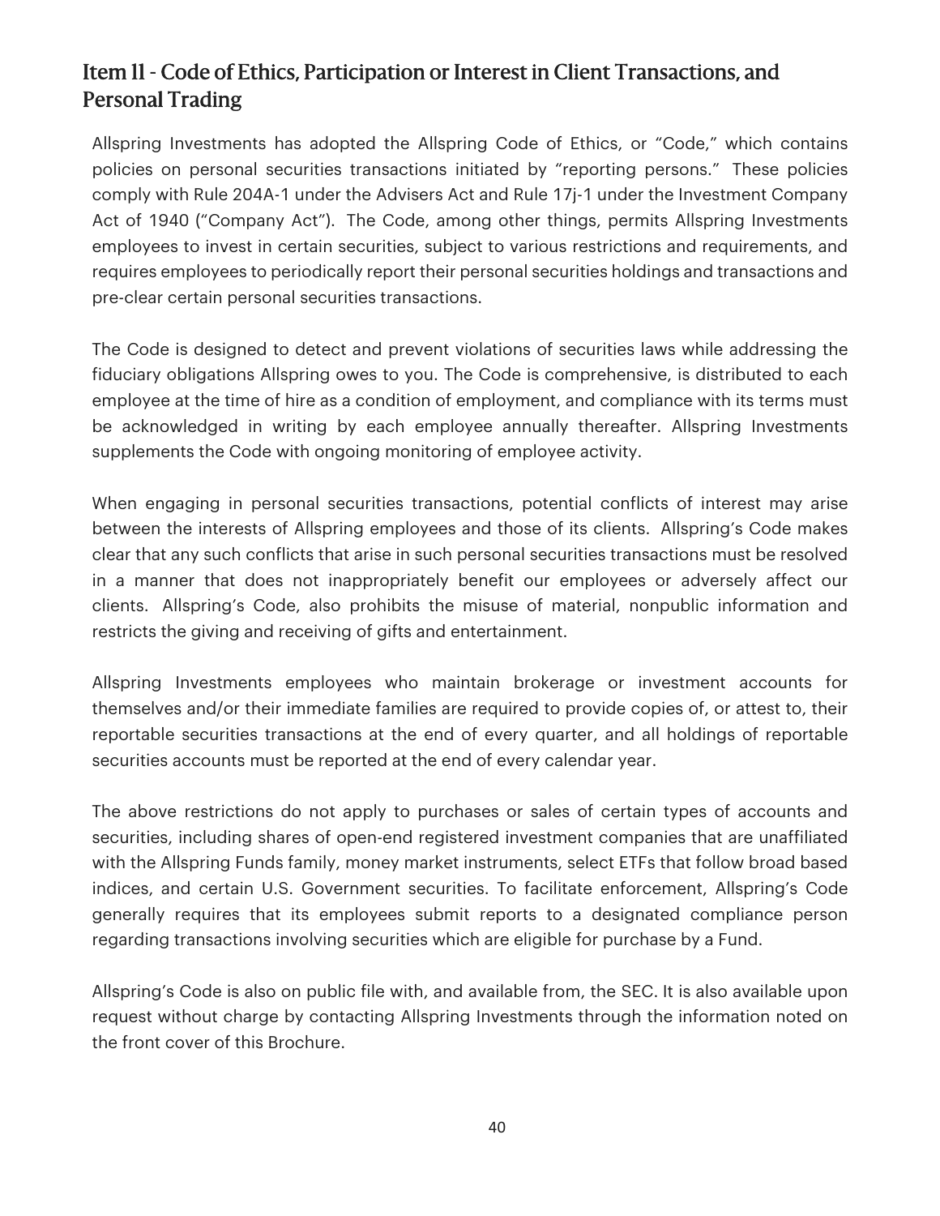## Item 11 - Code of Ethics, Participation or Interest in Client Transactions, and Personal Trading

Allspring Investments has adopted the Allspring Code of Ethics, or "Code," which contains policies on personal securities transactions initiated by "reporting persons." These policies comply with Rule 204A-1 under the Advisers Act and Rule 17j-1 under the Investment Company Act of 1940 ("Company Act"). The Code, among other things, permits Allspring Investments employees to invest in certain securities, subject to various restrictions and requirements, and requires employees to periodically report their personal securities holdings and transactions and pre-clear certain personal securities transactions.

The Code is designed to detect and prevent violations of securities laws while addressing the fiduciary obligations Allspring owes to you. The Code is comprehensive, is distributed to each employee at the time of hire as a condition of employment, and compliance with its terms must be acknowledged in writing by each employee annually thereafter. Allspring Investments supplements the Code with ongoing monitoring of employee activity.

When engaging in personal securities transactions, potential conflicts of interest may arise between the interests of Allspring employees and those of its clients. Allspring's Code makes clear that any such conflicts that arise in such personal securities transactions must be resolved in a manner that does not inappropriately benefit our employees or adversely affect our clients. Allspring's Code, also prohibits the misuse of material, nonpublic information and restricts the giving and receiving of gifts and entertainment.

Allspring Investments employees who maintain brokerage or investment accounts for themselves and/or their immediate families are required to provide copies of, or attest to, their reportable securities transactions at the end of every quarter, and all holdings of reportable securities accounts must be reported at the end of every calendar year.

The above restrictions do not apply to purchases or sales of certain types of accounts and securities, including shares of open-end registered investment companies that are unaffiliated with the Allspring Funds family, money market instruments, select ETFs that follow broad based indices, and certain U.S. Government securities. To facilitate enforcement, Allspring's Code generally requires that its employees submit reports to a designated compliance person regarding transactions involving securities which are eligible for purchase by a Fund.

Allspring's Code is also on public file with, and available from, the SEC. It is also available upon request without charge by contacting Allspring Investments through the information noted on the front cover of this Brochure.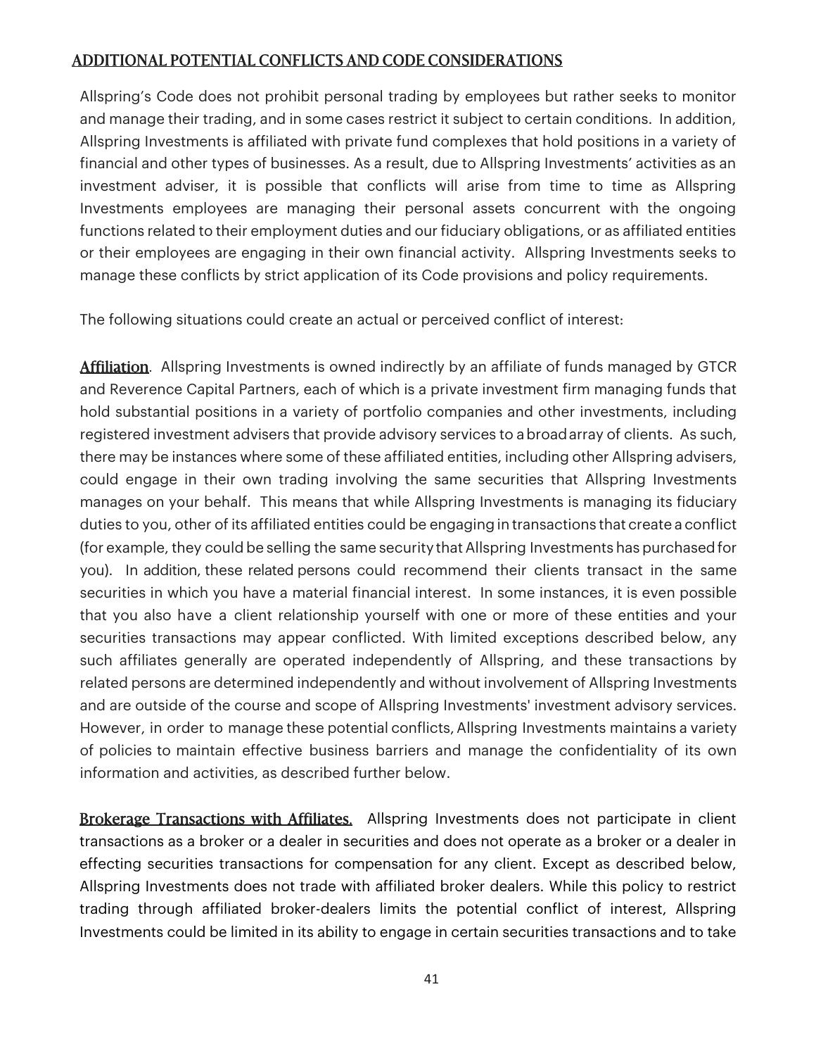## ADDITIONAL POTENTIAL CONFLICTS AND CODE CONSIDERATIONS

Allspring's Code does not prohibit personal trading by employees but rather seeks to monitor and manage their trading, and in some cases restrict it subject to certain conditions. In addition, Allspring Investments is affiliated with private fund complexes that hold positions in a variety of financial and other types of businesses. As a result, due to Allspring Investments' activities as an investment adviser, it is possible that conflicts will arise from time to time as Allspring Investments employees are managing their personal assets concurrent with the ongoing functions related to their employment duties and our fiduciary obligations, or as affiliated entities or their employees are engaging in their own financial activity. Allspring Investments seeks to manage these conflicts by strict application of its Code provisions and policy requirements.

The following situations could create an actual or perceived conflict of interest:

**Affiliation**. Allspring Investments is owned indirectly by an affiliate of funds managed by GTCR and Reverence Capital Partners, each of which is a private investment firm managing funds that hold substantial positions in a variety of portfolio companies and other investments, including registered investment advisers that provide advisory services to a broad array of clients. As such, there may be instances where some of these affiliated entities, including other Allspring advisers, could engage in their own trading involving the same securities that Allspring Investments manages on your behalf. This means that while Allspring Investments is managing its fiduciary duties to you, other of its affiliated entities could be engaging in transactions that create a conflict (for example, they could be selling the same security that Allspring Investments has purchased for you). In addition, these related persons could recommend their clients transact in the same securities in which you have a material financial interest. In some instances, it is even possible that you also have a client relationship yourself with one or more of these entities and your securities transactions may appear conflicted. With limited exceptions described below, any such affiliates generally are operated independently of Allspring, and these transactions by related persons are determined independently and without involvement of Allspring Investments and are outside of the course and scope of Allspring Investments' investment advisory services. However, in order to manage these potential conflicts, Allspring Investments maintains a variety of policies to maintain effective business barriers and manage the confidentiality of its own information and activities, as described further below.

**Brokerage Transactions with Affiliates.** Allspring Investments does not participate in client transactions as a broker or a dealer in securities and does not operate as a broker or a dealer in effecting securities transactions for compensation for any client. Except as described below, Allspring Investments does not trade with affiliated broker dealers. While this policy to restrict trading through affiliated broker-dealers limits the potential conflict of interest, Allspring Investments could be limited in its ability to engage in certain securities transactions and to take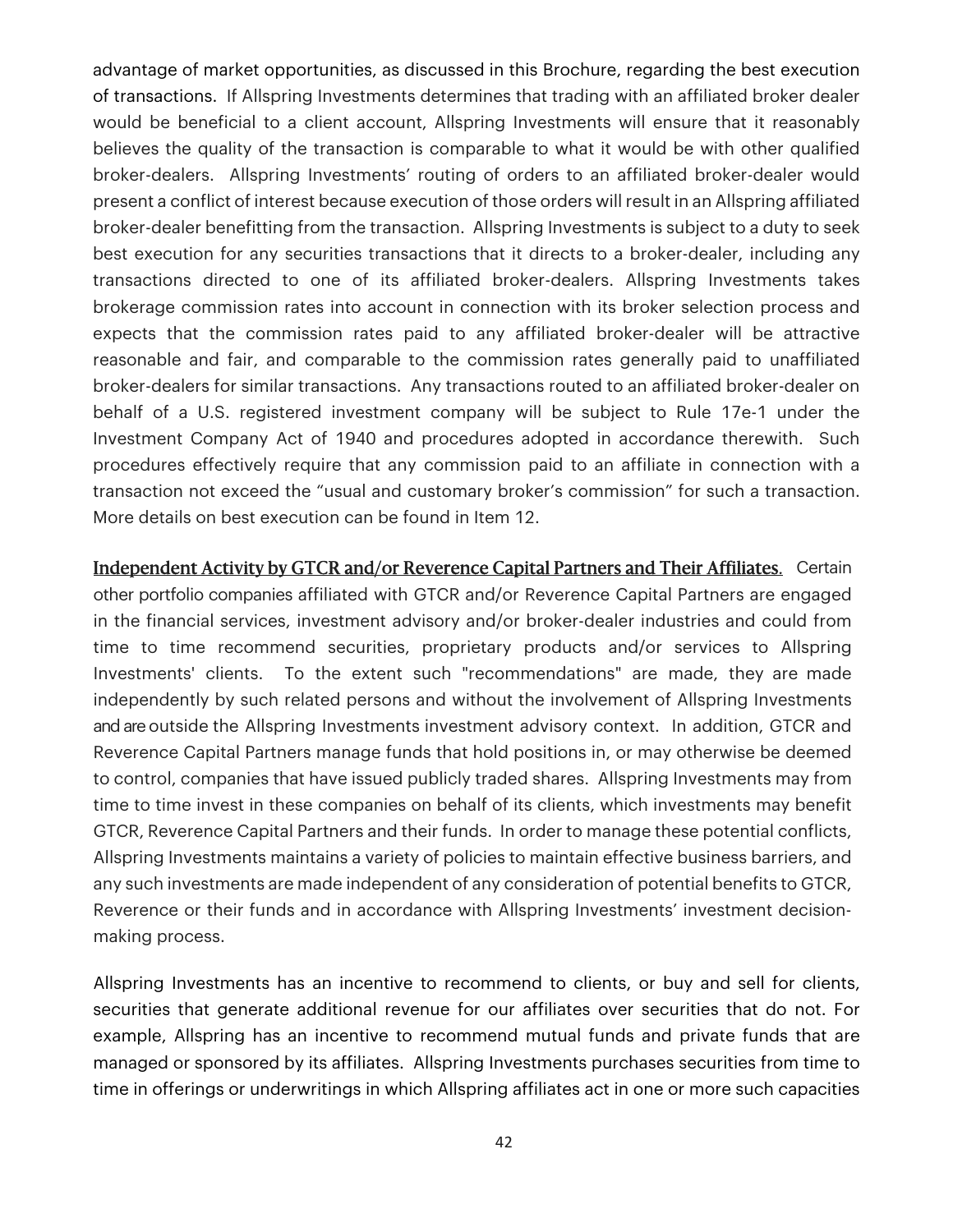advantage of market opportunities, as discussed in this Brochure, regarding the best execution of transactions. If Allspring Investments determines that trading with an affiliated broker dealer would be beneficial to a client account, Allspring Investments will ensure that it reasonably believes the quality of the transaction is comparable to what it would be with other qualified broker-dealers. Allspring Investments' routing of orders to an affiliated broker-dealer would present a conflict of interest because execution of those orders will result in an Allspring affiliated broker-dealer benefitting from the transaction. Allspring Investments is subject to a duty to seek best execution for any securities transactions that it directs to a broker-dealer, including any transactions directed to one of its affiliated broker-dealers. Allspring Investments takes brokerage commission rates into account in connection with its broker selection process and expects that the commission rates paid to any affiliated broker-dealer will be attractive reasonable and fair, and comparable to the commission rates generally paid to unaffiliated broker-dealers for similar transactions. Any transactions routed to an affiliated broker-dealer on behalf of a U.S. registered investment company will be subject to Rule 17e-1 under the Investment Company Act of 1940 and procedures adopted in accordance therewith. Such procedures effectively require that any commission paid to an affiliate in connection with a transaction not exceed the "usual and customary broker's commission" for such a transaction. More details on best execution can be found in Item 12.

**Independent Activity by GTCR and/or Reverence Capital Partners and Their Affiliates**. Certain other portfolio companies affiliated with GTCR and/or Reverence Capital Partners are engaged in the financial services, investment advisory and/or broker-dealer industries and could from time to time recommend securities, proprietary products and/or services to Allspring Investments' clients. To the extent such "recommendations" are made, they are made independently by such related persons and without the involvement of Allspring Investments and are outside the Allspring Investments investment advisory context. In addition, GTCR and Reverence Capital Partners manage funds that hold positions in, or may otherwise be deemed to control, companies that have issued publicly traded shares. Allspring Investments may from time to time invest in these companies on behalf of its clients, which investments may benefit GTCR, Reverence Capital Partners and their funds. In order to manage these potential conflicts, Allspring Investments maintains a variety of policies to maintain effective business barriers, and any such investments are made independent of any consideration of potential benefits to GTCR, Reverence or their funds and in accordance with Allspring Investments' investment decision-making process.

Allspring Investments has an incentive to recommend to clients, or buy and sell for clients, securities that generate additional revenue for our affiliates over securities that do not. For example, Allspring has an incentive to recommend mutual funds and private funds that are managed or sponsored by its affiliates. Allspring Investments purchases securities from time to time in offerings or underwritings in which Allspring affiliates act in one or more such capacities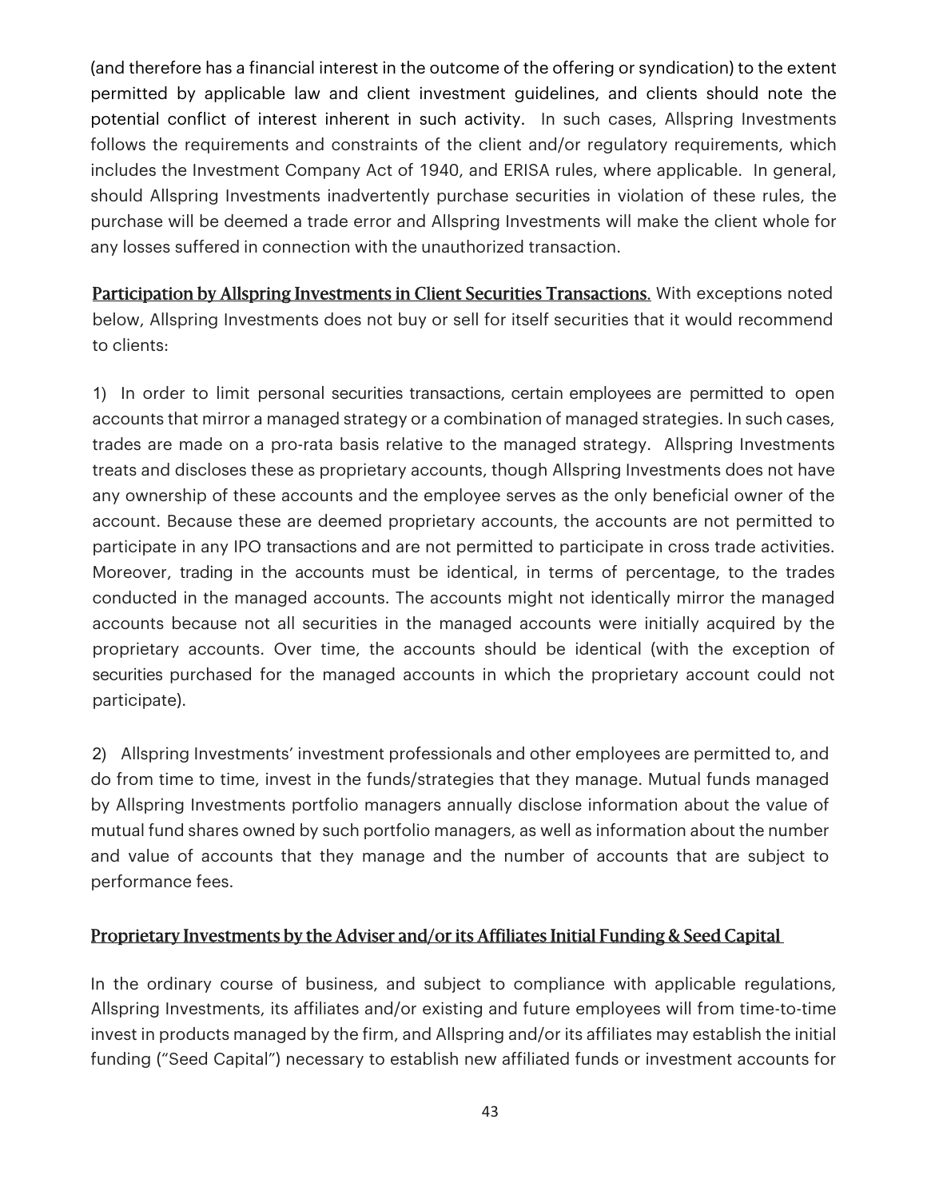(and therefore has a financial interest in the outcome of the offering or syndication) to the extent permitted by applicable law and client investment guidelines, and clients should note the potential conflict of interest inherent in such activity. In such cases, Allspring Investments follows the requirements and constraints of the client and/or regulatory requirements, which includes the Investment Company Act of 1940, and ERISA rules, where applicable. In general, should Allspring Investments inadvertently purchase securities in violation of these rules, the purchase will be deemed a trade error and Allspring Investments will make the client whole for any losses suffered in connection with the unauthorized transaction.

<u>Participation by Allspring Investments in Client Securities Transactions.</u> With exceptions noted below, Allspring Investments does not buy or sell for itself securities that it would recommend to clients:

1) In order to limit personal securities transactions, certain employees are permitted to open accounts that mirror a managed strategy or a combination of managed strategies. In such cases, trades are made on a pro-rata basis relative to the managed strategy. Allspring Investments treats and discloses these as proprietary accounts, though Allspring Investments does not have any ownership of these accounts and the employee serves as the only beneficial owner of the account. Because these are deemed proprietary accounts, the accounts are not permitted to participate in any IPO transactions and are not permitted to participate in cross trade activities. Moreover, trading in the accounts must be identical, in terms of percentage, to the trades conducted in the managed accounts. The accounts might not identically mirror the managed accounts because not all securities in the managed accounts were initially acquired by the proprietary accounts. Over time, the accounts should be identical (with the exception of securities purchased for the managed accounts in which the proprietary account could not participate).

2) Allspring Investments' investment professionals and other employees are permitted to, and do from time to time, invest in the funds/strategies that they manage. Mutual funds managed by Allspring Investments portfolio managers annually disclose information about the value of mutual fund shares owned by such portfolio managers, as well as information about the number and value of accounts that they manage and the number of accounts that are subject to performance fees.

<u>Proprietary Investments by the Adviser and/or its Affiliates Initial Funding & Seed Capital</u>

In the ordinary course of business, and subject to compliance with applicable regulations, Allspring Investments, its affiliates and/or existing and future employees will from time-to-time invest in products managed by the firm, and Allspring and/or its affiliates may establish the initial funding ("Seed Capital") necessary to establish new affiliated funds or investment accounts for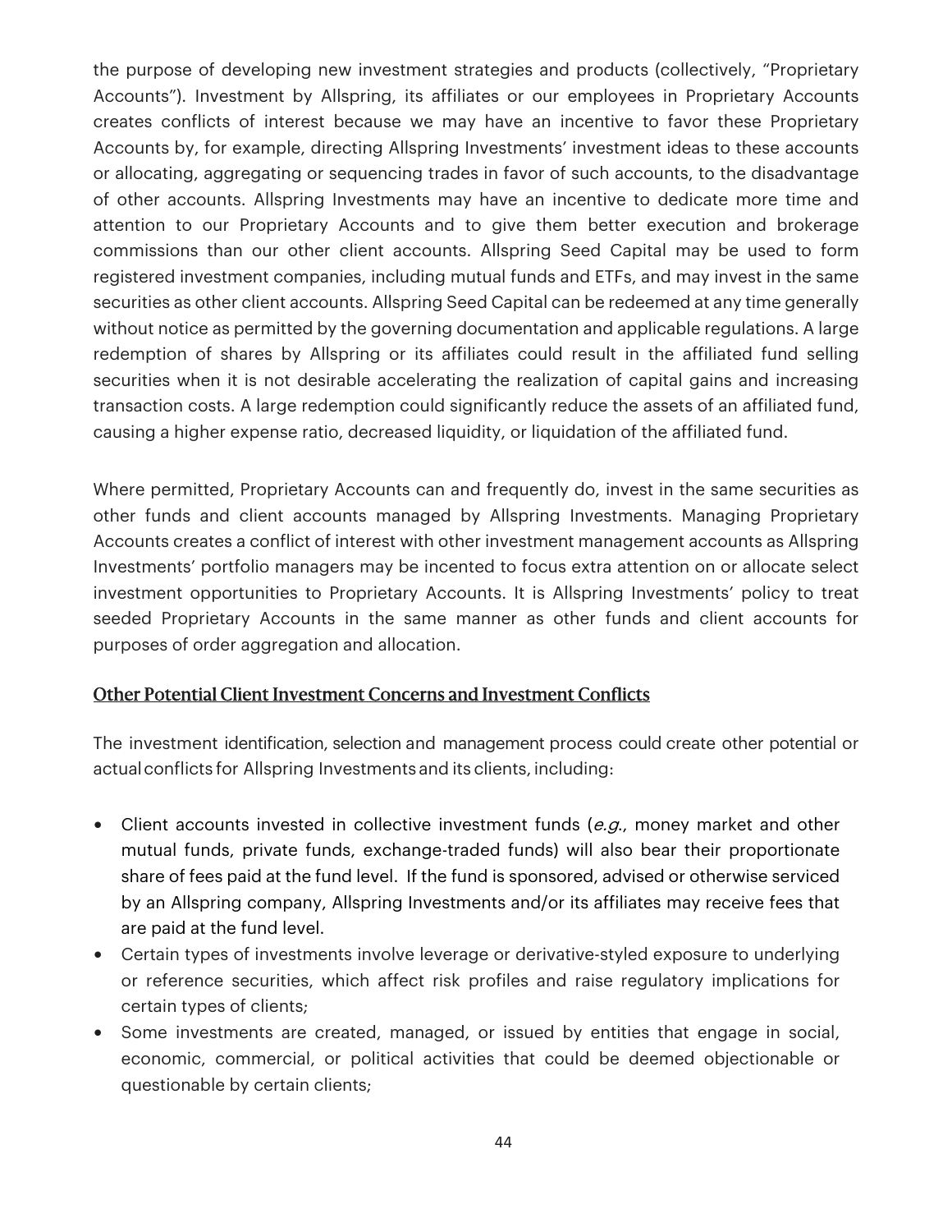the purpose of developing new investment strategies and products (collectively, "Proprietary Accounts"). Investment by Allspring, its affiliates or our employees in Proprietary Accounts creates conflicts of interest because we may have an incentive to favor these Proprietary Accounts by, for example, directing Allspring Investments' investment ideas to these accounts or allocating, aggregating or sequencing trades in favor of such accounts, to the disadvantage of other accounts. Allspring Investments may have an incentive to dedicate more time and attention to our Proprietary Accounts and to give them better execution and brokerage commissions than our other client accounts. Allspring Seed Capital may be used to form registered investment companies, including mutual funds and ETFs, and may invest in the same securities as other client accounts. Allspring Seed Capital can be redeemed at any time generally without notice as permitted by the governing documentation and applicable regulations. A large redemption of shares by Allspring or its affiliates could result in the affiliated fund selling securities when it is not desirable accelerating the realization of capital gains and increasing transaction costs. A large redemption could significantly reduce the assets of an affiliated fund, causing a higher expense ratio, decreased liquidity, or liquidation of the affiliated fund.

Where permitted, Proprietary Accounts can and frequently do, invest in the same securities as other funds and client accounts managed by Allspring Investments. Managing Proprietary Accounts creates a conflict of interest with other investment management accounts as Allspring Investments' portfolio managers may be incented to focus extra attention on or allocate select investment opportunities to Proprietary Accounts. It is Allspring Investments' policy to treat seeded Proprietary Accounts in the same manner as other funds and client accounts for purposes of order aggregation and allocation.

## Other Potential Client Investment Concerns and Investment Conflicts

The investment identification, selection and management process could create other potential or actual conflicts for Allspring Investments and its clients, including:

- Client accounts invested in collective investment funds (*e.g.*, money market and other mutual funds, private funds, exchange-traded funds) will also bear their proportionate share of fees paid at the fund level. If the fund is sponsored, advised or otherwise serviced by an Allspring company, Allspring Investments and/or its affiliates may receive fees that are paid at the fund level.
- Certain types of investments involve leverage or derivative-styled exposure to underlying or reference securities, which affect risk profiles and raise regulatory implications for certain types of clients;
- Some investments are created, managed, or issued by entities that engage in social, economic, commercial, or political activities that could be deemed objectionable or questionable by certain clients;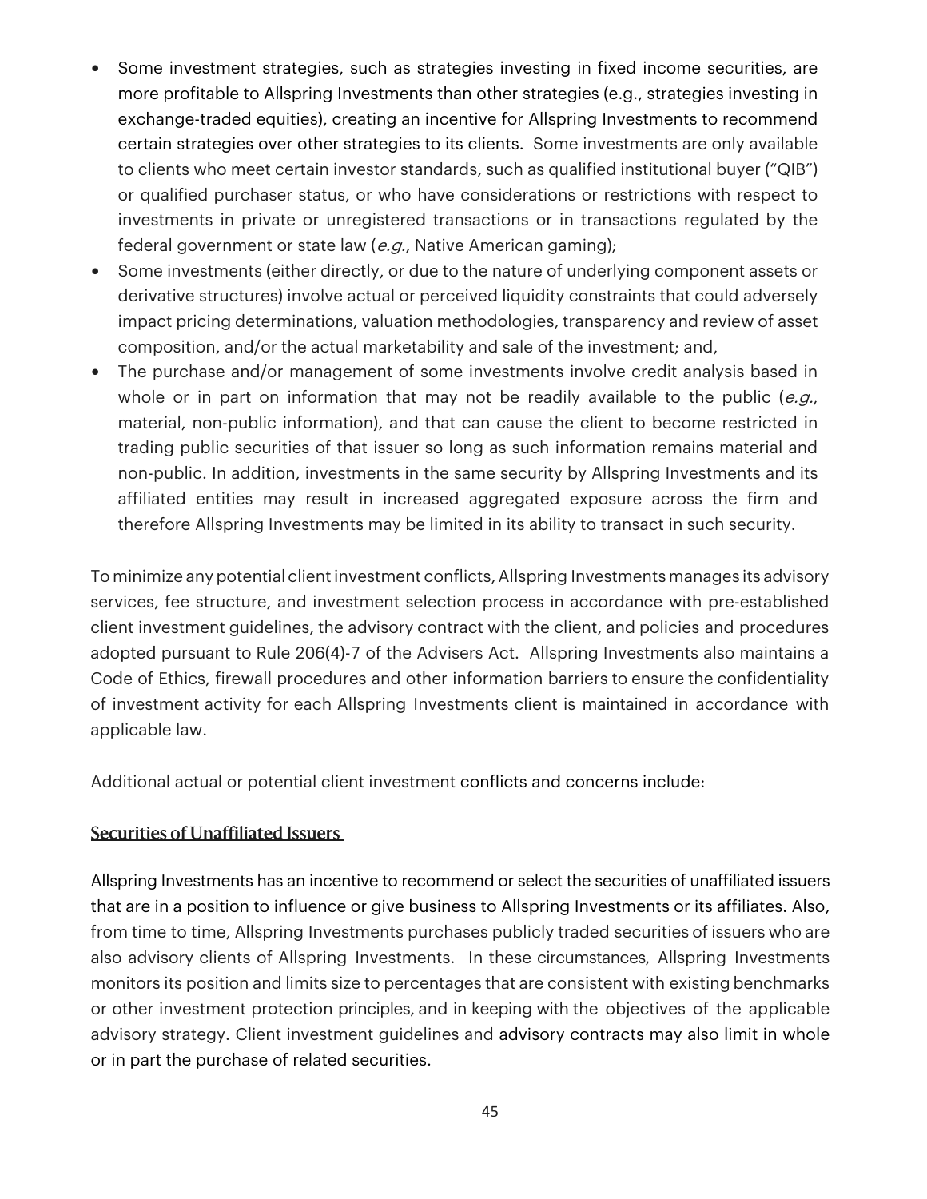- Some investment strategies, such as strategies investing in fixed income securities, are more profitable to Allspring Investments than other strategies (e.g., strategies investing in exchange-traded equities), creating an incentive for Allspring Investments to recommend certain strategies over other strategies to its clients. Some investments are only available to clients who meet certain investor standards, such as qualified institutional buyer ("QIB") or qualified purchaser status, or who have considerations or restrictions with respect to investments in private or unregistered transactions or in transactions regulated by the federal government or state law (*e.g.*, Native American gaming);
- Some investments (either directly, or due to the nature of underlying component assets or derivative structures) involve actual or perceived liquidity constraints that could adversely impact pricing determinations, valuation methodologies, transparency and review of asset composition, and/or the actual marketability and sale of the investment; and,
- The purchase and/or management of some investments involve credit analysis based in whole or in part on information that may not be readily available to the public (*e.g.*, material, non-public information), and that can cause the client to become restricted in trading public securities of that issuer so long as such information remains material and non-public. In addition, investments in the same security by Allspring Investments and its affiliated entities may result in increased aggregated exposure across the firm and therefore Allspring Investments may be limited in its ability to transact in such security.

To minimize any potential client investment conflicts, Allspring Investments manages its advisory services, fee structure, and investment selection process in accordance with pre-established client investment guidelines, the advisory contract with the client, and policies and procedures adopted pursuant to Rule 206(4)-7 of the Advisers Act. Allspring Investments also maintains a Code of Ethics, firewall procedures and other information barriers to ensure the confidentiality of investment activity for each Allspring Investments client is maintained in accordance with applicable law.

Additional actual or potential client investment conflicts and concerns include:

## Securities of Unaffiliated Issuers

Allspring Investments has an incentive to recommend or select the securities of unaffiliated issuers that are in a position to influence or give business to Allspring Investments or its affiliates. Also, from time to time, Allspring Investments purchases publicly traded securities of issuers who are also advisory clients of Allspring Investments. In these circumstances, Allspring Investments monitors its position and limits size to percentages that are consistent with existing benchmarks or other investment protection principles, and in keeping with the objectives of the applicable advisory strategy. Client investment guidelines and advisory contracts may also limit in whole or in part the purchase of related securities.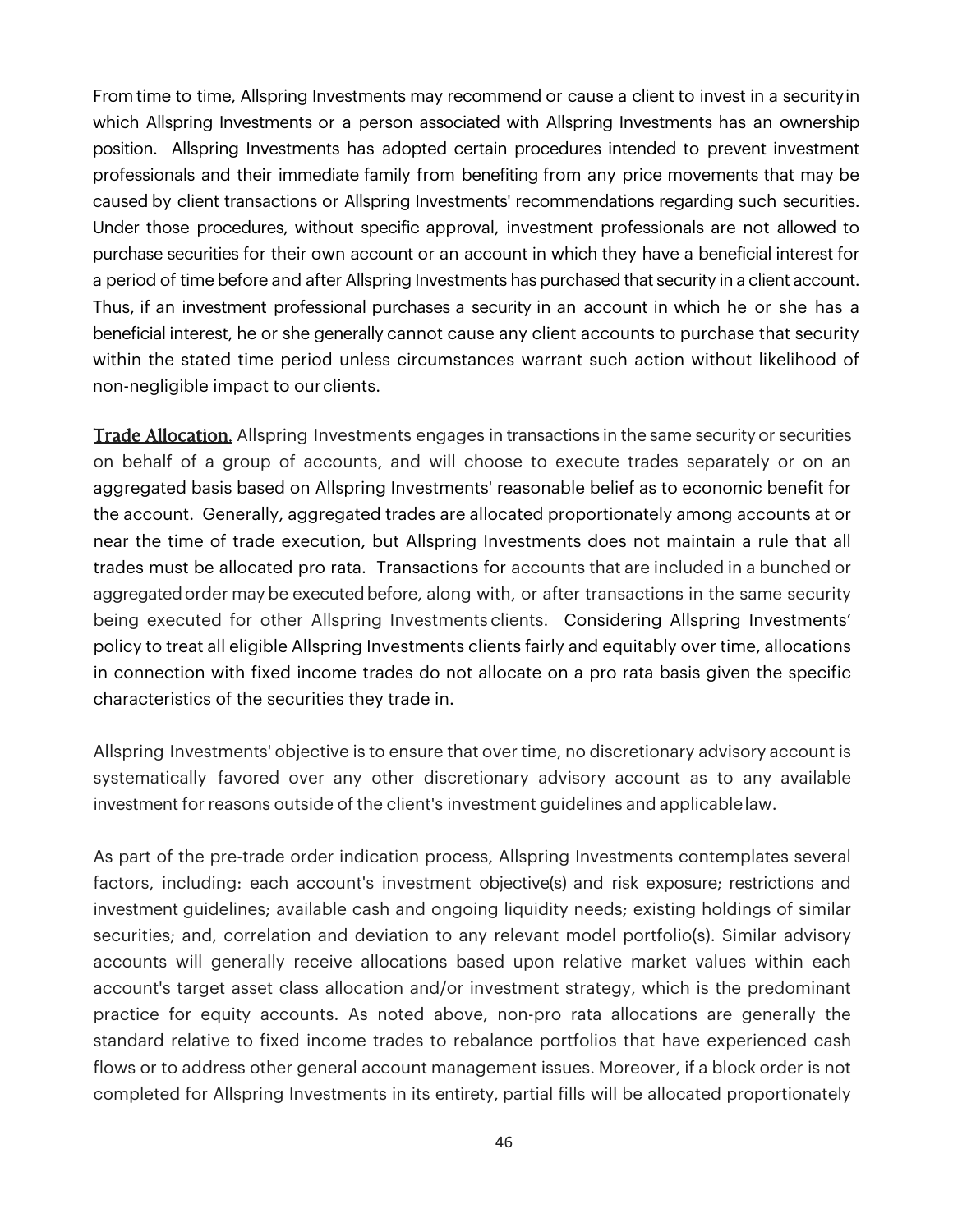From time to time, Allspring Investments may recommend or cause a client to invest in a security in which Allspring Investments or a person associated with Allspring Investments has an ownership position. Allspring Investments has adopted certain procedures intended to prevent investment professionals and their immediate family from benefiting from any price movements that may be caused by client transactions or Allspring Investments' recommendations regarding such securities. Under those procedures, without specific approval, investment professionals are not allowed to purchase securities for their own account or an account in which they have a beneficial interest for a period of time before and after Allspring Investments has purchased that security in a client account. Thus, if an investment professional purchases a security in an account in which he or she has a beneficial interest, he or she generally cannot cause any client accounts to purchase that security within the stated time period unless circumstances warrant such action without likelihood of non-negligible impact to our clients.

Trade Allocation. Allspring Investments engages in transactions in the same security or securities on behalf of a group of accounts, and will choose to execute trades separately or on an aggregated basis based on Allspring Investments' reasonable belief as to economic benefit for the account. Generally, aggregated trades are allocated proportionately among accounts at or near the time of trade execution, but Allspring Investments does not maintain a rule that all trades must be allocated pro rata. Transactions for accounts that are included in a bunched or aggregated order may be executed before, along with, or after transactions in the same security being executed for other Allspring Investments clients. Considering Allspring Investments' policy to treat all eligible Allspring Investments clients fairly and equitably over time, allocations in connection with fixed income trades do not allocate on a pro rata basis given the specific characteristics of the securities they trade in.

Allspring Investments' objective is to ensure that over time, no discretionary advisory account is systematically favored over any other discretionary advisory account as to any available investment for reasons outside of the client's investment guidelines and applicable law.

As part of the pre-trade order indication process, Allspring Investments contemplates several factors, including: each account's investment objective(s) and risk exposure; restrictions and investment guidelines; available cash and ongoing liquidity needs; existing holdings of similar securities; and, correlation and deviation to any relevant model portfolio(s). Similar advisory accounts will generally receive allocations based upon relative market values within each account's target asset class allocation and/or investment strategy, which is the predominant practice for equity accounts. As noted above, non-pro rata allocations are generally the standard relative to fixed income trades to rebalance portfolios that have experienced cash flows or to address other general account management issues. Moreover, if a block order is not completed for Allspring Investments in its entirety, partial fills will be allocated proportionately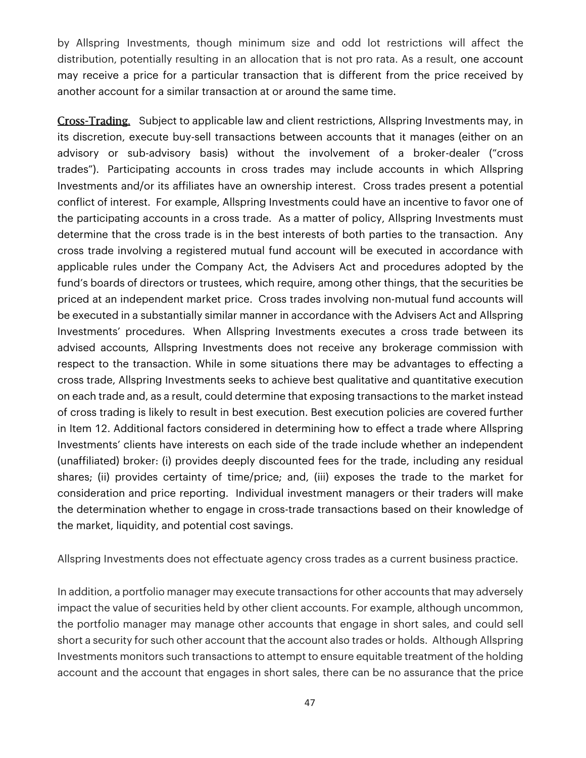by Allspring Investments, though minimum size and odd lot restrictions will affect the distribution, potentially resulting in an allocation that is not pro rata. As a result, one account may receive a price for a particular transaction that is different from the price received by another account for a similar transaction at or around the same time.

Cross-Trading. Subject to applicable law and client restrictions, Allspring Investments may, in its discretion, execute buy-sell transactions between accounts that it manages (either on an advisory or sub-advisory basis) without the involvement of a broker-dealer ("cross trades"). Participating accounts in cross trades may include accounts in which Allspring Investments and/or its affiliates have an ownership interest. Cross trades present a potential conflict of interest. For example, Allspring Investments could have an incentive to favor one of the participating accounts in a cross trade. As a matter of policy, Allspring Investments must determine that the cross trade is in the best interests of both parties to the transaction. Any cross trade involving a registered mutual fund account will be executed in accordance with applicable rules under the Company Act, the Advisers Act and procedures adopted by the fund's boards of directors or trustees, which require, among other things, that the securities be priced at an independent market price. Cross trades involving non-mutual fund accounts will be executed in a substantially similar manner in accordance with the Advisers Act and Allspring Investments' procedures. When Allspring Investments executes a cross trade between its advised accounts, Allspring Investments does not receive any brokerage commission with respect to the transaction. While in some situations there may be advantages to effecting a cross trade, Allspring Investments seeks to achieve best qualitative and quantitative execution on each trade and, as a result, could determine that exposing transactions to the market instead of cross trading is likely to result in best execution. Best execution policies are covered further in Item 12. Additional factors considered in determining how to effect a trade where Allspring Investments' clients have interests on each side of the trade include whether an independent (unaffiliated) broker: (i) provides deeply discounted fees for the trade, including any residual shares; (ii) provides certainty of time/price; and, (iii) exposes the trade to the market for consideration and price reporting. Individual investment managers or their traders will make the determination whether to engage in cross-trade transactions based on their knowledge of the market, liquidity, and potential cost savings.

Allspring Investments does not effectuate agency cross trades as a current business practice.

In addition, a portfolio manager may execute transactions for other accounts that may adversely impact the value of securities held by other client accounts. For example, although uncommon, the portfolio manager may manage other accounts that engage in short sales, and could sell short a security for such other account that the account also trades or holds. Although Allspring Investments monitors such transactions to attempt to ensure equitable treatment of the holding account and the account that engages in short sales, there can be no assurance that the price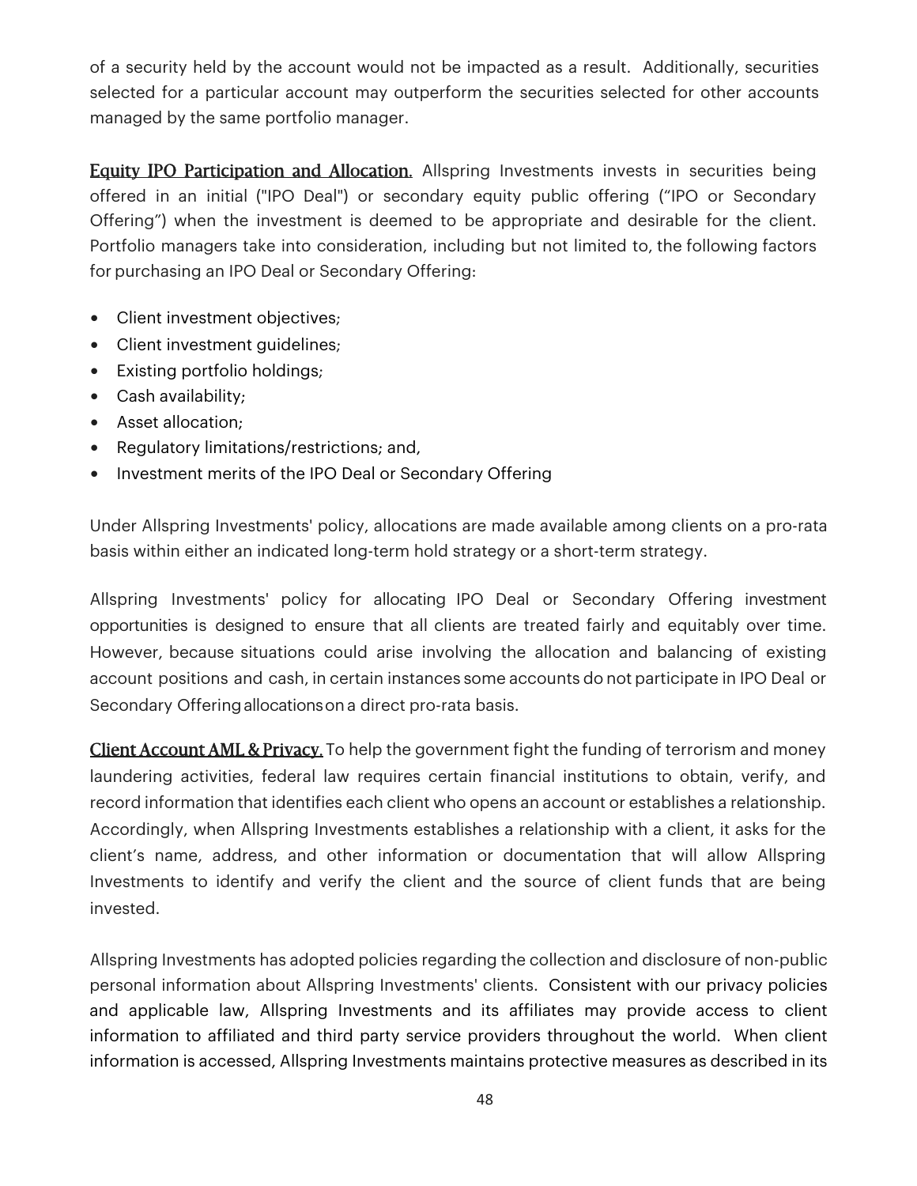of a security held by the account would not be impacted as a result. Additionally, securities selected for a particular account may outperform the securities selected for other accounts managed by the same portfolio manager.

**Equity IPO Participation and Allocation.** Allspring Investments invests in securities being offered in an initial ("IPO Deal") or secondary equity public offering ("IPO or Secondary Offering") when the investment is deemed to be appropriate and desirable for the client. Portfolio managers take into consideration, including but not limited to, the following factors for purchasing an IPO Deal or Secondary Offering:

- Client investment objectives;
- Client investment guidelines;
- Existing portfolio holdings;
- Cash availability;
- Asset allocation;
- Regulatory limitations/restrictions; and,
- Investment merits of the IPO Deal or Secondary Offering

Under Allspring Investments' policy, allocations are made available among clients on a pro-rata basis within either an indicated long-term hold strategy or a short-term strategy.

Allspring Investments' policy for allocating IPO Deal or Secondary Offering investment opportunities is designed to ensure that all clients are treated fairly and equitably over time. However, because situations could arise involving the allocation and balancing of existing account positions and cash, in certain instances some accounts do not participate in IPO Deal or Secondary Offering allocations on a direct pro-rata basis.

**Client Account AML & Privacy.** To help the government fight the funding of terrorism and money laundering activities, federal law requires certain financial institutions to obtain, verify, and record information that identifies each client who opens an account or establishes a relationship. Accordingly, when Allspring Investments establishes a relationship with a client, it asks for the client's name, address, and other information or documentation that will allow Allspring Investments to identify and verify the client and the source of client funds that are being invested.

Allspring Investments has adopted policies regarding the collection and disclosure of non-public personal information about Allspring Investments' clients. Consistent with our privacy policies and applicable law, Allspring Investments and its affiliates may provide access to client information to affiliated and third party service providers throughout the world. When client information is accessed, Allspring Investments maintains protective measures as described in its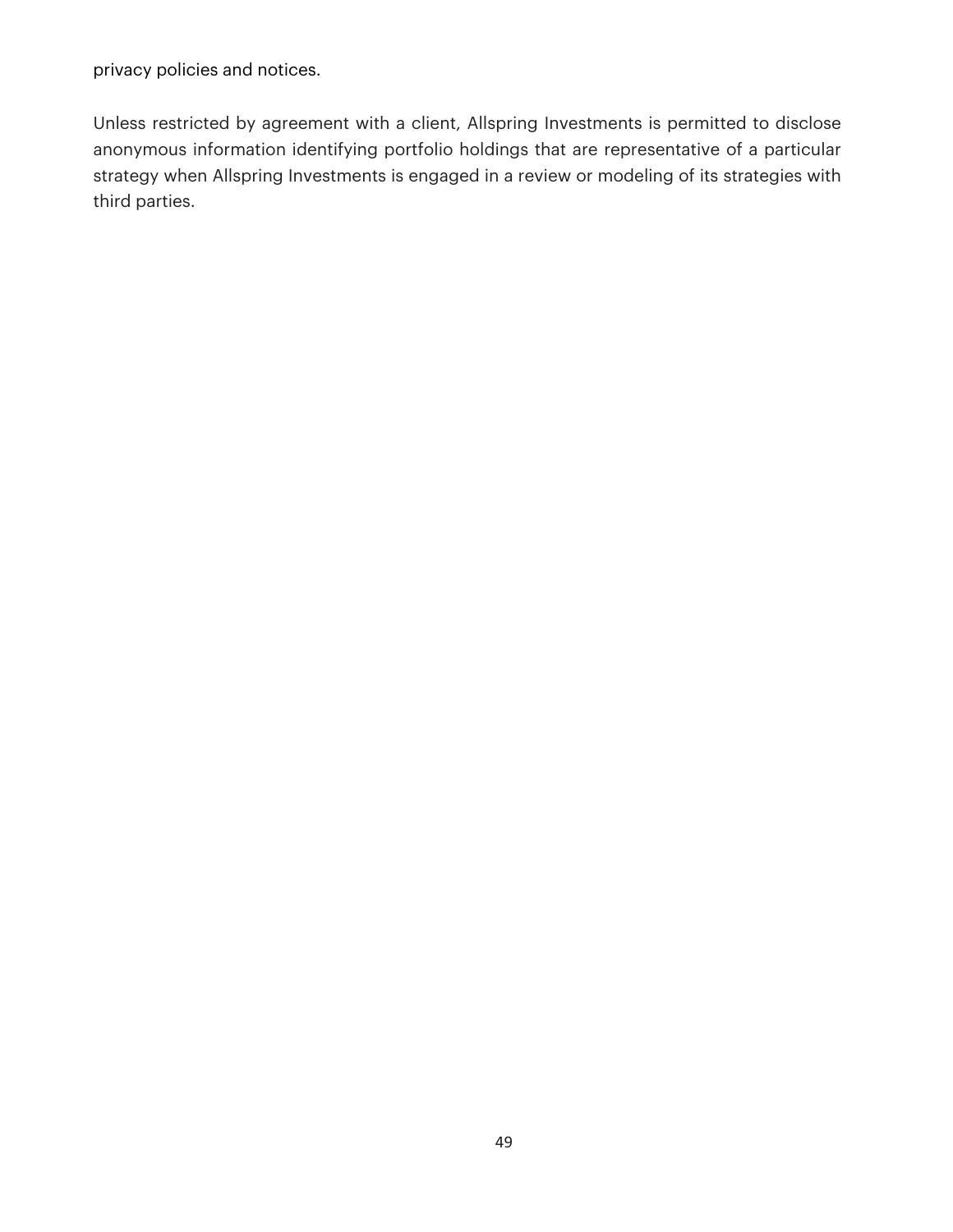privacy policies and notices.

Unless restricted by agreement with a client, Allspring Investments is permitted to disclose anonymous information identifying portfolio holdings that are representative of a particular strategy when Allspring Investments is engaged in a review or modeling of its strategies with third parties.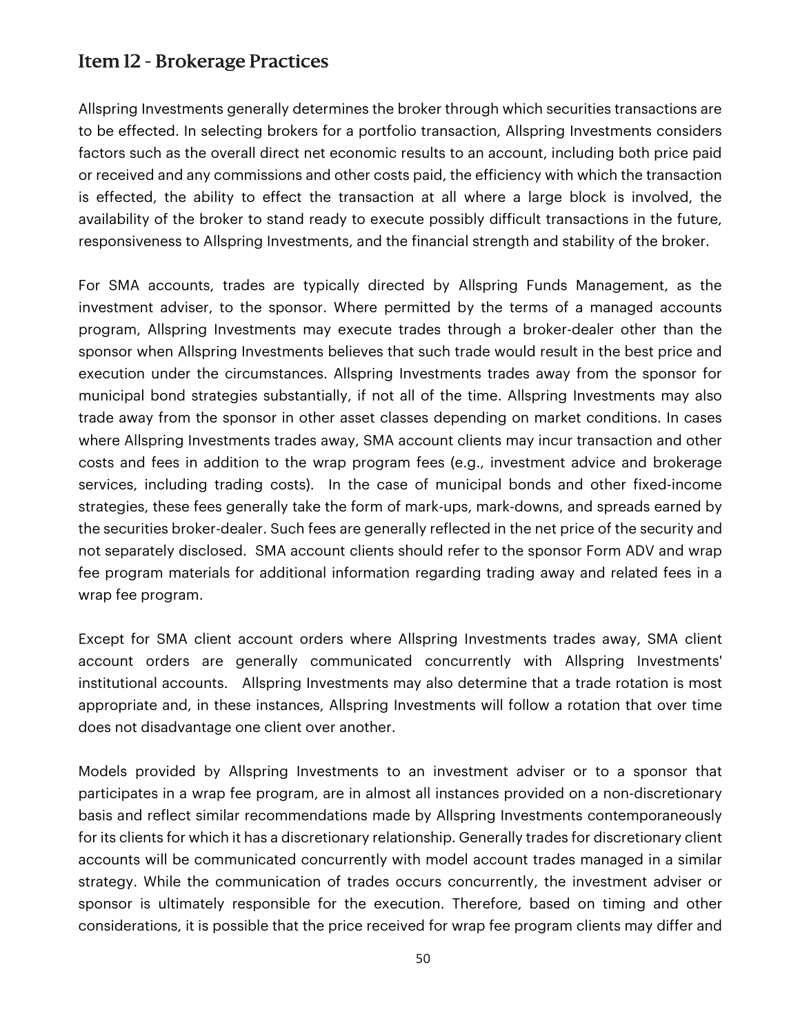## Item 12 - Brokerage Practices

Allspring Investments generally determines the broker through which securities transactions are to be effected. In selecting brokers for a portfolio transaction, Allspring Investments considers factors such as the overall direct net economic results to an account, including both price paid or received and any commissions and other costs paid, the efficiency with which the transaction is effected, the ability to effect the transaction at all where a large block is involved, the availability of the broker to stand ready to execute possibly difficult transactions in the future, responsiveness to Allspring Investments, and the financial strength and stability of the broker.

For SMA accounts, trades are typically directed by Allspring Funds Management, as the investment adviser, to the sponsor. Where permitted by the terms of a managed accounts program, Allspring Investments may execute trades through a broker-dealer other than the sponsor when Allspring Investments believes that such trade would result in the best price and execution under the circumstances. Allspring Investments trades away from the sponsor for municipal bond strategies substantially, if not all of the time. Allspring Investments may also trade away from the sponsor in other asset classes depending on market conditions. In cases where Allspring Investments trades away, SMA account clients may incur transaction and other costs and fees in addition to the wrap program fees (e.g., investment advice and brokerage services, including trading costs). In the case of municipal bonds and other fixed-income strategies, these fees generally take the form of mark-ups, mark-downs, and spreads earned by the securities broker-dealer. Such fees are generally reflected in the net price of the security and not separately disclosed. SMA account clients should refer to the sponsor Form ADV and wrap fee program materials for additional information regarding trading away and related fees in a wrap fee program.

Except for SMA client account orders where Allspring Investments trades away, SMA client account orders are generally communicated concurrently with Allspring Investments' institutional accounts. Allspring Investments may also determine that a trade rotation is most appropriate and, in these instances, Allspring Investments will follow a rotation that over time does not disadvantage one client over another.

Models provided by Allspring Investments to an investment adviser or to a sponsor that participates in a wrap fee program, are in almost all instances provided on a non-discretionary basis and reflect similar recommendations made by Allspring Investments contemporaneously for its clients for which it has a discretionary relationship. Generally trades for discretionary client accounts will be communicated concurrently with model account trades managed in a similar strategy. While the communication of trades occurs concurrently, the investment adviser or sponsor is ultimately responsible for the execution. Therefore, based on timing and other considerations, it is possible that the price received for wrap fee program clients may differ and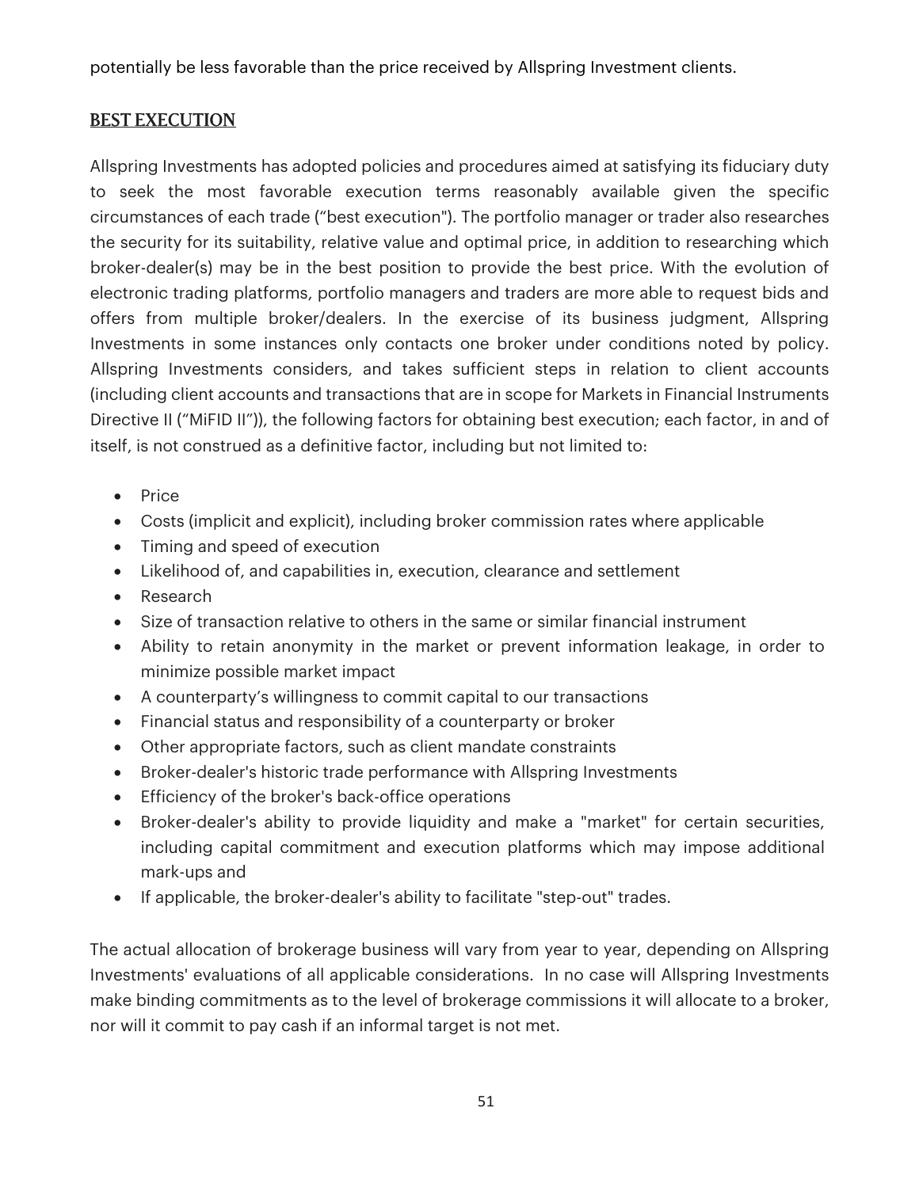potentially be less favorable than the price received by Allspring Investment clients.

## BEST EXECUTION

Allspring Investments has adopted policies and procedures aimed at satisfying its fiduciary duty to seek the most favorable execution terms reasonably available given the specific circumstances of each trade ("best execution"). The portfolio manager or trader also researches the security for its suitability, relative value and optimal price, in addition to researching which broker-dealer(s) may be in the best position to provide the best price. With the evolution of electronic trading platforms, portfolio managers and traders are more able to request bids and offers from multiple broker/dealers. In the exercise of its business judgment, Allspring Investments in some instances only contacts one broker under conditions noted by policy. Allspring Investments considers, and takes sufficient steps in relation to client accounts (including client accounts and transactions that are in scope for Markets in Financial Instruments Directive II ("MiFID II")), the following factors for obtaining best execution; each factor, in and of itself, is not construed as a definitive factor, including but not limited to:

- Price
- Costs (implicit and explicit), including broker commission rates where applicable
- Timing and speed of execution
- Likelihood of, and capabilities in, execution, clearance and settlement
- Research
- Size of transaction relative to others in the same or similar financial instrument
- Ability to retain anonymity in the market or prevent information leakage, in order to minimize possible market impact
- A counterparty's willingness to commit capital to our transactions
- Financial status and responsibility of a counterparty or broker
- Other appropriate factors, such as client mandate constraints
- Broker-dealer's historic trade performance with Allspring Investments
- Efficiency of the broker's back-office operations
- Broker-dealer's ability to provide liquidity and make a "market" for certain securities, including capital commitment and execution platforms which may impose additional mark-ups and
- If applicable, the broker-dealer's ability to facilitate "step-out" trades.

The actual allocation of brokerage business will vary from year to year, depending on Allspring Investments' evaluations of all applicable considerations. In no case will Allspring Investments make binding commitments as to the level of brokerage commissions it will allocate to a broker, nor will it commit to pay cash if an informal target is not met.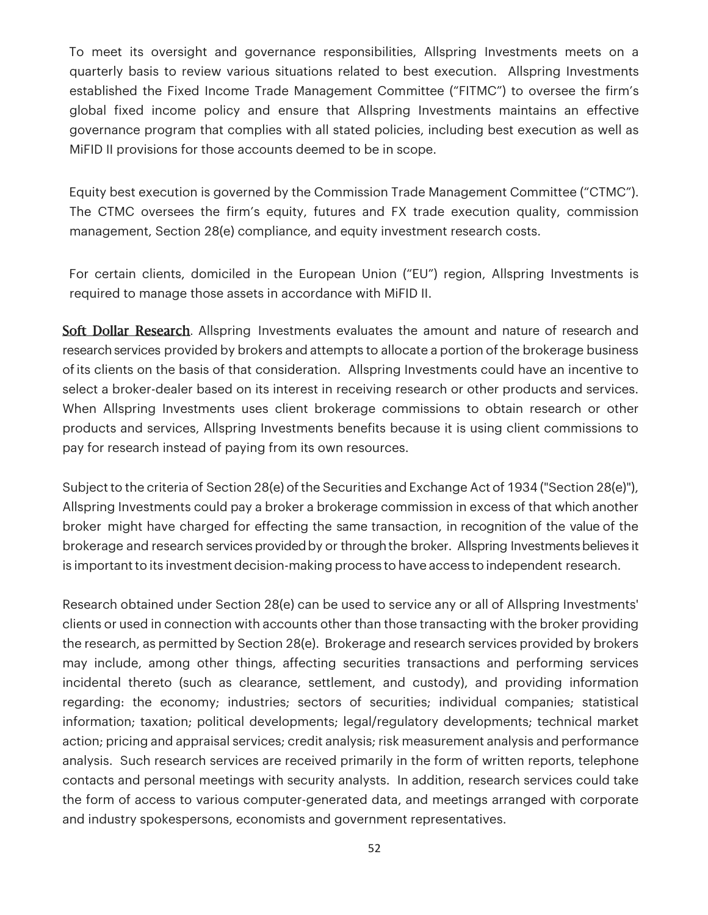To meet its oversight and governance responsibilities, Allspring Investments meets on a quarterly basis to review various situations related to best execution. Allspring Investments established the Fixed Income Trade Management Committee ("FITMC") to oversee the firm's global fixed income policy and ensure that Allspring Investments maintains an effective governance program that complies with all stated policies, including best execution as well as MiFID II provisions for those accounts deemed to be in scope.

Equity best execution is governed by the Commission Trade Management Committee ("CTMC"). The CTMC oversees the firm's equity, futures and FX trade execution quality, commission management, Section 28(e) compliance, and equity investment research costs.

For certain clients, domiciled in the European Union ("EU") region, Allspring Investments is required to manage those assets in accordance with MiFID II.

**Soft Dollar Research**. Allspring Investments evaluates the amount and nature of research and research services provided by brokers and attempts to allocate a portion of the brokerage business of its clients on the basis of that consideration. Allspring Investments could have an incentive to select a broker-dealer based on its interest in receiving research or other products and services. When Allspring Investments uses client brokerage commissions to obtain research or other products and services, Allspring Investments benefits because it is using client commissions to pay for research instead of paying from its own resources.

Subject to the criteria of Section 28(e) of the Securities and Exchange Act of 1934 ("Section 28(e)"), Allspring Investments could pay a broker a brokerage commission in excess of that which another broker might have charged for effecting the same transaction, in recognition of the value of the brokerage and research services provided by or through the broker. Allspring Investments believes it is important to its investment decision-making process to have access to independent research.

Research obtained under Section 28(e) can be used to service any or all of Allspring Investments' clients or used in connection with accounts other than those transacting with the broker providing the research, as permitted by Section 28(e). Brokerage and research services provided by brokers may include, among other things, affecting securities transactions and performing services incidental thereto (such as clearance, settlement, and custody), and providing information regarding: the economy; industries; sectors of securities; individual companies; statistical information; taxation; political developments; legal/regulatory developments; technical market action; pricing and appraisal services; credit analysis; risk measurement analysis and performance analysis. Such research services are received primarily in the form of written reports, telephone contacts and personal meetings with security analysts. In addition, research services could take the form of access to various computer-generated data, and meetings arranged with corporate and industry spokespersons, economists and government representatives.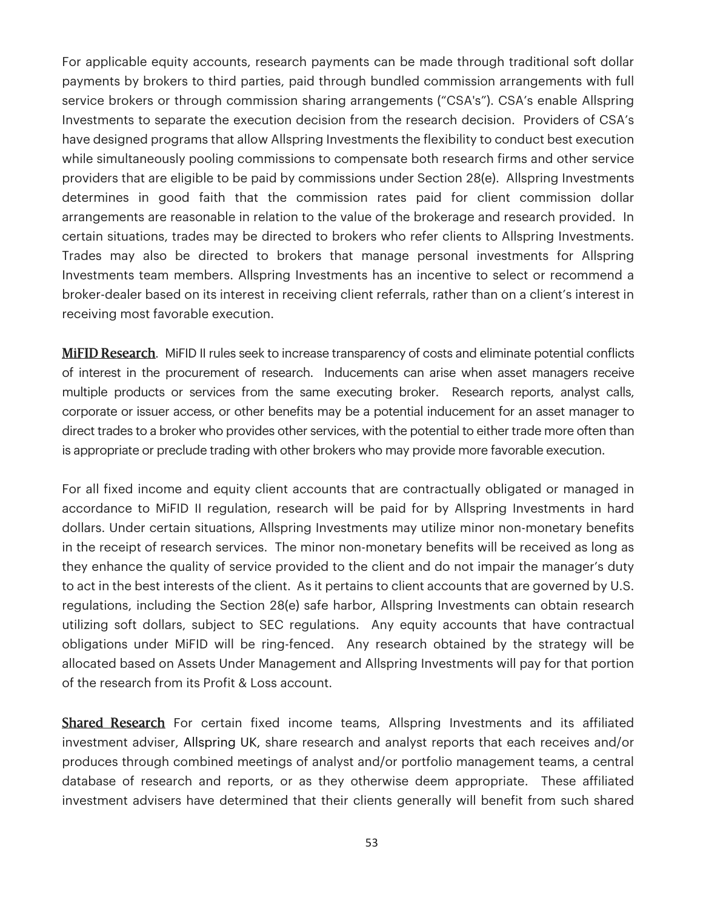For applicable equity accounts, research payments can be made through traditional soft dollar payments by brokers to third parties, paid through bundled commission arrangements with full service brokers or through commission sharing arrangements ("CSA's"). CSA's enable Allspring Investments to separate the execution decision from the research decision. Providers of CSA's have designed programs that allow Allspring Investments the flexibility to conduct best execution while simultaneously pooling commissions to compensate both research firms and other service providers that are eligible to be paid by commissions under Section 28(e). Allspring Investments determines in good faith that the commission rates paid for client commission dollar arrangements are reasonable in relation to the value of the brokerage and research provided. In certain situations, trades may be directed to brokers who refer clients to Allspring Investments. Trades may also be directed to brokers that manage personal investments for Allspring Investments team members. Allspring Investments has an incentive to select or recommend a broker-dealer based on its interest in receiving client referrals, rather than on a client's interest in receiving most favorable execution.

**MiFID Research**. MiFID II rules seek to increase transparency of costs and eliminate potential conflicts of interest in the procurement of research. Inducements can arise when asset managers receive multiple products or services from the same executing broker. Research reports, analyst calls, corporate or issuer access, or other benefits may be a potential inducement for an asset manager to direct trades to a broker who provides other services, with the potential to either trade more often than is appropriate or preclude trading with other brokers who may provide more favorable execution.

For all fixed income and equity client accounts that are contractually obligated or managed in accordance to MiFID II regulation, research will be paid for by Allspring Investments in hard dollars. Under certain situations, Allspring Investments may utilize minor non-monetary benefits in the receipt of research services. The minor non-monetary benefits will be received as long as they enhance the quality of service provided to the client and do not impair the manager's duty to act in the best interests of the client. As it pertains to client accounts that are governed by U.S. regulations, including the Section 28(e) safe harbor, Allspring Investments can obtain research utilizing soft dollars, subject to SEC regulations. Any equity accounts that have contractual obligations under MiFID will be ring-fenced. Any research obtained by the strategy will be allocated based on Assets Under Management and Allspring Investments will pay for that portion of the research from its Profit & Loss account.

**Shared Research** For certain fixed income teams, Allspring Investments and its affiliated investment adviser, Allspring UK, share research and analyst reports that each receives and/or produces through combined meetings of analyst and/or portfolio management teams, a central database of research and reports, or as they otherwise deem appropriate. These affiliated investment advisers have determined that their clients generally will benefit from such shared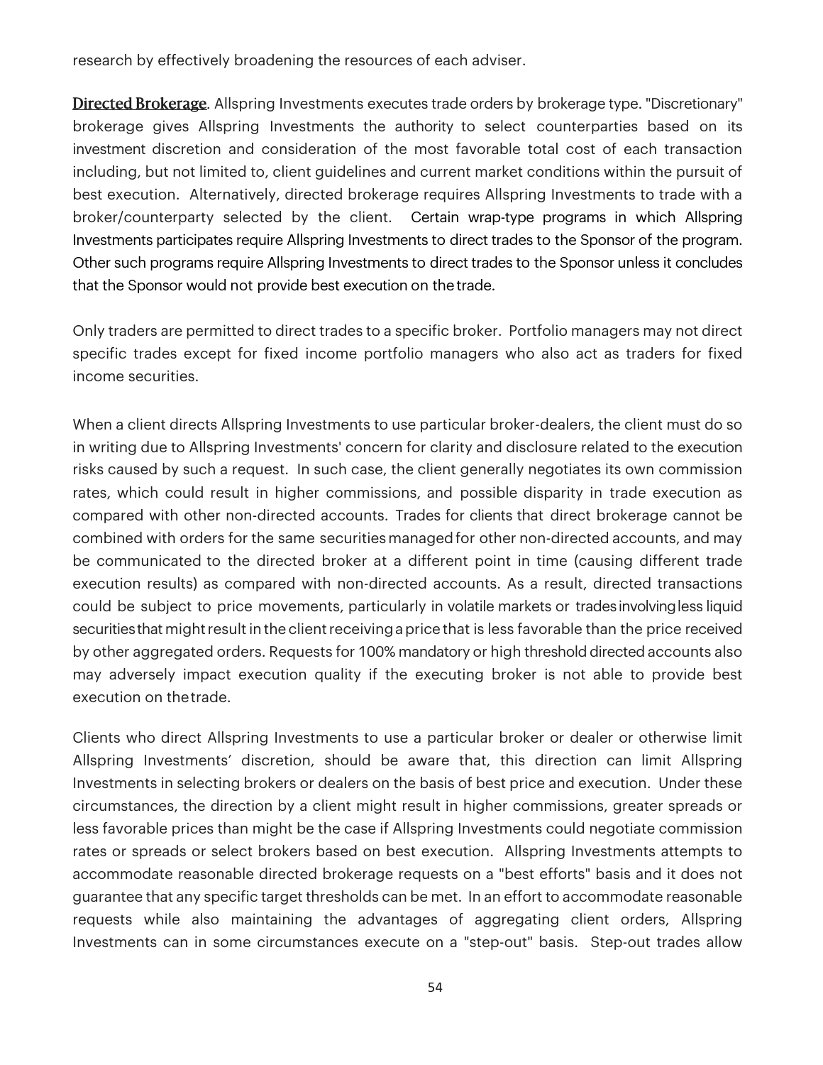research by effectively broadening the resources of each adviser.

**Directed Brokerage**. Allspring Investments executes trade orders by brokerage type. "Discretionary" brokerage gives Allspring Investments the authority to select counterparties based on its investment discretion and consideration of the most favorable total cost of each transaction including, but not limited to, client guidelines and current market conditions within the pursuit of best execution. Alternatively, directed brokerage requires Allspring Investments to trade with a broker/counterparty selected by the client. Certain wrap-type programs in which Allspring Investments participates require Allspring Investments to direct trades to the Sponsor of the program. Other such programs require Allspring Investments to direct trades to the Sponsor unless it concludes that the Sponsor would not provide best execution on the trade.

Only traders are permitted to direct trades to a specific broker. Portfolio managers may not direct specific trades except for fixed income portfolio managers who also act as traders for fixed income securities.

When a client directs Allspring Investments to use particular broker-dealers, the client must do so in writing due to Allspring Investments' concern for clarity and disclosure related to the execution risks caused by such a request. In such case, the client generally negotiates its own commission rates, which could result in higher commissions, and possible disparity in trade execution as compared with other non-directed accounts. Trades for clients that direct brokerage cannot be combined with orders for the same securities managed for other non-directed accounts, and may be communicated to the directed broker at a different point in time (causing different trade execution results) as compared with non-directed accounts. As a result, directed transactions could be subject to price movements, particularly in volatile markets or trades involving less liquid securities that might result in the client receiving a price that is less favorable than the price received by other aggregated orders. Requests for 100% mandatory or high threshold directed accounts also may adversely impact execution quality if the executing broker is not able to provide best execution on the trade.

Clients who direct Allspring Investments to use a particular broker or dealer or otherwise limit Allspring Investments' discretion, should be aware that, this direction can limit Allspring Investments in selecting brokers or dealers on the basis of best price and execution. Under these circumstances, the direction by a client might result in higher commissions, greater spreads or less favorable prices than might be the case if Allspring Investments could negotiate commission rates or spreads or select brokers based on best execution. Allspring Investments attempts to accommodate reasonable directed brokerage requests on a "best efforts" basis and it does not guarantee that any specific target thresholds can be met. In an effort to accommodate reasonable requests while also maintaining the advantages of aggregating client orders, Allspring Investments can in some circumstances execute on a "step-out" basis. Step-out trades allow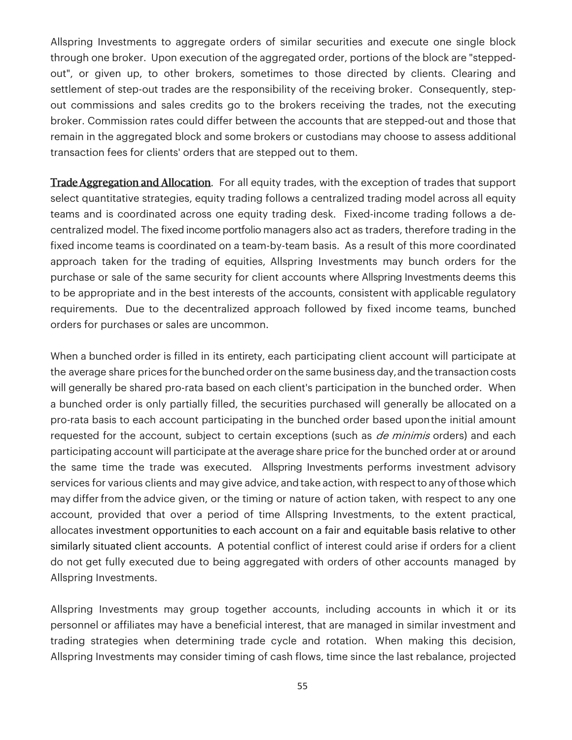Allspring Investments to aggregate orders of similar securities and execute one single block through one broker. Upon execution of the aggregated order, portions of the block are "stepped-out", or given up, to other brokers, sometimes to those directed by clients. Clearing and settlement of step-out trades are the responsibility of the receiving broker. Consequently, step-out commissions and sales credits go to the brokers receiving the trades, not the executing broker. Commission rates could differ between the accounts that are stepped-out and those that remain in the aggregated block and some brokers or custodians may choose to assess additional transaction fees for clients' orders that are stepped out to them.

**Trade Aggregation and Allocation**. For all equity trades, with the exception of trades that support select quantitative strategies, equity trading follows a centralized trading model across all equity teams and is coordinated across one equity trading desk. Fixed-income trading follows a de-centralized model. The fixed income portfolio managers also act as traders, therefore trading in the fixed income teams is coordinated on a team-by-team basis. As a result of this more coordinated approach taken for the trading of equities, Allspring Investments may bunch orders for the purchase or sale of the same security for client accounts where Allspring Investments deems this to be appropriate and in the best interests of the accounts, consistent with applicable regulatory requirements. Due to the decentralized approach followed by fixed income teams, bunched orders for purchases or sales are uncommon.

When a bunched order is filled in its entirety, each participating client account will participate at the average share prices for the bunched order on the same business day, and the transaction costs will generally be shared pro-rata based on each client's participation in the bunched order. When a bunched order is only partially filled, the securities purchased will generally be allocated on a pro-rata basis to each account participating in the bunched order based upon the initial amount requested for the account, subject to certain exceptions (such as *de minimis* orders) and each participating account will participate at the average share price for the bunched order at or around the same time the trade was executed. Allspring Investments performs investment advisory services for various clients and may give advice, and take action, with respect to any of those which may differ from the advice given, or the timing or nature of action taken, with respect to any one account, provided that over a period of time Allspring Investments, to the extent practical, allocates investment opportunities to each account on a fair and equitable basis relative to other similarly situated client accounts. A potential conflict of interest could arise if orders for a client do not get fully executed due to being aggregated with orders of other accounts managed by Allspring Investments.

Allspring Investments may group together accounts, including accounts in which it or its personnel or affiliates may have a beneficial interest, that are managed in similar investment and trading strategies when determining trade cycle and rotation. When making this decision, Allspring Investments may consider timing of cash flows, time since the last rebalance, projected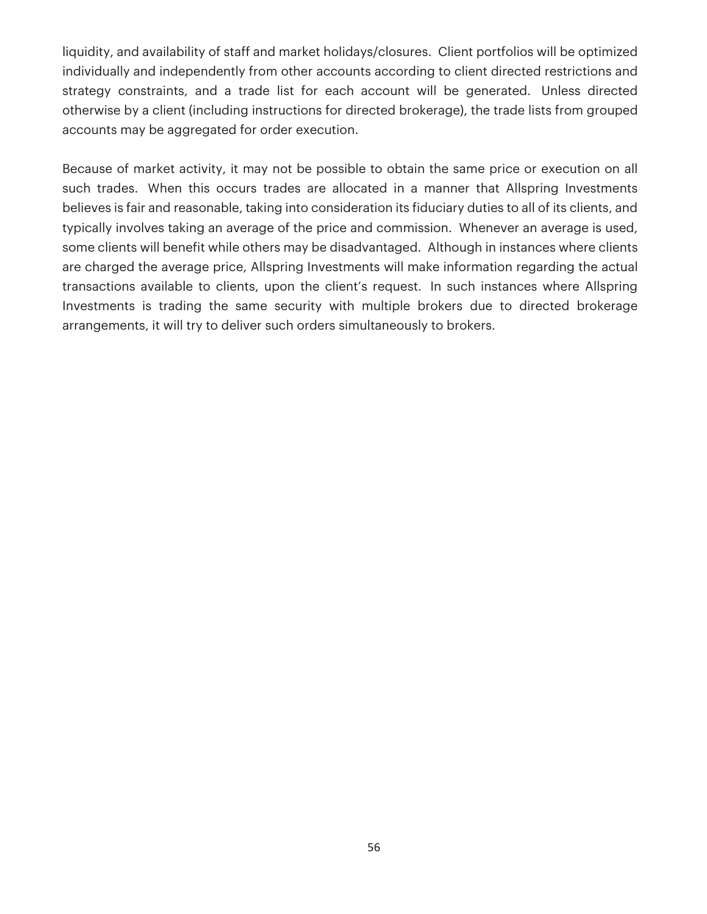liquidity, and availability of staff and market holidays/closures. Client portfolios will be optimized individually and independently from other accounts according to client directed restrictions and strategy constraints, and a trade list for each account will be generated. Unless directed otherwise by a client (including instructions for directed brokerage), the trade lists from grouped accounts may be aggregated for order execution.

Because of market activity, it may not be possible to obtain the same price or execution on all such trades. When this occurs trades are allocated in a manner that Allspring Investments believes is fair and reasonable, taking into consideration its fiduciary duties to all of its clients, and typically involves taking an average of the price and commission. Whenever an average is used, some clients will benefit while others may be disadvantaged. Although in instances where clients are charged the average price, Allspring Investments will make information regarding the actual transactions available to clients, upon the client's request. In such instances where Allspring Investments is trading the same security with multiple brokers due to directed brokerage arrangements, it will try to deliver such orders simultaneously to brokers.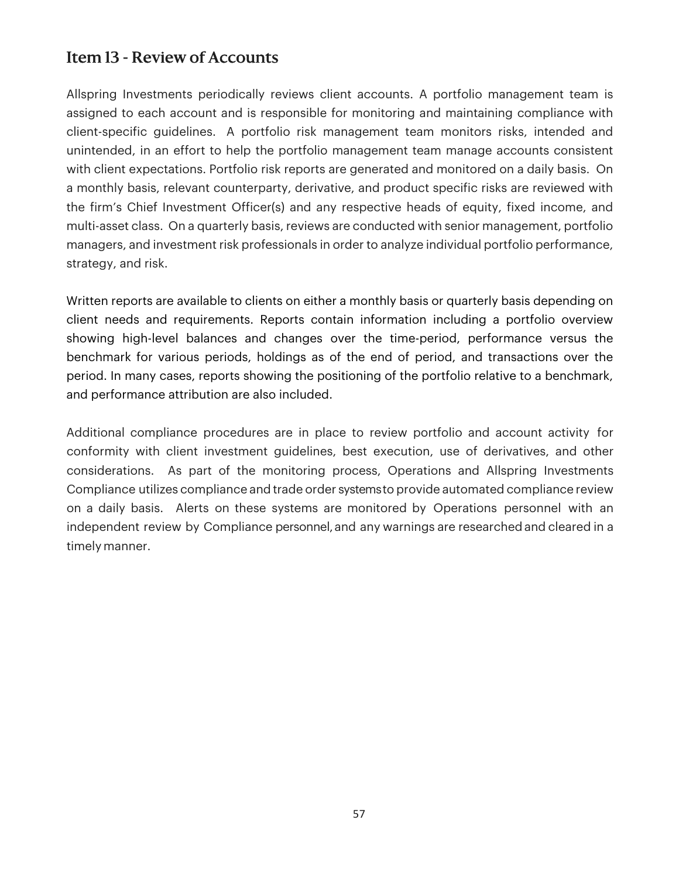## Item 13 - Review of Accounts

Allspring Investments periodically reviews client accounts. A portfolio management team is assigned to each account and is responsible for monitoring and maintaining compliance with client-specific guidelines. A portfolio risk management team monitors risks, intended and unintended, in an effort to help the portfolio management team manage accounts consistent with client expectations. Portfolio risk reports are generated and monitored on a daily basis. On a monthly basis, relevant counterparty, derivative, and product specific risks are reviewed with the firm's Chief Investment Officer(s) and any respective heads of equity, fixed income, and multi-asset class. On a quarterly basis, reviews are conducted with senior management, portfolio managers, and investment risk professionals in order to analyze individual portfolio performance, strategy, and risk.

Written reports are available to clients on either a monthly basis or quarterly basis depending on client needs and requirements. Reports contain information including a portfolio overview showing high-level balances and changes over the time-period, performance versus the benchmark for various periods, holdings as of the end of period, and transactions over the period. In many cases, reports showing the positioning of the portfolio relative to a benchmark, and performance attribution are also included.

Additional compliance procedures are in place to review portfolio and account activity for conformity with client investment guidelines, best execution, use of derivatives, and other considerations. As part of the monitoring process, Operations and Allspring Investments Compliance utilizes compliance and trade order systems to provide automated compliance review on a daily basis. Alerts on these systems are monitored by Operations personnel with an independent review by Compliance personnel, and any warnings are researched and cleared in a timely manner.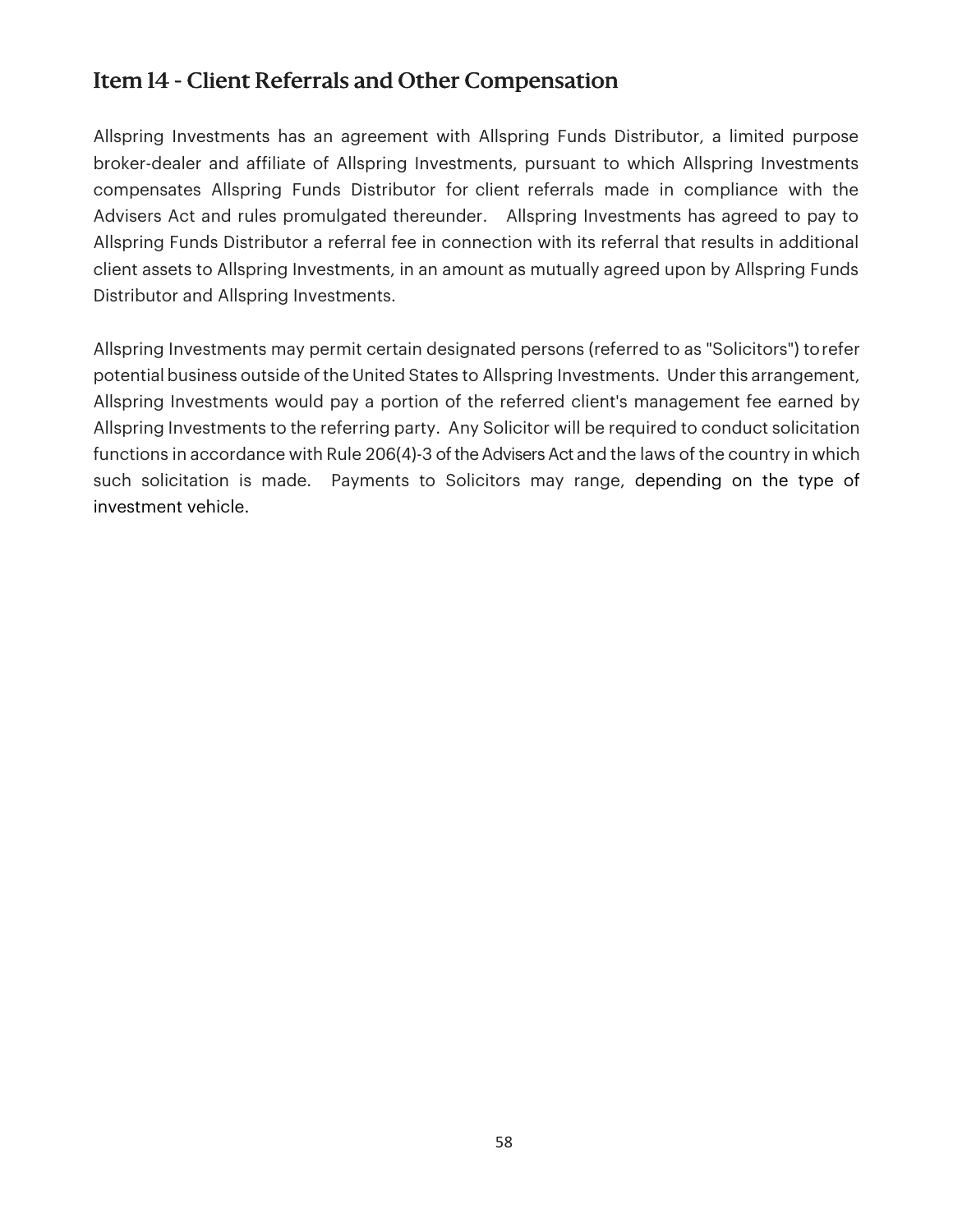## Item 14 - Client Referrals and Other Compensation

Allspring Investments has an agreement with Allspring Funds Distributor, a limited purpose broker-dealer and affiliate of Allspring Investments, pursuant to which Allspring Investments compensates Allspring Funds Distributor for client referrals made in compliance with the Advisers Act and rules promulgated thereunder. Allspring Investments has agreed to pay to Allspring Funds Distributor a referral fee in connection with its referral that results in additional client assets to Allspring Investments, in an amount as mutually agreed upon by Allspring Funds Distributor and Allspring Investments.

Allspring Investments may permit certain designated persons (referred to as "Solicitors") to refer potential business outside of the United States to Allspring Investments. Under this arrangement, Allspring Investments would pay a portion of the referred client's management fee earned by Allspring Investments to the referring party. Any Solicitor will be required to conduct solicitation functions in accordance with Rule 206(4)-3 of the Advisers Act and the laws of the country in which such solicitation is made. Payments to Solicitors may range, depending on the type of investment vehicle.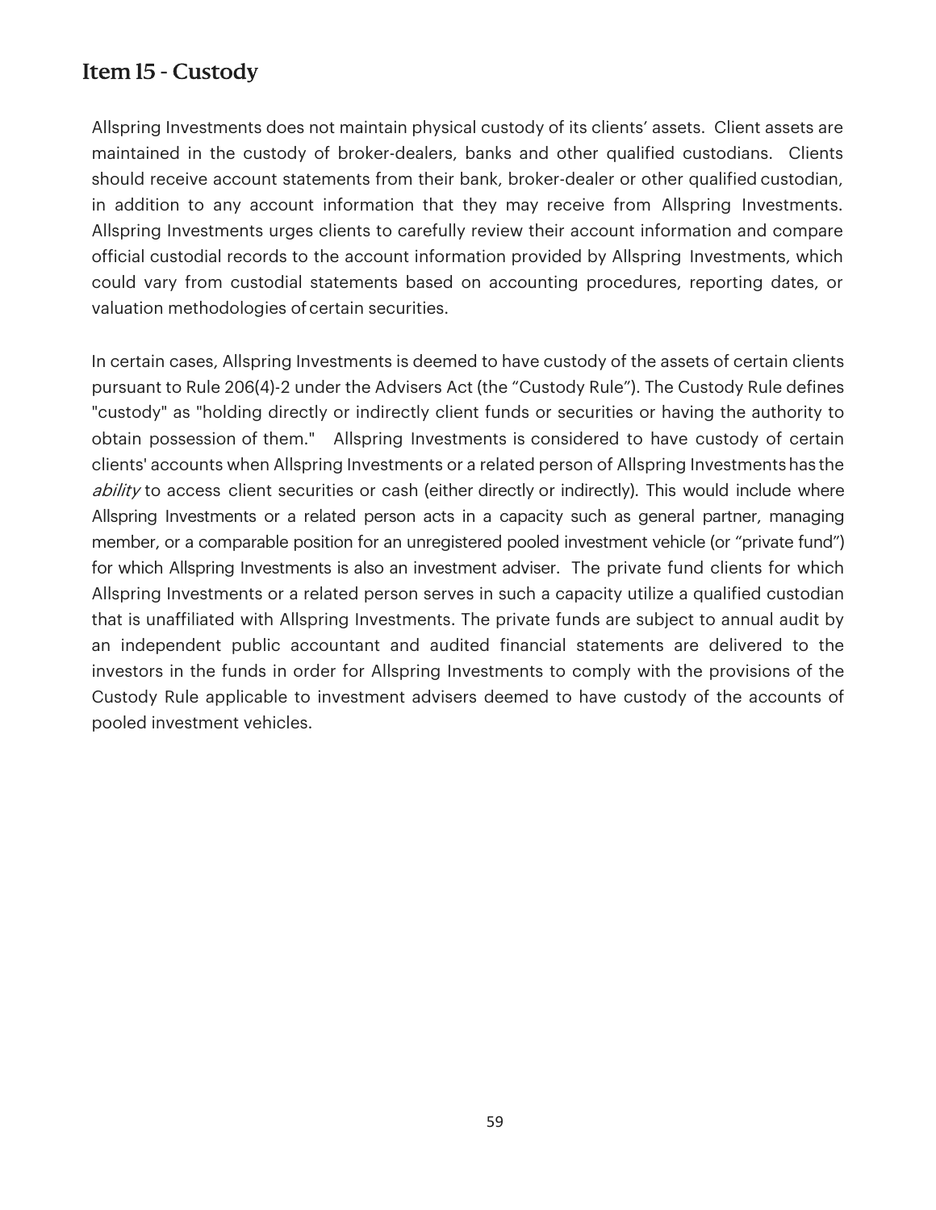## Item 15 - Custody

Allspring Investments does not maintain physical custody of its clients' assets. Client assets are maintained in the custody of broker-dealers, banks and other qualified custodians. Clients should receive account statements from their bank, broker-dealer or other qualified custodian, in addition to any account information that they may receive from Allspring Investments. Allspring Investments urges clients to carefully review their account information and compare official custodial records to the account information provided by Allspring Investments, which could vary from custodial statements based on accounting procedures, reporting dates, or valuation methodologies of certain securities.

In certain cases, Allspring Investments is deemed to have custody of the assets of certain clients pursuant to Rule 206(4)-2 under the Advisers Act (the "Custody Rule"). The Custody Rule defines "custody" as "holding directly or indirectly client funds or securities or having the authority to obtain possession of them." Allspring Investments is considered to have custody of certain clients' accounts when Allspring Investments or a related person of Allspring Investments has the *ability* to access client securities or cash (either directly or indirectly). This would include where Allspring Investments or a related person acts in a capacity such as general partner, managing member, or a comparable position for an unregistered pooled investment vehicle (or "private fund") for which Allspring Investments is also an investment adviser. The private fund clients for which Allspring Investments or a related person serves in such a capacity utilize a qualified custodian that is unaffiliated with Allspring Investments. The private funds are subject to annual audit by an independent public accountant and audited financial statements are delivered to the investors in the funds in order for Allspring Investments to comply with the provisions of the Custody Rule applicable to investment advisers deemed to have custody of the accounts of pooled investment vehicles.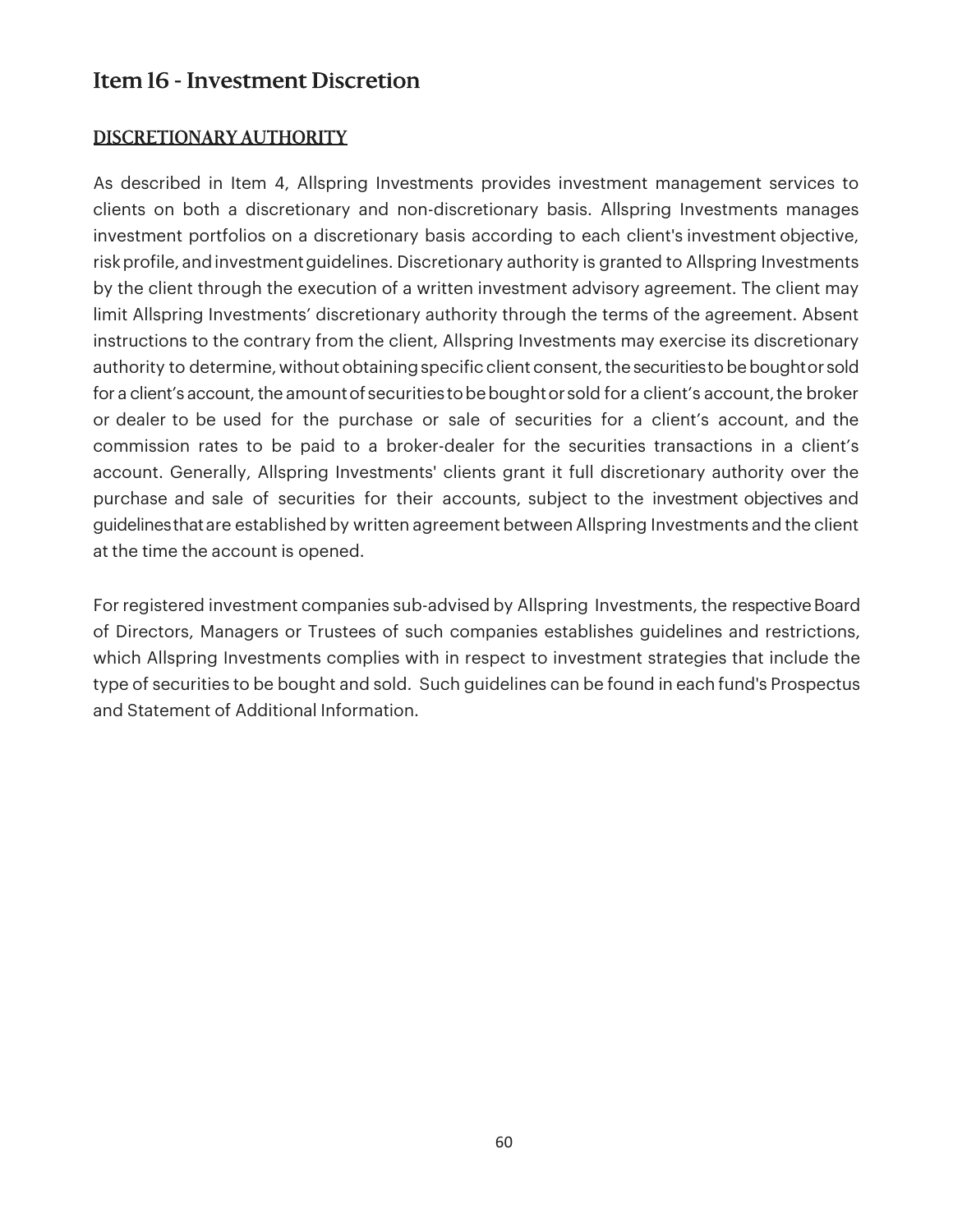## Item 16 - Investment Discretion

### DISCRETIONARY AUTHORITY

As described in Item 4, Allspring Investments provides investment management services to clients on both a discretionary and non-discretionary basis. Allspring Investments manages investment portfolios on a discretionary basis according to each client's investment objective, risk profile, and investment guidelines. Discretionary authority is granted to Allspring Investments by the client through the execution of a written investment advisory agreement. The client may limit Allspring Investments' discretionary authority through the terms of the agreement. Absent instructions to the contrary from the client, Allspring Investments may exercise its discretionary authority to determine, without obtaining specific client consent, the securities to be bought or sold for a client's account, the amount of securities to be bought or sold for a client's account, the broker or dealer to be used for the purchase or sale of securities for a client's account, and the commission rates to be paid to a broker-dealer for the securities transactions in a client's account. Generally, Allspring Investments' clients grant it full discretionary authority over the purchase and sale of securities for their accounts, subject to the investment objectives and guidelines that are established by written agreement between Allspring Investments and the client at the time the account is opened.

For registered investment companies sub-advised by Allspring Investments, the respective Board of Directors, Managers or Trustees of such companies establishes guidelines and restrictions, which Allspring Investments complies with in respect to investment strategies that include the type of securities to be bought and sold. Such guidelines can be found in each fund's Prospectus and Statement of Additional Information.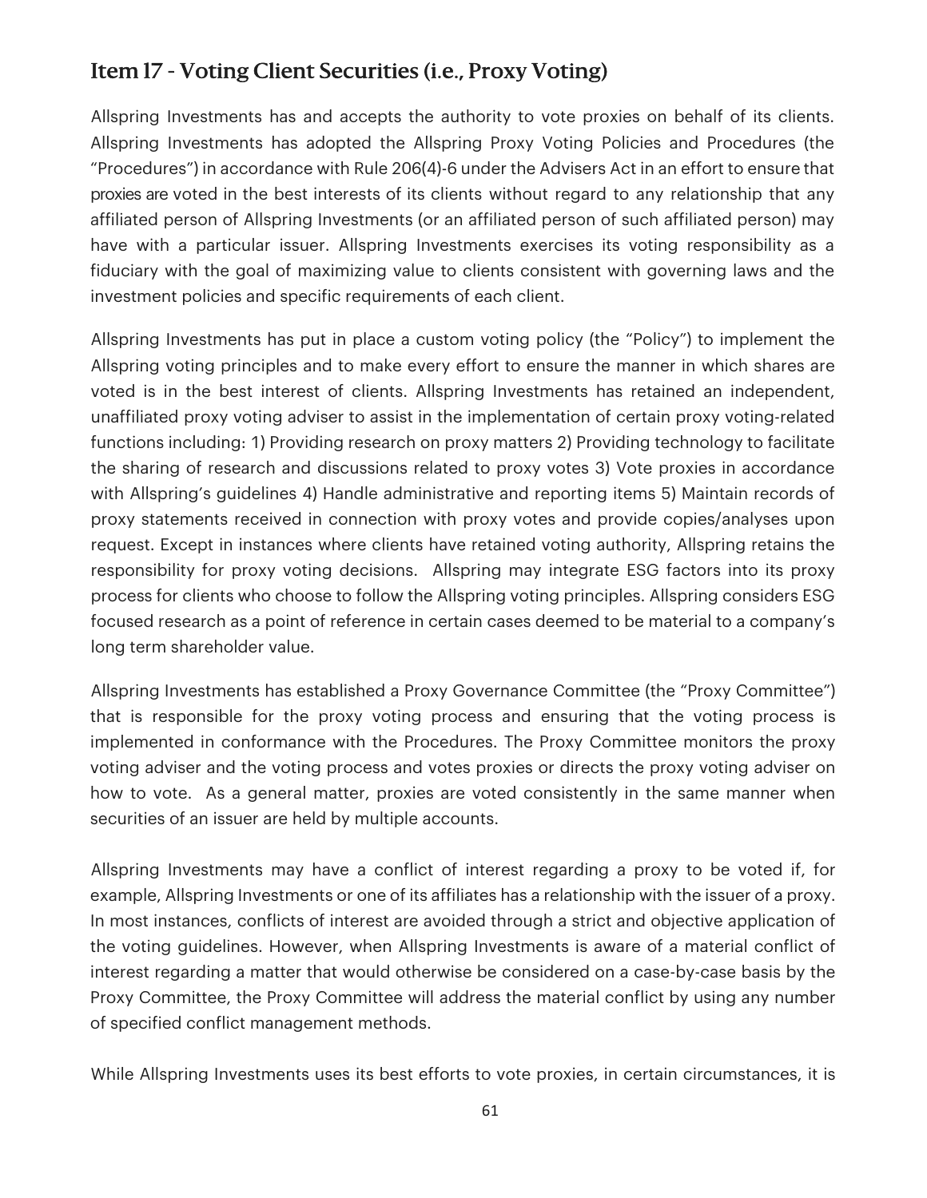## Item 17 - Voting Client Securities (i.e., Proxy Voting)

Allspring Investments has and accepts the authority to vote proxies on behalf of its clients. Allspring Investments has adopted the Allspring Proxy Voting Policies and Procedures (the "Procedures") in accordance with Rule 206(4)-6 under the Advisers Act in an effort to ensure that proxies are voted in the best interests of its clients without regard to any relationship that any affiliated person of Allspring Investments (or an affiliated person of such affiliated person) may have with a particular issuer. Allspring Investments exercises its voting responsibility as a fiduciary with the goal of maximizing value to clients consistent with governing laws and the investment policies and specific requirements of each client.

Allspring Investments has put in place a custom voting policy (the "Policy") to implement the Allspring voting principles and to make every effort to ensure the manner in which shares are voted is in the best interest of clients. Allspring Investments has retained an independent, unaffiliated proxy voting adviser to assist in the implementation of certain proxy voting-related functions including: 1) Providing research on proxy matters 2) Providing technology to facilitate the sharing of research and discussions related to proxy votes 3) Vote proxies in accordance with Allspring's guidelines 4) Handle administrative and reporting items 5) Maintain records of proxy statements received in connection with proxy votes and provide copies/analyses upon request. Except in instances where clients have retained voting authority, Allspring retains the responsibility for proxy voting decisions. Allspring may integrate ESG factors into its proxy process for clients who choose to follow the Allspring voting principles. Allspring considers ESG focused research as a point of reference in certain cases deemed to be material to a company's long term shareholder value.

Allspring Investments has established a Proxy Governance Committee (the "Proxy Committee") that is responsible for the proxy voting process and ensuring that the voting process is implemented in conformance with the Procedures. The Proxy Committee monitors the proxy voting adviser and the voting process and votes proxies or directs the proxy voting adviser on how to vote. As a general matter, proxies are voted consistently in the same manner when securities of an issuer are held by multiple accounts.

Allspring Investments may have a conflict of interest regarding a proxy to be voted if, for example, Allspring Investments or one of its affiliates has a relationship with the issuer of a proxy. In most instances, conflicts of interest are avoided through a strict and objective application of the voting guidelines. However, when Allspring Investments is aware of a material conflict of interest regarding a matter that would otherwise be considered on a case-by-case basis by the Proxy Committee, the Proxy Committee will address the material conflict by using any number of specified conflict management methods.

While Allspring Investments uses its best efforts to vote proxies, in certain circumstances, it is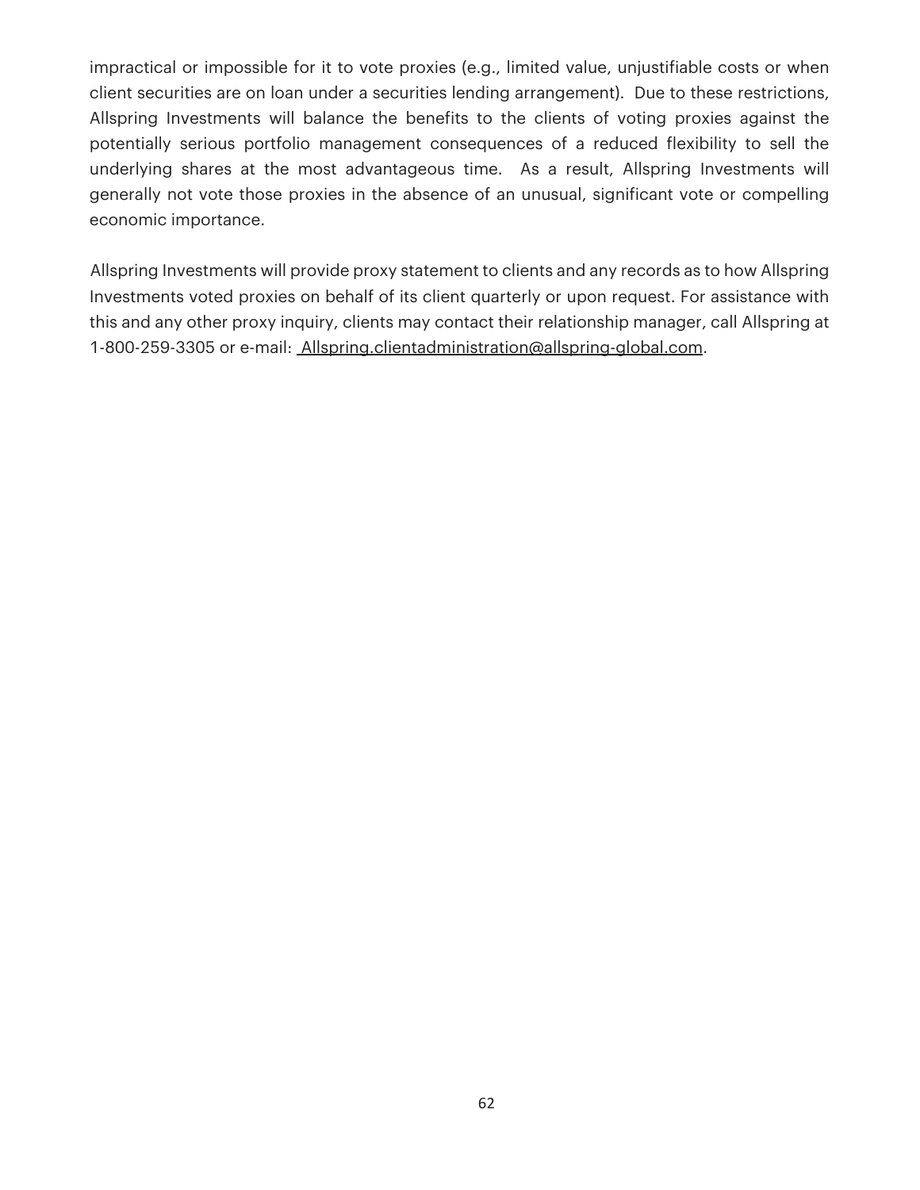impractical or impossible for it to vote proxies (e.g., limited value, unjustifiable costs or when client securities are on loan under a securities lending arrangement). Due to these restrictions, Allspring Investments will balance the benefits to the clients of voting proxies against the potentially serious portfolio management consequences of a reduced flexibility to sell the underlying shares at the most advantageous time. As a result, Allspring Investments will generally not vote those proxies in the absence of an unusual, significant vote or compelling economic importance.

Allspring Investments will provide proxy statement to clients and any records as to how Allspring Investments voted proxies on behalf of its client quarterly or upon request. For assistance with this and any other proxy inquiry, clients may contact their relationship manager, call Allspring at 1-800-259-3305 or e-mail: Allspring.clientadministration@allspring-global.com.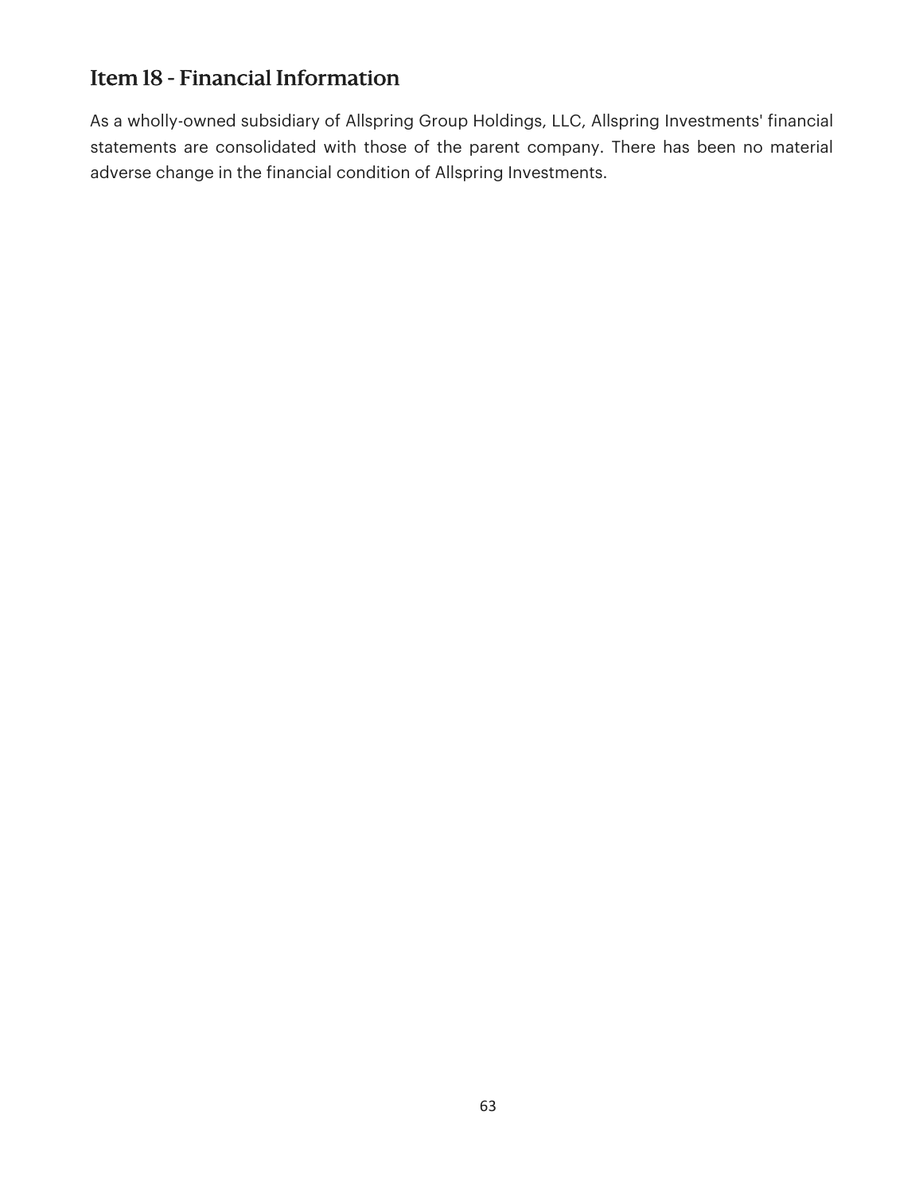## Item 18 - Financial Information

As a wholly-owned subsidiary of Allspring Group Holdings, LLC, Allspring Investments' financial statements are consolidated with those of the parent company. There has been no material adverse change in the financial condition of Allspring Investments.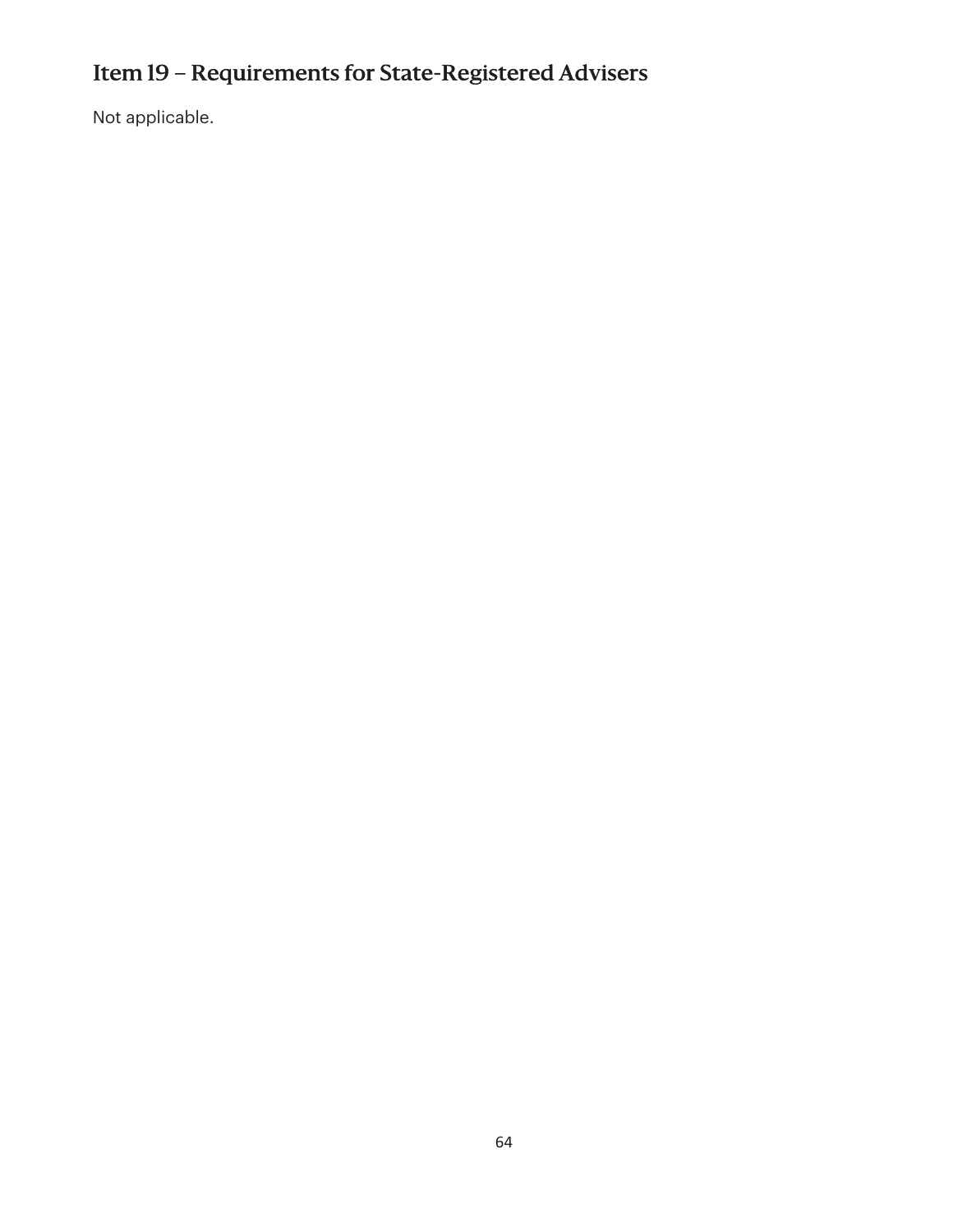## Item 19 – Requirements for State-Registered Advisers

Not applicable.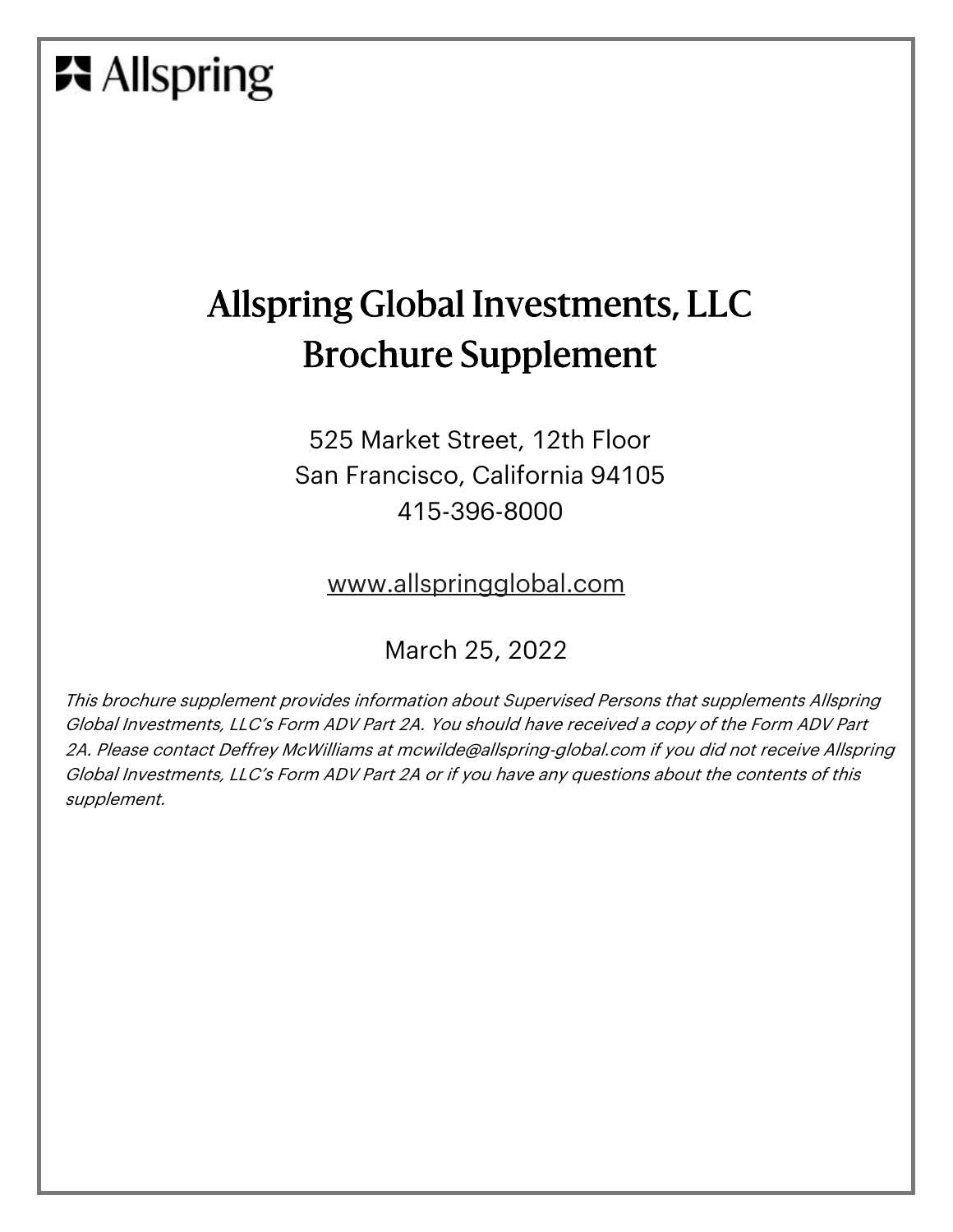Allspring

# Allspring Global Investments, LLC
# Brochure Supplement

525 Market Street, 12th Floor
San Francisco, California 94105
415-396-8000

www.allspringglobal.com

March 25, 2022

*This brochure supplement provides information about Supervised Persons that supplements Allspring Global Investments, LLC's Form ADV Part 2A. You should have received a copy of the Form ADV Part 2A. Please contact Deffrey McWilliams at mcwilde@allspring-global.com if you did not receive Allspring Global Investments, LLC's Form ADV Part 2A or if you have any questions about the contents of this supplement.*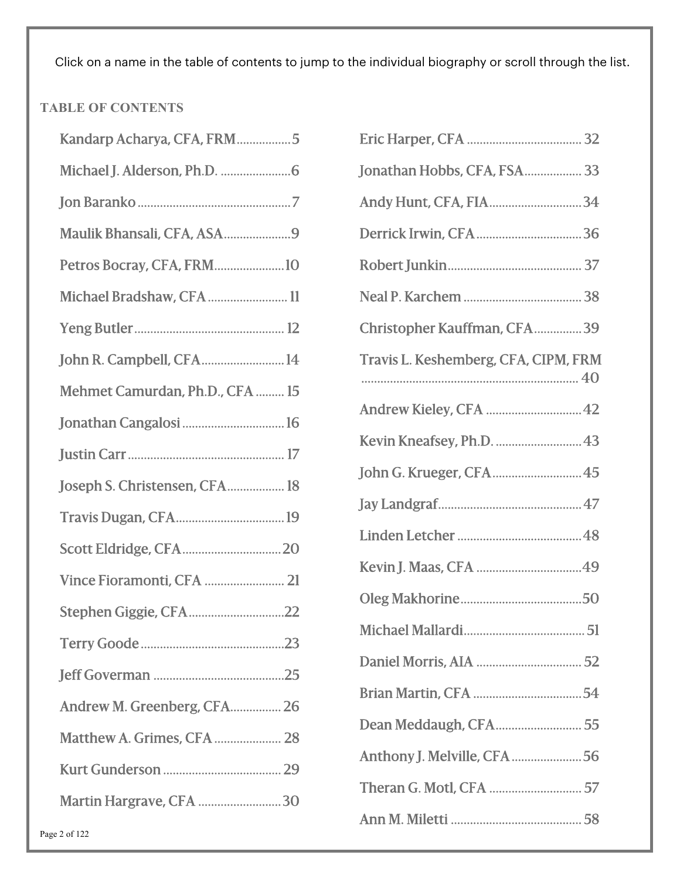Click on a name in the table of contents to jump to the individual biography or scroll through the list.

## TABLE OF CONTENTS

- Kandarp Acharya, CFA, FRM ..... 5
- Michael J. Alderson, Ph.D. ..... 6
- Jon Baranko ..... 7
- Maulik Bhansali, CFA, ASA ..... 9
- Petros Bocray, CFA, FRM ..... 10
- Michael Bradshaw, CFA ..... 11
- Yeng Butler ..... 12
- John R. Campbell, CFA ..... 14
- Mehmet Camurdan, Ph.D., CFA ..... 15
- Jonathan Cangalosi ..... 16
- Justin Carr ..... 17
- Joseph S. Christensen, CFA ..... 18
- Travis Dugan, CFA ..... 19
- Scott Eldridge, CFA ..... 20
- Vince Fioramonti, CFA ..... 21
- Stephen Giggie, CFA ..... 22
- Terry Goode ..... 23
- Jeff Goverman ..... 25
- Andrew M. Greenberg, CFA ..... 26
- Matthew A. Grimes, CFA ..... 28
- Kurt Gunderson ..... 29
- Martin Hargrave, CFA ..... 30
- Eric Harper, CFA ..... 32
- Jonathan Hobbs, CFA, FSA ..... 33
- Andy Hunt, CFA, FIA ..... 34
- Derrick Irwin, CFA ..... 36
- Robert Junkin ..... 37
- Neal P. Karchem ..... 38
- Christopher Kauffman, CFA ..... 39
- Travis L. Keshemberg, CFA, CIPM, FRM ..... 40
- Andrew Kieley, CFA ..... 42
- Kevin Kneafsey, Ph.D. ..... 43
- John G. Krueger, CFA ..... 45
- Jay Landgraf ..... 47
- Linden Letcher ..... 48
- Kevin J. Maas, CFA ..... 49
- Oleg Makhorine ..... 50
- Michael Mallardi ..... 51
- Daniel Morris, AIA ..... 52
- Brian Martin, CFA ..... 54
- Dean Meddaugh, CFA ..... 55
- Anthony J. Melville, CFA ..... 56
- Theran G. Motl, CFA ..... 57
- Ann M. Miletti ..... 58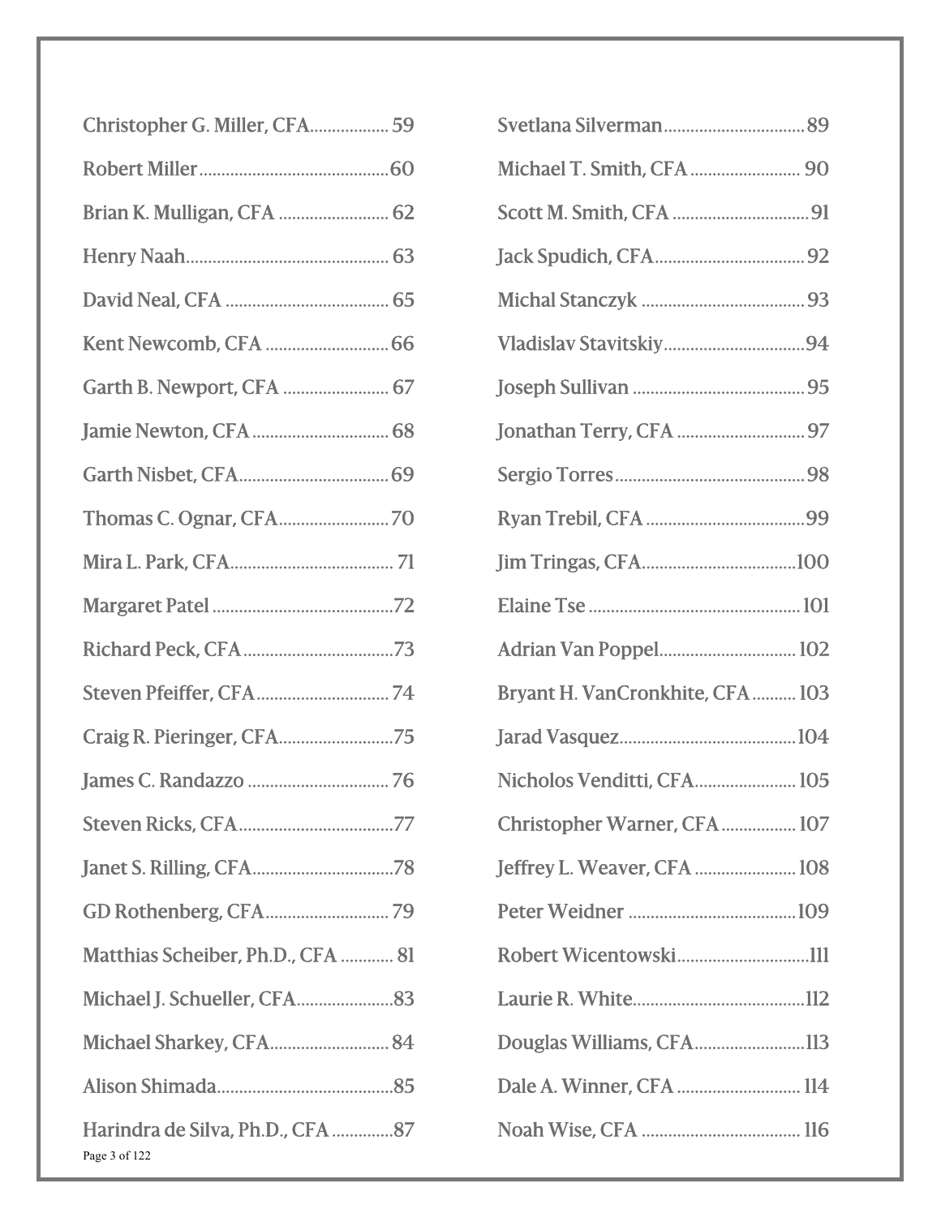Christopher G. Miller, CFA.................. 59

Robert Miller.......................................... 60

Brian K. Mulligan, CFA ......................... 62

Henry Naah............................................. 63

David Neal, CFA ..................................... 65

Kent Newcomb, CFA ............................. 66

Garth B. Newport, CFA ........................ 67

Jamie Newton, CFA ............................... 68

Garth Nisbet, CFA.................................. 69

Thomas C. Ognar, CFA......................... 70

Mira L. Park, CFA.................................... 71

Margaret Patel ......................................... 72

Richard Peck, CFA.................................. 73

Steven Pfeiffer, CFA.............................. 74

Craig R. Pieringer, CFA.......................... 75

James C. Randazzo ................................ 76

Steven Ricks, CFA................................... 77

Janet S. Rilling, CFA................................ 78

GD Rothenberg, CFA............................ 79

Matthias Scheiber, Ph.D., CFA ............ 81

Michael J. Schueller, CFA...................... 83

Michael Sharkey, CFA........................... 84

Alison Shimada........................................ 85

Harindra de Silva, Ph.D., CFA .............. 87

Svetlana Silverman................................ 89

Michael T. Smith, CFA ......................... 90

Scott M. Smith, CFA .............................. 91

Jack Spudich, CFA.................................. 92

Michal Stanczyk ..................................... 93

Vladislav Stavitskiy................................ 94

Joseph Sullivan ....................................... 95

Jonathan Terry, CFA ............................. 97

Sergio Torres........................................... 98

Ryan Trebil, CFA .................................... 99

Jim Tringas, CFA.................................. 100

Elaine Tse ............................................... 101

Adrian Van Poppel............................... 102

Bryant H. VanCronkhite, CFA .......... 103

Jarad Vasquez........................................ 104

Nicholos Venditti, CFA....................... 105

Christopher Warner, CFA ................. 107

Jeffrey L. Weaver, CFA ....................... 108

Peter Weidner ...................................... 109

Robert Wicentowski.............................. 111

Laurie R. White....................................... 112

Douglas Williams, CFA......................... 113

Dale A. Winner, CFA ............................ 114

Noah Wise, CFA .................................... 116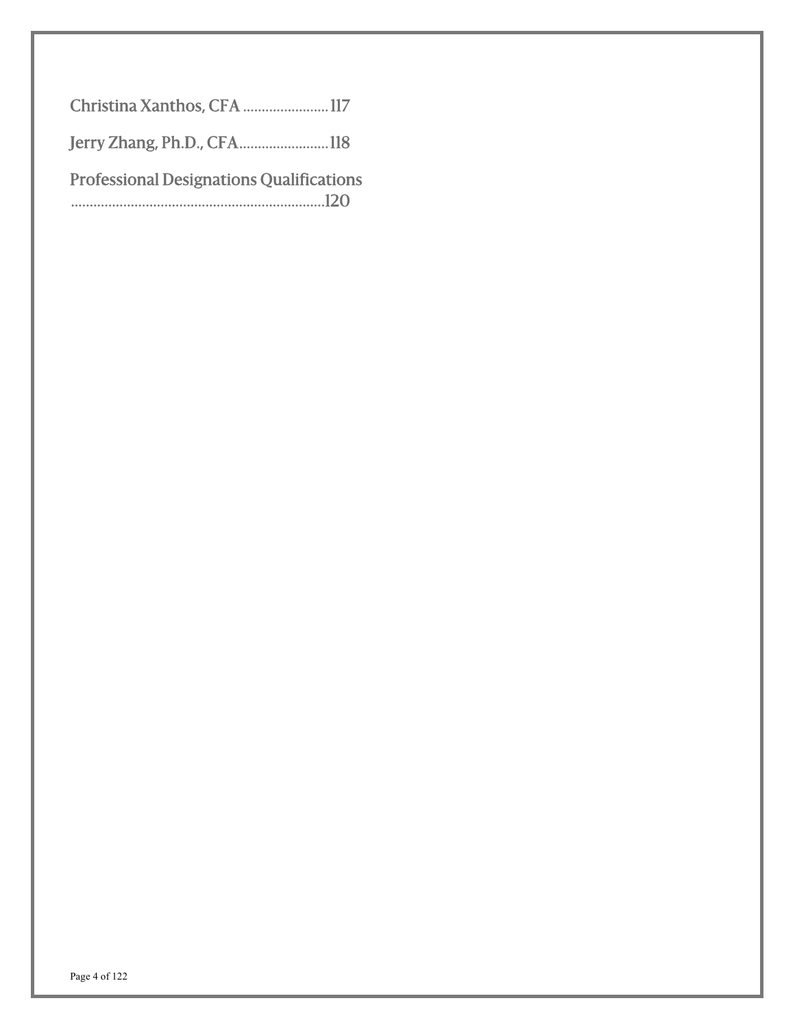Christina Xanthos, CFA ........................ 117

Jerry Zhang, Ph.D., CFA........................ 118

Professional Designations Qualifications ....................................................................120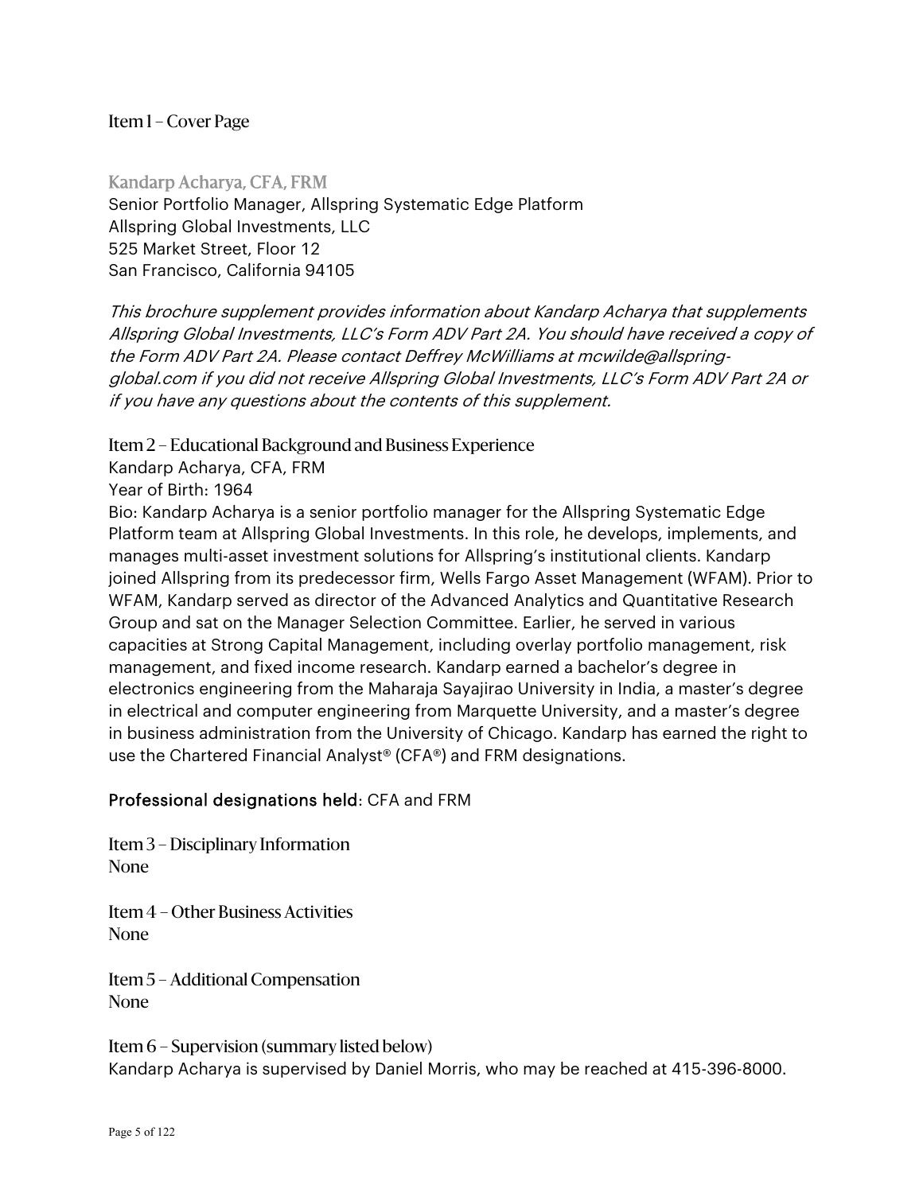## Item 1 – Cover Page

### Kandarp Acharya, CFA, FRM

Senior Portfolio Manager, Allspring Systematic Edge Platform
Allspring Global Investments, LLC
525 Market Street, Floor 12
San Francisco, California 94105

*This brochure supplement provides information about Kandarp Acharya that supplements Allspring Global Investments, LLC's Form ADV Part 2A. You should have received a copy of the Form ADV Part 2A. Please contact Deffrey McWilliams at mcwilde@allspring-global.com if you did not receive Allspring Global Investments, LLC's Form ADV Part 2A or if you have any questions about the contents of this supplement.*

## Item 2 – Educational Background and Business Experience

Kandarp Acharya, CFA, FRM
Year of Birth: 1964
Bio: Kandarp Acharya is a senior portfolio manager for the Allspring Systematic Edge Platform team at Allspring Global Investments. In this role, he develops, implements, and manages multi-asset investment solutions for Allspring's institutional clients. Kandarp joined Allspring from its predecessor firm, Wells Fargo Asset Management (WFAM). Prior to WFAM, Kandarp served as director of the Advanced Analytics and Quantitative Research Group and sat on the Manager Selection Committee. Earlier, he served in various capacities at Strong Capital Management, including overlay portfolio management, risk management, and fixed income research. Kandarp earned a bachelor's degree in electronics engineering from the Maharaja Sayajirao University in India, a master's degree in electrical and computer engineering from Marquette University, and a master's degree in business administration from the University of Chicago. Kandarp has earned the right to use the Chartered Financial Analyst® (CFA®) and FRM designations.

Professional designations held: CFA and FRM

## Item 3 – Disciplinary Information

None

## Item 4 – Other Business Activities

None

## Item 5 – Additional Compensation

None

## Item 6 – Supervision (summary listed below)

Kandarp Acharya is supervised by Daniel Morris, who may be reached at 415-396-8000.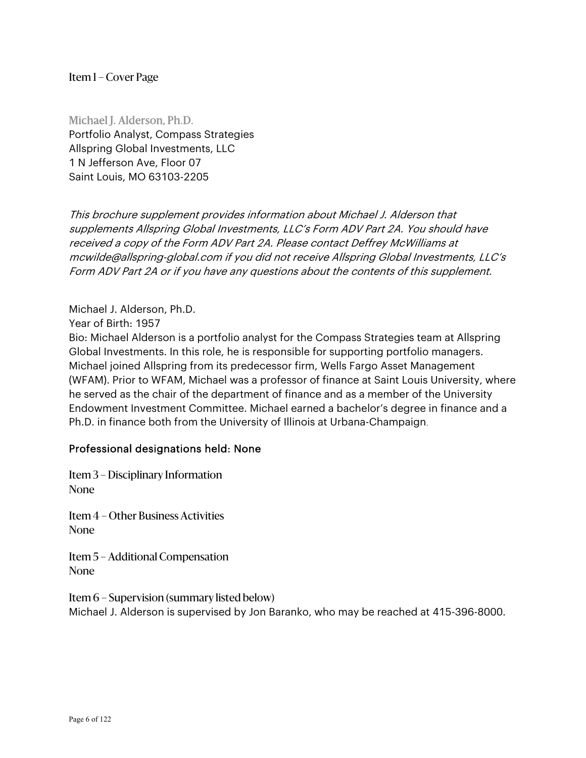## Item 1 – Cover Page

### Michael J. Alderson, Ph.D.

Portfolio Analyst, Compass Strategies
Allspring Global Investments, LLC
1 N Jefferson Ave, Floor 07
Saint Louis, MO 63103-2205

*This brochure supplement provides information about Michael J. Alderson that supplements Allspring Global Investments, LLC's Form ADV Part 2A. You should have received a copy of the Form ADV Part 2A. Please contact Deffrey McWilliams at mcwilde@allspring-global.com if you did not receive Allspring Global Investments, LLC's Form ADV Part 2A or if you have any questions about the contents of this supplement.*

Michael J. Alderson, Ph.D.
Year of Birth: 1957
Bio: Michael Alderson is a portfolio analyst for the Compass Strategies team at Allspring Global Investments. In this role, he is responsible for supporting portfolio managers. Michael joined Allspring from its predecessor firm, Wells Fargo Asset Management (WFAM). Prior to WFAM, Michael was a professor of finance at Saint Louis University, where he served as the chair of the department of finance and as a member of the University Endowment Investment Committee. Michael earned a bachelor's degree in finance and a Ph.D. in finance both from the University of Illinois at Urbana-Champaign.

Professional designations held: None

## Item 3 – Disciplinary Information

None

## Item 4 – Other Business Activities

None

## Item 5 – Additional Compensation

None

## Item 6 – Supervision (summary listed below)

Michael J. Alderson is supervised by Jon Baranko, who may be reached at 415-396-8000.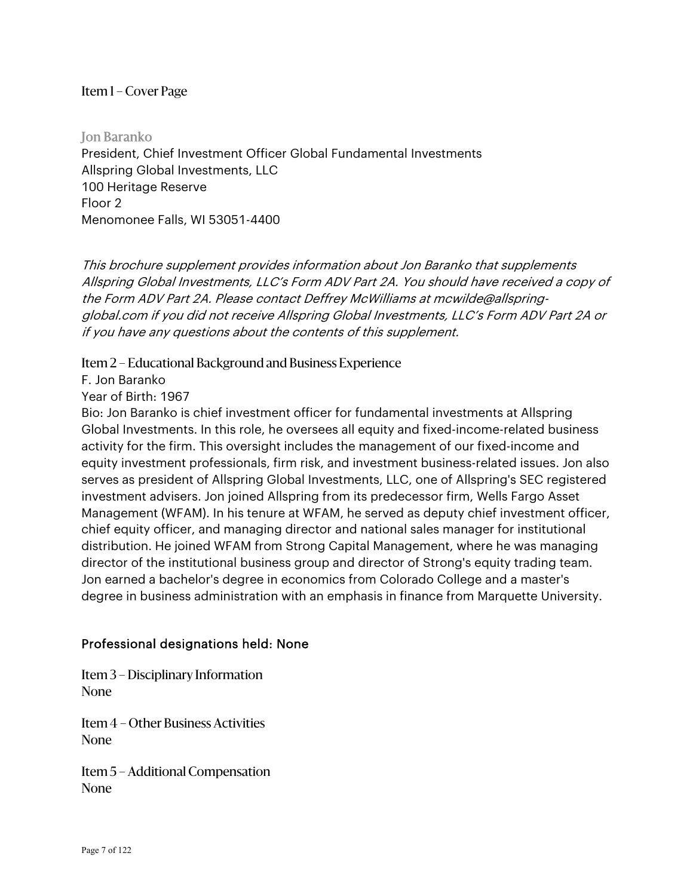## Item 1 – Cover Page

### Jon Baranko

President, Chief Investment Officer Global Fundamental Investments
Allspring Global Investments, LLC
100 Heritage Reserve
Floor 2
Menomonee Falls, WI 53051-4400

*This brochure supplement provides information about Jon Baranko that supplements Allspring Global Investments, LLC's Form ADV Part 2A. You should have received a copy of the Form ADV Part 2A. Please contact Deffrey McWilliams at mcwilde@allspring-global.com if you did not receive Allspring Global Investments, LLC's Form ADV Part 2A or if you have any questions about the contents of this supplement.*

## Item 2 – Educational Background and Business Experience

F. Jon Baranko
Year of Birth: 1967
Bio: Jon Baranko is chief investment officer for fundamental investments at Allspring Global Investments. In this role, he oversees all equity and fixed-income-related business activity for the firm. This oversight includes the management of our fixed-income and equity investment professionals, firm risk, and investment business-related issues. Jon also serves as president of Allspring Global Investments, LLC, one of Allspring's SEC registered investment advisers. Jon joined Allspring from its predecessor firm, Wells Fargo Asset Management (WFAM). In his tenure at WFAM, he served as deputy chief investment officer, chief equity officer, and managing director and national sales manager for institutional distribution. He joined WFAM from Strong Capital Management, where he was managing director of the institutional business group and director of Strong's equity trading team. Jon earned a bachelor's degree in economics from Colorado College and a master's degree in business administration with an emphasis in finance from Marquette University.

Professional designations held: None

## Item 3 – Disciplinary Information

None

## Item 4 – Other Business Activities

None

## Item 5 – Additional Compensation

None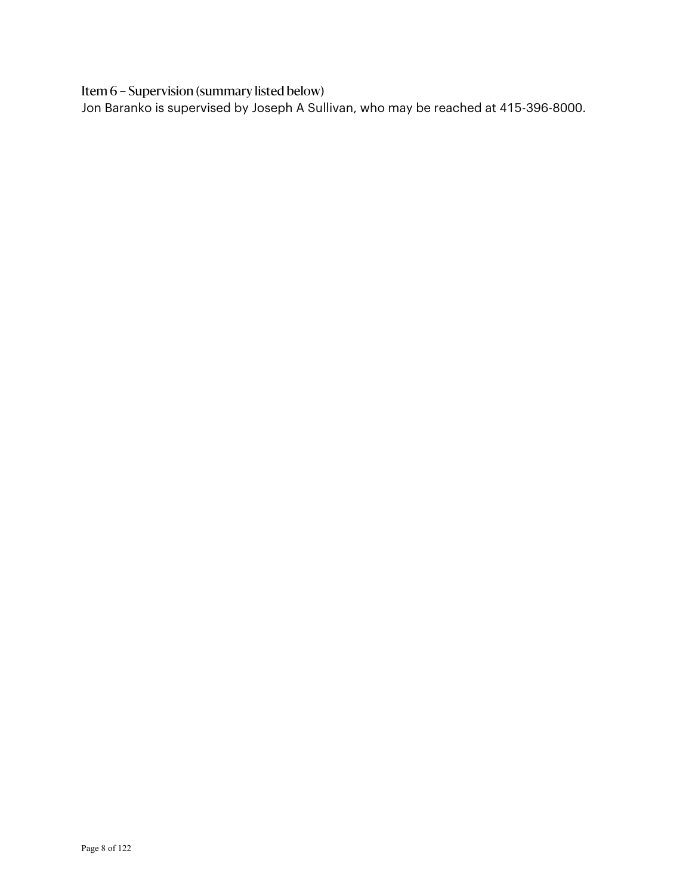## Item 6 – Supervision (summary listed below)

Jon Baranko is supervised by Joseph A Sullivan, who may be reached at 415-396-8000.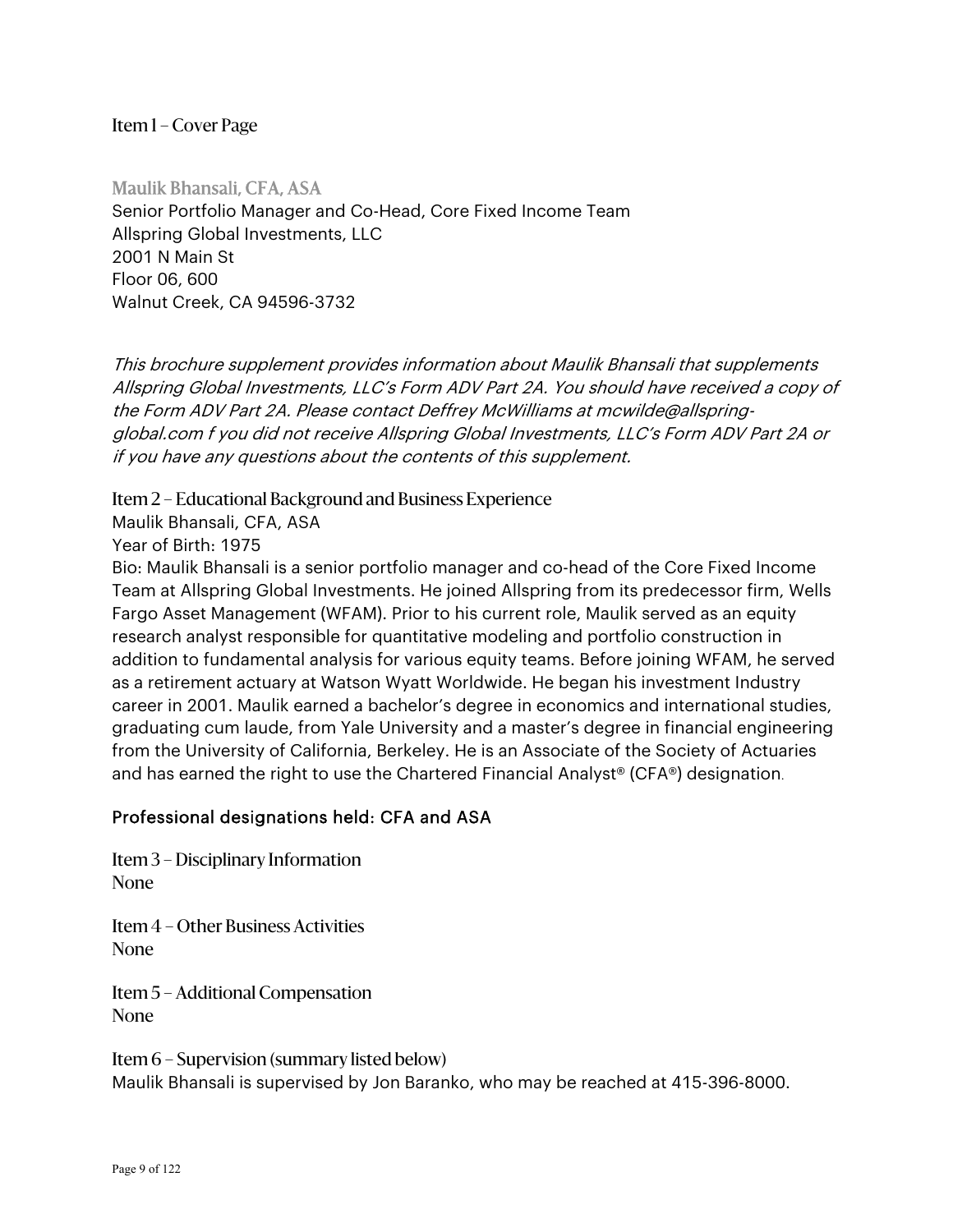## Item 1 – Cover Page

### Maulik Bhansali, CFA, ASA

Senior Portfolio Manager and Co-Head, Core Fixed Income Team
Allspring Global Investments, LLC
2001 N Main St
Floor 06, 600
Walnut Creek, CA 94596-3732

*This brochure supplement provides information about Maulik Bhansali that supplements Allspring Global Investments, LLC's Form ADV Part 2A. You should have received a copy of the Form ADV Part 2A. Please contact Deffrey McWilliams at mcwilde@allspring-global.com f you did not receive Allspring Global Investments, LLC's Form ADV Part 2A or if you have any questions about the contents of this supplement.*

## Item 2 – Educational Background and Business Experience

Maulik Bhansali, CFA, ASA
Year of Birth: 1975
Bio: Maulik Bhansali is a senior portfolio manager and co-head of the Core Fixed Income Team at Allspring Global Investments. He joined Allspring from its predecessor firm, Wells Fargo Asset Management (WFAM). Prior to his current role, Maulik served as an equity research analyst responsible for quantitative modeling and portfolio construction in addition to fundamental analysis for various equity teams. Before joining WFAM, he served as a retirement actuary at Watson Wyatt Worldwide. He began his investment Industry career in 2001. Maulik earned a bachelor's degree in economics and international studies, graduating cum laude, from Yale University and a master's degree in financial engineering from the University of California, Berkeley. He is an Associate of the Society of Actuaries and has earned the right to use the Chartered Financial Analyst® (CFA®) designation.

Professional designations held: CFA and ASA

## Item 3 – Disciplinary Information

None

## Item 4 – Other Business Activities

None

## Item 5 – Additional Compensation

None

## Item 6 – Supervision (summary listed below)

Maulik Bhansali is supervised by Jon Baranko, who may be reached at 415-396-8000.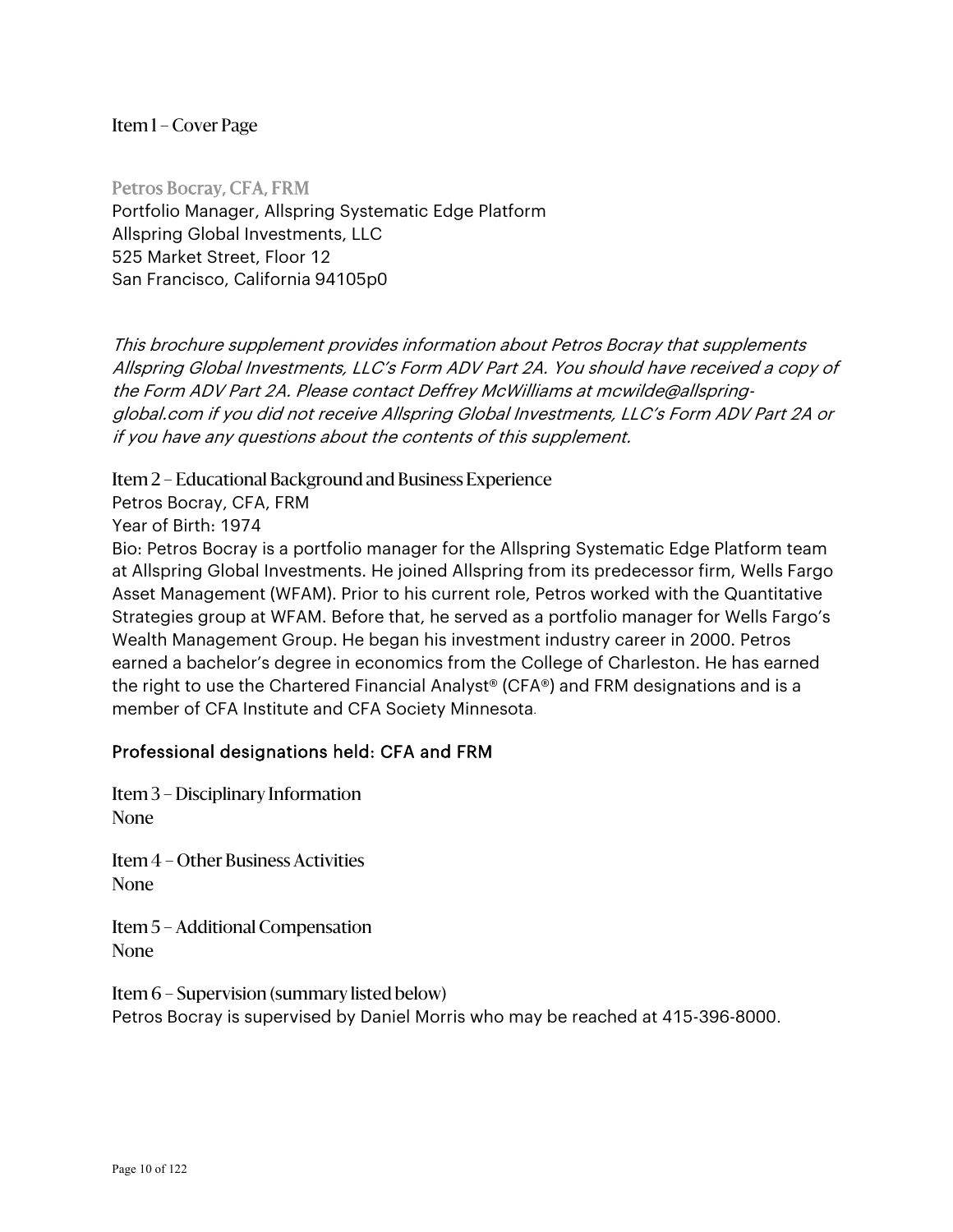## Item 1 – Cover Page

### Petros Bocray, CFA, FRM

Portfolio Manager, Allspring Systematic Edge Platform
Allspring Global Investments, LLC
525 Market Street, Floor 12
San Francisco, California 94105p0

*This brochure supplement provides information about Petros Bocray that supplements Allspring Global Investments, LLC's Form ADV Part 2A. You should have received a copy of the Form ADV Part 2A. Please contact Deffrey McWilliams at mcwilde@allspring-global.com if you did not receive Allspring Global Investments, LLC's Form ADV Part 2A or if you have any questions about the contents of this supplement.*

## Item 2 – Educational Background and Business Experience

Petros Bocray, CFA, FRM
Year of Birth: 1974
Bio: Petros Bocray is a portfolio manager for the Allspring Systematic Edge Platform team at Allspring Global Investments. He joined Allspring from its predecessor firm, Wells Fargo Asset Management (WFAM). Prior to his current role, Petros worked with the Quantitative Strategies group at WFAM. Before that, he served as a portfolio manager for Wells Fargo's Wealth Management Group. He began his investment industry career in 2000. Petros earned a bachelor's degree in economics from the College of Charleston. He has earned the right to use the Chartered Financial Analyst® (CFA®) and FRM designations and is a member of CFA Institute and CFA Society Minnesota.

Professional designations held: CFA and FRM

## Item 3 – Disciplinary Information

None

## Item 4 – Other Business Activities

None

## Item 5 – Additional Compensation

None

## Item 6 – Supervision (summary listed below)

Petros Bocray is supervised by Daniel Morris who may be reached at 415-396-8000.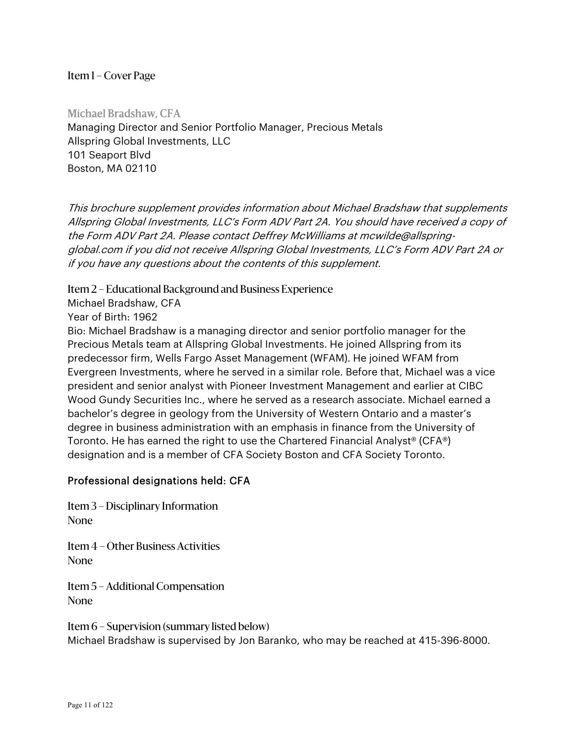## Item 1 – Cover Page

### Michael Bradshaw, CFA

Managing Director and Senior Portfolio Manager, Precious Metals
Allspring Global Investments, LLC
101 Seaport Blvd
Boston, MA 02110

*This brochure supplement provides information about Michael Bradshaw that supplements Allspring Global Investments, LLC's Form ADV Part 2A. You should have received a copy of the Form ADV Part 2A. Please contact Deffrey McWilliams at mcwilde@allspring-global.com if you did not receive Allspring Global Investments, LLC's Form ADV Part 2A or if you have any questions about the contents of this supplement.*

## Item 2 – Educational Background and Business Experience

Michael Bradshaw, CFA
Year of Birth: 1962
Bio: Michael Bradshaw is a managing director and senior portfolio manager for the Precious Metals team at Allspring Global Investments. He joined Allspring from its predecessor firm, Wells Fargo Asset Management (WFAM). He joined WFAM from Evergreen Investments, where he served in a similar role. Before that, Michael was a vice president and senior analyst with Pioneer Investment Management and earlier at CIBC Wood Gundy Securities Inc., where he served as a research associate. Michael earned a bachelor's degree in geology from the University of Western Ontario and a master's degree in business administration with an emphasis in finance from the University of Toronto. He has earned the right to use the Chartered Financial Analyst® (CFA®) designation and is a member of CFA Society Boston and CFA Society Toronto.

Professional designations held: CFA

## Item 3 – Disciplinary Information

None

## Item 4 – Other Business Activities

None

## Item 5 – Additional Compensation

None

## Item 6 – Supervision (summary listed below)

Michael Bradshaw is supervised by Jon Baranko, who may be reached at 415-396-8000.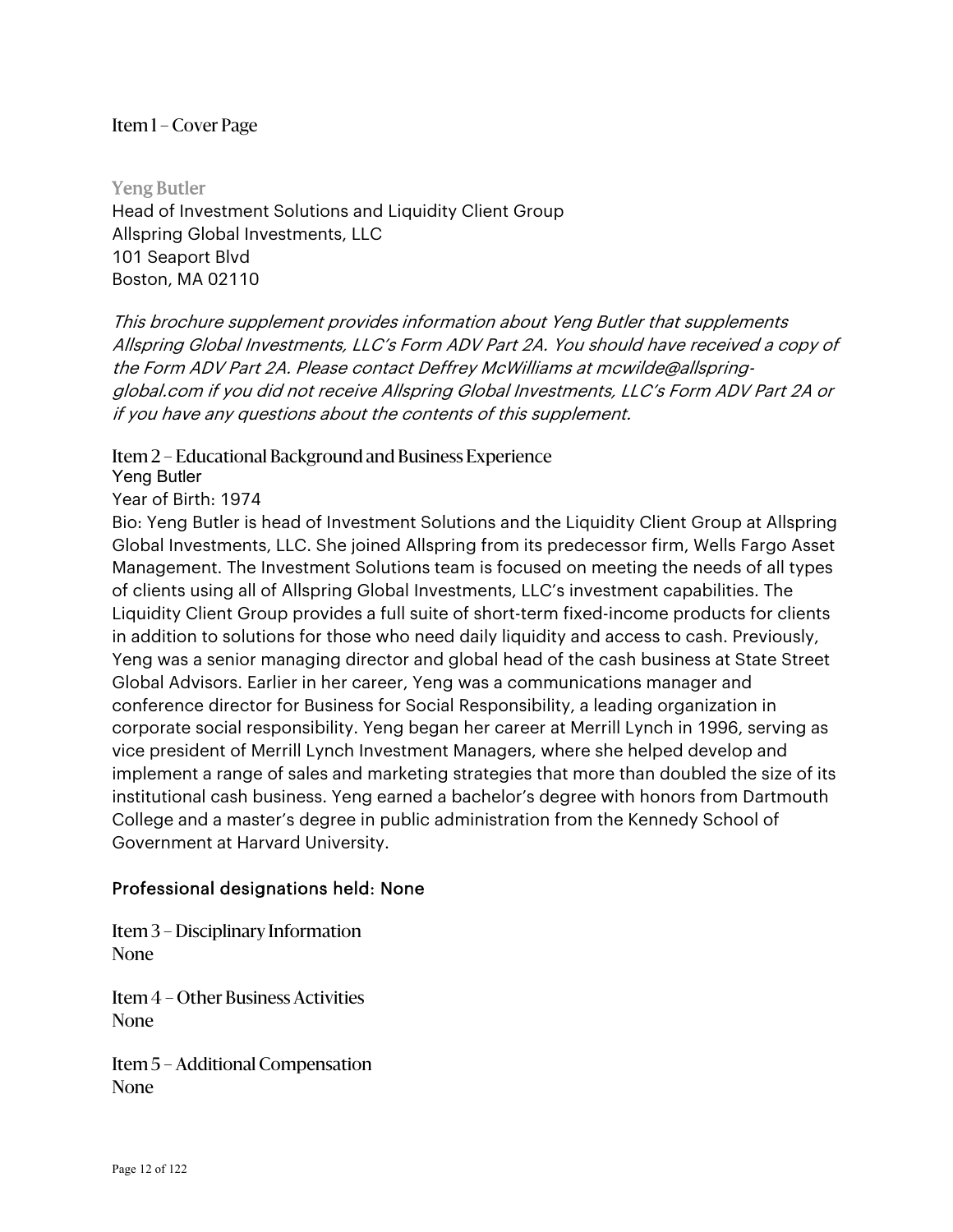## Item 1 – Cover Page

**Yeng Butler**
Head of Investment Solutions and Liquidity Client Group
Allspring Global Investments, LLC
101 Seaport Blvd
Boston, MA 02110

*This brochure supplement provides information about Yeng Butler that supplements Allspring Global Investments, LLC's Form ADV Part 2A. You should have received a copy of the Form ADV Part 2A. Please contact Deffrey McWilliams at mcwilde@allspring-global.com if you did not receive Allspring Global Investments, LLC's Form ADV Part 2A or if you have any questions about the contents of this supplement.*

## Item 2 – Educational Background and Business Experience

Yeng Butler

Year of Birth: 1974

Bio: Yeng Butler is head of Investment Solutions and the Liquidity Client Group at Allspring Global Investments, LLC. She joined Allspring from its predecessor firm, Wells Fargo Asset Management. The Investment Solutions team is focused on meeting the needs of all types of clients using all of Allspring Global Investments, LLC's investment capabilities. The Liquidity Client Group provides a full suite of short-term fixed-income products for clients in addition to solutions for those who need daily liquidity and access to cash. Previously, Yeng was a senior managing director and global head of the cash business at State Street Global Advisors. Earlier in her career, Yeng was a communications manager and conference director for Business for Social Responsibility, a leading organization in corporate social responsibility. Yeng began her career at Merrill Lynch in 1996, serving as vice president of Merrill Lynch Investment Managers, where she helped develop and implement a range of sales and marketing strategies that more than doubled the size of its institutional cash business. Yeng earned a bachelor's degree with honors from Dartmouth College and a master's degree in public administration from the Kennedy School of Government at Harvard University.

Professional designations held: None

## Item 3 – Disciplinary Information

None

## Item 4 – Other Business Activities

None

## Item 5 – Additional Compensation

None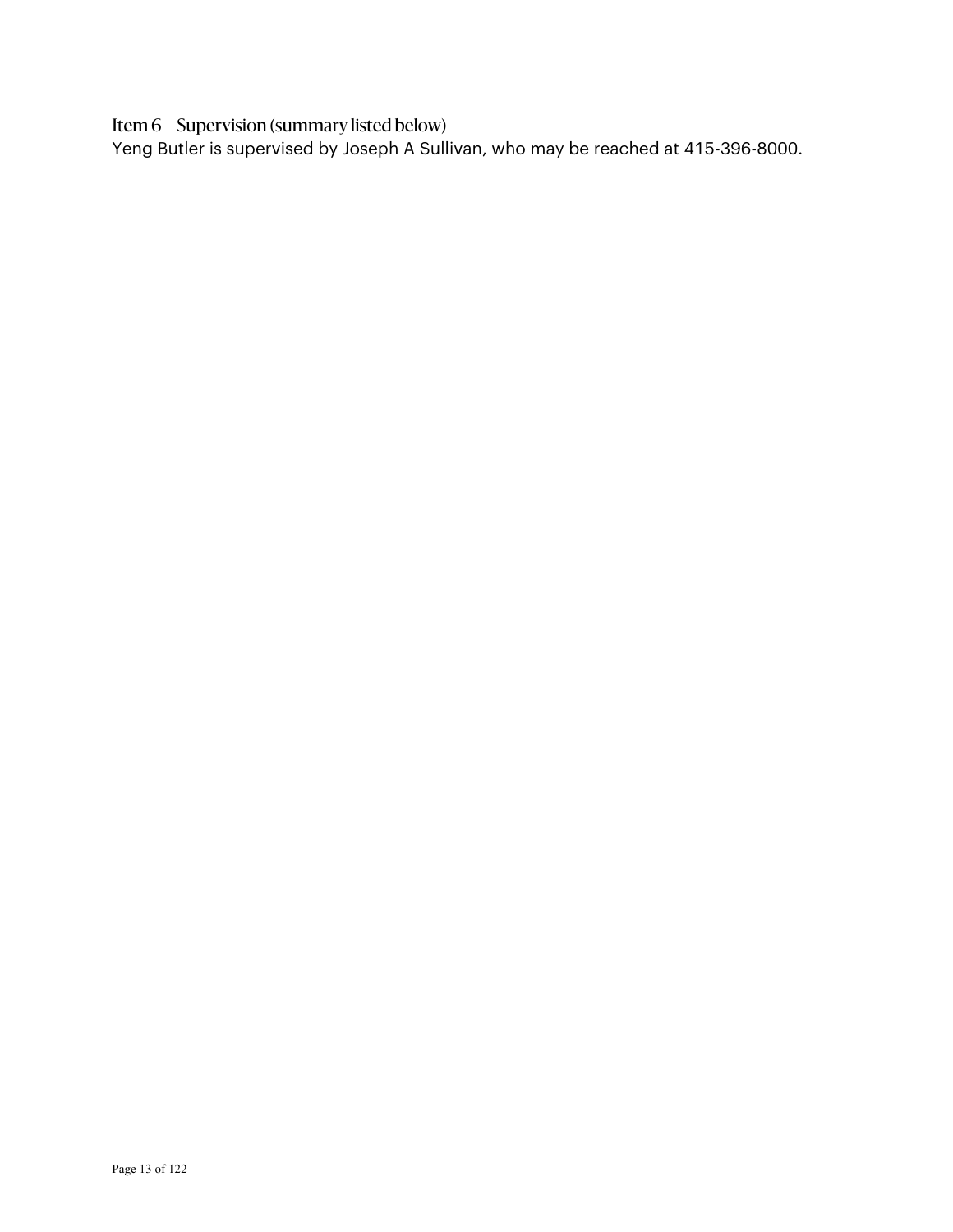### Item 6 – Supervision (summary listed below)

Yeng Butler is supervised by Joseph A Sullivan, who may be reached at 415-396-8000.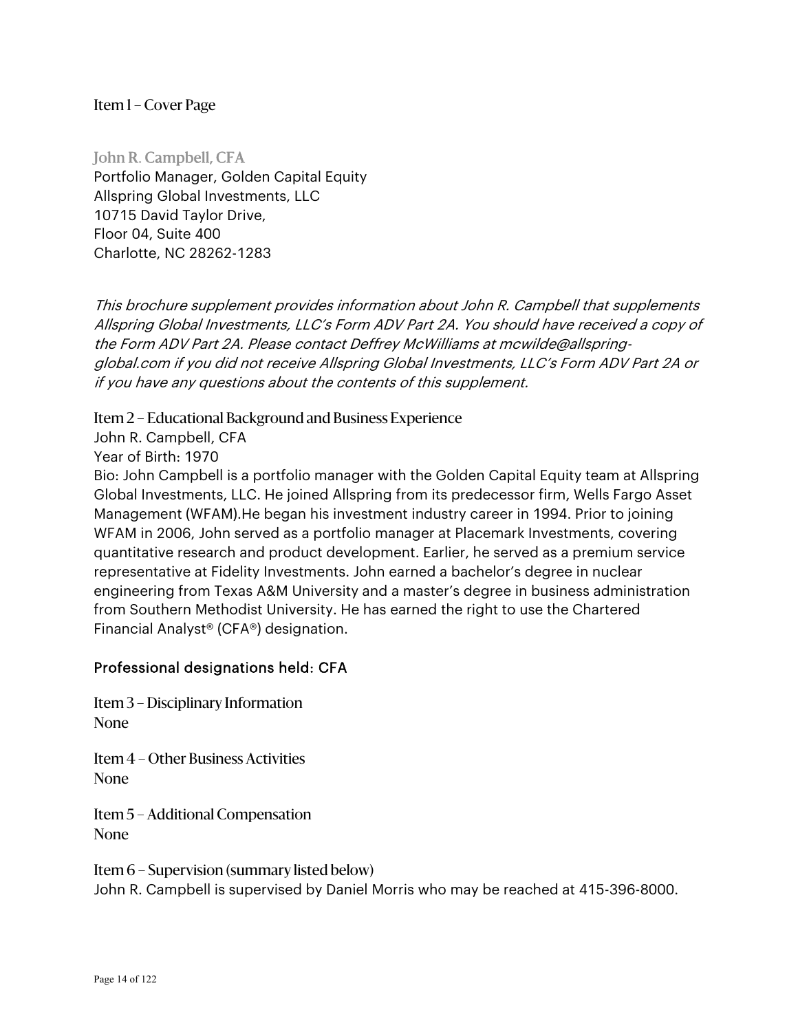## Item 1 – Cover Page

### John R. Campbell, CFA

Portfolio Manager, Golden Capital Equity
Allspring Global Investments, LLC
10715 David Taylor Drive,
Floor 04, Suite 400
Charlotte, NC 28262-1283

*This brochure supplement provides information about John R. Campbell that supplements Allspring Global Investments, LLC's Form ADV Part 2A. You should have received a copy of the Form ADV Part 2A. Please contact Deffrey McWilliams at mcwilde@allspring-global.com if you did not receive Allspring Global Investments, LLC's Form ADV Part 2A or if you have any questions about the contents of this supplement.*

## Item 2 – Educational Background and Business Experience

John R. Campbell, CFA
Year of Birth: 1970
Bio: John Campbell is a portfolio manager with the Golden Capital Equity team at Allspring Global Investments, LLC. He joined Allspring from its predecessor firm, Wells Fargo Asset Management (WFAM).He began his investment industry career in 1994. Prior to joining WFAM in 2006, John served as a portfolio manager at Placemark Investments, covering quantitative research and product development. Earlier, he served as a premium service representative at Fidelity Investments. John earned a bachelor's degree in nuclear engineering from Texas A&M University and a master's degree in business administration from Southern Methodist University. He has earned the right to use the Chartered Financial Analyst® (CFA®) designation.

Professional designations held: CFA

## Item 3 – Disciplinary Information

None

## Item 4 – Other Business Activities

None

## Item 5 – Additional Compensation

None

## Item 6 – Supervision (summary listed below)

John R. Campbell is supervised by Daniel Morris who may be reached at 415-396-8000.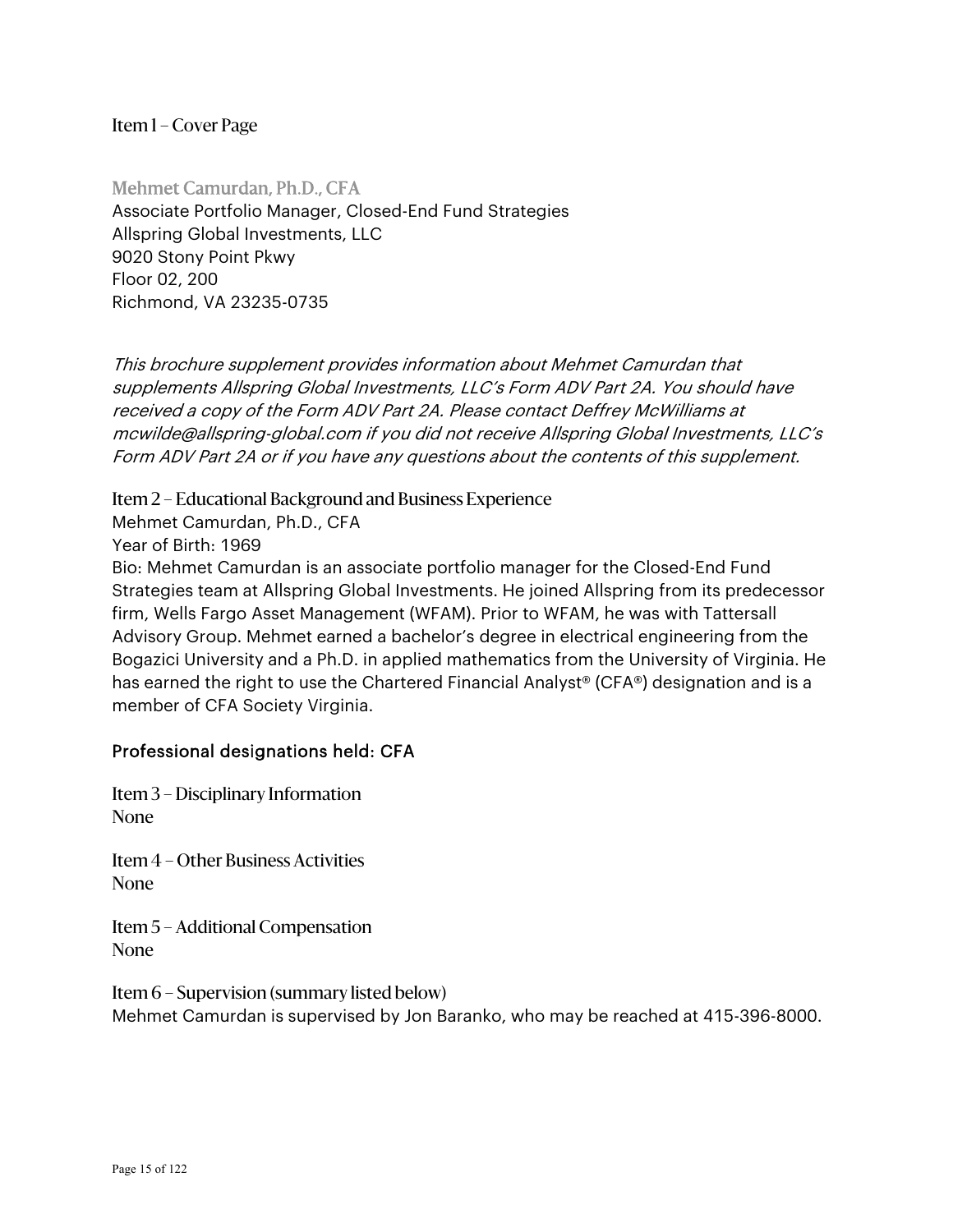## Item 1 – Cover Page

### Mehmet Camurdan, Ph.D., CFA

Associate Portfolio Manager, Closed-End Fund Strategies
Allspring Global Investments, LLC
9020 Stony Point Pkwy
Floor 02, 200
Richmond, VA 23235-0735

*This brochure supplement provides information about Mehmet Camurdan that supplements Allspring Global Investments, LLC's Form ADV Part 2A. You should have received a copy of the Form ADV Part 2A. Please contact Deffrey McWilliams at mcwilde@allspring-global.com if you did not receive Allspring Global Investments, LLC's Form ADV Part 2A or if you have any questions about the contents of this supplement.*

## Item 2 – Educational Background and Business Experience

Mehmet Camurdan, Ph.D., CFA
Year of Birth: 1969
Bio: Mehmet Camurdan is an associate portfolio manager for the Closed-End Fund Strategies team at Allspring Global Investments. He joined Allspring from its predecessor firm, Wells Fargo Asset Management (WFAM). Prior to WFAM, he was with Tattersall Advisory Group. Mehmet earned a bachelor's degree in electrical engineering from the Bogazici University and a Ph.D. in applied mathematics from the University of Virginia. He has earned the right to use the Chartered Financial Analyst® (CFA®) designation and is a member of CFA Society Virginia.

Professional designations held: CFA

## Item 3 – Disciplinary Information

None

## Item 4 – Other Business Activities

None

## Item 5 – Additional Compensation

None

## Item 6 – Supervision (summary listed below)

Mehmet Camurdan is supervised by Jon Baranko, who may be reached at 415-396-8000.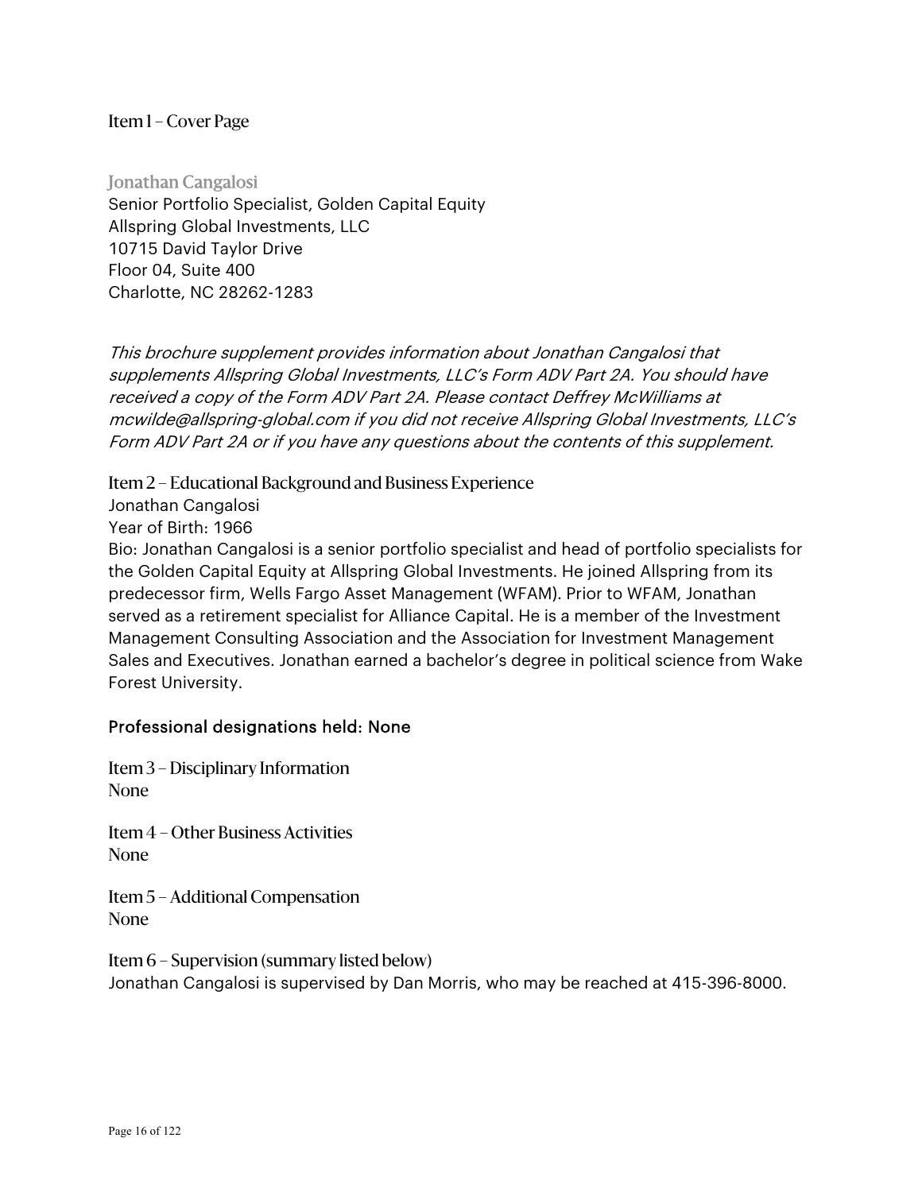## Item 1 – Cover Page

### Jonathan Cangalosi

Senior Portfolio Specialist, Golden Capital Equity
Allspring Global Investments, LLC
10715 David Taylor Drive
Floor 04, Suite 400
Charlotte, NC 28262-1283

*This brochure supplement provides information about Jonathan Cangalosi that supplements Allspring Global Investments, LLC's Form ADV Part 2A. You should have received a copy of the Form ADV Part 2A. Please contact Deffrey McWilliams at mcwilde@allspring-global.com if you did not receive Allspring Global Investments, LLC's Form ADV Part 2A or if you have any questions about the contents of this supplement.*

## Item 2 – Educational Background and Business Experience

Jonathan Cangalosi
Year of Birth: 1966
Bio: Jonathan Cangalosi is a senior portfolio specialist and head of portfolio specialists for the Golden Capital Equity at Allspring Global Investments. He joined Allspring from its predecessor firm, Wells Fargo Asset Management (WFAM). Prior to WFAM, Jonathan served as a retirement specialist for Alliance Capital. He is a member of the Investment Management Consulting Association and the Association for Investment Management Sales and Executives. Jonathan earned a bachelor's degree in political science from Wake Forest University.

Professional designations held: None

## Item 3 – Disciplinary Information

None

## Item 4 – Other Business Activities

None

## Item 5 – Additional Compensation

None

## Item 6 – Supervision (summary listed below)

Jonathan Cangalosi is supervised by Dan Morris, who may be reached at 415-396-8000.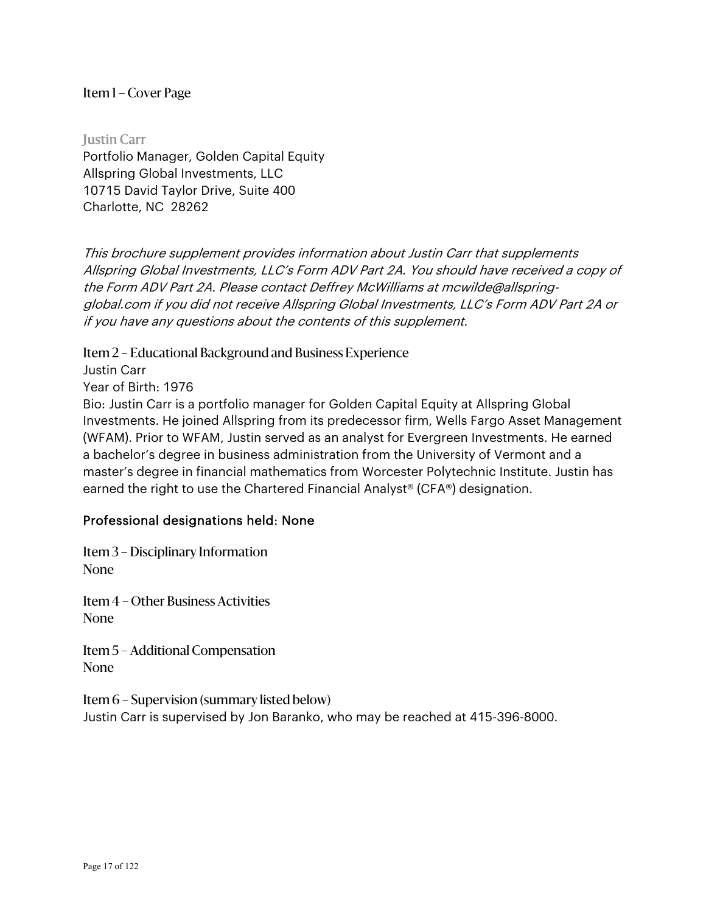## Item 1 – Cover Page

**Justin Carr**
Portfolio Manager, Golden Capital Equity
Allspring Global Investments, LLC
10715 David Taylor Drive, Suite 400
Charlotte, NC 28262

*This brochure supplement provides information about Justin Carr that supplements Allspring Global Investments, LLC's Form ADV Part 2A. You should have received a copy of the Form ADV Part 2A. Please contact Deffrey McWilliams at mcwilde@allspring-global.com if you did not receive Allspring Global Investments, LLC's Form ADV Part 2A or if you have any questions about the contents of this supplement.*

## Item 2 – Educational Background and Business Experience

Justin Carr
Year of Birth: 1976
Bio: Justin Carr is a portfolio manager for Golden Capital Equity at Allspring Global Investments. He joined Allspring from its predecessor firm, Wells Fargo Asset Management (WFAM). Prior to WFAM, Justin served as an analyst for Evergreen Investments. He earned a bachelor's degree in business administration from the University of Vermont and a master's degree in financial mathematics from Worcester Polytechnic Institute. Justin has earned the right to use the Chartered Financial Analyst® (CFA®) designation.

Professional designations held: None

## Item 3 – Disciplinary Information

None

## Item 4 – Other Business Activities

None

## Item 5 – Additional Compensation

None

## Item 6 – Supervision (summary listed below)

Justin Carr is supervised by Jon Baranko, who may be reached at 415-396-8000.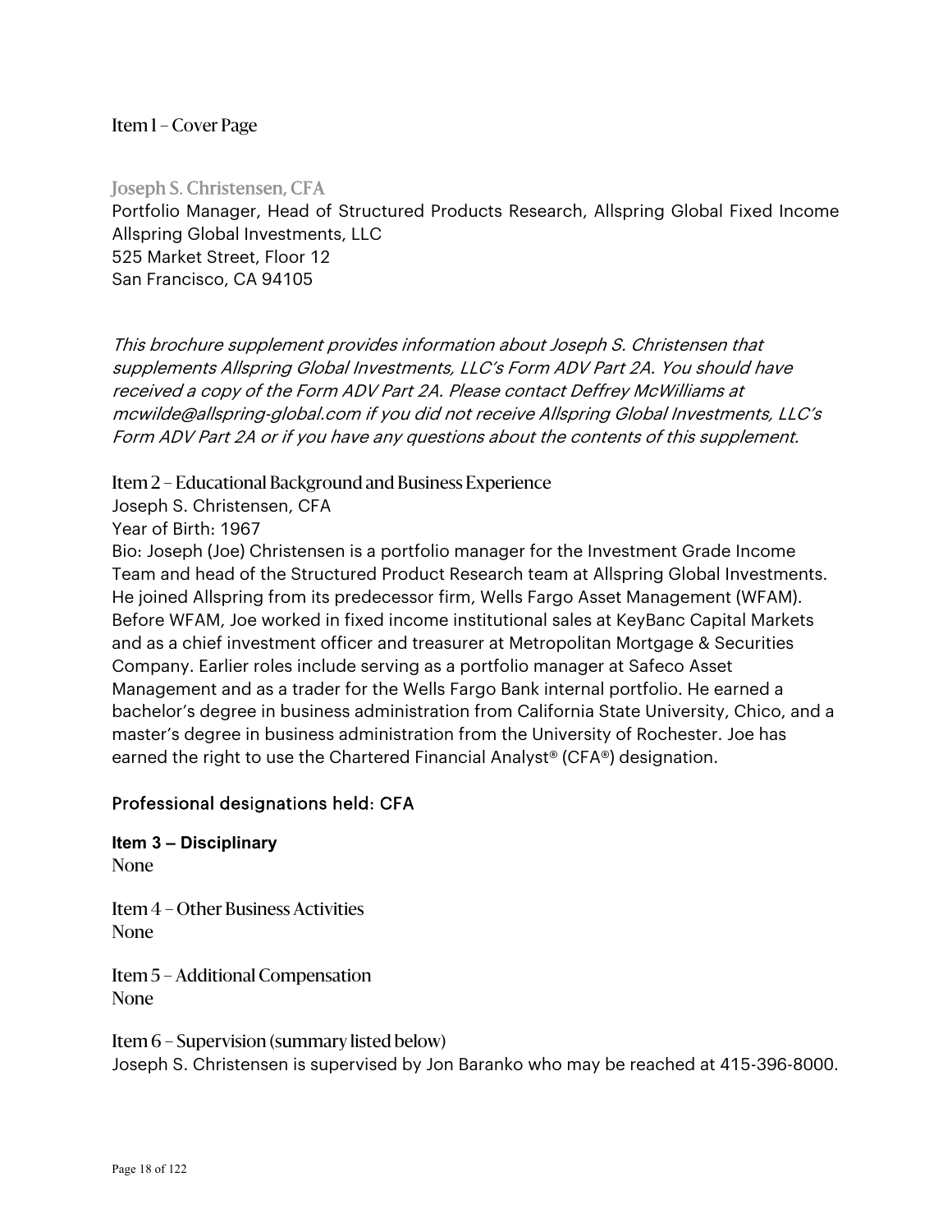## Item 1 – Cover Page

### Joseph S. Christensen, CFA

Portfolio Manager, Head of Structured Products Research, Allspring Global Fixed Income
Allspring Global Investments, LLC
525 Market Street, Floor 12
San Francisco, CA 94105

*This brochure supplement provides information about Joseph S. Christensen that supplements Allspring Global Investments, LLC's Form ADV Part 2A. You should have received a copy of the Form ADV Part 2A. Please contact Deffrey McWilliams at mcwilde@allspring-global.com if you did not receive Allspring Global Investments, LLC's Form ADV Part 2A or if you have any questions about the contents of this supplement.*

## Item 2 – Educational Background and Business Experience

Joseph S. Christensen, CFA
Year of Birth: 1967
Bio: Joseph (Joe) Christensen is a portfolio manager for the Investment Grade Income Team and head of the Structured Product Research team at Allspring Global Investments. He joined Allspring from its predecessor firm, Wells Fargo Asset Management (WFAM). Before WFAM, Joe worked in fixed income institutional sales at KeyBanc Capital Markets and as a chief investment officer and treasurer at Metropolitan Mortgage & Securities Company. Earlier roles include serving as a portfolio manager at Safeco Asset Management and as a trader for the Wells Fargo Bank internal portfolio. He earned a bachelor's degree in business administration from California State University, Chico, and a master's degree in business administration from the University of Rochester. Joe has earned the right to use the Chartered Financial Analyst® (CFA®) designation.

Professional designations held: CFA

## Item 3 – Disciplinary

None

## Item 4 – Other Business Activities

None

## Item 5 – Additional Compensation

None

## Item 6 – Supervision (summary listed below)

Joseph S. Christensen is supervised by Jon Baranko who may be reached at 415-396-8000.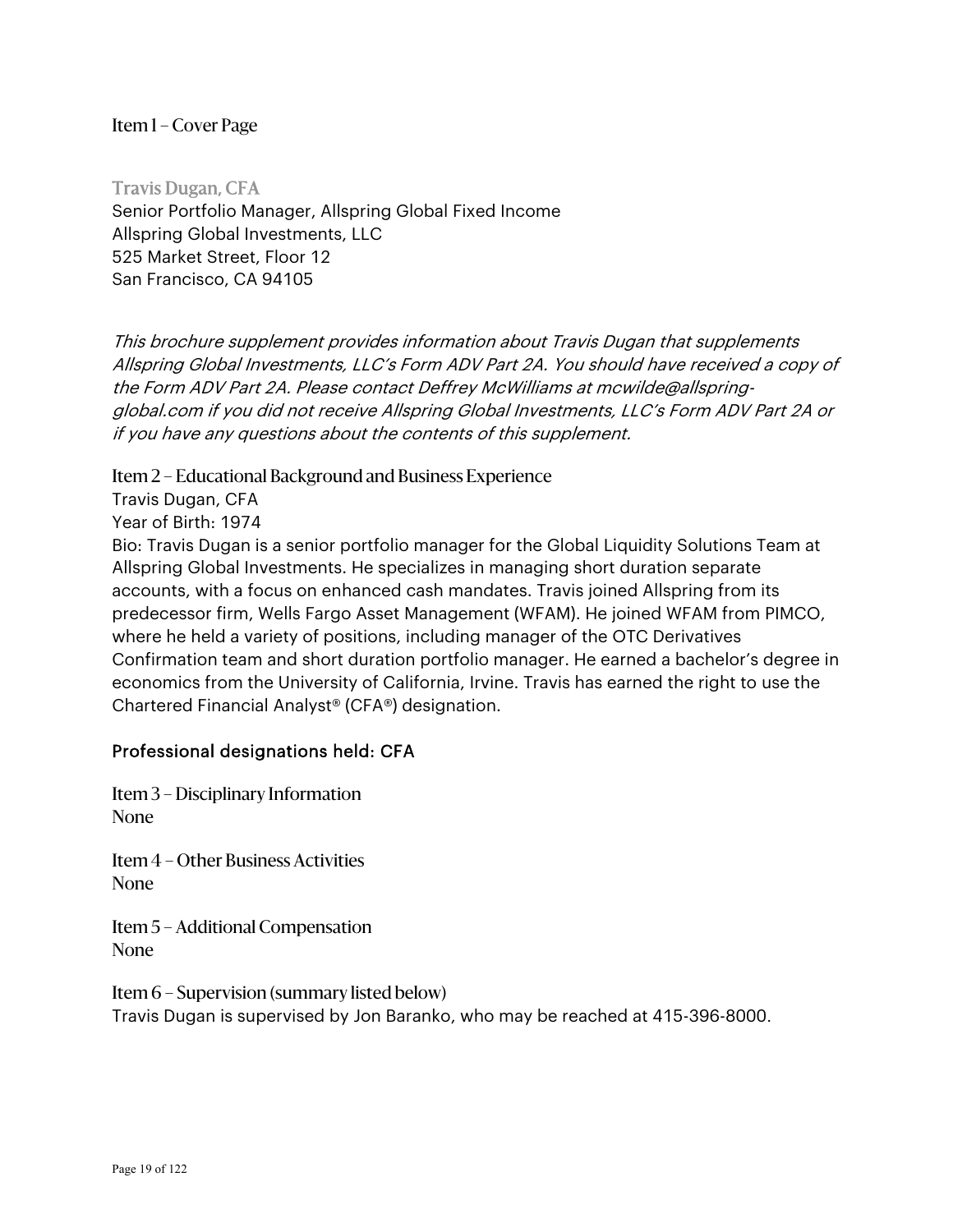## Item 1 – Cover Page

### Travis Dugan, CFA

Senior Portfolio Manager, Allspring Global Fixed Income
Allspring Global Investments, LLC
525 Market Street, Floor 12
San Francisco, CA 94105

*This brochure supplement provides information about Travis Dugan that supplements Allspring Global Investments, LLC's Form ADV Part 2A. You should have received a copy of the Form ADV Part 2A. Please contact Deffrey McWilliams at mcwilde@allspring-global.com if you did not receive Allspring Global Investments, LLC's Form ADV Part 2A or if you have any questions about the contents of this supplement.*

## Item 2 – Educational Background and Business Experience

Travis Dugan, CFA

Year of Birth: 1974

Bio: Travis Dugan is a senior portfolio manager for the Global Liquidity Solutions Team at Allspring Global Investments. He specializes in managing short duration separate accounts, with a focus on enhanced cash mandates. Travis joined Allspring from its predecessor firm, Wells Fargo Asset Management (WFAM). He joined WFAM from PIMCO, where he held a variety of positions, including manager of the OTC Derivatives Confirmation team and short duration portfolio manager. He earned a bachelor's degree in economics from the University of California, Irvine. Travis has earned the right to use the Chartered Financial Analyst® (CFA®) designation.

Professional designations held: CFA

## Item 3 – Disciplinary Information

None

## Item 4 – Other Business Activities

None

## Item 5 – Additional Compensation

None

## Item 6 – Supervision (summary listed below)

Travis Dugan is supervised by Jon Baranko, who may be reached at 415-396-8000.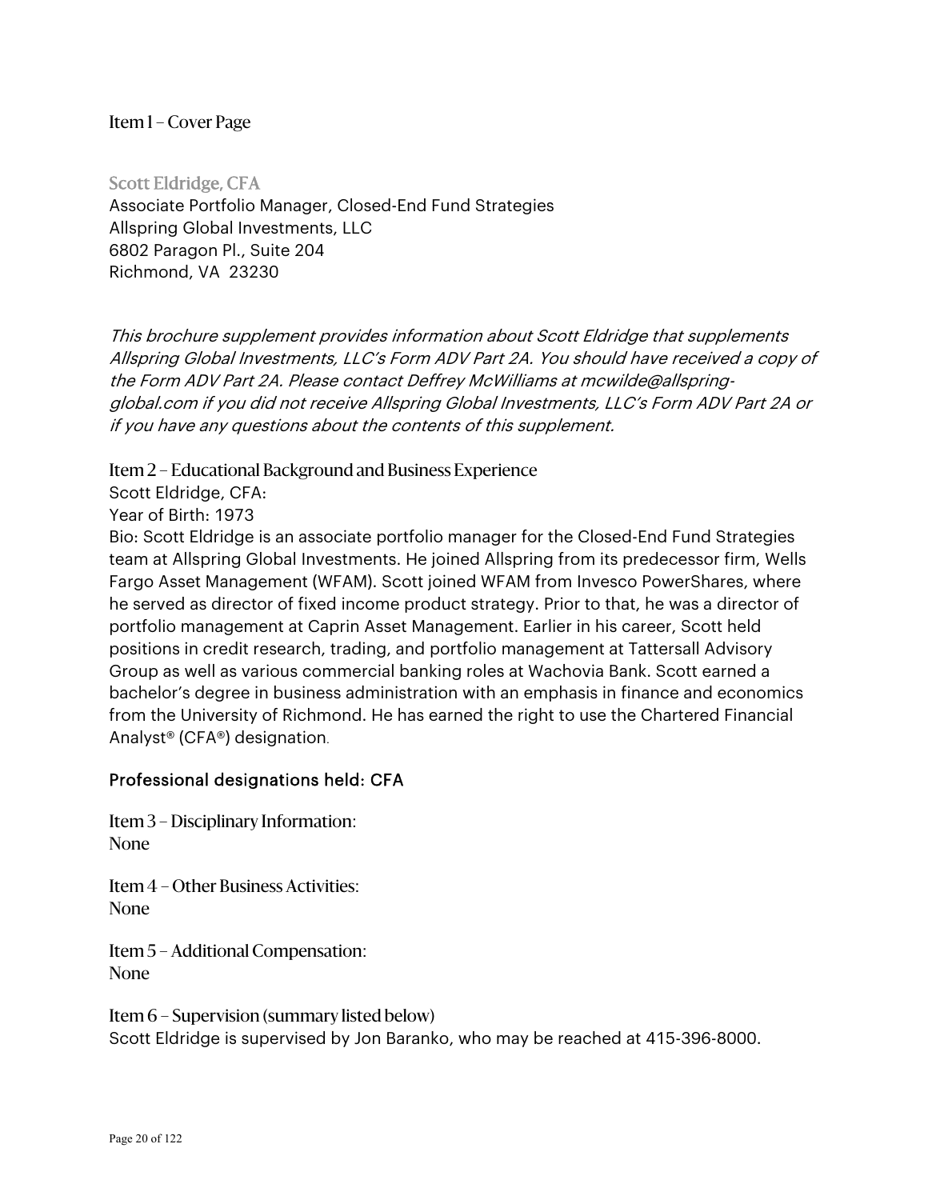## Item 1 – Cover Page

### Scott Eldridge, CFA

Associate Portfolio Manager, Closed-End Fund Strategies
Allspring Global Investments, LLC
6802 Paragon Pl., Suite 204
Richmond, VA 23230

*This brochure supplement provides information about Scott Eldridge that supplements Allspring Global Investments, LLC's Form ADV Part 2A. You should have received a copy of the Form ADV Part 2A. Please contact Deffrey McWilliams at mcwilde@allspring-global.com if you did not receive Allspring Global Investments, LLC's Form ADV Part 2A or if you have any questions about the contents of this supplement.*

## Item 2 – Educational Background and Business Experience

Scott Eldridge, CFA:
Year of Birth: 1973
Bio: Scott Eldridge is an associate portfolio manager for the Closed-End Fund Strategies team at Allspring Global Investments. He joined Allspring from its predecessor firm, Wells Fargo Asset Management (WFAM). Scott joined WFAM from Invesco PowerShares, where he served as director of fixed income product strategy. Prior to that, he was a director of portfolio management at Caprin Asset Management. Earlier in his career, Scott held positions in credit research, trading, and portfolio management at Tattersall Advisory Group as well as various commercial banking roles at Wachovia Bank. Scott earned a bachelor's degree in business administration with an emphasis in finance and economics from the University of Richmond. He has earned the right to use the Chartered Financial Analyst® (CFA®) designation.

Professional designations held: CFA

## Item 3 – Disciplinary Information:

None

## Item 4 – Other Business Activities:

None

## Item 5 – Additional Compensation:

None

## Item 6 – Supervision (summary listed below)

Scott Eldridge is supervised by Jon Baranko, who may be reached at 415-396-8000.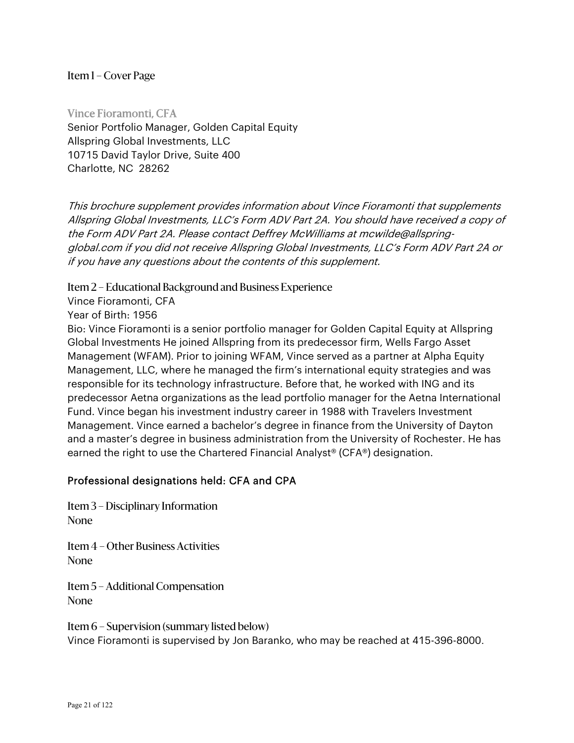## Item 1 – Cover Page

### Vince Fioramonti, CFA

Senior Portfolio Manager, Golden Capital Equity
Allspring Global Investments, LLC
10715 David Taylor Drive, Suite 400
Charlotte, NC 28262

*This brochure supplement provides information about Vince Fioramonti that supplements Allspring Global Investments, LLC's Form ADV Part 2A. You should have received a copy of the Form ADV Part 2A. Please contact Deffrey McWilliams at mcwilde@allspring-global.com if you did not receive Allspring Global Investments, LLC's Form ADV Part 2A or if you have any questions about the contents of this supplement.*

## Item 2 – Educational Background and Business Experience

Vince Fioramonti, CFA

Year of Birth: 1956

Bio: Vince Fioramonti is a senior portfolio manager for Golden Capital Equity at Allspring Global Investments He joined Allspring from its predecessor firm, Wells Fargo Asset Management (WFAM). Prior to joining WFAM, Vince served as a partner at Alpha Equity Management, LLC, where he managed the firm's international equity strategies and was responsible for its technology infrastructure. Before that, he worked with ING and its predecessor Aetna organizations as the lead portfolio manager for the Aetna International Fund. Vince began his investment industry career in 1988 with Travelers Investment Management. Vince earned a bachelor's degree in finance from the University of Dayton and a master's degree in business administration from the University of Rochester. He has earned the right to use the Chartered Financial Analyst® (CFA®) designation.

### Professional designations held: CFA and CPA

## Item 3 – Disciplinary Information

None

## Item 4 – Other Business Activities

None

## Item 5 – Additional Compensation

None

## Item 6 – Supervision (summary listed below)

Vince Fioramonti is supervised by Jon Baranko, who may be reached at 415-396-8000.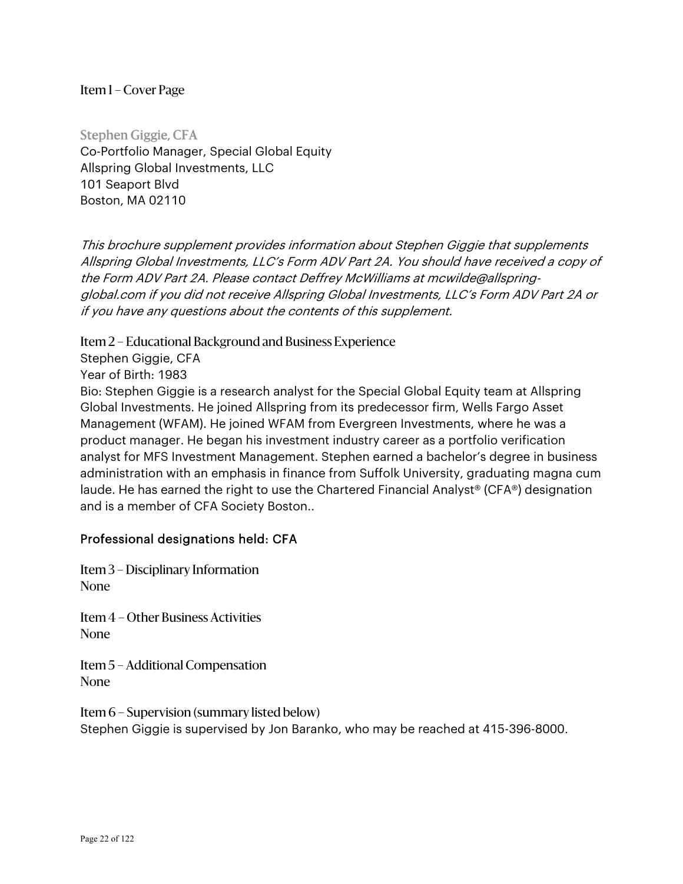## Item 1 – Cover Page

### Stephen Giggie, CFA

Co-Portfolio Manager, Special Global Equity
Allspring Global Investments, LLC
101 Seaport Blvd
Boston, MA 02110

*This brochure supplement provides information about Stephen Giggie that supplements Allspring Global Investments, LLC's Form ADV Part 2A. You should have received a copy of the Form ADV Part 2A. Please contact Deffrey McWilliams at mcwilde@allspring-global.com if you did not receive Allspring Global Investments, LLC's Form ADV Part 2A or if you have any questions about the contents of this supplement.*

## Item 2 – Educational Background and Business Experience

Stephen Giggie, CFA

Year of Birth: 1983

Bio: Stephen Giggie is a research analyst for the Special Global Equity team at Allspring Global Investments. He joined Allspring from its predecessor firm, Wells Fargo Asset Management (WFAM). He joined WFAM from Evergreen Investments, where he was a product manager. He began his investment industry career as a portfolio verification analyst for MFS Investment Management. Stephen earned a bachelor's degree in business administration with an emphasis in finance from Suffolk University, graduating magna cum laude. He has earned the right to use the Chartered Financial Analyst® (CFA®) designation and is a member of CFA Society Boston..

Professional designations held: CFA

## Item 3 – Disciplinary Information

None

## Item 4 – Other Business Activities

None

## Item 5 – Additional Compensation

None

## Item 6 – Supervision (summary listed below)

Stephen Giggie is supervised by Jon Baranko, who may be reached at 415-396-8000.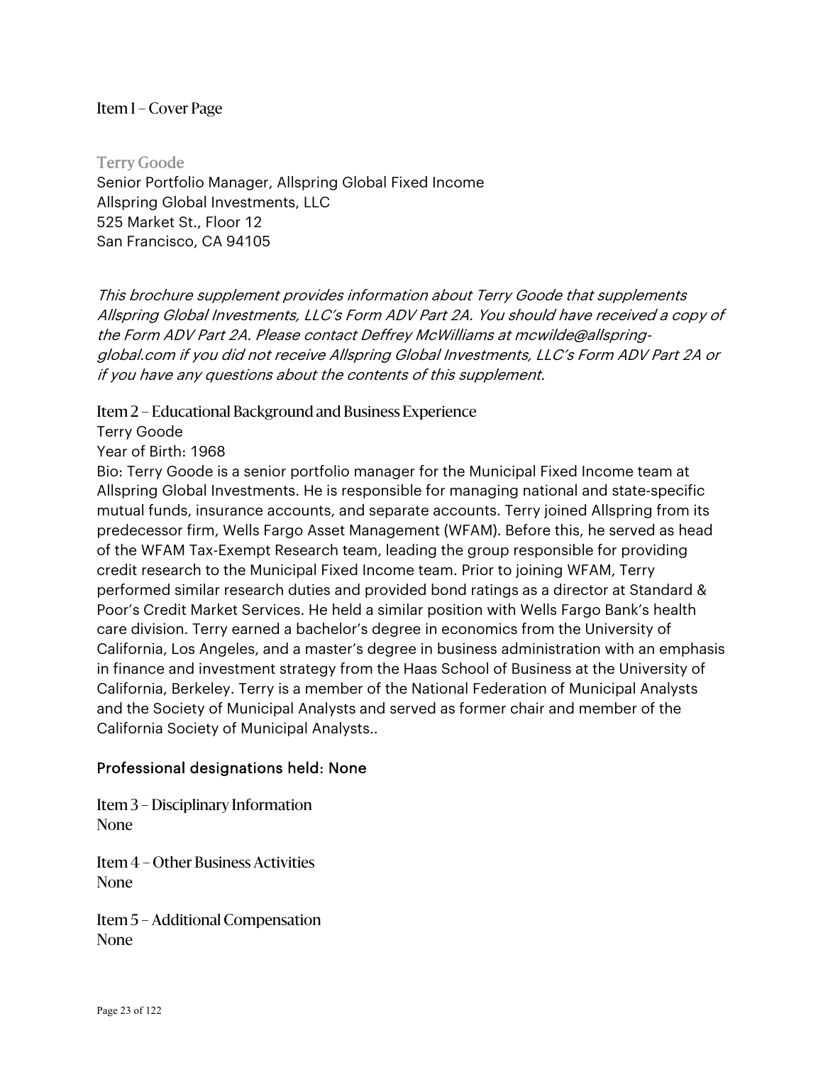## Item 1 – Cover Page

### Terry Goode

Senior Portfolio Manager, Allspring Global Fixed Income
Allspring Global Investments, LLC
525 Market St., Floor 12
San Francisco, CA 94105

*This brochure supplement provides information about Terry Goode that supplements Allspring Global Investments, LLC's Form ADV Part 2A. You should have received a copy of the Form ADV Part 2A. Please contact Deffrey McWilliams at mcwilde@allspring-global.com if you did not receive Allspring Global Investments, LLC's Form ADV Part 2A or if you have any questions about the contents of this supplement.*

## Item 2 – Educational Background and Business Experience

Terry Goode

Year of Birth: 1968

Bio: Terry Goode is a senior portfolio manager for the Municipal Fixed Income team at Allspring Global Investments. He is responsible for managing national and state-specific mutual funds, insurance accounts, and separate accounts. Terry joined Allspring from its predecessor firm, Wells Fargo Asset Management (WFAM). Before this, he served as head of the WFAM Tax-Exempt Research team, leading the group responsible for providing credit research to the Municipal Fixed Income team. Prior to joining WFAM, Terry performed similar research duties and provided bond ratings as a director at Standard & Poor's Credit Market Services. He held a similar position with Wells Fargo Bank's health care division. Terry earned a bachelor's degree in economics from the University of California, Los Angeles, and a master's degree in business administration with an emphasis in finance and investment strategy from the Haas School of Business at the University of California, Berkeley. Terry is a member of the National Federation of Municipal Analysts and the Society of Municipal Analysts and served as former chair and member of the California Society of Municipal Analysts..

Professional designations held: None

## Item 3 – Disciplinary Information

None

## Item 4 – Other Business Activities

None

## Item 5 – Additional Compensation

None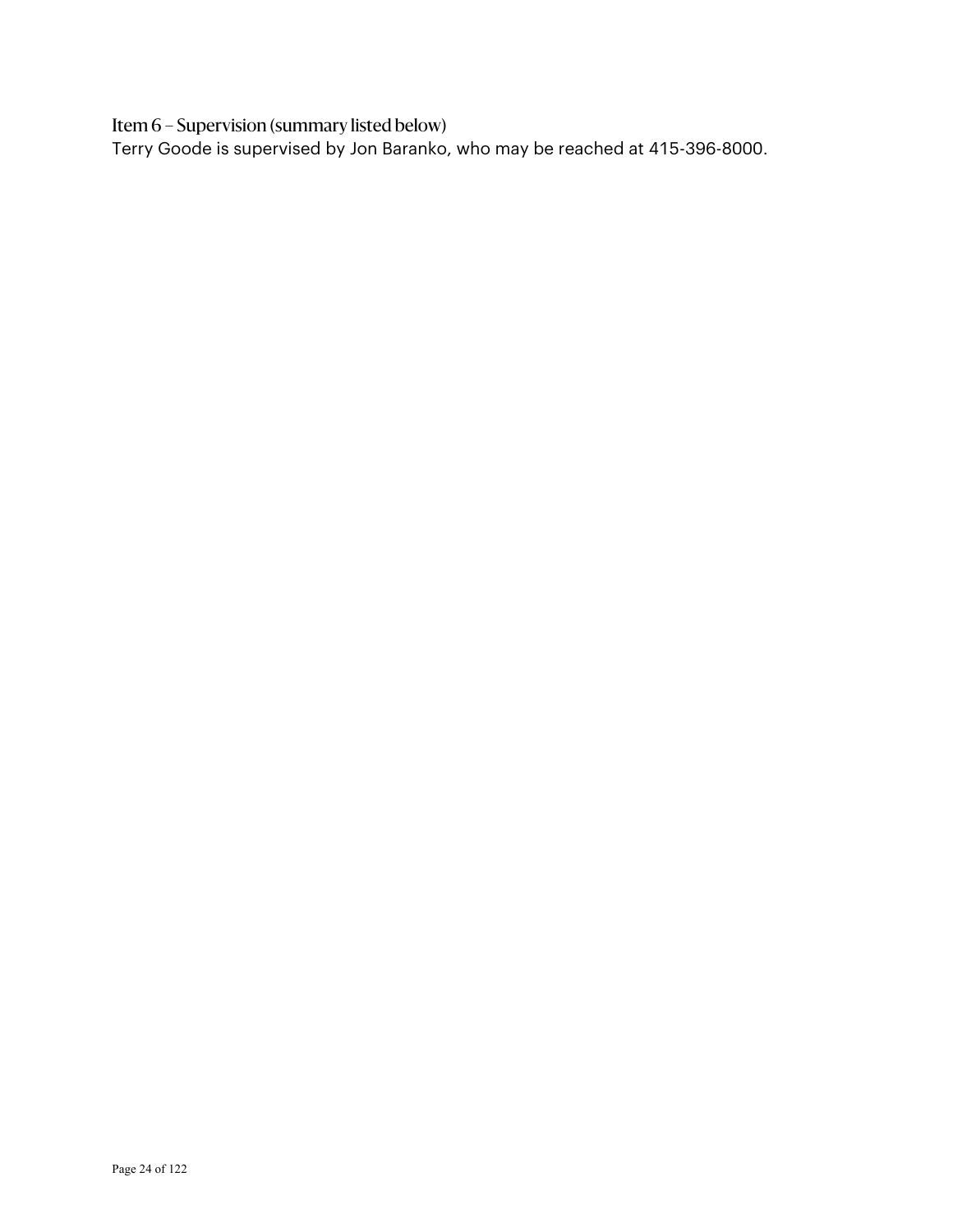## Item 6 – Supervision (summary listed below)

Terry Goode is supervised by Jon Baranko, who may be reached at 415-396-8000.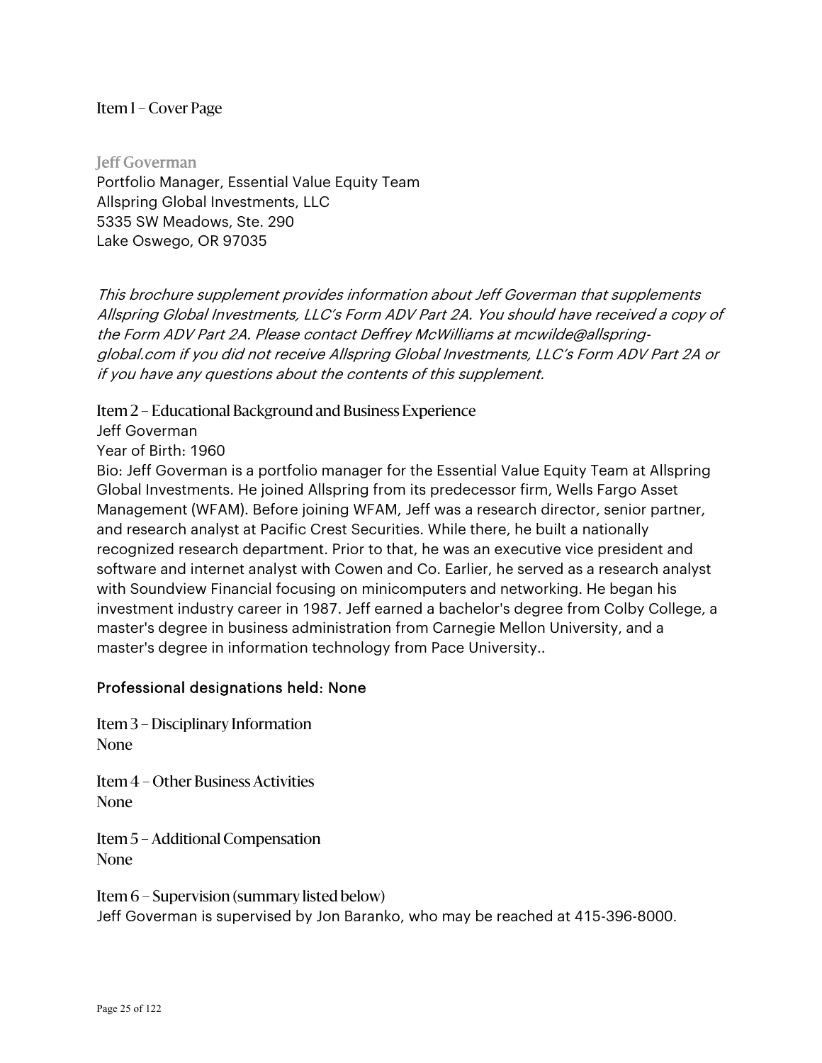## Item 1 – Cover Page

### Jeff Goverman

Portfolio Manager, Essential Value Equity Team
Allspring Global Investments, LLC
5335 SW Meadows, Ste. 290
Lake Oswego, OR 97035

*This brochure supplement provides information about Jeff Goverman that supplements Allspring Global Investments, LLC's Form ADV Part 2A. You should have received a copy of the Form ADV Part 2A. Please contact Deffrey McWilliams at mcwilde@allspring-global.com if you did not receive Allspring Global Investments, LLC's Form ADV Part 2A or if you have any questions about the contents of this supplement.*

## Item 2 – Educational Background and Business Experience

Jeff Goverman

Year of Birth: 1960

Bio: Jeff Goverman is a portfolio manager for the Essential Value Equity Team at Allspring Global Investments. He joined Allspring from its predecessor firm, Wells Fargo Asset Management (WFAM). Before joining WFAM, Jeff was a research director, senior partner, and research analyst at Pacific Crest Securities. While there, he built a nationally recognized research department. Prior to that, he was an executive vice president and software and internet analyst with Cowen and Co. Earlier, he served as a research analyst with Soundview Financial focusing on minicomputers and networking. He began his investment industry career in 1987. Jeff earned a bachelor's degree from Colby College, a master's degree in business administration from Carnegie Mellon University, and a master's degree in information technology from Pace University..

Professional designations held: None

## Item 3 – Disciplinary Information

None

## Item 4 – Other Business Activities

None

## Item 5 – Additional Compensation

None

## Item 6 – Supervision (summary listed below)

Jeff Goverman is supervised by Jon Baranko, who may be reached at 415-396-8000.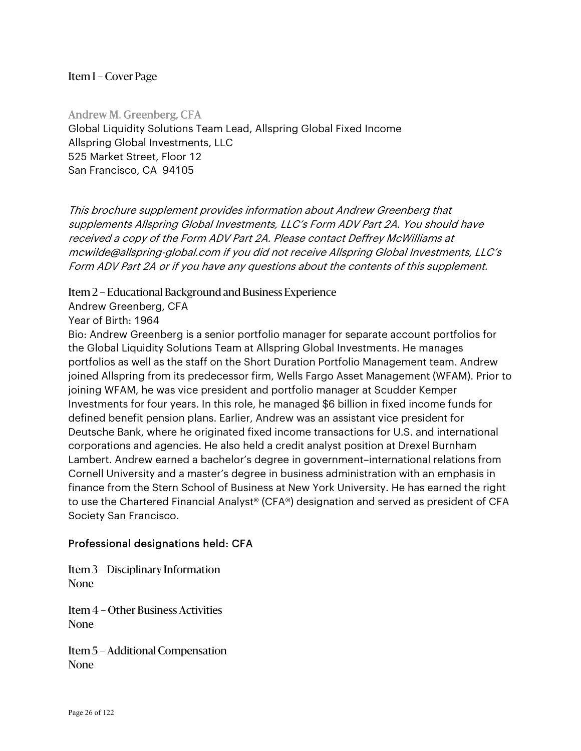## Item 1 – Cover Page

### Andrew M. Greenberg, CFA

Global Liquidity Solutions Team Lead, Allspring Global Fixed Income
Allspring Global Investments, LLC
525 Market Street, Floor 12
San Francisco, CA 94105

*This brochure supplement provides information about Andrew Greenberg that supplements Allspring Global Investments, LLC's Form ADV Part 2A. You should have received a copy of the Form ADV Part 2A. Please contact Deffrey McWilliams at mcwilde@allspring-global.com if you did not receive Allspring Global Investments, LLC's Form ADV Part 2A or if you have any questions about the contents of this supplement.*

## Item 2 – Educational Background and Business Experience

Andrew Greenberg, CFA
Year of Birth: 1964
Bio: Andrew Greenberg is a senior portfolio manager for separate account portfolios for the Global Liquidity Solutions Team at Allspring Global Investments. He manages portfolios as well as the staff on the Short Duration Portfolio Management team. Andrew joined Allspring from its predecessor firm, Wells Fargo Asset Management (WFAM). Prior to joining WFAM, he was vice president and portfolio manager at Scudder Kemper Investments for four years. In this role, he managed $6 billion in fixed income funds for defined benefit pension plans. Earlier, Andrew was an assistant vice president for Deutsche Bank, where he originated fixed income transactions for U.S. and international corporations and agencies. He also held a credit analyst position at Drexel Burnham Lambert. Andrew earned a bachelor's degree in government–international relations from Cornell University and a master's degree in business administration with an emphasis in finance from the Stern School of Business at New York University. He has earned the right to use the Chartered Financial Analyst® (CFA®) designation and served as president of CFA Society San Francisco.

**Professional designations held: CFA**

## Item 3 – Disciplinary Information

None

## Item 4 – Other Business Activities

None

## Item 5 – Additional Compensation

None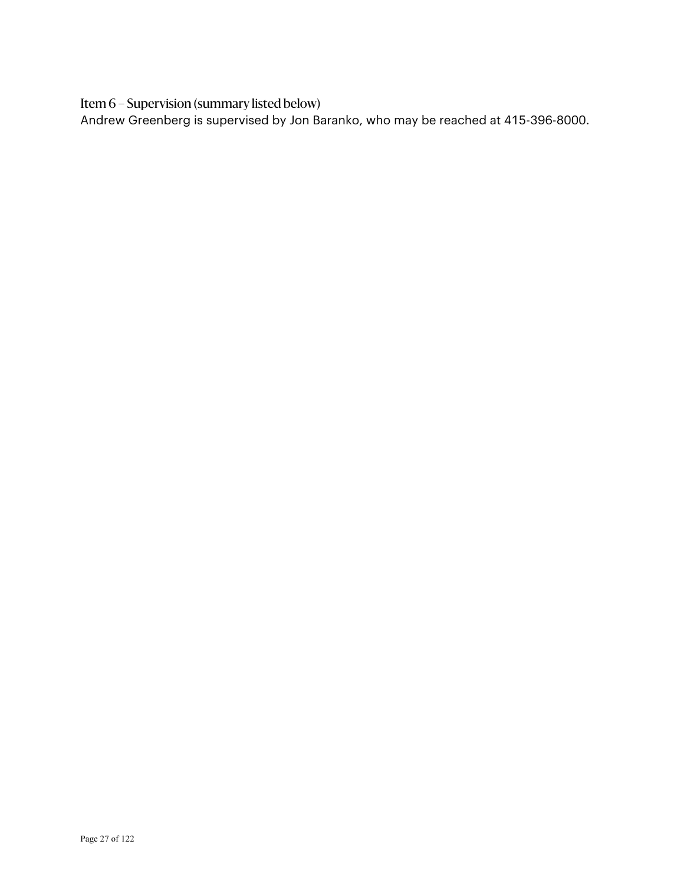### Item 6 – Supervision (summary listed below)

Andrew Greenberg is supervised by Jon Baranko, who may be reached at 415-396-8000.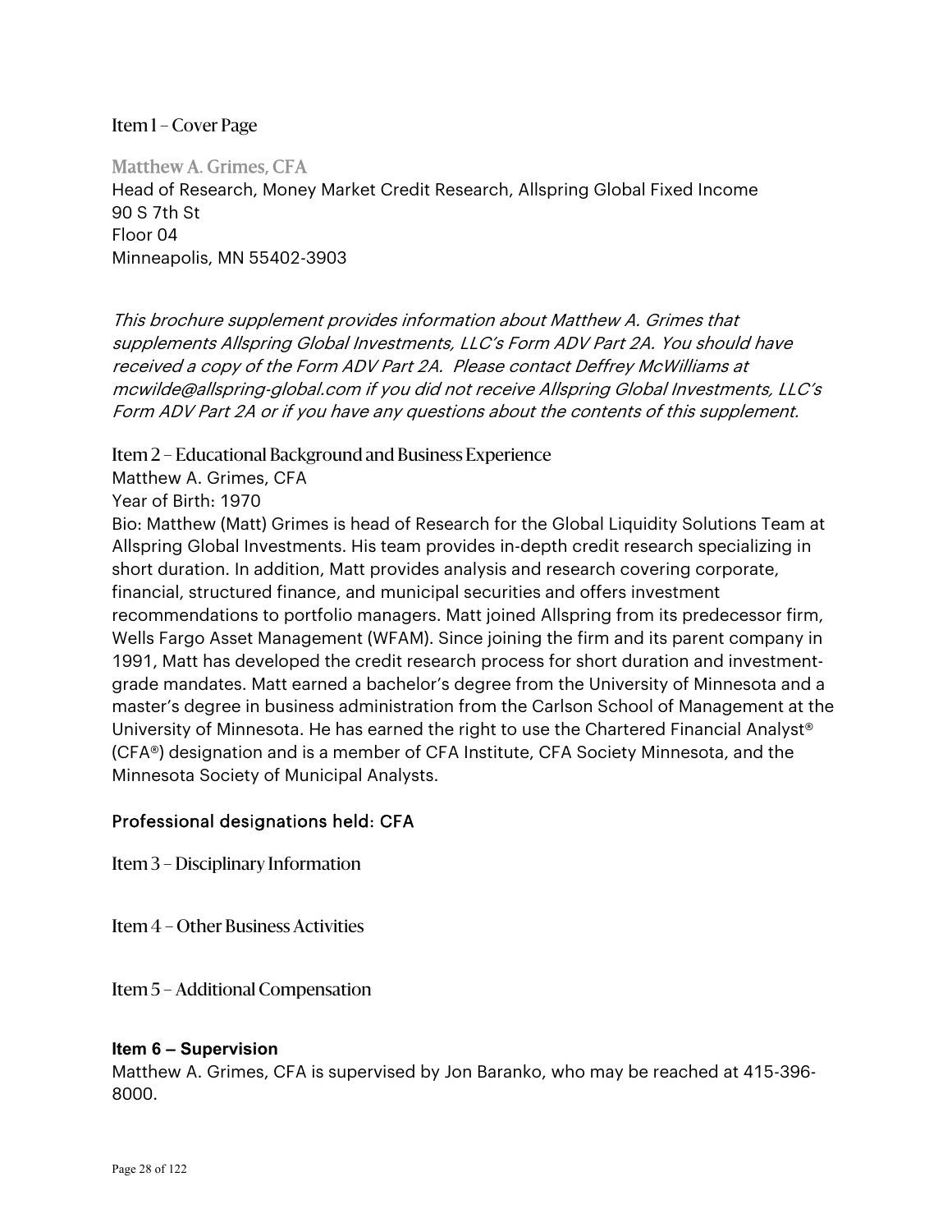## Item 1 – Cover Page

### Matthew A. Grimes, CFA

Head of Research, Money Market Credit Research, Allspring Global Fixed Income
90 S 7th St
Floor 04
Minneapolis, MN 55402-3903

*This brochure supplement provides information about Matthew A. Grimes that supplements Allspring Global Investments, LLC's Form ADV Part 2A. You should have received a copy of the Form ADV Part 2A. Please contact Deffrey McWilliams at mcwilde@allspring-global.com if you did not receive Allspring Global Investments, LLC's Form ADV Part 2A or if you have any questions about the contents of this supplement.*

## Item 2 – Educational Background and Business Experience

Matthew A. Grimes, CFA

Year of Birth: 1970

Bio: Matthew (Matt) Grimes is head of Research for the Global Liquidity Solutions Team at Allspring Global Investments. His team provides in-depth credit research specializing in short duration. In addition, Matt provides analysis and research covering corporate, financial, structured finance, and municipal securities and offers investment recommendations to portfolio managers. Matt joined Allspring from its predecessor firm, Wells Fargo Asset Management (WFAM). Since joining the firm and its parent company in 1991, Matt has developed the credit research process for short duration and investment-grade mandates. Matt earned a bachelor's degree from the University of Minnesota and a master's degree in business administration from the Carlson School of Management at the University of Minnesota. He has earned the right to use the Chartered Financial Analyst® (CFA®) designation and is a member of CFA Institute, CFA Society Minnesota, and the Minnesota Society of Municipal Analysts.

Professional designations held: CFA

## Item 3 – Disciplinary Information

## Item 4 – Other Business Activities

## Item 5 – Additional Compensation

## Item 6 – Supervision

Matthew A. Grimes, CFA is supervised by Jon Baranko, who may be reached at 415-396-8000.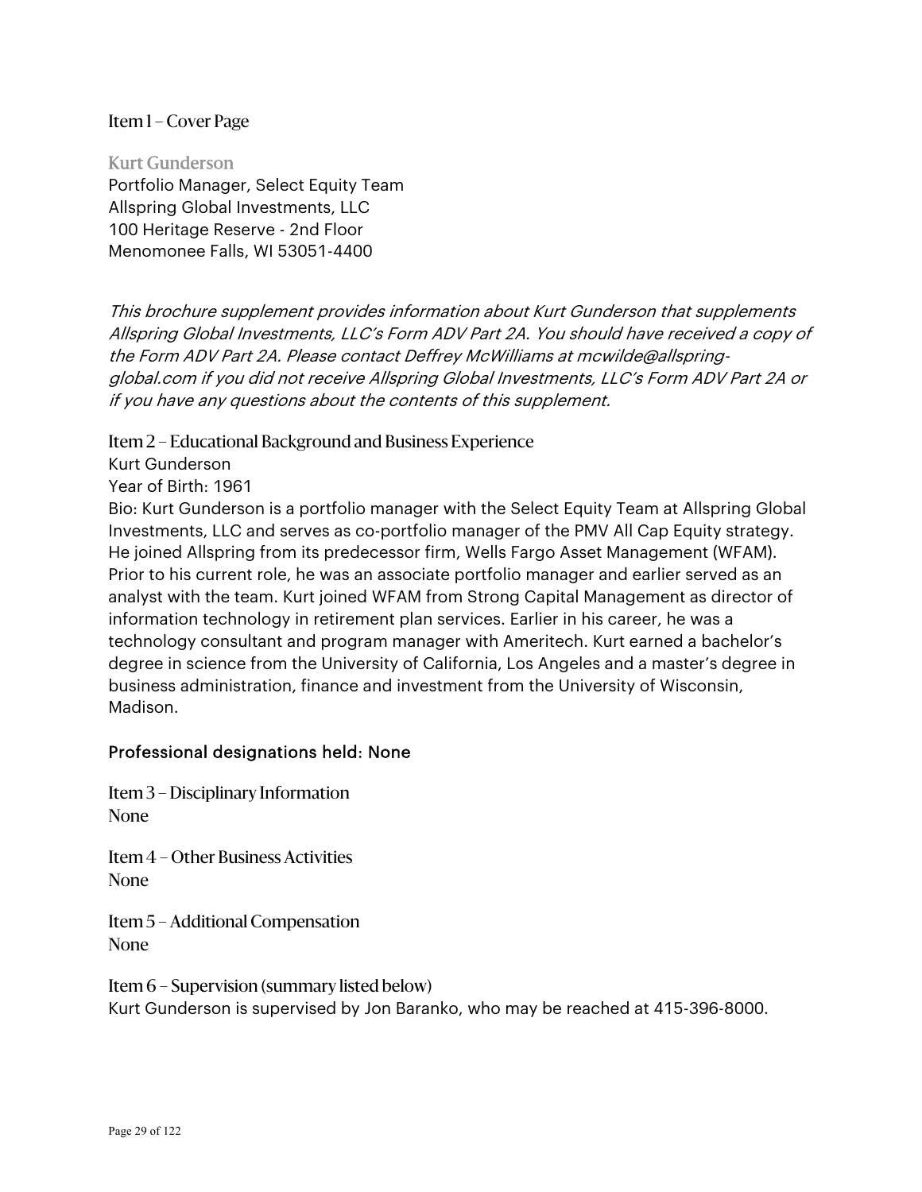## Item 1 – Cover Page

### Kurt Gunderson

Portfolio Manager, Select Equity Team
Allspring Global Investments, LLC
100 Heritage Reserve - 2nd Floor
Menomonee Falls, WI 53051-4400

*This brochure supplement provides information about Kurt Gunderson that supplements Allspring Global Investments, LLC's Form ADV Part 2A. You should have received a copy of the Form ADV Part 2A. Please contact Deffrey McWilliams at mcwilde@allspring-global.com if you did not receive Allspring Global Investments, LLC's Form ADV Part 2A or if you have any questions about the contents of this supplement.*

## Item 2 – Educational Background and Business Experience

Kurt Gunderson

Year of Birth: 1961

Bio: Kurt Gunderson is a portfolio manager with the Select Equity Team at Allspring Global Investments, LLC and serves as co-portfolio manager of the PMV All Cap Equity strategy. He joined Allspring from its predecessor firm, Wells Fargo Asset Management (WFAM). Prior to his current role, he was an associate portfolio manager and earlier served as an analyst with the team. Kurt joined WFAM from Strong Capital Management as director of information technology in retirement plan services. Earlier in his career, he was a technology consultant and program manager with Ameritech. Kurt earned a bachelor's degree in science from the University of California, Los Angeles and a master's degree in business administration, finance and investment from the University of Wisconsin, Madison.

Professional designations held: None

## Item 3 – Disciplinary Information

None

## Item 4 – Other Business Activities

None

## Item 5 – Additional Compensation

None

## Item 6 – Supervision (summary listed below)

Kurt Gunderson is supervised by Jon Baranko, who may be reached at 415-396-8000.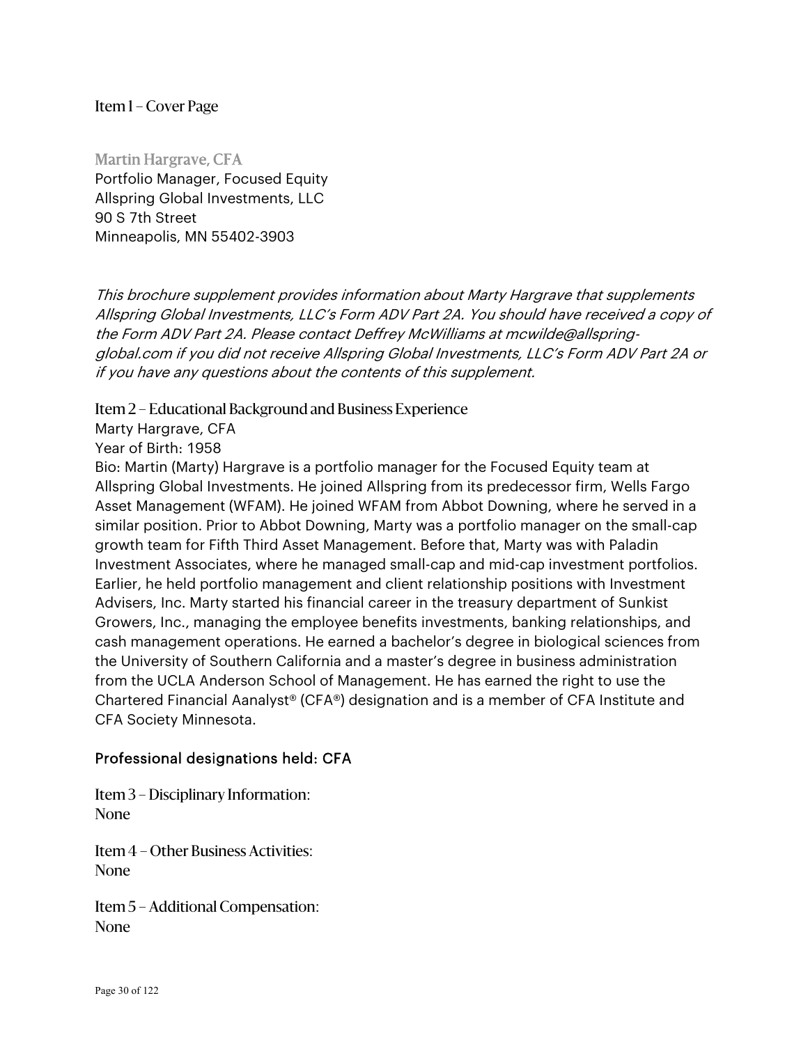## Item 1 – Cover Page

**Martin Hargrave, CFA**
Portfolio Manager, Focused Equity
Allspring Global Investments, LLC
90 S 7th Street
Minneapolis, MN 55402-3903

*This brochure supplement provides information about Marty Hargrave that supplements Allspring Global Investments, LLC's Form ADV Part 2A. You should have received a copy of the Form ADV Part 2A. Please contact Deffrey McWilliams at mcwilde@allspring-global.com if you did not receive Allspring Global Investments, LLC's Form ADV Part 2A or if you have any questions about the contents of this supplement.*

## Item 2 – Educational Background and Business Experience

Marty Hargrave, CFA
Year of Birth: 1958
Bio: Martin (Marty) Hargrave is a portfolio manager for the Focused Equity team at Allspring Global Investments. He joined Allspring from its predecessor firm, Wells Fargo Asset Management (WFAM). He joined WFAM from Abbot Downing, where he served in a similar position. Prior to Abbot Downing, Marty was a portfolio manager on the small-cap growth team for Fifth Third Asset Management. Before that, Marty was with Paladin Investment Associates, where he managed small-cap and mid-cap investment portfolios. Earlier, he held portfolio management and client relationship positions with Investment Advisers, Inc. Marty started his financial career in the treasury department of Sunkist Growers, Inc., managing the employee benefits investments, banking relationships, and cash management operations. He earned a bachelor's degree in biological sciences from the University of Southern California and a master's degree in business administration from the UCLA Anderson School of Management. He has earned the right to use the Chartered Financial Aanalyst® (CFA®) designation and is a member of CFA Institute and CFA Society Minnesota.

Professional designations held: CFA

## Item 3 – Disciplinary Information:

None

## Item 4 – Other Business Activities:

None

## Item 5 – Additional Compensation:

None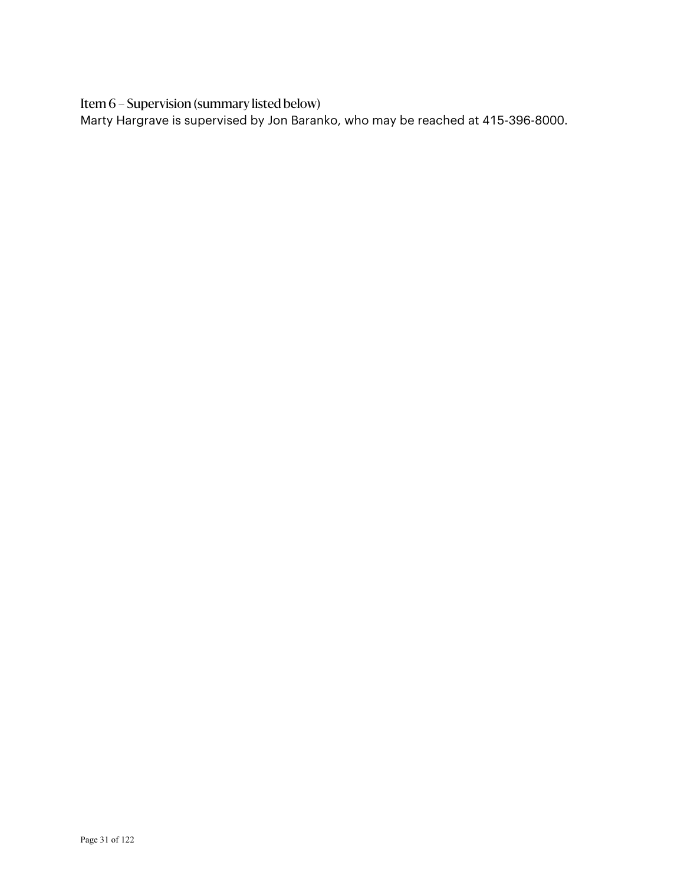### Item 6 – Supervision (summary listed below)

Marty Hargrave is supervised by Jon Baranko, who may be reached at 415-396-8000.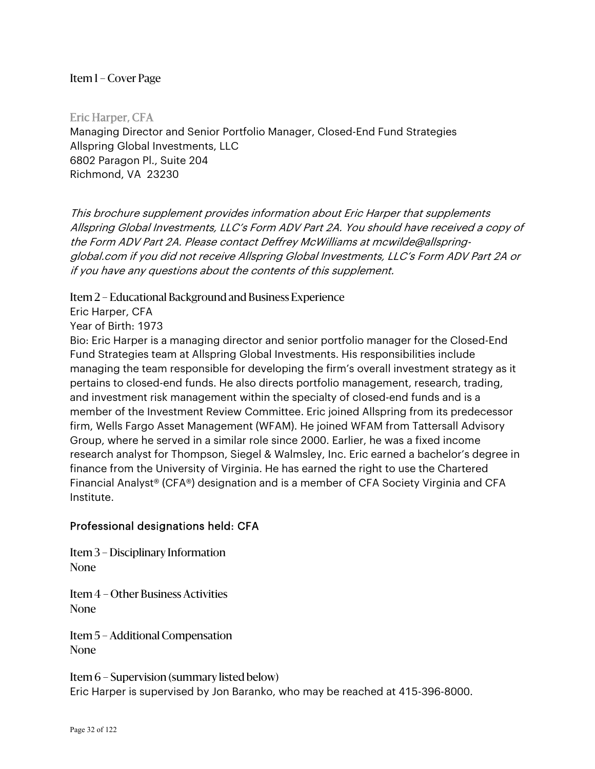## Item 1 – Cover Page

### Eric Harper, CFA

Managing Director and Senior Portfolio Manager, Closed-End Fund Strategies
Allspring Global Investments, LLC
6802 Paragon Pl., Suite 204
Richmond, VA 23230

*This brochure supplement provides information about Eric Harper that supplements Allspring Global Investments, LLC's Form ADV Part 2A. You should have received a copy of the Form ADV Part 2A. Please contact Deffrey McWilliams at mcwilde@allspring-global.com if you did not receive Allspring Global Investments, LLC's Form ADV Part 2A or if you have any questions about the contents of this supplement.*

## Item 2 – Educational Background and Business Experience

Eric Harper, CFA
Year of Birth: 1973
Bio: Eric Harper is a managing director and senior portfolio manager for the Closed-End Fund Strategies team at Allspring Global Investments. His responsibilities include managing the team responsible for developing the firm's overall investment strategy as it pertains to closed-end funds. He also directs portfolio management, research, trading, and investment risk management within the specialty of closed-end funds and is a member of the Investment Review Committee. Eric joined Allspring from its predecessor firm, Wells Fargo Asset Management (WFAM). He joined WFAM from Tattersall Advisory Group, where he served in a similar role since 2000. Earlier, he was a fixed income research analyst for Thompson, Siegel & Walmsley, Inc. Eric earned a bachelor's degree in finance from the University of Virginia. He has earned the right to use the Chartered Financial Analyst® (CFA®) designation and is a member of CFA Society Virginia and CFA Institute.

Professional designations held: CFA

## Item 3 – Disciplinary Information

None

## Item 4 – Other Business Activities

None

## Item 5 – Additional Compensation

None

## Item 6 – Supervision (summary listed below)

Eric Harper is supervised by Jon Baranko, who may be reached at 415-396-8000.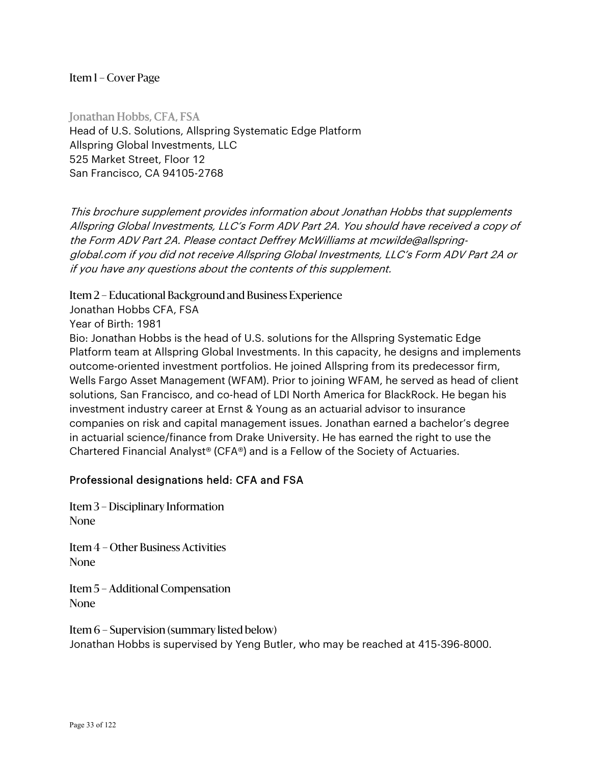## Item 1 – Cover Page

### Jonathan Hobbs, CFA, FSA

Head of U.S. Solutions, Allspring Systematic Edge Platform
Allspring Global Investments, LLC
525 Market Street, Floor 12
San Francisco, CA 94105-2768

*This brochure supplement provides information about Jonathan Hobbs that supplements Allspring Global Investments, LLC's Form ADV Part 2A. You should have received a copy of the Form ADV Part 2A. Please contact Deffrey McWilliams at mcwilde@allspring-global.com if you did not receive Allspring Global Investments, LLC's Form ADV Part 2A or if you have any questions about the contents of this supplement.*

## Item 2 – Educational Background and Business Experience

Jonathan Hobbs CFA, FSA

Year of Birth: 1981

Bio: Jonathan Hobbs is the head of U.S. solutions for the Allspring Systematic Edge Platform team at Allspring Global Investments. In this capacity, he designs and implements outcome-oriented investment portfolios. He joined Allspring from its predecessor firm, Wells Fargo Asset Management (WFAM). Prior to joining WFAM, he served as head of client solutions, San Francisco, and co-head of LDI North America for BlackRock. He began his investment industry career at Ernst & Young as an actuarial advisor to insurance companies on risk and capital management issues. Jonathan earned a bachelor's degree in actuarial science/finance from Drake University. He has earned the right to use the Chartered Financial Analyst® (CFA®) and is a Fellow of the Society of Actuaries.

Professional designations held: CFA and FSA

## Item 3 – Disciplinary Information

None

## Item 4 – Other Business Activities

None

## Item 5 – Additional Compensation

None

## Item 6 – Supervision (summary listed below)

Jonathan Hobbs is supervised by Yeng Butler, who may be reached at 415-396-8000.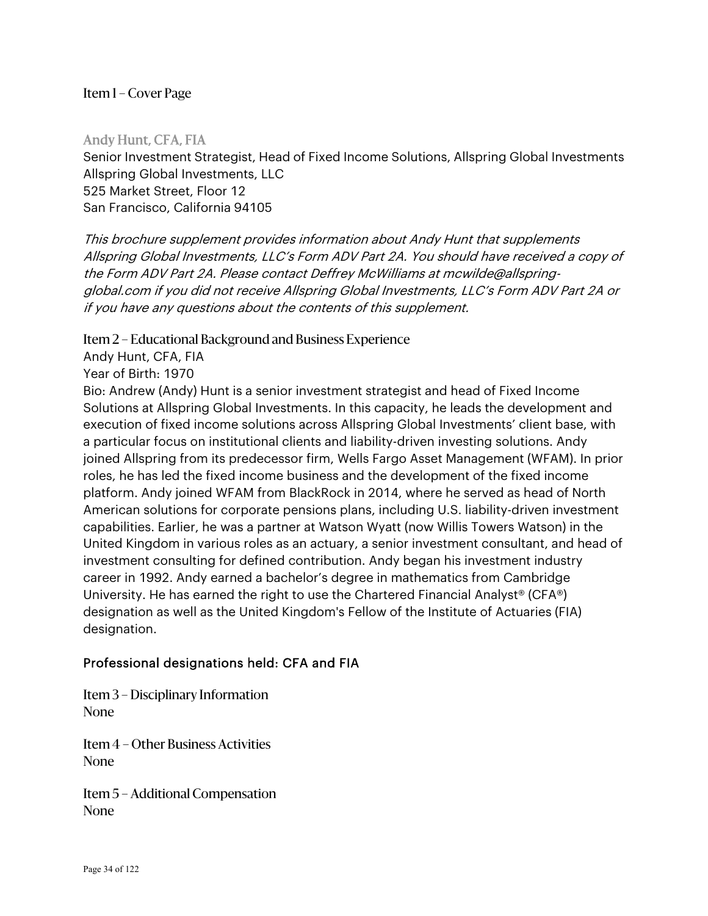## Item 1 – Cover Page

### Andy Hunt, CFA, FIA

Senior Investment Strategist, Head of Fixed Income Solutions, Allspring Global Investments
Allspring Global Investments, LLC
525 Market Street, Floor 12
San Francisco, California 94105

*This brochure supplement provides information about Andy Hunt that supplements Allspring Global Investments, LLC's Form ADV Part 2A. You should have received a copy of the Form ADV Part 2A. Please contact Deffrey McWilliams at mcwilde@allspring-global.com if you did not receive Allspring Global Investments, LLC's Form ADV Part 2A or if you have any questions about the contents of this supplement.*

## Item 2 – Educational Background and Business Experience

Andy Hunt, CFA, FIA
Year of Birth: 1970
Bio: Andrew (Andy) Hunt is a senior investment strategist and head of Fixed Income Solutions at Allspring Global Investments. In this capacity, he leads the development and execution of fixed income solutions across Allspring Global Investments' client base, with a particular focus on institutional clients and liability-driven investing solutions. Andy joined Allspring from its predecessor firm, Wells Fargo Asset Management (WFAM). In prior roles, he has led the fixed income business and the development of the fixed income platform. Andy joined WFAM from BlackRock in 2014, where he served as head of North American solutions for corporate pensions plans, including U.S. liability-driven investment capabilities. Earlier, he was a partner at Watson Wyatt (now Willis Towers Watson) in the United Kingdom in various roles as an actuary, a senior investment consultant, and head of investment consulting for defined contribution. Andy began his investment industry career in 1992. Andy earned a bachelor's degree in mathematics from Cambridge University. He has earned the right to use the Chartered Financial Analyst® (CFA®) designation as well as the United Kingdom's Fellow of the Institute of Actuaries (FIA) designation.

Professional designations held: CFA and FIA

## Item 3 – Disciplinary Information

None

## Item 4 – Other Business Activities

None

## Item 5 – Additional Compensation

None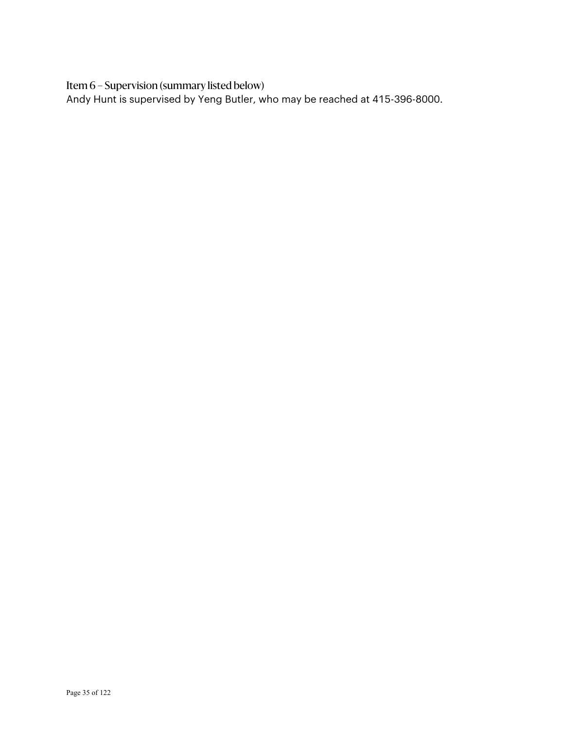## Item 6 – Supervision (summary listed below)

Andy Hunt is supervised by Yeng Butler, who may be reached at 415-396-8000.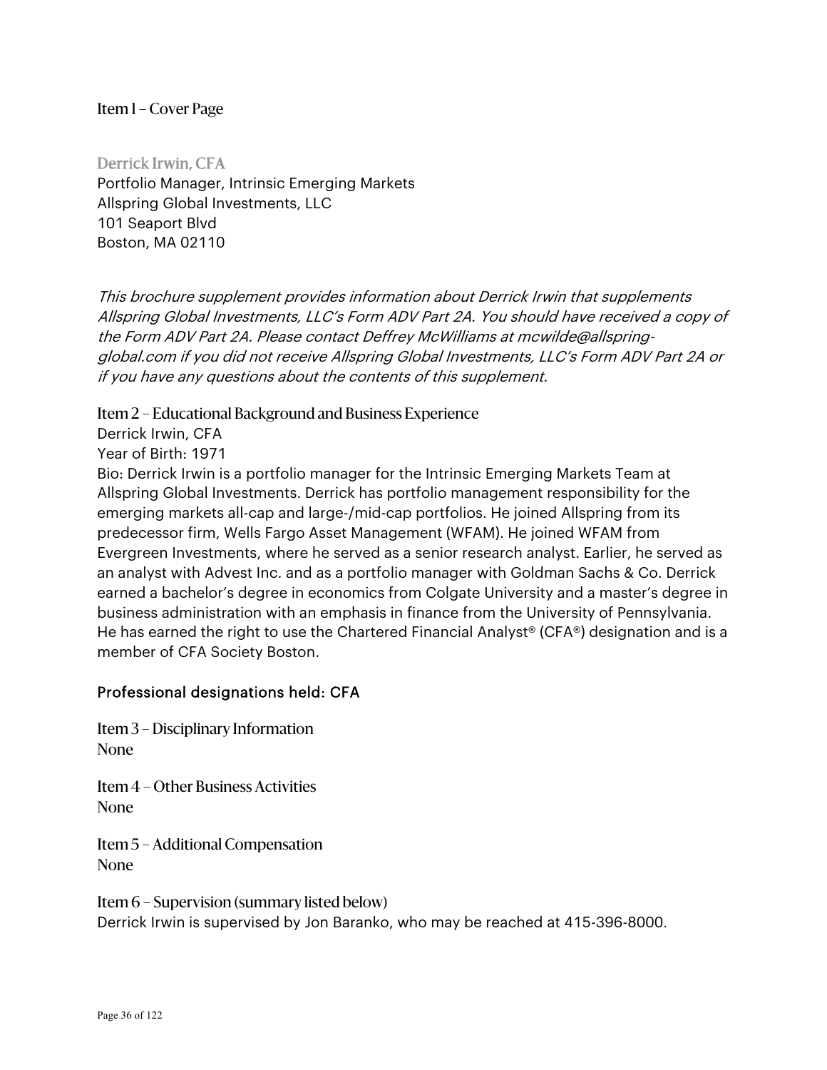## Item 1 – Cover Page

### Derrick Irwin, CFA

Portfolio Manager, Intrinsic Emerging Markets
Allspring Global Investments, LLC
101 Seaport Blvd
Boston, MA 02110

*This brochure supplement provides information about Derrick Irwin that supplements Allspring Global Investments, LLC's Form ADV Part 2A. You should have received a copy of the Form ADV Part 2A. Please contact Deffrey McWilliams at mcwilde@allspring-global.com if you did not receive Allspring Global Investments, LLC's Form ADV Part 2A or if you have any questions about the contents of this supplement.*

## Item 2 – Educational Background and Business Experience

Derrick Irwin, CFA
Year of Birth: 1971
Bio: Derrick Irwin is a portfolio manager for the Intrinsic Emerging Markets Team at Allspring Global Investments. Derrick has portfolio management responsibility for the emerging markets all-cap and large-/mid-cap portfolios. He joined Allspring from its predecessor firm, Wells Fargo Asset Management (WFAM). He joined WFAM from Evergreen Investments, where he served as a senior research analyst. Earlier, he served as an analyst with Advest Inc. and as a portfolio manager with Goldman Sachs & Co. Derrick earned a bachelor's degree in economics from Colgate University and a master's degree in business administration with an emphasis in finance from the University of Pennsylvania. He has earned the right to use the Chartered Financial Analyst® (CFA®) designation and is a member of CFA Society Boston.

Professional designations held: CFA

## Item 3 – Disciplinary Information

None

## Item 4 – Other Business Activities

None

## Item 5 – Additional Compensation

None

## Item 6 – Supervision (summary listed below)

Derrick Irwin is supervised by Jon Baranko, who may be reached at 415-396-8000.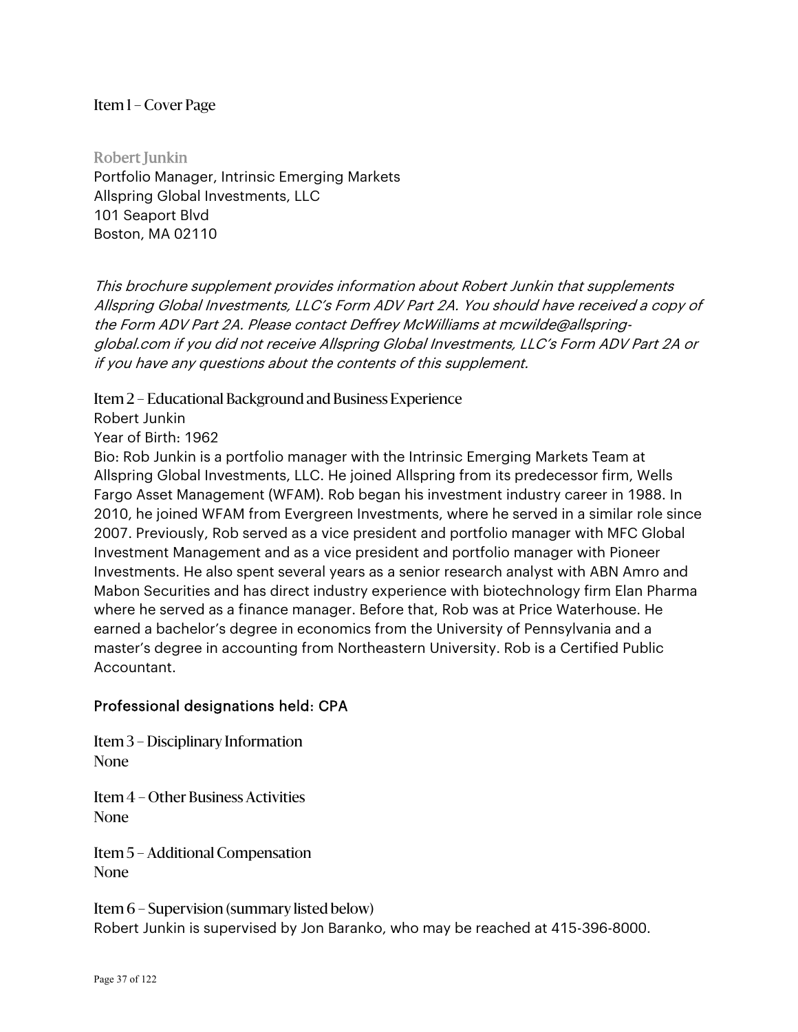## Item 1 – Cover Page

### Robert Junkin

Portfolio Manager, Intrinsic Emerging Markets
Allspring Global Investments, LLC
101 Seaport Blvd
Boston, MA 02110

*This brochure supplement provides information about Robert Junkin that supplements Allspring Global Investments, LLC's Form ADV Part 2A. You should have received a copy of the Form ADV Part 2A. Please contact Deffrey McWilliams at mcwilde@allspring-global.com if you did not receive Allspring Global Investments, LLC's Form ADV Part 2A or if you have any questions about the contents of this supplement.*

## Item 2 – Educational Background and Business Experience

Robert Junkin

Year of Birth: 1962

Bio: Rob Junkin is a portfolio manager with the Intrinsic Emerging Markets Team at Allspring Global Investments, LLC. He joined Allspring from its predecessor firm, Wells Fargo Asset Management (WFAM). Rob began his investment industry career in 1988. In 2010, he joined WFAM from Evergreen Investments, where he served in a similar role since 2007. Previously, Rob served as a vice president and portfolio manager with MFC Global Investment Management and as a vice president and portfolio manager with Pioneer Investments. He also spent several years as a senior research analyst with ABN Amro and Mabon Securities and has direct industry experience with biotechnology firm Elan Pharma where he served as a finance manager. Before that, Rob was at Price Waterhouse. He earned a bachelor's degree in economics from the University of Pennsylvania and a master's degree in accounting from Northeastern University. Rob is a Certified Public Accountant.

Professional designations held: CPA

## Item 3 – Disciplinary Information

None

## Item 4 – Other Business Activities

None

## Item 5 – Additional Compensation

None

## Item 6 – Supervision (summary listed below)

Robert Junkin is supervised by Jon Baranko, who may be reached at 415-396-8000.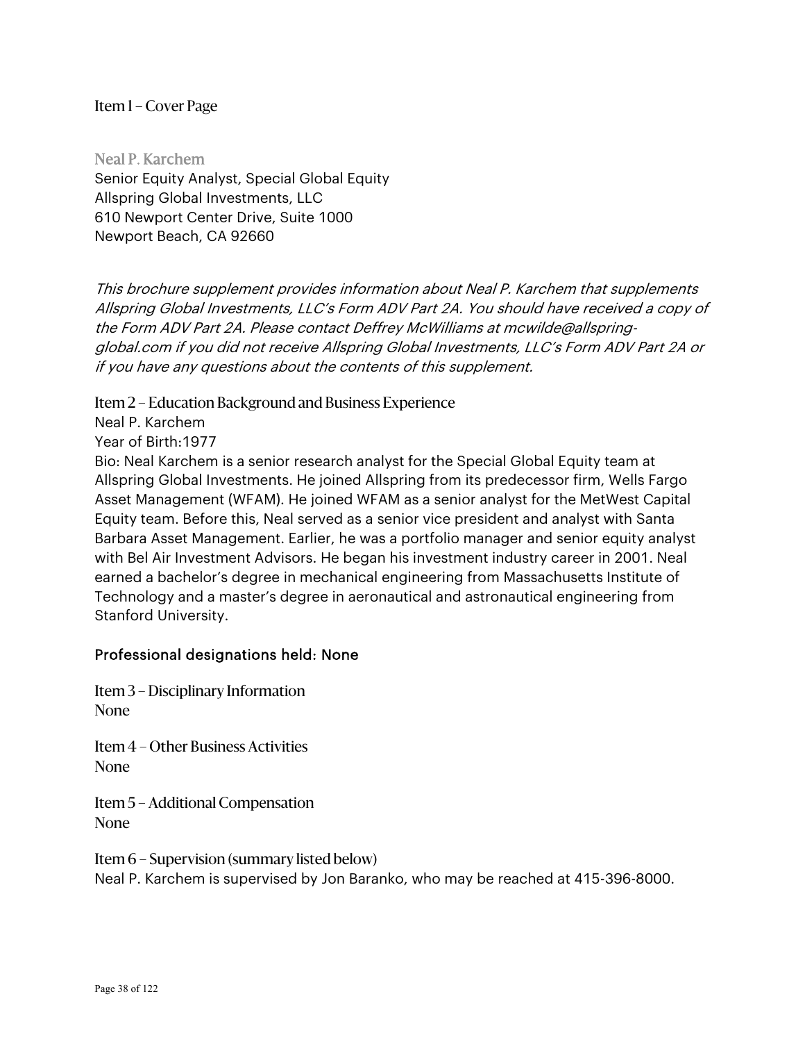## Item 1 – Cover Page

**Neal P. Karchem**
Senior Equity Analyst, Special Global Equity
Allspring Global Investments, LLC
610 Newport Center Drive, Suite 1000
Newport Beach, CA 92660

*This brochure supplement provides information about Neal P. Karchem that supplements Allspring Global Investments, LLC's Form ADV Part 2A. You should have received a copy of the Form ADV Part 2A. Please contact Deffrey McWilliams at mcwilde@allspring-global.com if you did not receive Allspring Global Investments, LLC's Form ADV Part 2A or if you have any questions about the contents of this supplement.*

## Item 2 – Education Background and Business Experience

Neal P. Karchem
Year of Birth:1977
Bio: Neal Karchem is a senior research analyst for the Special Global Equity team at Allspring Global Investments. He joined Allspring from its predecessor firm, Wells Fargo Asset Management (WFAM). He joined WFAM as a senior analyst for the MetWest Capital Equity team. Before this, Neal served as a senior vice president and analyst with Santa Barbara Asset Management. Earlier, he was a portfolio manager and senior equity analyst with Bel Air Investment Advisors. He began his investment industry career in 2001. Neal earned a bachelor's degree in mechanical engineering from Massachusetts Institute of Technology and a master's degree in aeronautical and astronautical engineering from Stanford University.

Professional designations held: None

## Item 3 – Disciplinary Information

None

## Item 4 – Other Business Activities

None

## Item 5 – Additional Compensation

None

## Item 6 – Supervision (summary listed below)

Neal P. Karchem is supervised by Jon Baranko, who may be reached at 415-396-8000.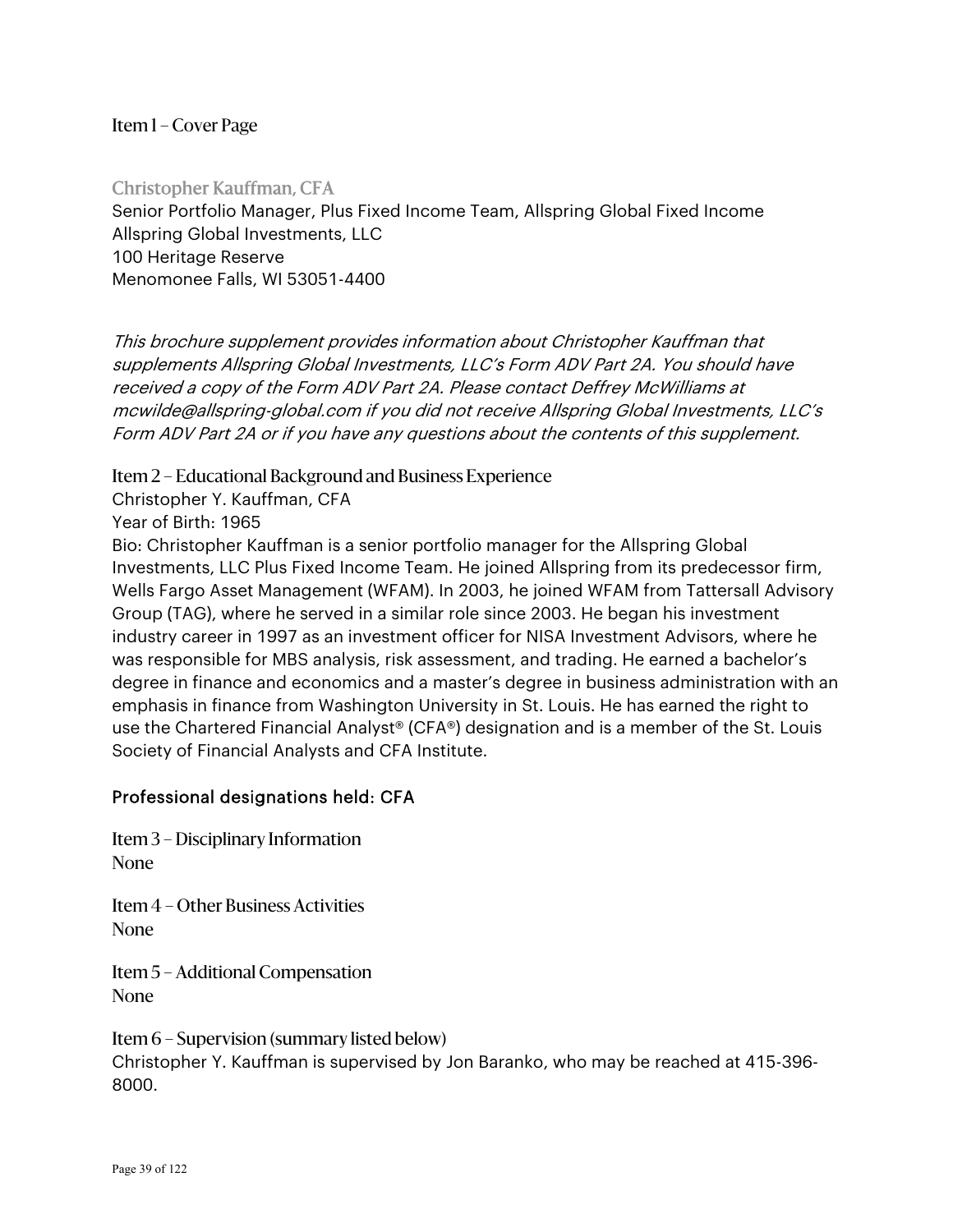## Item 1 – Cover Page

### Christopher Kauffman, CFA

Senior Portfolio Manager, Plus Fixed Income Team, Allspring Global Fixed Income
Allspring Global Investments, LLC
100 Heritage Reserve
Menomonee Falls, WI 53051-4400

*This brochure supplement provides information about Christopher Kauffman that supplements Allspring Global Investments, LLC's Form ADV Part 2A. You should have received a copy of the Form ADV Part 2A. Please contact Deffrey McWilliams at mcwilde@allspring-global.com if you did not receive Allspring Global Investments, LLC's Form ADV Part 2A or if you have any questions about the contents of this supplement.*

## Item 2 – Educational Background and Business Experience

Christopher Y. Kauffman, CFA

Year of Birth: 1965

Bio: Christopher Kauffman is a senior portfolio manager for the Allspring Global Investments, LLC Plus Fixed Income Team. He joined Allspring from its predecessor firm, Wells Fargo Asset Management (WFAM). In 2003, he joined WFAM from Tattersall Advisory Group (TAG), where he served in a similar role since 2003. He began his investment industry career in 1997 as an investment officer for NISA Investment Advisors, where he was responsible for MBS analysis, risk assessment, and trading. He earned a bachelor's degree in finance and economics and a master's degree in business administration with an emphasis in finance from Washington University in St. Louis. He has earned the right to use the Chartered Financial Analyst® (CFA®) designation and is a member of the St. Louis Society of Financial Analysts and CFA Institute.

Professional designations held: CFA

## Item 3 – Disciplinary Information

None

## Item 4 – Other Business Activities

None

## Item 5 – Additional Compensation

None

## Item 6 – Supervision (summary listed below)

Christopher Y. Kauffman is supervised by Jon Baranko, who may be reached at 415-396-8000.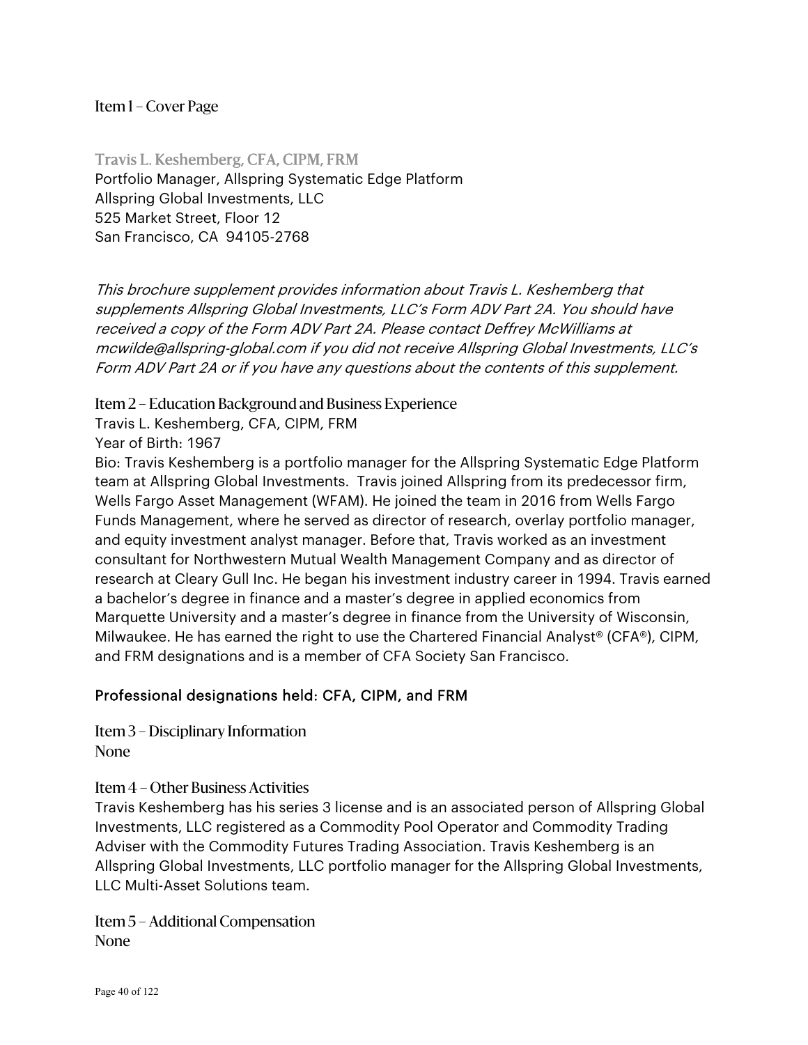## Item 1 – Cover Page

### Travis L. Keshemberg, CFA, CIPM, FRM

Portfolio Manager, Allspring Systematic Edge Platform
Allspring Global Investments, LLC
525 Market Street, Floor 12
San Francisco, CA 94105-2768

*This brochure supplement provides information about Travis L. Keshemberg that supplements Allspring Global Investments, LLC's Form ADV Part 2A. You should have received a copy of the Form ADV Part 2A. Please contact Deffrey McWilliams at mcwilde@allspring-global.com if you did not receive Allspring Global Investments, LLC's Form ADV Part 2A or if you have any questions about the contents of this supplement.*

## Item 2 – Education Background and Business Experience

Travis L. Keshemberg, CFA, CIPM, FRM
Year of Birth: 1967
Bio: Travis Keshemberg is a portfolio manager for the Allspring Systematic Edge Platform team at Allspring Global Investments. Travis joined Allspring from its predecessor firm, Wells Fargo Asset Management (WFAM). He joined the team in 2016 from Wells Fargo Funds Management, where he served as director of research, overlay portfolio manager, and equity investment analyst manager. Before that, Travis worked as an investment consultant for Northwestern Mutual Wealth Management Company and as director of research at Cleary Gull Inc. He began his investment industry career in 1994. Travis earned a bachelor's degree in finance and a master's degree in applied economics from Marquette University and a master's degree in finance from the University of Wisconsin, Milwaukee. He has earned the right to use the Chartered Financial Analyst® (CFA®), CIPM, and FRM designations and is a member of CFA Society San Francisco.

Professional designations held: CFA, CIPM, and FRM

## Item 3 – Disciplinary Information

None

## Item 4 – Other Business Activities

Travis Keshemberg has his series 3 license and is an associated person of Allspring Global Investments, LLC registered as a Commodity Pool Operator and Commodity Trading Adviser with the Commodity Futures Trading Association. Travis Keshemberg is an Allspring Global Investments, LLC portfolio manager for the Allspring Global Investments, LLC Multi-Asset Solutions team.

## Item 5 – Additional Compensation

None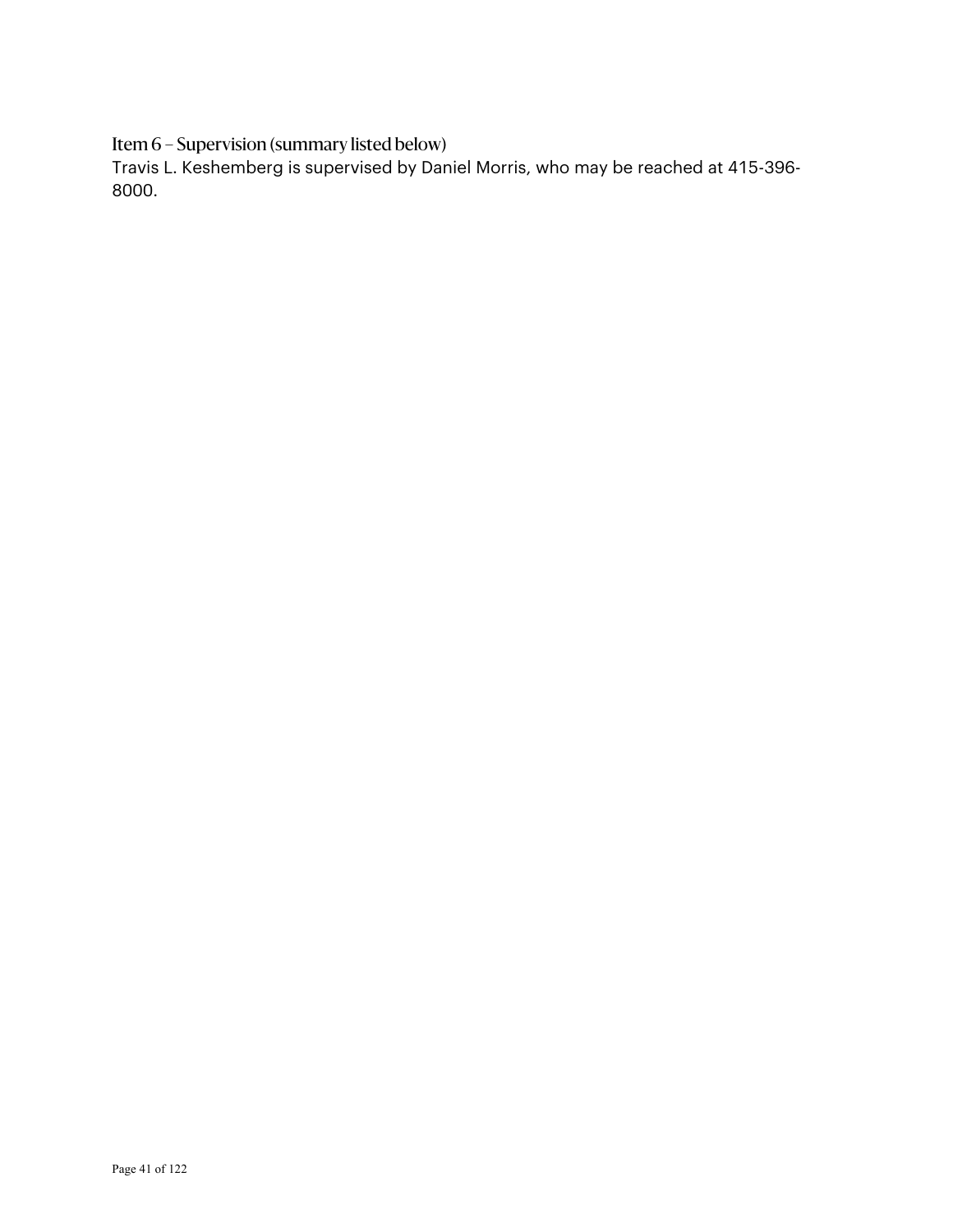### Item 6 – Supervision (summary listed below)

Travis L. Keshemberg is supervised by Daniel Morris, who may be reached at 415-396-8000.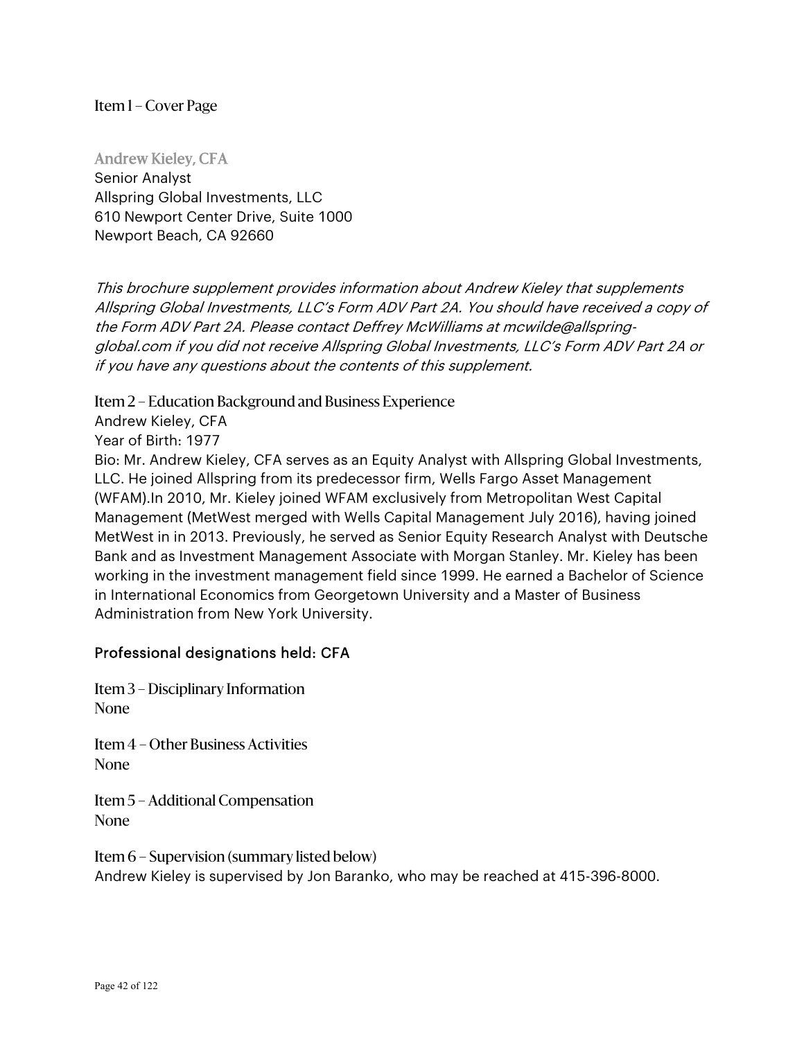## Item 1 – Cover Page

**Andrew Kieley, CFA**
Senior Analyst
Allspring Global Investments, LLC
610 Newport Center Drive, Suite 1000
Newport Beach, CA 92660

*This brochure supplement provides information about Andrew Kieley that supplements Allspring Global Investments, LLC's Form ADV Part 2A. You should have received a copy of the Form ADV Part 2A. Please contact Deffrey McWilliams at mcwilde@allspring-global.com if you did not receive Allspring Global Investments, LLC's Form ADV Part 2A or if you have any questions about the contents of this supplement.*

## Item 2 – Education Background and Business Experience

Andrew Kieley, CFA
Year of Birth: 1977
Bio: Mr. Andrew Kieley, CFA serves as an Equity Analyst with Allspring Global Investments, LLC. He joined Allspring from its predecessor firm, Wells Fargo Asset Management (WFAM).In 2010, Mr. Kieley joined WFAM exclusively from Metropolitan West Capital Management (MetWest merged with Wells Capital Management July 2016), having joined MetWest in in 2013. Previously, he served as Senior Equity Research Analyst with Deutsche Bank and as Investment Management Associate with Morgan Stanley. Mr. Kieley has been working in the investment management field since 1999. He earned a Bachelor of Science in International Economics from Georgetown University and a Master of Business Administration from New York University.

Professional designations held: CFA

## Item 3 – Disciplinary Information

None

## Item 4 – Other Business Activities

None

## Item 5 – Additional Compensation

None

## Item 6 – Supervision (summary listed below)

Andrew Kieley is supervised by Jon Baranko, who may be reached at 415-396-8000.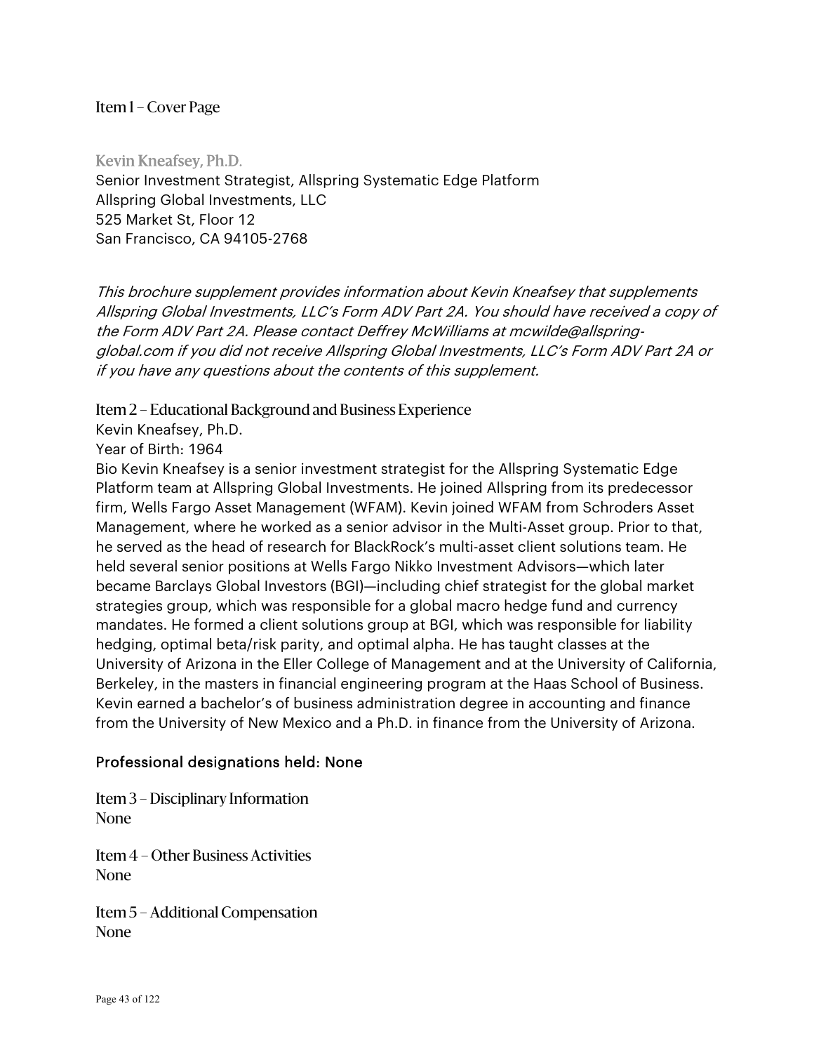## Item 1 – Cover Page

### Kevin Kneafsey, Ph.D.

Senior Investment Strategist, Allspring Systematic Edge Platform
Allspring Global Investments, LLC
525 Market St, Floor 12
San Francisco, CA 94105-2768

*This brochure supplement provides information about Kevin Kneafsey that supplements Allspring Global Investments, LLC's Form ADV Part 2A. You should have received a copy of the Form ADV Part 2A. Please contact Deffrey McWilliams at mcwilde@allspring-global.com if you did not receive Allspring Global Investments, LLC's Form ADV Part 2A or if you have any questions about the contents of this supplement.*

## Item 2 – Educational Background and Business Experience

Kevin Kneafsey, Ph.D.

Year of Birth: 1964

Bio Kevin Kneafsey is a senior investment strategist for the Allspring Systematic Edge Platform team at Allspring Global Investments. He joined Allspring from its predecessor firm, Wells Fargo Asset Management (WFAM). Kevin joined WFAM from Schroders Asset Management, where he worked as a senior advisor in the Multi-Asset group. Prior to that, he served as the head of research for BlackRock's multi-asset client solutions team. He held several senior positions at Wells Fargo Nikko Investment Advisors—which later became Barclays Global Investors (BGI)—including chief strategist for the global market strategies group, which was responsible for a global macro hedge fund and currency mandates. He formed a client solutions group at BGI, which was responsible for liability hedging, optimal beta/risk parity, and optimal alpha. He has taught classes at the University of Arizona in the Eller College of Management and at the University of California, Berkeley, in the masters in financial engineering program at the Haas School of Business. Kevin earned a bachelor's of business administration degree in accounting and finance from the University of New Mexico and a Ph.D. in finance from the University of Arizona.

Professional designations held: None

## Item 3 – Disciplinary Information

None

## Item 4 – Other Business Activities

None

## Item 5 – Additional Compensation

None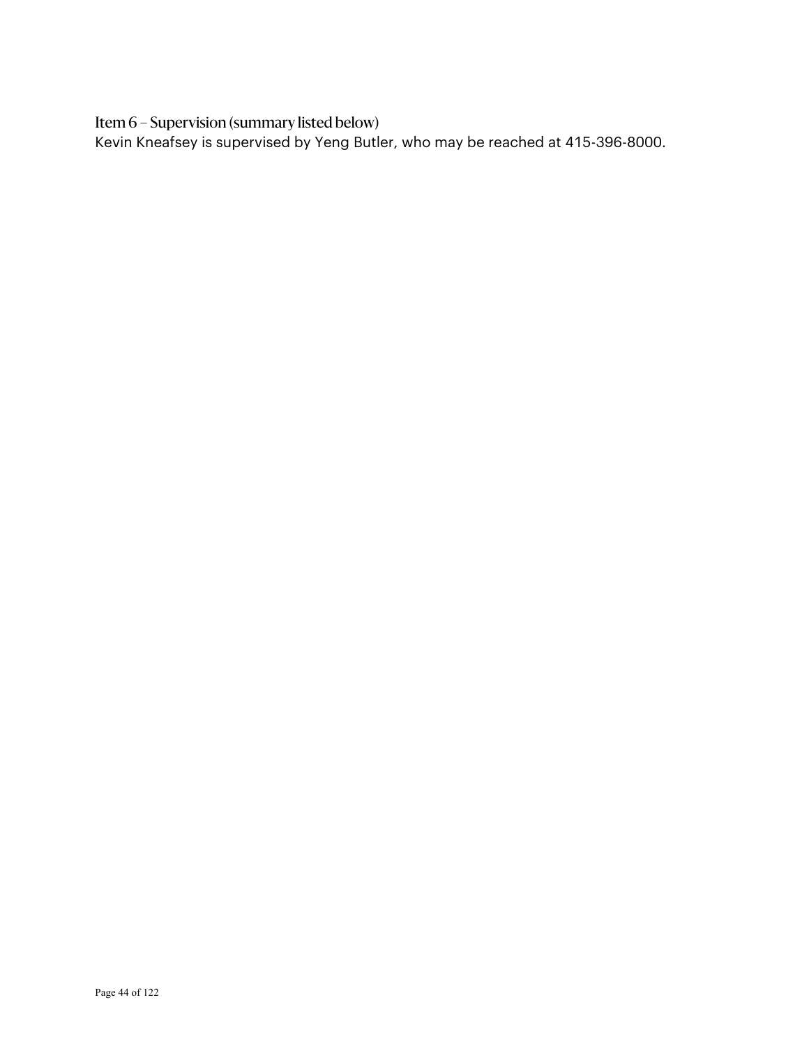### Item 6 – Supervision (summary listed below)

Kevin Kneafsey is supervised by Yeng Butler, who may be reached at 415-396-8000.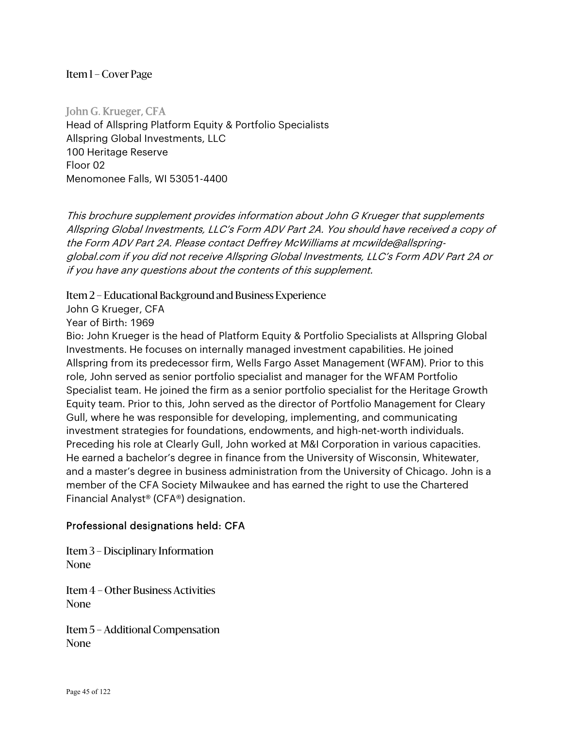## Item 1 – Cover Page

**John G. Krueger, CFA**
Head of Allspring Platform Equity & Portfolio Specialists
Allspring Global Investments, LLC
100 Heritage Reserve
Floor 02
Menomonee Falls, WI 53051-4400

*This brochure supplement provides information about John G Krueger that supplements Allspring Global Investments, LLC's Form ADV Part 2A. You should have received a copy of the Form ADV Part 2A. Please contact Deffrey McWilliams at mcwilde@allspring-global.com if you did not receive Allspring Global Investments, LLC's Form ADV Part 2A or if you have any questions about the contents of this supplement.*

## Item 2 – Educational Background and Business Experience

John G Krueger, CFA
Year of Birth: 1969
Bio: John Krueger is the head of Platform Equity & Portfolio Specialists at Allspring Global Investments. He focuses on internally managed investment capabilities. He joined Allspring from its predecessor firm, Wells Fargo Asset Management (WFAM). Prior to this role, John served as senior portfolio specialist and manager for the WFAM Portfolio Specialist team. He joined the firm as a senior portfolio specialist for the Heritage Growth Equity team. Prior to this, John served as the director of Portfolio Management for Cleary Gull, where he was responsible for developing, implementing, and communicating investment strategies for foundations, endowments, and high-net-worth individuals. Preceding his role at Clearly Gull, John worked at M&I Corporation in various capacities. He earned a bachelor's degree in finance from the University of Wisconsin, Whitewater, and a master's degree in business administration from the University of Chicago. John is a member of the CFA Society Milwaukee and has earned the right to use the Chartered Financial Analyst® (CFA®) designation.

Professional designations held: CFA

## Item 3 – Disciplinary Information

None

## Item 4 – Other Business Activities

None

## Item 5 – Additional Compensation

None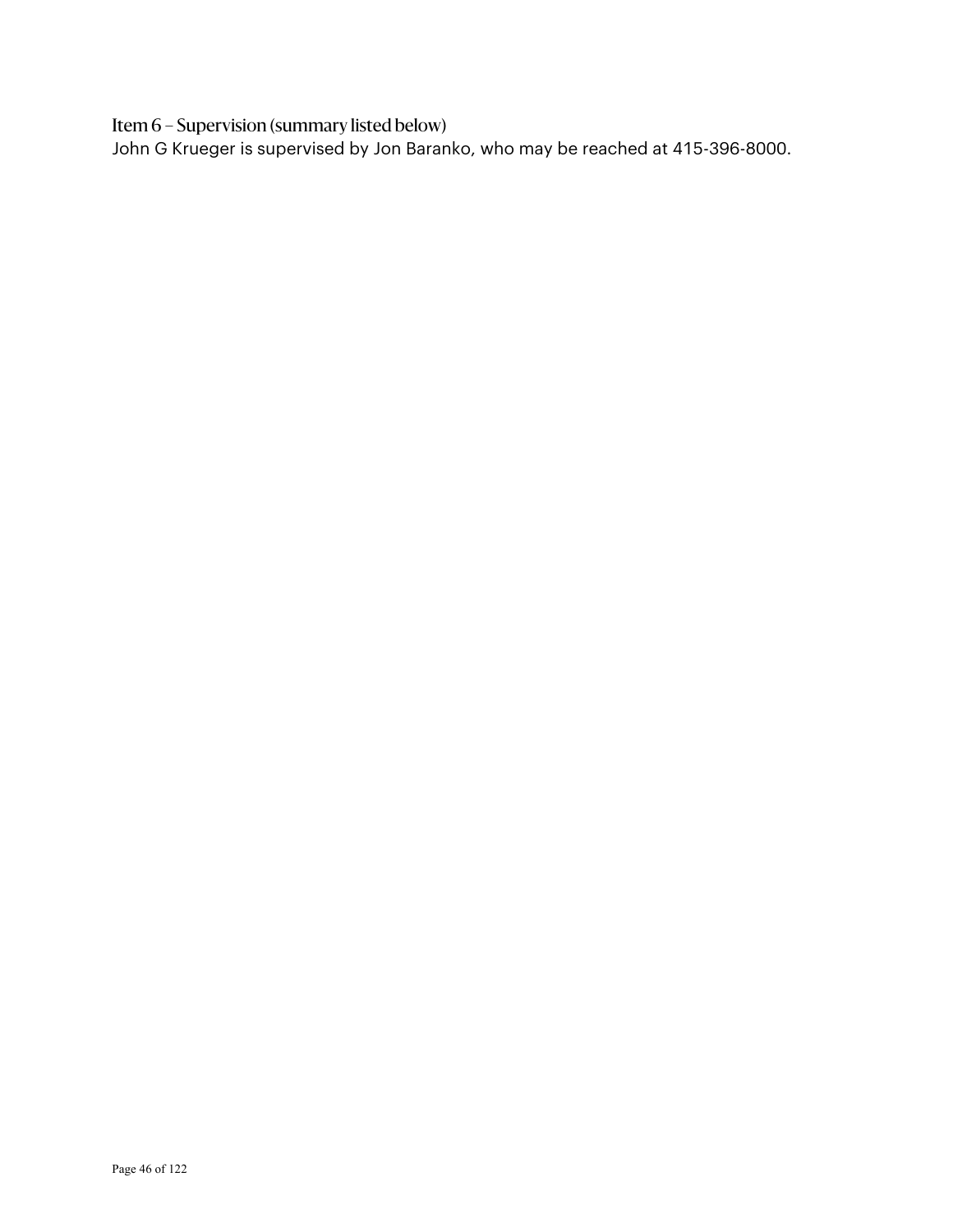## Item 6 – Supervision (summary listed below)

John G Krueger is supervised by Jon Baranko, who may be reached at 415-396-8000.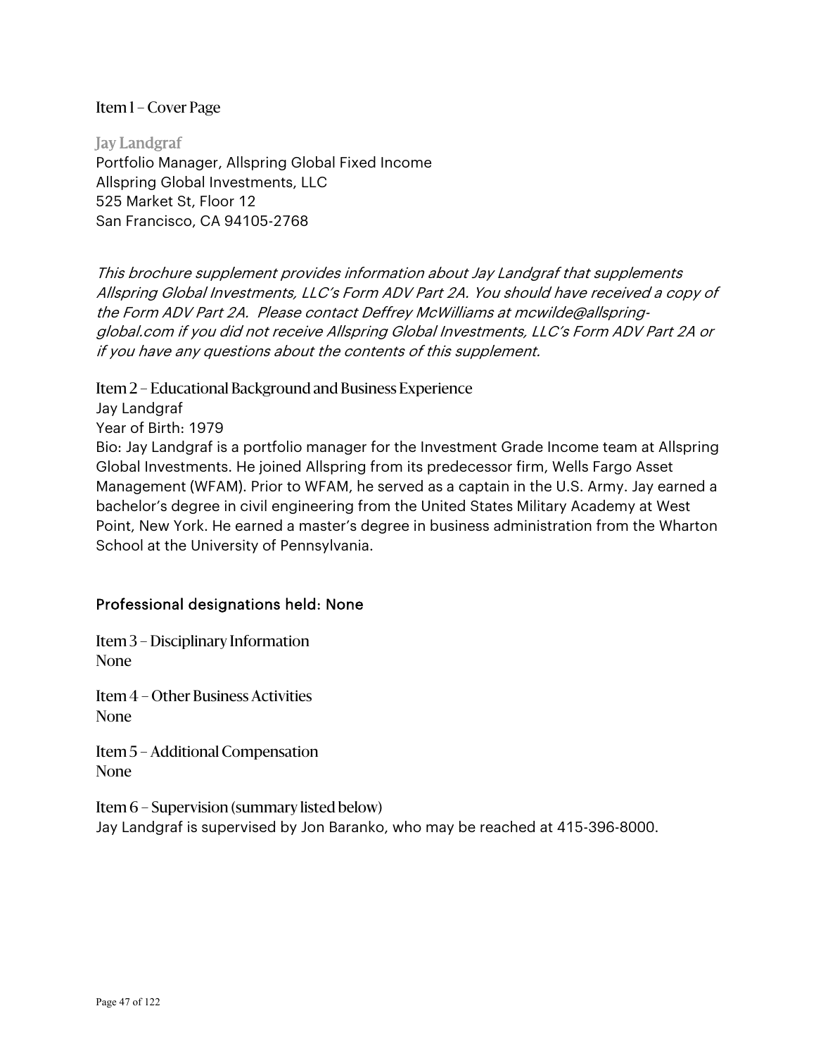## Item 1 – Cover Page

**Jay Landgraf**
Portfolio Manager, Allspring Global Fixed Income
Allspring Global Investments, LLC
525 Market St, Floor 12
San Francisco, CA 94105-2768

*This brochure supplement provides information about Jay Landgraf that supplements Allspring Global Investments, LLC's Form ADV Part 2A. You should have received a copy of the Form ADV Part 2A. Please contact Deffrey McWilliams at mcwilde@allspring-global.com if you did not receive Allspring Global Investments, LLC's Form ADV Part 2A or if you have any questions about the contents of this supplement.*

## Item 2 – Educational Background and Business Experience

Jay Landgraf
Year of Birth: 1979
Bio: Jay Landgraf is a portfolio manager for the Investment Grade Income team at Allspring Global Investments. He joined Allspring from its predecessor firm, Wells Fargo Asset Management (WFAM). Prior to WFAM, he served as a captain in the U.S. Army. Jay earned a bachelor's degree in civil engineering from the United States Military Academy at West Point, New York. He earned a master's degree in business administration from the Wharton School at the University of Pennsylvania.

Professional designations held: None

## Item 3 – Disciplinary Information

None

## Item 4 – Other Business Activities

None

## Item 5 – Additional Compensation

None

## Item 6 – Supervision (summary listed below)

Jay Landgraf is supervised by Jon Baranko, who may be reached at 415-396-8000.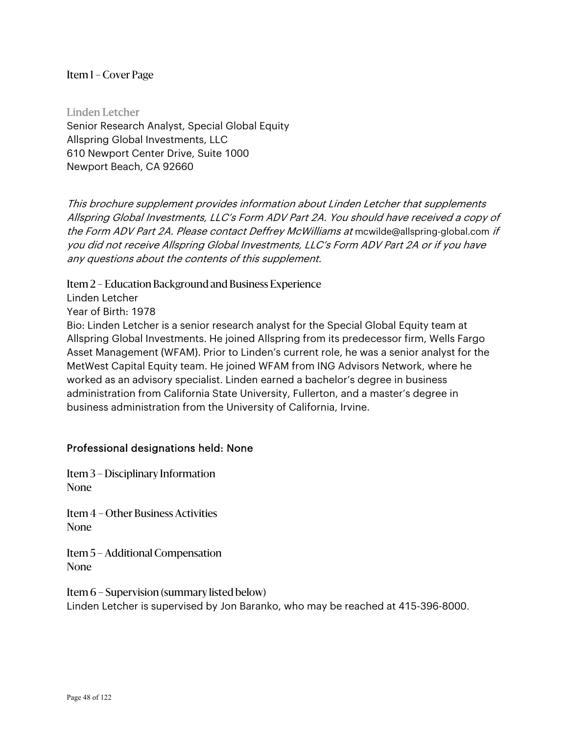## Item 1 – Cover Page

**Linden Letcher**
Senior Research Analyst, Special Global Equity
Allspring Global Investments, LLC
610 Newport Center Drive, Suite 1000
Newport Beach, CA 92660

*This brochure supplement provides information about Linden Letcher that supplements Allspring Global Investments, LLC's Form ADV Part 2A. You should have received a copy of the Form ADV Part 2A. Please contact Deffrey McWilliams at* mcwilde@allspring-global.com *if you did not receive Allspring Global Investments, LLC's Form ADV Part 2A or if you have any questions about the contents of this supplement.*

## Item 2 – Education Background and Business Experience

Linden Letcher
Year of Birth: 1978
Bio: Linden Letcher is a senior research analyst for the Special Global Equity team at Allspring Global Investments. He joined Allspring from its predecessor firm, Wells Fargo Asset Management (WFAM). Prior to Linden's current role, he was a senior analyst for the MetWest Capital Equity team. He joined WFAM from ING Advisors Network, where he worked as an advisory specialist. Linden earned a bachelor's degree in business administration from California State University, Fullerton, and a master's degree in business administration from the University of California, Irvine.

Professional designations held: None

## Item 3 – Disciplinary Information

None

## Item 4 – Other Business Activities

None

## Item 5 – Additional Compensation

None

## Item 6 – Supervision (summary listed below)

Linden Letcher is supervised by Jon Baranko, who may be reached at 415-396-8000.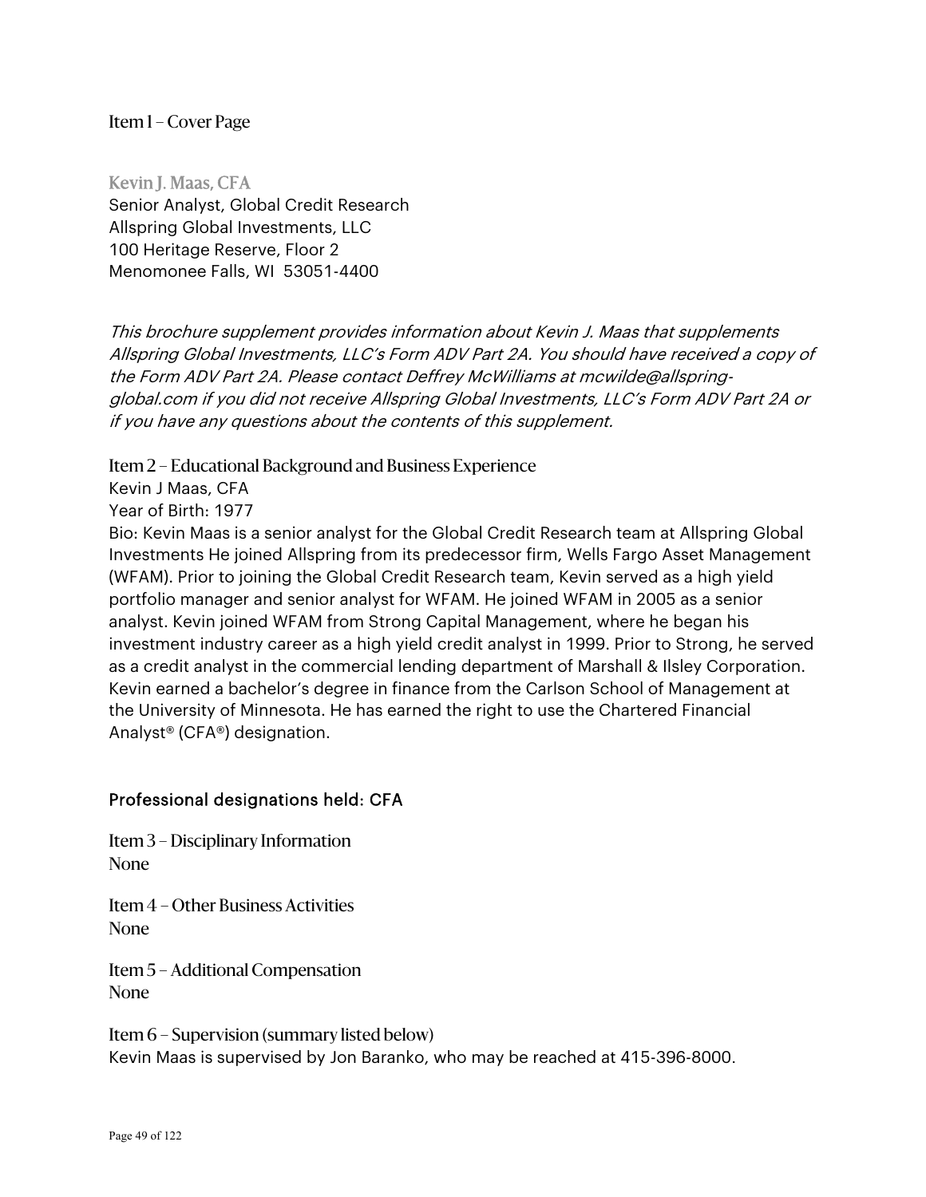## Item 1 – Cover Page

**Kevin J. Maas, CFA**
Senior Analyst, Global Credit Research
Allspring Global Investments, LLC
100 Heritage Reserve, Floor 2
Menomonee Falls, WI 53051-4400

*This brochure supplement provides information about Kevin J. Maas that supplements Allspring Global Investments, LLC's Form ADV Part 2A. You should have received a copy of the Form ADV Part 2A. Please contact Deffrey McWilliams at mcwilde@allspring-global.com if you did not receive Allspring Global Investments, LLC's Form ADV Part 2A or if you have any questions about the contents of this supplement.*

## Item 2 – Educational Background and Business Experience

Kevin J Maas, CFA
Year of Birth: 1977
Bio: Kevin Maas is a senior analyst for the Global Credit Research team at Allspring Global Investments He joined Allspring from its predecessor firm, Wells Fargo Asset Management (WFAM). Prior to joining the Global Credit Research team, Kevin served as a high yield portfolio manager and senior analyst for WFAM. He joined WFAM in 2005 as a senior analyst. Kevin joined WFAM from Strong Capital Management, where he began his investment industry career as a high yield credit analyst in 1999. Prior to Strong, he served as a credit analyst in the commercial lending department of Marshall & Ilsley Corporation. Kevin earned a bachelor's degree in finance from the Carlson School of Management at the University of Minnesota. He has earned the right to use the Chartered Financial Analyst® (CFA®) designation.

Professional designations held: CFA

## Item 3 – Disciplinary Information

None

## Item 4 – Other Business Activities

None

## Item 5 – Additional Compensation

None

## Item 6 – Supervision (summary listed below)

Kevin Maas is supervised by Jon Baranko, who may be reached at 415-396-8000.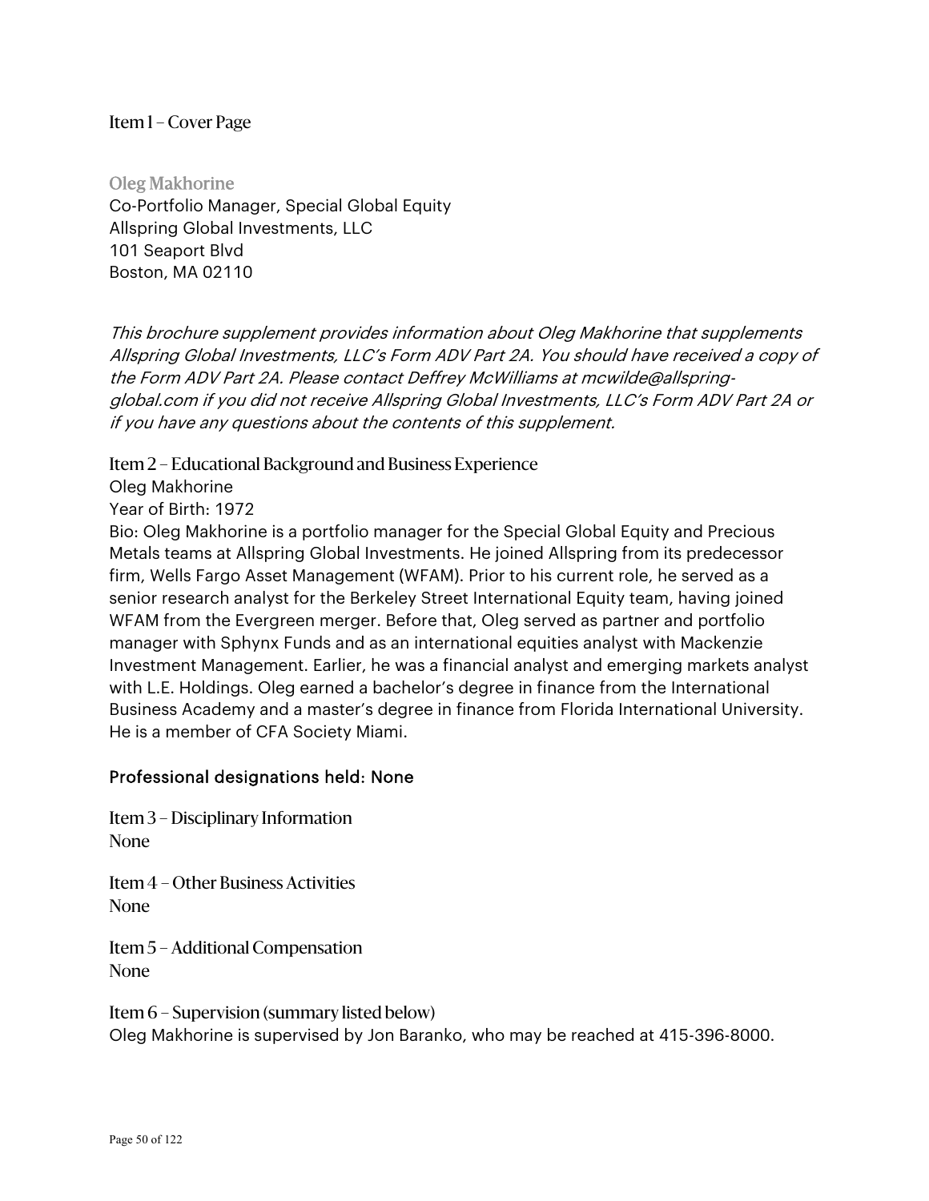## Item 1 – Cover Page

### Oleg Makhorine

Co-Portfolio Manager, Special Global Equity
Allspring Global Investments, LLC
101 Seaport Blvd
Boston, MA 02110

*This brochure supplement provides information about Oleg Makhorine that supplements Allspring Global Investments, LLC's Form ADV Part 2A. You should have received a copy of the Form ADV Part 2A. Please contact Deffrey McWilliams at mcwilde@allspring-global.com if you did not receive Allspring Global Investments, LLC's Form ADV Part 2A or if you have any questions about the contents of this supplement.*

## Item 2 – Educational Background and Business Experience

Oleg Makhorine
Year of Birth: 1972
Bio: Oleg Makhorine is a portfolio manager for the Special Global Equity and Precious Metals teams at Allspring Global Investments. He joined Allspring from its predecessor firm, Wells Fargo Asset Management (WFAM). Prior to his current role, he served as a senior research analyst for the Berkeley Street International Equity team, having joined WFAM from the Evergreen merger. Before that, Oleg served as partner and portfolio manager with Sphynx Funds and as an international equities analyst with Mackenzie Investment Management. Earlier, he was a financial analyst and emerging markets analyst with L.E. Holdings. Oleg earned a bachelor's degree in finance from the International Business Academy and a master's degree in finance from Florida International University. He is a member of CFA Society Miami.

Professional designations held: None

## Item 3 – Disciplinary Information

None

## Item 4 – Other Business Activities

None

## Item 5 – Additional Compensation

None

## Item 6 – Supervision (summary listed below)

Oleg Makhorine is supervised by Jon Baranko, who may be reached at 415-396-8000.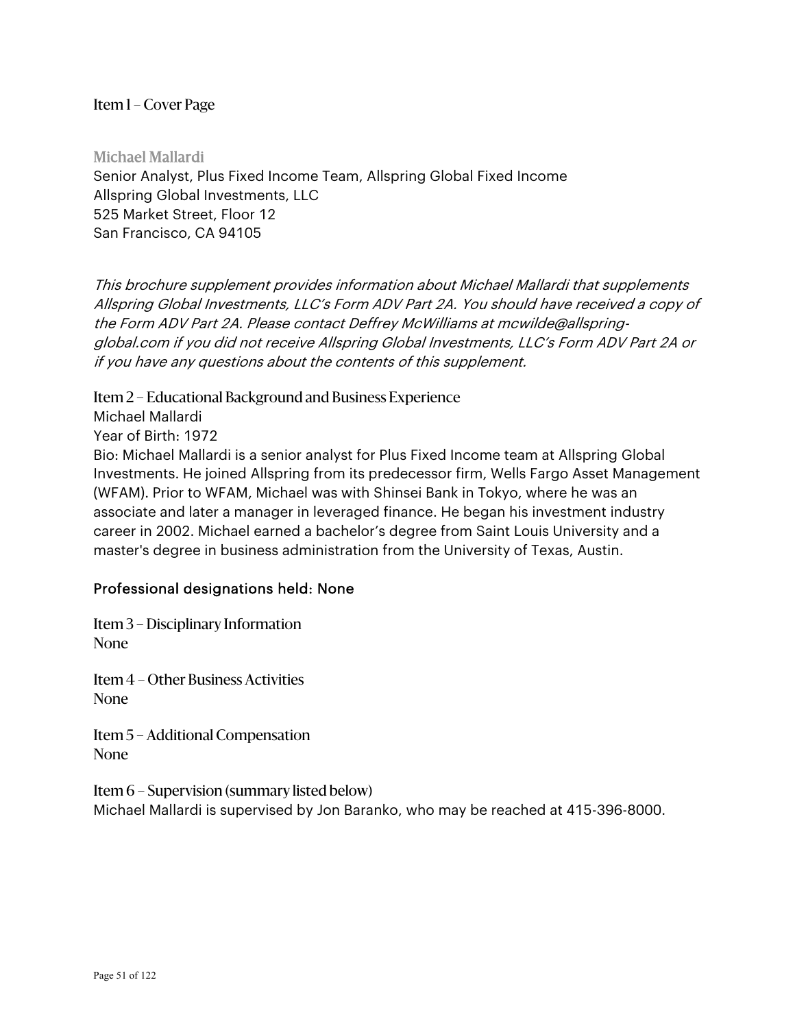## Item 1 – Cover Page

### Michael Mallardi

Senior Analyst, Plus Fixed Income Team, Allspring Global Fixed Income
Allspring Global Investments, LLC
525 Market Street, Floor 12
San Francisco, CA 94105

*This brochure supplement provides information about Michael Mallardi that supplements Allspring Global Investments, LLC's Form ADV Part 2A. You should have received a copy of the Form ADV Part 2A. Please contact Deffrey McWilliams at mcwilde@allspring-global.com if you did not receive Allspring Global Investments, LLC's Form ADV Part 2A or if you have any questions about the contents of this supplement.*

## Item 2 – Educational Background and Business Experience

Michael Mallardi
Year of Birth: 1972
Bio: Michael Mallardi is a senior analyst for Plus Fixed Income team at Allspring Global Investments. He joined Allspring from its predecessor firm, Wells Fargo Asset Management (WFAM). Prior to WFAM, Michael was with Shinsei Bank in Tokyo, where he was an associate and later a manager in leveraged finance. He began his investment industry career in 2002. Michael earned a bachelor's degree from Saint Louis University and a master's degree in business administration from the University of Texas, Austin.

Professional designations held: None

## Item 3 – Disciplinary Information

None

## Item 4 – Other Business Activities

None

## Item 5 – Additional Compensation

None

## Item 6 – Supervision (summary listed below)

Michael Mallardi is supervised by Jon Baranko, who may be reached at 415-396-8000.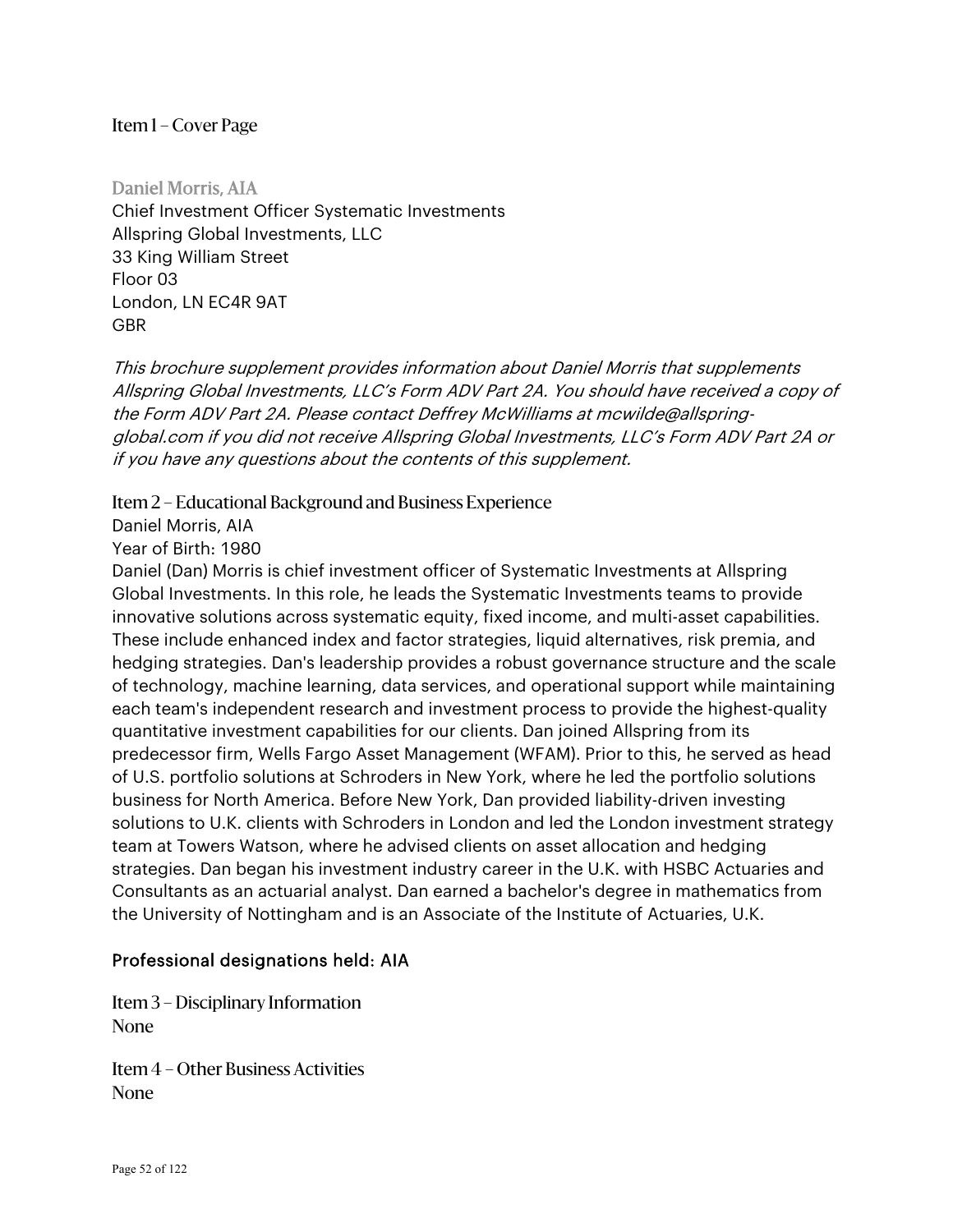## Item 1 – Cover Page

### Daniel Morris, AIA

Chief Investment Officer Systematic Investments
Allspring Global Investments, LLC
33 King William Street
Floor 03
London, LN EC4R 9AT
GBR

*This brochure supplement provides information about Daniel Morris that supplements Allspring Global Investments, LLC's Form ADV Part 2A. You should have received a copy of the Form ADV Part 2A. Please contact Deffrey McWilliams at mcwilde@allspring-global.com if you did not receive Allspring Global Investments, LLC's Form ADV Part 2A or if you have any questions about the contents of this supplement.*

## Item 2 – Educational Background and Business Experience

Daniel Morris, AIA
Year of Birth: 1980

Daniel (Dan) Morris is chief investment officer of Systematic Investments at Allspring Global Investments. In this role, he leads the Systematic Investments teams to provide innovative solutions across systematic equity, fixed income, and multi-asset capabilities. These include enhanced index and factor strategies, liquid alternatives, risk premia, and hedging strategies. Dan's leadership provides a robust governance structure and the scale of technology, machine learning, data services, and operational support while maintaining each team's independent research and investment process to provide the highest-quality quantitative investment capabilities for our clients. Dan joined Allspring from its predecessor firm, Wells Fargo Asset Management (WFAM). Prior to this, he served as head of U.S. portfolio solutions at Schroders in New York, where he led the portfolio solutions business for North America. Before New York, Dan provided liability-driven investing solutions to U.K. clients with Schroders in London and led the London investment strategy team at Towers Watson, where he advised clients on asset allocation and hedging strategies. Dan began his investment industry career in the U.K. with HSBC Actuaries and Consultants as an actuarial analyst. Dan earned a bachelor's degree in mathematics from the University of Nottingham and is an Associate of the Institute of Actuaries, U.K.

Professional designations held: AIA

## Item 3 – Disciplinary Information

None

## Item 4 – Other Business Activities

None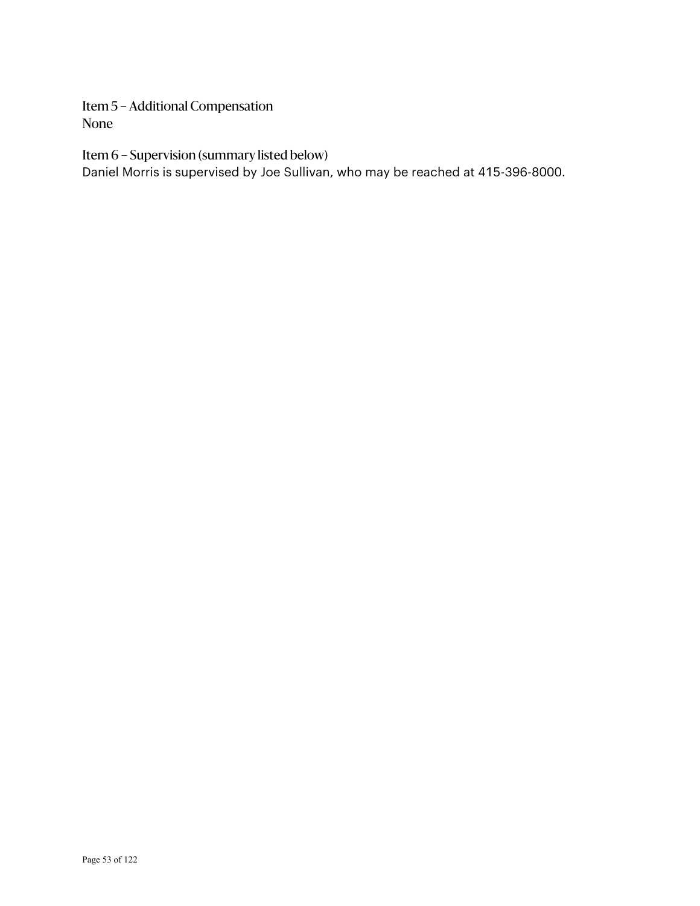### Item 5 – Additional Compensation

None

### Item 6 – Supervision (summary listed below)

Daniel Morris is supervised by Joe Sullivan, who may be reached at 415-396-8000.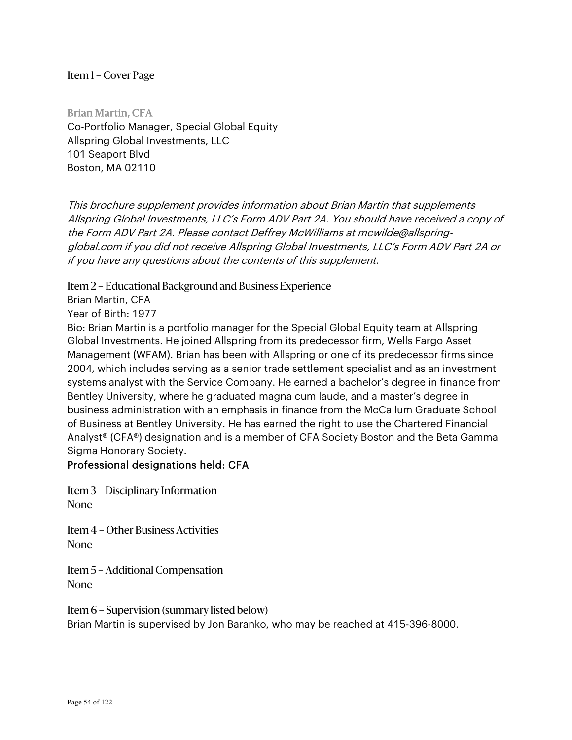## Item 1 – Cover Page

**Brian Martin, CFA**
Co-Portfolio Manager, Special Global Equity
Allspring Global Investments, LLC
101 Seaport Blvd
Boston, MA 02110

*This brochure supplement provides information about Brian Martin that supplements Allspring Global Investments, LLC's Form ADV Part 2A. You should have received a copy of the Form ADV Part 2A. Please contact Deffrey McWilliams at mcwilde@allspring-global.com if you did not receive Allspring Global Investments, LLC's Form ADV Part 2A or if you have any questions about the contents of this supplement.*

## Item 2 – Educational Background and Business Experience

Brian Martin, CFA
Year of Birth: 1977
Bio: Brian Martin is a portfolio manager for the Special Global Equity team at Allspring Global Investments. He joined Allspring from its predecessor firm, Wells Fargo Asset Management (WFAM). Brian has been with Allspring or one of its predecessor firms since 2004, which includes serving as a senior trade settlement specialist and as an investment systems analyst with the Service Company. He earned a bachelor's degree in finance from Bentley University, where he graduated magna cum laude, and a master's degree in business administration with an emphasis in finance from the McCallum Graduate School of Business at Bentley University. He has earned the right to use the Chartered Financial Analyst® (CFA®) designation and is a member of CFA Society Boston and the Beta Gamma Sigma Honorary Society.
**Professional designations held: CFA**

## Item 3 – Disciplinary Information

None

## Item 4 – Other Business Activities

None

## Item 5 – Additional Compensation

None

## Item 6 – Supervision (summary listed below)

Brian Martin is supervised by Jon Baranko, who may be reached at 415-396-8000.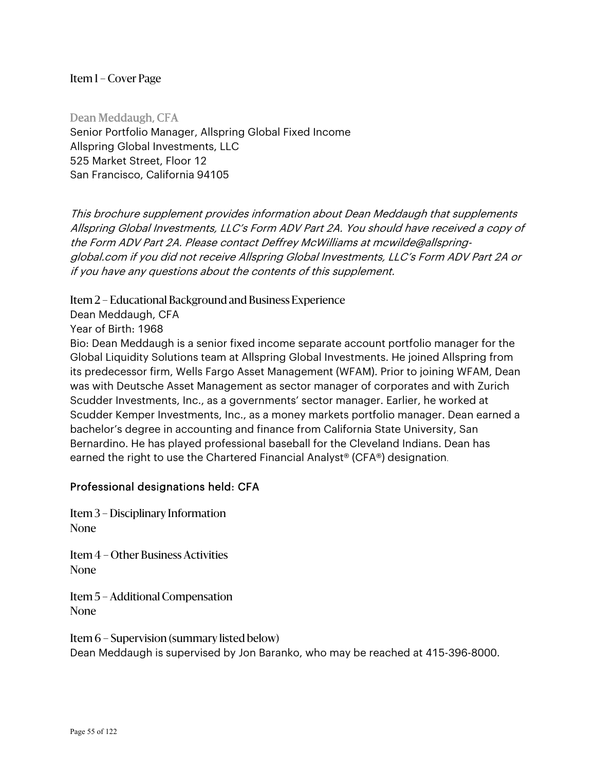## Item 1 – Cover Page

### Dean Meddaugh, CFA

Senior Portfolio Manager, Allspring Global Fixed Income
Allspring Global Investments, LLC
525 Market Street, Floor 12
San Francisco, California 94105

*This brochure supplement provides information about Dean Meddaugh that supplements Allspring Global Investments, LLC's Form ADV Part 2A. You should have received a copy of the Form ADV Part 2A. Please contact Deffrey McWilliams at mcwilde@allspring-global.com if you did not receive Allspring Global Investments, LLC's Form ADV Part 2A or if you have any questions about the contents of this supplement.*

## Item 2 – Educational Background and Business Experience

Dean Meddaugh, CFA
Year of Birth: 1968
Bio: Dean Meddaugh is a senior fixed income separate account portfolio manager for the Global Liquidity Solutions team at Allspring Global Investments. He joined Allspring from its predecessor firm, Wells Fargo Asset Management (WFAM). Prior to joining WFAM, Dean was with Deutsche Asset Management as sector manager of corporates and with Zurich Scudder Investments, Inc., as a governments' sector manager. Earlier, he worked at Scudder Kemper Investments, Inc., as a money markets portfolio manager. Dean earned a bachelor's degree in accounting and finance from California State University, San Bernardino. He has played professional baseball for the Cleveland Indians. Dean has earned the right to use the Chartered Financial Analyst® (CFA®) designation.

Professional designations held: CFA

## Item 3 – Disciplinary Information

None

## Item 4 – Other Business Activities

None

## Item 5 – Additional Compensation

None

## Item 6 – Supervision (summary listed below)

Dean Meddaugh is supervised by Jon Baranko, who may be reached at 415-396-8000.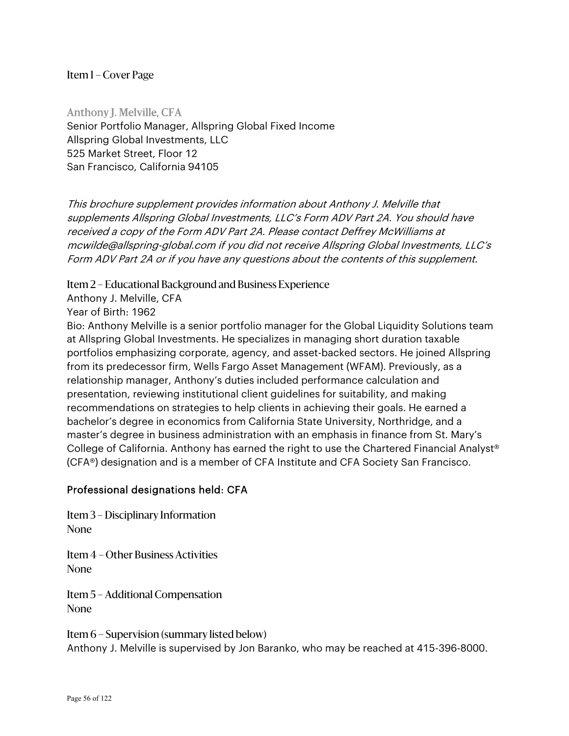## Item 1 – Cover Page

### Anthony J. Melville, CFA

Senior Portfolio Manager, Allspring Global Fixed Income
Allspring Global Investments, LLC
525 Market Street, Floor 12
San Francisco, California 94105

*This brochure supplement provides information about Anthony J. Melville that supplements Allspring Global Investments, LLC's Form ADV Part 2A. You should have received a copy of the Form ADV Part 2A. Please contact Deffrey McWilliams at mcwilde@allspring-global.com if you did not receive Allspring Global Investments, LLC's Form ADV Part 2A or if you have any questions about the contents of this supplement.*

## Item 2 – Educational Background and Business Experience

Anthony J. Melville, CFA
Year of Birth: 1962
Bio: Anthony Melville is a senior portfolio manager for the Global Liquidity Solutions team at Allspring Global Investments. He specializes in managing short duration taxable portfolios emphasizing corporate, agency, and asset-backed sectors. He joined Allspring from its predecessor firm, Wells Fargo Asset Management (WFAM). Previously, as a relationship manager, Anthony's duties included performance calculation and presentation, reviewing institutional client guidelines for suitability, and making recommendations on strategies to help clients in achieving their goals. He earned a bachelor's degree in economics from California State University, Northridge, and a master's degree in business administration with an emphasis in finance from St. Mary's College of California. Anthony has earned the right to use the Chartered Financial Analyst® (CFA®) designation and is a member of CFA Institute and CFA Society San Francisco.

Professional designations held: CFA

## Item 3 – Disciplinary Information

None

## Item 4 – Other Business Activities

None

## Item 5 – Additional Compensation

None

## Item 6 – Supervision (summary listed below)

Anthony J. Melville is supervised by Jon Baranko, who may be reached at 415-396-8000.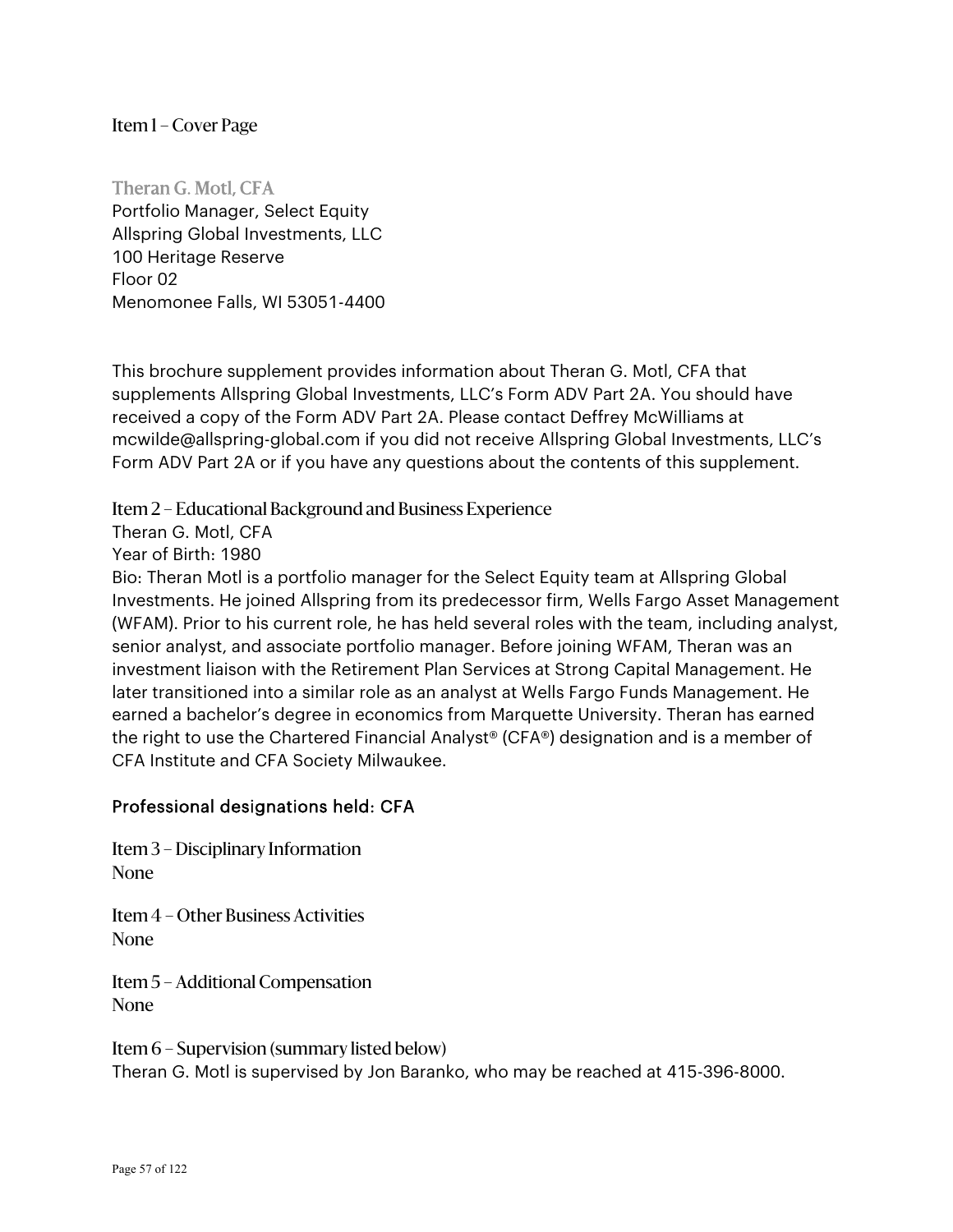## Item 1 – Cover Page

### Theran G. Motl, CFA

Portfolio Manager, Select Equity
Allspring Global Investments, LLC
100 Heritage Reserve
Floor 02
Menomonee Falls, WI 53051-4400

This brochure supplement provides information about Theran G. Motl, CFA that supplements Allspring Global Investments, LLC's Form ADV Part 2A. You should have received a copy of the Form ADV Part 2A. Please contact Deffrey McWilliams at mcwilde@allspring-global.com if you did not receive Allspring Global Investments, LLC's Form ADV Part 2A or if you have any questions about the contents of this supplement.

## Item 2 – Educational Background and Business Experience

Theran G. Motl, CFA
Year of Birth: 1980
Bio: Theran Motl is a portfolio manager for the Select Equity team at Allspring Global Investments. He joined Allspring from its predecessor firm, Wells Fargo Asset Management (WFAM). Prior to his current role, he has held several roles with the team, including analyst, senior analyst, and associate portfolio manager. Before joining WFAM, Theran was an investment liaison with the Retirement Plan Services at Strong Capital Management. He later transitioned into a similar role as an analyst at Wells Fargo Funds Management. He earned a bachelor's degree in economics from Marquette University. Theran has earned the right to use the Chartered Financial Analyst® (CFA®) designation and is a member of CFA Institute and CFA Society Milwaukee.

Professional designations held: CFA

## Item 3 – Disciplinary Information

None

## Item 4 – Other Business Activities

None

## Item 5 – Additional Compensation

None

## Item 6 – Supervision (summary listed below)

Theran G. Motl is supervised by Jon Baranko, who may be reached at 415-396-8000.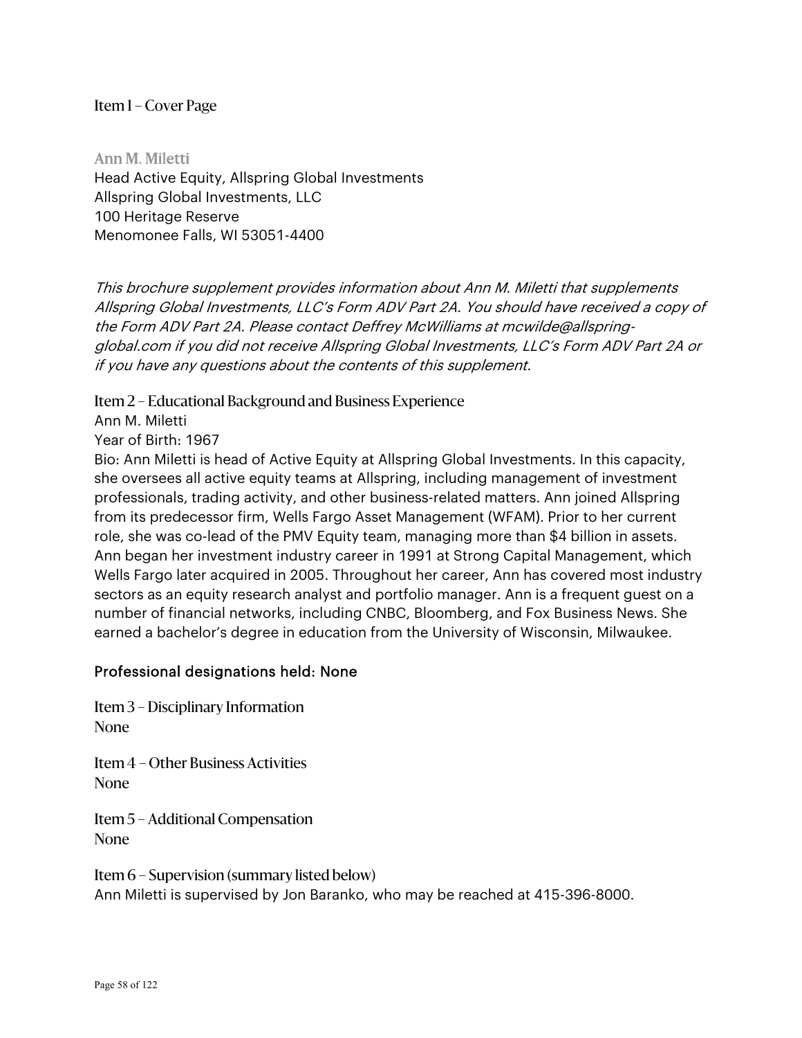## Item 1 – Cover Page

**Ann M. Miletti**
Head Active Equity, Allspring Global Investments
Allspring Global Investments, LLC
100 Heritage Reserve
Menomonee Falls, WI 53051-4400

*This brochure supplement provides information about Ann M. Miletti that supplements Allspring Global Investments, LLC's Form ADV Part 2A. You should have received a copy of the Form ADV Part 2A. Please contact Deffrey McWilliams at mcwilde@allspring-global.com if you did not receive Allspring Global Investments, LLC's Form ADV Part 2A or if you have any questions about the contents of this supplement.*

## Item 2 – Educational Background and Business Experience

Ann M. Miletti

Year of Birth: 1967

Bio: Ann Miletti is head of Active Equity at Allspring Global Investments. In this capacity, she oversees all active equity teams at Allspring, including management of investment professionals, trading activity, and other business-related matters. Ann joined Allspring from its predecessor firm, Wells Fargo Asset Management (WFAM). Prior to her current role, she was co-lead of the PMV Equity team, managing more than $4 billion in assets. Ann began her investment industry career in 1991 at Strong Capital Management, which Wells Fargo later acquired in 2005. Throughout her career, Ann has covered most industry sectors as an equity research analyst and portfolio manager. Ann is a frequent guest on a number of financial networks, including CNBC, Bloomberg, and Fox Business News. She earned a bachelor's degree in education from the University of Wisconsin, Milwaukee.

Professional designations held: None

## Item 3 – Disciplinary Information

None

## Item 4 – Other Business Activities

None

## Item 5 – Additional Compensation

None

## Item 6 – Supervision (summary listed below)

Ann Miletti is supervised by Jon Baranko, who may be reached at 415-396-8000.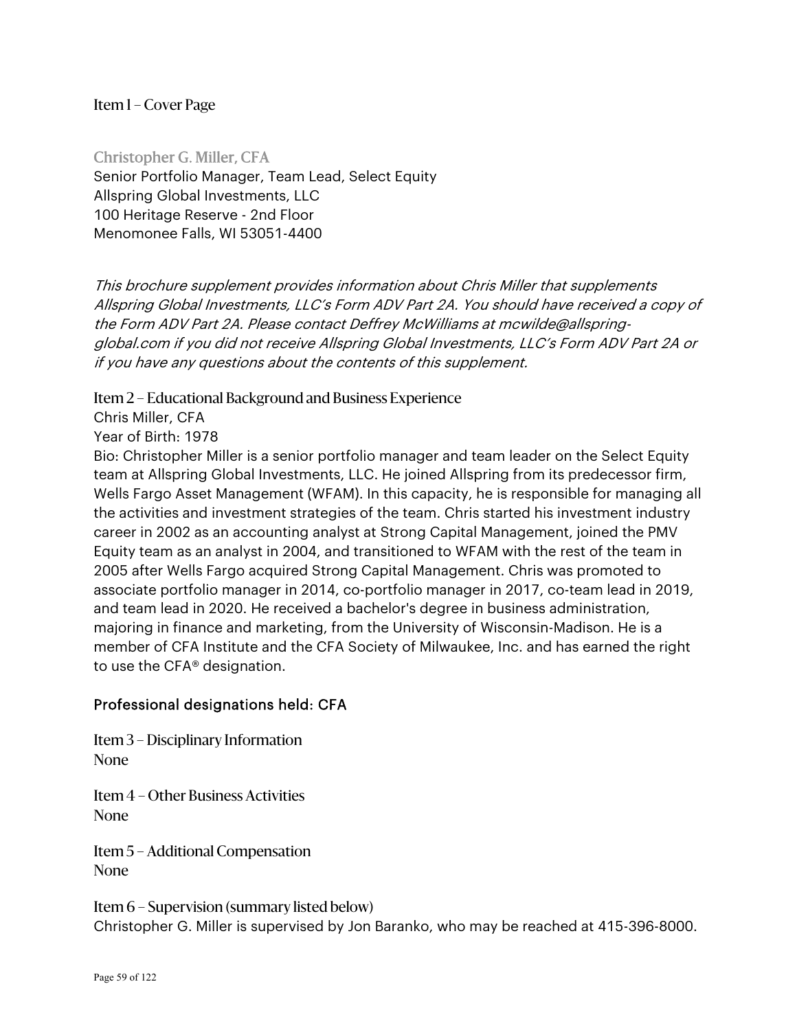## Item 1 – Cover Page

### Christopher G. Miller, CFA

Senior Portfolio Manager, Team Lead, Select Equity
Allspring Global Investments, LLC
100 Heritage Reserve - 2nd Floor
Menomonee Falls, WI 53051-4400

*This brochure supplement provides information about Chris Miller that supplements Allspring Global Investments, LLC's Form ADV Part 2A. You should have received a copy of the Form ADV Part 2A. Please contact Deffrey McWilliams at mcwilde@allspring-global.com if you did not receive Allspring Global Investments, LLC's Form ADV Part 2A or if you have any questions about the contents of this supplement.*

## Item 2 – Educational Background and Business Experience

Chris Miller, CFA

Year of Birth: 1978

Bio: Christopher Miller is a senior portfolio manager and team leader on the Select Equity team at Allspring Global Investments, LLC. He joined Allspring from its predecessor firm, Wells Fargo Asset Management (WFAM). In this capacity, he is responsible for managing all the activities and investment strategies of the team. Chris started his investment industry career in 2002 as an accounting analyst at Strong Capital Management, joined the PMV Equity team as an analyst in 2004, and transitioned to WFAM with the rest of the team in 2005 after Wells Fargo acquired Strong Capital Management. Chris was promoted to associate portfolio manager in 2014, co-portfolio manager in 2017, co-team lead in 2019, and team lead in 2020. He received a bachelor's degree in business administration, majoring in finance and marketing, from the University of Wisconsin-Madison. He is a member of CFA Institute and the CFA Society of Milwaukee, Inc. and has earned the right to use the CFA® designation.

Professional designations held: CFA

## Item 3 – Disciplinary Information

None

## Item 4 – Other Business Activities

None

## Item 5 – Additional Compensation

None

## Item 6 – Supervision (summary listed below)

Christopher G. Miller is supervised by Jon Baranko, who may be reached at 415-396-8000.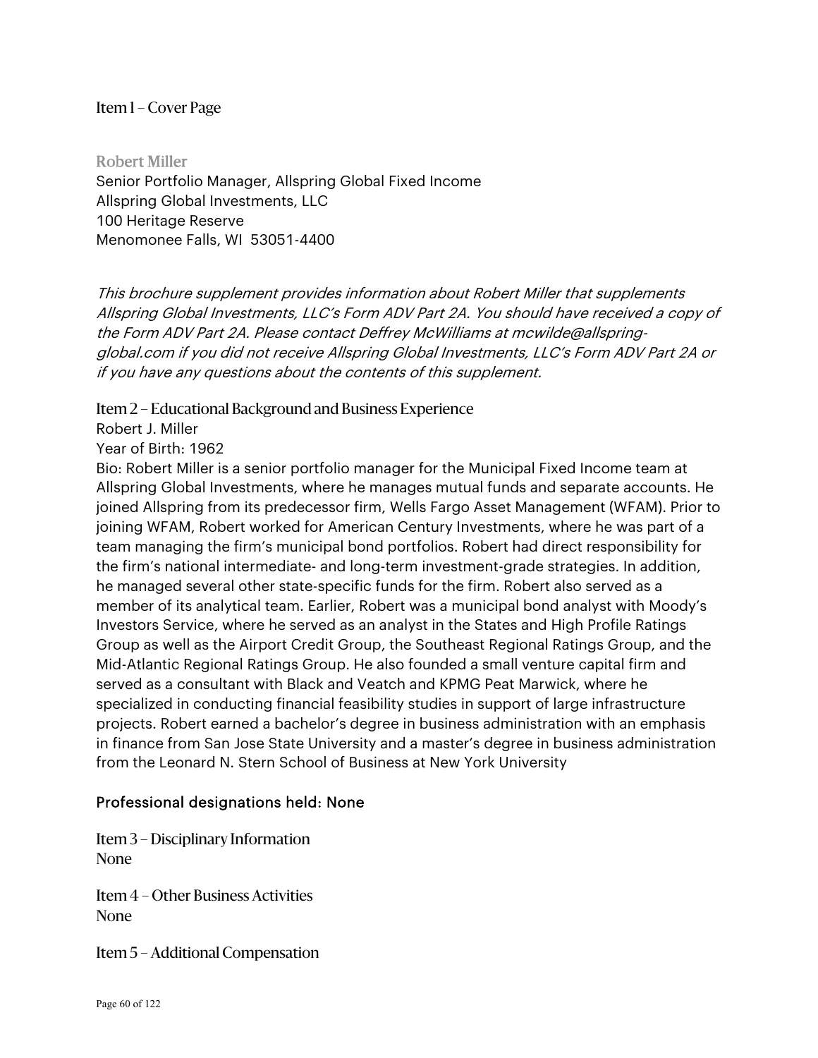## Item 1 – Cover Page

### Robert Miller

Senior Portfolio Manager, Allspring Global Fixed Income
Allspring Global Investments, LLC
100 Heritage Reserve
Menomonee Falls, WI 53051-4400

*This brochure supplement provides information about Robert Miller that supplements Allspring Global Investments, LLC's Form ADV Part 2A. You should have received a copy of the Form ADV Part 2A. Please contact Deffrey McWilliams at mcwilde@allspring-global.com if you did not receive Allspring Global Investments, LLC's Form ADV Part 2A or if you have any questions about the contents of this supplement.*

## Item 2 – Educational Background and Business Experience

Robert J. Miller

Year of Birth: 1962

Bio: Robert Miller is a senior portfolio manager for the Municipal Fixed Income team at Allspring Global Investments, where he manages mutual funds and separate accounts. He joined Allspring from its predecessor firm, Wells Fargo Asset Management (WFAM). Prior to joining WFAM, Robert worked for American Century Investments, where he was part of a team managing the firm's municipal bond portfolios. Robert had direct responsibility for the firm's national intermediate- and long-term investment-grade strategies. In addition, he managed several other state-specific funds for the firm. Robert also served as a member of its analytical team. Earlier, Robert was a municipal bond analyst with Moody's Investors Service, where he served as an analyst in the States and High Profile Ratings Group as well as the Airport Credit Group, the Southeast Regional Ratings Group, and the Mid-Atlantic Regional Ratings Group. He also founded a small venture capital firm and served as a consultant with Black and Veatch and KPMG Peat Marwick, where he specialized in conducting financial feasibility studies in support of large infrastructure projects. Robert earned a bachelor's degree in business administration with an emphasis in finance from San Jose State University and a master's degree in business administration from the Leonard N. Stern School of Business at New York University

Professional designations held: None

## Item 3 – Disciplinary Information

None

## Item 4 – Other Business Activities

None

## Item 5 – Additional Compensation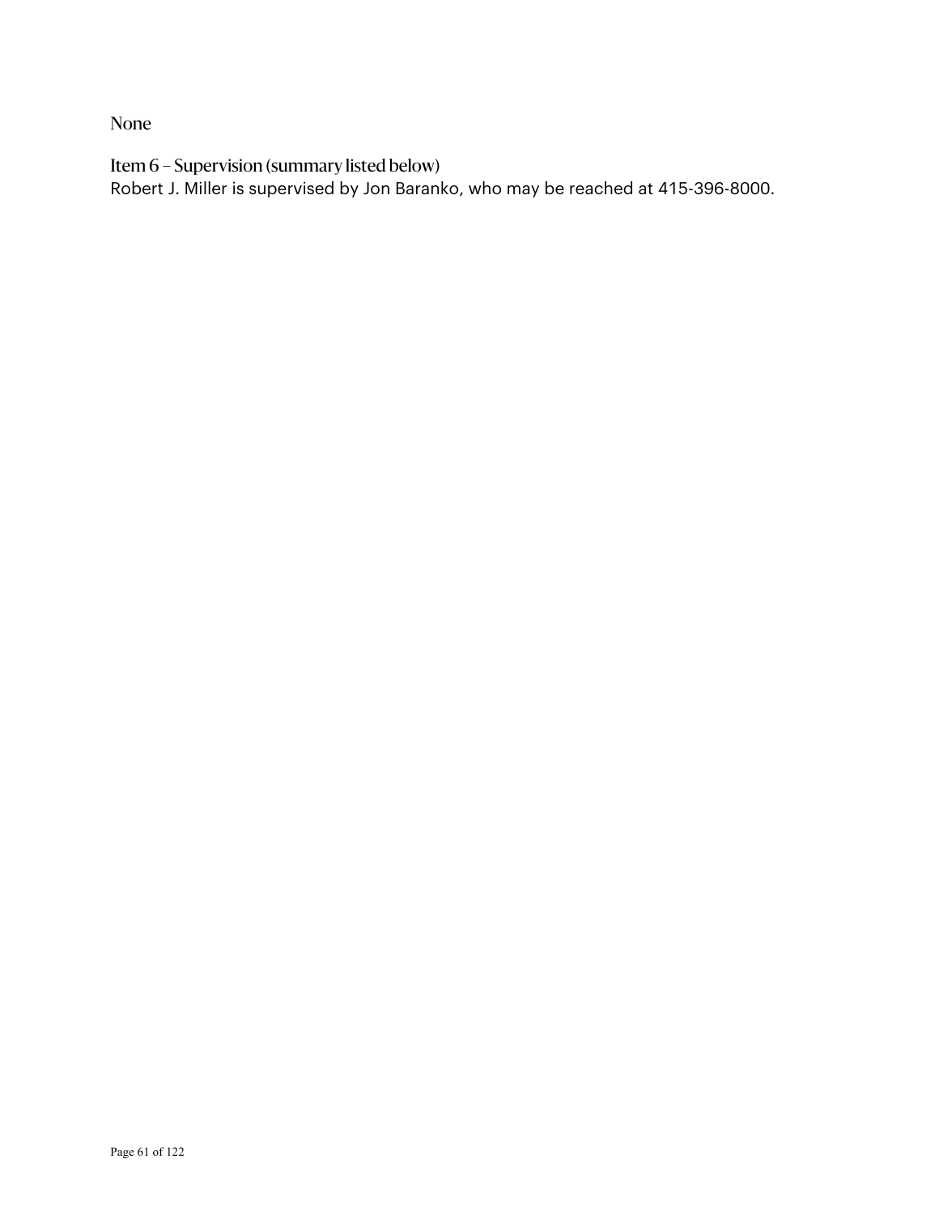None

## Item 6 – Supervision (summary listed below)

Robert J. Miller is supervised by Jon Baranko, who may be reached at 415-396-8000.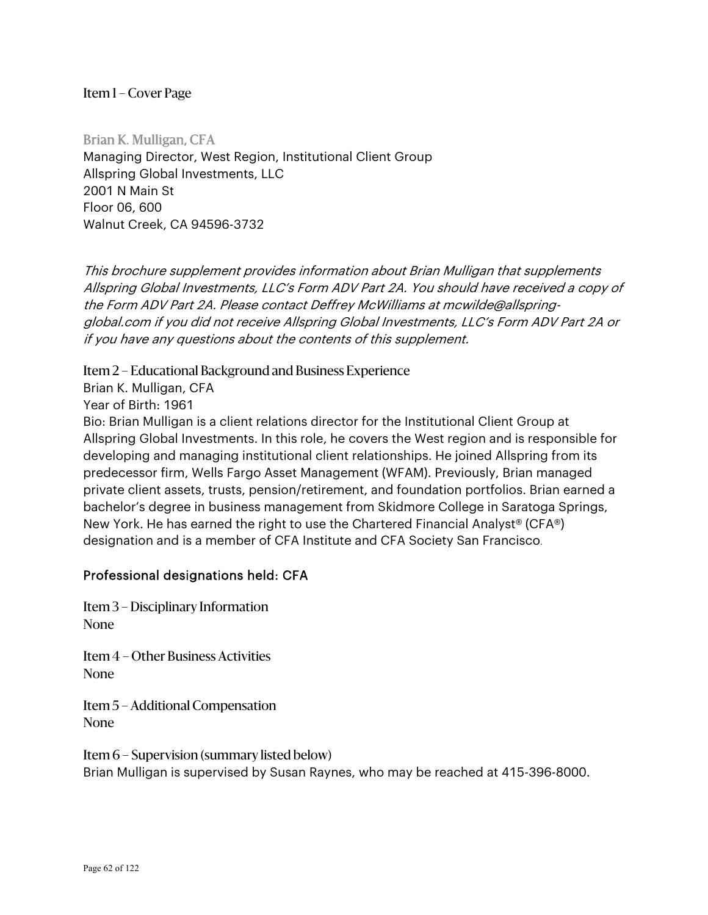## Item 1 – Cover Page

### Brian K. Mulligan, CFA

Managing Director, West Region, Institutional Client Group
Allspring Global Investments, LLC
2001 N Main St
Floor 06, 600
Walnut Creek, CA 94596-3732

*This brochure supplement provides information about Brian Mulligan that supplements Allspring Global Investments, LLC's Form ADV Part 2A. You should have received a copy of the Form ADV Part 2A. Please contact Deffrey McWilliams at mcwilde@allspring-global.com if you did not receive Allspring Global Investments, LLC's Form ADV Part 2A or if you have any questions about the contents of this supplement.*

## Item 2 – Educational Background and Business Experience

Brian K. Mulligan, CFA
Year of Birth: 1961
Bio: Brian Mulligan is a client relations director for the Institutional Client Group at Allspring Global Investments. In this role, he covers the West region and is responsible for developing and managing institutional client relationships. He joined Allspring from its predecessor firm, Wells Fargo Asset Management (WFAM). Previously, Brian managed private client assets, trusts, pension/retirement, and foundation portfolios. Brian earned a bachelor's degree in business management from Skidmore College in Saratoga Springs, New York. He has earned the right to use the Chartered Financial Analyst® (CFA®) designation and is a member of CFA Institute and CFA Society San Francisco.

Professional designations held: CFA

## Item 3 – Disciplinary Information

None

## Item 4 – Other Business Activities

None

## Item 5 – Additional Compensation

None

## Item 6 – Supervision (summary listed below)

Brian Mulligan is supervised by Susan Raynes, who may be reached at 415-396-8000.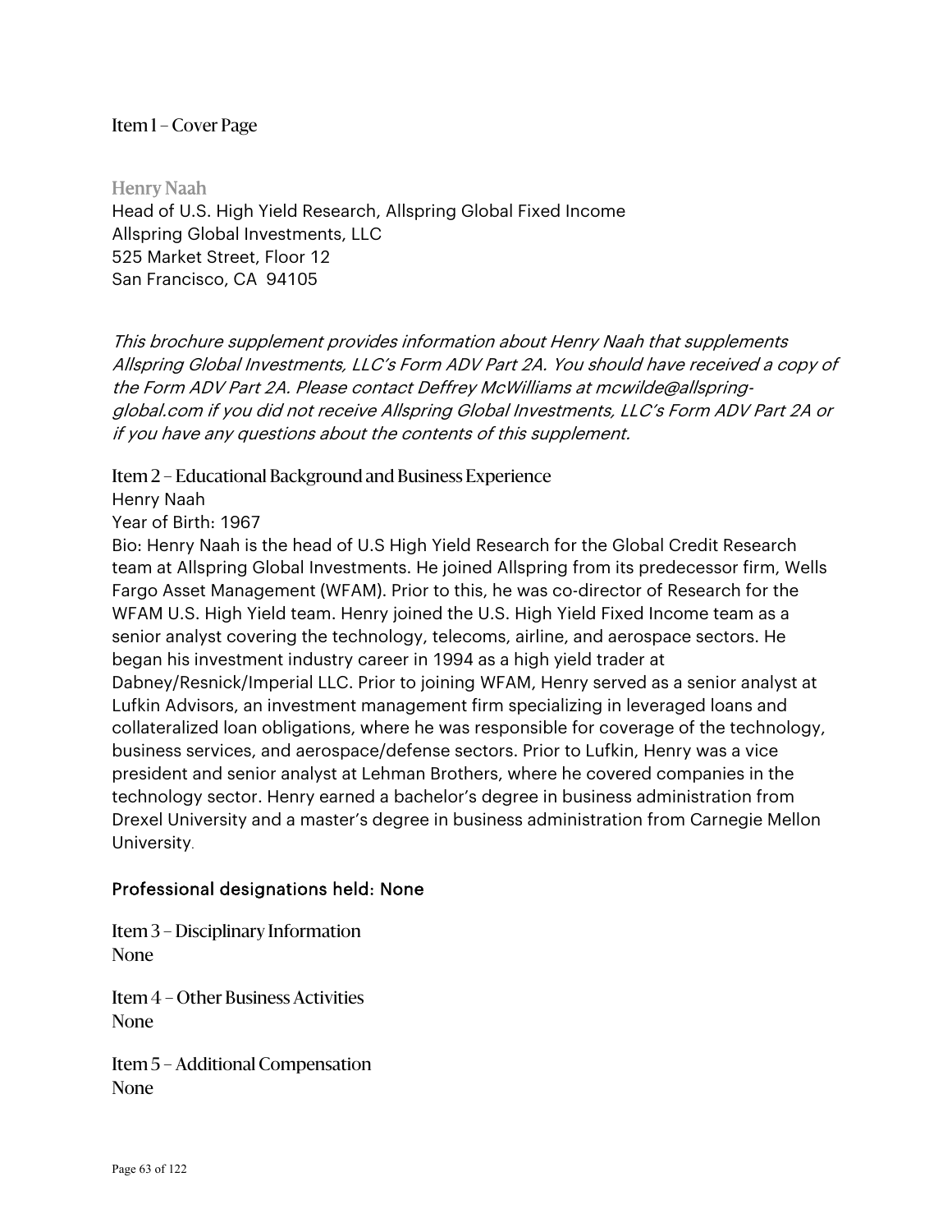## Item 1 – Cover Page

**Henry Naah**
Head of U.S. High Yield Research, Allspring Global Fixed Income
Allspring Global Investments, LLC
525 Market Street, Floor 12
San Francisco, CA 94105

*This brochure supplement provides information about Henry Naah that supplements Allspring Global Investments, LLC's Form ADV Part 2A. You should have received a copy of the Form ADV Part 2A. Please contact Deffrey McWilliams at mcwilde@allspring-global.com if you did not receive Allspring Global Investments, LLC's Form ADV Part 2A or if you have any questions about the contents of this supplement.*

## Item 2 – Educational Background and Business Experience

Henry Naah
Year of Birth: 1967
Bio: Henry Naah is the head of U.S High Yield Research for the Global Credit Research team at Allspring Global Investments. He joined Allspring from its predecessor firm, Wells Fargo Asset Management (WFAM). Prior to this, he was co-director of Research for the WFAM U.S. High Yield team. Henry joined the U.S. High Yield Fixed Income team as a senior analyst covering the technology, telecoms, airline, and aerospace sectors. He began his investment industry career in 1994 as a high yield trader at Dabney/Resnick/Imperial LLC. Prior to joining WFAM, Henry served as a senior analyst at Lufkin Advisors, an investment management firm specializing in leveraged loans and collateralized loan obligations, where he was responsible for coverage of the technology, business services, and aerospace/defense sectors. Prior to Lufkin, Henry was a vice president and senior analyst at Lehman Brothers, where he covered companies in the technology sector. Henry earned a bachelor's degree in business administration from Drexel University and a master's degree in business administration from Carnegie Mellon University.

Professional designations held: None

## Item 3 – Disciplinary Information

None

## Item 4 – Other Business Activities

None

## Item 5 – Additional Compensation

None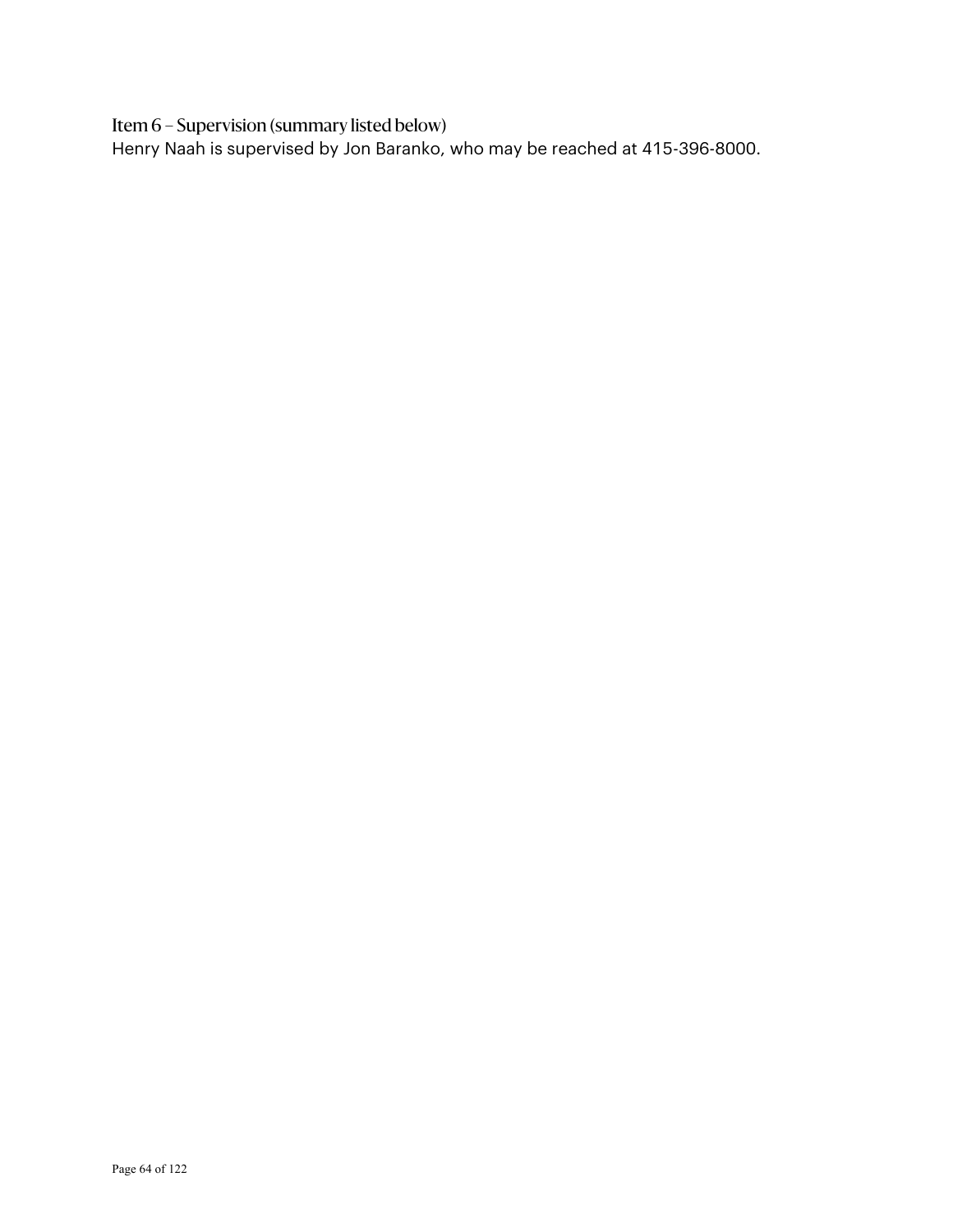## Item 6 – Supervision (summary listed below)

Henry Naah is supervised by Jon Baranko, who may be reached at 415-396-8000.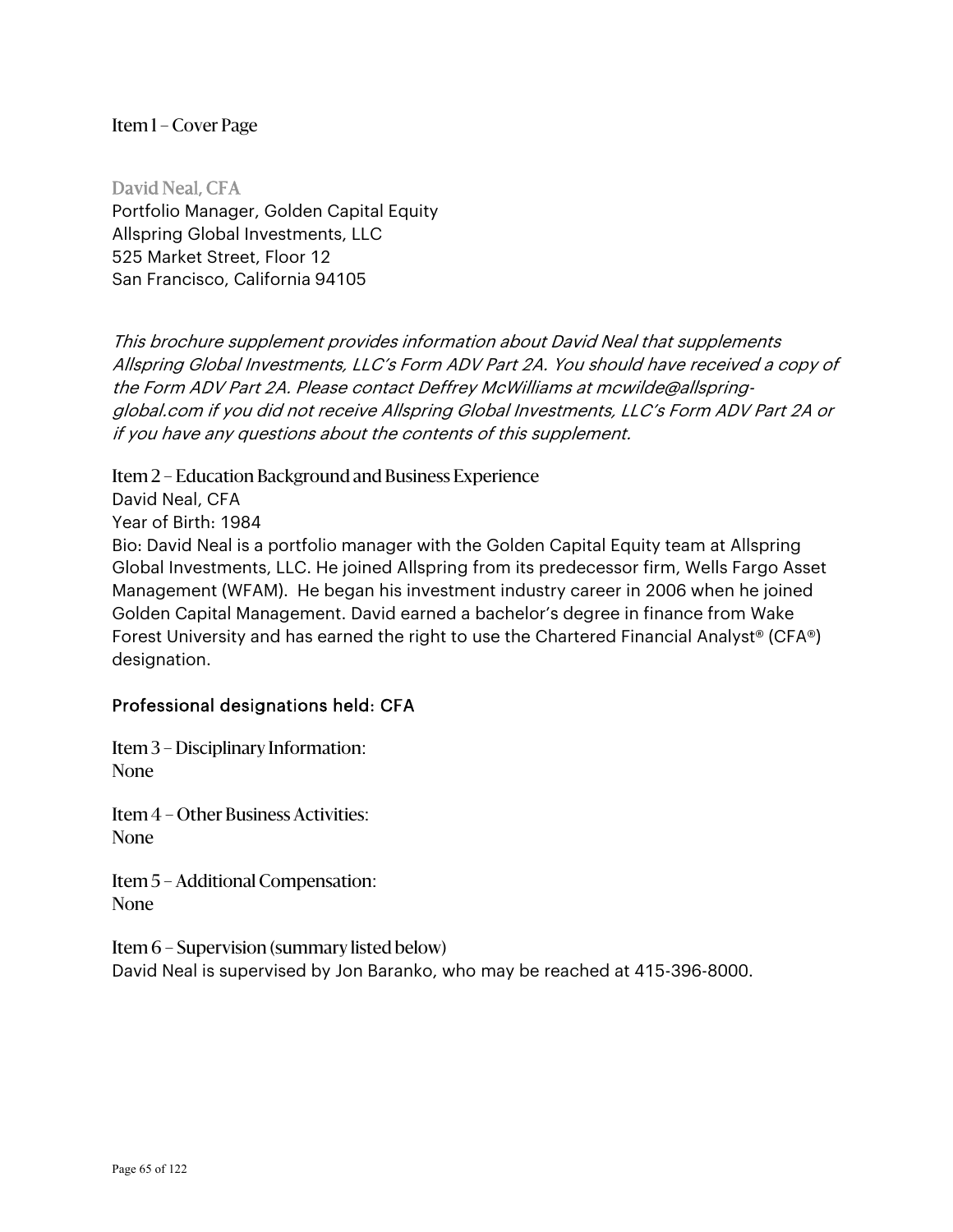## Item 1 – Cover Page

### David Neal, CFA

Portfolio Manager, Golden Capital Equity
Allspring Global Investments, LLC
525 Market Street, Floor 12
San Francisco, California 94105

*This brochure supplement provides information about David Neal that supplements Allspring Global Investments, LLC's Form ADV Part 2A. You should have received a copy of the Form ADV Part 2A. Please contact Deffrey McWilliams at mcwilde@allspring-global.com if you did not receive Allspring Global Investments, LLC's Form ADV Part 2A or if you have any questions about the contents of this supplement.*

## Item 2 – Education Background and Business Experience

David Neal, CFA

Year of Birth: 1984

Bio: David Neal is a portfolio manager with the Golden Capital Equity team at Allspring Global Investments, LLC. He joined Allspring from its predecessor firm, Wells Fargo Asset Management (WFAM). He began his investment industry career in 2006 when he joined Golden Capital Management. David earned a bachelor's degree in finance from Wake Forest University and has earned the right to use the Chartered Financial Analyst® (CFA®) designation.

Professional designations held: CFA

## Item 3 – Disciplinary Information:

None

## Item 4 – Other Business Activities:

None

## Item 5 – Additional Compensation:

None

## Item 6 – Supervision (summary listed below)

David Neal is supervised by Jon Baranko, who may be reached at 415-396-8000.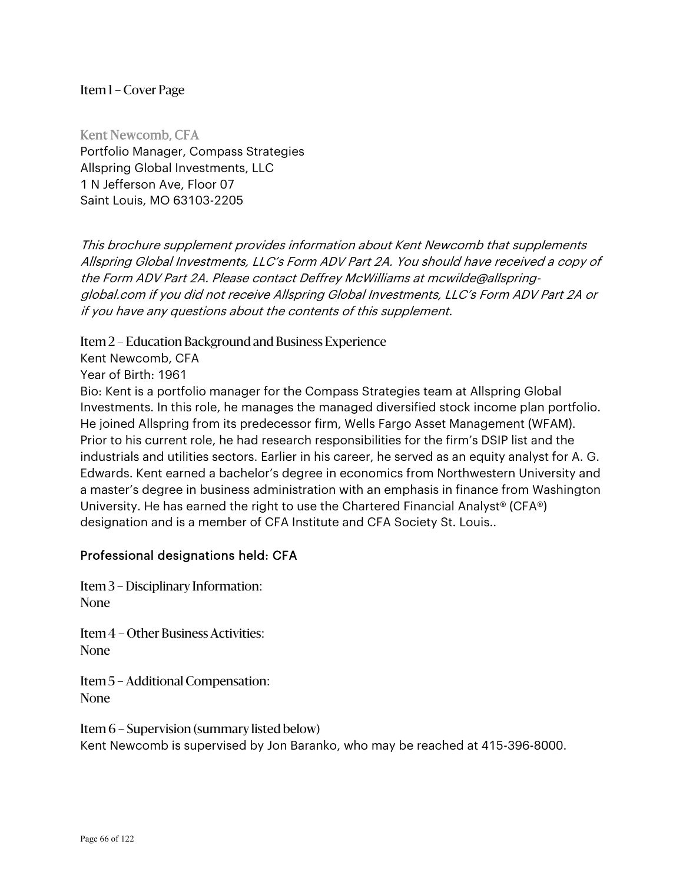## Item 1 – Cover Page

### Kent Newcomb, CFA

Portfolio Manager, Compass Strategies
Allspring Global Investments, LLC
1 N Jefferson Ave, Floor 07
Saint Louis, MO 63103-2205

*This brochure supplement provides information about Kent Newcomb that supplements Allspring Global Investments, LLC's Form ADV Part 2A. You should have received a copy of the Form ADV Part 2A. Please contact Deffrey McWilliams at mcwilde@allspring-global.com if you did not receive Allspring Global Investments, LLC's Form ADV Part 2A or if you have any questions about the contents of this supplement.*

## Item 2 – Education Background and Business Experience

Kent Newcomb, CFA
Year of Birth: 1961
Bio: Kent is a portfolio manager for the Compass Strategies team at Allspring Global Investments. In this role, he manages the managed diversified stock income plan portfolio. He joined Allspring from its predecessor firm, Wells Fargo Asset Management (WFAM). Prior to his current role, he had research responsibilities for the firm's DSIP list and the industrials and utilities sectors. Earlier in his career, he served as an equity analyst for A. G. Edwards. Kent earned a bachelor's degree in economics from Northwestern University and a master's degree in business administration with an emphasis in finance from Washington University. He has earned the right to use the Chartered Financial Analyst® (CFA®) designation and is a member of CFA Institute and CFA Society St. Louis..

Professional designations held: CFA

## Item 3 – Disciplinary Information:

None

## Item 4 – Other Business Activities:

None

## Item 5 – Additional Compensation:

None

## Item 6 – Supervision (summary listed below)

Kent Newcomb is supervised by Jon Baranko, who may be reached at 415-396-8000.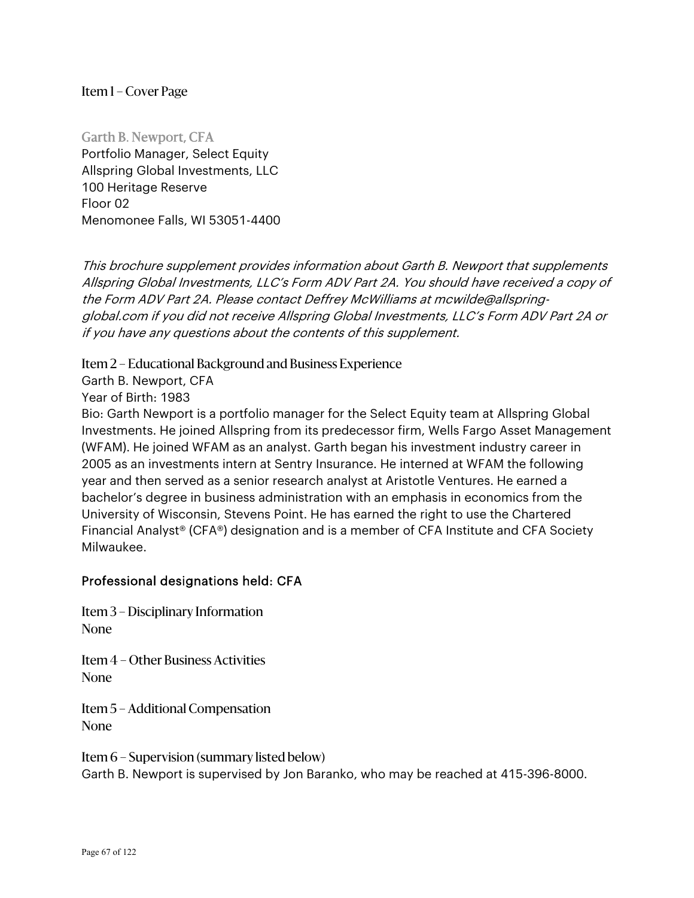## Item 1 – Cover Page

**Garth B. Newport, CFA**
Portfolio Manager, Select Equity
Allspring Global Investments, LLC
100 Heritage Reserve
Floor 02
Menomonee Falls, WI 53051-4400

*This brochure supplement provides information about Garth B. Newport that supplements Allspring Global Investments, LLC's Form ADV Part 2A. You should have received a copy of the Form ADV Part 2A. Please contact Deffrey McWilliams at mcwilde@allspring-global.com if you did not receive Allspring Global Investments, LLC's Form ADV Part 2A or if you have any questions about the contents of this supplement.*

## Item 2 – Educational Background and Business Experience

Garth B. Newport, CFA

Year of Birth: 1983

Bio: Garth Newport is a portfolio manager for the Select Equity team at Allspring Global Investments. He joined Allspring from its predecessor firm, Wells Fargo Asset Management (WFAM). He joined WFAM as an analyst. Garth began his investment industry career in 2005 as an investments intern at Sentry Insurance. He interned at WFAM the following year and then served as a senior research analyst at Aristotle Ventures. He earned a bachelor's degree in business administration with an emphasis in economics from the University of Wisconsin, Stevens Point. He has earned the right to use the Chartered Financial Analyst® (CFA®) designation and is a member of CFA Institute and CFA Society Milwaukee.

Professional designations held: CFA

## Item 3 – Disciplinary Information

None

## Item 4 – Other Business Activities

None

## Item 5 – Additional Compensation

None

## Item 6 – Supervision (summary listed below)

Garth B. Newport is supervised by Jon Baranko, who may be reached at 415-396-8000.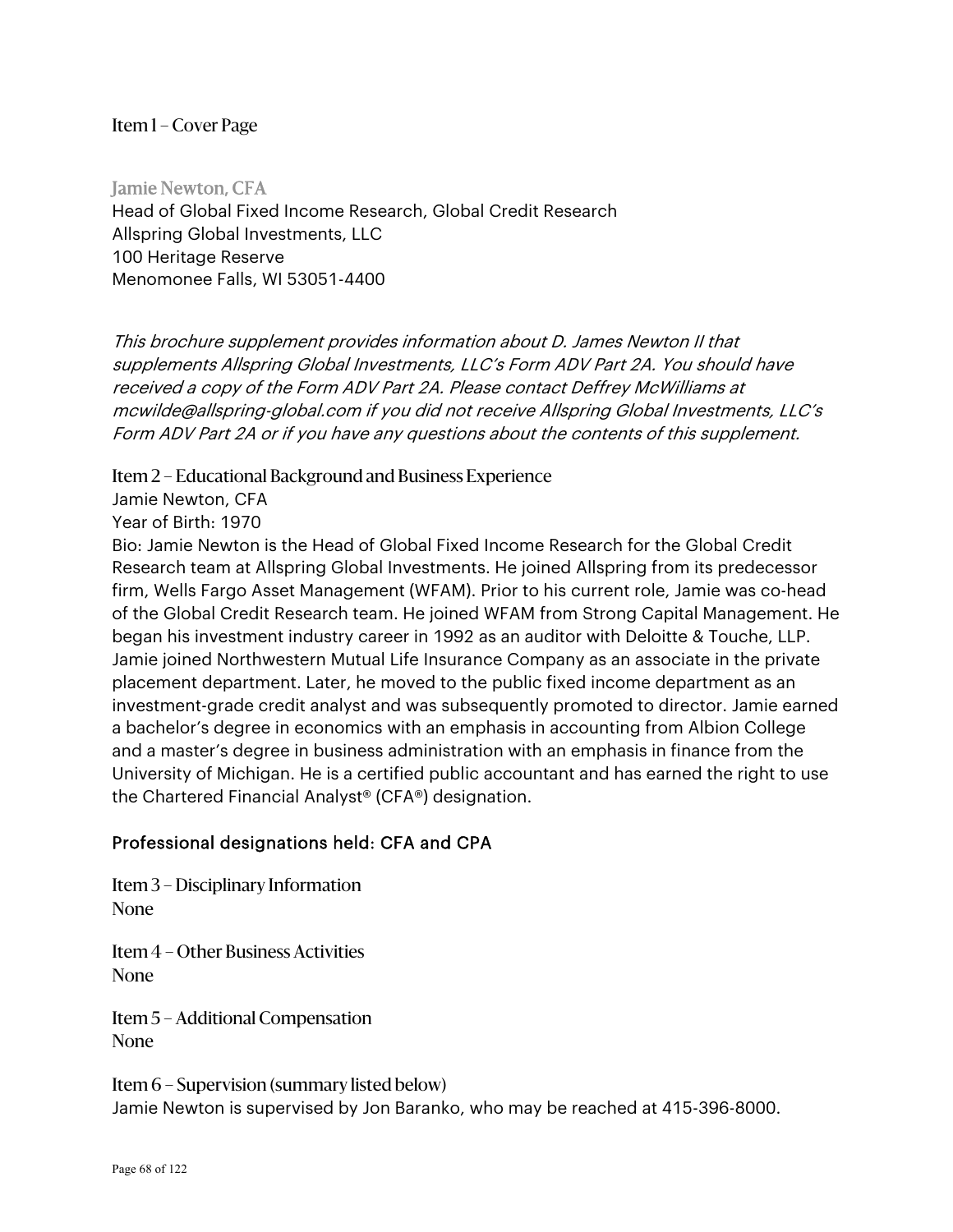## Item 1 – Cover Page

### Jamie Newton, CFA

Head of Global Fixed Income Research, Global Credit Research
Allspring Global Investments, LLC
100 Heritage Reserve
Menomonee Falls, WI 53051-4400

*This brochure supplement provides information about D. James Newton II that supplements Allspring Global Investments, LLC's Form ADV Part 2A. You should have received a copy of the Form ADV Part 2A. Please contact Deffrey McWilliams at mcwilde@allspring-global.com if you did not receive Allspring Global Investments, LLC's Form ADV Part 2A or if you have any questions about the contents of this supplement.*

## Item 2 – Educational Background and Business Experience

Jamie Newton, CFA
Year of Birth: 1970
Bio: Jamie Newton is the Head of Global Fixed Income Research for the Global Credit Research team at Allspring Global Investments. He joined Allspring from its predecessor firm, Wells Fargo Asset Management (WFAM). Prior to his current role, Jamie was co-head of the Global Credit Research team. He joined WFAM from Strong Capital Management. He began his investment industry career in 1992 as an auditor with Deloitte & Touche, LLP. Jamie joined Northwestern Mutual Life Insurance Company as an associate in the private placement department. Later, he moved to the public fixed income department as an investment-grade credit analyst and was subsequently promoted to director. Jamie earned a bachelor's degree in economics with an emphasis in accounting from Albion College and a master's degree in business administration with an emphasis in finance from the University of Michigan. He is a certified public accountant and has earned the right to use the Chartered Financial Analyst® (CFA®) designation.

Professional designations held: CFA and CPA

## Item 3 – Disciplinary Information

None

## Item 4 – Other Business Activities

None

## Item 5 – Additional Compensation

None

## Item 6 – Supervision (summary listed below)

Jamie Newton is supervised by Jon Baranko, who may be reached at 415-396-8000.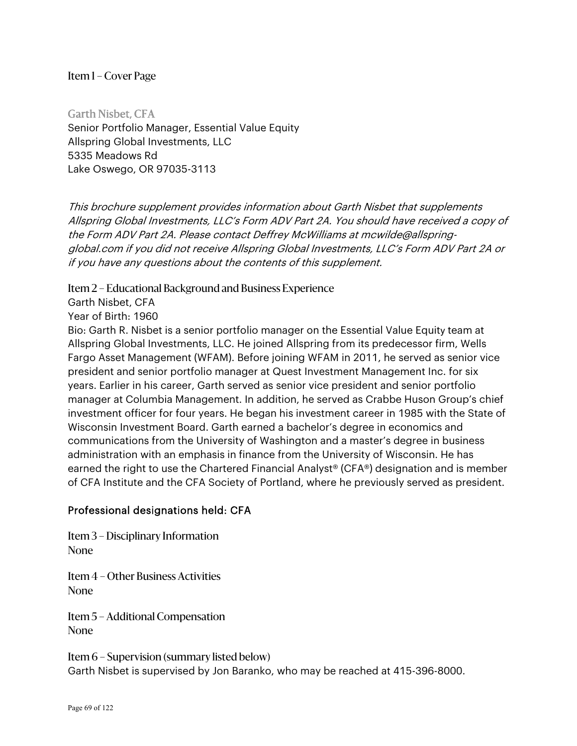## Item 1 – Cover Page

### Garth Nisbet, CFA

Senior Portfolio Manager, Essential Value Equity
Allspring Global Investments, LLC
5335 Meadows Rd
Lake Oswego, OR 97035-3113

*This brochure supplement provides information about Garth Nisbet that supplements Allspring Global Investments, LLC's Form ADV Part 2A. You should have received a copy of the Form ADV Part 2A. Please contact Deffrey McWilliams at mcwilde@allspring-global.com if you did not receive Allspring Global Investments, LLC's Form ADV Part 2A or if you have any questions about the contents of this supplement.*

## Item 2 – Educational Background and Business Experience

Garth Nisbet, CFA
Year of Birth: 1960
Bio: Garth R. Nisbet is a senior portfolio manager on the Essential Value Equity team at Allspring Global Investments, LLC. He joined Allspring from its predecessor firm, Wells Fargo Asset Management (WFAM). Before joining WFAM in 2011, he served as senior vice president and senior portfolio manager at Quest Investment Management Inc. for six years. Earlier in his career, Garth served as senior vice president and senior portfolio manager at Columbia Management. In addition, he served as Crabbe Huson Group's chief investment officer for four years. He began his investment career in 1985 with the State of Wisconsin Investment Board. Garth earned a bachelor's degree in economics and communications from the University of Washington and a master's degree in business administration with an emphasis in finance from the University of Wisconsin. He has earned the right to use the Chartered Financial Analyst® (CFA®) designation and is member of CFA Institute and the CFA Society of Portland, where he previously served as president.

Professional designations held: CFA

## Item 3 – Disciplinary Information

None

## Item 4 – Other Business Activities

None

## Item 5 – Additional Compensation

None

## Item 6 – Supervision (summary listed below)

Garth Nisbet is supervised by Jon Baranko, who may be reached at 415-396-8000.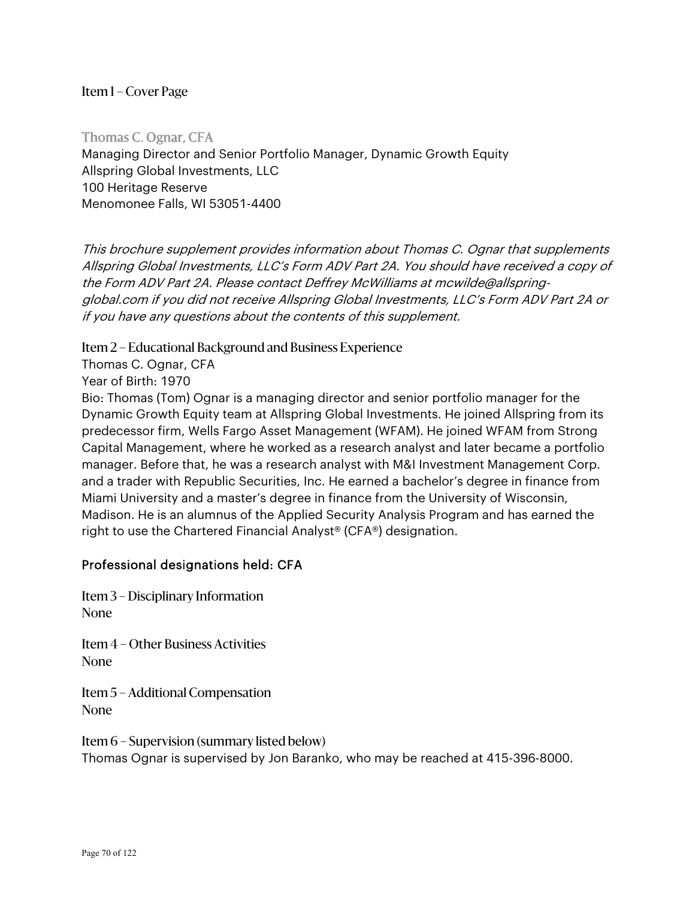## Item 1 – Cover Page

### Thomas C. Ognar, CFA

Managing Director and Senior Portfolio Manager, Dynamic Growth Equity
Allspring Global Investments, LLC
100 Heritage Reserve
Menomonee Falls, WI 53051-4400

*This brochure supplement provides information about Thomas C. Ognar that supplements Allspring Global Investments, LLC's Form ADV Part 2A. You should have received a copy of the Form ADV Part 2A. Please contact Deffrey McWilliams at mcwilde@allspring-global.com if you did not receive Allspring Global Investments, LLC's Form ADV Part 2A or if you have any questions about the contents of this supplement.*

## Item 2 – Educational Background and Business Experience

Thomas C. Ognar, CFA

Year of Birth: 1970

Bio: Thomas (Tom) Ognar is a managing director and senior portfolio manager for the Dynamic Growth Equity team at Allspring Global Investments. He joined Allspring from its predecessor firm, Wells Fargo Asset Management (WFAM). He joined WFAM from Strong Capital Management, where he worked as a research analyst and later became a portfolio manager. Before that, he was a research analyst with M&I Investment Management Corp. and a trader with Republic Securities, Inc. He earned a bachelor's degree in finance from Miami University and a master's degree in finance from the University of Wisconsin, Madison. He is an alumnus of the Applied Security Analysis Program and has earned the right to use the Chartered Financial Analyst® (CFA®) designation.

Professional designations held: CFA

## Item 3 – Disciplinary Information

None

## Item 4 – Other Business Activities

None

## Item 5 – Additional Compensation

None

## Item 6 – Supervision (summary listed below)

Thomas Ognar is supervised by Jon Baranko, who may be reached at 415-396-8000.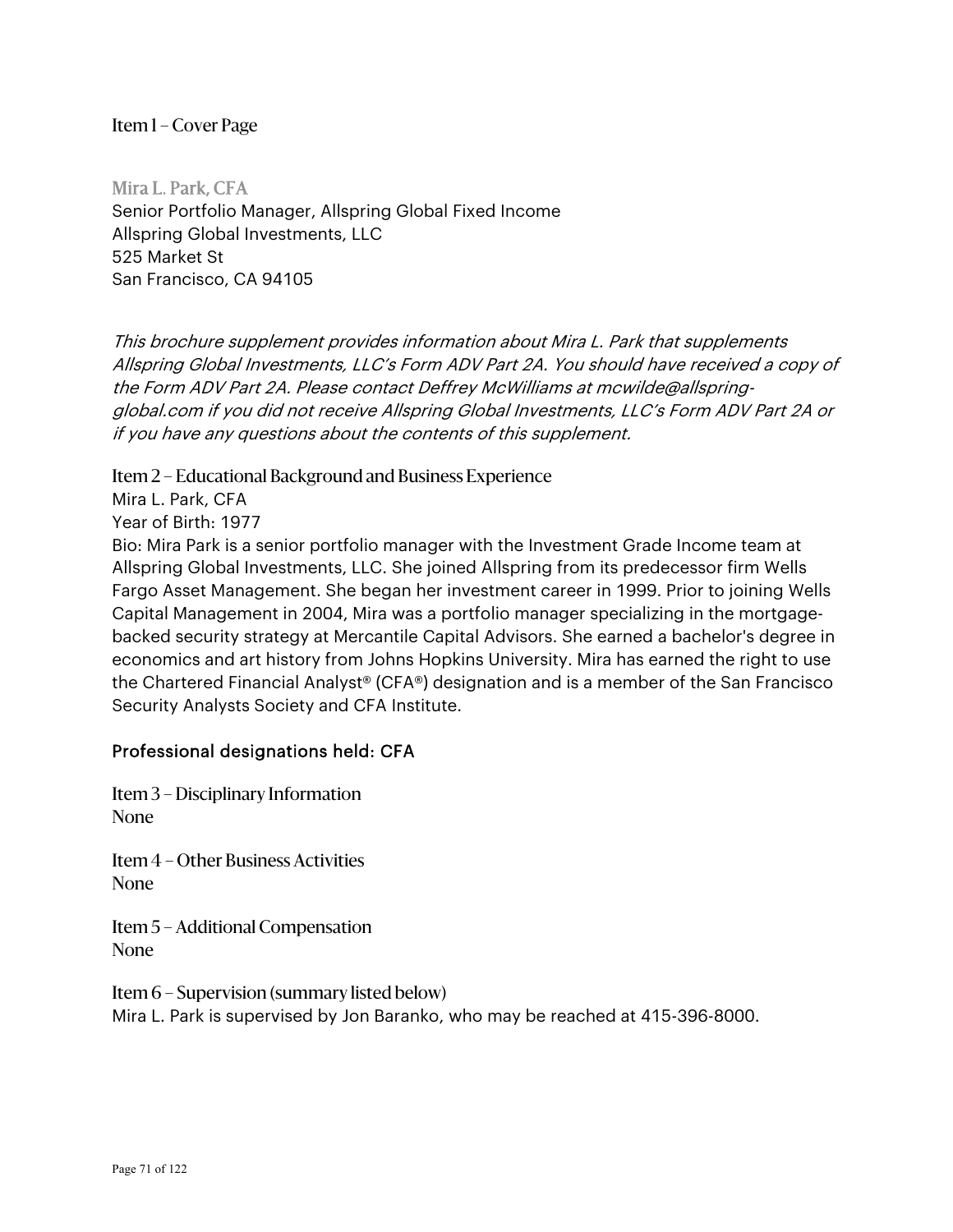## Item 1 – Cover Page

Mira L. Park, CFA
Senior Portfolio Manager, Allspring Global Fixed Income
Allspring Global Investments, LLC
525 Market St
San Francisco, CA 94105

*This brochure supplement provides information about Mira L. Park that supplements Allspring Global Investments, LLC's Form ADV Part 2A. You should have received a copy of the Form ADV Part 2A. Please contact Deffrey McWilliams at mcwilde@allspring-global.com if you did not receive Allspring Global Investments, LLC's Form ADV Part 2A or if you have any questions about the contents of this supplement.*

## Item 2 – Educational Background and Business Experience

Mira L. Park, CFA
Year of Birth: 1977
Bio: Mira Park is a senior portfolio manager with the Investment Grade Income team at Allspring Global Investments, LLC. She joined Allspring from its predecessor firm Wells Fargo Asset Management. She began her investment career in 1999. Prior to joining Wells Capital Management in 2004, Mira was a portfolio manager specializing in the mortgage-backed security strategy at Mercantile Capital Advisors. She earned a bachelor's degree in economics and art history from Johns Hopkins University. Mira has earned the right to use the Chartered Financial Analyst® (CFA®) designation and is a member of the San Francisco Security Analysts Society and CFA Institute.

Professional designations held: CFA

## Item 3 – Disciplinary Information

None

## Item 4 – Other Business Activities

None

## Item 5 – Additional Compensation

None

## Item 6 – Supervision (summary listed below)

Mira L. Park is supervised by Jon Baranko, who may be reached at 415-396-8000.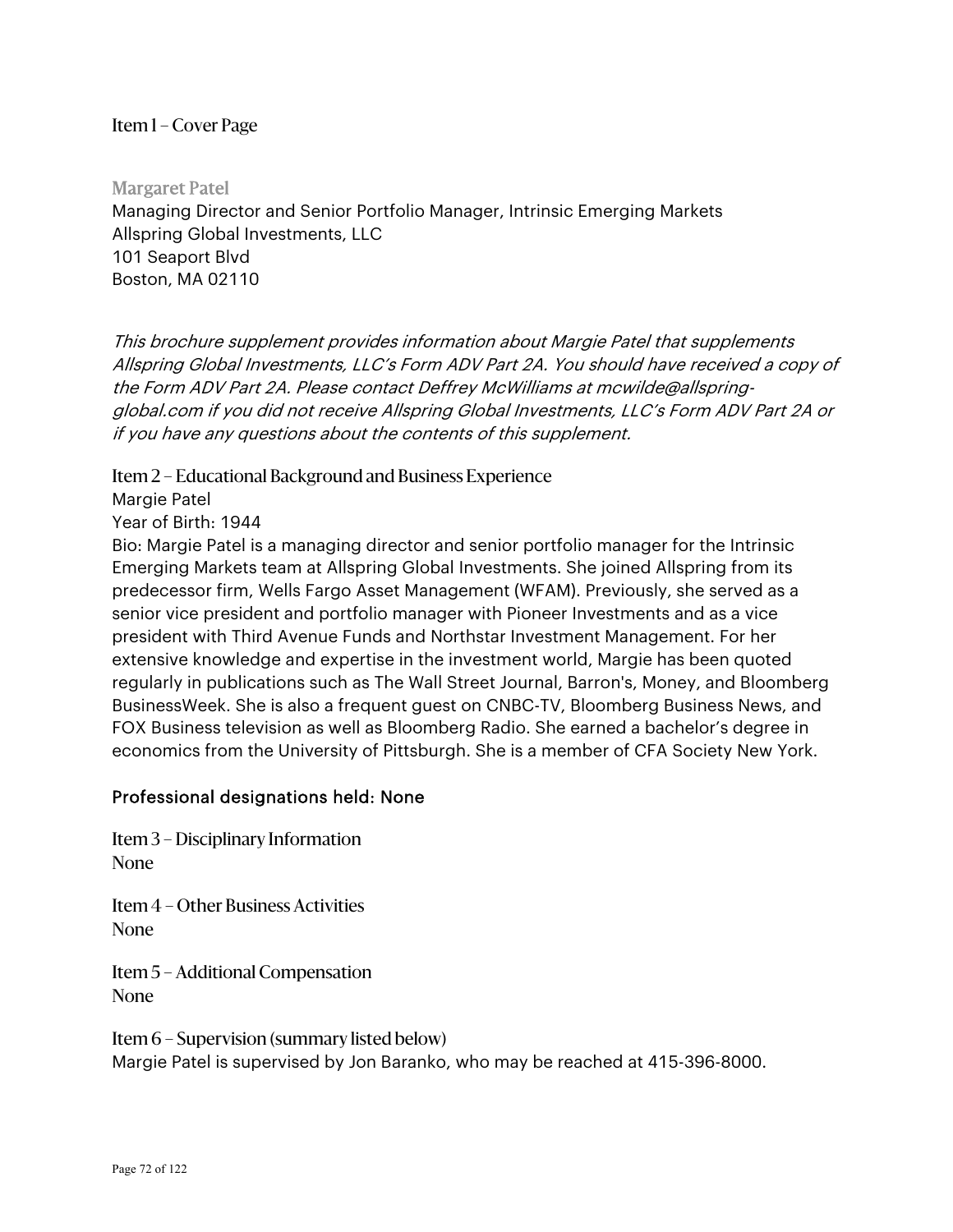## Item 1 – Cover Page

### Margaret Patel

Managing Director and Senior Portfolio Manager, Intrinsic Emerging Markets
Allspring Global Investments, LLC
101 Seaport Blvd
Boston, MA 02110

*This brochure supplement provides information about Margie Patel that supplements Allspring Global Investments, LLC's Form ADV Part 2A. You should have received a copy of the Form ADV Part 2A. Please contact Deffrey McWilliams at mcwilde@allspring-global.com if you did not receive Allspring Global Investments, LLC's Form ADV Part 2A or if you have any questions about the contents of this supplement.*

## Item 2 – Educational Background and Business Experience

Margie Patel

Year of Birth: 1944

Bio: Margie Patel is a managing director and senior portfolio manager for the Intrinsic Emerging Markets team at Allspring Global Investments. She joined Allspring from its predecessor firm, Wells Fargo Asset Management (WFAM). Previously, she served as a senior vice president and portfolio manager with Pioneer Investments and as a vice president with Third Avenue Funds and Northstar Investment Management. For her extensive knowledge and expertise in the investment world, Margie has been quoted regularly in publications such as The Wall Street Journal, Barron's, Money, and Bloomberg BusinessWeek. She is also a frequent guest on CNBC-TV, Bloomberg Business News, and FOX Business television as well as Bloomberg Radio. She earned a bachelor's degree in economics from the University of Pittsburgh. She is a member of CFA Society New York.

Professional designations held: None

## Item 3 – Disciplinary Information

None

## Item 4 – Other Business Activities

None

## Item 5 – Additional Compensation

None

## Item 6 – Supervision (summary listed below)

Margie Patel is supervised by Jon Baranko, who may be reached at 415-396-8000.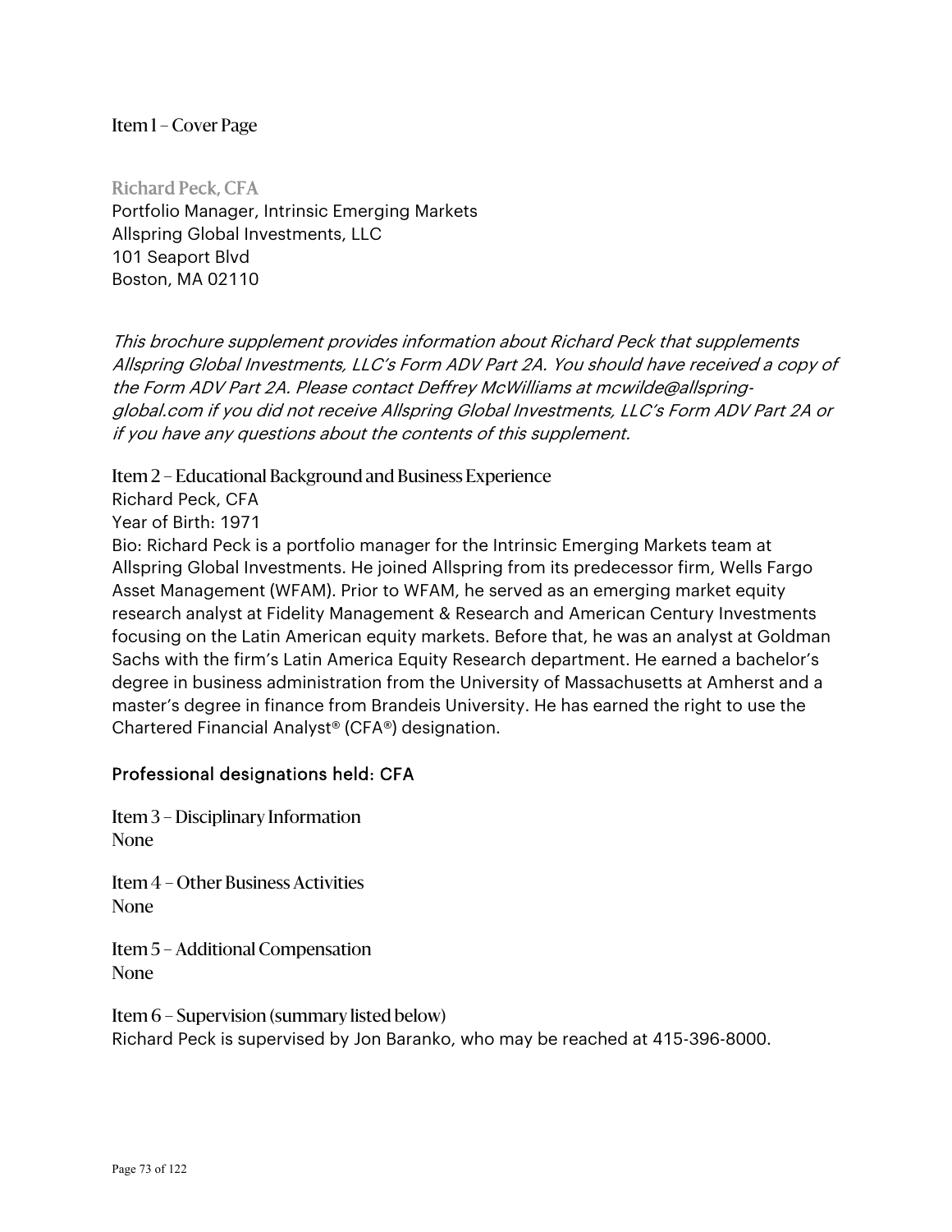## Item 1 – Cover Page

**Richard Peck, CFA**
Portfolio Manager, Intrinsic Emerging Markets
Allspring Global Investments, LLC
101 Seaport Blvd
Boston, MA 02110

*This brochure supplement provides information about Richard Peck that supplements Allspring Global Investments, LLC's Form ADV Part 2A. You should have received a copy of the Form ADV Part 2A. Please contact Deffrey McWilliams at mcwilde@allspring-global.com if you did not receive Allspring Global Investments, LLC's Form ADV Part 2A or if you have any questions about the contents of this supplement.*

## Item 2 – Educational Background and Business Experience

Richard Peck, CFA
Year of Birth: 1971
Bio: Richard Peck is a portfolio manager for the Intrinsic Emerging Markets team at Allspring Global Investments. He joined Allspring from its predecessor firm, Wells Fargo Asset Management (WFAM). Prior to WFAM, he served as an emerging market equity research analyst at Fidelity Management & Research and American Century Investments focusing on the Latin American equity markets. Before that, he was an analyst at Goldman Sachs with the firm's Latin America Equity Research department. He earned a bachelor's degree in business administration from the University of Massachusetts at Amherst and a master's degree in finance from Brandeis University. He has earned the right to use the Chartered Financial Analyst® (CFA®) designation.

Professional designations held: CFA

## Item 3 – Disciplinary Information

None

## Item 4 – Other Business Activities

None

## Item 5 – Additional Compensation

None

## Item 6 – Supervision (summary listed below)

Richard Peck is supervised by Jon Baranko, who may be reached at 415-396-8000.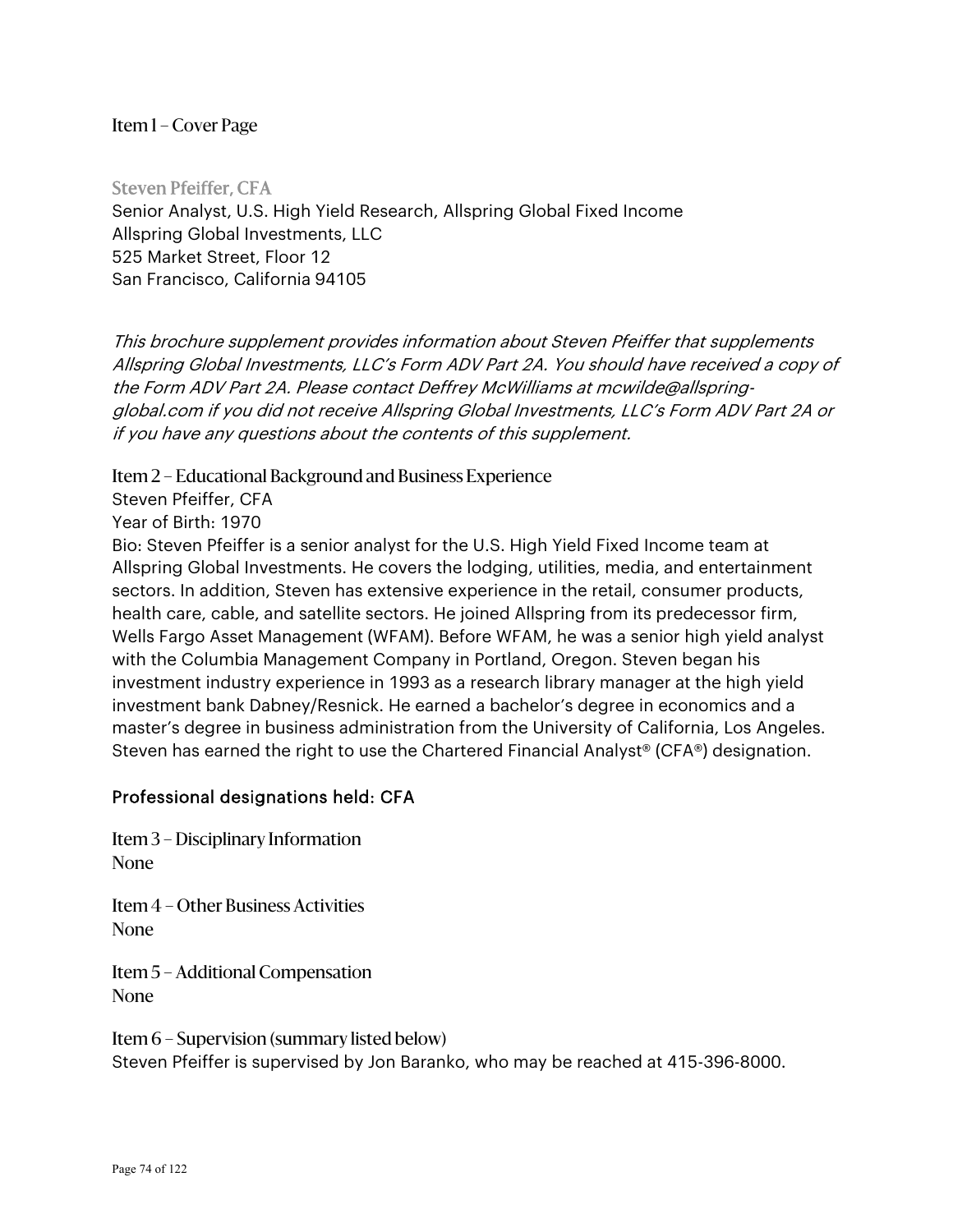## Item 1 – Cover Page

### Steven Pfeiffer, CFA

Senior Analyst, U.S. High Yield Research, Allspring Global Fixed Income
Allspring Global Investments, LLC
525 Market Street, Floor 12
San Francisco, California 94105

*This brochure supplement provides information about Steven Pfeiffer that supplements Allspring Global Investments, LLC's Form ADV Part 2A. You should have received a copy of the Form ADV Part 2A. Please contact Deffrey McWilliams at mcwilde@allspring-global.com if you did not receive Allspring Global Investments, LLC's Form ADV Part 2A or if you have any questions about the contents of this supplement.*

## Item 2 – Educational Background and Business Experience

Steven Pfeiffer, CFA
Year of Birth: 1970
Bio: Steven Pfeiffer is a senior analyst for the U.S. High Yield Fixed Income team at Allspring Global Investments. He covers the lodging, utilities, media, and entertainment sectors. In addition, Steven has extensive experience in the retail, consumer products, health care, cable, and satellite sectors. He joined Allspring from its predecessor firm, Wells Fargo Asset Management (WFAM). Before WFAM, he was a senior high yield analyst with the Columbia Management Company in Portland, Oregon. Steven began his investment industry experience in 1993 as a research library manager at the high yield investment bank Dabney/Resnick. He earned a bachelor's degree in economics and a master's degree in business administration from the University of California, Los Angeles. Steven has earned the right to use the Chartered Financial Analyst® (CFA®) designation.

Professional designations held: CFA

## Item 3 – Disciplinary Information

None

## Item 4 – Other Business Activities

None

## Item 5 – Additional Compensation

None

## Item 6 – Supervision (summary listed below)

Steven Pfeiffer is supervised by Jon Baranko, who may be reached at 415-396-8000.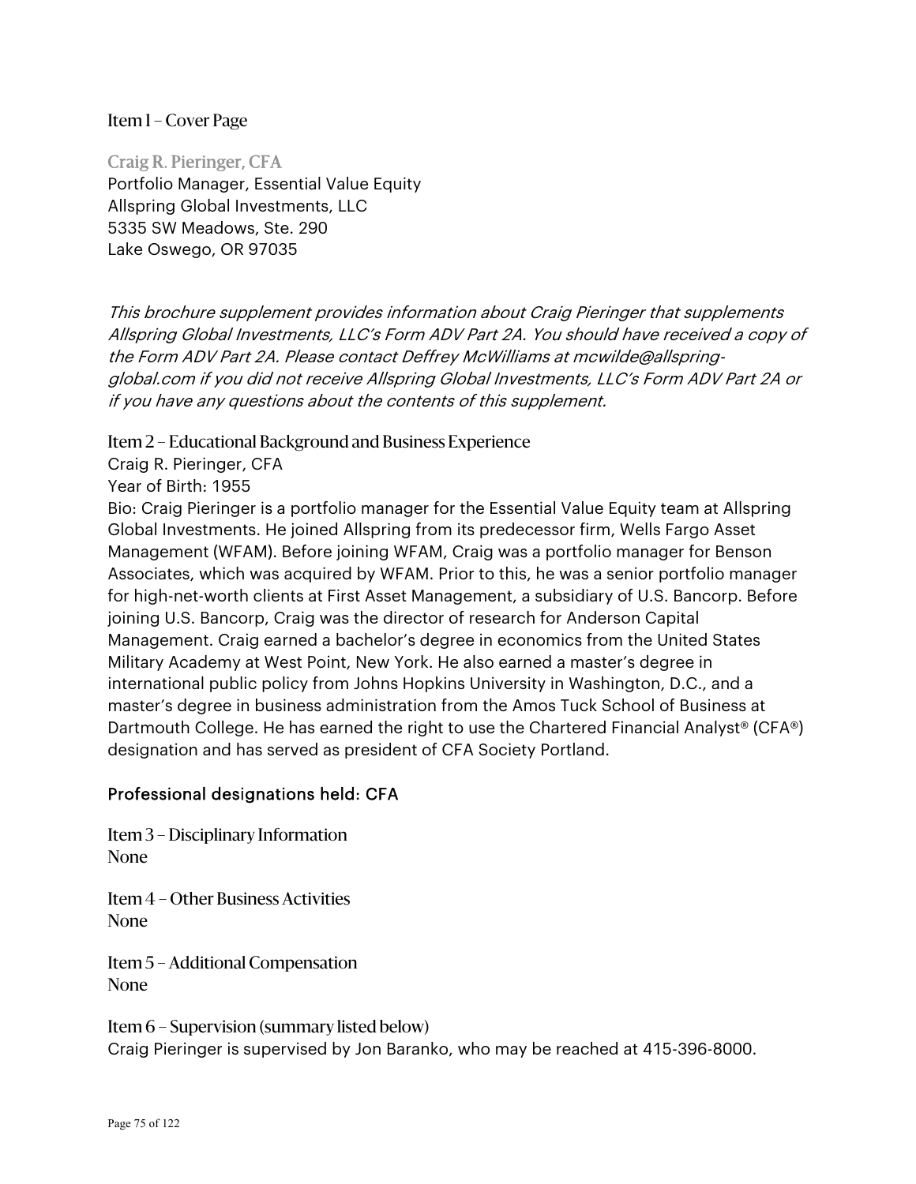## Item 1 – Cover Page

**Craig R. Pieringer, CFA**
Portfolio Manager, Essential Value Equity
Allspring Global Investments, LLC
5335 SW Meadows, Ste. 290
Lake Oswego, OR 97035

*This brochure supplement provides information about Craig Pieringer that supplements Allspring Global Investments, LLC's Form ADV Part 2A. You should have received a copy of the Form ADV Part 2A. Please contact Deffrey McWilliams at mcwilde@allspring-global.com if you did not receive Allspring Global Investments, LLC's Form ADV Part 2A or if you have any questions about the contents of this supplement.*

## Item 2 – Educational Background and Business Experience

Craig R. Pieringer, CFA
Year of Birth: 1955
Bio: Craig Pieringer is a portfolio manager for the Essential Value Equity team at Allspring Global Investments. He joined Allspring from its predecessor firm, Wells Fargo Asset Management (WFAM). Before joining WFAM, Craig was a portfolio manager for Benson Associates, which was acquired by WFAM. Prior to this, he was a senior portfolio manager for high-net-worth clients at First Asset Management, a subsidiary of U.S. Bancorp. Before joining U.S. Bancorp, Craig was the director of research for Anderson Capital Management. Craig earned a bachelor's degree in economics from the United States Military Academy at West Point, New York. He also earned a master's degree in international public policy from Johns Hopkins University in Washington, D.C., and a master's degree in business administration from the Amos Tuck School of Business at Dartmouth College. He has earned the right to use the Chartered Financial Analyst® (CFA®) designation and has served as president of CFA Society Portland.

### Professional designations held: CFA

## Item 3 – Disciplinary Information

None

## Item 4 – Other Business Activities

None

## Item 5 – Additional Compensation

None

## Item 6 – Supervision (summary listed below)

Craig Pieringer is supervised by Jon Baranko, who may be reached at 415-396-8000.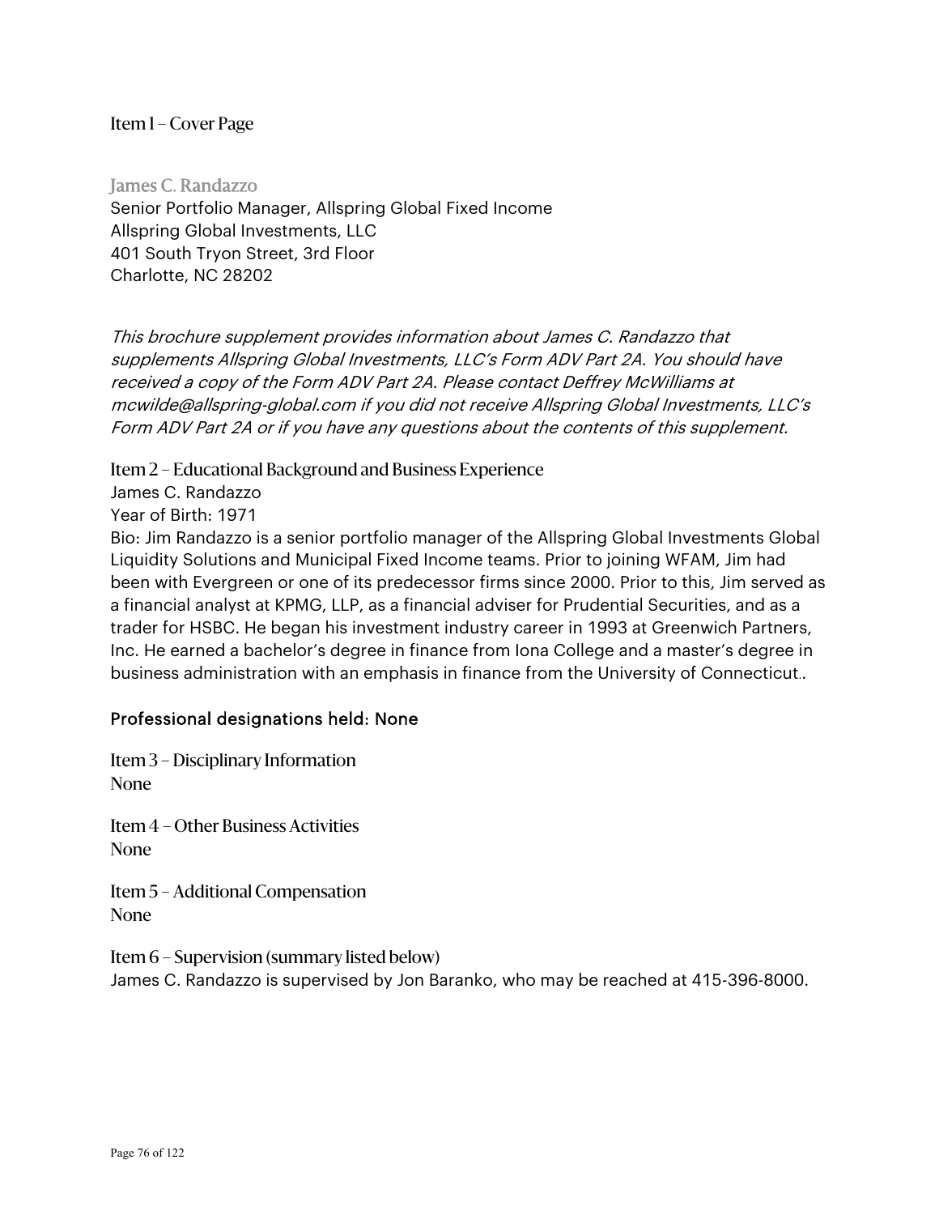## Item 1 – Cover Page

James C. Randazzo
Senior Portfolio Manager, Allspring Global Fixed Income
Allspring Global Investments, LLC
401 South Tryon Street, 3rd Floor
Charlotte, NC 28202

*This brochure supplement provides information about James C. Randazzo that supplements Allspring Global Investments, LLC's Form ADV Part 2A. You should have received a copy of the Form ADV Part 2A. Please contact Deffrey McWilliams at mcwilde@allspring-global.com if you did not receive Allspring Global Investments, LLC's Form ADV Part 2A or if you have any questions about the contents of this supplement.*

## Item 2 – Educational Background and Business Experience

James C. Randazzo
Year of Birth: 1971
Bio: Jim Randazzo is a senior portfolio manager of the Allspring Global Investments Global Liquidity Solutions and Municipal Fixed Income teams. Prior to joining WFAM, Jim had been with Evergreen or one of its predecessor firms since 2000. Prior to this, Jim served as a financial analyst at KPMG, LLP, as a financial adviser for Prudential Securities, and as a trader for HSBC. He began his investment industry career in 1993 at Greenwich Partners, Inc. He earned a bachelor's degree in finance from Iona College and a master's degree in business administration with an emphasis in finance from the University of Connecticut..

Professional designations held: None

## Item 3 – Disciplinary Information

None

## Item 4 – Other Business Activities

None

## Item 5 – Additional Compensation

None

## Item 6 – Supervision (summary listed below)

James C. Randazzo is supervised by Jon Baranko, who may be reached at 415-396-8000.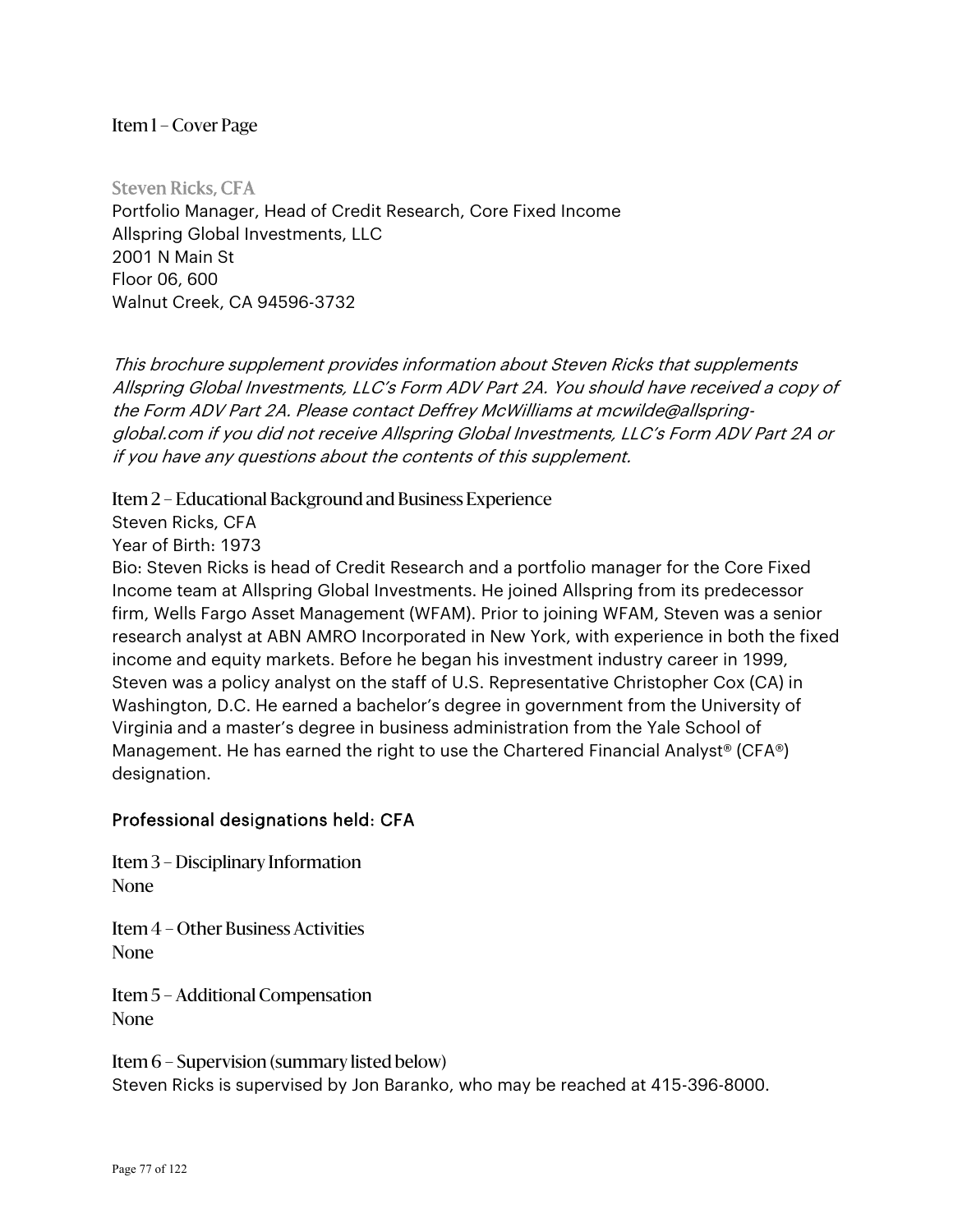## Item 1 – Cover Page

### Steven Ricks, CFA

Portfolio Manager, Head of Credit Research, Core Fixed Income
Allspring Global Investments, LLC
2001 N Main St
Floor 06, 600
Walnut Creek, CA 94596-3732

*This brochure supplement provides information about Steven Ricks that supplements Allspring Global Investments, LLC's Form ADV Part 2A. You should have received a copy of the Form ADV Part 2A. Please contact Deffrey McWilliams at mcwilde@allspring-global.com if you did not receive Allspring Global Investments, LLC's Form ADV Part 2A or if you have any questions about the contents of this supplement.*

## Item 2 – Educational Background and Business Experience

Steven Ricks, CFA
Year of Birth: 1973
Bio: Steven Ricks is head of Credit Research and a portfolio manager for the Core Fixed Income team at Allspring Global Investments. He joined Allspring from its predecessor firm, Wells Fargo Asset Management (WFAM). Prior to joining WFAM, Steven was a senior research analyst at ABN AMRO Incorporated in New York, with experience in both the fixed income and equity markets. Before he began his investment industry career in 1999, Steven was a policy analyst on the staff of U.S. Representative Christopher Cox (CA) in Washington, D.C. He earned a bachelor's degree in government from the University of Virginia and a master's degree in business administration from the Yale School of Management. He has earned the right to use the Chartered Financial Analyst® (CFA®) designation.

Professional designations held: CFA

## Item 3 – Disciplinary Information

None

## Item 4 – Other Business Activities

None

## Item 5 – Additional Compensation

None

## Item 6 – Supervision (summary listed below)

Steven Ricks is supervised by Jon Baranko, who may be reached at 415-396-8000.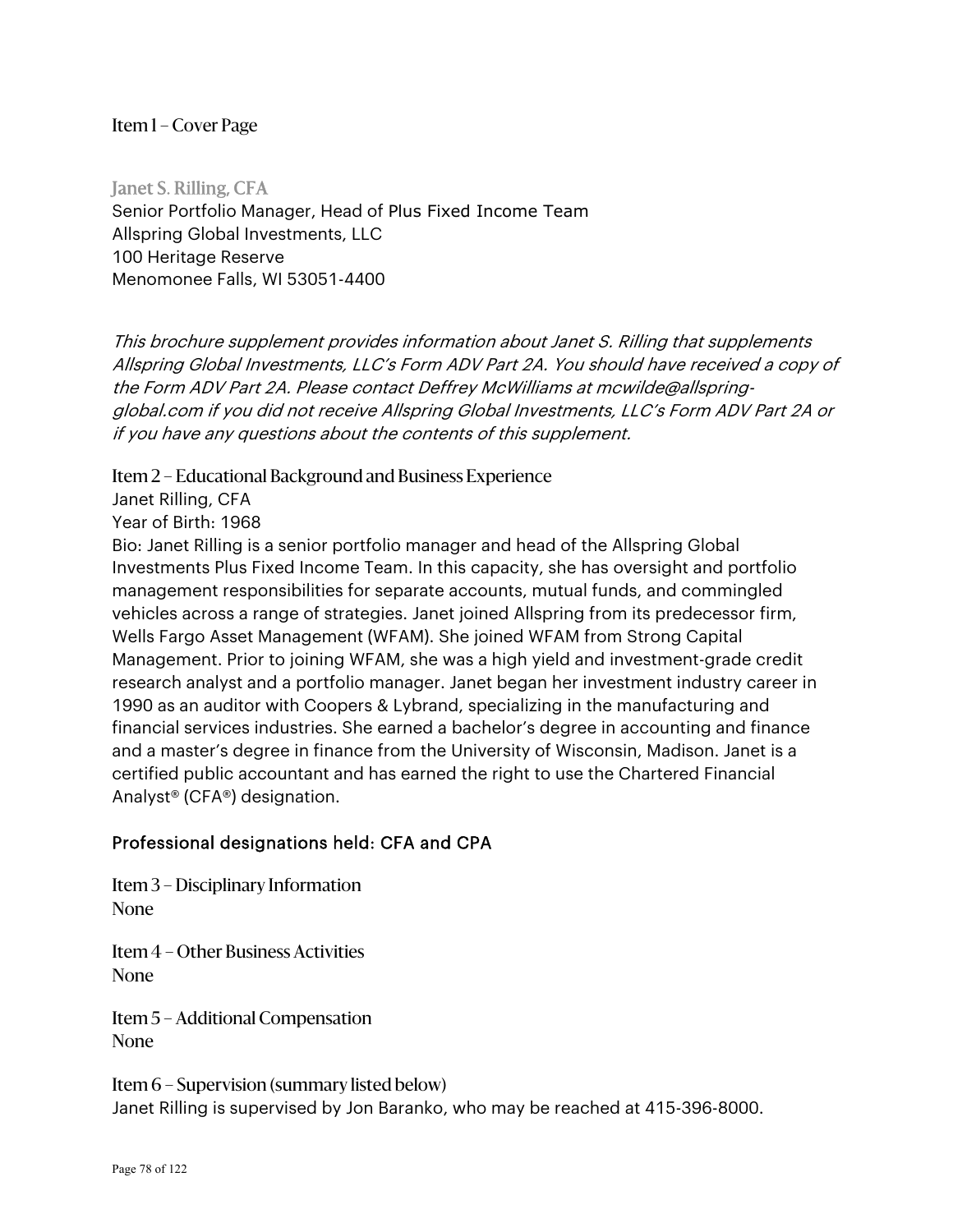## Item 1 – Cover Page

### Janet S. Rilling, CFA

Senior Portfolio Manager, Head of Plus Fixed Income Team
Allspring Global Investments, LLC
100 Heritage Reserve
Menomonee Falls, WI 53051-4400

*This brochure supplement provides information about Janet S. Rilling that supplements Allspring Global Investments, LLC's Form ADV Part 2A. You should have received a copy of the Form ADV Part 2A. Please contact Deffrey McWilliams at mcwilde@allspring-global.com if you did not receive Allspring Global Investments, LLC's Form ADV Part 2A or if you have any questions about the contents of this supplement.*

## Item 2 – Educational Background and Business Experience

Janet Rilling, CFA

Year of Birth: 1968

Bio: Janet Rilling is a senior portfolio manager and head of the Allspring Global Investments Plus Fixed Income Team. In this capacity, she has oversight and portfolio management responsibilities for separate accounts, mutual funds, and commingled vehicles across a range of strategies. Janet joined Allspring from its predecessor firm, Wells Fargo Asset Management (WFAM). She joined WFAM from Strong Capital Management. Prior to joining WFAM, she was a high yield and investment-grade credit research analyst and a portfolio manager. Janet began her investment industry career in 1990 as an auditor with Coopers & Lybrand, specializing in the manufacturing and financial services industries. She earned a bachelor's degree in accounting and finance and a master's degree in finance from the University of Wisconsin, Madison. Janet is a certified public accountant and has earned the right to use the Chartered Financial Analyst® (CFA®) designation.

Professional designations held: CFA and CPA

## Item 3 – Disciplinary Information

None

## Item 4 – Other Business Activities

None

## Item 5 – Additional Compensation

None

## Item 6 – Supervision (summary listed below)

Janet Rilling is supervised by Jon Baranko, who may be reached at 415-396-8000.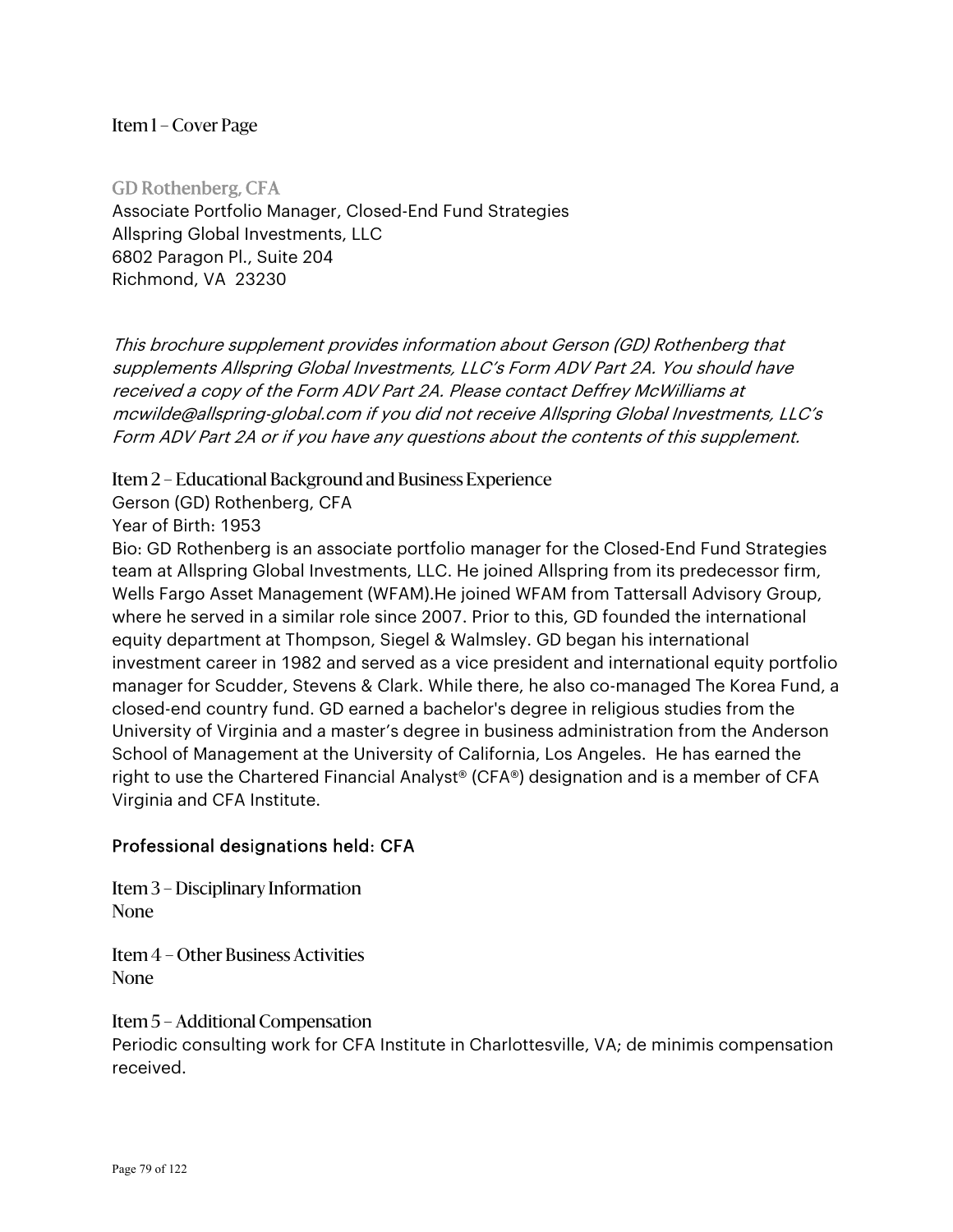## Item 1 – Cover Page

### GD Rothenberg, CFA

Associate Portfolio Manager, Closed-End Fund Strategies
Allspring Global Investments, LLC
6802 Paragon Pl., Suite 204
Richmond, VA  23230

*This brochure supplement provides information about Gerson (GD) Rothenberg that supplements Allspring Global Investments, LLC's Form ADV Part 2A. You should have received a copy of the Form ADV Part 2A. Please contact Deffrey McWilliams at mcwilde@allspring-global.com if you did not receive Allspring Global Investments, LLC's Form ADV Part 2A or if you have any questions about the contents of this supplement.*

## Item 2 – Educational Background and Business Experience

Gerson (GD) Rothenberg, CFA
Year of Birth: 1953
Bio: GD Rothenberg is an associate portfolio manager for the Closed-End Fund Strategies team at Allspring Global Investments, LLC. He joined Allspring from its predecessor firm, Wells Fargo Asset Management (WFAM).He joined WFAM from Tattersall Advisory Group, where he served in a similar role since 2007. Prior to this, GD founded the international equity department at Thompson, Siegel & Walmsley. GD began his international investment career in 1982 and served as a vice president and international equity portfolio manager for Scudder, Stevens & Clark. While there, he also co-managed The Korea Fund, a closed-end country fund. GD earned a bachelor's degree in religious studies from the University of Virginia and a master's degree in business administration from the Anderson School of Management at the University of California, Los Angeles.  He has earned the right to use the Chartered Financial Analyst® (CFA®) designation and is a member of CFA Virginia and CFA Institute.

Professional designations held: CFA

## Item 3 – Disciplinary Information

None

## Item 4 – Other Business Activities

None

## Item 5 – Additional Compensation

Periodic consulting work for CFA Institute in Charlottesville, VA; de minimis compensation received.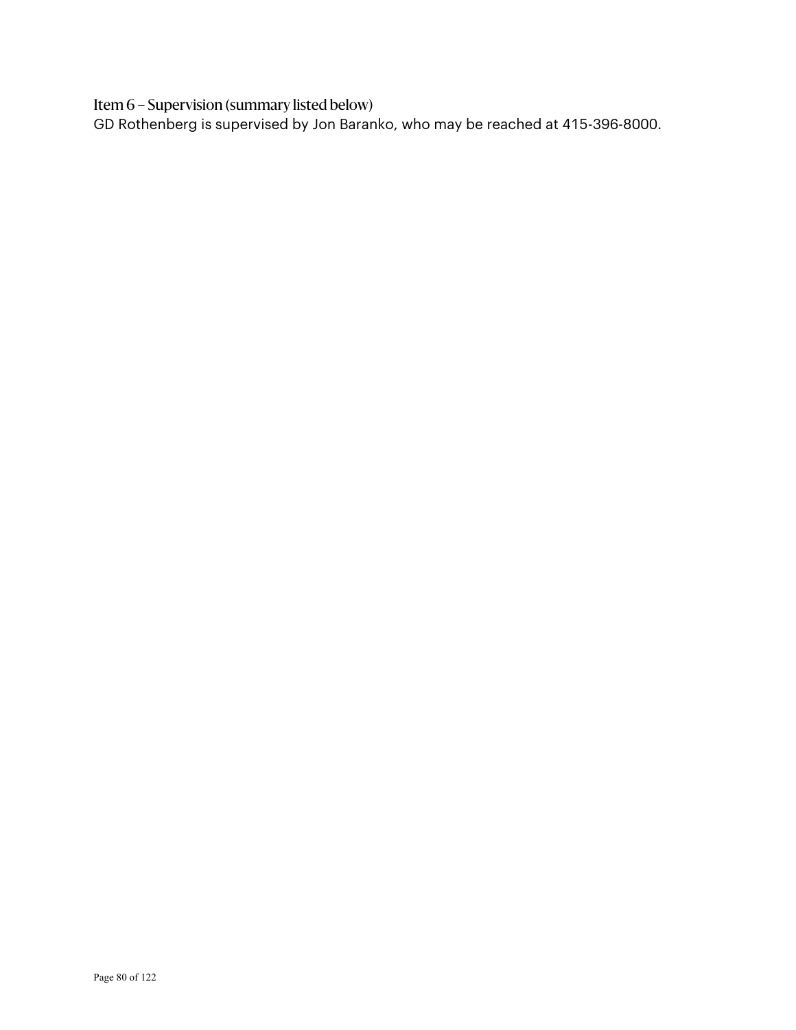## Item 6 – Supervision (summary listed below)

GD Rothenberg is supervised by Jon Baranko, who may be reached at 415-396-8000.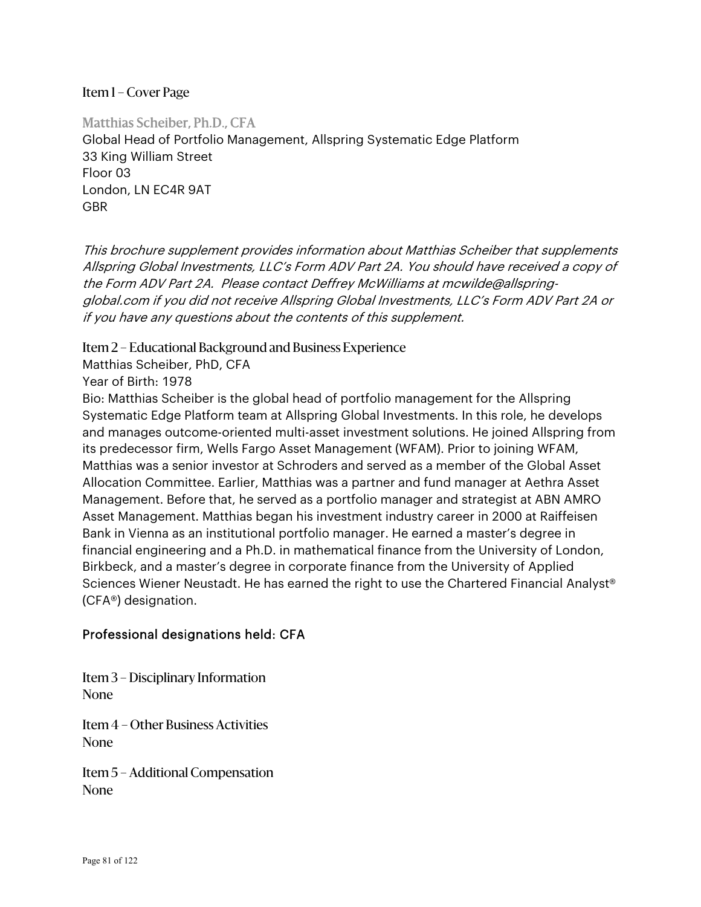## Item 1 – Cover Page

### Matthias Scheiber, Ph.D., CFA

Global Head of Portfolio Management, Allspring Systematic Edge Platform
33 King William Street
Floor 03
London, LN EC4R 9AT
GBR

*This brochure supplement provides information about Matthias Scheiber that supplements Allspring Global Investments, LLC's Form ADV Part 2A. You should have received a copy of the Form ADV Part 2A. Please contact Deffrey McWilliams at mcwilde@allspring-global.com if you did not receive Allspring Global Investments, LLC's Form ADV Part 2A or if you have any questions about the contents of this supplement.*

## Item 2 – Educational Background and Business Experience

Matthias Scheiber, PhD, CFA

Year of Birth: 1978

Bio: Matthias Scheiber is the global head of portfolio management for the Allspring Systematic Edge Platform team at Allspring Global Investments. In this role, he develops and manages outcome-oriented multi-asset investment solutions. He joined Allspring from its predecessor firm, Wells Fargo Asset Management (WFAM). Prior to joining WFAM, Matthias was a senior investor at Schroders and served as a member of the Global Asset Allocation Committee. Earlier, Matthias was a partner and fund manager at Aethra Asset Management. Before that, he served as a portfolio manager and strategist at ABN AMRO Asset Management. Matthias began his investment industry career in 2000 at Raiffeisen Bank in Vienna as an institutional portfolio manager. He earned a master's degree in financial engineering and a Ph.D. in mathematical finance from the University of London, Birkbeck, and a master's degree in corporate finance from the University of Applied Sciences Wiener Neustadt. He has earned the right to use the Chartered Financial Analyst® (CFA®) designation.

Professional designations held: CFA

## Item 3 – Disciplinary Information

None

## Item 4 – Other Business Activities

None

## Item 5 – Additional Compensation

None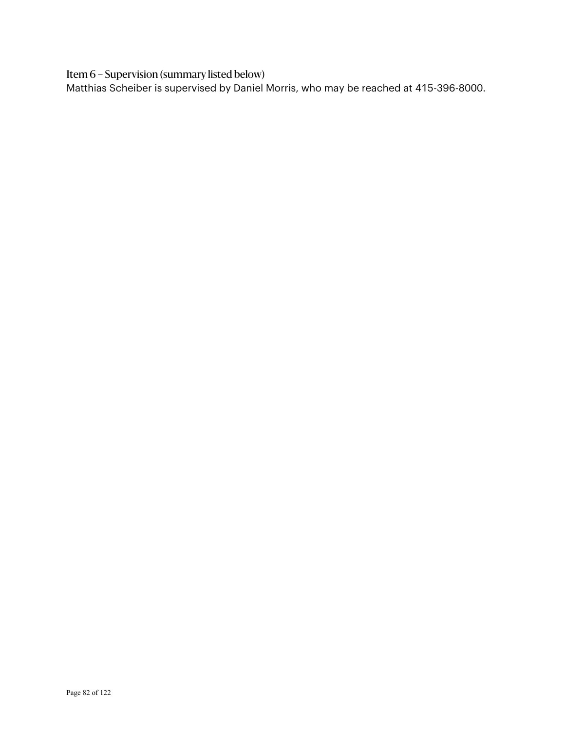## Item 6 – Supervision (summary listed below)

Matthias Scheiber is supervised by Daniel Morris, who may be reached at 415-396-8000.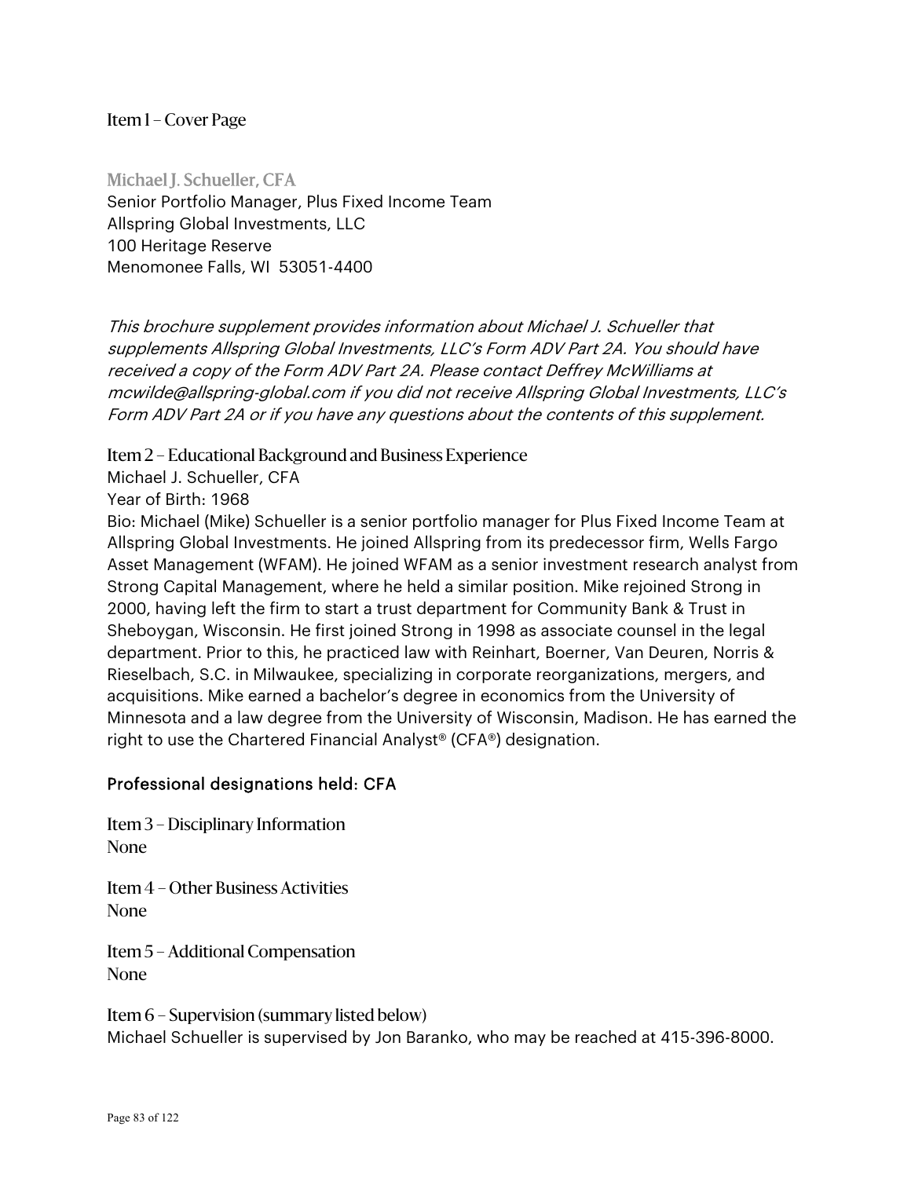## Item 1 – Cover Page

**Michael J. Schueller, CFA**
Senior Portfolio Manager, Plus Fixed Income Team
Allspring Global Investments, LLC
100 Heritage Reserve
Menomonee Falls, WI 53051-4400

*This brochure supplement provides information about Michael J. Schueller that supplements Allspring Global Investments, LLC's Form ADV Part 2A. You should have received a copy of the Form ADV Part 2A. Please contact Deffrey McWilliams at mcwilde@allspring-global.com if you did not receive Allspring Global Investments, LLC's Form ADV Part 2A or if you have any questions about the contents of this supplement.*

## Item 2 – Educational Background and Business Experience

Michael J. Schueller, CFA
Year of Birth: 1968
Bio: Michael (Mike) Schueller is a senior portfolio manager for Plus Fixed Income Team at Allspring Global Investments. He joined Allspring from its predecessor firm, Wells Fargo Asset Management (WFAM). He joined WFAM as a senior investment research analyst from Strong Capital Management, where he held a similar position. Mike rejoined Strong in 2000, having left the firm to start a trust department for Community Bank & Trust in Sheboygan, Wisconsin. He first joined Strong in 1998 as associate counsel in the legal department. Prior to this, he practiced law with Reinhart, Boerner, Van Deuren, Norris & Rieselbach, S.C. in Milwaukee, specializing in corporate reorganizations, mergers, and acquisitions. Mike earned a bachelor's degree in economics from the University of Minnesota and a law degree from the University of Wisconsin, Madison. He has earned the right to use the Chartered Financial Analyst® (CFA®) designation.

Professional designations held: CFA

## Item 3 – Disciplinary Information

None

## Item 4 – Other Business Activities

None

## Item 5 – Additional Compensation

None

## Item 6 – Supervision (summary listed below)

Michael Schueller is supervised by Jon Baranko, who may be reached at 415-396-8000.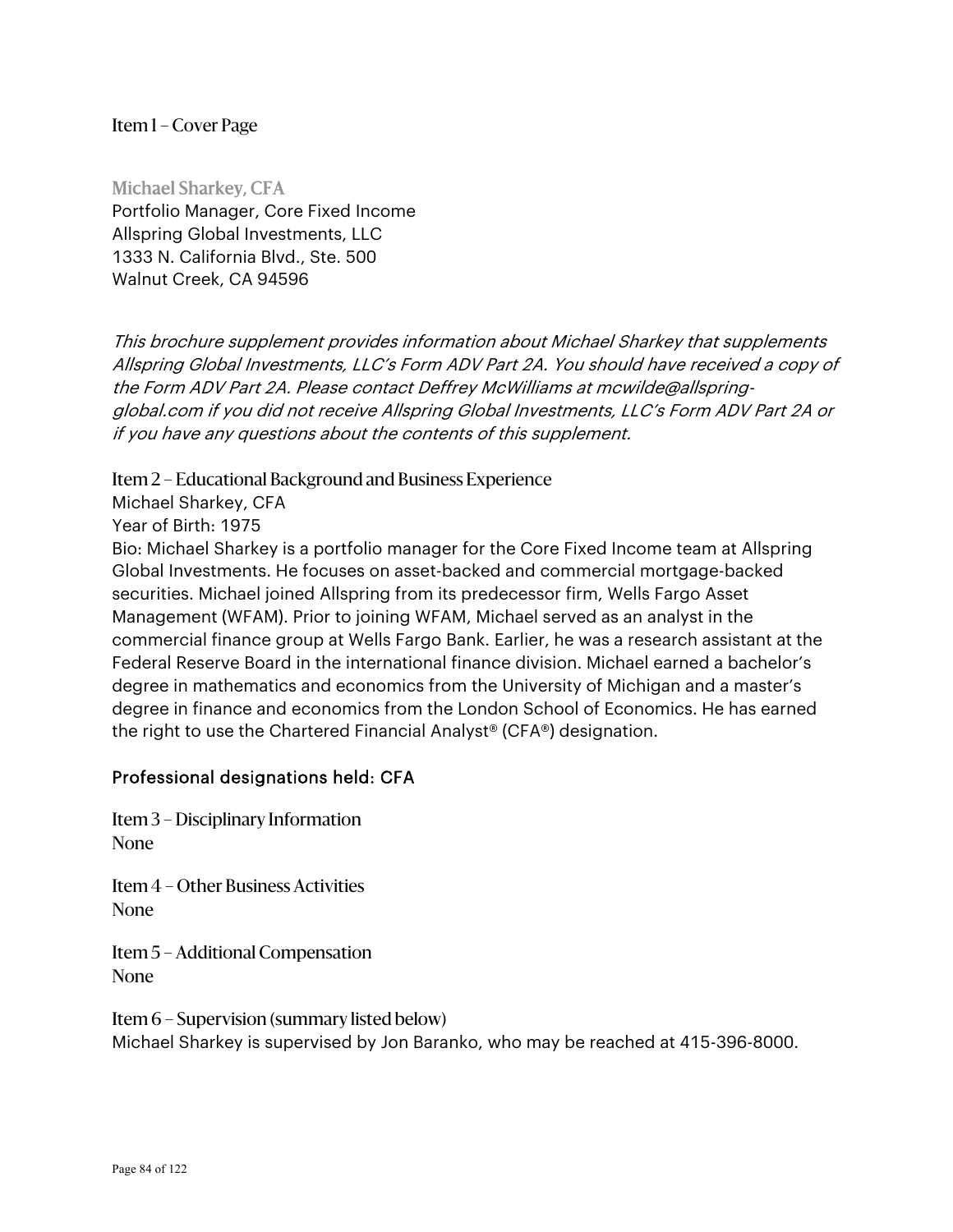## Item 1 – Cover Page

**Michael Sharkey, CFA**
Portfolio Manager, Core Fixed Income
Allspring Global Investments, LLC
1333 N. California Blvd., Ste. 500
Walnut Creek, CA 94596

*This brochure supplement provides information about Michael Sharkey that supplements Allspring Global Investments, LLC's Form ADV Part 2A. You should have received a copy of the Form ADV Part 2A. Please contact Deffrey McWilliams at mcwilde@allspring-global.com if you did not receive Allspring Global Investments, LLC's Form ADV Part 2A or if you have any questions about the contents of this supplement.*

## Item 2 – Educational Background and Business Experience

Michael Sharkey, CFA
Year of Birth: 1975
Bio: Michael Sharkey is a portfolio manager for the Core Fixed Income team at Allspring Global Investments. He focuses on asset-backed and commercial mortgage-backed securities. Michael joined Allspring from its predecessor firm, Wells Fargo Asset Management (WFAM). Prior to joining WFAM, Michael served as an analyst in the commercial finance group at Wells Fargo Bank. Earlier, he was a research assistant at the Federal Reserve Board in the international finance division. Michael earned a bachelor's degree in mathematics and economics from the University of Michigan and a master's degree in finance and economics from the London School of Economics. He has earned the right to use the Chartered Financial Analyst® (CFA®) designation.

Professional designations held: CFA

## Item 3 – Disciplinary Information

None

## Item 4 – Other Business Activities

None

## Item 5 – Additional Compensation

None

## Item 6 – Supervision (summary listed below)

Michael Sharkey is supervised by Jon Baranko, who may be reached at 415-396-8000.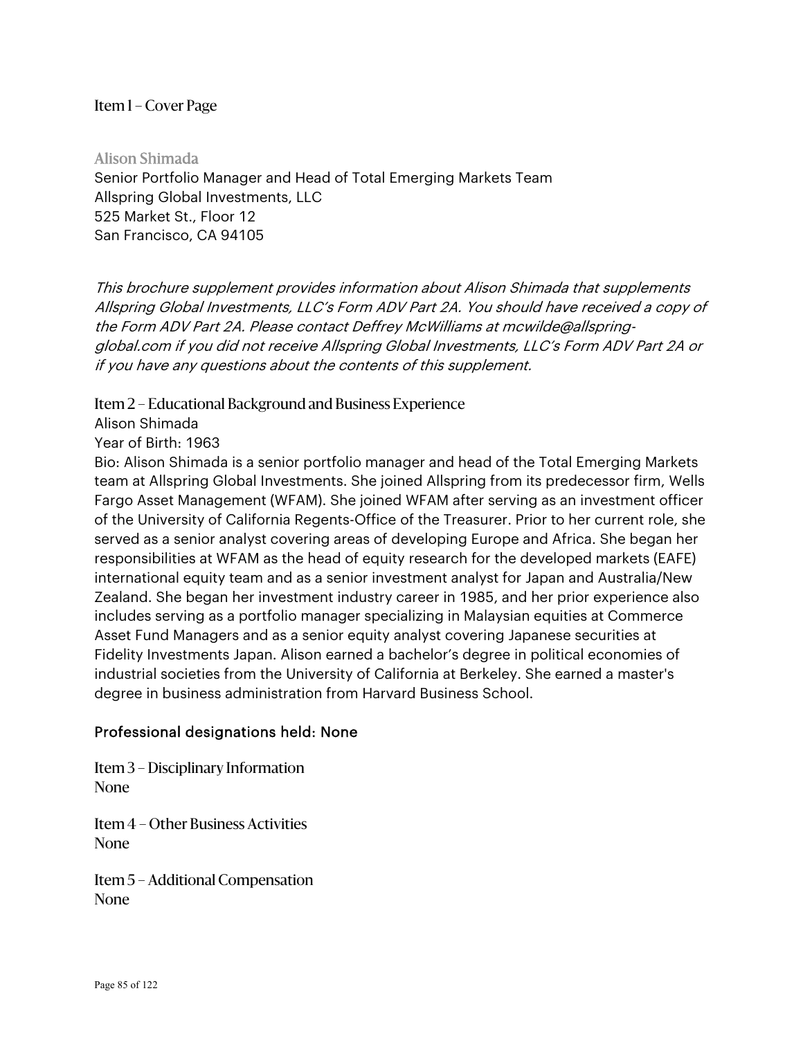## Item 1 – Cover Page

### Alison Shimada

Senior Portfolio Manager and Head of Total Emerging Markets Team
Allspring Global Investments, LLC
525 Market St., Floor 12
San Francisco, CA 94105

*This brochure supplement provides information about Alison Shimada that supplements Allspring Global Investments, LLC's Form ADV Part 2A. You should have received a copy of the Form ADV Part 2A. Please contact Deffrey McWilliams at mcwilde@allspring-global.com if you did not receive Allspring Global Investments, LLC's Form ADV Part 2A or if you have any questions about the contents of this supplement.*

## Item 2 – Educational Background and Business Experience

Alison Shimada

Year of Birth: 1963

Bio: Alison Shimada is a senior portfolio manager and head of the Total Emerging Markets team at Allspring Global Investments. She joined Allspring from its predecessor firm, Wells Fargo Asset Management (WFAM). She joined WFAM after serving as an investment officer of the University of California Regents-Office of the Treasurer. Prior to her current role, she served as a senior analyst covering areas of developing Europe and Africa. She began her responsibilities at WFAM as the head of equity research for the developed markets (EAFE) international equity team and as a senior investment analyst for Japan and Australia/New Zealand. She began her investment industry career in 1985, and her prior experience also includes serving as a portfolio manager specializing in Malaysian equities at Commerce Asset Fund Managers and as a senior equity analyst covering Japanese securities at Fidelity Investments Japan. Alison earned a bachelor's degree in political economies of industrial societies from the University of California at Berkeley. She earned a master's degree in business administration from Harvard Business School.

Professional designations held: None

## Item 3 – Disciplinary Information

None

## Item 4 – Other Business Activities

None

## Item 5 – Additional Compensation

None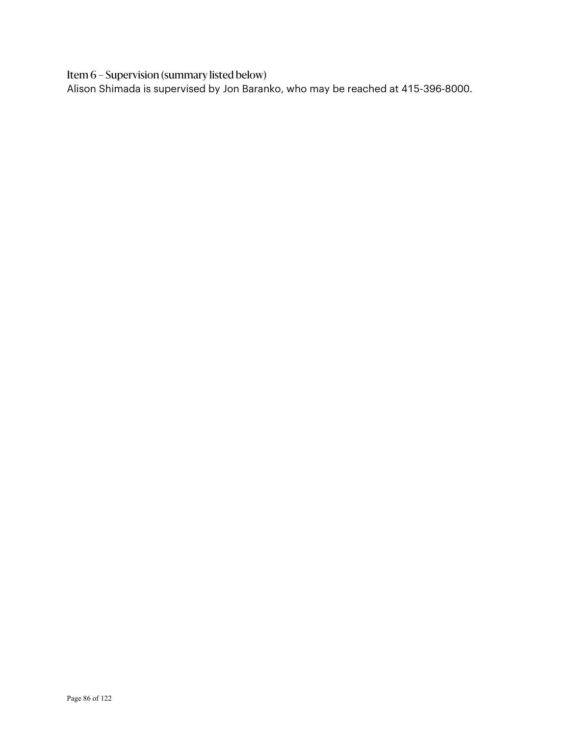## Item 6 – Supervision (summary listed below)

Alison Shimada is supervised by Jon Baranko, who may be reached at 415-396-8000.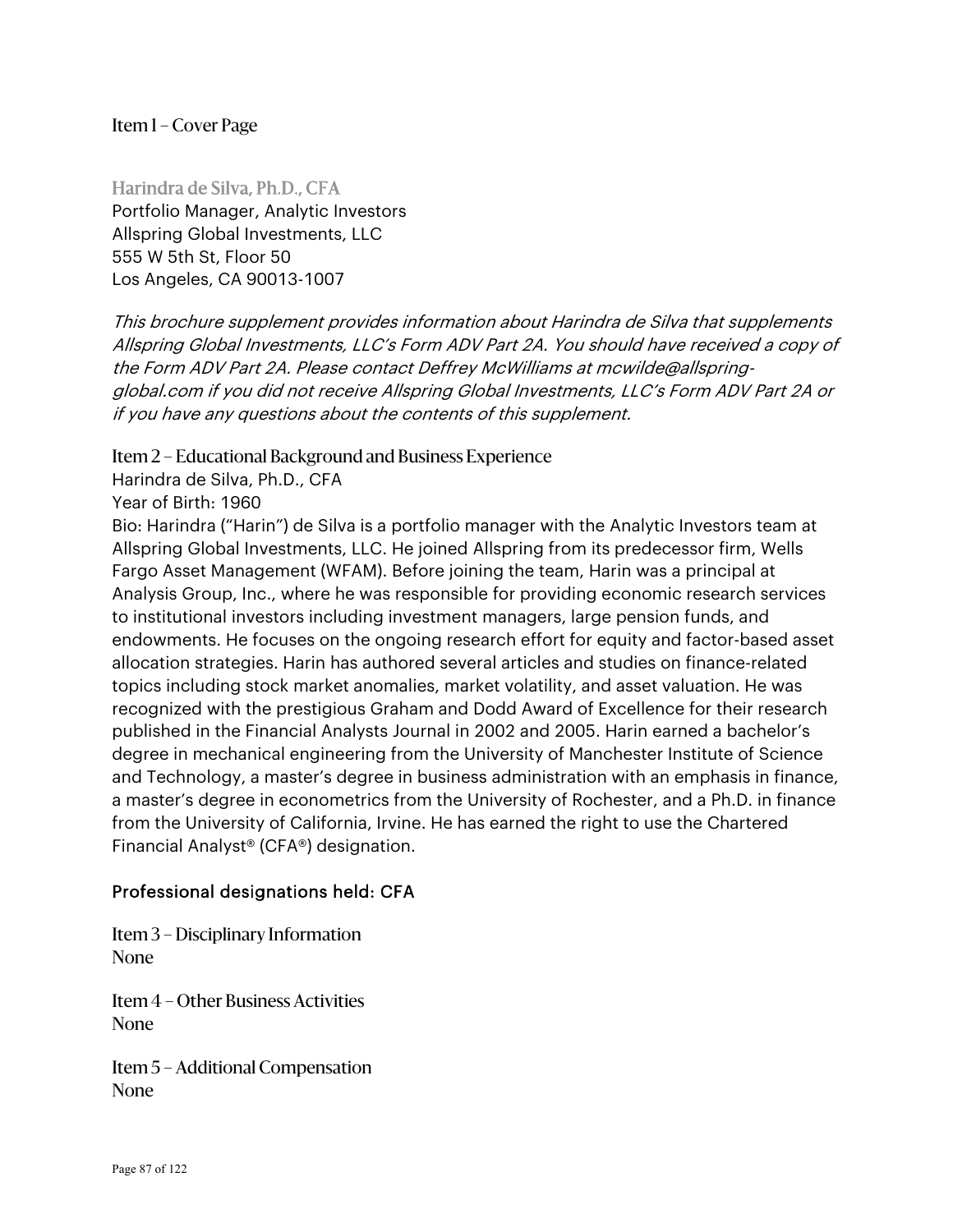## Item 1 – Cover Page

### Harindra de Silva, Ph.D., CFA

Portfolio Manager, Analytic Investors
Allspring Global Investments, LLC
555 W 5th St, Floor 50
Los Angeles, CA 90013-1007

*This brochure supplement provides information about Harindra de Silva that supplements Allspring Global Investments, LLC's Form ADV Part 2A. You should have received a copy of the Form ADV Part 2A. Please contact Deffrey McWilliams at mcwilde@allspring-global.com if you did not receive Allspring Global Investments, LLC's Form ADV Part 2A or if you have any questions about the contents of this supplement.*

## Item 2 – Educational Background and Business Experience

Harindra de Silva, Ph.D., CFA
Year of Birth: 1960
Bio: Harindra ("Harin") de Silva is a portfolio manager with the Analytic Investors team at Allspring Global Investments, LLC. He joined Allspring from its predecessor firm, Wells Fargo Asset Management (WFAM). Before joining the team, Harin was a principal at Analysis Group, Inc., where he was responsible for providing economic research services to institutional investors including investment managers, large pension funds, and endowments. He focuses on the ongoing research effort for equity and factor-based asset allocation strategies. Harin has authored several articles and studies on finance-related topics including stock market anomalies, market volatility, and asset valuation. He was recognized with the prestigious Graham and Dodd Award of Excellence for their research published in the Financial Analysts Journal in 2002 and 2005. Harin earned a bachelor's degree in mechanical engineering from the University of Manchester Institute of Science and Technology, a master's degree in business administration with an emphasis in finance, a master's degree in econometrics from the University of Rochester, and a Ph.D. in finance from the University of California, Irvine. He has earned the right to use the Chartered Financial Analyst® (CFA®) designation.

Professional designations held: CFA

## Item 3 – Disciplinary Information

None

## Item 4 – Other Business Activities

None

## Item 5 – Additional Compensation

None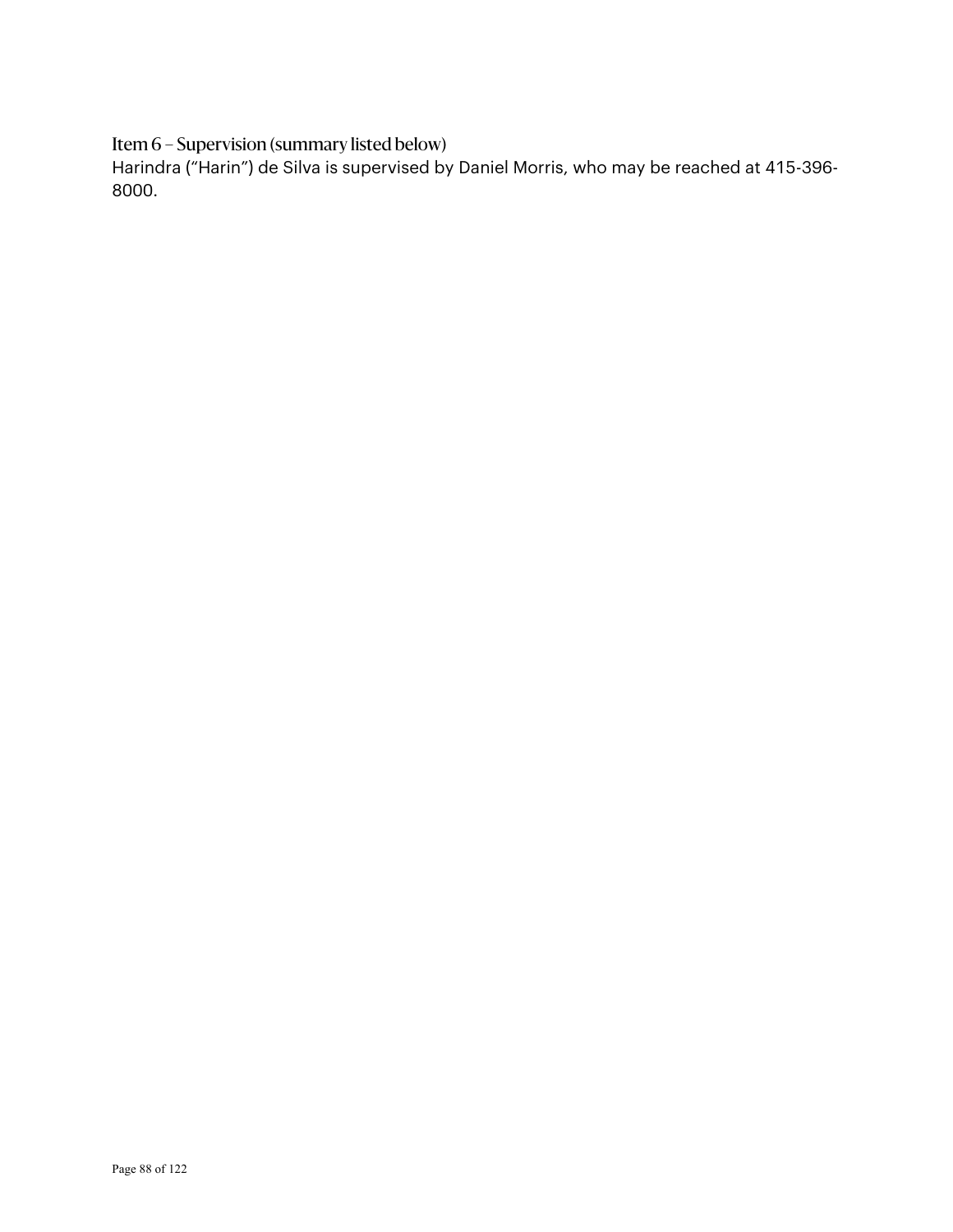### Item 6 – Supervision (summary listed below)

Harindra ("Harin") de Silva is supervised by Daniel Morris, who may be reached at 415-396-8000.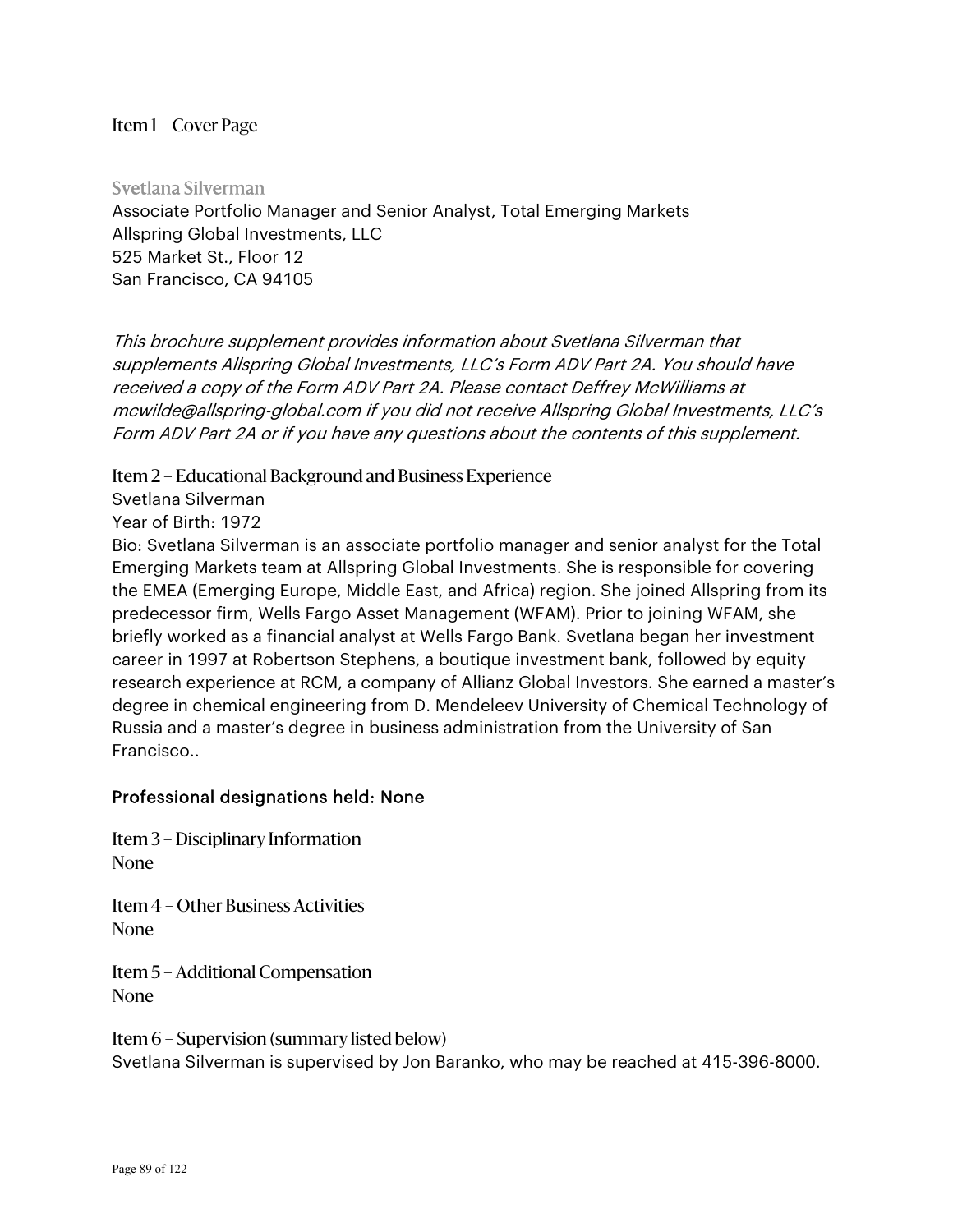## Item 1 – Cover Page

### Svetlana Silverman

Associate Portfolio Manager and Senior Analyst, Total Emerging Markets
Allspring Global Investments, LLC
525 Market St., Floor 12
San Francisco, CA 94105

*This brochure supplement provides information about Svetlana Silverman that supplements Allspring Global Investments, LLC's Form ADV Part 2A. You should have received a copy of the Form ADV Part 2A. Please contact Deffrey McWilliams at mcwilde@allspring-global.com if you did not receive Allspring Global Investments, LLC's Form ADV Part 2A or if you have any questions about the contents of this supplement.*

## Item 2 – Educational Background and Business Experience

Svetlana Silverman
Year of Birth: 1972
Bio: Svetlana Silverman is an associate portfolio manager and senior analyst for the Total Emerging Markets team at Allspring Global Investments. She is responsible for covering the EMEA (Emerging Europe, Middle East, and Africa) region. She joined Allspring from its predecessor firm, Wells Fargo Asset Management (WFAM). Prior to joining WFAM, she briefly worked as a financial analyst at Wells Fargo Bank. Svetlana began her investment career in 1997 at Robertson Stephens, a boutique investment bank, followed by equity research experience at RCM, a company of Allianz Global Investors. She earned a master's degree in chemical engineering from D. Mendeleev University of Chemical Technology of Russia and a master's degree in business administration from the University of San Francisco..

Professional designations held: None

## Item 3 – Disciplinary Information

None

## Item 4 – Other Business Activities

None

## Item 5 – Additional Compensation

None

## Item 6 – Supervision (summary listed below)

Svetlana Silverman is supervised by Jon Baranko, who may be reached at 415-396-8000.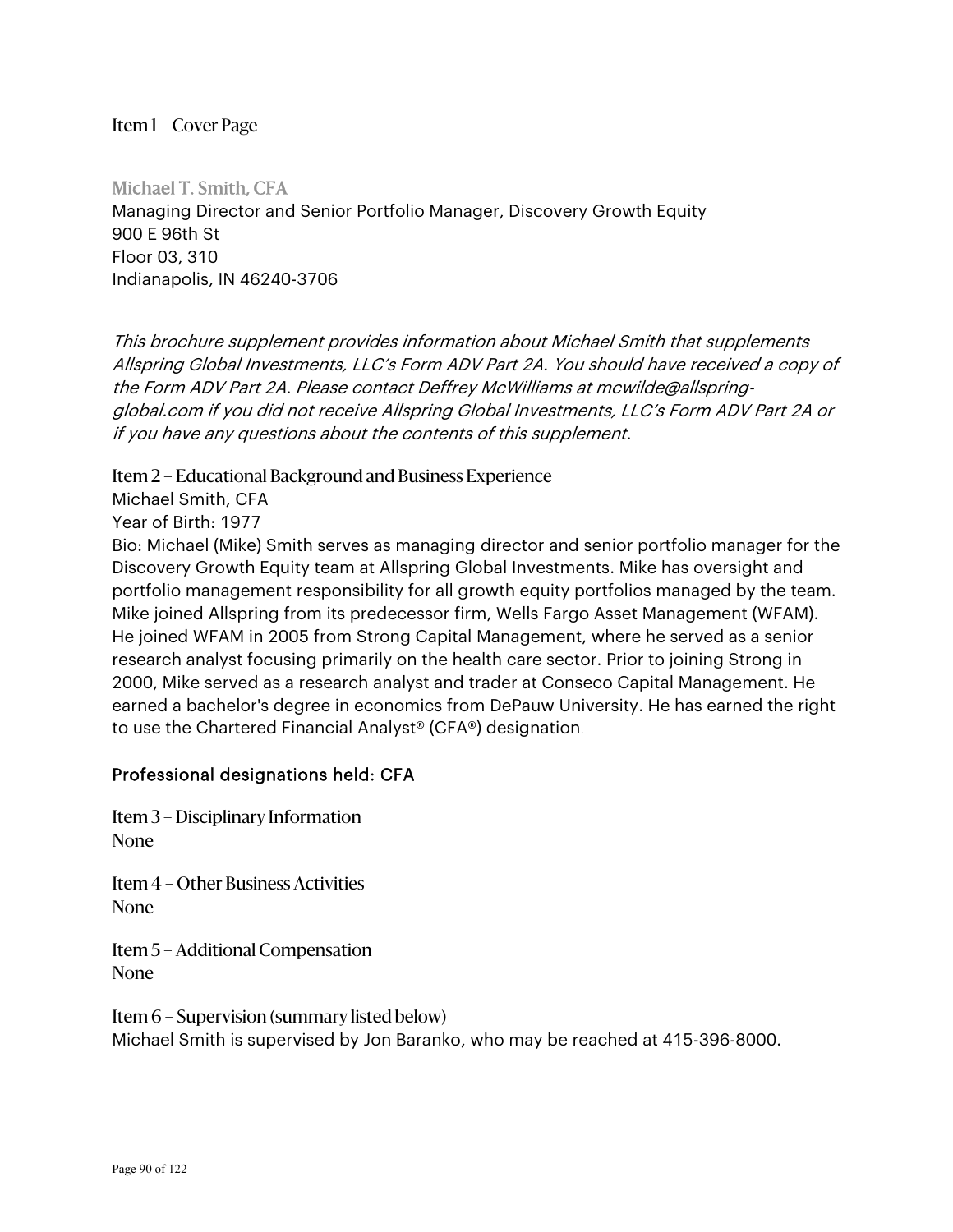## Item 1 – Cover Page

### Michael T. Smith, CFA

Managing Director and Senior Portfolio Manager, Discovery Growth Equity
900 E 96th St
Floor 03, 310
Indianapolis, IN 46240-3706

*This brochure supplement provides information about Michael Smith that supplements Allspring Global Investments, LLC's Form ADV Part 2A. You should have received a copy of the Form ADV Part 2A. Please contact Deffrey McWilliams at mcwilde@allspring-global.com if you did not receive Allspring Global Investments, LLC's Form ADV Part 2A or if you have any questions about the contents of this supplement.*

## Item 2 – Educational Background and Business Experience

Michael Smith, CFA
Year of Birth: 1977
Bio: Michael (Mike) Smith serves as managing director and senior portfolio manager for the Discovery Growth Equity team at Allspring Global Investments. Mike has oversight and portfolio management responsibility for all growth equity portfolios managed by the team. Mike joined Allspring from its predecessor firm, Wells Fargo Asset Management (WFAM). He joined WFAM in 2005 from Strong Capital Management, where he served as a senior research analyst focusing primarily on the health care sector. Prior to joining Strong in 2000, Mike served as a research analyst and trader at Conseco Capital Management. He earned a bachelor's degree in economics from DePauw University. He has earned the right to use the Chartered Financial Analyst® (CFA®) designation.

Professional designations held: CFA

## Item 3 – Disciplinary Information

None

## Item 4 – Other Business Activities

None

## Item 5 – Additional Compensation

None

## Item 6 – Supervision (summary listed below)

Michael Smith is supervised by Jon Baranko, who may be reached at 415-396-8000.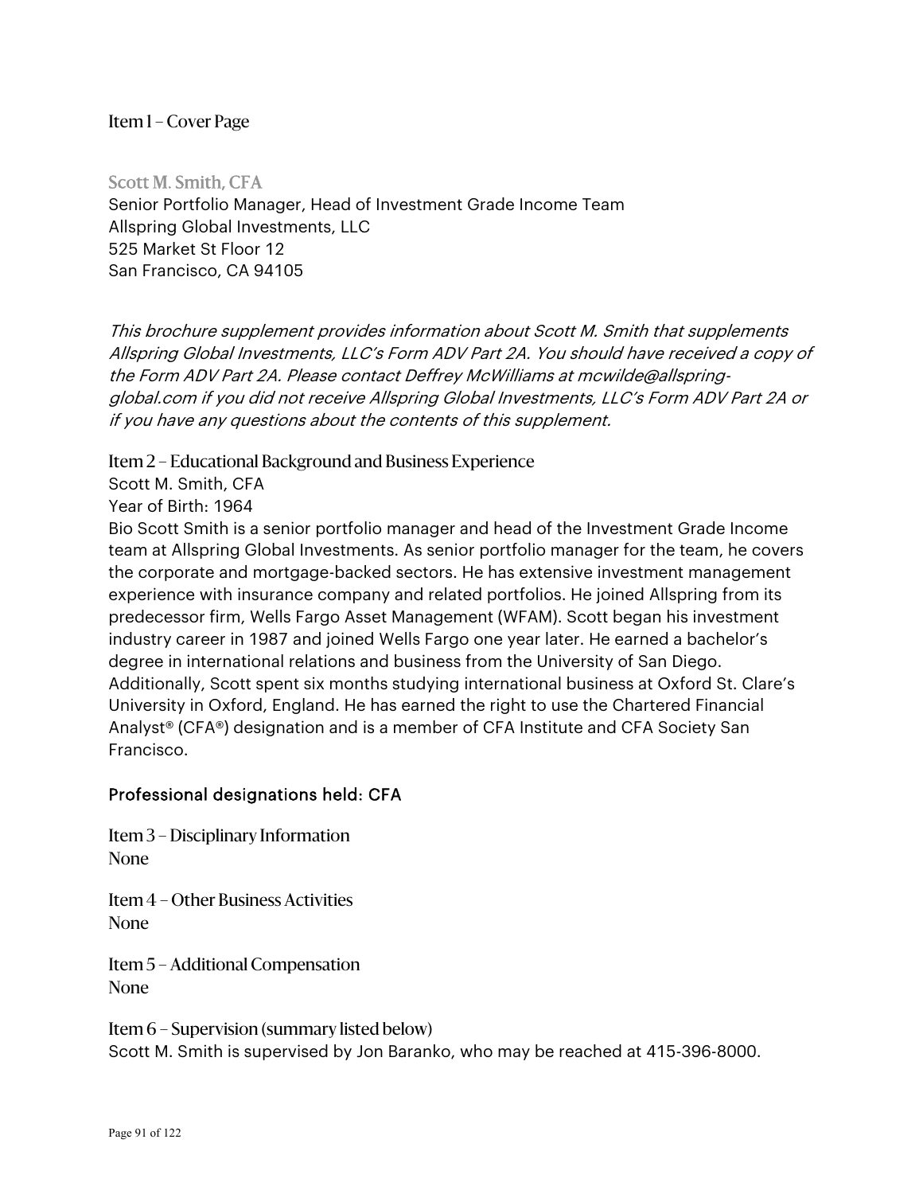## Item 1 – Cover Page

### Scott M. Smith, CFA

Senior Portfolio Manager, Head of Investment Grade Income Team
Allspring Global Investments, LLC
525 Market St Floor 12
San Francisco, CA 94105

*This brochure supplement provides information about Scott M. Smith that supplements Allspring Global Investments, LLC's Form ADV Part 2A. You should have received a copy of the Form ADV Part 2A. Please contact Deffrey McWilliams at mcwilde@allspring-global.com if you did not receive Allspring Global Investments, LLC's Form ADV Part 2A or if you have any questions about the contents of this supplement.*

## Item 2 – Educational Background and Business Experience

Scott M. Smith, CFA
Year of Birth: 1964
Bio Scott Smith is a senior portfolio manager and head of the Investment Grade Income team at Allspring Global Investments. As senior portfolio manager for the team, he covers the corporate and mortgage-backed sectors. He has extensive investment management experience with insurance company and related portfolios. He joined Allspring from its predecessor firm, Wells Fargo Asset Management (WFAM). Scott began his investment industry career in 1987 and joined Wells Fargo one year later. He earned a bachelor's degree in international relations and business from the University of San Diego. Additionally, Scott spent six months studying international business at Oxford St. Clare's University in Oxford, England. He has earned the right to use the Chartered Financial Analyst® (CFA®) designation and is a member of CFA Institute and CFA Society San Francisco.

### Professional designations held: CFA

## Item 3 – Disciplinary Information

None

## Item 4 – Other Business Activities

None

## Item 5 – Additional Compensation

None

## Item 6 – Supervision (summary listed below)

Scott M. Smith is supervised by Jon Baranko, who may be reached at 415-396-8000.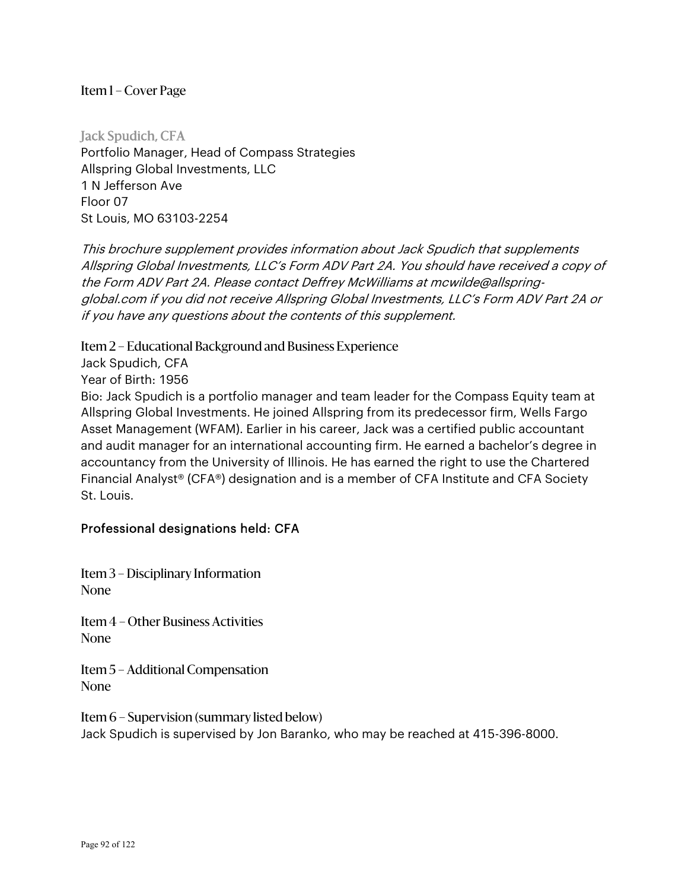## Item 1 – Cover Page

### Jack Spudich, CFA

Portfolio Manager, Head of Compass Strategies
Allspring Global Investments, LLC
1 N Jefferson Ave
Floor 07
St Louis, MO 63103-2254

*This brochure supplement provides information about Jack Spudich that supplements Allspring Global Investments, LLC's Form ADV Part 2A. You should have received a copy of the Form ADV Part 2A. Please contact Deffrey McWilliams at mcwilde@allspring-global.com if you did not receive Allspring Global Investments, LLC's Form ADV Part 2A or if you have any questions about the contents of this supplement.*

## Item 2 – Educational Background and Business Experience

Jack Spudich, CFA
Year of Birth: 1956
Bio: Jack Spudich is a portfolio manager and team leader for the Compass Equity team at Allspring Global Investments. He joined Allspring from its predecessor firm, Wells Fargo Asset Management (WFAM). Earlier in his career, Jack was a certified public accountant and audit manager for an international accounting firm. He earned a bachelor's degree in accountancy from the University of Illinois. He has earned the right to use the Chartered Financial Analyst® (CFA®) designation and is a member of CFA Institute and CFA Society St. Louis.

Professional designations held: CFA

## Item 3 – Disciplinary Information

None

## Item 4 – Other Business Activities

None

## Item 5 – Additional Compensation

None

## Item 6 – Supervision (summary listed below)

Jack Spudich is supervised by Jon Baranko, who may be reached at 415-396-8000.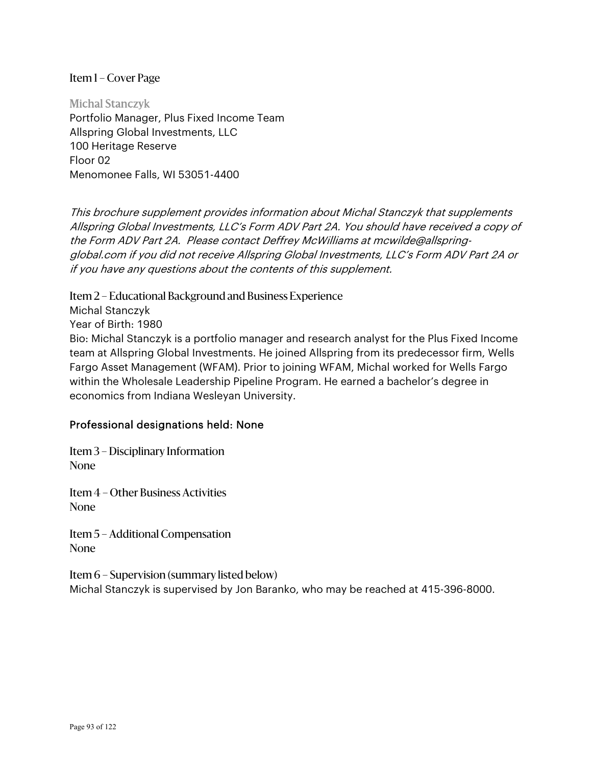## Item 1 – Cover Page

**Michal Stanczyk**

Portfolio Manager, Plus Fixed Income Team
Allspring Global Investments, LLC
100 Heritage Reserve
Floor 02
Menomonee Falls, WI 53051-4400

*This brochure supplement provides information about Michal Stanczyk that supplements Allspring Global Investments, LLC's Form ADV Part 2A. You should have received a copy of the Form ADV Part 2A. Please contact Deffrey McWilliams at mcwilde@allspring-global.com if you did not receive Allspring Global Investments, LLC's Form ADV Part 2A or if you have any questions about the contents of this supplement.*

## Item 2 – Educational Background and Business Experience

Michal Stanczyk

Year of Birth: 1980

Bio: Michal Stanczyk is a portfolio manager and research analyst for the Plus Fixed Income team at Allspring Global Investments. He joined Allspring from its predecessor firm, Wells Fargo Asset Management (WFAM). Prior to joining WFAM, Michal worked for Wells Fargo within the Wholesale Leadership Pipeline Program. He earned a bachelor's degree in economics from Indiana Wesleyan University.

Professional designations held: None

## Item 3 – Disciplinary Information

None

## Item 4 – Other Business Activities

None

## Item 5 – Additional Compensation

None

## Item 6 – Supervision (summary listed below)

Michal Stanczyk is supervised by Jon Baranko, who may be reached at 415-396-8000.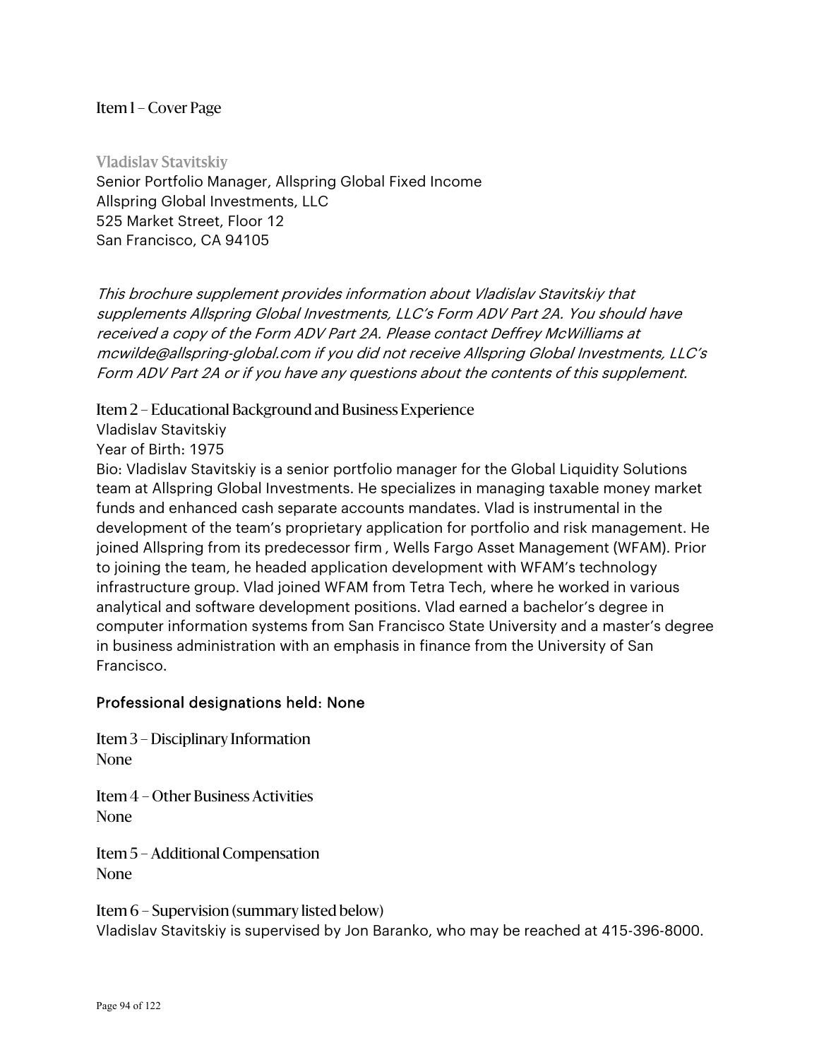## Item 1 – Cover Page

**Vladislav Stavitskiy**
Senior Portfolio Manager, Allspring Global Fixed Income
Allspring Global Investments, LLC
525 Market Street, Floor 12
San Francisco, CA 94105

*This brochure supplement provides information about Vladislav Stavitskiy that supplements Allspring Global Investments, LLC's Form ADV Part 2A. You should have received a copy of the Form ADV Part 2A. Please contact Deffrey McWilliams at mcwilde@allspring-global.com if you did not receive Allspring Global Investments, LLC's Form ADV Part 2A or if you have any questions about the contents of this supplement.*

## Item 2 – Educational Background and Business Experience

Vladislav Stavitskiy
Year of Birth: 1975
Bio: Vladislav Stavitskiy is a senior portfolio manager for the Global Liquidity Solutions team at Allspring Global Investments. He specializes in managing taxable money market funds and enhanced cash separate accounts mandates. Vlad is instrumental in the development of the team's proprietary application for portfolio and risk management. He joined Allspring from its predecessor firm , Wells Fargo Asset Management (WFAM). Prior to joining the team, he headed application development with WFAM's technology infrastructure group. Vlad joined WFAM from Tetra Tech, where he worked in various analytical and software development positions. Vlad earned a bachelor's degree in computer information systems from San Francisco State University and a master's degree in business administration with an emphasis in finance from the University of San Francisco.

Professional designations held: None

## Item 3 – Disciplinary Information

None

## Item 4 – Other Business Activities

None

## Item 5 – Additional Compensation

None

## Item 6 – Supervision (summary listed below)

Vladislav Stavitskiy is supervised by Jon Baranko, who may be reached at 415-396-8000.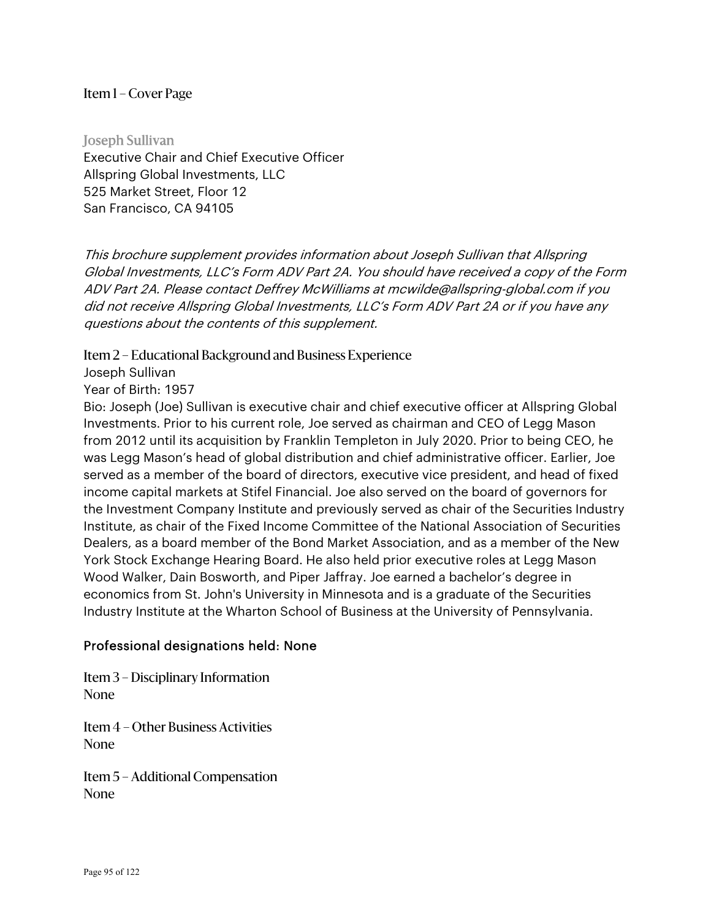## Item 1 – Cover Page

### Joseph Sullivan

Executive Chair and Chief Executive Officer
Allspring Global Investments, LLC
525 Market Street, Floor 12
San Francisco, CA 94105

*This brochure supplement provides information about Joseph Sullivan that Allspring Global Investments, LLC's Form ADV Part 2A. You should have received a copy of the Form ADV Part 2A. Please contact Deffrey McWilliams at mcwilde@allspring-global.com if you did not receive Allspring Global Investments, LLC's Form ADV Part 2A or if you have any questions about the contents of this supplement.*

## Item 2 – Educational Background and Business Experience

Joseph Sullivan

Year of Birth: 1957

Bio: Joseph (Joe) Sullivan is executive chair and chief executive officer at Allspring Global Investments. Prior to his current role, Joe served as chairman and CEO of Legg Mason from 2012 until its acquisition by Franklin Templeton in July 2020. Prior to being CEO, he was Legg Mason's head of global distribution and chief administrative officer. Earlier, Joe served as a member of the board of directors, executive vice president, and head of fixed income capital markets at Stifel Financial. Joe also served on the board of governors for the Investment Company Institute and previously served as chair of the Securities Industry Institute, as chair of the Fixed Income Committee of the National Association of Securities Dealers, as a board member of the Bond Market Association, and as a member of the New York Stock Exchange Hearing Board. He also held prior executive roles at Legg Mason Wood Walker, Dain Bosworth, and Piper Jaffray. Joe earned a bachelor's degree in economics from St. John's University in Minnesota and is a graduate of the Securities Industry Institute at the Wharton School of Business at the University of Pennsylvania.

Professional designations held: None

## Item 3 – Disciplinary Information

None

## Item 4 – Other Business Activities

None

## Item 5 – Additional Compensation

None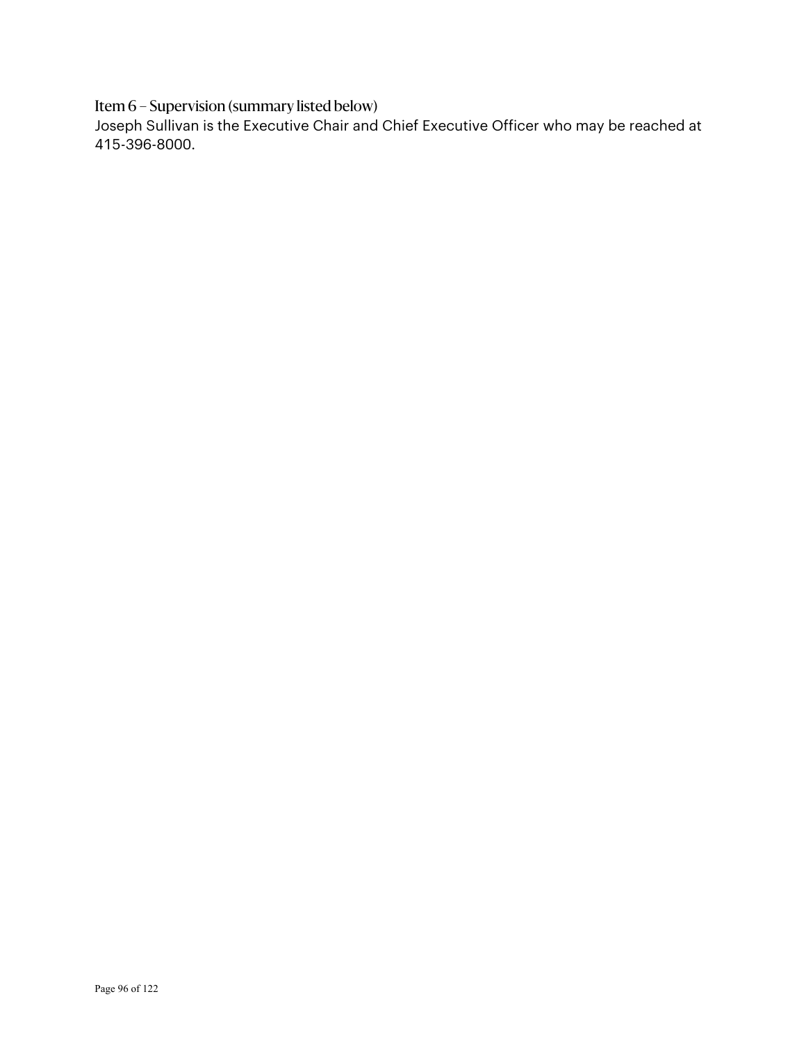## Item 6 – Supervision (summary listed below)

Joseph Sullivan is the Executive Chair and Chief Executive Officer who may be reached at 415-396-8000.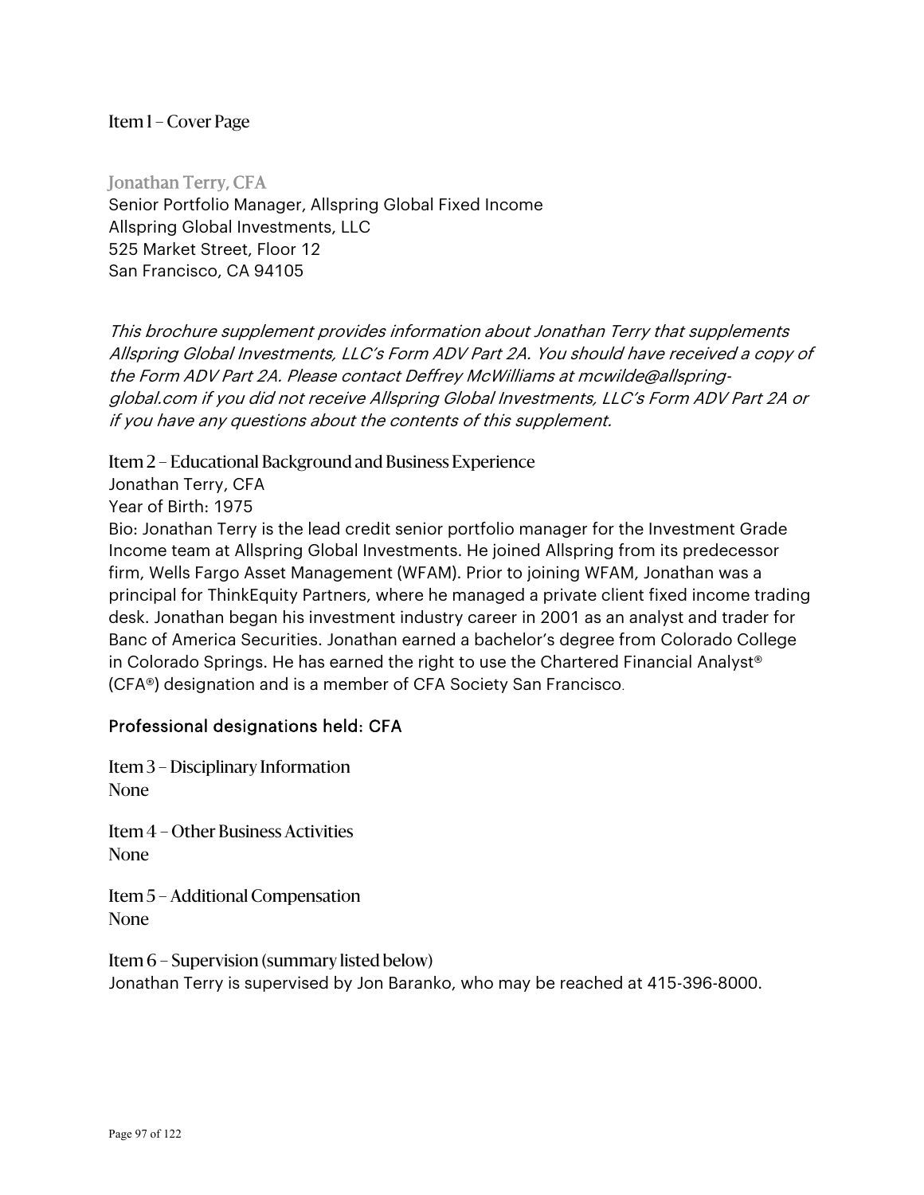## Item 1 – Cover Page

### Jonathan Terry, CFA

Senior Portfolio Manager, Allspring Global Fixed Income
Allspring Global Investments, LLC
525 Market Street, Floor 12
San Francisco, CA 94105

*This brochure supplement provides information about Jonathan Terry that supplements Allspring Global Investments, LLC's Form ADV Part 2A. You should have received a copy of the Form ADV Part 2A. Please contact Deffrey McWilliams at mcwilde@allspring-global.com if you did not receive Allspring Global Investments, LLC's Form ADV Part 2A or if you have any questions about the contents of this supplement.*

## Item 2 – Educational Background and Business Experience

Jonathan Terry, CFA

Year of Birth: 1975

Bio: Jonathan Terry is the lead credit senior portfolio manager for the Investment Grade Income team at Allspring Global Investments. He joined Allspring from its predecessor firm, Wells Fargo Asset Management (WFAM). Prior to joining WFAM, Jonathan was a principal for ThinkEquity Partners, where he managed a private client fixed income trading desk. Jonathan began his investment industry career in 2001 as an analyst and trader for Banc of America Securities. Jonathan earned a bachelor's degree from Colorado College in Colorado Springs. He has earned the right to use the Chartered Financial Analyst® (CFA®) designation and is a member of CFA Society San Francisco.

Professional designations held: CFA

## Item 3 – Disciplinary Information

None

## Item 4 – Other Business Activities

None

## Item 5 – Additional Compensation

None

## Item 6 – Supervision (summary listed below)

Jonathan Terry is supervised by Jon Baranko, who may be reached at 415-396-8000.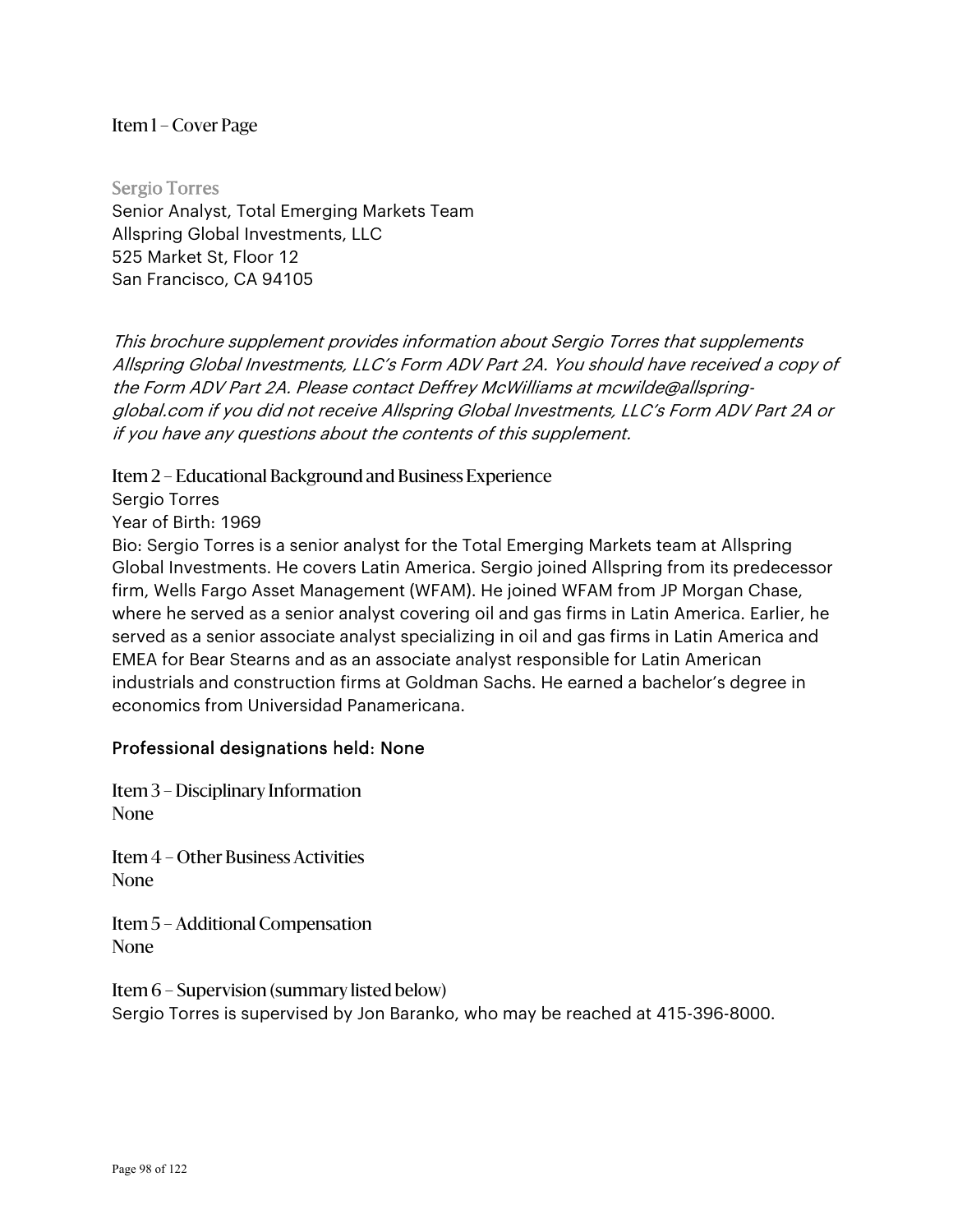## Item 1 – Cover Page

**Sergio Torres**
Senior Analyst, Total Emerging Markets Team
Allspring Global Investments, LLC
525 Market St, Floor 12
San Francisco, CA 94105

*This brochure supplement provides information about Sergio Torres that supplements Allspring Global Investments, LLC's Form ADV Part 2A. You should have received a copy of the Form ADV Part 2A. Please contact Deffrey McWilliams at mcwilde@allspring-global.com if you did not receive Allspring Global Investments, LLC's Form ADV Part 2A or if you have any questions about the contents of this supplement.*

## Item 2 – Educational Background and Business Experience

Sergio Torres
Year of Birth: 1969
Bio: Sergio Torres is a senior analyst for the Total Emerging Markets team at Allspring Global Investments. He covers Latin America. Sergio joined Allspring from its predecessor firm, Wells Fargo Asset Management (WFAM). He joined WFAM from JP Morgan Chase, where he served as a senior analyst covering oil and gas firms in Latin America. Earlier, he served as a senior associate analyst specializing in oil and gas firms in Latin America and EMEA for Bear Stearns and as an associate analyst responsible for Latin American industrials and construction firms at Goldman Sachs. He earned a bachelor's degree in economics from Universidad Panamericana.

Professional designations held: None

## Item 3 – Disciplinary Information

None

## Item 4 – Other Business Activities

None

## Item 5 – Additional Compensation

None

## Item 6 – Supervision (summary listed below)

Sergio Torres is supervised by Jon Baranko, who may be reached at 415-396-8000.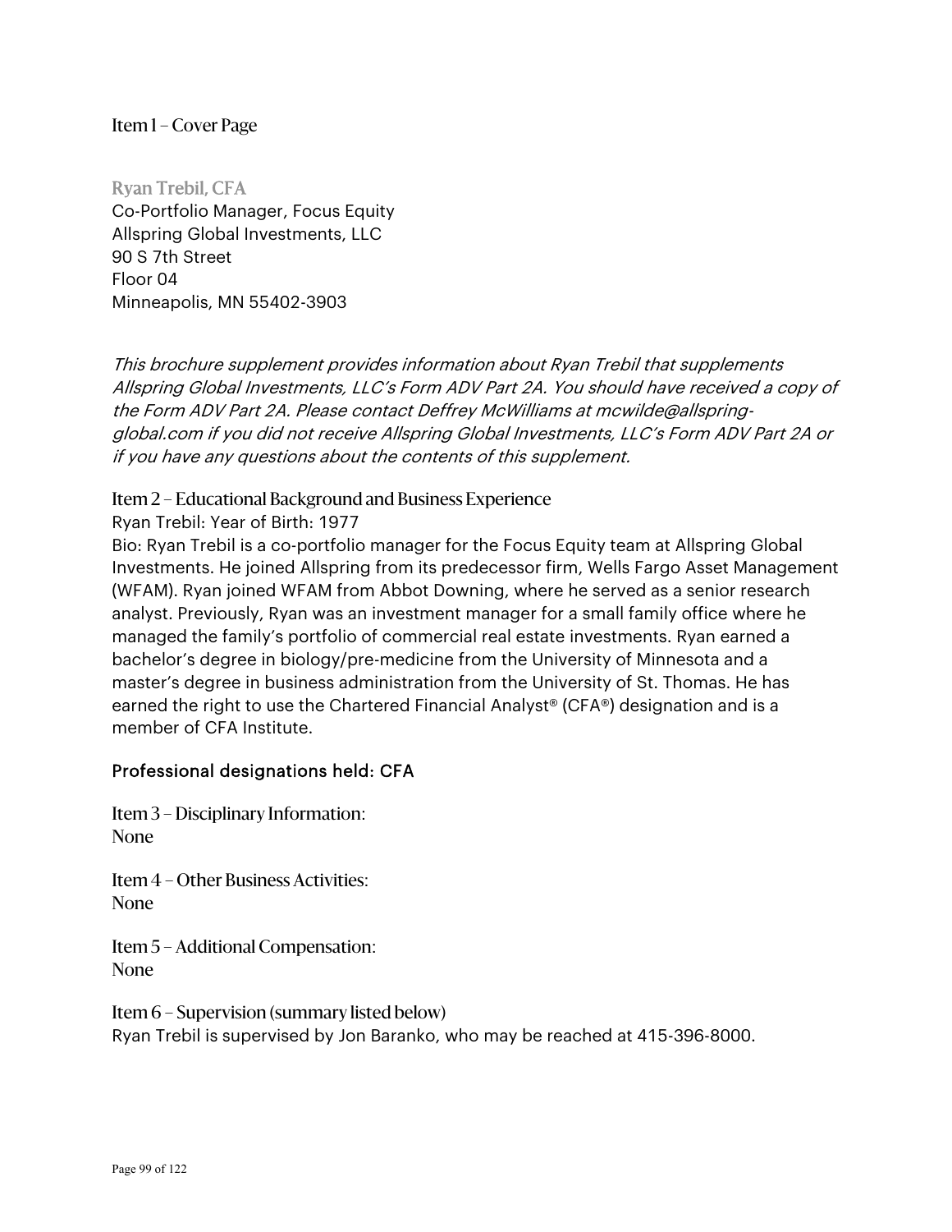## Item 1 – Cover Page

**Ryan Trebil, CFA**
Co-Portfolio Manager, Focus Equity
Allspring Global Investments, LLC
90 S 7th Street
Floor 04
Minneapolis, MN 55402-3903

*This brochure supplement provides information about Ryan Trebil that supplements Allspring Global Investments, LLC's Form ADV Part 2A. You should have received a copy of the Form ADV Part 2A. Please contact Deffrey McWilliams at mcwilde@allspring-global.com if you did not receive Allspring Global Investments, LLC's Form ADV Part 2A or if you have any questions about the contents of this supplement.*

## Item 2 – Educational Background and Business Experience

Ryan Trebil: Year of Birth: 1977

Bio: Ryan Trebil is a co-portfolio manager for the Focus Equity team at Allspring Global Investments. He joined Allspring from its predecessor firm, Wells Fargo Asset Management (WFAM). Ryan joined WFAM from Abbot Downing, where he served as a senior research analyst. Previously, Ryan was an investment manager for a small family office where he managed the family's portfolio of commercial real estate investments. Ryan earned a bachelor's degree in biology/pre-medicine from the University of Minnesota and a master's degree in business administration from the University of St. Thomas. He has earned the right to use the Chartered Financial Analyst® (CFA®) designation and is a member of CFA Institute.

Professional designations held: CFA

## Item 3 – Disciplinary Information:

None

## Item 4 – Other Business Activities:

None

## Item 5 – Additional Compensation:

None

## Item 6 – Supervision (summary listed below)

Ryan Trebil is supervised by Jon Baranko, who may be reached at 415-396-8000.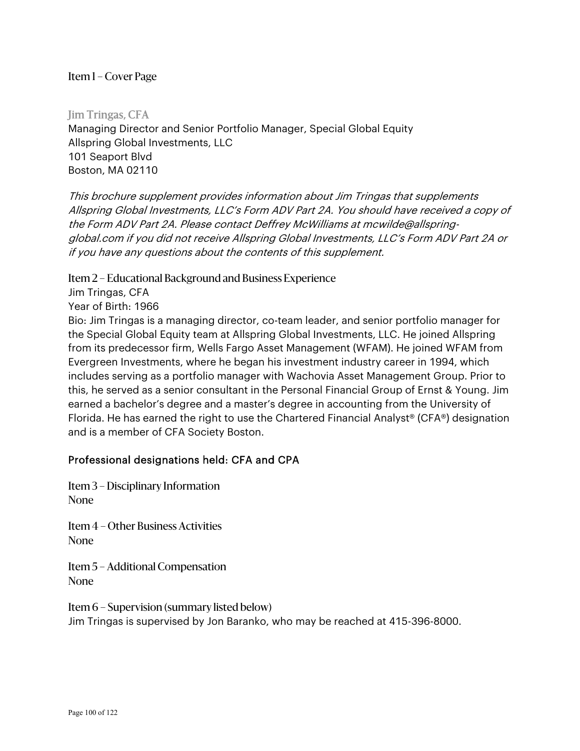## Item 1 – Cover Page

### Jim Tringas, CFA

Managing Director and Senior Portfolio Manager, Special Global Equity
Allspring Global Investments, LLC
101 Seaport Blvd
Boston, MA 02110

*This brochure supplement provides information about Jim Tringas that supplements Allspring Global Investments, LLC's Form ADV Part 2A. You should have received a copy of the Form ADV Part 2A. Please contact Deffrey McWilliams at mcwilde@allspring-global.com if you did not receive Allspring Global Investments, LLC's Form ADV Part 2A or if you have any questions about the contents of this supplement.*

## Item 2 – Educational Background and Business Experience

Jim Tringas, CFA
Year of Birth: 1966
Bio: Jim Tringas is a managing director, co-team leader, and senior portfolio manager for the Special Global Equity team at Allspring Global Investments, LLC. He joined Allspring from its predecessor firm, Wells Fargo Asset Management (WFAM). He joined WFAM from Evergreen Investments, where he began his investment industry career in 1994, which includes serving as a portfolio manager with Wachovia Asset Management Group. Prior to this, he served as a senior consultant in the Personal Financial Group of Ernst & Young. Jim earned a bachelor's degree and a master's degree in accounting from the University of Florida. He has earned the right to use the Chartered Financial Analyst® (CFA®) designation and is a member of CFA Society Boston.

Professional designations held: CFA and CPA

## Item 3 – Disciplinary Information

None

## Item 4 – Other Business Activities

None

## Item 5 – Additional Compensation

None

## Item 6 – Supervision (summary listed below)

Jim Tringas is supervised by Jon Baranko, who may be reached at 415-396-8000.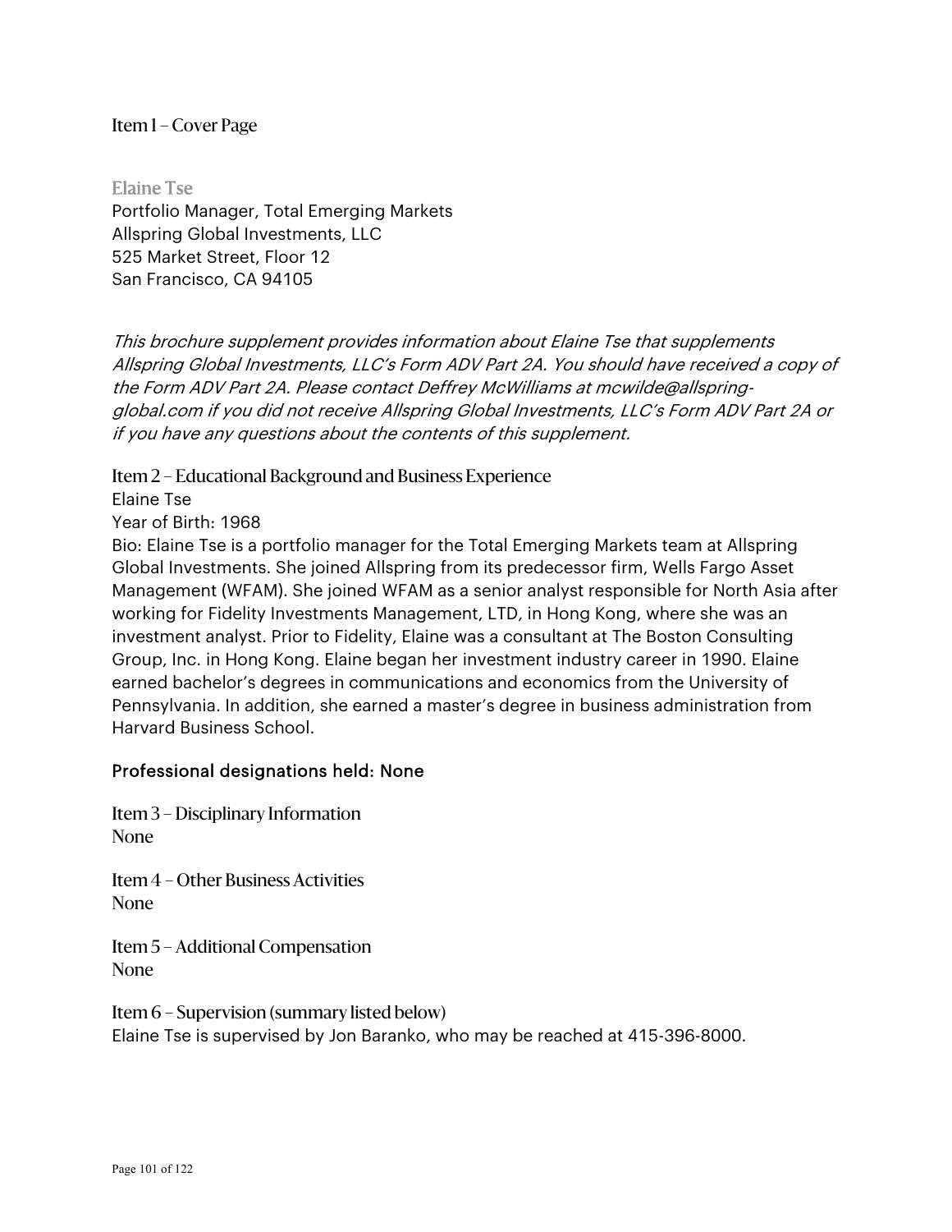## Item 1 – Cover Page

### Elaine Tse

Portfolio Manager, Total Emerging Markets
Allspring Global Investments, LLC
525 Market Street, Floor 12
San Francisco, CA 94105

*This brochure supplement provides information about Elaine Tse that supplements Allspring Global Investments, LLC's Form ADV Part 2A. You should have received a copy of the Form ADV Part 2A. Please contact Deffrey McWilliams at mcwilde@allspring-global.com if you did not receive Allspring Global Investments, LLC's Form ADV Part 2A or if you have any questions about the contents of this supplement.*

## Item 2 – Educational Background and Business Experience

Elaine Tse

Year of Birth: 1968

Bio: Elaine Tse is a portfolio manager for the Total Emerging Markets team at Allspring Global Investments. She joined Allspring from its predecessor firm, Wells Fargo Asset Management (WFAM). She joined WFAM as a senior analyst responsible for North Asia after working for Fidelity Investments Management, LTD, in Hong Kong, where she was an investment analyst. Prior to Fidelity, Elaine was a consultant at The Boston Consulting Group, Inc. in Hong Kong. Elaine began her investment industry career in 1990. Elaine earned bachelor's degrees in communications and economics from the University of Pennsylvania. In addition, she earned a master's degree in business administration from Harvard Business School.

Professional designations held: None

## Item 3 – Disciplinary Information

None

## Item 4 – Other Business Activities

None

## Item 5 – Additional Compensation

None

## Item 6 – Supervision (summary listed below)

Elaine Tse is supervised by Jon Baranko, who may be reached at 415-396-8000.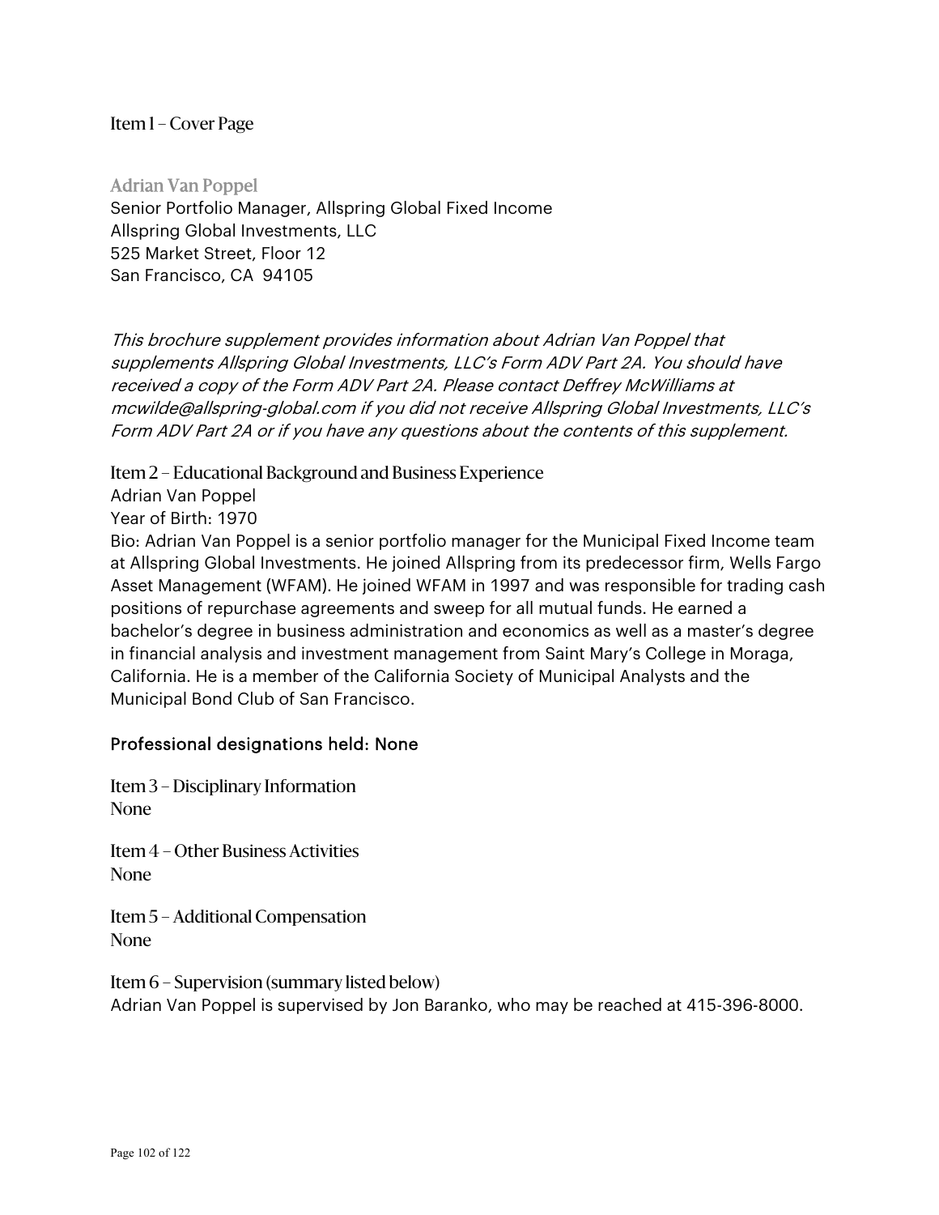## Item 1 – Cover Page

**Adrian Van Poppel**
Senior Portfolio Manager, Allspring Global Fixed Income
Allspring Global Investments, LLC
525 Market Street, Floor 12
San Francisco, CA 94105

*This brochure supplement provides information about Adrian Van Poppel that supplements Allspring Global Investments, LLC's Form ADV Part 2A. You should have received a copy of the Form ADV Part 2A. Please contact Deffrey McWilliams at mcwilde@allspring-global.com if you did not receive Allspring Global Investments, LLC's Form ADV Part 2A or if you have any questions about the contents of this supplement.*

## Item 2 – Educational Background and Business Experience

Adrian Van Poppel
Year of Birth: 1970
Bio: Adrian Van Poppel is a senior portfolio manager for the Municipal Fixed Income team at Allspring Global Investments. He joined Allspring from its predecessor firm, Wells Fargo Asset Management (WFAM). He joined WFAM in 1997 and was responsible for trading cash positions of repurchase agreements and sweep for all mutual funds. He earned a bachelor's degree in business administration and economics as well as a master's degree in financial analysis and investment management from Saint Mary's College in Moraga, California. He is a member of the California Society of Municipal Analysts and the Municipal Bond Club of San Francisco.

Professional designations held: None

## Item 3 – Disciplinary Information

None

## Item 4 – Other Business Activities

None

## Item 5 – Additional Compensation

None

## Item 6 – Supervision (summary listed below)

Adrian Van Poppel is supervised by Jon Baranko, who may be reached at 415-396-8000.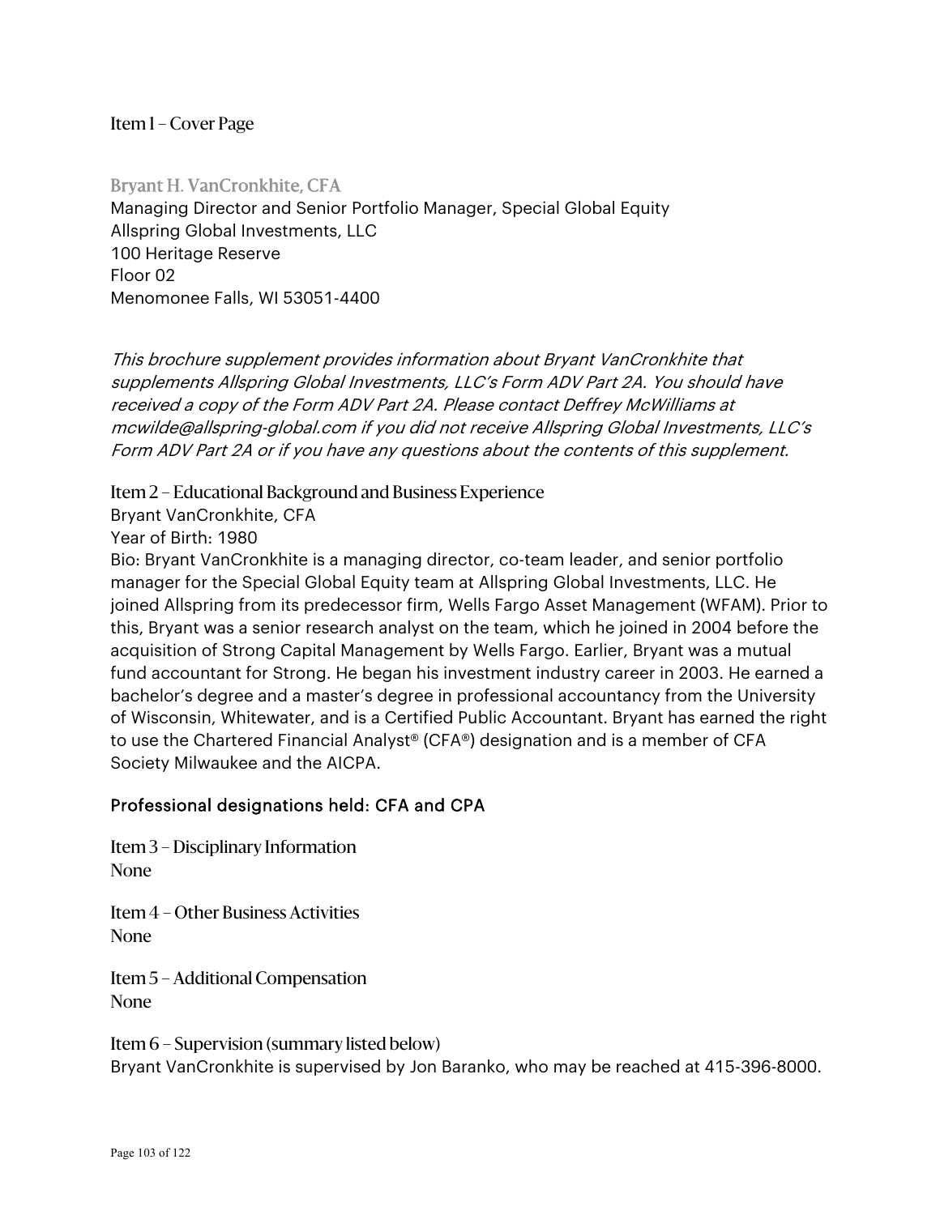## Item 1 – Cover Page

### Bryant H. VanCronkhite, CFA

Managing Director and Senior Portfolio Manager, Special Global Equity
Allspring Global Investments, LLC
100 Heritage Reserve
Floor 02
Menomonee Falls, WI 53051-4400

*This brochure supplement provides information about Bryant VanCronkhite that supplements Allspring Global Investments, LLC's Form ADV Part 2A. You should have received a copy of the Form ADV Part 2A. Please contact Deffrey McWilliams at mcwilde@allspring-global.com if you did not receive Allspring Global Investments, LLC's Form ADV Part 2A or if you have any questions about the contents of this supplement.*

## Item 2 – Educational Background and Business Experience

Bryant VanCronkhite, CFA

Year of Birth: 1980

Bio: Bryant VanCronkhite is a managing director, co-team leader, and senior portfolio manager for the Special Global Equity team at Allspring Global Investments, LLC. He joined Allspring from its predecessor firm, Wells Fargo Asset Management (WFAM). Prior to this, Bryant was a senior research analyst on the team, which he joined in 2004 before the acquisition of Strong Capital Management by Wells Fargo. Earlier, Bryant was a mutual fund accountant for Strong. He began his investment industry career in 2003. He earned a bachelor's degree and a master's degree in professional accountancy from the University of Wisconsin, Whitewater, and is a Certified Public Accountant. Bryant has earned the right to use the Chartered Financial Analyst® (CFA®) designation and is a member of CFA Society Milwaukee and the AICPA.

Professional designations held: CFA and CPA

## Item 3 – Disciplinary Information

None

## Item 4 – Other Business Activities

None

## Item 5 – Additional Compensation

None

## Item 6 – Supervision (summary listed below)

Bryant VanCronkhite is supervised by Jon Baranko, who may be reached at 415-396-8000.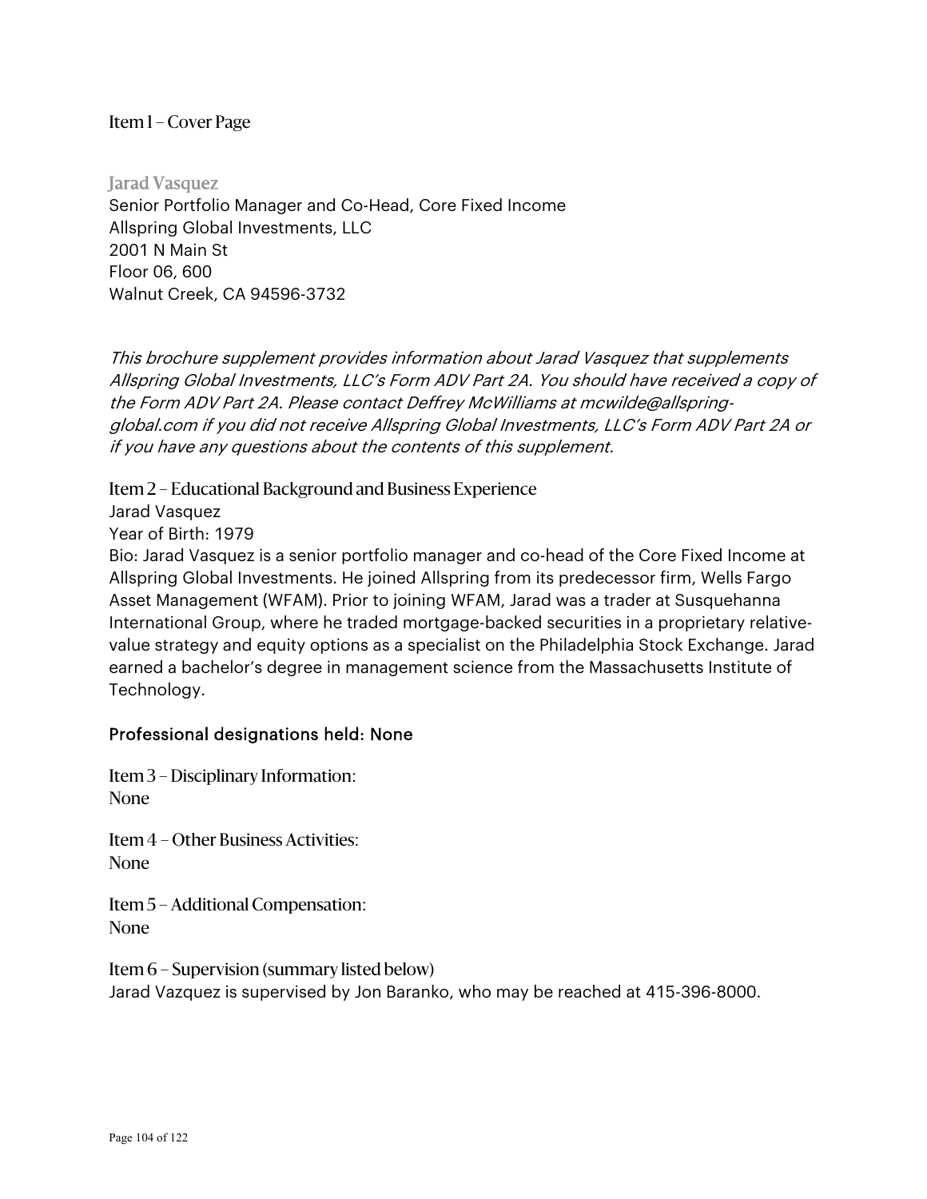## Item 1 – Cover Page

### Jarad Vasquez

Senior Portfolio Manager and Co-Head, Core Fixed Income
Allspring Global Investments, LLC
2001 N Main St
Floor 06, 600
Walnut Creek, CA 94596-3732

*This brochure supplement provides information about Jarad Vasquez that supplements Allspring Global Investments, LLC's Form ADV Part 2A. You should have received a copy of the Form ADV Part 2A. Please contact Deffrey McWilliams at mcwilde@allspring-global.com if you did not receive Allspring Global Investments, LLC's Form ADV Part 2A or if you have any questions about the contents of this supplement.*

## Item 2 – Educational Background and Business Experience

Jarad Vasquez
Year of Birth: 1979
Bio: Jarad Vasquez is a senior portfolio manager and co-head of the Core Fixed Income at Allspring Global Investments. He joined Allspring from its predecessor firm, Wells Fargo Asset Management (WFAM). Prior to joining WFAM, Jarad was a trader at Susquehanna International Group, where he traded mortgage-backed securities in a proprietary relative-value strategy and equity options as a specialist on the Philadelphia Stock Exchange. Jarad earned a bachelor's degree in management science from the Massachusetts Institute of Technology.

Professional designations held: None

## Item 3 – Disciplinary Information:

None

## Item 4 – Other Business Activities:

None

## Item 5 – Additional Compensation:

None

## Item 6 – Supervision (summary listed below)

Jarad Vazquez is supervised by Jon Baranko, who may be reached at 415-396-8000.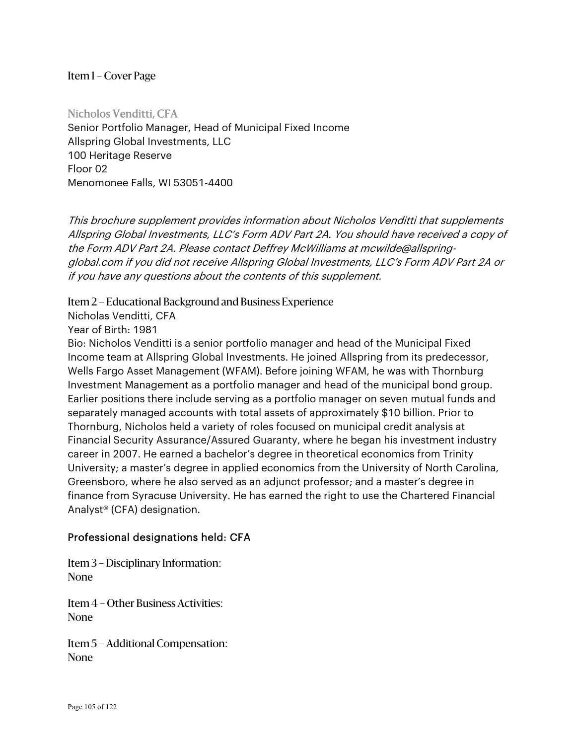## Item 1 – Cover Page

**Nicholos Venditti, CFA**
Senior Portfolio Manager, Head of Municipal Fixed Income
Allspring Global Investments, LLC
100 Heritage Reserve
Floor 02
Menomonee Falls, WI 53051-4400

*This brochure supplement provides information about Nicholos Venditti that supplements Allspring Global Investments, LLC's Form ADV Part 2A. You should have received a copy of the Form ADV Part 2A. Please contact Deffrey McWilliams at mcwilde@allspring-global.com if you did not receive Allspring Global Investments, LLC's Form ADV Part 2A or if you have any questions about the contents of this supplement.*

## Item 2 – Educational Background and Business Experience

Nicholas Venditti, CFA
Year of Birth: 1981
Bio: Nicholos Venditti is a senior portfolio manager and head of the Municipal Fixed Income team at Allspring Global Investments. He joined Allspring from its predecessor, Wells Fargo Asset Management (WFAM). Before joining WFAM, he was with Thornburg Investment Management as a portfolio manager and head of the municipal bond group. Earlier positions there include serving as a portfolio manager on seven mutual funds and separately managed accounts with total assets of approximately $10 billion. Prior to Thornburg, Nicholos held a variety of roles focused on municipal credit analysis at Financial Security Assurance/Assured Guaranty, where he began his investment industry career in 2007. He earned a bachelor's degree in theoretical economics from Trinity University; a master's degree in applied economics from the University of North Carolina, Greensboro, where he also served as an adjunct professor; and a master's degree in finance from Syracuse University. He has earned the right to use the Chartered Financial Analyst® (CFA) designation.

Professional designations held: CFA

## Item 3 – Disciplinary Information:

None

## Item 4 – Other Business Activities:

None

## Item 5 – Additional Compensation:

None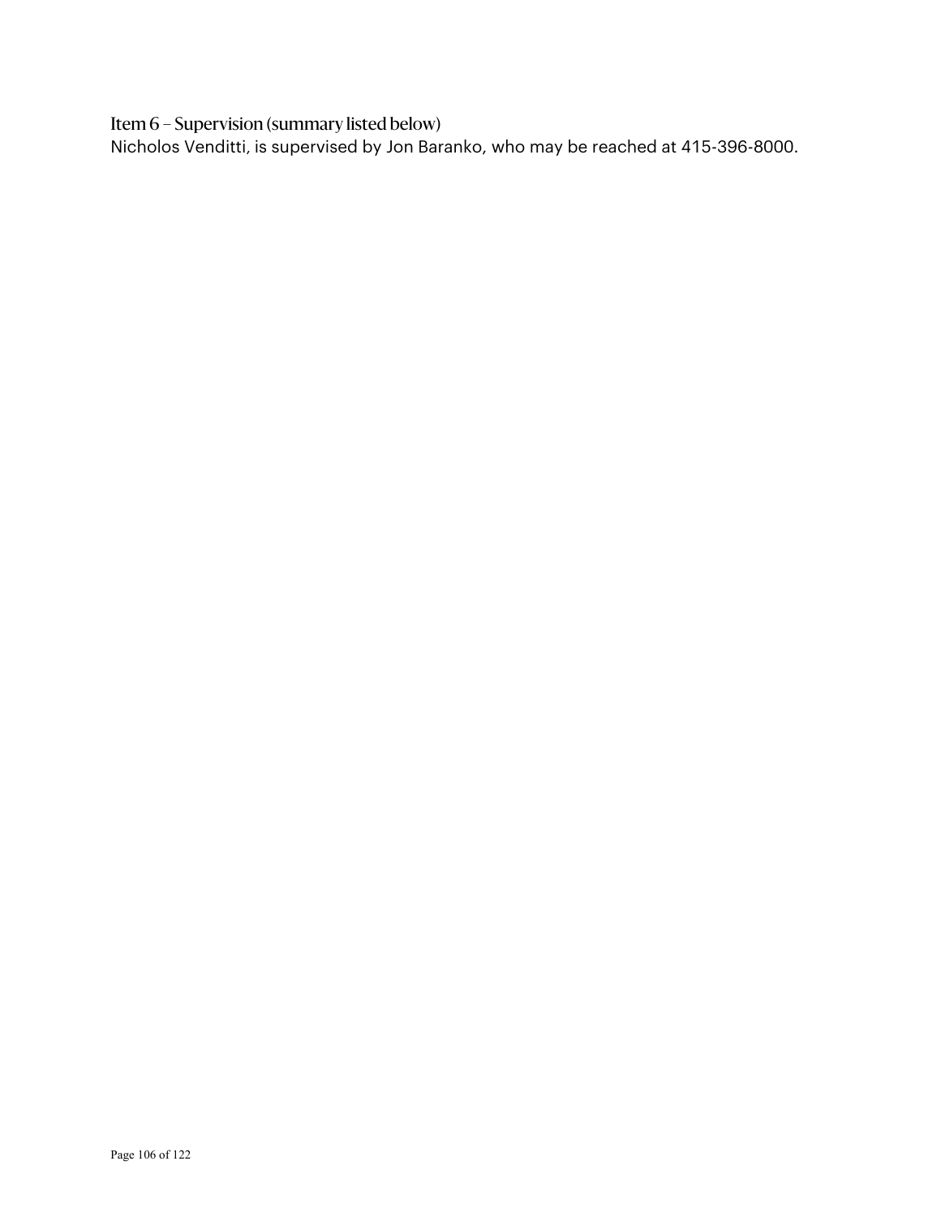## Item 6 – Supervision (summary listed below)

Nicholos Venditti, is supervised by Jon Baranko, who may be reached at 415-396-8000.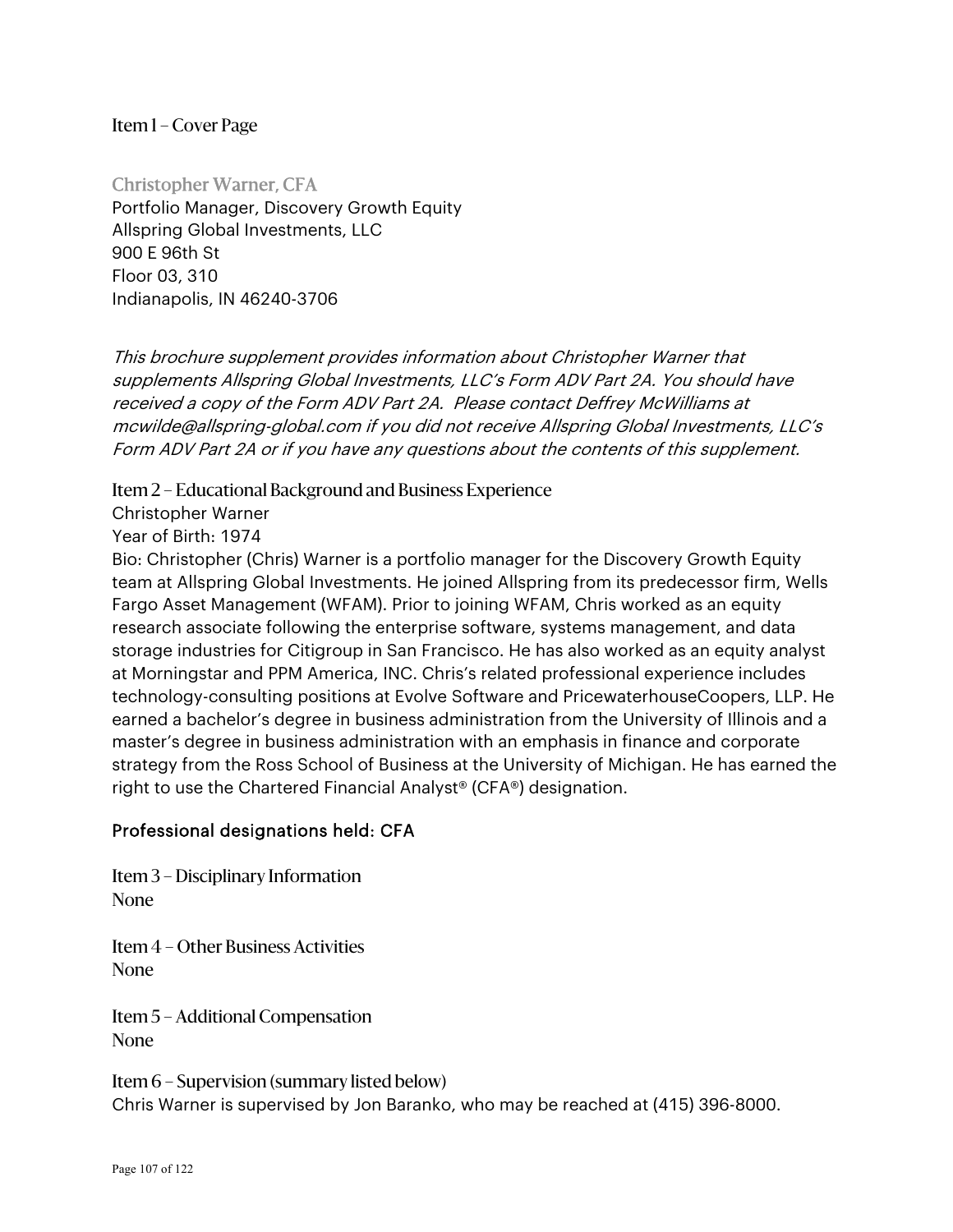## Item 1 – Cover Page

### Christopher Warner, CFA

Portfolio Manager, Discovery Growth Equity
Allspring Global Investments, LLC
900 E 96th St
Floor 03, 310
Indianapolis, IN 46240-3706

*This brochure supplement provides information about Christopher Warner that supplements Allspring Global Investments, LLC's Form ADV Part 2A. You should have received a copy of the Form ADV Part 2A. Please contact Deffrey McWilliams at mcwilde@allspring-global.com if you did not receive Allspring Global Investments, LLC's Form ADV Part 2A or if you have any questions about the contents of this supplement.*

## Item 2 – Educational Background and Business Experience

Christopher Warner
Year of Birth: 1974
Bio: Christopher (Chris) Warner is a portfolio manager for the Discovery Growth Equity team at Allspring Global Investments. He joined Allspring from its predecessor firm, Wells Fargo Asset Management (WFAM). Prior to joining WFAM, Chris worked as an equity research associate following the enterprise software, systems management, and data storage industries for Citigroup in San Francisco. He has also worked as an equity analyst at Morningstar and PPM America, INC. Chris's related professional experience includes technology-consulting positions at Evolve Software and PricewaterhouseCoopers, LLP. He earned a bachelor's degree in business administration from the University of Illinois and a master's degree in business administration with an emphasis in finance and corporate strategy from the Ross School of Business at the University of Michigan. He has earned the right to use the Chartered Financial Analyst® (CFA®) designation.

Professional designations held: CFA

## Item 3 – Disciplinary Information

None

## Item 4 – Other Business Activities

None

## Item 5 – Additional Compensation

None

## Item 6 – Supervision (summary listed below)

Chris Warner is supervised by Jon Baranko, who may be reached at (415) 396-8000.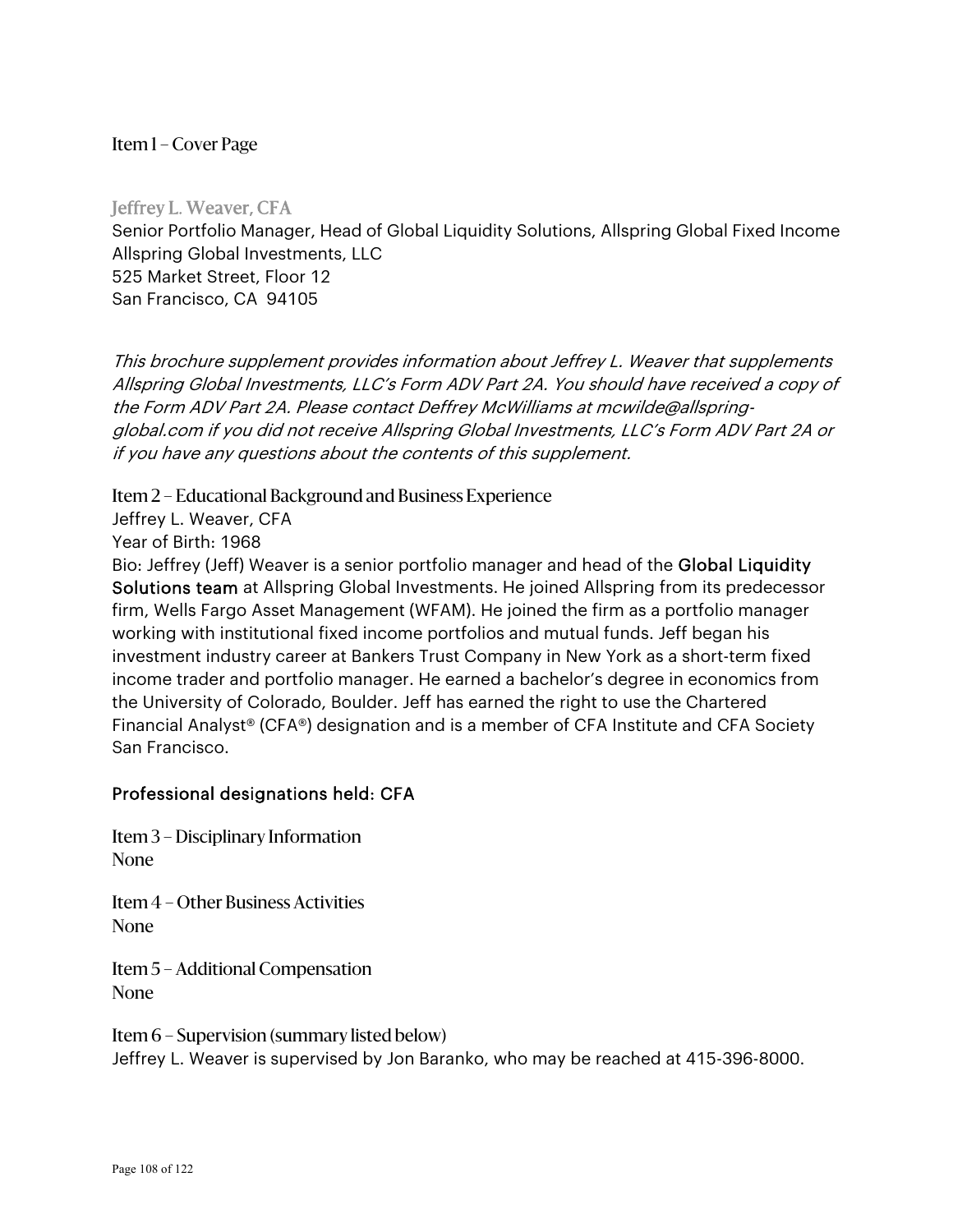## Item 1 – Cover Page

### Jeffrey L. Weaver, CFA

Senior Portfolio Manager, Head of Global Liquidity Solutions, Allspring Global Fixed Income
Allspring Global Investments, LLC
525 Market Street, Floor 12
San Francisco, CA 94105

*This brochure supplement provides information about Jeffrey L. Weaver that supplements Allspring Global Investments, LLC's Form ADV Part 2A. You should have received a copy of the Form ADV Part 2A. Please contact Deffrey McWilliams at mcwilde@allspring-global.com if you did not receive Allspring Global Investments, LLC's Form ADV Part 2A or if you have any questions about the contents of this supplement.*

## Item 2 – Educational Background and Business Experience

Jeffrey L. Weaver, CFA
Year of Birth: 1968
Bio: Jeffrey (Jeff) Weaver is a senior portfolio manager and head of the **Global Liquidity Solutions team** at Allspring Global Investments. He joined Allspring from its predecessor firm, Wells Fargo Asset Management (WFAM). He joined the firm as a portfolio manager working with institutional fixed income portfolios and mutual funds. Jeff began his investment industry career at Bankers Trust Company in New York as a short-term fixed income trader and portfolio manager. He earned a bachelor's degree in economics from the University of Colorado, Boulder. Jeff has earned the right to use the Chartered Financial Analyst® (CFA®) designation and is a member of CFA Institute and CFA Society San Francisco.

**Professional designations held: CFA**

## Item 3 – Disciplinary Information

None

## Item 4 – Other Business Activities

None

## Item 5 – Additional Compensation

None

## Item 6 – Supervision (summary listed below)

Jeffrey L. Weaver is supervised by Jon Baranko, who may be reached at 415-396-8000.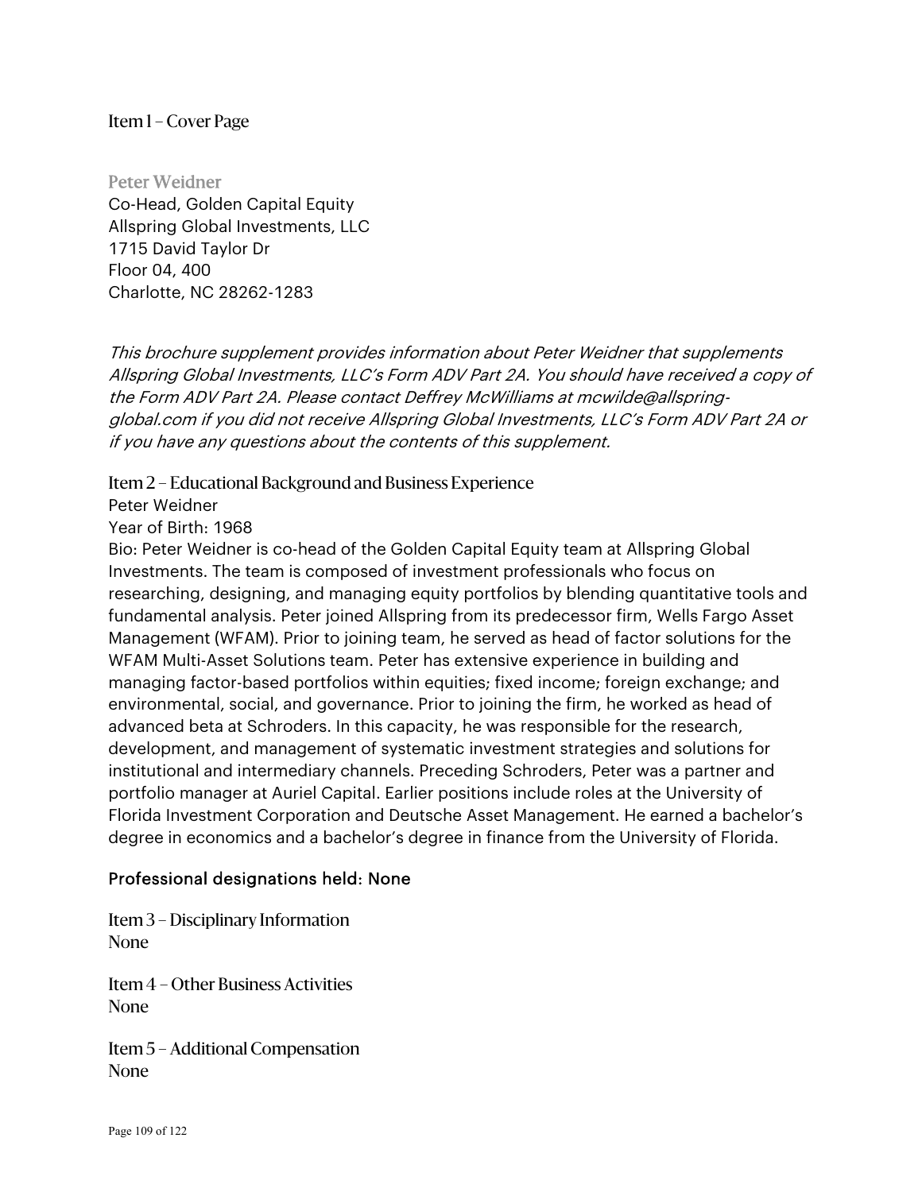## Item 1 – Cover Page

**Peter Weidner**
Co-Head, Golden Capital Equity
Allspring Global Investments, LLC
1715 David Taylor Dr
Floor 04, 400
Charlotte, NC 28262-1283

*This brochure supplement provides information about Peter Weidner that supplements Allspring Global Investments, LLC's Form ADV Part 2A. You should have received a copy of the Form ADV Part 2A. Please contact Deffrey McWilliams at mcwilde@allspring-global.com if you did not receive Allspring Global Investments, LLC's Form ADV Part 2A or if you have any questions about the contents of this supplement.*

## Item 2 – Educational Background and Business Experience

Peter Weidner
Year of Birth: 1968
Bio: Peter Weidner is co-head of the Golden Capital Equity team at Allspring Global Investments. The team is composed of investment professionals who focus on researching, designing, and managing equity portfolios by blending quantitative tools and fundamental analysis. Peter joined Allspring from its predecessor firm, Wells Fargo Asset Management (WFAM). Prior to joining team, he served as head of factor solutions for the WFAM Multi-Asset Solutions team. Peter has extensive experience in building and managing factor-based portfolios within equities; fixed income; foreign exchange; and environmental, social, and governance. Prior to joining the firm, he worked as head of advanced beta at Schroders. In this capacity, he was responsible for the research, development, and management of systematic investment strategies and solutions for institutional and intermediary channels. Preceding Schroders, Peter was a partner and portfolio manager at Auriel Capital. Earlier positions include roles at the University of Florida Investment Corporation and Deutsche Asset Management. He earned a bachelor's degree in economics and a bachelor's degree in finance from the University of Florida.

Professional designations held: None

## Item 3 – Disciplinary Information

None

## Item 4 – Other Business Activities

None

## Item 5 – Additional Compensation

None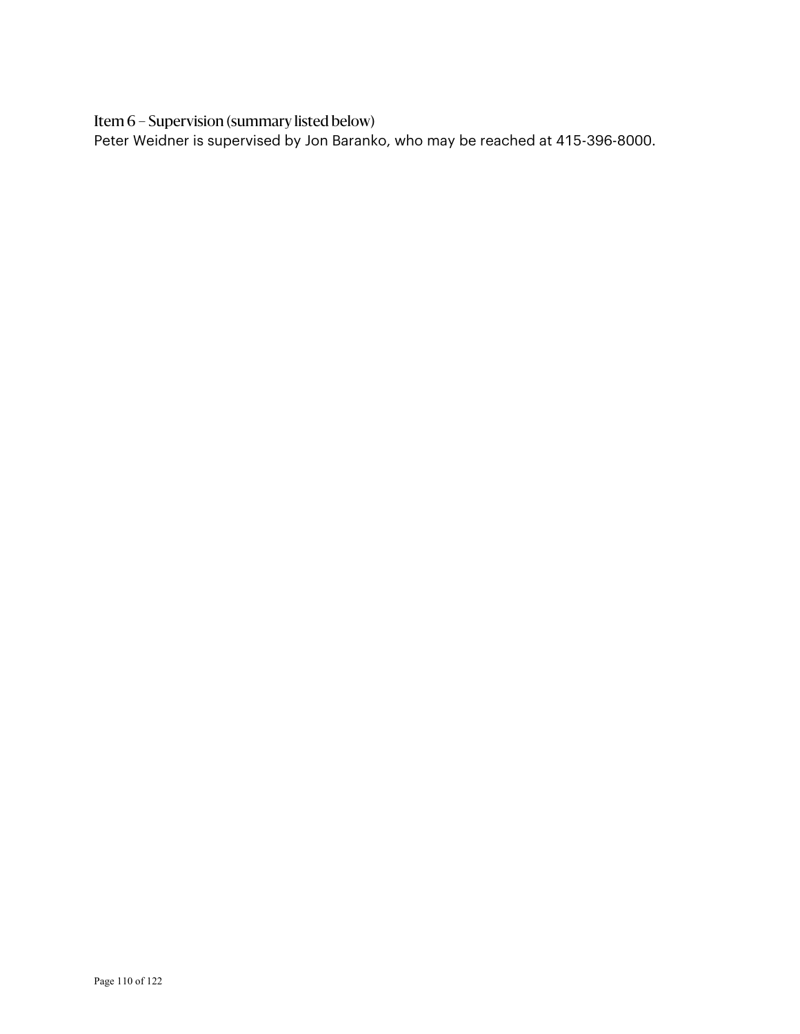## Item 6 – Supervision (summary listed below)

Peter Weidner is supervised by Jon Baranko, who may be reached at 415-396-8000.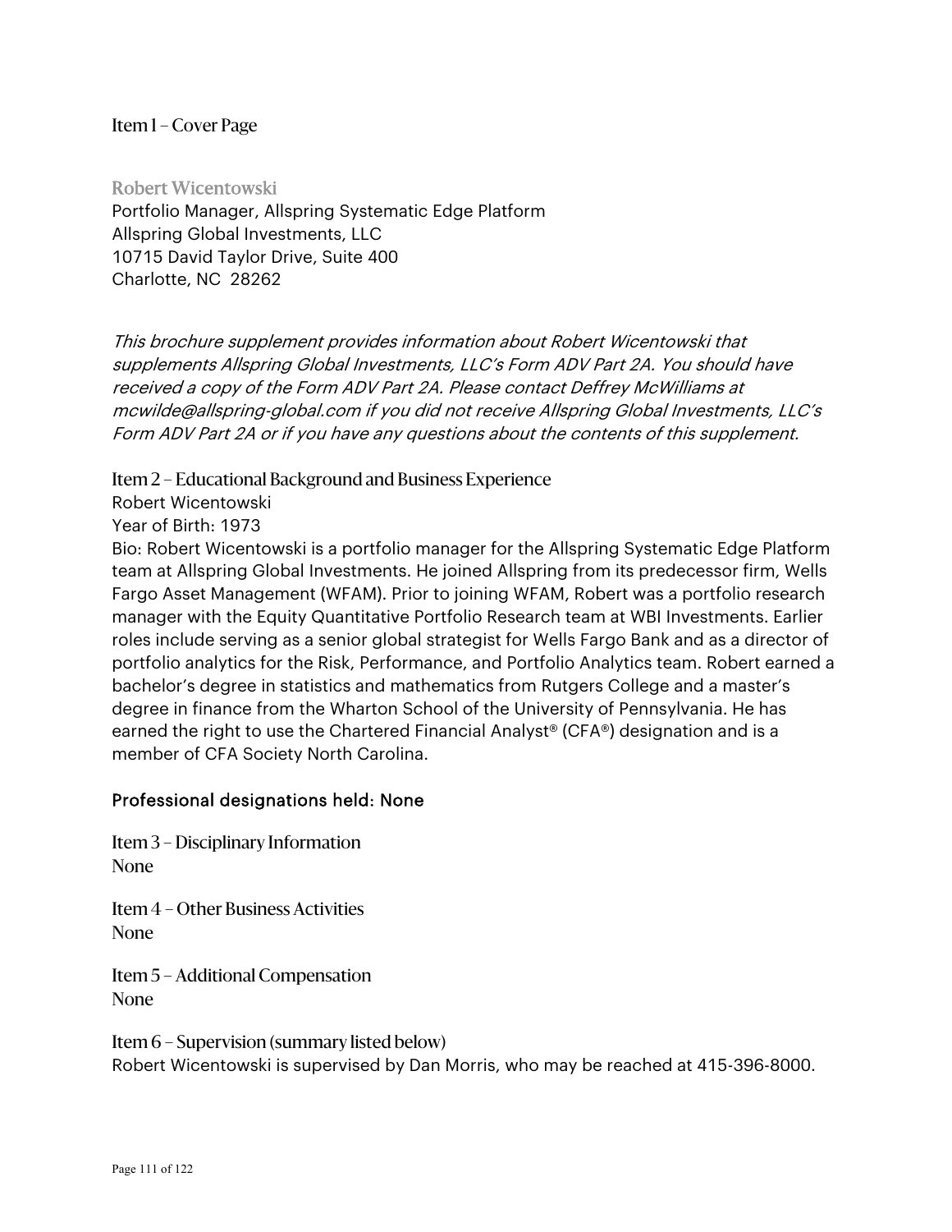## Item 1 – Cover Page

### Robert Wicentowski

Portfolio Manager, Allspring Systematic Edge Platform
Allspring Global Investments, LLC
10715 David Taylor Drive, Suite 400
Charlotte, NC 28262

*This brochure supplement provides information about Robert Wicentowski that supplements Allspring Global Investments, LLC's Form ADV Part 2A. You should have received a copy of the Form ADV Part 2A. Please contact Deffrey McWilliams at mcwilde@allspring-global.com if you did not receive Allspring Global Investments, LLC's Form ADV Part 2A or if you have any questions about the contents of this supplement.*

## Item 2 – Educational Background and Business Experience

Robert Wicentowski
Year of Birth: 1973
Bio: Robert Wicentowski is a portfolio manager for the Allspring Systematic Edge Platform team at Allspring Global Investments. He joined Allspring from its predecessor firm, Wells Fargo Asset Management (WFAM). Prior to joining WFAM, Robert was a portfolio research manager with the Equity Quantitative Portfolio Research team at WBI Investments. Earlier roles include serving as a senior global strategist for Wells Fargo Bank and as a director of portfolio analytics for the Risk, Performance, and Portfolio Analytics team. Robert earned a bachelor's degree in statistics and mathematics from Rutgers College and a master's degree in finance from the Wharton School of the University of Pennsylvania. He has earned the right to use the Chartered Financial Analyst® (CFA®) designation and is a member of CFA Society North Carolina.

Professional designations held: None

## Item 3 – Disciplinary Information

None

## Item 4 – Other Business Activities

None

## Item 5 – Additional Compensation

None

## Item 6 – Supervision (summary listed below)

Robert Wicentowski is supervised by Dan Morris, who may be reached at 415-396-8000.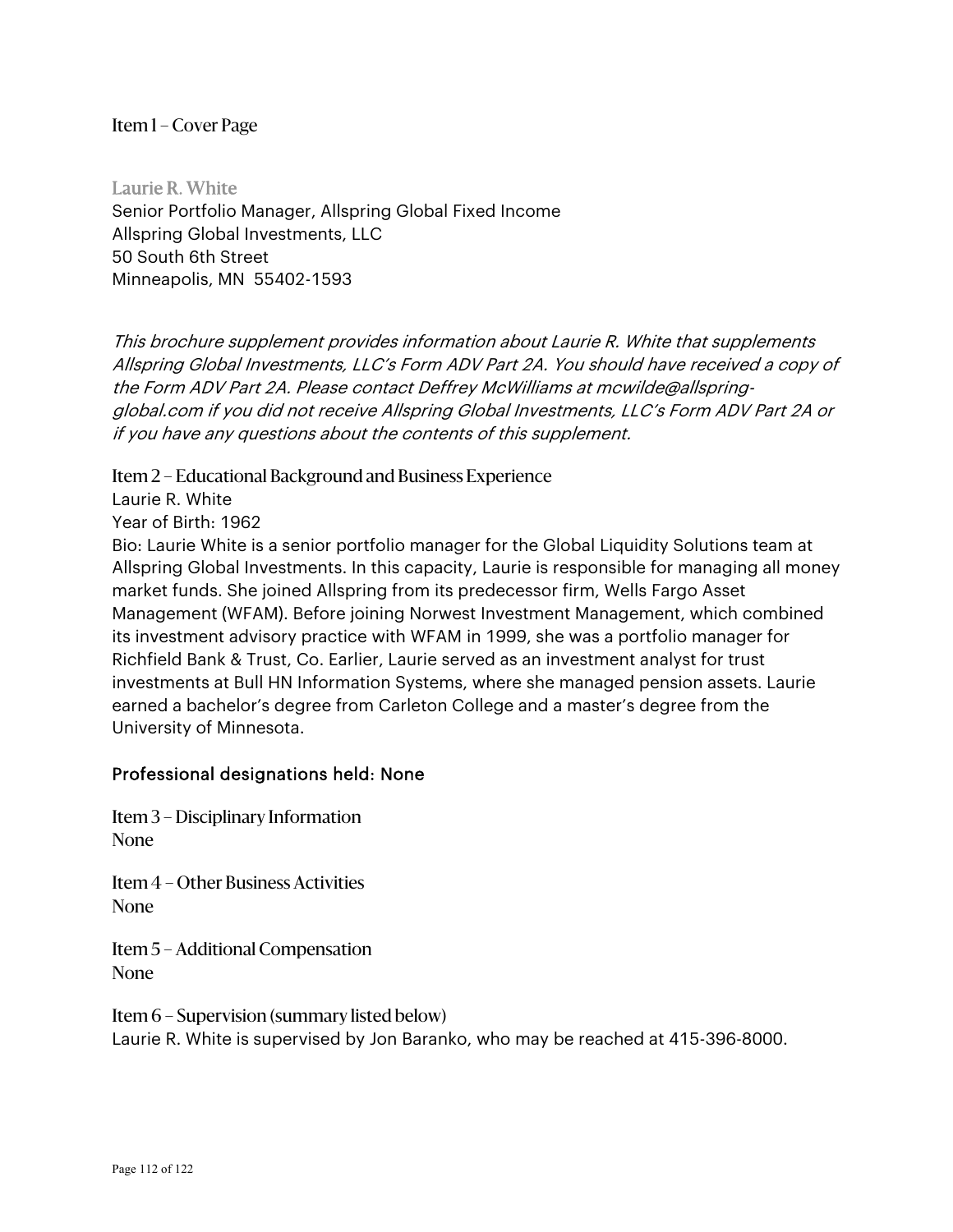## Item 1 – Cover Page

### Laurie R. White

Senior Portfolio Manager, Allspring Global Fixed Income
Allspring Global Investments, LLC
50 South 6th Street
Minneapolis, MN 55402-1593

*This brochure supplement provides information about Laurie R. White that supplements Allspring Global Investments, LLC's Form ADV Part 2A. You should have received a copy of the Form ADV Part 2A. Please contact Deffrey McWilliams at mcwilde@allspring-global.com if you did not receive Allspring Global Investments, LLC's Form ADV Part 2A or if you have any questions about the contents of this supplement.*

## Item 2 – Educational Background and Business Experience

Laurie R. White
Year of Birth: 1962
Bio: Laurie White is a senior portfolio manager for the Global Liquidity Solutions team at Allspring Global Investments. In this capacity, Laurie is responsible for managing all money market funds. She joined Allspring from its predecessor firm, Wells Fargo Asset Management (WFAM). Before joining Norwest Investment Management, which combined its investment advisory practice with WFAM in 1999, she was a portfolio manager for Richfield Bank & Trust, Co. Earlier, Laurie served as an investment analyst for trust investments at Bull HN Information Systems, where she managed pension assets. Laurie earned a bachelor's degree from Carleton College and a master's degree from the University of Minnesota.

Professional designations held: None

## Item 3 – Disciplinary Information

None

## Item 4 – Other Business Activities

None

## Item 5 – Additional Compensation

None

## Item 6 – Supervision (summary listed below)

Laurie R. White is supervised by Jon Baranko, who may be reached at 415-396-8000.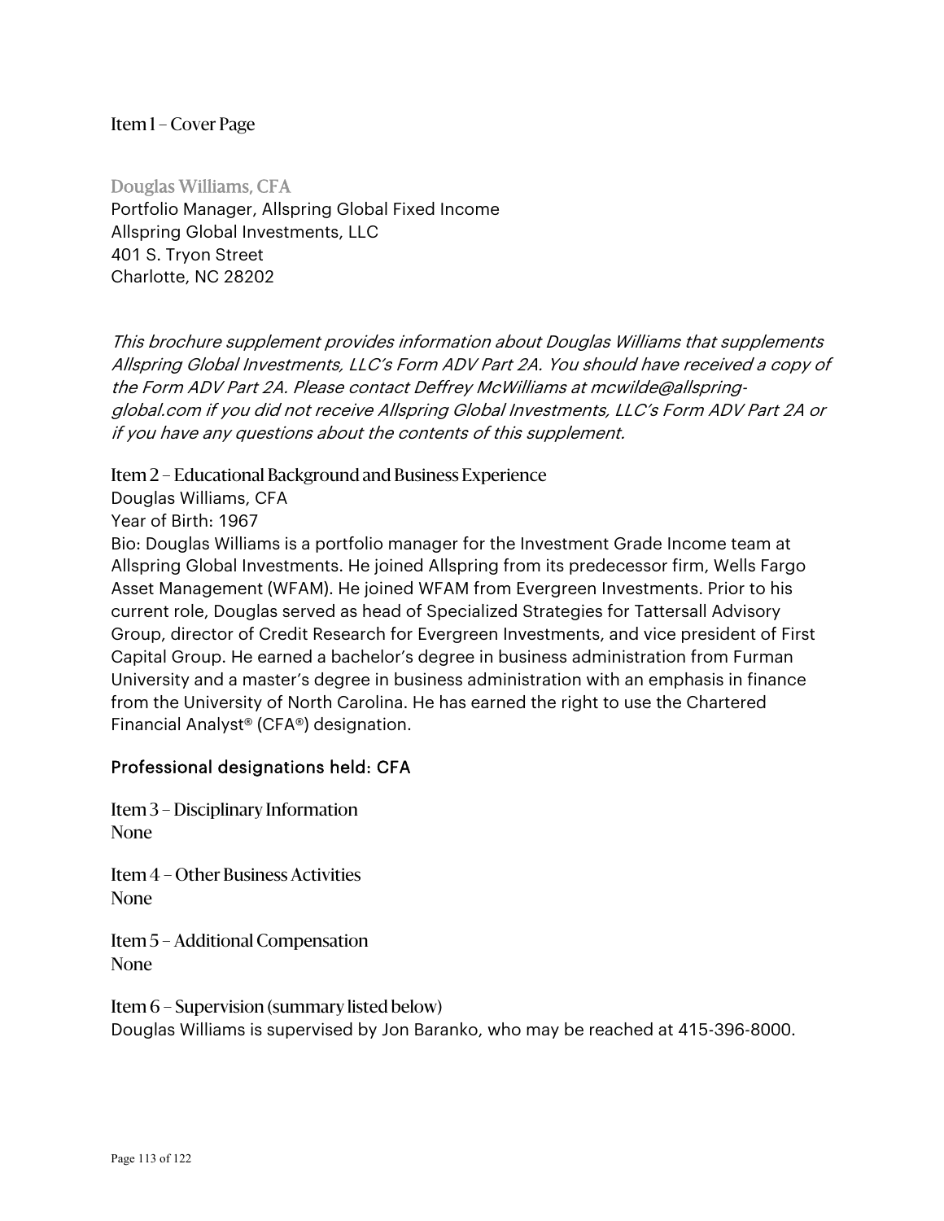## Item 1 – Cover Page

Douglas Williams, CFA
Portfolio Manager, Allspring Global Fixed Income
Allspring Global Investments, LLC
401 S. Tryon Street
Charlotte, NC 28202

*This brochure supplement provides information about Douglas Williams that supplements Allspring Global Investments, LLC's Form ADV Part 2A. You should have received a copy of the Form ADV Part 2A. Please contact Deffrey McWilliams at mcwilde@allspring-global.com if you did not receive Allspring Global Investments, LLC's Form ADV Part 2A or if you have any questions about the contents of this supplement.*

## Item 2 – Educational Background and Business Experience

Douglas Williams, CFA
Year of Birth: 1967
Bio: Douglas Williams is a portfolio manager for the Investment Grade Income team at Allspring Global Investments. He joined Allspring from its predecessor firm, Wells Fargo Asset Management (WFAM). He joined WFAM from Evergreen Investments. Prior to his current role, Douglas served as head of Specialized Strategies for Tattersall Advisory Group, director of Credit Research for Evergreen Investments, and vice president of First Capital Group. He earned a bachelor's degree in business administration from Furman University and a master's degree in business administration with an emphasis in finance from the University of North Carolina. He has earned the right to use the Chartered Financial Analyst® (CFA®) designation.

Professional designations held: CFA

## Item 3 – Disciplinary Information

None

## Item 4 – Other Business Activities

None

## Item 5 – Additional Compensation

None

## Item 6 – Supervision (summary listed below)

Douglas Williams is supervised by Jon Baranko, who may be reached at 415-396-8000.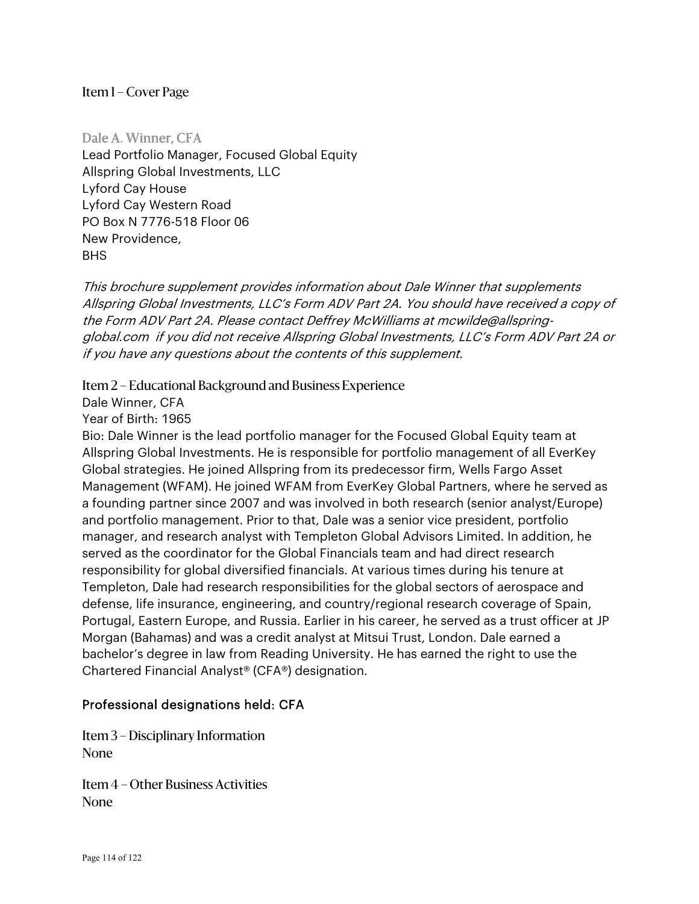## Item 1 – Cover Page

### Dale A. Winner, CFA

Lead Portfolio Manager, Focused Global Equity
Allspring Global Investments, LLC
Lyford Cay House
Lyford Cay Western Road
PO Box N 7776-518 Floor 06
New Providence,
BHS

*This brochure supplement provides information about Dale Winner that supplements Allspring Global Investments, LLC's Form ADV Part 2A. You should have received a copy of the Form ADV Part 2A. Please contact Deffrey McWilliams at mcwilde@allspring-global.com if you did not receive Allspring Global Investments, LLC's Form ADV Part 2A or if you have any questions about the contents of this supplement.*

## Item 2 – Educational Background and Business Experience

Dale Winner, CFA

Year of Birth: 1965

Bio: Dale Winner is the lead portfolio manager for the Focused Global Equity team at Allspring Global Investments. He is responsible for portfolio management of all EverKey Global strategies. He joined Allspring from its predecessor firm, Wells Fargo Asset Management (WFAM). He joined WFAM from EverKey Global Partners, where he served as a founding partner since 2007 and was involved in both research (senior analyst/Europe) and portfolio management. Prior to that, Dale was a senior vice president, portfolio manager, and research analyst with Templeton Global Advisors Limited. In addition, he served as the coordinator for the Global Financials team and had direct research responsibility for global diversified financials. At various times during his tenure at Templeton, Dale had research responsibilities for the global sectors of aerospace and defense, life insurance, engineering, and country/regional research coverage of Spain, Portugal, Eastern Europe, and Russia. Earlier in his career, he served as a trust officer at JP Morgan (Bahamas) and was a credit analyst at Mitsui Trust, London. Dale earned a bachelor's degree in law from Reading University. He has earned the right to use the Chartered Financial Analyst® (CFA®) designation.

Professional designations held: CFA

## Item 3 – Disciplinary Information

None

## Item 4 – Other Business Activities

None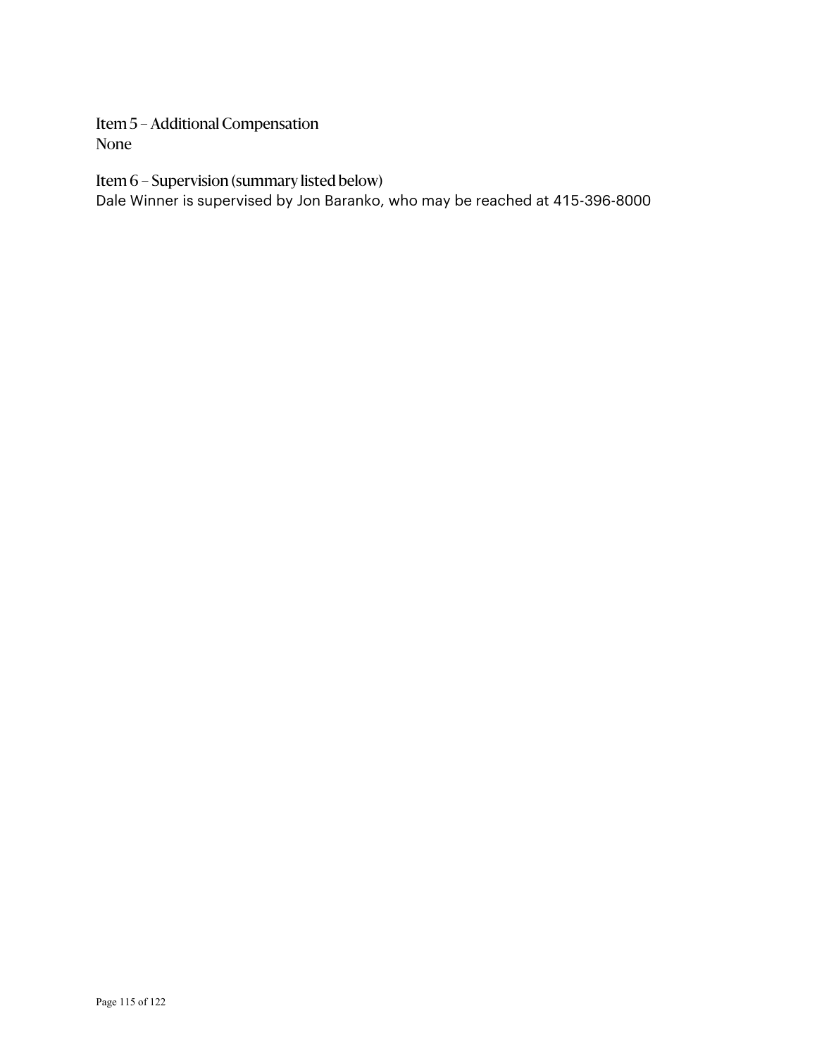## Item 5 – Additional Compensation

None

## Item 6 – Supervision (summary listed below)

Dale Winner is supervised by Jon Baranko, who may be reached at 415-396-8000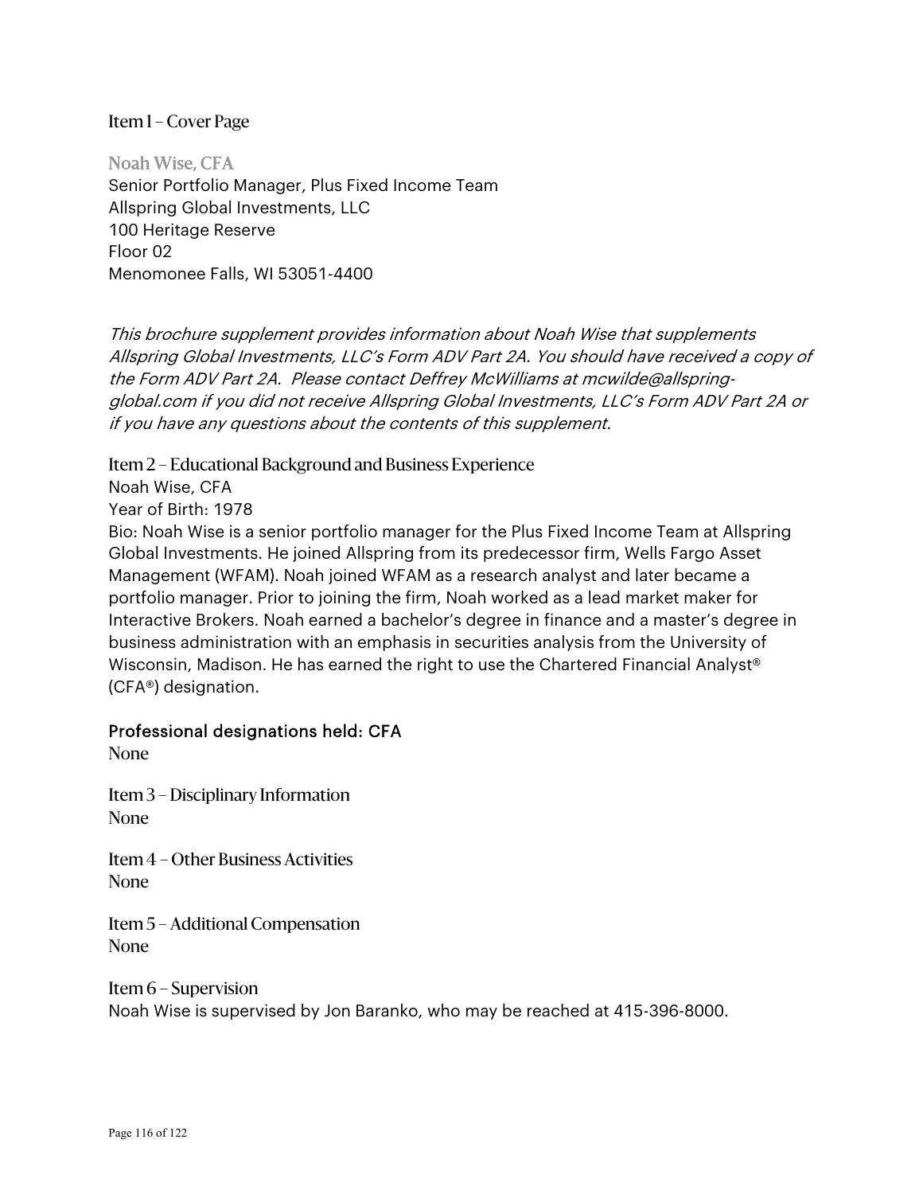## Item 1 – Cover Page

### Noah Wise, CFA

Senior Portfolio Manager, Plus Fixed Income Team
Allspring Global Investments, LLC
100 Heritage Reserve
Floor 02
Menomonee Falls, WI 53051-4400

*This brochure supplement provides information about Noah Wise that supplements Allspring Global Investments, LLC's Form ADV Part 2A. You should have received a copy of the Form ADV Part 2A. Please contact Deffrey McWilliams at mcwilde@allspring-global.com if you did not receive Allspring Global Investments, LLC's Form ADV Part 2A or if you have any questions about the contents of this supplement.*

## Item 2 – Educational Background and Business Experience

Noah Wise, CFA
Year of Birth: 1978
Bio: Noah Wise is a senior portfolio manager for the Plus Fixed Income Team at Allspring Global Investments. He joined Allspring from its predecessor firm, Wells Fargo Asset Management (WFAM). Noah joined WFAM as a research analyst and later became a portfolio manager. Prior to joining the firm, Noah worked as a lead market maker for Interactive Brokers. Noah earned a bachelor's degree in finance and a master's degree in business administration with an emphasis in securities analysis from the University of Wisconsin, Madison. He has earned the right to use the Chartered Financial Analyst® (CFA®) designation.

### Professional designations held: CFA

None

## Item 3 – Disciplinary Information

None

## Item 4 – Other Business Activities

None

## Item 5 – Additional Compensation

None

## Item 6 – Supervision

Noah Wise is supervised by Jon Baranko, who may be reached at 415-396-8000.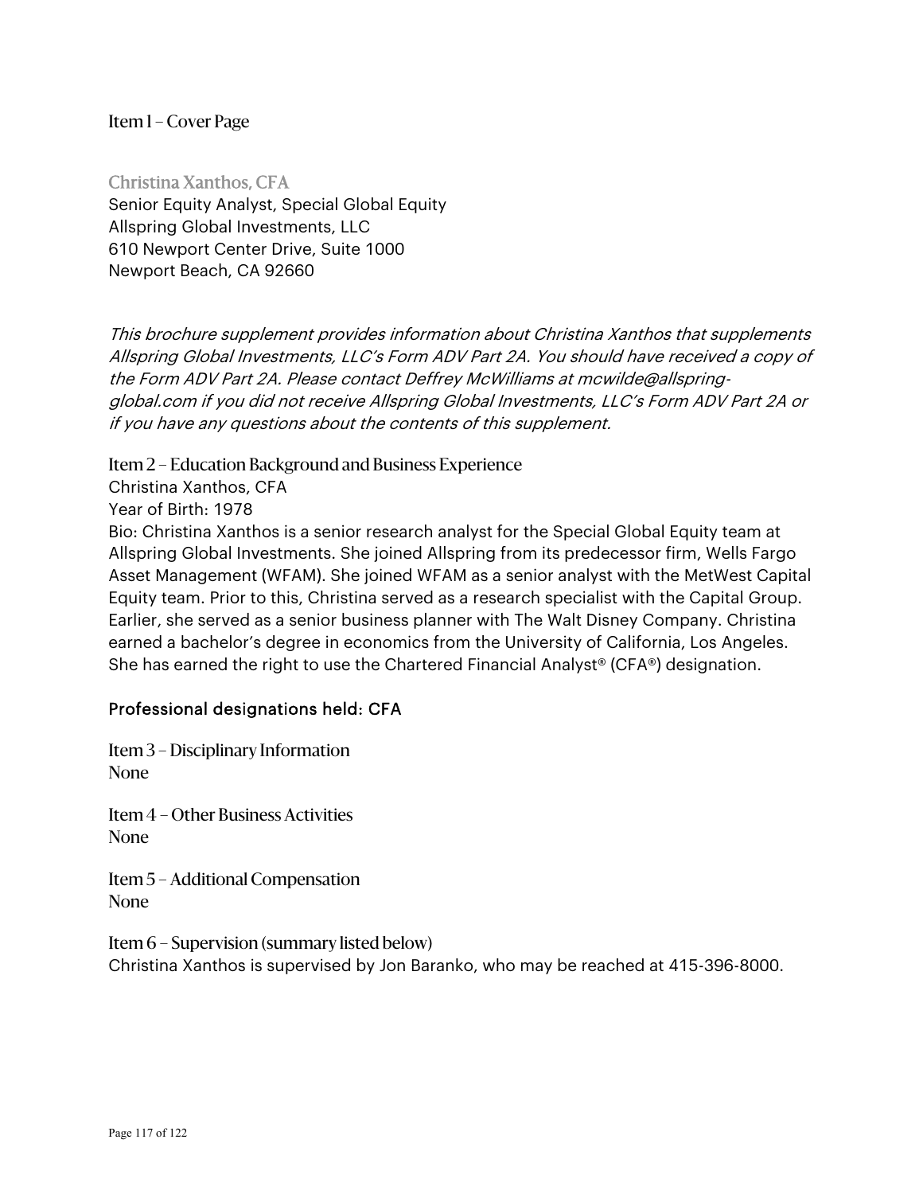## Item 1 – Cover Page

### Christina Xanthos, CFA

Senior Equity Analyst, Special Global Equity
Allspring Global Investments, LLC
610 Newport Center Drive, Suite 1000
Newport Beach, CA 92660

*This brochure supplement provides information about Christina Xanthos that supplements Allspring Global Investments, LLC's Form ADV Part 2A. You should have received a copy of the Form ADV Part 2A. Please contact Deffrey McWilliams at mcwilde@allspring-global.com if you did not receive Allspring Global Investments, LLC's Form ADV Part 2A or if you have any questions about the contents of this supplement.*

## Item 2 – Education Background and Business Experience

Christina Xanthos, CFA
Year of Birth: 1978
Bio: Christina Xanthos is a senior research analyst for the Special Global Equity team at Allspring Global Investments. She joined Allspring from its predecessor firm, Wells Fargo Asset Management (WFAM). She joined WFAM as a senior analyst with the MetWest Capital Equity team. Prior to this, Christina served as a research specialist with the Capital Group. Earlier, she served as a senior business planner with The Walt Disney Company. Christina earned a bachelor's degree in economics from the University of California, Los Angeles. She has earned the right to use the Chartered Financial Analyst® (CFA®) designation.

Professional designations held: CFA

## Item 3 – Disciplinary Information

None

## Item 4 – Other Business Activities

None

## Item 5 – Additional Compensation

None

## Item 6 – Supervision (summary listed below)

Christina Xanthos is supervised by Jon Baranko, who may be reached at 415-396-8000.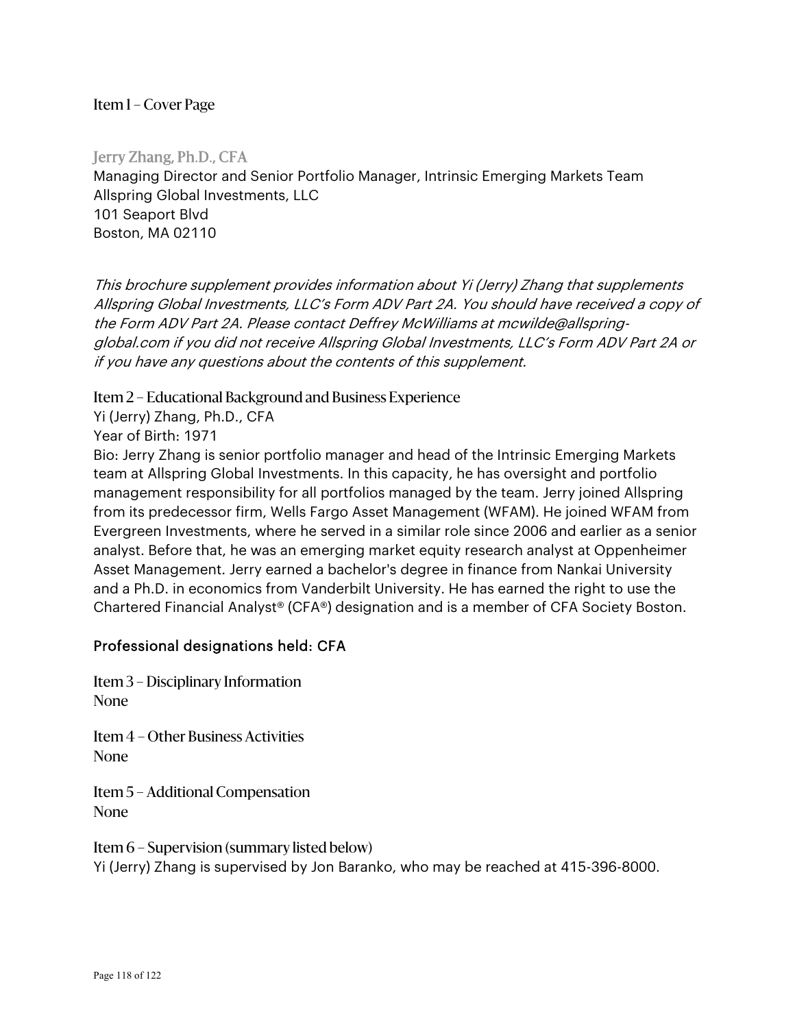## Item 1 – Cover Page

### Jerry Zhang, Ph.D., CFA

Managing Director and Senior Portfolio Manager, Intrinsic Emerging Markets Team
Allspring Global Investments, LLC
101 Seaport Blvd
Boston, MA 02110

*This brochure supplement provides information about Yi (Jerry) Zhang that supplements Allspring Global Investments, LLC's Form ADV Part 2A. You should have received a copy of the Form ADV Part 2A. Please contact Deffrey McWilliams at mcwilde@allspring-global.com if you did not receive Allspring Global Investments, LLC's Form ADV Part 2A or if you have any questions about the contents of this supplement.*

## Item 2 – Educational Background and Business Experience

Yi (Jerry) Zhang, Ph.D., CFA
Year of Birth: 1971
Bio: Jerry Zhang is senior portfolio manager and head of the Intrinsic Emerging Markets team at Allspring Global Investments. In this capacity, he has oversight and portfolio management responsibility for all portfolios managed by the team. Jerry joined Allspring from its predecessor firm, Wells Fargo Asset Management (WFAM). He joined WFAM from Evergreen Investments, where he served in a similar role since 2006 and earlier as a senior analyst. Before that, he was an emerging market equity research analyst at Oppenheimer Asset Management. Jerry earned a bachelor's degree in finance from Nankai University and a Ph.D. in economics from Vanderbilt University. He has earned the right to use the Chartered Financial Analyst® (CFA®) designation and is a member of CFA Society Boston.

Professional designations held: CFA

## Item 3 – Disciplinary Information

None

## Item 4 – Other Business Activities

None

## Item 5 – Additional Compensation

None

## Item 6 – Supervision (summary listed below)

Yi (Jerry) Zhang is supervised by Jon Baranko, who may be reached at 415-396-8000.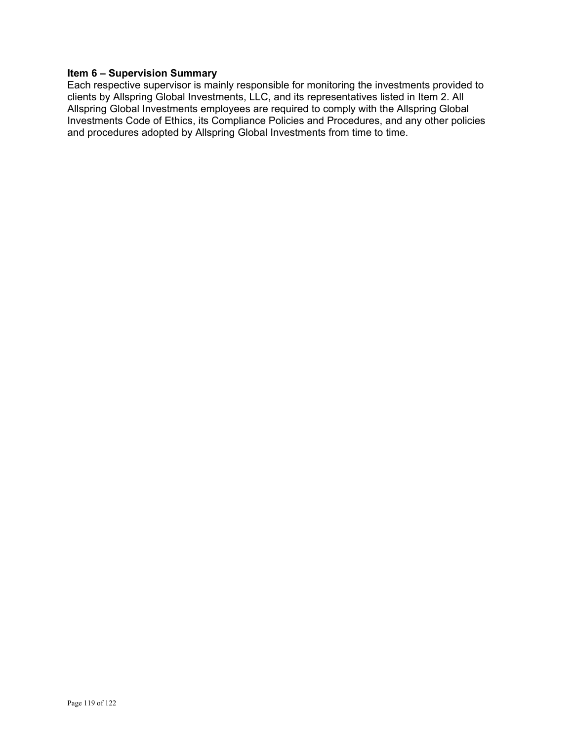**Item 6 – Supervision Summary**

Each respective supervisor is mainly responsible for monitoring the investments provided to clients by Allspring Global Investments, LLC, and its representatives listed in Item 2. All Allspring Global Investments employees are required to comply with the Allspring Global Investments Code of Ethics, its Compliance Policies and Procedures, and any other policies and procedures adopted by Allspring Global Investments from time to time.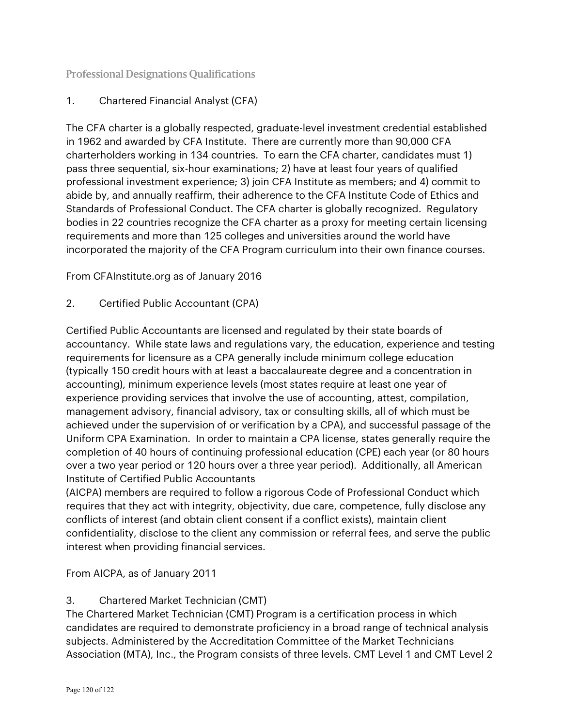## Professional Designations Qualifications

### 1. Chartered Financial Analyst (CFA)

The CFA charter is a globally respected, graduate-level investment credential established in 1962 and awarded by CFA Institute. There are currently more than 90,000 CFA charterholders working in 134 countries. To earn the CFA charter, candidates must 1) pass three sequential, six-hour examinations; 2) have at least four years of qualified professional investment experience; 3) join CFA Institute as members; and 4) commit to abide by, and annually reaffirm, their adherence to the CFA Institute Code of Ethics and Standards of Professional Conduct. The CFA charter is globally recognized. Regulatory bodies in 22 countries recognize the CFA charter as a proxy for meeting certain licensing requirements and more than 125 colleges and universities around the world have incorporated the majority of the CFA Program curriculum into their own finance courses.

From CFAInstitute.org as of January 2016

### 2. Certified Public Accountant (CPA)

Certified Public Accountants are licensed and regulated by their state boards of accountancy. While state laws and regulations vary, the education, experience and testing requirements for licensure as a CPA generally include minimum college education (typically 150 credit hours with at least a baccalaureate degree and a concentration in accounting), minimum experience levels (most states require at least one year of experience providing services that involve the use of accounting, attest, compilation, management advisory, financial advisory, tax or consulting skills, all of which must be achieved under the supervision of or verification by a CPA), and successful passage of the Uniform CPA Examination. In order to maintain a CPA license, states generally require the completion of 40 hours of continuing professional education (CPE) each year (or 80 hours over a two year period or 120 hours over a three year period). Additionally, all American Institute of Certified Public Accountants (AICPA) members are required to follow a rigorous Code of Professional Conduct which requires that they act with integrity, objectivity, due care, competence, fully disclose any conflicts of interest (and obtain client consent if a conflict exists), maintain client confidentiality, disclose to the client any commission or referral fees, and serve the public interest when providing financial services.

From AICPA, as of January 2011

### 3. Chartered Market Technician (CMT)

The Chartered Market Technician (CMT) Program is a certification process in which candidates are required to demonstrate proficiency in a broad range of technical analysis subjects. Administered by the Accreditation Committee of the Market Technicians Association (MTA), Inc., the Program consists of three levels. CMT Level 1 and CMT Level 2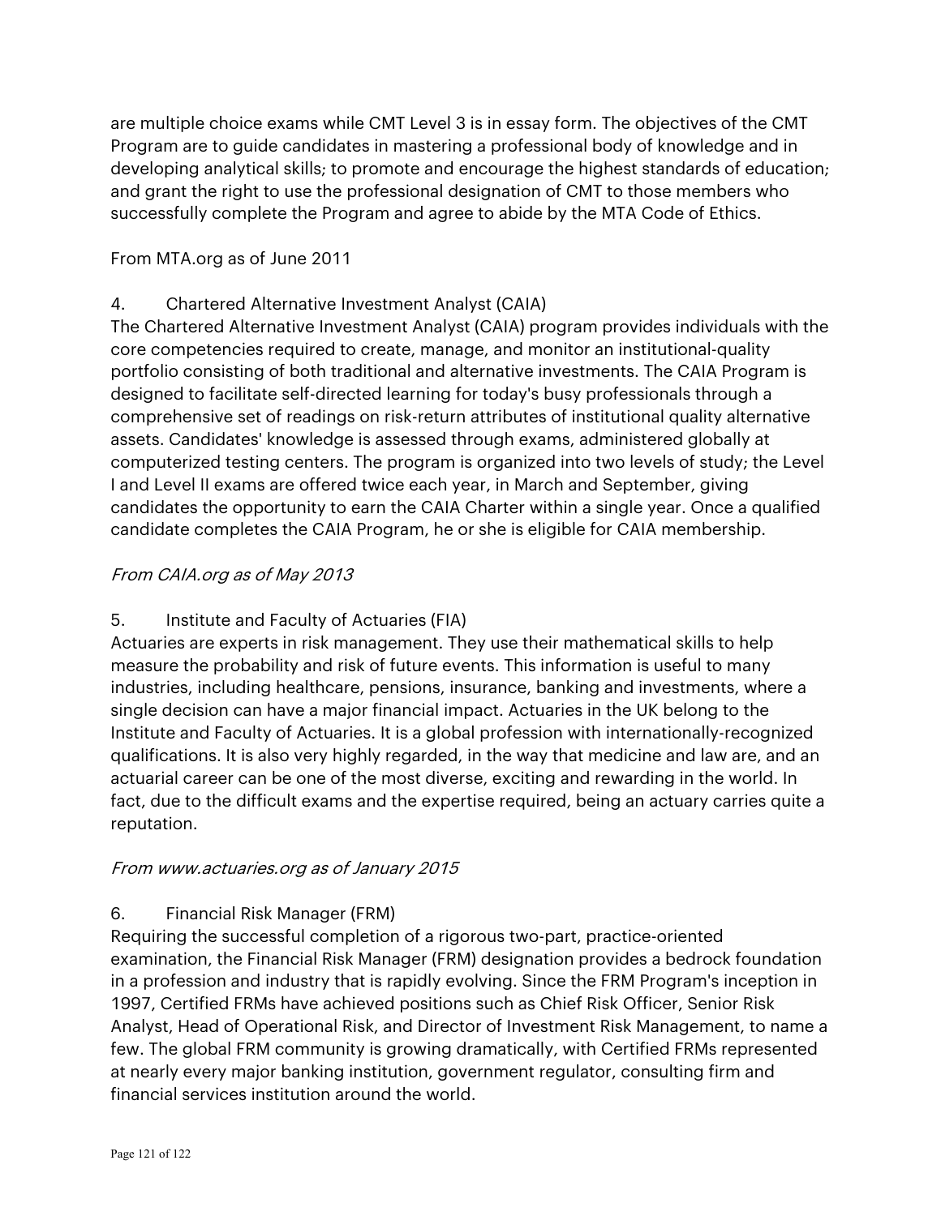are multiple choice exams while CMT Level 3 is in essay form. The objectives of the CMT Program are to guide candidates in mastering a professional body of knowledge and in developing analytical skills; to promote and encourage the highest standards of education; and grant the right to use the professional designation of CMT to those members who successfully complete the Program and agree to abide by the MTA Code of Ethics.

From MTA.org as of June 2011

4. Chartered Alternative Investment Analyst (CAIA)

The Chartered Alternative Investment Analyst (CAIA) program provides individuals with the core competencies required to create, manage, and monitor an institutional-quality portfolio consisting of both traditional and alternative investments. The CAIA Program is designed to facilitate self-directed learning for today's busy professionals through a comprehensive set of readings on risk-return attributes of institutional quality alternative assets. Candidates' knowledge is assessed through exams, administered globally at computerized testing centers. The program is organized into two levels of study; the Level I and Level II exams are offered twice each year, in March and September, giving candidates the opportunity to earn the CAIA Charter within a single year. Once a qualified candidate completes the CAIA Program, he or she is eligible for CAIA membership.

*From CAIA.org as of May 2013*

5. Institute and Faculty of Actuaries (FIA)

Actuaries are experts in risk management. They use their mathematical skills to help measure the probability and risk of future events. This information is useful to many industries, including healthcare, pensions, insurance, banking and investments, where a single decision can have a major financial impact. Actuaries in the UK belong to the Institute and Faculty of Actuaries. It is a global profession with internationally-recognized qualifications. It is also very highly regarded, in the way that medicine and law are, and an actuarial career can be one of the most diverse, exciting and rewarding in the world. In fact, due to the difficult exams and the expertise required, being an actuary carries quite a reputation.

*From www.actuaries.org as of January 2015*

6. Financial Risk Manager (FRM)

Requiring the successful completion of a rigorous two-part, practice-oriented examination, the Financial Risk Manager (FRM) designation provides a bedrock foundation in a profession and industry that is rapidly evolving. Since the FRM Program's inception in 1997, Certified FRMs have achieved positions such as Chief Risk Officer, Senior Risk Analyst, Head of Operational Risk, and Director of Investment Risk Management, to name a few. The global FRM community is growing dramatically, with Certified FRMs represented at nearly every major banking institution, government regulator, consulting firm and financial services institution around the world.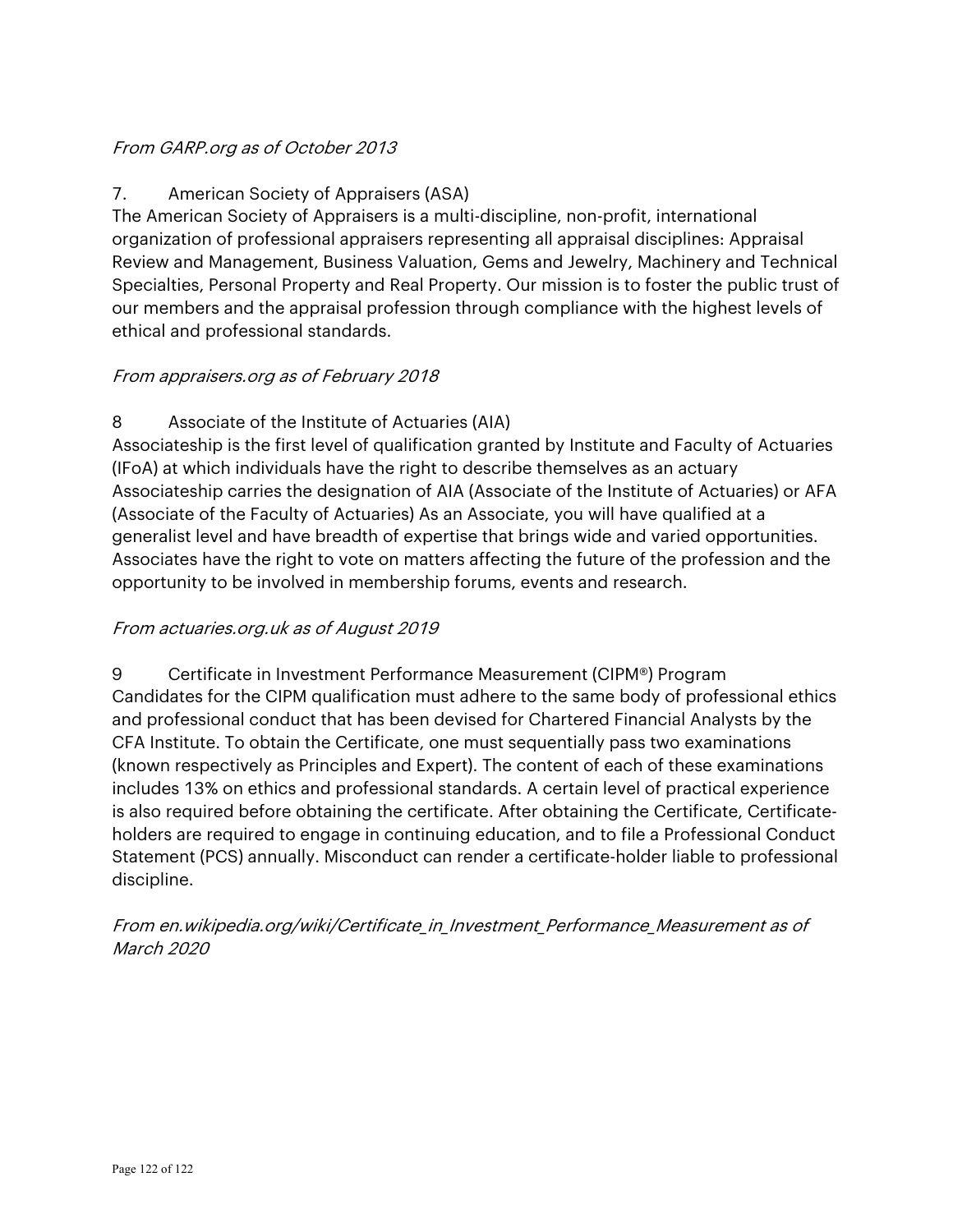*From GARP.org as of October 2013*

7. American Society of Appraisers (ASA)

The American Society of Appraisers is a multi-discipline, non-profit, international organization of professional appraisers representing all appraisal disciplines: Appraisal Review and Management, Business Valuation, Gems and Jewelry, Machinery and Technical Specialties, Personal Property and Real Property. Our mission is to foster the public trust of our members and the appraisal profession through compliance with the highest levels of ethical and professional standards.

*From appraisers.org as of February 2018*

8 Associate of the Institute of Actuaries (AIA)

Associateship is the first level of qualification granted by Institute and Faculty of Actuaries (IFoA) at which individuals have the right to describe themselves as an actuary Associateship carries the designation of AIA (Associate of the Institute of Actuaries) or AFA (Associate of the Faculty of Actuaries) As an Associate, you will have qualified at a generalist level and have breadth of expertise that brings wide and varied opportunities. Associates have the right to vote on matters affecting the future of the profession and the opportunity to be involved in membership forums, events and research.

*From actuaries.org.uk as of August 2019*

9 Certificate in Investment Performance Measurement (CIPM®) Program

Candidates for the CIPM qualification must adhere to the same body of professional ethics and professional conduct that has been devised for Chartered Financial Analysts by the CFA Institute. To obtain the Certificate, one must sequentially pass two examinations (known respectively as Principles and Expert). The content of each of these examinations includes 13% on ethics and professional standards. A certain level of practical experience is also required before obtaining the certificate. After obtaining the Certificate, Certificate-holders are required to engage in continuing education, and to file a Professional Conduct Statement (PCS) annually. Misconduct can render a certificate-holder liable to professional discipline.

*From en.wikipedia.org/wiki/Certificate_in_Investment_Performance_Measurement as of March 2020*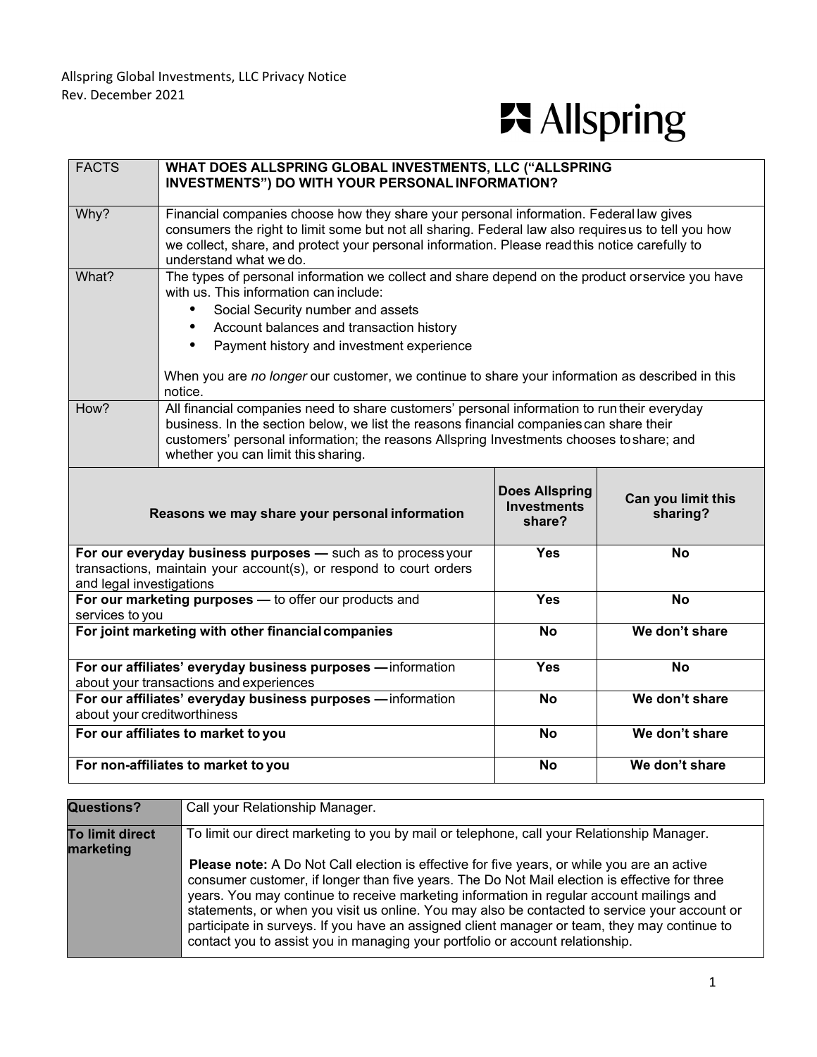Allspring Global Investments, LLC Privacy Notice
Rev. December 2021

Allspring

| FACTS | WHAT DOES ALLSPRING GLOBAL INVESTMENTS, LLC ("ALLSPRING INVESTMENTS") DO WITH YOUR PERSONAL INFORMATION? |
|---|---|
| Why? | Financial companies choose how they share your personal information. Federal law gives consumers the right to limit some but not all sharing. Federal law also requires us to tell you how we collect, share, and protect your personal information. Please read this notice carefully to understand what we do. |
| What? | The types of personal information we collect and share depend on the product or service you have with us. This information can include:<br>• Social Security number and assets<br>• Account balances and transaction history<br>• Payment history and investment experience<br><br>When you are *no longer* our customer, we continue to share your information as described in this notice. |
| How? | All financial companies need to share customers' personal information to run their everyday business. In the section below, we list the reasons financial companies can share their customers' personal information; the reasons Allspring Investments chooses to share; and whether you can limit this sharing. |

| Reasons we may share your personal information | Does Allspring Investments share? | Can you limit this sharing? |
|---|---|---|
| **For our everyday business purposes —** such as to process your transactions, maintain your account(s), or respond to court orders and legal investigations | **Yes** | **No** |
| **For our marketing purposes —** to offer our products and services to you | **Yes** | **No** |
| **For joint marketing with other financial companies** | **No** | **We don't share** |
| **For our affiliates' everyday business purposes —** information about your transactions and experiences | **Yes** | **No** |
| **For our affiliates' everyday business purposes —** information about your creditworthiness | **No** | **We don't share** |
| **For our affiliates to market to you** | **No** | **We don't share** |
| **For non-affiliates to market to you** | **No** | **We don't share** |

| **Questions?** | Call your Relationship Manager. |
|---|---|
| **To limit direct marketing** | To limit our direct marketing to you by mail or telephone, call your Relationship Manager.<br><br>**Please note:** A Do Not Call election is effective for five years, or while you are an active consumer customer, if longer than five years. The Do Not Mail election is effective for three years. You may continue to receive marketing information in regular account mailings and statements, or when you visit us online. You may also be contacted to service your account or participate in surveys. If you have an assigned client manager or team, they may continue to contact you to assist you in managing your portfolio or account relationship. |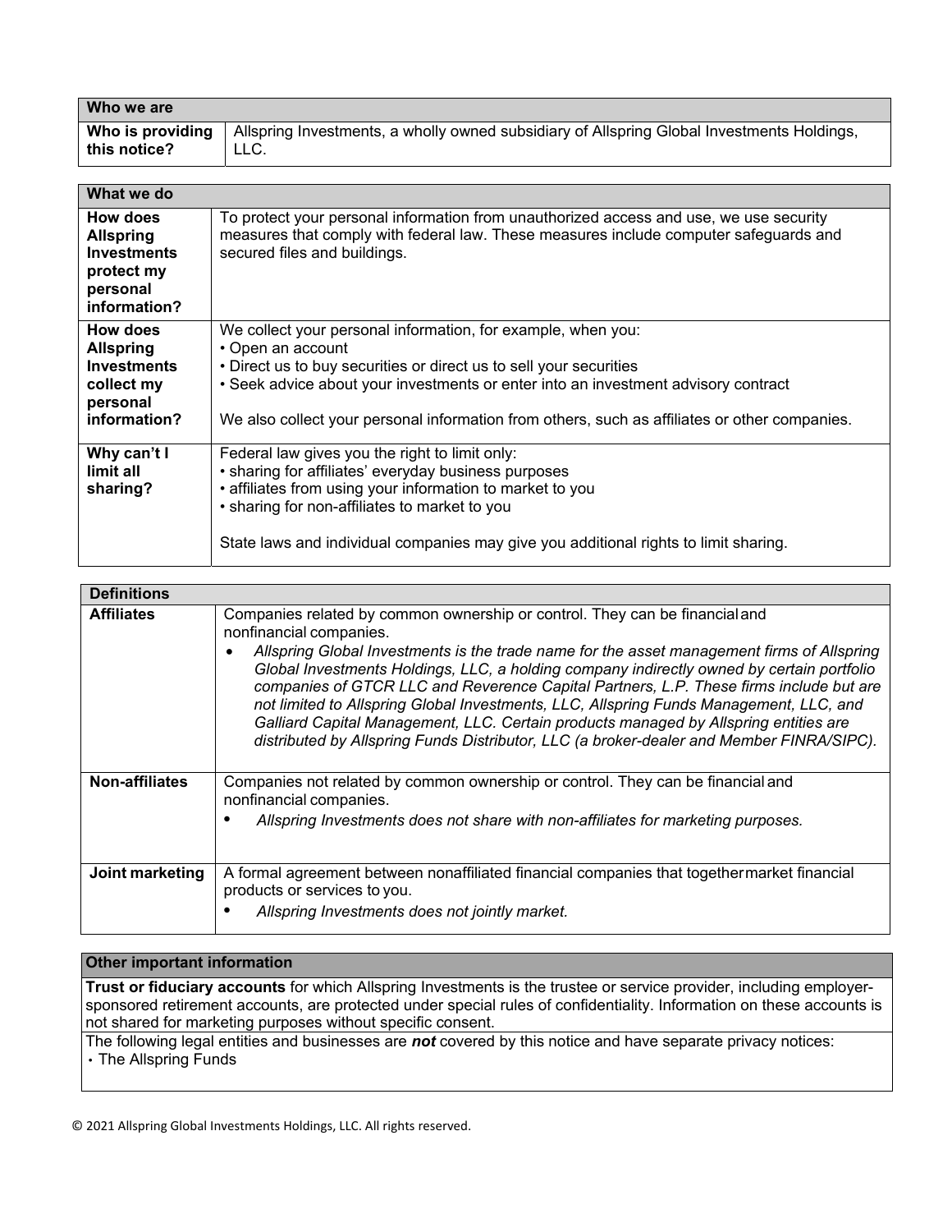| Who we are | |
|---|---|
| **Who is providing this notice?** | Allspring Investments, a wholly owned subsidiary of Allspring Global Investments Holdings, LLC. |

| What we do | |
|---|---|
| **How does Allspring Investments protect my personal information?** | To protect your personal information from unauthorized access and use, we use security measures that comply with federal law. These measures include computer safeguards and secured files and buildings. |
| **How does Allspring Investments collect my personal information?** | We collect your personal information, for example, when you:<br>• Open an account<br>• Direct us to buy securities or direct us to sell your securities<br>• Seek advice about your investments or enter into an investment advisory contract<br><br>We also collect your personal information from others, such as affiliates or other companies. |
| **Why can't I limit all sharing?** | Federal law gives you the right to limit only:<br>• sharing for affiliates' everyday business purposes<br>• affiliates from using your information to market to you<br>• sharing for non-affiliates to market to you<br><br>State laws and individual companies may give you additional rights to limit sharing. |

| Definitions | |
|---|---|
| **Affiliates** | Companies related by common ownership or control. They can be financial and nonfinancial companies.<br>• *Allspring Global Investments is the trade name for the asset management firms of Allspring Global Investments Holdings, LLC, a holding company indirectly owned by certain portfolio companies of GTCR LLC and Reverence Capital Partners, L.P. These firms include but are not limited to Allspring Global Investments, LLC, Allspring Funds Management, LLC, and Galliard Capital Management, LLC. Certain products managed by Allspring entities are distributed by Allspring Funds Distributor, LLC (a broker-dealer and Member FINRA/SIPC).* |
| **Non-affiliates** | Companies not related by common ownership or control. They can be financial and nonfinancial companies.<br>• *Allspring Investments does not share with non-affiliates for marketing purposes.* |
| **Joint marketing** | A formal agreement between nonaffiliated financial companies that together market financial products or services to you.<br>• *Allspring Investments does not jointly market.* |

| Other important information |
|---|
| **Trust or fiduciary accounts** for which Allspring Investments is the trustee or service provider, including employer-sponsored retirement accounts, are protected under special rules of confidentiality. Information on these accounts is not shared for marketing purposes without specific consent. |
| The following legal entities and businesses are ***not*** covered by this notice and have separate privacy notices:<br>• The Allspring Funds |

© 2021 Allspring Global Investments Holdings, LLC. All rights reserved.